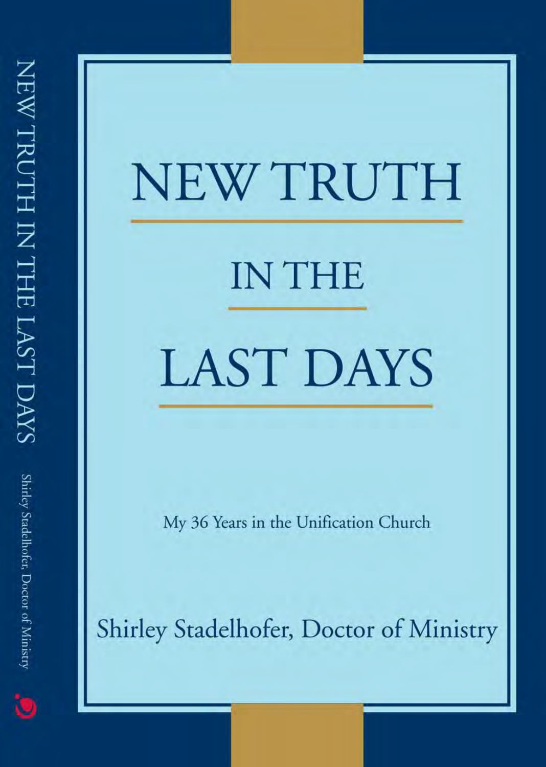# NEW TRUTH

# IN THE

# LAST DAYS

My 36 Years in the Unification Church

Shirley Stadelhofer, Doctor of Ministry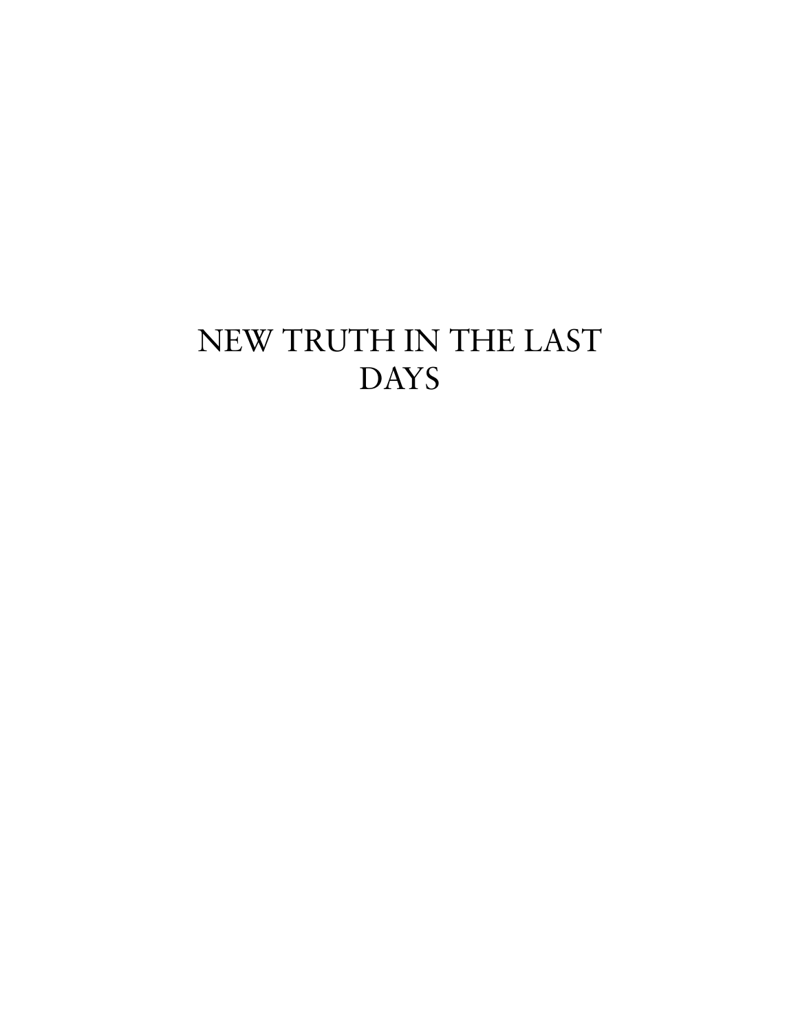# NEW TRUTH IN THE LAST DAYS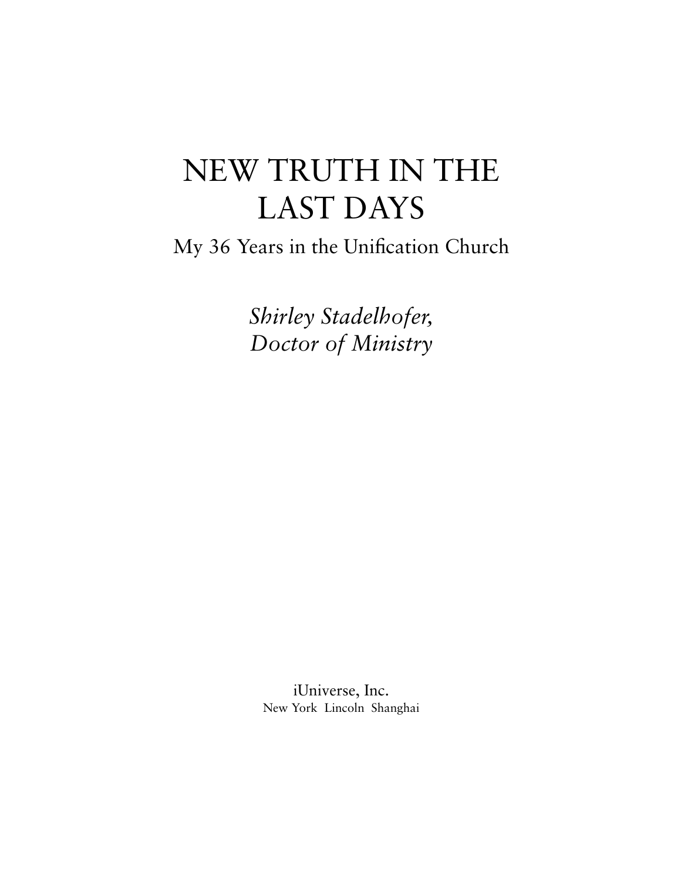# NEW TRUTH IN THE LAST DAYS

## My 36 Years in the Unification Church

*Shirley Stadelhofer,*
*Doctor of Ministry*

iUniverse, Inc.
New York Lincoln Shanghai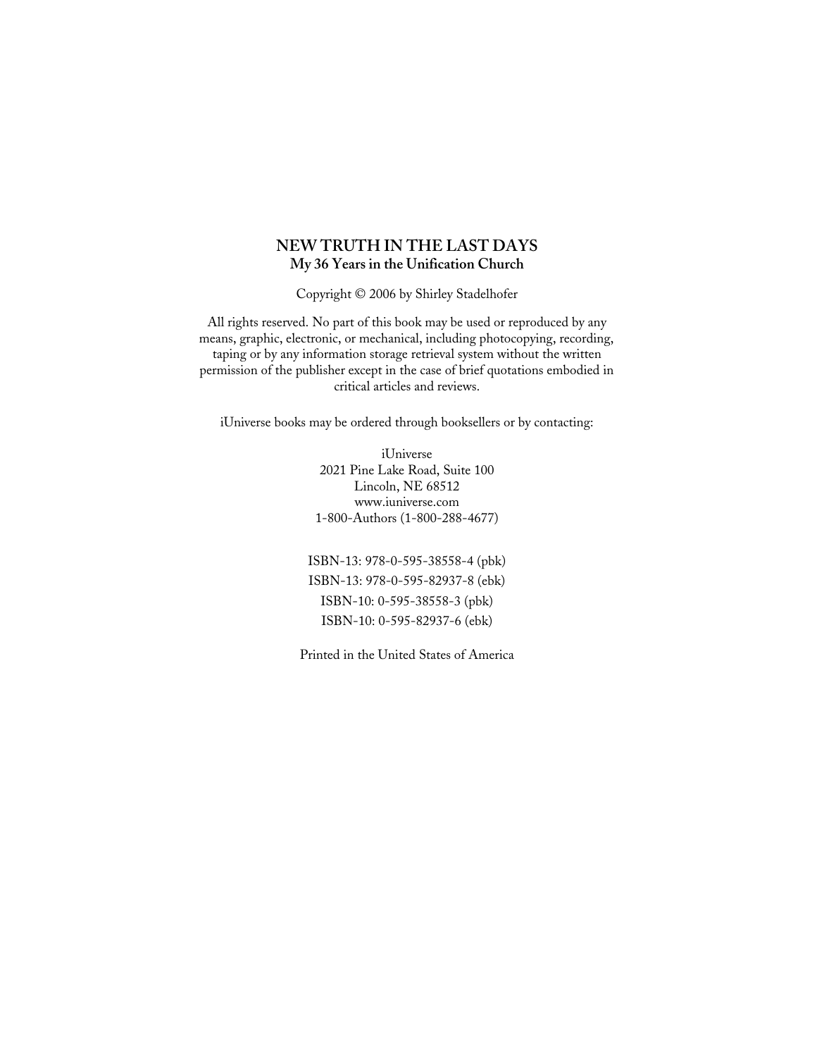**NEW TRUTH IN THE LAST DAYS**
**My 36 Years in the Unification Church**

Copyright © 2006 by Shirley Stadelhofer

All rights reserved. No part of this book may be used or reproduced by any means, graphic, electronic, or mechanical, including photocopying, recording, taping or by any information storage retrieval system without the written permission of the publisher except in the case of brief quotations embodied in critical articles and reviews.

iUniverse books may be ordered through booksellers or by contacting:

iUniverse
2021 Pine Lake Road, Suite 100
Lincoln, NE 68512
www.iuniverse.com
1-800-Authors (1-800-288-4677)

ISBN-13: 978-0-595-38558-4 (pbk)
ISBN-13: 978-0-595-82937-8 (ebk)
ISBN-10: 0-595-38558-3 (pbk)
ISBN-10: 0-595-82937-6 (ebk)

Printed in the United States of America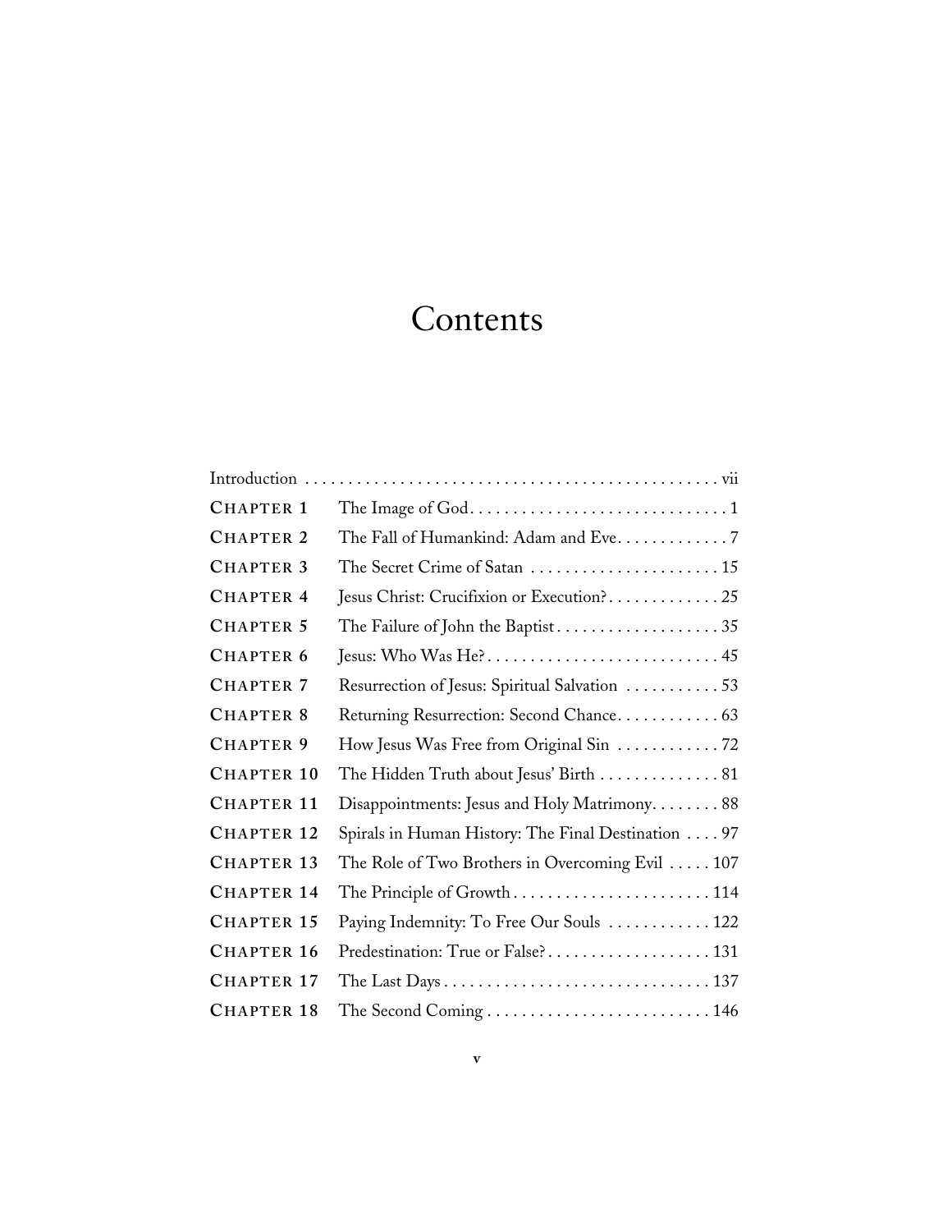# Contents

| | | |
|---|---|---|
| Introduction | | vii |
| CHAPTER 1 | The Image of God | 1 |
| CHAPTER 2 | The Fall of Humankind: Adam and Eve | 7 |
| CHAPTER 3 | The Secret Crime of Satan | 15 |
| CHAPTER 4 | Jesus Christ: Crucifixion or Execution? | 25 |
| CHAPTER 5 | The Failure of John the Baptist | 35 |
| CHAPTER 6 | Jesus: Who Was He? | 45 |
| CHAPTER 7 | Resurrection of Jesus: Spiritual Salvation | 53 |
| CHAPTER 8 | Returning Resurrection: Second Chance | 63 |
| CHAPTER 9 | How Jesus Was Free from Original Sin | 72 |
| CHAPTER 10 | The Hidden Truth about Jesus' Birth | 81 |
| CHAPTER 11 | Disappointments: Jesus and Holy Matrimony | 88 |
| CHAPTER 12 | Spirals in Human History: The Final Destination | 97 |
| CHAPTER 13 | The Role of Two Brothers in Overcoming Evil | 107 |
| CHAPTER 14 | The Principle of Growth | 114 |
| CHAPTER 15 | Paying Indemnity: To Free Our Souls | 122 |
| CHAPTER 16 | Predestination: True or False? | 131 |
| CHAPTER 17 | The Last Days | 137 |
| CHAPTER 18 | The Second Coming | 146 |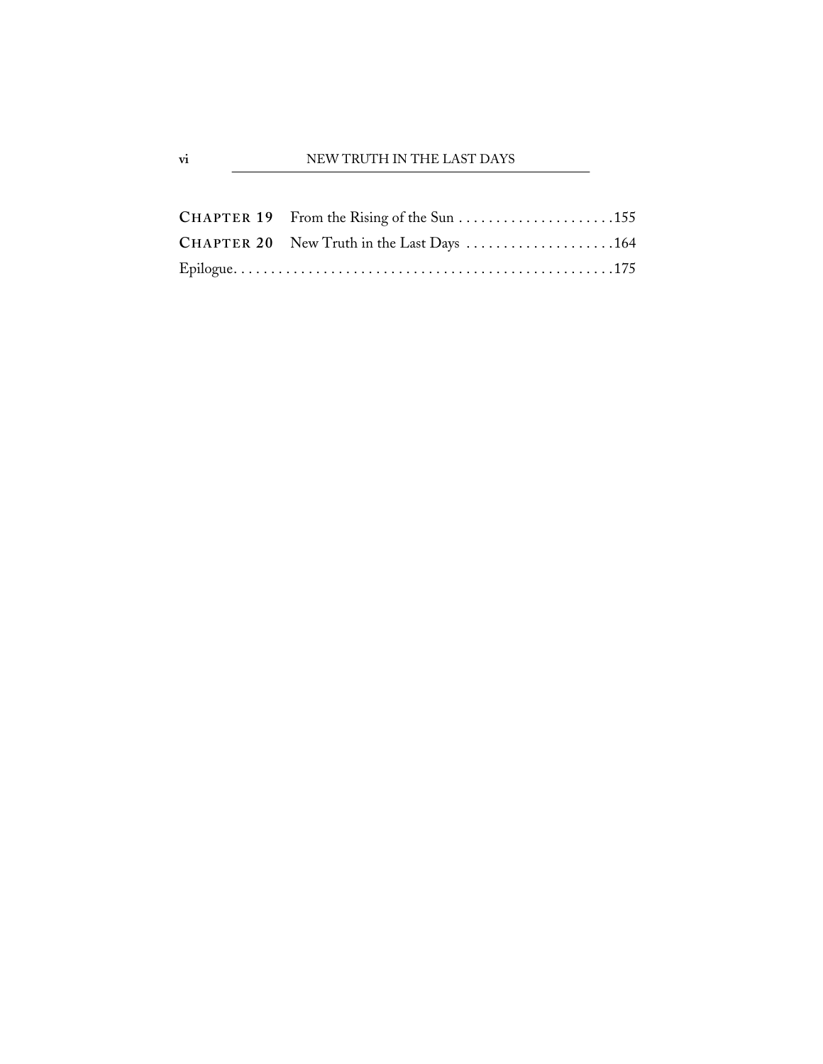**CHAPTER 19** From the Rising of the Sun .....................155
**CHAPTER 20** New Truth in the Last Days ....................164
Epilogue...................................................175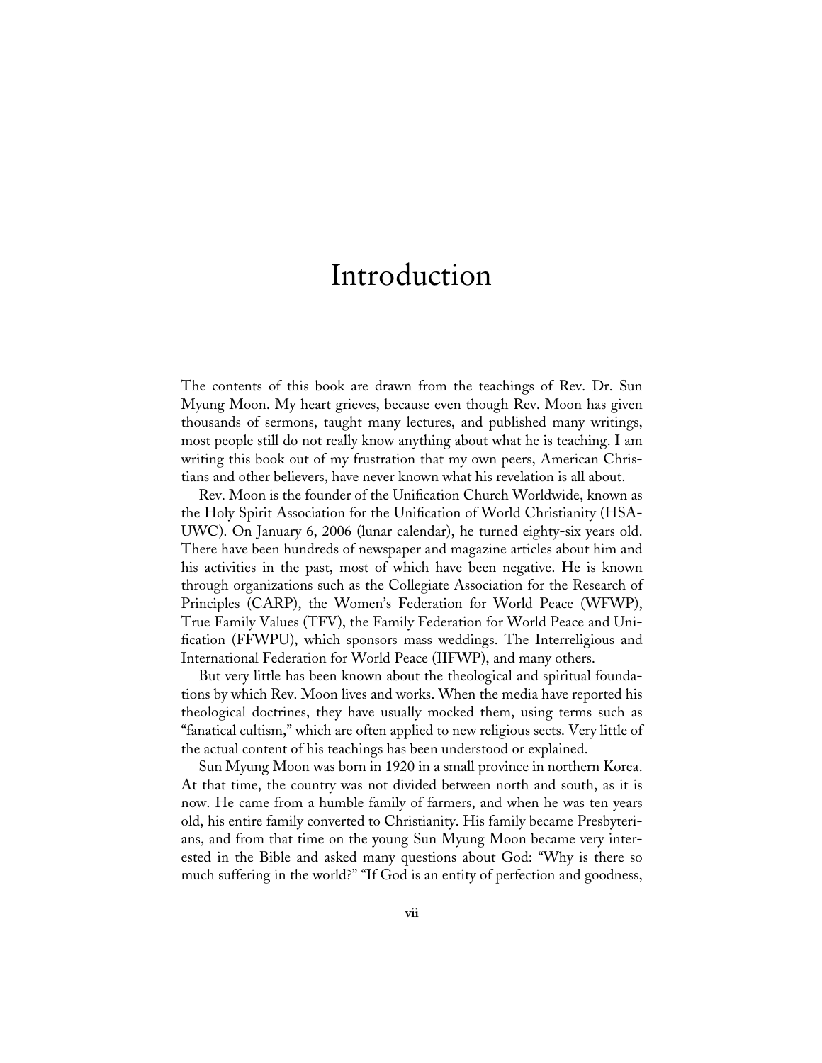# Introduction

The contents of this book are drawn from the teachings of Rev. Dr. Sun Myung Moon. My heart grieves, because even though Rev. Moon has given thousands of sermons, taught many lectures, and published many writings, most people still do not really know anything about what he is teaching. I am writing this book out of my frustration that my own peers, American Christians and other believers, have never known what his revelation is all about.

Rev. Moon is the founder of the Unification Church Worldwide, known as the Holy Spirit Association for the Unification of World Christianity (HSA-UWC). On January 6, 2006 (lunar calendar), he turned eighty-six years old. There have been hundreds of newspaper and magazine articles about him and his activities in the past, most of which have been negative. He is known through organizations such as the Collegiate Association for the Research of Principles (CARP), the Women's Federation for World Peace (WFWP), True Family Values (TFV), the Family Federation for World Peace and Unification (FFWPU), which sponsors mass weddings. The Interreligious and International Federation for World Peace (IIFWP), and many others.

But very little has been known about the theological and spiritual foundations by which Rev. Moon lives and works. When the media have reported his theological doctrines, they have usually mocked them, using terms such as "fanatical cultism," which are often applied to new religious sects. Very little of the actual content of his teachings has been understood or explained.

Sun Myung Moon was born in 1920 in a small province in northern Korea. At that time, the country was not divided between north and south, as it is now. He came from a humble family of farmers, and when he was ten years old, his entire family converted to Christianity. His family became Presbyterians, and from that time on the young Sun Myung Moon became very interested in the Bible and asked many questions about God: "Why is there so much suffering in the world?" "If God is an entity of perfection and goodness,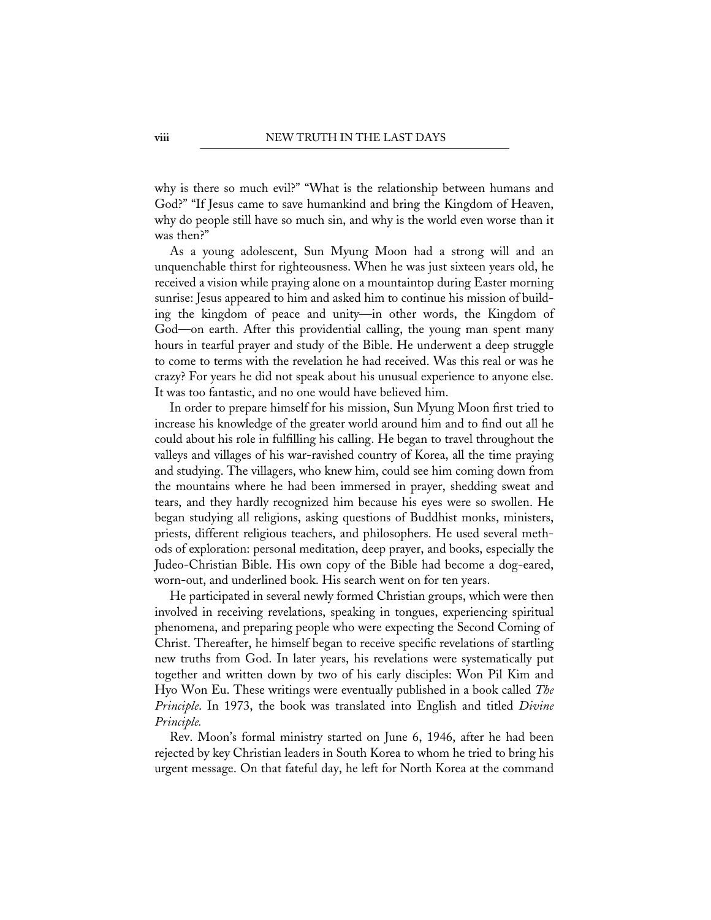why is there so much evil?" "What is the relationship between humans and God?" "If Jesus came to save humankind and bring the Kingdom of Heaven, why do people still have so much sin, and why is the world even worse than it was then?"

As a young adolescent, Sun Myung Moon had a strong will and an unquenchable thirst for righteousness. When he was just sixteen years old, he received a vision while praying alone on a mountaintop during Easter morning sunrise: Jesus appeared to him and asked him to continue his mission of building the kingdom of peace and unity—in other words, the Kingdom of God—on earth. After this providential calling, the young man spent many hours in tearful prayer and study of the Bible. He underwent a deep struggle to come to terms with the revelation he had received. Was this real or was he crazy? For years he did not speak about his unusual experience to anyone else. It was too fantastic, and no one would have believed him.

In order to prepare himself for his mission, Sun Myung Moon first tried to increase his knowledge of the greater world around him and to find out all he could about his role in fulfilling his calling. He began to travel throughout the valleys and villages of his war-ravished country of Korea, all the time praying and studying. The villagers, who knew him, could see him coming down from the mountains where he had been immersed in prayer, shedding sweat and tears, and they hardly recognized him because his eyes were so swollen. He began studying all religions, asking questions of Buddhist monks, ministers, priests, different religious teachers, and philosophers. He used several methods of exploration: personal meditation, deep prayer, and books, especially the Judeo-Christian Bible. His own copy of the Bible had become a dog-eared, worn-out, and underlined book. His search went on for ten years.

He participated in several newly formed Christian groups, which were then involved in receiving revelations, speaking in tongues, experiencing spiritual phenomena, and preparing people who were expecting the Second Coming of Christ. Thereafter, he himself began to receive specific revelations of startling new truths from God. In later years, his revelations were systematically put together and written down by two of his early disciples: Won Pil Kim and Hyo Won Eu. These writings were eventually published in a book called *The Principle*. In 1973, the book was translated into English and titled *Divine Principle.*

Rev. Moon's formal ministry started on June 6, 1946, after he had been rejected by key Christian leaders in South Korea to whom he tried to bring his urgent message. On that fateful day, he left for North Korea at the command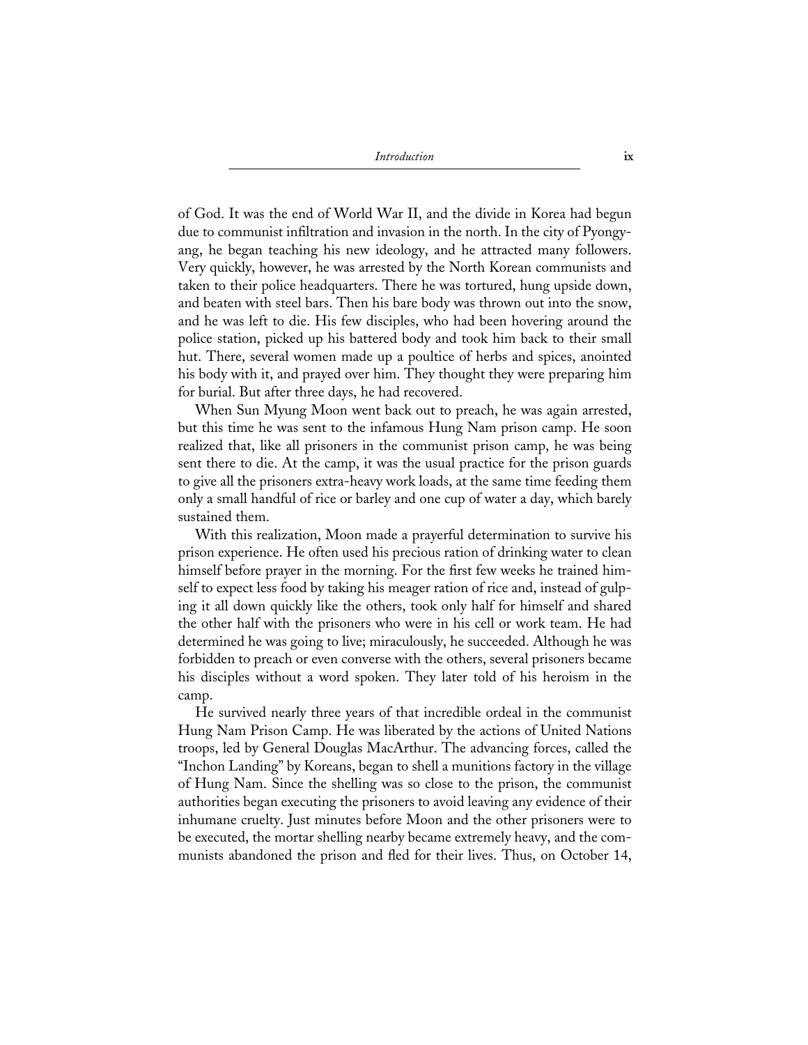of God. It was the end of World War II, and the divide in Korea had begun due to communist infiltration and invasion in the north. In the city of Pyongyang, he began teaching his new ideology, and he attracted many followers. Very quickly, however, he was arrested by the North Korean communists and taken to their police headquarters. There he was tortured, hung upside down, and beaten with steel bars. Then his bare body was thrown out into the snow, and he was left to die. His few disciples, who had been hovering around the police station, picked up his battered body and took him back to their small hut. There, several women made up a poultice of herbs and spices, anointed his body with it, and prayed over him. They thought they were preparing him for burial. But after three days, he had recovered.

When Sun Myung Moon went back out to preach, he was again arrested, but this time he was sent to the infamous Hung Nam prison camp. He soon realized that, like all prisoners in the communist prison camp, he was being sent there to die. At the camp, it was the usual practice for the prison guards to give all the prisoners extra-heavy work loads, at the same time feeding them only a small handful of rice or barley and one cup of water a day, which barely sustained them.

With this realization, Moon made a prayerful determination to survive his prison experience. He often used his precious ration of drinking water to clean himself before prayer in the morning. For the first few weeks he trained himself to expect less food by taking his meager ration of rice and, instead of gulping it all down quickly like the others, took only half for himself and shared the other half with the prisoners who were in his cell or work team. He had determined he was going to live; miraculously, he succeeded. Although he was forbidden to preach or even converse with the others, several prisoners became his disciples without a word spoken. They later told of his heroism in the camp.

He survived nearly three years of that incredible ordeal in the communist Hung Nam Prison Camp. He was liberated by the actions of United Nations troops, led by General Douglas MacArthur. The advancing forces, called the "Inchon Landing" by Koreans, began to shell a munitions factory in the village of Hung Nam. Since the shelling was so close to the prison, the communist authorities began executing the prisoners to avoid leaving any evidence of their inhumane cruelty. Just minutes before Moon and the other prisoners were to be executed, the mortar shelling nearby became extremely heavy, and the communists abandoned the prison and fled for their lives. Thus, on October 14,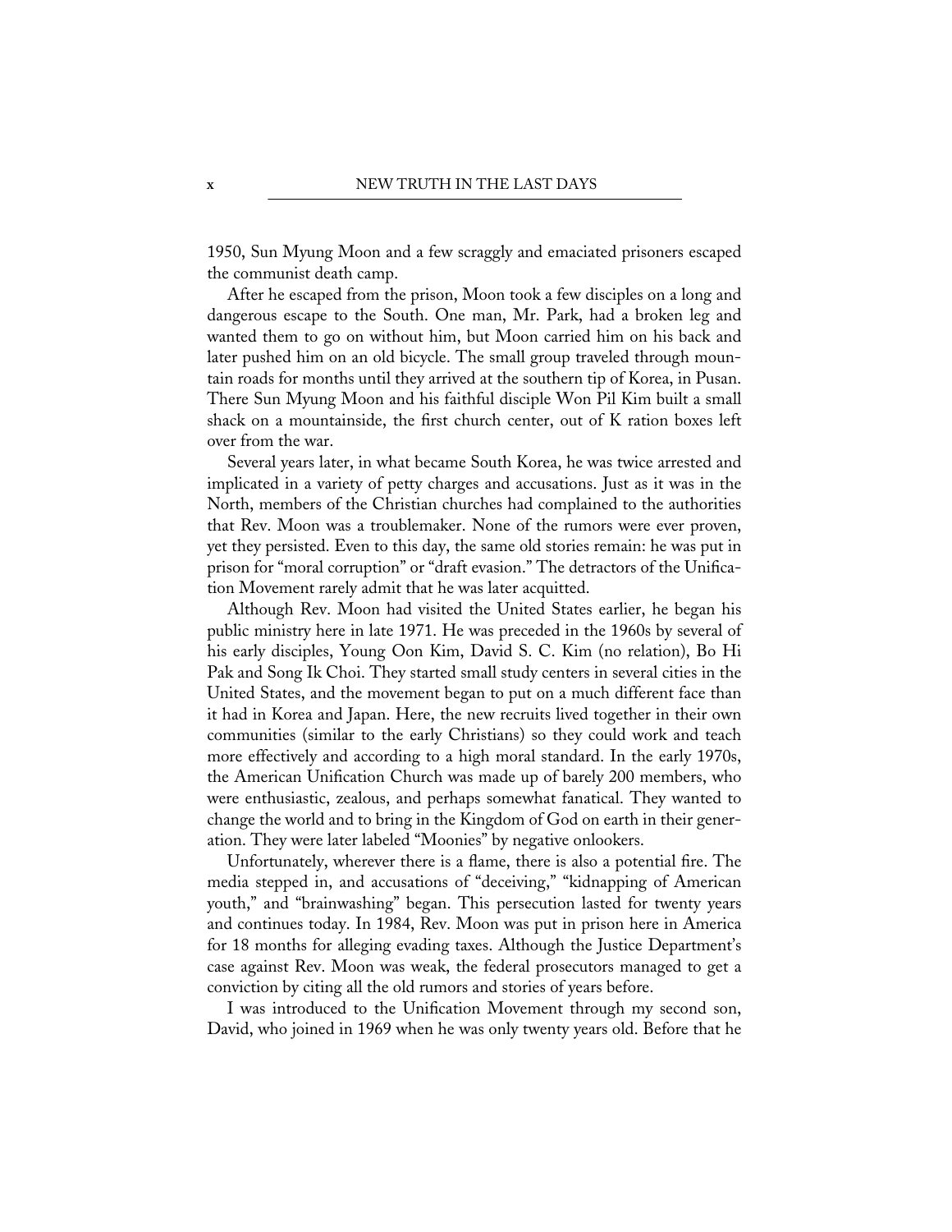1950, Sun Myung Moon and a few scraggly and emaciated prisoners escaped the communist death camp.

After he escaped from the prison, Moon took a few disciples on a long and dangerous escape to the South. One man, Mr. Park, had a broken leg and wanted them to go on without him, but Moon carried him on his back and later pushed him on an old bicycle. The small group traveled through mountain roads for months until they arrived at the southern tip of Korea, in Pusan. There Sun Myung Moon and his faithful disciple Won Pil Kim built a small shack on a mountainside, the first church center, out of K ration boxes left over from the war.

Several years later, in what became South Korea, he was twice arrested and implicated in a variety of petty charges and accusations. Just as it was in the North, members of the Christian churches had complained to the authorities that Rev. Moon was a troublemaker. None of the rumors were ever proven, yet they persisted. Even to this day, the same old stories remain: he was put in prison for "moral corruption" or "draft evasion." The detractors of the Unification Movement rarely admit that he was later acquitted.

Although Rev. Moon had visited the United States earlier, he began his public ministry here in late 1971. He was preceded in the 1960s by several of his early disciples, Young Oon Kim, David S. C. Kim (no relation), Bo Hi Pak and Song Ik Choi. They started small study centers in several cities in the United States, and the movement began to put on a much different face than it had in Korea and Japan. Here, the new recruits lived together in their own communities (similar to the early Christians) so they could work and teach more effectively and according to a high moral standard. In the early 1970s, the American Unification Church was made up of barely 200 members, who were enthusiastic, zealous, and perhaps somewhat fanatical. They wanted to change the world and to bring in the Kingdom of God on earth in their generation. They were later labeled "Moonies" by negative onlookers.

Unfortunately, wherever there is a flame, there is also a potential fire. The media stepped in, and accusations of "deceiving," "kidnapping of American youth," and "brainwashing" began. This persecution lasted for twenty years and continues today. In 1984, Rev. Moon was put in prison here in America for 18 months for alleging evading taxes. Although the Justice Department's case against Rev. Moon was weak, the federal prosecutors managed to get a conviction by citing all the old rumors and stories of years before.

I was introduced to the Unification Movement through my second son, David, who joined in 1969 when he was only twenty years old. Before that he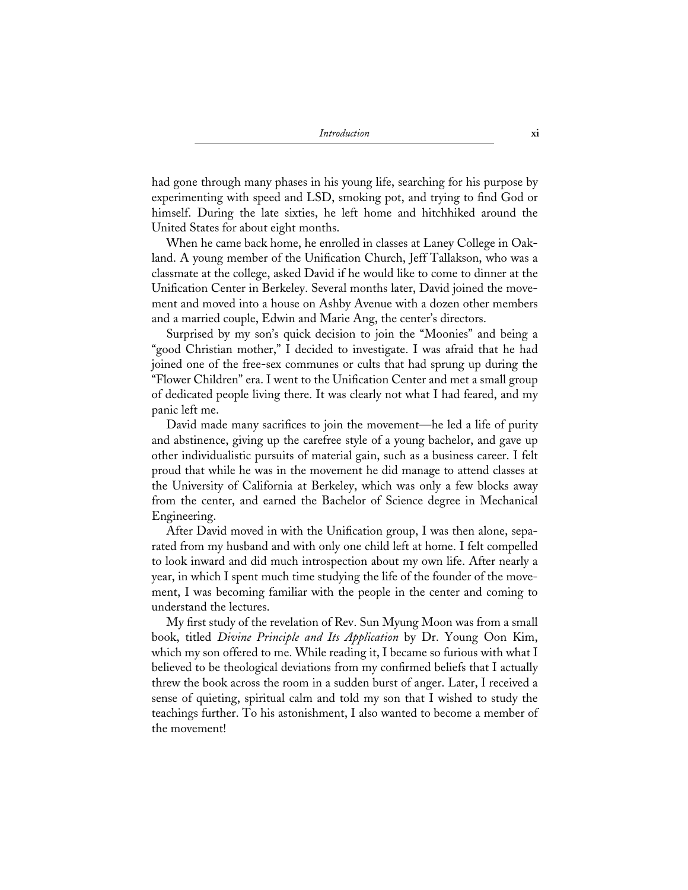had gone through many phases in his young life, searching for his purpose by experimenting with speed and LSD, smoking pot, and trying to find God or himself. During the late sixties, he left home and hitchhiked around the United States for about eight months.

When he came back home, he enrolled in classes at Laney College in Oakland. A young member of the Unification Church, Jeff Tallakson, who was a classmate at the college, asked David if he would like to come to dinner at the Unification Center in Berkeley. Several months later, David joined the movement and moved into a house on Ashby Avenue with a dozen other members and a married couple, Edwin and Marie Ang, the center's directors.

Surprised by my son's quick decision to join the "Moonies" and being a "good Christian mother," I decided to investigate. I was afraid that he had joined one of the free-sex communes or cults that had sprung up during the "Flower Children" era. I went to the Unification Center and met a small group of dedicated people living there. It was clearly not what I had feared, and my panic left me.

David made many sacrifices to join the movement—he led a life of purity and abstinence, giving up the carefree style of a young bachelor, and gave up other individualistic pursuits of material gain, such as a business career. I felt proud that while he was in the movement he did manage to attend classes at the University of California at Berkeley, which was only a few blocks away from the center, and earned the Bachelor of Science degree in Mechanical Engineering.

After David moved in with the Unification group, I was then alone, separated from my husband and with only one child left at home. I felt compelled to look inward and did much introspection about my own life. After nearly a year, in which I spent much time studying the life of the founder of the movement, I was becoming familiar with the people in the center and coming to understand the lectures.

My first study of the revelation of Rev. Sun Myung Moon was from a small book, titled *Divine Principle and Its Application* by Dr. Young Oon Kim, which my son offered to me. While reading it, I became so furious with what I believed to be theological deviations from my confirmed beliefs that I actually threw the book across the room in a sudden burst of anger. Later, I received a sense of quieting, spiritual calm and told my son that I wished to study the teachings further. To his astonishment, I also wanted to become a member of the movement!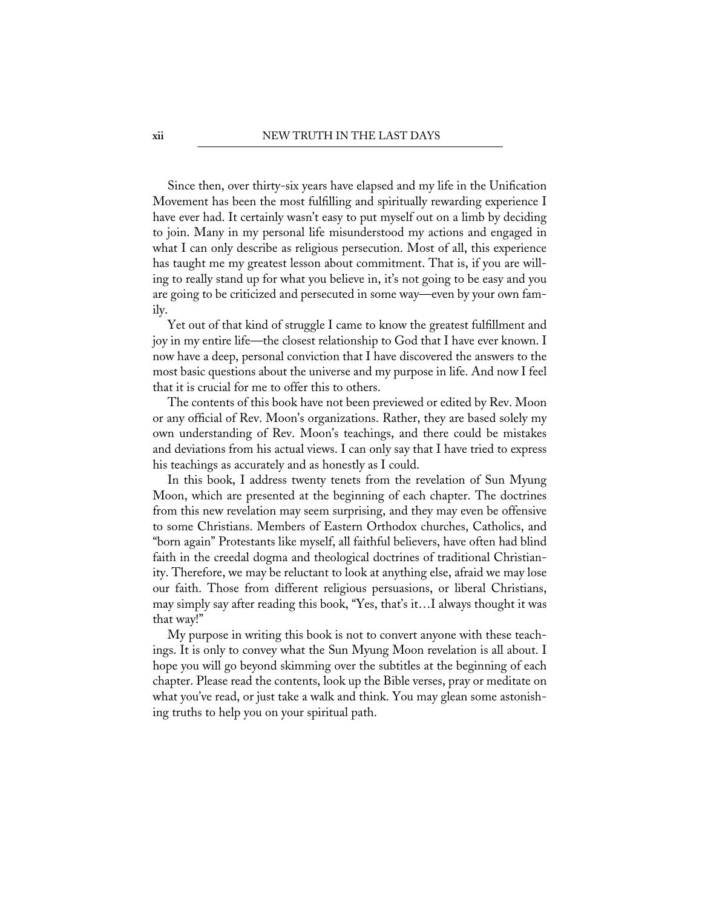Since then, over thirty-six years have elapsed and my life in the Unification Movement has been the most fulfilling and spiritually rewarding experience I have ever had. It certainly wasn't easy to put myself out on a limb by deciding to join. Many in my personal life misunderstood my actions and engaged in what I can only describe as religious persecution. Most of all, this experience has taught me my greatest lesson about commitment. That is, if you are willing to really stand up for what you believe in, it's not going to be easy and you are going to be criticized and persecuted in some way—even by your own family.

Yet out of that kind of struggle I came to know the greatest fulfillment and joy in my entire life—the closest relationship to God that I have ever known. I now have a deep, personal conviction that I have discovered the answers to the most basic questions about the universe and my purpose in life. And now I feel that it is crucial for me to offer this to others.

The contents of this book have not been previewed or edited by Rev. Moon or any official of Rev. Moon's organizations. Rather, they are based solely my own understanding of Rev. Moon's teachings, and there could be mistakes and deviations from his actual views. I can only say that I have tried to express his teachings as accurately and as honestly as I could.

In this book, I address twenty tenets from the revelation of Sun Myung Moon, which are presented at the beginning of each chapter. The doctrines from this new revelation may seem surprising, and they may even be offensive to some Christians. Members of Eastern Orthodox churches, Catholics, and "born again" Protestants like myself, all faithful believers, have often had blind faith in the creedal dogma and theological doctrines of traditional Christianity. Therefore, we may be reluctant to look at anything else, afraid we may lose our faith. Those from different religious persuasions, or liberal Christians, may simply say after reading this book, "Yes, that's it…I always thought it was that way!"

My purpose in writing this book is not to convert anyone with these teachings. It is only to convey what the Sun Myung Moon revelation is all about. I hope you will go beyond skimming over the subtitles at the beginning of each chapter. Please read the contents, look up the Bible verses, pray or meditate on what you've read, or just take a walk and think. You may glean some astonishing truths to help you on your spiritual path.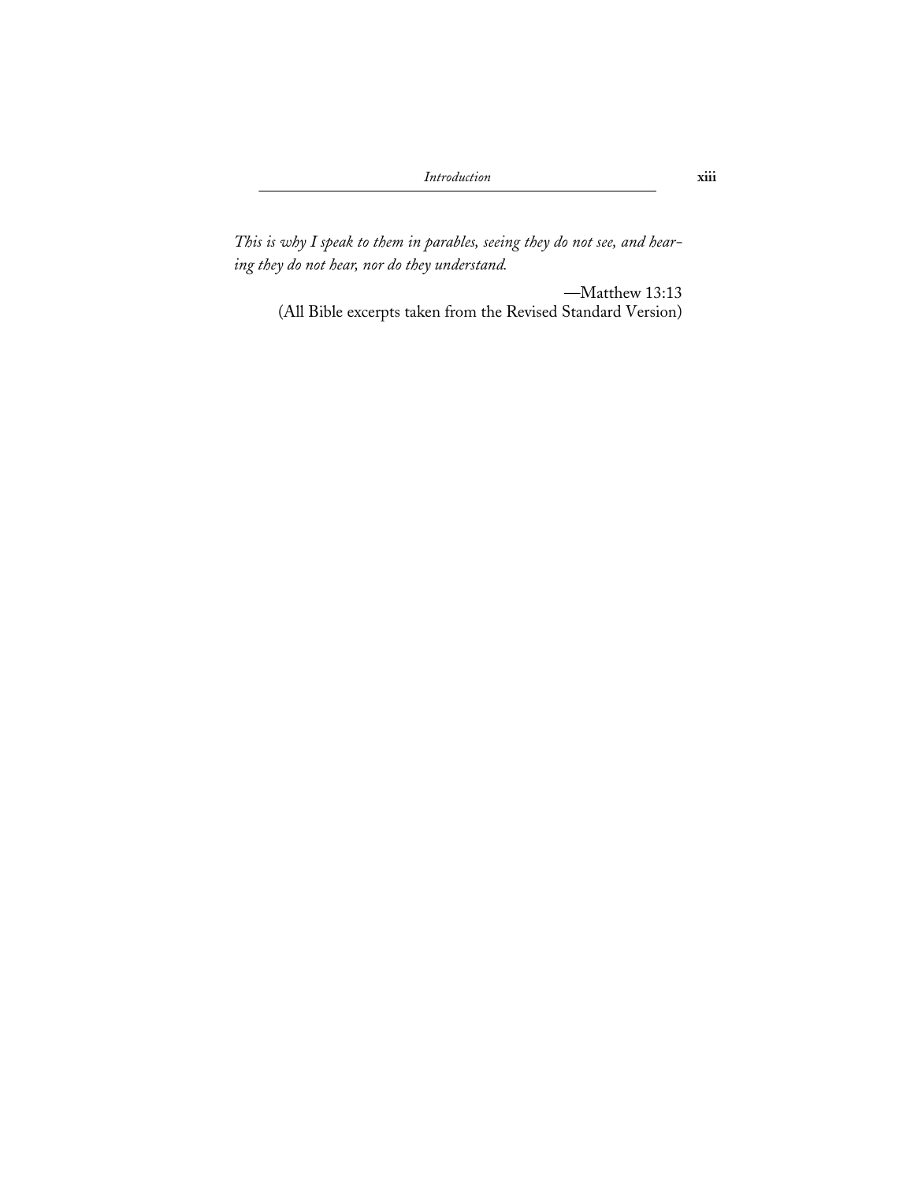*This is why I speak to them in parables, seeing they do not see, and hearing they do not hear, nor do they understand.*

—Matthew 13:13
(All Bible excerpts taken from the Revised Standard Version)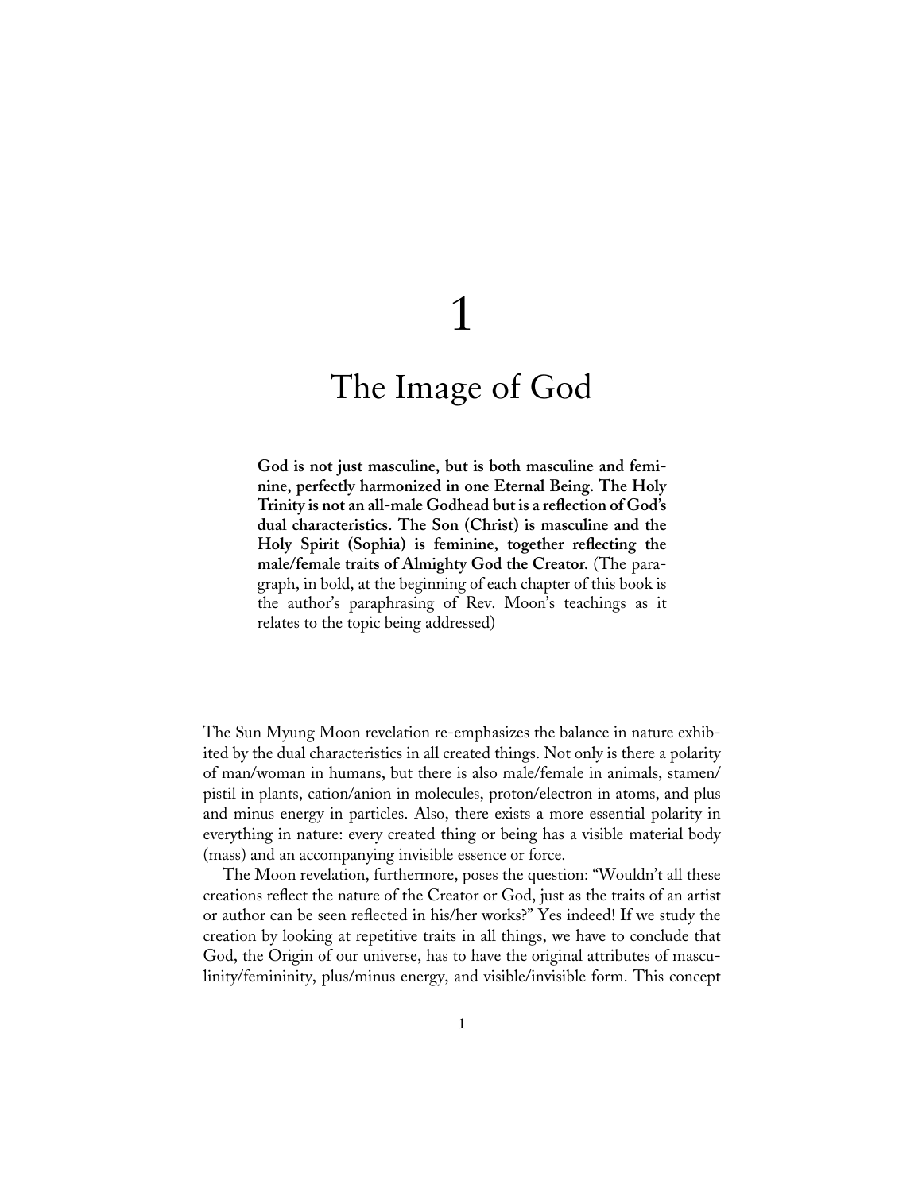# 1

# The Image of God

**God is not just masculine, but is both masculine and feminine, perfectly harmonized in one Eternal Being. The Holy Trinity is not an all-male Godhead but is a reflection of God's dual characteristics. The Son (Christ) is masculine and the Holy Spirit (Sophia) is feminine, together reflecting the male/female traits of Almighty God the Creator.** (The paragraph, in bold, at the beginning of each chapter of this book is the author's paraphrasing of Rev. Moon's teachings as it relates to the topic being addressed)

The Sun Myung Moon revelation re-emphasizes the balance in nature exhibited by the dual characteristics in all created things. Not only is there a polarity of man/woman in humans, but there is also male/female in animals, stamen/pistil in plants, cation/anion in molecules, proton/electron in atoms, and plus and minus energy in particles. Also, there exists a more essential polarity in everything in nature: every created thing or being has a visible material body (mass) and an accompanying invisible essence or force.

The Moon revelation, furthermore, poses the question: "Wouldn't all these creations reflect the nature of the Creator or God, just as the traits of an artist or author can be seen reflected in his/her works?" Yes indeed! If we study the creation by looking at repetitive traits in all things, we have to conclude that God, the Origin of our universe, has to have the original attributes of masculinity/femininity, plus/minus energy, and visible/invisible form. This concept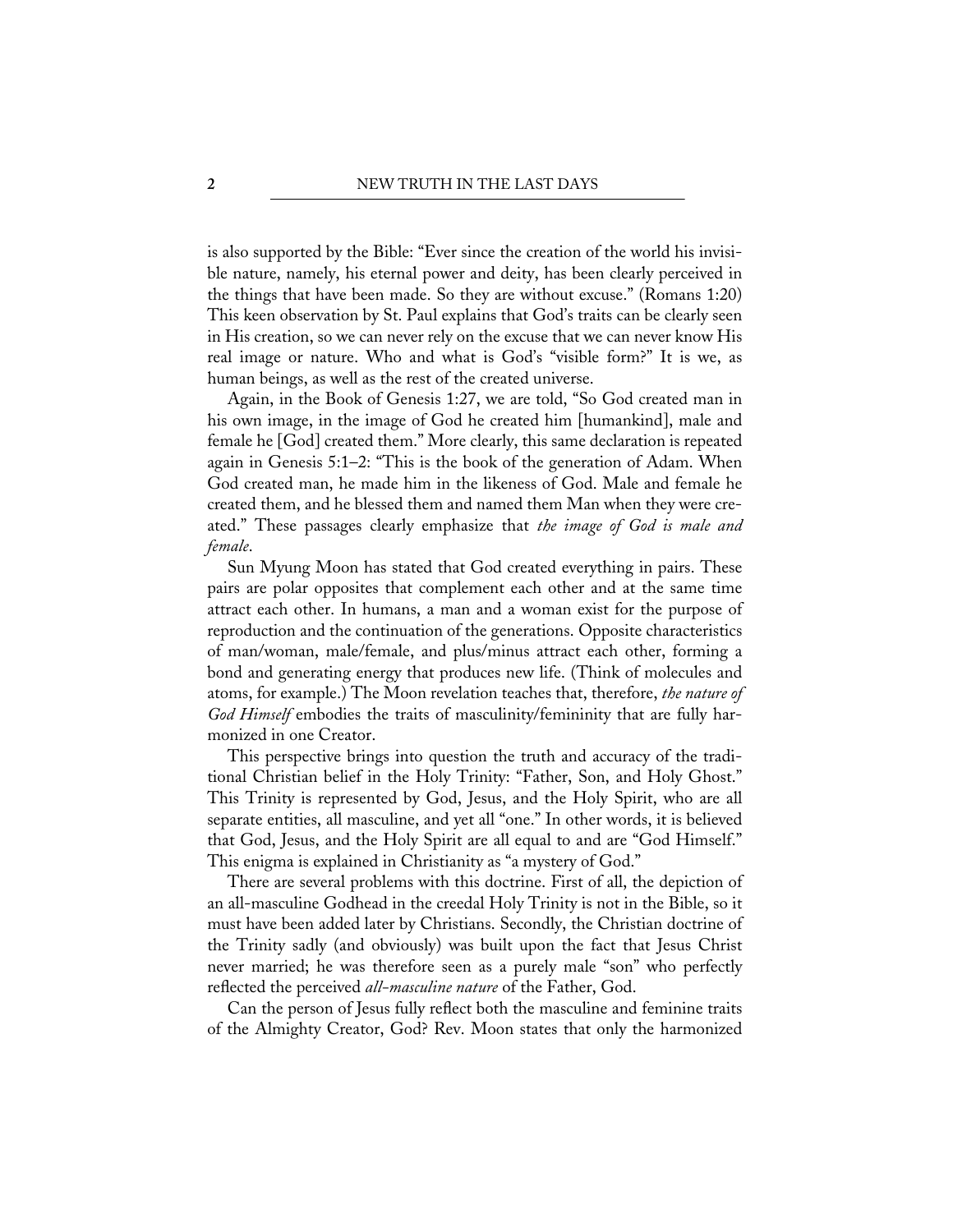is also supported by the Bible: "Ever since the creation of the world his invisible nature, namely, his eternal power and deity, has been clearly perceived in the things that have been made. So they are without excuse." (Romans 1:20) This keen observation by St. Paul explains that God's traits can be clearly seen in His creation, so we can never rely on the excuse that we can never know His real image or nature. Who and what is God's "visible form?" It is we, as human beings, as well as the rest of the created universe.

Again, in the Book of Genesis 1:27, we are told, "So God created man in his own image, in the image of God he created him [humankind], male and female he [God] created them." More clearly, this same declaration is repeated again in Genesis 5:1–2: "This is the book of the generation of Adam. When God created man, he made him in the likeness of God. Male and female he created them, and he blessed them and named them Man when they were created." These passages clearly emphasize that *the image of God is male and female*.

Sun Myung Moon has stated that God created everything in pairs. These pairs are polar opposites that complement each other and at the same time attract each other. In humans, a man and a woman exist for the purpose of reproduction and the continuation of the generations. Opposite characteristics of man/woman, male/female, and plus/minus attract each other, forming a bond and generating energy that produces new life. (Think of molecules and atoms, for example.) The Moon revelation teaches that, therefore, *the nature of God Himself* embodies the traits of masculinity/femininity that are fully harmonized in one Creator.

This perspective brings into question the truth and accuracy of the traditional Christian belief in the Holy Trinity: "Father, Son, and Holy Ghost." This Trinity is represented by God, Jesus, and the Holy Spirit, who are all separate entities, all masculine, and yet all "one." In other words, it is believed that God, Jesus, and the Holy Spirit are all equal to and are "God Himself." This enigma is explained in Christianity as "a mystery of God."

There are several problems with this doctrine. First of all, the depiction of an all-masculine Godhead in the creedal Holy Trinity is not in the Bible, so it must have been added later by Christians. Secondly, the Christian doctrine of the Trinity sadly (and obviously) was built upon the fact that Jesus Christ never married; he was therefore seen as a purely male "son" who perfectly reflected the perceived *all-masculine nature* of the Father, God.

Can the person of Jesus fully reflect both the masculine and feminine traits of the Almighty Creator, God? Rev. Moon states that only the harmonized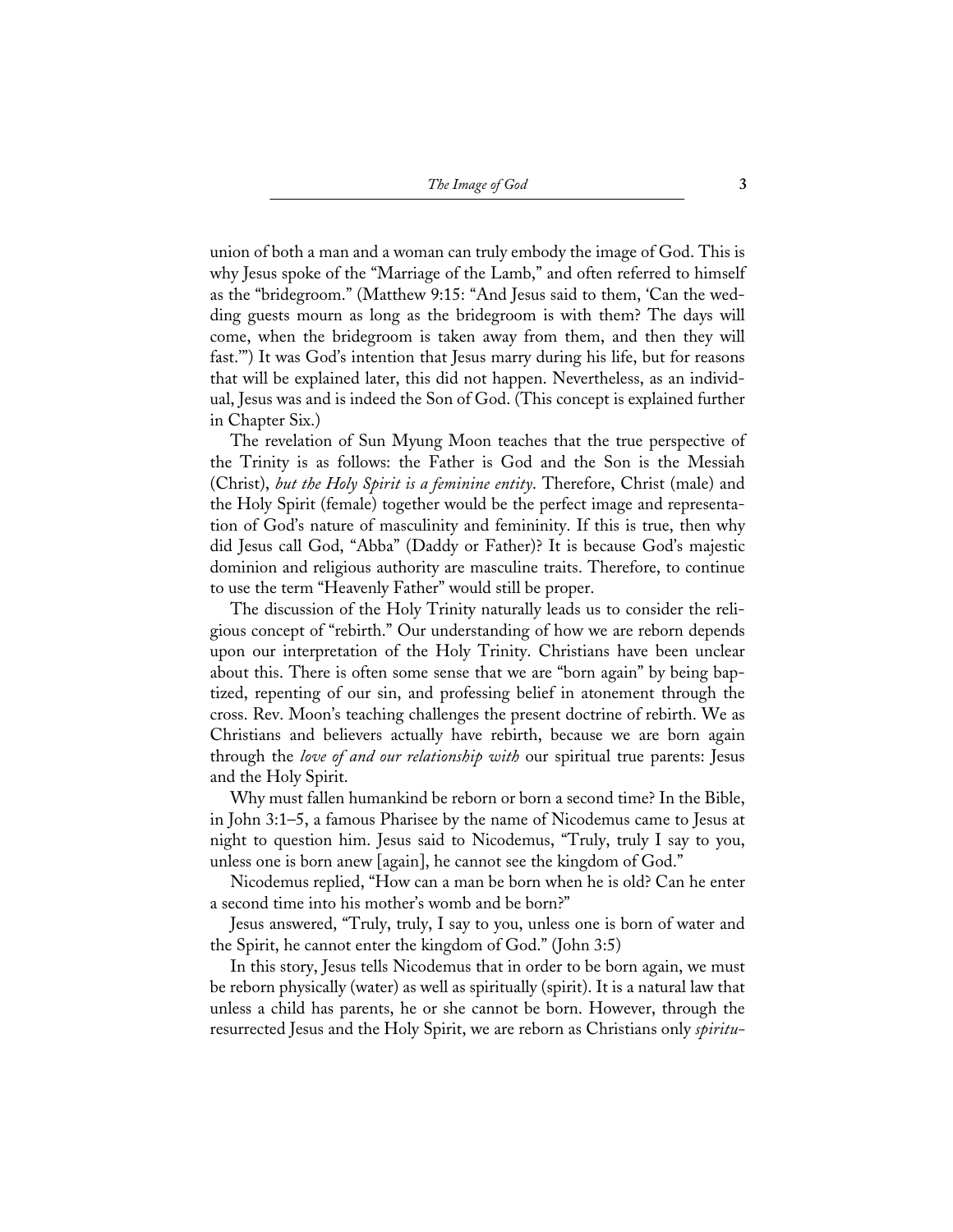union of both a man and a woman can truly embody the image of God. This is why Jesus spoke of the "Marriage of the Lamb," and often referred to himself as the "bridegroom." (Matthew 9:15: "And Jesus said to them, 'Can the wedding guests mourn as long as the bridegroom is with them? The days will come, when the bridegroom is taken away from them, and then they will fast.'") It was God's intention that Jesus marry during his life, but for reasons that will be explained later, this did not happen. Nevertheless, as an individual, Jesus was and is indeed the Son of God. (This concept is explained further in Chapter Six.)

The revelation of Sun Myung Moon teaches that the true perspective of the Trinity is as follows: the Father is God and the Son is the Messiah (Christ), *but the Holy Spirit is a feminine entity*. Therefore, Christ (male) and the Holy Spirit (female) together would be the perfect image and representation of God's nature of masculinity and femininity. If this is true, then why did Jesus call God, "Abba" (Daddy or Father)? It is because God's majestic dominion and religious authority are masculine traits. Therefore, to continue to use the term "Heavenly Father" would still be proper.

The discussion of the Holy Trinity naturally leads us to consider the religious concept of "rebirth." Our understanding of how we are reborn depends upon our interpretation of the Holy Trinity. Christians have been unclear about this. There is often some sense that we are "born again" by being baptized, repenting of our sin, and professing belief in atonement through the cross. Rev. Moon's teaching challenges the present doctrine of rebirth. We as Christians and believers actually have rebirth, because we are born again through the *love of and our relationship with* our spiritual true parents: Jesus and the Holy Spirit.

Why must fallen humankind be reborn or born a second time? In the Bible, in John 3:1–5, a famous Pharisee by the name of Nicodemus came to Jesus at night to question him. Jesus said to Nicodemus, "Truly, truly I say to you, unless one is born anew [again], he cannot see the kingdom of God."

Nicodemus replied, "How can a man be born when he is old? Can he enter a second time into his mother's womb and be born?"

Jesus answered, "Truly, truly, I say to you, unless one is born of water and the Spirit, he cannot enter the kingdom of God." (John 3:5)

In this story, Jesus tells Nicodemus that in order to be born again, we must be reborn physically (water) as well as spiritually (spirit). It is a natural law that unless a child has parents, he or she cannot be born. However, through the resurrected Jesus and the Holy Spirit, we are reborn as Christians only *spiritu-*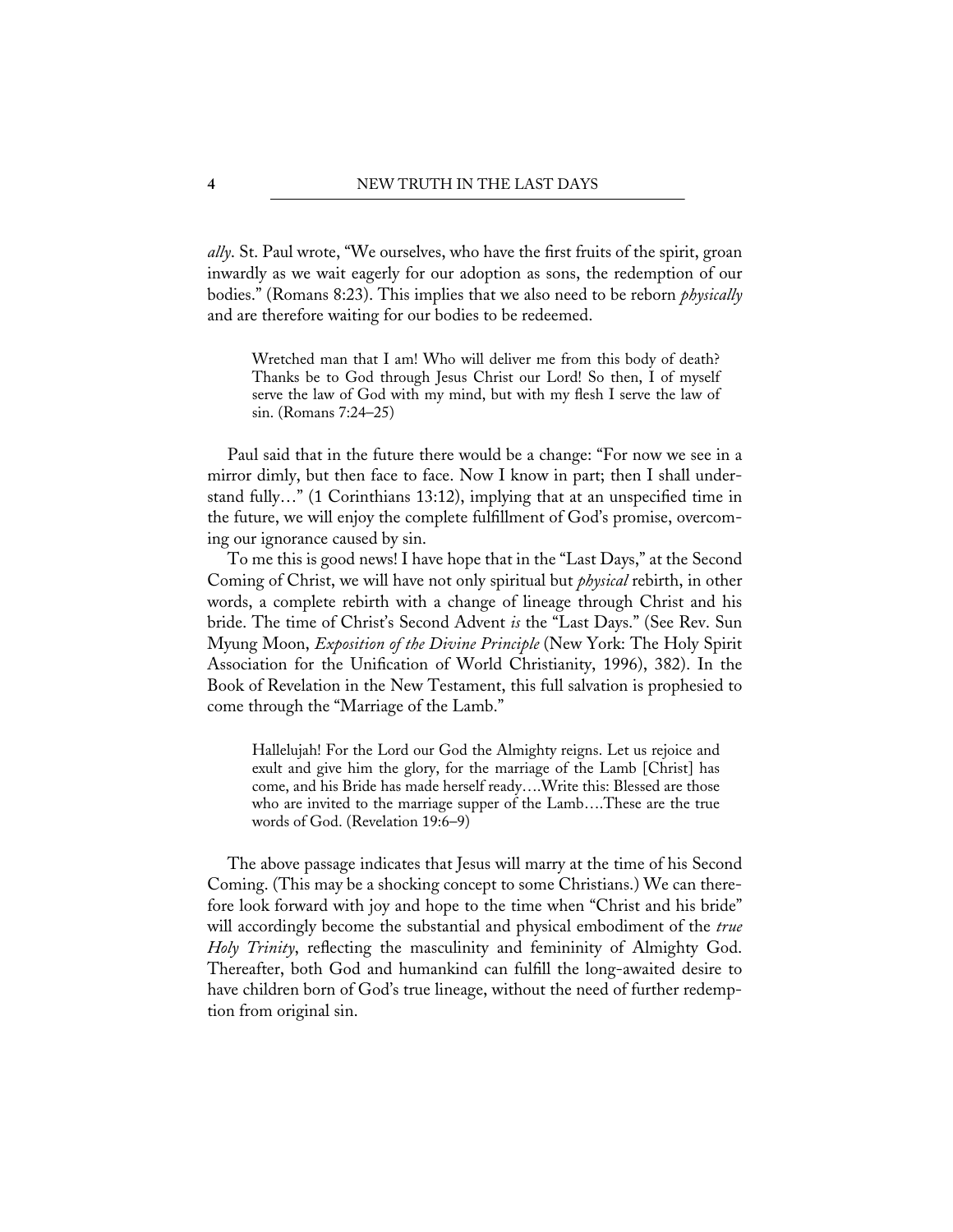*ally*. St. Paul wrote, "We ourselves, who have the first fruits of the spirit, groan inwardly as we wait eagerly for our adoption as sons, the redemption of our bodies." (Romans 8:23). This implies that we also need to be reborn *physically* and are therefore waiting for our bodies to be redeemed.

> Wretched man that I am! Who will deliver me from this body of death? Thanks be to God through Jesus Christ our Lord! So then, I of myself serve the law of God with my mind, but with my flesh I serve the law of sin. (Romans 7:24–25)

Paul said that in the future there would be a change: "For now we see in a mirror dimly, but then face to face. Now I know in part; then I shall understand fully…" (1 Corinthians 13:12), implying that at an unspecified time in the future, we will enjoy the complete fulfillment of God's promise, overcoming our ignorance caused by sin.

To me this is good news! I have hope that in the "Last Days," at the Second Coming of Christ, we will have not only spiritual but *physical* rebirth, in other words, a complete rebirth with a change of lineage through Christ and his bride. The time of Christ's Second Advent *is* the "Last Days." (See Rev. Sun Myung Moon, *Exposition of the Divine Principle* (New York: The Holy Spirit Association for the Unification of World Christianity, 1996), 382). In the Book of Revelation in the New Testament, this full salvation is prophesied to come through the "Marriage of the Lamb."

> Hallelujah! For the Lord our God the Almighty reigns. Let us rejoice and exult and give him the glory, for the marriage of the Lamb [Christ] has come, and his Bride has made herself ready….Write this: Blessed are those who are invited to the marriage supper of the Lamb….These are the true words of God. (Revelation 19:6–9)

The above passage indicates that Jesus will marry at the time of his Second Coming. (This may be a shocking concept to some Christians.) We can therefore look forward with joy and hope to the time when "Christ and his bride" will accordingly become the substantial and physical embodiment of the *true Holy Trinity*, reflecting the masculinity and femininity of Almighty God. Thereafter, both God and humankind can fulfill the long-awaited desire to have children born of God's true lineage, without the need of further redemption from original sin.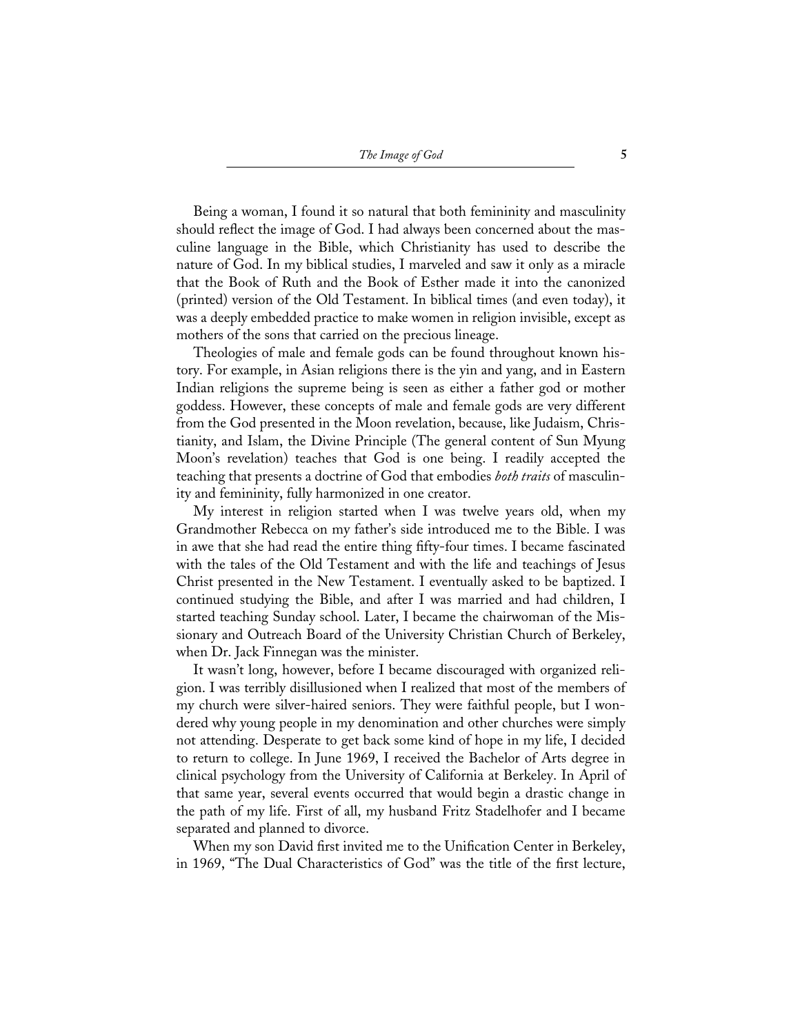Being a woman, I found it so natural that both femininity and masculinity should reflect the image of God. I had always been concerned about the masculine language in the Bible, which Christianity has used to describe the nature of God. In my biblical studies, I marveled and saw it only as a miracle that the Book of Ruth and the Book of Esther made it into the canonized (printed) version of the Old Testament. In biblical times (and even today), it was a deeply embedded practice to make women in religion invisible, except as mothers of the sons that carried on the precious lineage.

Theologies of male and female gods can be found throughout known history. For example, in Asian religions there is the yin and yang, and in Eastern Indian religions the supreme being is seen as either a father god or mother goddess. However, these concepts of male and female gods are very different from the God presented in the Moon revelation, because, like Judaism, Christianity, and Islam, the Divine Principle (The general content of Sun Myung Moon's revelation) teaches that God is one being. I readily accepted the teaching that presents a doctrine of God that embodies *both traits* of masculinity and femininity, fully harmonized in one creator.

My interest in religion started when I was twelve years old, when my Grandmother Rebecca on my father's side introduced me to the Bible. I was in awe that she had read the entire thing fifty-four times. I became fascinated with the tales of the Old Testament and with the life and teachings of Jesus Christ presented in the New Testament. I eventually asked to be baptized. I continued studying the Bible, and after I was married and had children, I started teaching Sunday school. Later, I became the chairwoman of the Missionary and Outreach Board of the University Christian Church of Berkeley, when Dr. Jack Finnegan was the minister.

It wasn't long, however, before I became discouraged with organized religion. I was terribly disillusioned when I realized that most of the members of my church were silver-haired seniors. They were faithful people, but I wondered why young people in my denomination and other churches were simply not attending. Desperate to get back some kind of hope in my life, I decided to return to college. In June 1969, I received the Bachelor of Arts degree in clinical psychology from the University of California at Berkeley. In April of that same year, several events occurred that would begin a drastic change in the path of my life. First of all, my husband Fritz Stadelhofer and I became separated and planned to divorce.

When my son David first invited me to the Unification Center in Berkeley, in 1969, "The Dual Characteristics of God" was the title of the first lecture,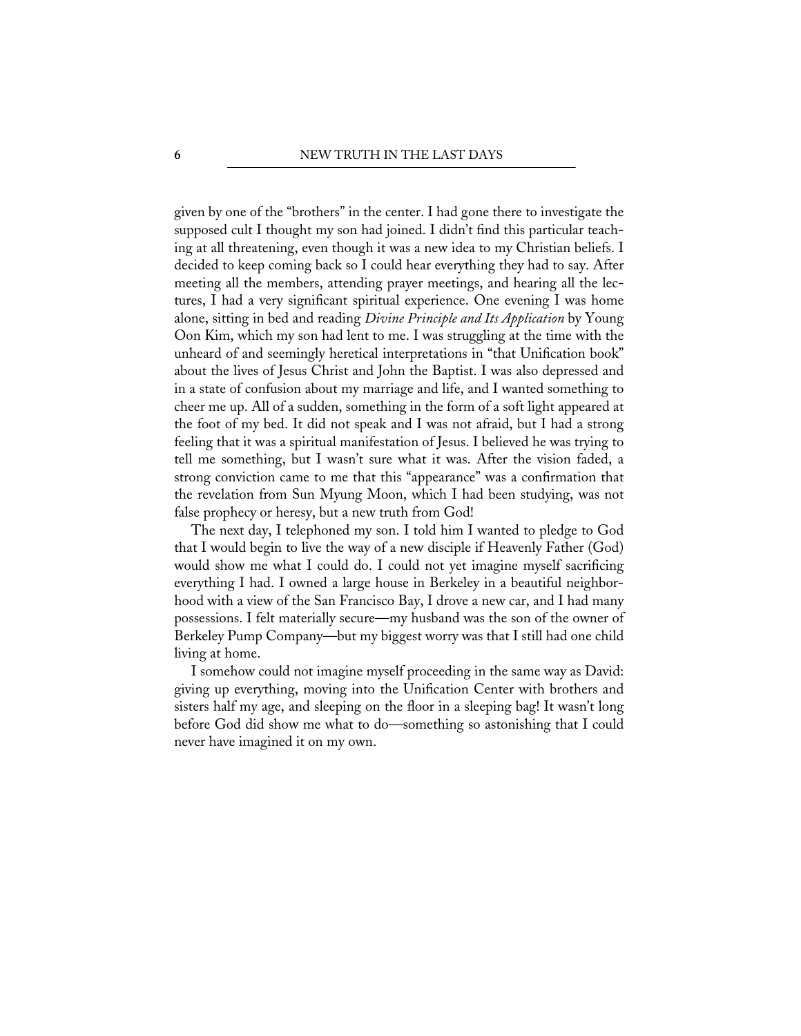given by one of the "brothers" in the center. I had gone there to investigate the supposed cult I thought my son had joined. I didn't find this particular teaching at all threatening, even though it was a new idea to my Christian beliefs. I decided to keep coming back so I could hear everything they had to say. After meeting all the members, attending prayer meetings, and hearing all the lectures, I had a very significant spiritual experience. One evening I was home alone, sitting in bed and reading *Divine Principle and Its Application* by Young Oon Kim, which my son had lent to me. I was struggling at the time with the unheard of and seemingly heretical interpretations in "that Unification book" about the lives of Jesus Christ and John the Baptist. I was also depressed and in a state of confusion about my marriage and life, and I wanted something to cheer me up. All of a sudden, something in the form of a soft light appeared at the foot of my bed. It did not speak and I was not afraid, but I had a strong feeling that it was a spiritual manifestation of Jesus. I believed he was trying to tell me something, but I wasn't sure what it was. After the vision faded, a strong conviction came to me that this "appearance" was a confirmation that the revelation from Sun Myung Moon, which I had been studying, was not false prophecy or heresy, but a new truth from God!

The next day, I telephoned my son. I told him I wanted to pledge to God that I would begin to live the way of a new disciple if Heavenly Father (God) would show me what I could do. I could not yet imagine myself sacrificing everything I had. I owned a large house in Berkeley in a beautiful neighborhood with a view of the San Francisco Bay, I drove a new car, and I had many possessions. I felt materially secure—my husband was the son of the owner of Berkeley Pump Company—but my biggest worry was that I still had one child living at home.

I somehow could not imagine myself proceeding in the same way as David: giving up everything, moving into the Unification Center with brothers and sisters half my age, and sleeping on the floor in a sleeping bag! It wasn't long before God did show me what to do—something so astonishing that I could never have imagined it on my own.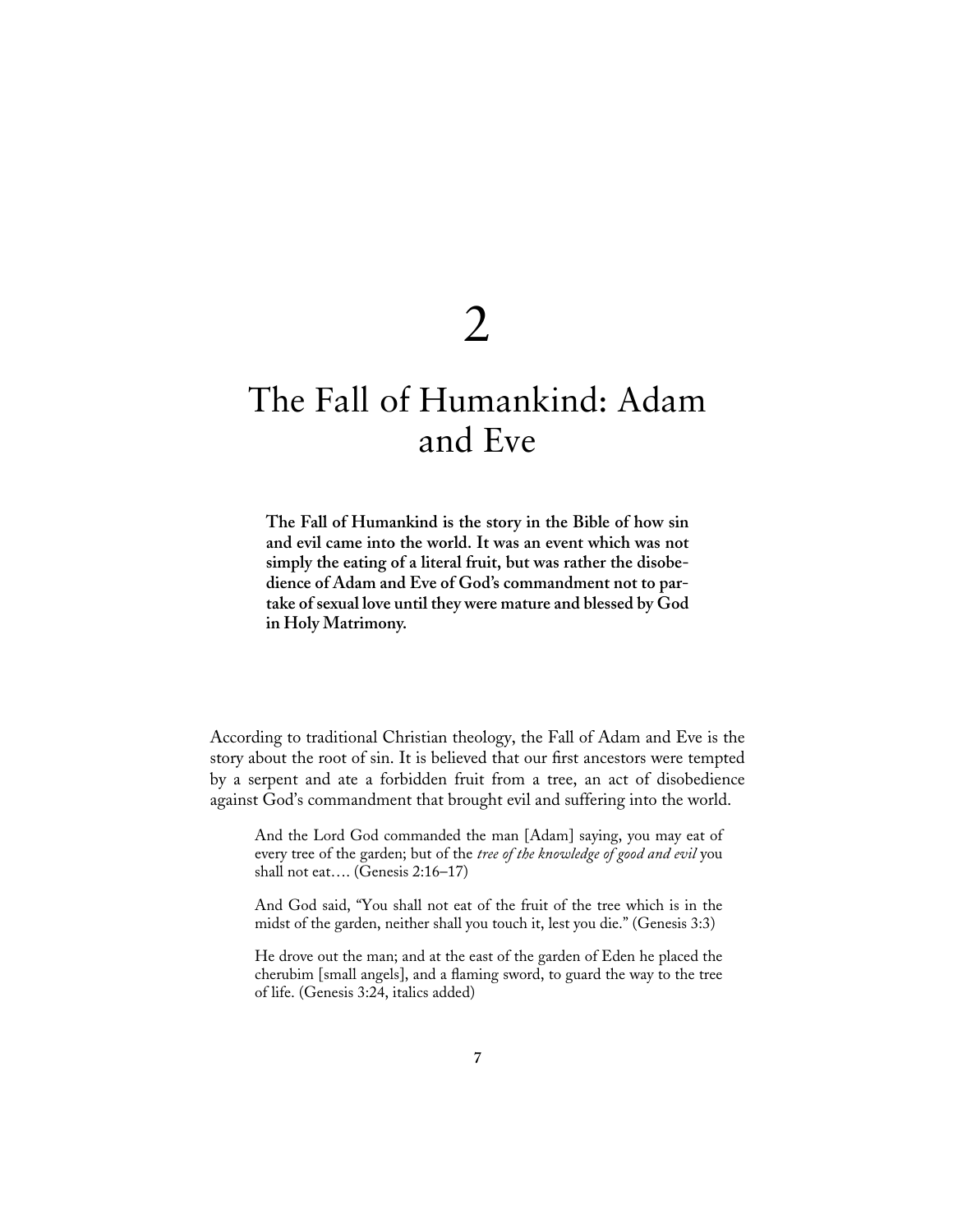# 2

# The Fall of Humankind: Adam and Eve

**The Fall of Humankind is the story in the Bible of how sin and evil came into the world. It was an event which was not simply the eating of a literal fruit, but was rather the disobedience of Adam and Eve of God's commandment not to partake of sexual love until they were mature and blessed by God in Holy Matrimony.**

According to traditional Christian theology, the Fall of Adam and Eve is the story about the root of sin. It is believed that our first ancestors were tempted by a serpent and ate a forbidden fruit from a tree, an act of disobedience against God's commandment that brought evil and suffering into the world.

> And the Lord God commanded the man [Adam] saying, you may eat of every tree of the garden; but of the *tree of the knowledge of good and evil* you shall not eat…. (Genesis 2:16–17)

> And God said, "You shall not eat of the fruit of the tree which is in the midst of the garden, neither shall you touch it, lest you die." (Genesis 3:3)

> He drove out the man; and at the east of the garden of Eden he placed the cherubim [small angels], and a flaming sword, to guard the way to the tree of life. (Genesis 3:24, italics added)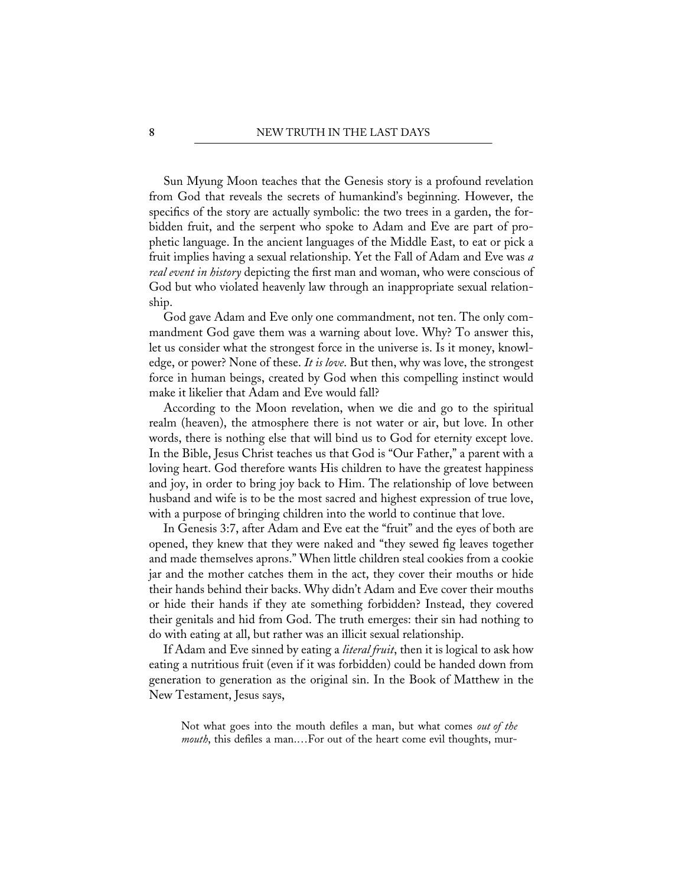Sun Myung Moon teaches that the Genesis story is a profound revelation from God that reveals the secrets of humankind's beginning. However, the specifics of the story are actually symbolic: the two trees in a garden, the forbidden fruit, and the serpent who spoke to Adam and Eve are part of prophetic language. In the ancient languages of the Middle East, to eat or pick a fruit implies having a sexual relationship. Yet the Fall of Adam and Eve was *a real event in history* depicting the first man and woman, who were conscious of God but who violated heavenly law through an inappropriate sexual relationship.

God gave Adam and Eve only one commandment, not ten. The only commandment God gave them was a warning about love. Why? To answer this, let us consider what the strongest force in the universe is. Is it money, knowledge, or power? None of these. *It is love*. But then, why was love, the strongest force in human beings, created by God when this compelling instinct would make it likelier that Adam and Eve would fall?

According to the Moon revelation, when we die and go to the spiritual realm (heaven), the atmosphere there is not water or air, but love. In other words, there is nothing else that will bind us to God for eternity except love. In the Bible, Jesus Christ teaches us that God is "Our Father," a parent with a loving heart. God therefore wants His children to have the greatest happiness and joy, in order to bring joy back to Him. The relationship of love between husband and wife is to be the most sacred and highest expression of true love, with a purpose of bringing children into the world to continue that love.

In Genesis 3:7, after Adam and Eve eat the "fruit" and the eyes of both are opened, they knew that they were naked and "they sewed fig leaves together and made themselves aprons." When little children steal cookies from a cookie jar and the mother catches them in the act, they cover their mouths or hide their hands behind their backs. Why didn't Adam and Eve cover their mouths or hide their hands if they ate something forbidden? Instead, they covered their genitals and hid from God. The truth emerges: their sin had nothing to do with eating at all, but rather was an illicit sexual relationship.

If Adam and Eve sinned by eating a *literal fruit*, then it is logical to ask how eating a nutritious fruit (even if it was forbidden) could be handed down from generation to generation as the original sin. In the Book of Matthew in the New Testament, Jesus says,

> Not what goes into the mouth defiles a man, but what comes *out of the mouth*, this defiles a man.…For out of the heart come evil thoughts, mur-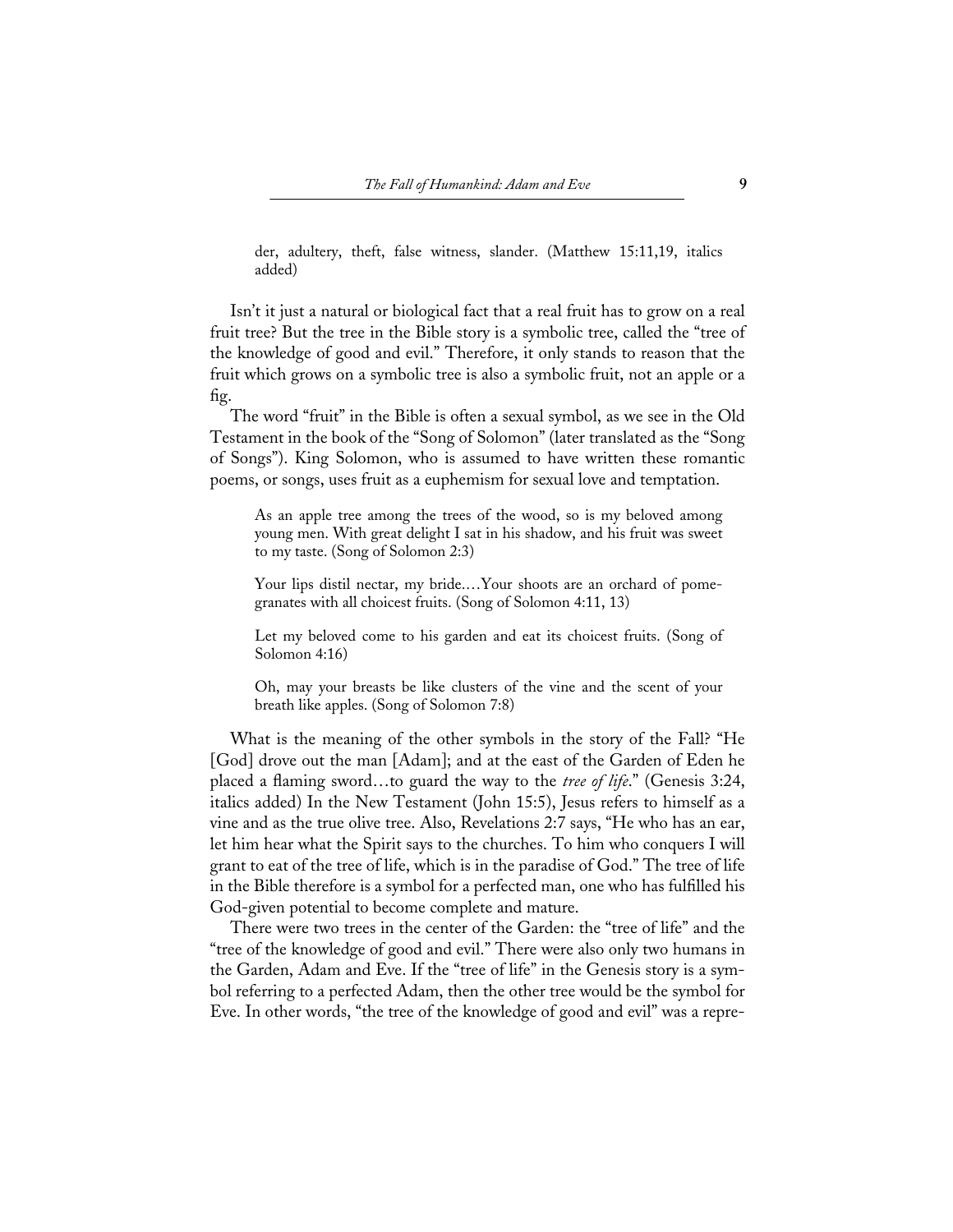> der, adultery, theft, false witness, slander. (Matthew 15:11,19, italics added)

Isn't it just a natural or biological fact that a real fruit has to grow on a real fruit tree? But the tree in the Bible story is a symbolic tree, called the "tree of the knowledge of good and evil." Therefore, it only stands to reason that the fruit which grows on a symbolic tree is also a symbolic fruit, not an apple or a fig.

The word "fruit" in the Bible is often a sexual symbol, as we see in the Old Testament in the book of the "Song of Solomon" (later translated as the "Song of Songs"). King Solomon, who is assumed to have written these romantic poems, or songs, uses fruit as a euphemism for sexual love and temptation.

> As an apple tree among the trees of the wood, so is my beloved among young men. With great delight I sat in his shadow, and his fruit was sweet to my taste. (Song of Solomon 2:3)

> Your lips distil nectar, my bride.…Your shoots are an orchard of pomegranates with all choicest fruits. (Song of Solomon 4:11, 13)

> Let my beloved come to his garden and eat its choicest fruits. (Song of Solomon 4:16)

> Oh, may your breasts be like clusters of the vine and the scent of your breath like apples. (Song of Solomon 7:8)

What is the meaning of the other symbols in the story of the Fall? "He [God] drove out the man [Adam]; and at the east of the Garden of Eden he placed a flaming sword…to guard the way to the *tree of life*." (Genesis 3:24, italics added) In the New Testament (John 15:5), Jesus refers to himself as a vine and as the true olive tree. Also, Revelations 2:7 says, "He who has an ear, let him hear what the Spirit says to the churches. To him who conquers I will grant to eat of the tree of life, which is in the paradise of God." The tree of life in the Bible therefore is a symbol for a perfected man, one who has fulfilled his God-given potential to become complete and mature.

There were two trees in the center of the Garden: the "tree of life" and the "tree of the knowledge of good and evil." There were also only two humans in the Garden, Adam and Eve. If the "tree of life" in the Genesis story is a symbol referring to a perfected Adam, then the other tree would be the symbol for Eve. In other words, "the tree of the knowledge of good and evil" was a repre-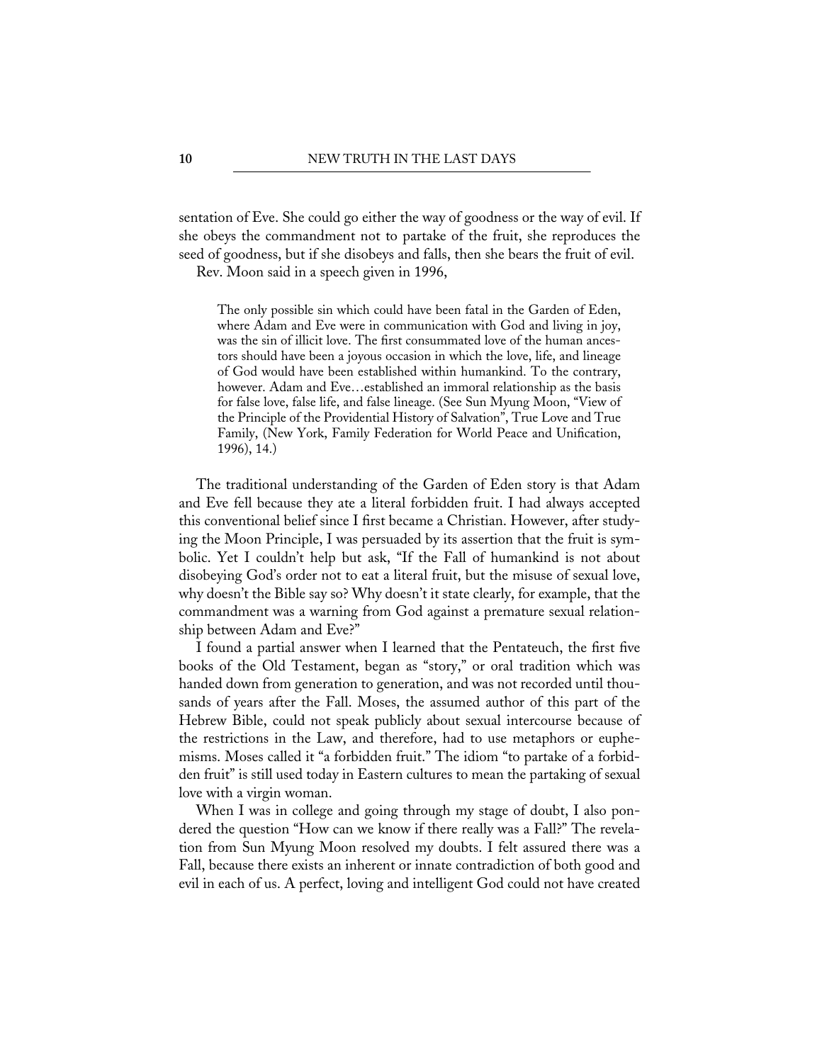sentation of Eve. She could go either the way of goodness or the way of evil. If she obeys the commandment not to partake of the fruit, she reproduces the seed of goodness, but if she disobeys and falls, then she bears the fruit of evil.

Rev. Moon said in a speech given in 1996,

> The only possible sin which could have been fatal in the Garden of Eden, where Adam and Eve were in communication with God and living in joy, was the sin of illicit love. The first consummated love of the human ancestors should have been a joyous occasion in which the love, life, and lineage of God would have been established within humankind. To the contrary, however. Adam and Eve…established an immoral relationship as the basis for false love, false life, and false lineage. (See Sun Myung Moon, "View of the Principle of the Providential History of Salvation", True Love and True Family, (New York, Family Federation for World Peace and Unification, 1996), 14.)

The traditional understanding of the Garden of Eden story is that Adam and Eve fell because they ate a literal forbidden fruit. I had always accepted this conventional belief since I first became a Christian. However, after studying the Moon Principle, I was persuaded by its assertion that the fruit is symbolic. Yet I couldn't help but ask, "If the Fall of humankind is not about disobeying God's order not to eat a literal fruit, but the misuse of sexual love, why doesn't the Bible say so? Why doesn't it state clearly, for example, that the commandment was a warning from God against a premature sexual relationship between Adam and Eve?"

I found a partial answer when I learned that the Pentateuch, the first five books of the Old Testament, began as "story," or oral tradition which was handed down from generation to generation, and was not recorded until thousands of years after the Fall. Moses, the assumed author of this part of the Hebrew Bible, could not speak publicly about sexual intercourse because of the restrictions in the Law, and therefore, had to use metaphors or euphemisms. Moses called it "a forbidden fruit." The idiom "to partake of a forbidden fruit" is still used today in Eastern cultures to mean the partaking of sexual love with a virgin woman.

When I was in college and going through my stage of doubt, I also pondered the question "How can we know if there really was a Fall?" The revelation from Sun Myung Moon resolved my doubts. I felt assured there was a Fall, because there exists an inherent or innate contradiction of both good and evil in each of us. A perfect, loving and intelligent God could not have created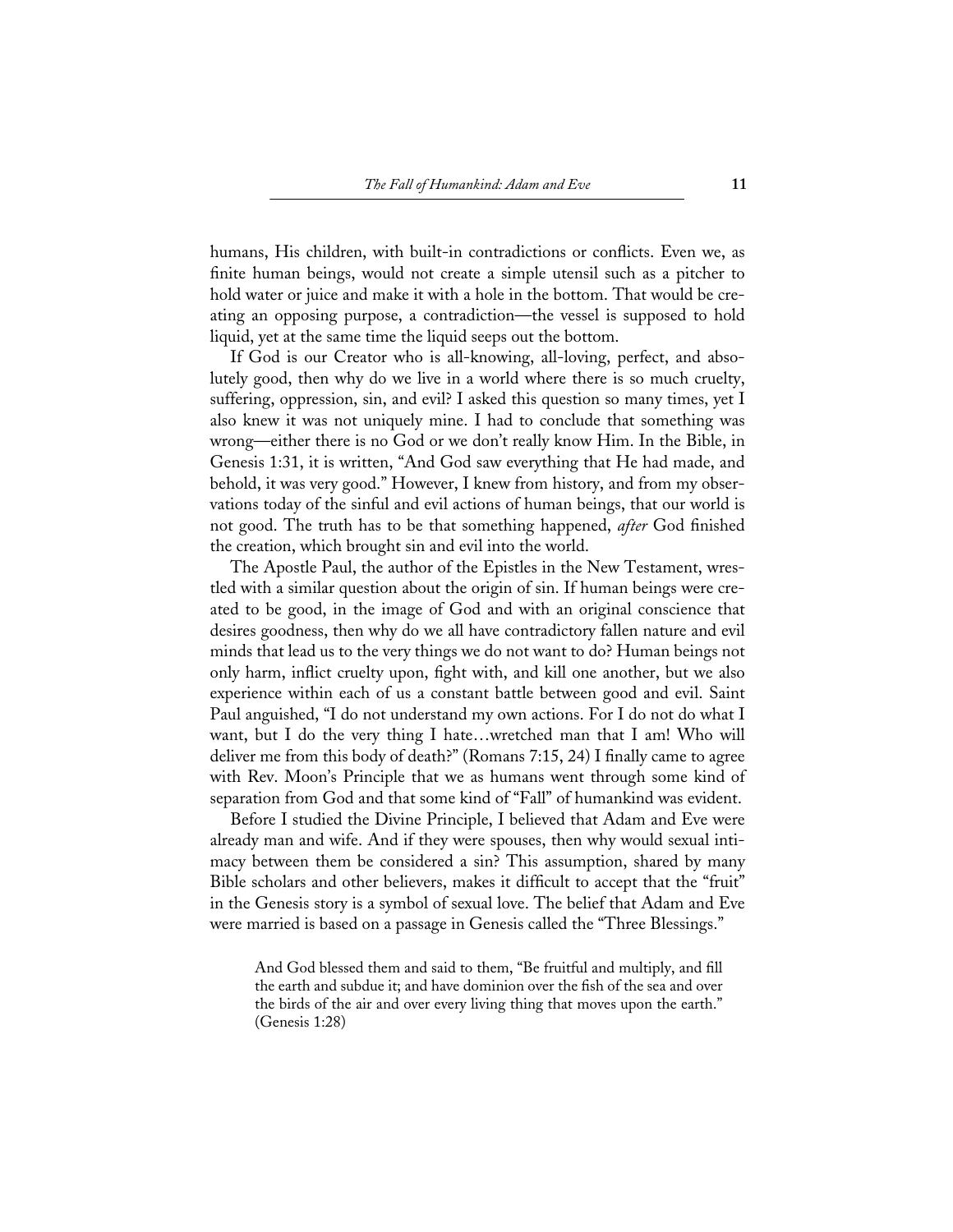humans, His children, with built-in contradictions or conflicts. Even we, as finite human beings, would not create a simple utensil such as a pitcher to hold water or juice and make it with a hole in the bottom. That would be creating an opposing purpose, a contradiction—the vessel is supposed to hold liquid, yet at the same time the liquid seeps out the bottom.

If God is our Creator who is all-knowing, all-loving, perfect, and absolutely good, then why do we live in a world where there is so much cruelty, suffering, oppression, sin, and evil? I asked this question so many times, yet I also knew it was not uniquely mine. I had to conclude that something was wrong—either there is no God or we don't really know Him. In the Bible, in Genesis 1:31, it is written, "And God saw everything that He had made, and behold, it was very good." However, I knew from history, and from my observations today of the sinful and evil actions of human beings, that our world is not good. The truth has to be that something happened, *after* God finished the creation, which brought sin and evil into the world.

The Apostle Paul, the author of the Epistles in the New Testament, wrestled with a similar question about the origin of sin. If human beings were created to be good, in the image of God and with an original conscience that desires goodness, then why do we all have contradictory fallen nature and evil minds that lead us to the very things we do not want to do? Human beings not only harm, inflict cruelty upon, fight with, and kill one another, but we also experience within each of us a constant battle between good and evil. Saint Paul anguished, "I do not understand my own actions. For I do not do what I want, but I do the very thing I hate…wretched man that I am! Who will deliver me from this body of death?" (Romans 7:15, 24) I finally came to agree with Rev. Moon's Principle that we as humans went through some kind of separation from God and that some kind of "Fall" of humankind was evident.

Before I studied the Divine Principle, I believed that Adam and Eve were already man and wife. And if they were spouses, then why would sexual intimacy between them be considered a sin? This assumption, shared by many Bible scholars and other believers, makes it difficult to accept that the "fruit" in the Genesis story is a symbol of sexual love. The belief that Adam and Eve were married is based on a passage in Genesis called the "Three Blessings."

> And God blessed them and said to them, "Be fruitful and multiply, and fill the earth and subdue it; and have dominion over the fish of the sea and over the birds of the air and over every living thing that moves upon the earth." (Genesis 1:28)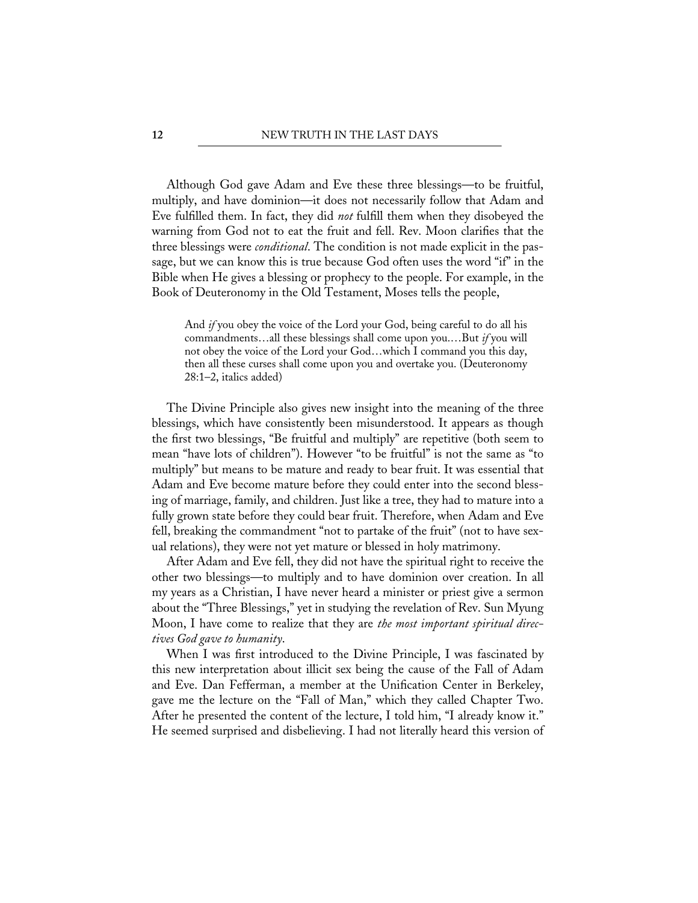Although God gave Adam and Eve these three blessings—to be fruitful, multiply, and have dominion—it does not necessarily follow that Adam and Eve fulfilled them. In fact, they did *not* fulfill them when they disobeyed the warning from God not to eat the fruit and fell. Rev. Moon clarifies that the three blessings were *conditional*. The condition is not made explicit in the passage, but we can know this is true because God often uses the word "if" in the Bible when He gives a blessing or prophecy to the people. For example, in the Book of Deuteronomy in the Old Testament, Moses tells the people,

> And *if* you obey the voice of the Lord your God, being careful to do all his commandments…all these blessings shall come upon you.…But *if* you will not obey the voice of the Lord your God…which I command you this day, then all these curses shall come upon you and overtake you. (Deuteronomy 28:1–2, italics added)

The Divine Principle also gives new insight into the meaning of the three blessings, which have consistently been misunderstood. It appears as though the first two blessings, "Be fruitful and multiply" are repetitive (both seem to mean "have lots of children"). However "to be fruitful" is not the same as "to multiply" but means to be mature and ready to bear fruit. It was essential that Adam and Eve become mature before they could enter into the second blessing of marriage, family, and children. Just like a tree, they had to mature into a fully grown state before they could bear fruit. Therefore, when Adam and Eve fell, breaking the commandment "not to partake of the fruit" (not to have sexual relations), they were not yet mature or blessed in holy matrimony.

After Adam and Eve fell, they did not have the spiritual right to receive the other two blessings—to multiply and to have dominion over creation. In all my years as a Christian, I have never heard a minister or priest give a sermon about the "Three Blessings," yet in studying the revelation of Rev. Sun Myung Moon, I have come to realize that they are *the most important spiritual directives God gave to humanity*.

When I was first introduced to the Divine Principle, I was fascinated by this new interpretation about illicit sex being the cause of the Fall of Adam and Eve. Dan Fefferman, a member at the Unification Center in Berkeley, gave me the lecture on the "Fall of Man," which they called Chapter Two. After he presented the content of the lecture, I told him, "I already know it." He seemed surprised and disbelieving. I had not literally heard this version of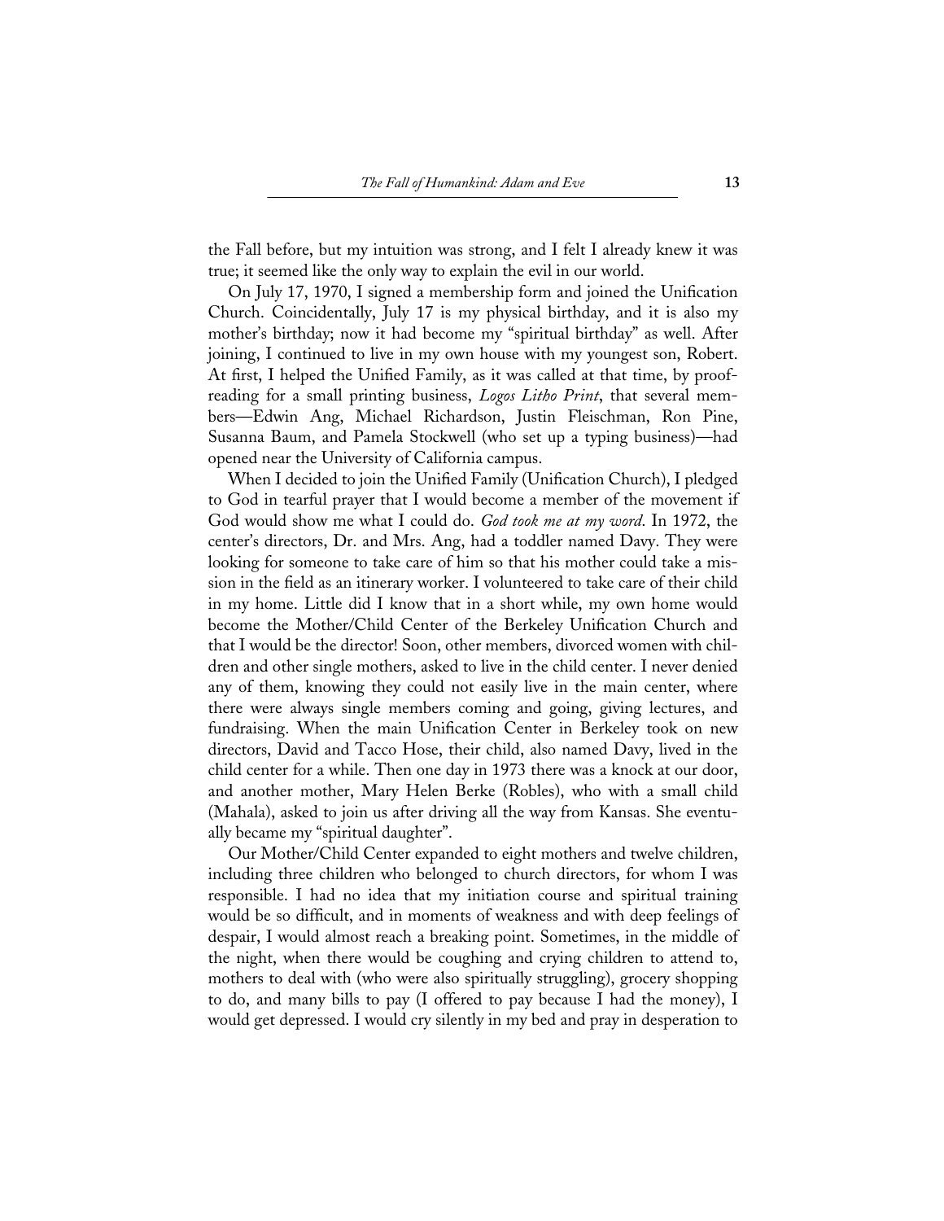the Fall before, but my intuition was strong, and I felt I already knew it was true; it seemed like the only way to explain the evil in our world.

On July 17, 1970, I signed a membership form and joined the Unification Church. Coincidentally, July 17 is my physical birthday, and it is also my mother's birthday; now it had become my "spiritual birthday" as well. After joining, I continued to live in my own house with my youngest son, Robert. At first, I helped the Unified Family, as it was called at that time, by proofreading for a small printing business, *Logos Litho Print*, that several members—Edwin Ang, Michael Richardson, Justin Fleischman, Ron Pine, Susanna Baum, and Pamela Stockwell (who set up a typing business)—had opened near the University of California campus.

When I decided to join the Unified Family (Unification Church), I pledged to God in tearful prayer that I would become a member of the movement if God would show me what I could do. *God took me at my word*. In 1972, the center's directors, Dr. and Mrs. Ang, had a toddler named Davy. They were looking for someone to take care of him so that his mother could take a mission in the field as an itinerary worker. I volunteered to take care of their child in my home. Little did I know that in a short while, my own home would become the Mother/Child Center of the Berkeley Unification Church and that I would be the director! Soon, other members, divorced women with children and other single mothers, asked to live in the child center. I never denied any of them, knowing they could not easily live in the main center, where there were always single members coming and going, giving lectures, and fundraising. When the main Unification Center in Berkeley took on new directors, David and Tacco Hose, their child, also named Davy, lived in the child center for a while. Then one day in 1973 there was a knock at our door, and another mother, Mary Helen Berke (Robles), who with a small child (Mahala), asked to join us after driving all the way from Kansas. She eventually became my "spiritual daughter".

Our Mother/Child Center expanded to eight mothers and twelve children, including three children who belonged to church directors, for whom I was responsible. I had no idea that my initiation course and spiritual training would be so difficult, and in moments of weakness and with deep feelings of despair, I would almost reach a breaking point. Sometimes, in the middle of the night, when there would be coughing and crying children to attend to, mothers to deal with (who were also spiritually struggling), grocery shopping to do, and many bills to pay (I offered to pay because I had the money), I would get depressed. I would cry silently in my bed and pray in desperation to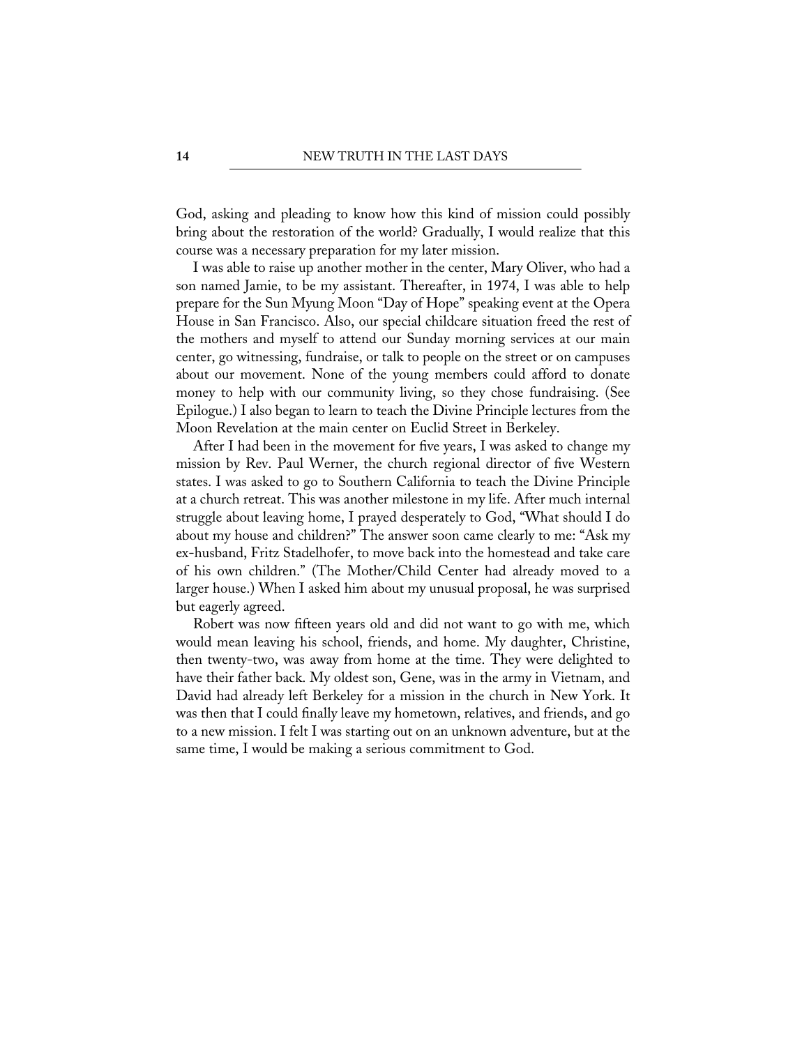God, asking and pleading to know how this kind of mission could possibly bring about the restoration of the world? Gradually, I would realize that this course was a necessary preparation for my later mission.

I was able to raise up another mother in the center, Mary Oliver, who had a son named Jamie, to be my assistant. Thereafter, in 1974, I was able to help prepare for the Sun Myung Moon "Day of Hope" speaking event at the Opera House in San Francisco. Also, our special childcare situation freed the rest of the mothers and myself to attend our Sunday morning services at our main center, go witnessing, fundraise, or talk to people on the street or on campuses about our movement. None of the young members could afford to donate money to help with our community living, so they chose fundraising. (See Epilogue.) I also began to learn to teach the Divine Principle lectures from the Moon Revelation at the main center on Euclid Street in Berkeley.

After I had been in the movement for five years, I was asked to change my mission by Rev. Paul Werner, the church regional director of five Western states. I was asked to go to Southern California to teach the Divine Principle at a church retreat. This was another milestone in my life. After much internal struggle about leaving home, I prayed desperately to God, "What should I do about my house and children?" The answer soon came clearly to me: "Ask my ex-husband, Fritz Stadelhofer, to move back into the homestead and take care of his own children." (The Mother/Child Center had already moved to a larger house.) When I asked him about my unusual proposal, he was surprised but eagerly agreed.

Robert was now fifteen years old and did not want to go with me, which would mean leaving his school, friends, and home. My daughter, Christine, then twenty-two, was away from home at the time. They were delighted to have their father back. My oldest son, Gene, was in the army in Vietnam, and David had already left Berkeley for a mission in the church in New York. It was then that I could finally leave my hometown, relatives, and friends, and go to a new mission. I felt I was starting out on an unknown adventure, but at the same time, I would be making a serious commitment to God.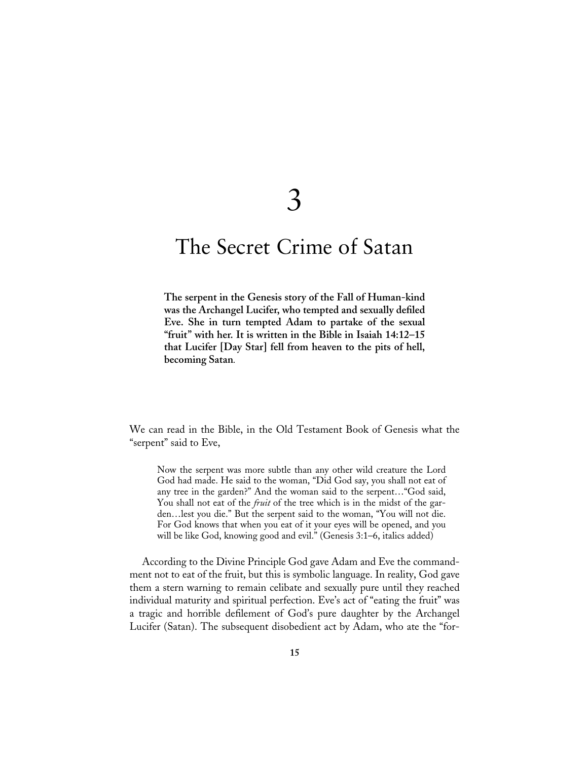# 3

# The Secret Crime of Satan

**The serpent in the Genesis story of the Fall of Human-kind was the Archangel Lucifer, who tempted and sexually defiled Eve. She in turn tempted Adam to partake of the sexual "fruit" with her. It is written in the Bible in Isaiah 14:12–15 that Lucifer [Day Star] fell from heaven to the pits of hell, becoming Satan.**

We can read in the Bible, in the Old Testament Book of Genesis what the "serpent" said to Eve,

> Now the serpent was more subtle than any other wild creature the Lord God had made. He said to the woman, "Did God say, you shall not eat of any tree in the garden?" And the woman said to the serpent…"God said, You shall not eat of the *fruit* of the tree which is in the midst of the garden…lest you die." But the serpent said to the woman, "You will not die. For God knows that when you eat of it your eyes will be opened, and you will be like God, knowing good and evil." (Genesis 3:1–6, italics added)

According to the Divine Principle God gave Adam and Eve the commandment not to eat of the fruit, but this is symbolic language. In reality, God gave them a stern warning to remain celibate and sexually pure until they reached individual maturity and spiritual perfection. Eve's act of "eating the fruit" was a tragic and horrible defilement of God's pure daughter by the Archangel Lucifer (Satan). The subsequent disobedient act by Adam, who ate the "for-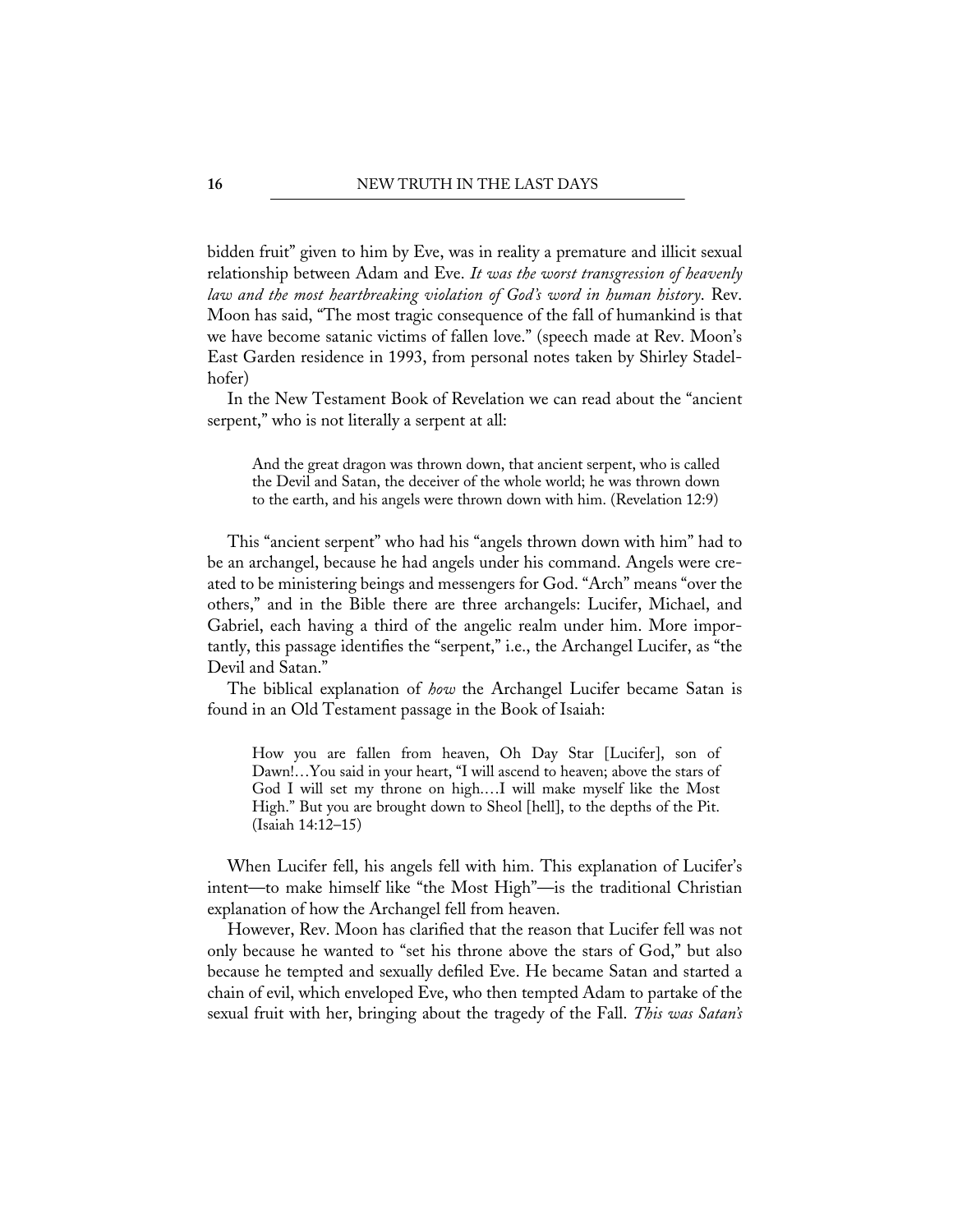bidden fruit" given to him by Eve, was in reality a premature and illicit sexual relationship between Adam and Eve. *It was the worst transgression of heavenly law and the most heartbreaking violation of God's word in human history.* Rev. Moon has said, "The most tragic consequence of the fall of humankind is that we have become satanic victims of fallen love." (speech made at Rev. Moon's East Garden residence in 1993, from personal notes taken by Shirley Stadelhofer)

In the New Testament Book of Revelation we can read about the "ancient serpent," who is not literally a serpent at all:

> And the great dragon was thrown down, that ancient serpent, who is called the Devil and Satan, the deceiver of the whole world; he was thrown down to the earth, and his angels were thrown down with him. (Revelation 12:9)

This "ancient serpent" who had his "angels thrown down with him" had to be an archangel, because he had angels under his command. Angels were created to be ministering beings and messengers for God. "Arch" means "over the others," and in the Bible there are three archangels: Lucifer, Michael, and Gabriel, each having a third of the angelic realm under him. More importantly, this passage identifies the "serpent," i.e., the Archangel Lucifer, as "the Devil and Satan."

The biblical explanation of *how* the Archangel Lucifer became Satan is found in an Old Testament passage in the Book of Isaiah:

> How you are fallen from heaven, Oh Day Star [Lucifer], son of Dawn!…You said in your heart, "I will ascend to heaven; above the stars of God I will set my throne on high.…I will make myself like the Most High." But you are brought down to Sheol [hell], to the depths of the Pit. (Isaiah 14:12–15)

When Lucifer fell, his angels fell with him. This explanation of Lucifer's intent—to make himself like "the Most High"—is the traditional Christian explanation of how the Archangel fell from heaven.

However, Rev. Moon has clarified that the reason that Lucifer fell was not only because he wanted to "set his throne above the stars of God," but also because he tempted and sexually defiled Eve. He became Satan and started a chain of evil, which enveloped Eve, who then tempted Adam to partake of the sexual fruit with her, bringing about the tragedy of the Fall. *This was Satan's*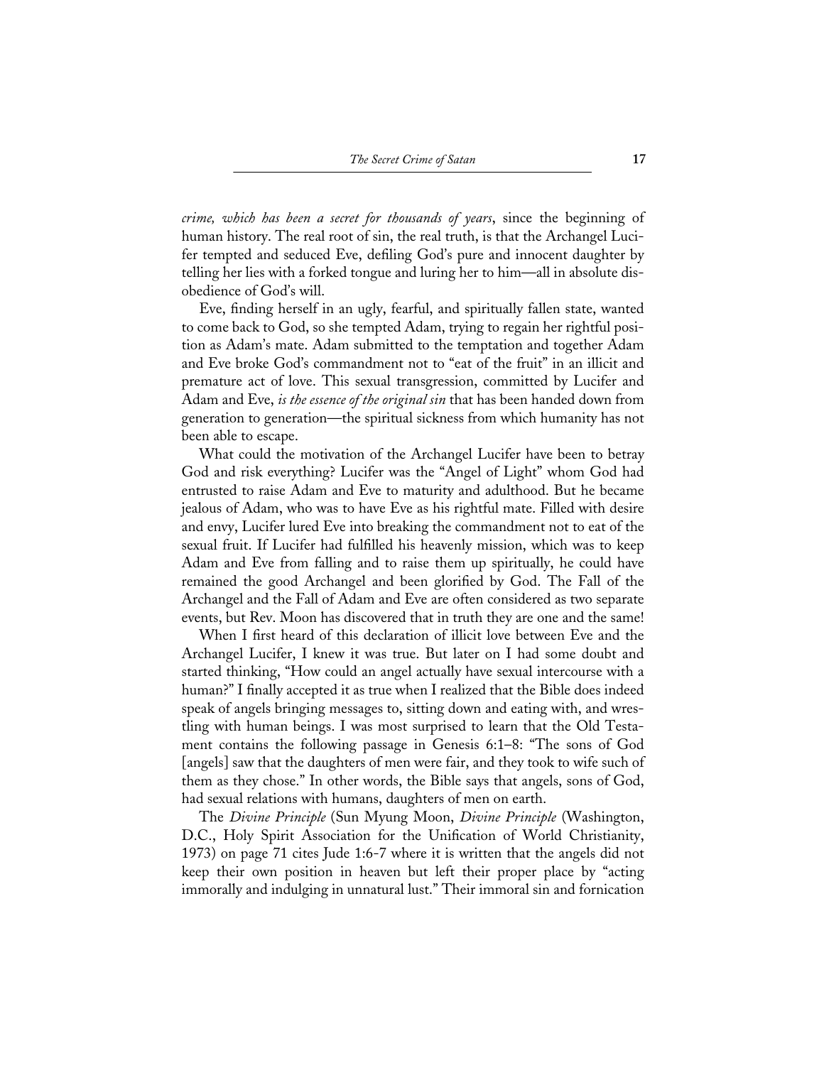*crime, which has been a secret for thousands of years*, since the beginning of human history. The real root of sin, the real truth, is that the Archangel Lucifer tempted and seduced Eve, defiling God's pure and innocent daughter by telling her lies with a forked tongue and luring her to him—all in absolute disobedience of God's will.

Eve, finding herself in an ugly, fearful, and spiritually fallen state, wanted to come back to God, so she tempted Adam, trying to regain her rightful position as Adam's mate. Adam submitted to the temptation and together Adam and Eve broke God's commandment not to "eat of the fruit" in an illicit and premature act of love. This sexual transgression, committed by Lucifer and Adam and Eve, *is the essence of the original sin* that has been handed down from generation to generation—the spiritual sickness from which humanity has not been able to escape.

What could the motivation of the Archangel Lucifer have been to betray God and risk everything? Lucifer was the "Angel of Light" whom God had entrusted to raise Adam and Eve to maturity and adulthood. But he became jealous of Adam, who was to have Eve as his rightful mate. Filled with desire and envy, Lucifer lured Eve into breaking the commandment not to eat of the sexual fruit. If Lucifer had fulfilled his heavenly mission, which was to keep Adam and Eve from falling and to raise them up spiritually, he could have remained the good Archangel and been glorified by God. The Fall of the Archangel and the Fall of Adam and Eve are often considered as two separate events, but Rev. Moon has discovered that in truth they are one and the same!

When I first heard of this declaration of illicit love between Eve and the Archangel Lucifer, I knew it was true. But later on I had some doubt and started thinking, "How could an angel actually have sexual intercourse with a human?" I finally accepted it as true when I realized that the Bible does indeed speak of angels bringing messages to, sitting down and eating with, and wrestling with human beings. I was most surprised to learn that the Old Testament contains the following passage in Genesis 6:1–8: "The sons of God [angels] saw that the daughters of men were fair, and they took to wife such of them as they chose." In other words, the Bible says that angels, sons of God, had sexual relations with humans, daughters of men on earth.

The *Divine Principle* (Sun Myung Moon, *Divine Principle* (Washington, D.C., Holy Spirit Association for the Unification of World Christianity, 1973) on page 71 cites Jude 1:6-7 where it is written that the angels did not keep their own position in heaven but left their proper place by "acting immorally and indulging in unnatural lust." Their immoral sin and fornication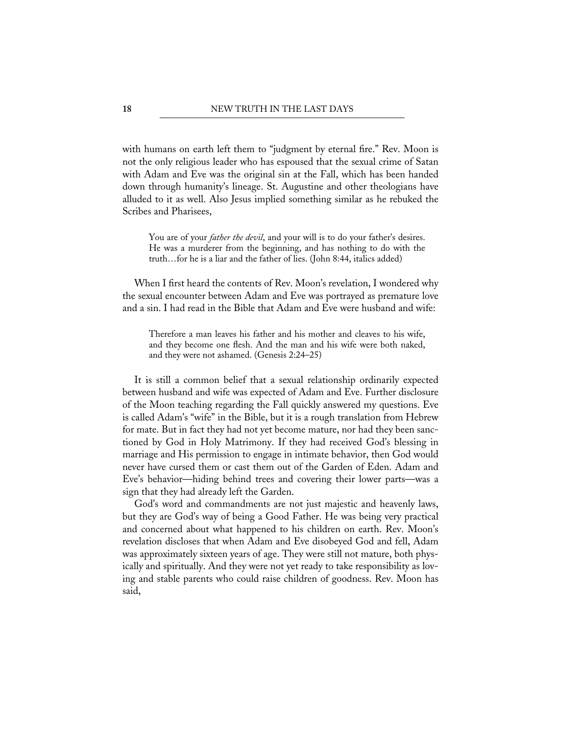with humans on earth left them to "judgment by eternal fire." Rev. Moon is not the only religious leader who has espoused that the sexual crime of Satan with Adam and Eve was the original sin at the Fall, which has been handed down through humanity's lineage. St. Augustine and other theologians have alluded to it as well. Also Jesus implied something similar as he rebuked the Scribes and Pharisees,

> You are of your *father the devil*, and your will is to do your father's desires. He was a murderer from the beginning, and has nothing to do with the truth…for he is a liar and the father of lies. (John 8:44, italics added)

When I first heard the contents of Rev. Moon's revelation, I wondered why the sexual encounter between Adam and Eve was portrayed as premature love and a sin. I had read in the Bible that Adam and Eve were husband and wife:

> Therefore a man leaves his father and his mother and cleaves to his wife, and they become one flesh. And the man and his wife were both naked, and they were not ashamed. (Genesis 2:24–25)

It is still a common belief that a sexual relationship ordinarily expected between husband and wife was expected of Adam and Eve. Further disclosure of the Moon teaching regarding the Fall quickly answered my questions. Eve is called Adam's "wife" in the Bible, but it is a rough translation from Hebrew for mate. But in fact they had not yet become mature, nor had they been sanctioned by God in Holy Matrimony. If they had received God's blessing in marriage and His permission to engage in intimate behavior, then God would never have cursed them or cast them out of the Garden of Eden. Adam and Eve's behavior—hiding behind trees and covering their lower parts—was a sign that they had already left the Garden.

God's word and commandments are not just majestic and heavenly laws, but they are God's way of being a Good Father. He was being very practical and concerned about what happened to his children on earth. Rev. Moon's revelation discloses that when Adam and Eve disobeyed God and fell, Adam was approximately sixteen years of age. They were still not mature, both physically and spiritually. And they were not yet ready to take responsibility as loving and stable parents who could raise children of goodness. Rev. Moon has said,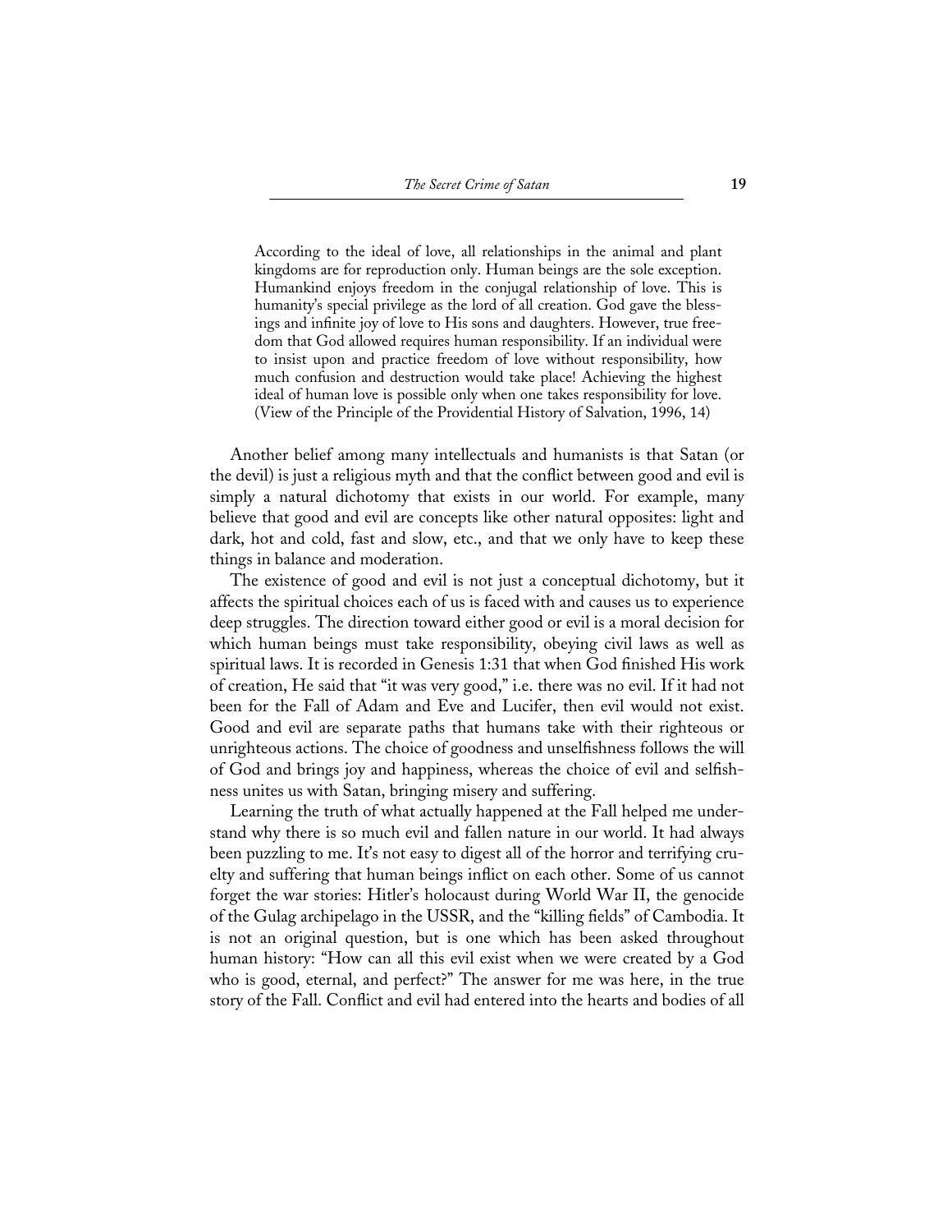> According to the ideal of love, all relationships in the animal and plant kingdoms are for reproduction only. Human beings are the sole exception. Humankind enjoys freedom in the conjugal relationship of love. This is humanity's special privilege as the lord of all creation. God gave the blessings and infinite joy of love to His sons and daughters. However, true freedom that God allowed requires human responsibility. If an individual were to insist upon and practice freedom of love without responsibility, how much confusion and destruction would take place! Achieving the highest ideal of human love is possible only when one takes responsibility for love. (View of the Principle of the Providential History of Salvation, 1996, 14)

Another belief among many intellectuals and humanists is that Satan (or the devil) is just a religious myth and that the conflict between good and evil is simply a natural dichotomy that exists in our world. For example, many believe that good and evil are concepts like other natural opposites: light and dark, hot and cold, fast and slow, etc., and that we only have to keep these things in balance and moderation.

The existence of good and evil is not just a conceptual dichotomy, but it affects the spiritual choices each of us is faced with and causes us to experience deep struggles. The direction toward either good or evil is a moral decision for which human beings must take responsibility, obeying civil laws as well as spiritual laws. It is recorded in Genesis 1:31 that when God finished His work of creation, He said that "it was very good," i.e. there was no evil. If it had not been for the Fall of Adam and Eve and Lucifer, then evil would not exist. Good and evil are separate paths that humans take with their righteous or unrighteous actions. The choice of goodness and unselfishness follows the will of God and brings joy and happiness, whereas the choice of evil and selfishness unites us with Satan, bringing misery and suffering.

Learning the truth of what actually happened at the Fall helped me understand why there is so much evil and fallen nature in our world. It had always been puzzling to me. It's not easy to digest all of the horror and terrifying cruelty and suffering that human beings inflict on each other. Some of us cannot forget the war stories: Hitler's holocaust during World War II, the genocide of the Gulag archipelago in the USSR, and the "killing fields" of Cambodia. It is not an original question, but is one which has been asked throughout human history: "How can all this evil exist when we were created by a God who is good, eternal, and perfect?" The answer for me was here, in the true story of the Fall. Conflict and evil had entered into the hearts and bodies of all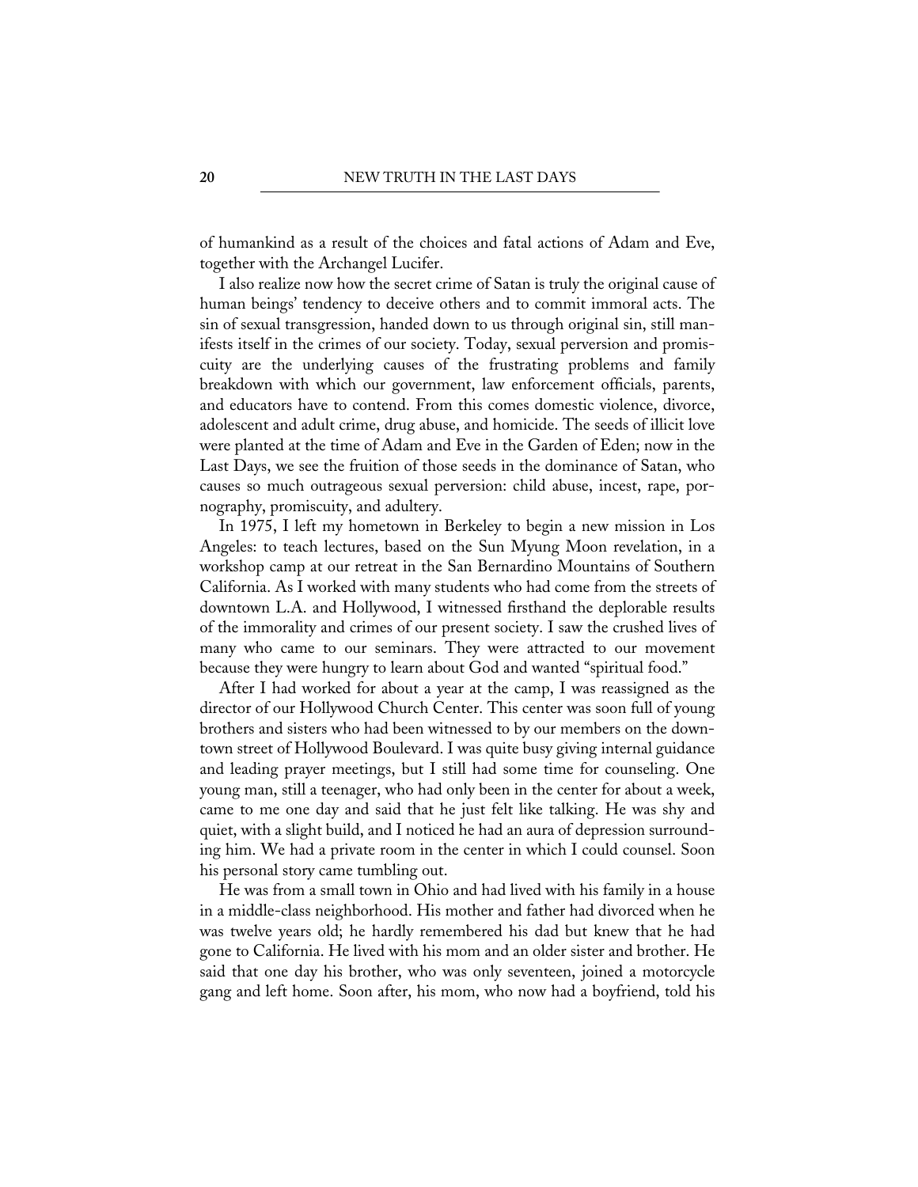of humankind as a result of the choices and fatal actions of Adam and Eve, together with the Archangel Lucifer.

I also realize now how the secret crime of Satan is truly the original cause of human beings' tendency to deceive others and to commit immoral acts. The sin of sexual transgression, handed down to us through original sin, still manifests itself in the crimes of our society. Today, sexual perversion and promiscuity are the underlying causes of the frustrating problems and family breakdown with which our government, law enforcement officials, parents, and educators have to contend. From this comes domestic violence, divorce, adolescent and adult crime, drug abuse, and homicide. The seeds of illicit love were planted at the time of Adam and Eve in the Garden of Eden; now in the Last Days, we see the fruition of those seeds in the dominance of Satan, who causes so much outrageous sexual perversion: child abuse, incest, rape, pornography, promiscuity, and adultery.

In 1975, I left my hometown in Berkeley to begin a new mission in Los Angeles: to teach lectures, based on the Sun Myung Moon revelation, in a workshop camp at our retreat in the San Bernardino Mountains of Southern California. As I worked with many students who had come from the streets of downtown L.A. and Hollywood, I witnessed firsthand the deplorable results of the immorality and crimes of our present society. I saw the crushed lives of many who came to our seminars. They were attracted to our movement because they were hungry to learn about God and wanted "spiritual food."

After I had worked for about a year at the camp, I was reassigned as the director of our Hollywood Church Center. This center was soon full of young brothers and sisters who had been witnessed to by our members on the downtown street of Hollywood Boulevard. I was quite busy giving internal guidance and leading prayer meetings, but I still had some time for counseling. One young man, still a teenager, who had only been in the center for about a week, came to me one day and said that he just felt like talking. He was shy and quiet, with a slight build, and I noticed he had an aura of depression surrounding him. We had a private room in the center in which I could counsel. Soon his personal story came tumbling out.

He was from a small town in Ohio and had lived with his family in a house in a middle-class neighborhood. His mother and father had divorced when he was twelve years old; he hardly remembered his dad but knew that he had gone to California. He lived with his mom and an older sister and brother. He said that one day his brother, who was only seventeen, joined a motorcycle gang and left home. Soon after, his mom, who now had a boyfriend, told his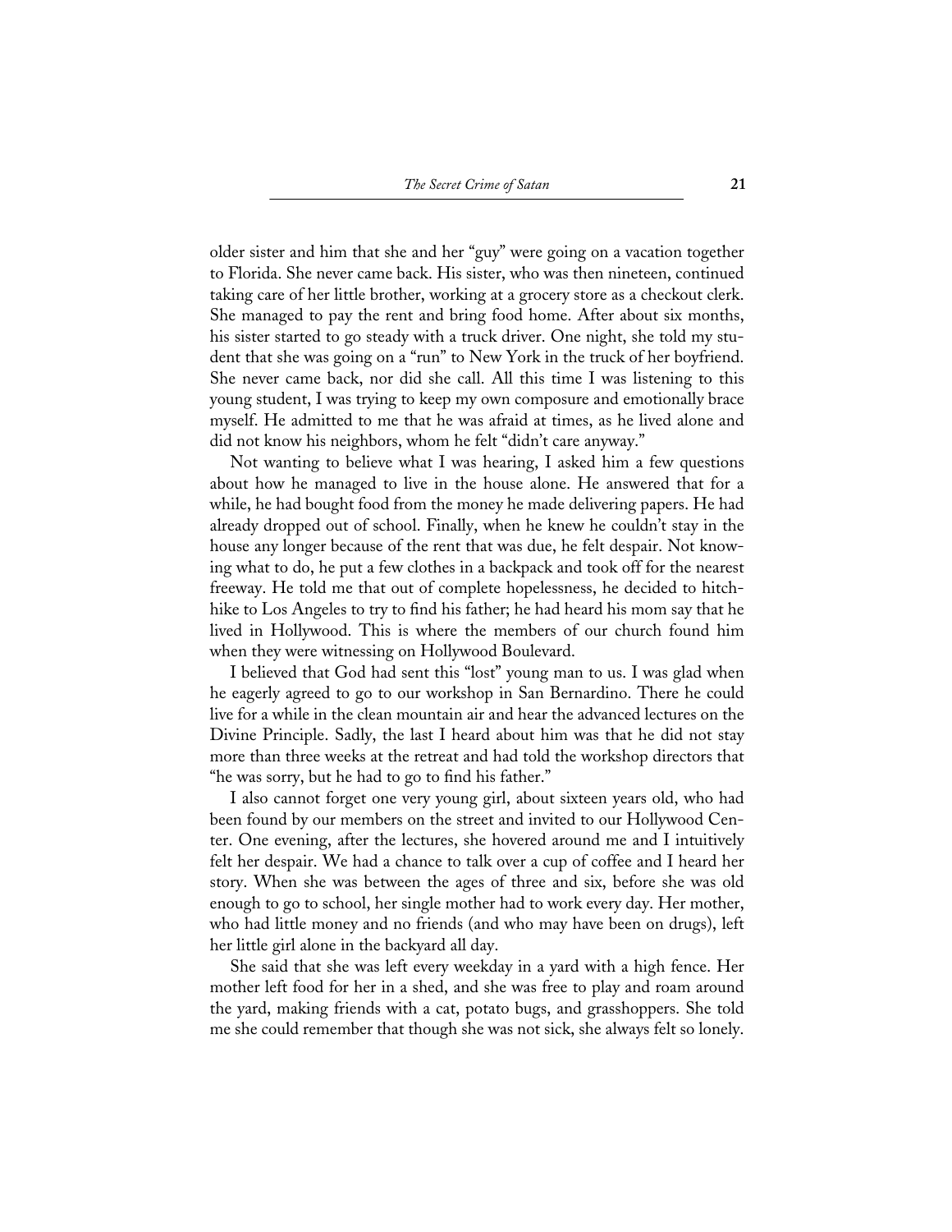older sister and him that she and her "guy" were going on a vacation together to Florida. She never came back. His sister, who was then nineteen, continued taking care of her little brother, working at a grocery store as a checkout clerk. She managed to pay the rent and bring food home. After about six months, his sister started to go steady with a truck driver. One night, she told my student that she was going on a "run" to New York in the truck of her boyfriend. She never came back, nor did she call. All this time I was listening to this young student, I was trying to keep my own composure and emotionally brace myself. He admitted to me that he was afraid at times, as he lived alone and did not know his neighbors, whom he felt "didn't care anyway."

Not wanting to believe what I was hearing, I asked him a few questions about how he managed to live in the house alone. He answered that for a while, he had bought food from the money he made delivering papers. He had already dropped out of school. Finally, when he knew he couldn't stay in the house any longer because of the rent that was due, he felt despair. Not knowing what to do, he put a few clothes in a backpack and took off for the nearest freeway. He told me that out of complete hopelessness, he decided to hitchhike to Los Angeles to try to find his father; he had heard his mom say that he lived in Hollywood. This is where the members of our church found him when they were witnessing on Hollywood Boulevard.

I believed that God had sent this "lost" young man to us. I was glad when he eagerly agreed to go to our workshop in San Bernardino. There he could live for a while in the clean mountain air and hear the advanced lectures on the Divine Principle. Sadly, the last I heard about him was that he did not stay more than three weeks at the retreat and had told the workshop directors that "he was sorry, but he had to go to find his father."

I also cannot forget one very young girl, about sixteen years old, who had been found by our members on the street and invited to our Hollywood Center. One evening, after the lectures, she hovered around me and I intuitively felt her despair. We had a chance to talk over a cup of coffee and I heard her story. When she was between the ages of three and six, before she was old enough to go to school, her single mother had to work every day. Her mother, who had little money and no friends (and who may have been on drugs), left her little girl alone in the backyard all day.

She said that she was left every weekday in a yard with a high fence. Her mother left food for her in a shed, and she was free to play and roam around the yard, making friends with a cat, potato bugs, and grasshoppers. She told me she could remember that though she was not sick, she always felt so lonely.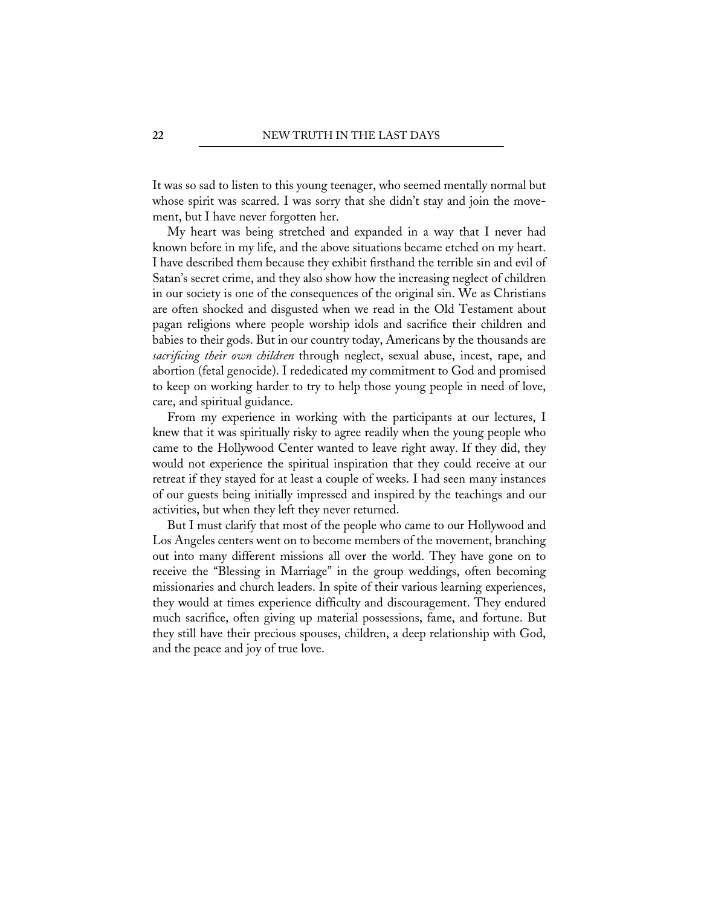It was so sad to listen to this young teenager, who seemed mentally normal but whose spirit was scarred. I was sorry that she didn't stay and join the movement, but I have never forgotten her.

My heart was being stretched and expanded in a way that I never had known before in my life, and the above situations became etched on my heart. I have described them because they exhibit firsthand the terrible sin and evil of Satan's secret crime, and they also show how the increasing neglect of children in our society is one of the consequences of the original sin. We as Christians are often shocked and disgusted when we read in the Old Testament about pagan religions where people worship idols and sacrifice their children and babies to their gods. But in our country today, Americans by the thousands are *sacrificing their own children* through neglect, sexual abuse, incest, rape, and abortion (fetal genocide). I rededicated my commitment to God and promised to keep on working harder to try to help those young people in need of love, care, and spiritual guidance.

From my experience in working with the participants at our lectures, I knew that it was spiritually risky to agree readily when the young people who came to the Hollywood Center wanted to leave right away. If they did, they would not experience the spiritual inspiration that they could receive at our retreat if they stayed for at least a couple of weeks. I had seen many instances of our guests being initially impressed and inspired by the teachings and our activities, but when they left they never returned.

But I must clarify that most of the people who came to our Hollywood and Los Angeles centers went on to become members of the movement, branching out into many different missions all over the world. They have gone on to receive the "Blessing in Marriage" in the group weddings, often becoming missionaries and church leaders. In spite of their various learning experiences, they would at times experience difficulty and discouragement. They endured much sacrifice, often giving up material possessions, fame, and fortune. But they still have their precious spouses, children, a deep relationship with God, and the peace and joy of true love.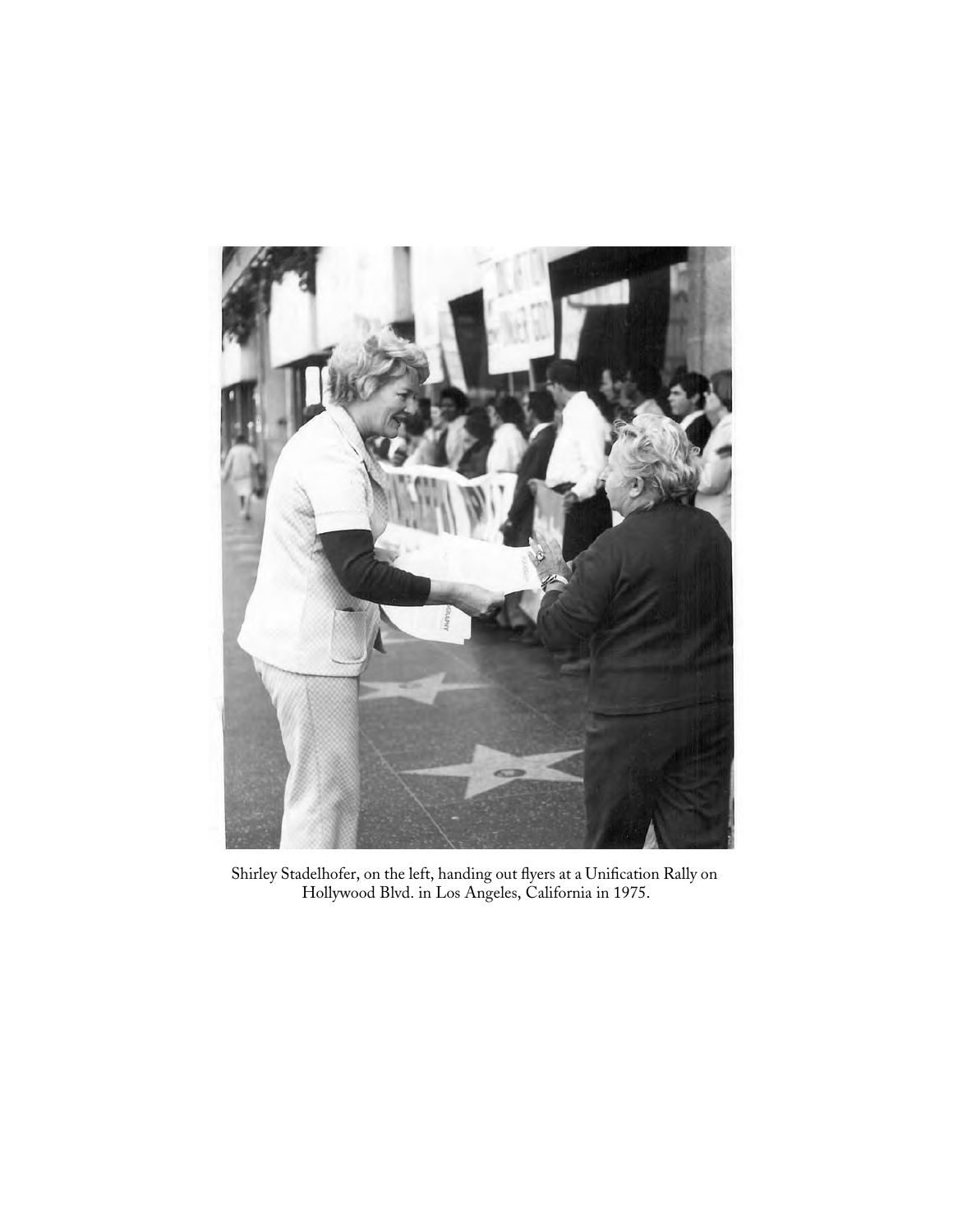Shirley Stadelhofer, on the left, handing out flyers at a Unification Rally on Hollywood Blvd. in Los Angeles, California in 1975.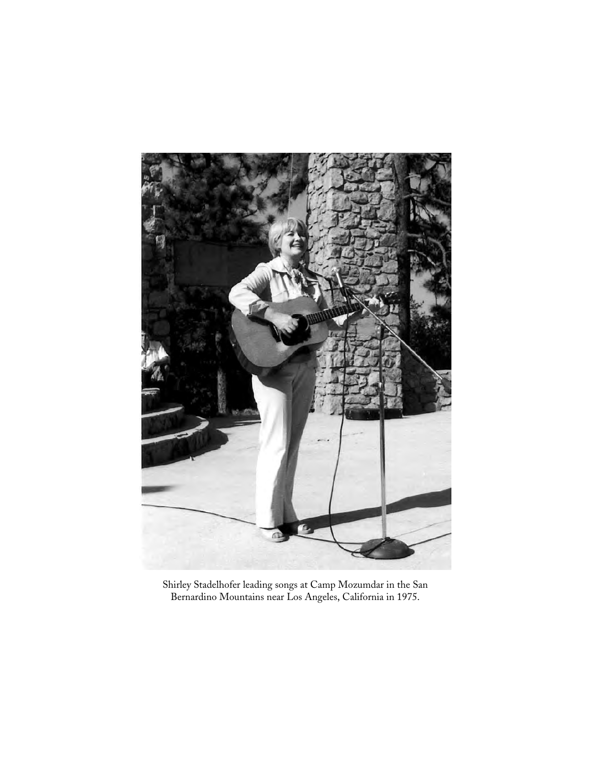Shirley Stadelhofer leading songs at Camp Mozumdar in the San Bernardino Mountains near Los Angeles, California in 1975.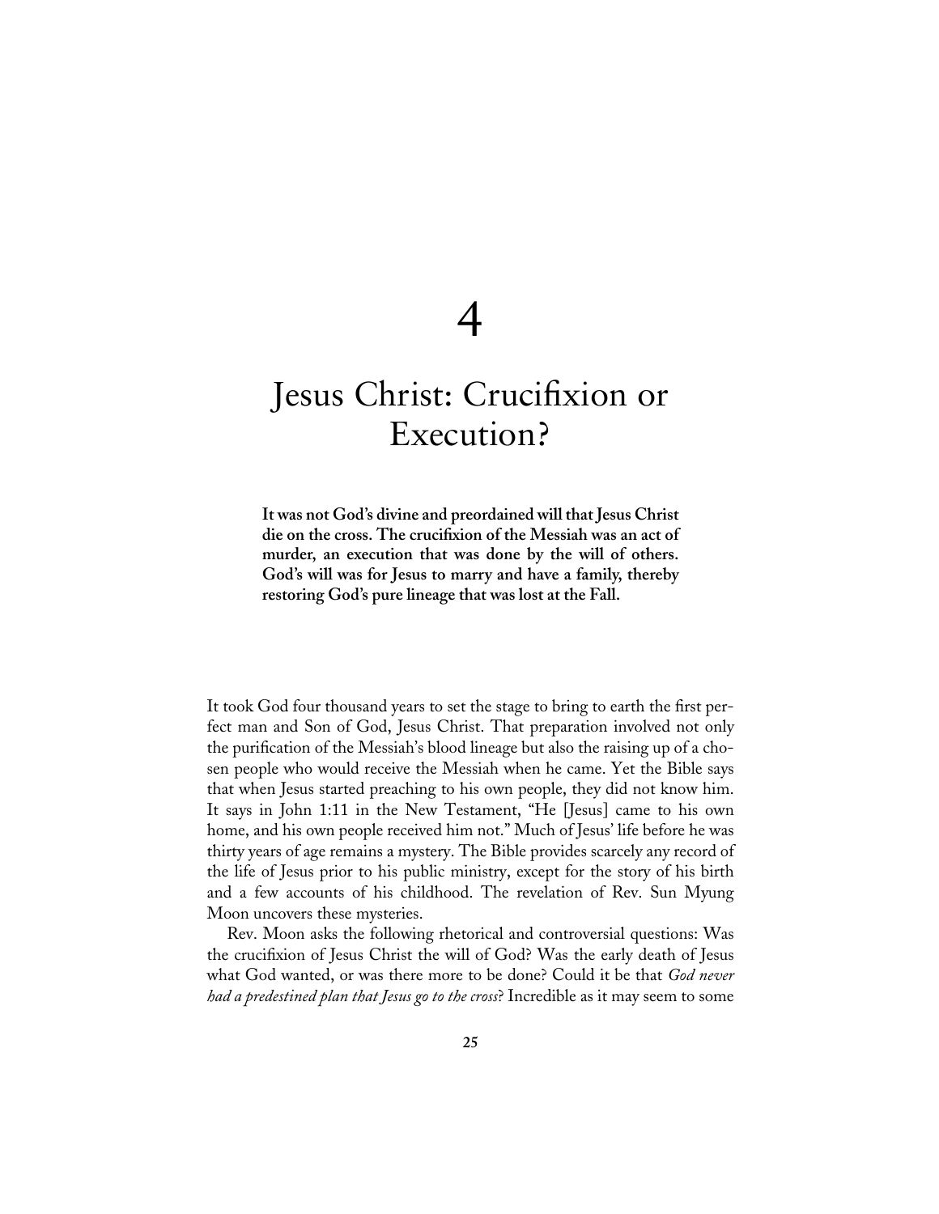# 4

# Jesus Christ: Crucifixion or Execution?

**It was not God's divine and preordained will that Jesus Christ die on the cross. The crucifixion of the Messiah was an act of murder, an execution that was done by the will of others. God's will was for Jesus to marry and have a family, thereby restoring God's pure lineage that was lost at the Fall.**

It took God four thousand years to set the stage to bring to earth the first perfect man and Son of God, Jesus Christ. That preparation involved not only the purification of the Messiah's blood lineage but also the raising up of a chosen people who would receive the Messiah when he came. Yet the Bible says that when Jesus started preaching to his own people, they did not know him. It says in John 1:11 in the New Testament, "He [Jesus] came to his own home, and his own people received him not." Much of Jesus' life before he was thirty years of age remains a mystery. The Bible provides scarcely any record of the life of Jesus prior to his public ministry, except for the story of his birth and a few accounts of his childhood. The revelation of Rev. Sun Myung Moon uncovers these mysteries.

Rev. Moon asks the following rhetorical and controversial questions: Was the crucifixion of Jesus Christ the will of God? Was the early death of Jesus what God wanted, or was there more to be done? Could it be that *God never had a predestined plan that Jesus go to the cross*? Incredible as it may seem to some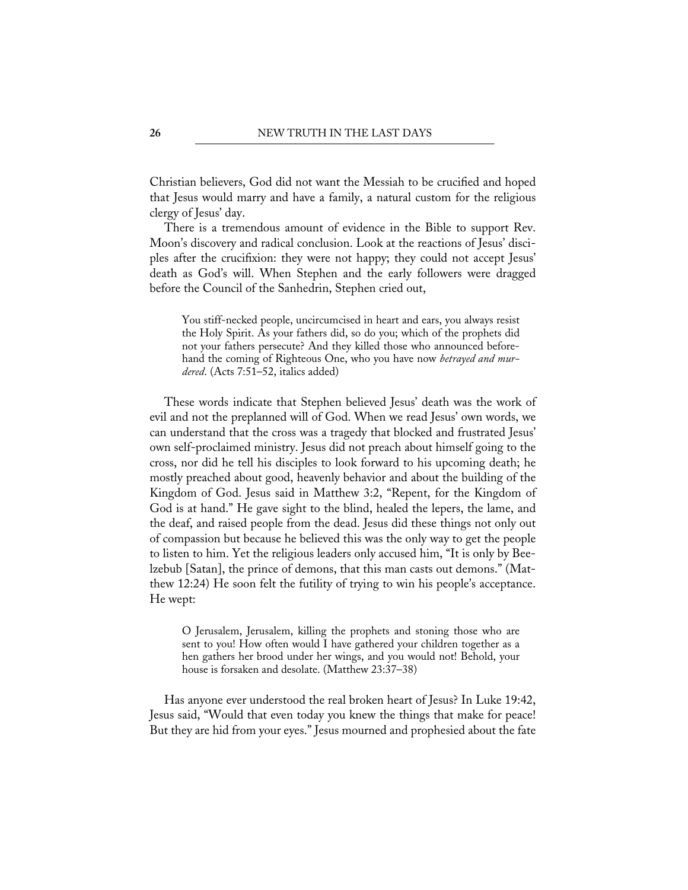Christian believers, God did not want the Messiah to be crucified and hoped that Jesus would marry and have a family, a natural custom for the religious clergy of Jesus' day.

There is a tremendous amount of evidence in the Bible to support Rev. Moon's discovery and radical conclusion. Look at the reactions of Jesus' disciples after the crucifixion: they were not happy; they could not accept Jesus' death as God's will. When Stephen and the early followers were dragged before the Council of the Sanhedrin, Stephen cried out,

> You stiff-necked people, uncircumcised in heart and ears, you always resist the Holy Spirit. As your fathers did, so do you; which of the prophets did not your fathers persecute? And they killed those who announced beforehand the coming of Righteous One, who you have now *betrayed and murdered*. (Acts 7:51–52, italics added)

These words indicate that Stephen believed Jesus' death was the work of evil and not the preplanned will of God. When we read Jesus' own words, we can understand that the cross was a tragedy that blocked and frustrated Jesus' own self-proclaimed ministry. Jesus did not preach about himself going to the cross, nor did he tell his disciples to look forward to his upcoming death; he mostly preached about good, heavenly behavior and about the building of the Kingdom of God. Jesus said in Matthew 3:2, "Repent, for the Kingdom of God is at hand." He gave sight to the blind, healed the lepers, the lame, and the deaf, and raised people from the dead. Jesus did these things not only out of compassion but because he believed this was the only way to get the people to listen to him. Yet the religious leaders only accused him, "It is only by Beelzebub [Satan], the prince of demons, that this man casts out demons." (Matthew 12:24) He soon felt the futility of trying to win his people's acceptance. He wept:

> O Jerusalem, Jerusalem, killing the prophets and stoning those who are sent to you! How often would I have gathered your children together as a hen gathers her brood under her wings, and you would not! Behold, your house is forsaken and desolate. (Matthew 23:37–38)

Has anyone ever understood the real broken heart of Jesus? In Luke 19:42, Jesus said, "Would that even today you knew the things that make for peace! But they are hid from your eyes." Jesus mourned and prophesied about the fate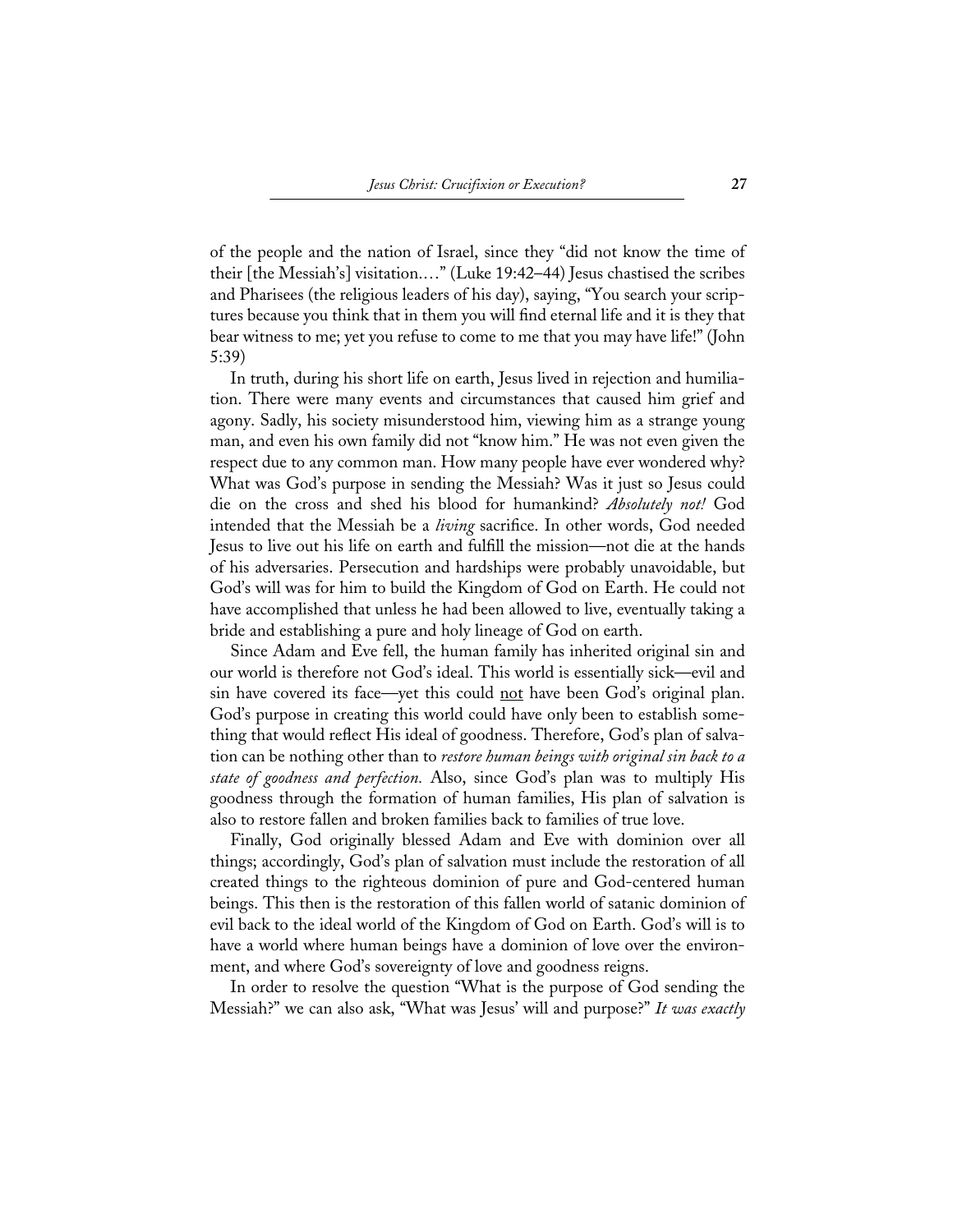of the people and the nation of Israel, since they "did not know the time of their [the Messiah's] visitation.…" (Luke 19:42–44) Jesus chastised the scribes and Pharisees (the religious leaders of his day), saying, "You search your scriptures because you think that in them you will find eternal life and it is they that bear witness to me; yet you refuse to come to me that you may have life!" (John 5:39)

In truth, during his short life on earth, Jesus lived in rejection and humiliation. There were many events and circumstances that caused him grief and agony. Sadly, his society misunderstood him, viewing him as a strange young man, and even his own family did not "know him." He was not even given the respect due to any common man. How many people have ever wondered why? What was God's purpose in sending the Messiah? Was it just so Jesus could die on the cross and shed his blood for humankind? *Absolutely not!* God intended that the Messiah be a *living* sacrifice. In other words, God needed Jesus to live out his life on earth and fulfill the mission—not die at the hands of his adversaries. Persecution and hardships were probably unavoidable, but God's will was for him to build the Kingdom of God on Earth. He could not have accomplished that unless he had been allowed to live, eventually taking a bride and establishing a pure and holy lineage of God on earth.

Since Adam and Eve fell, the human family has inherited original sin and our world is therefore not God's ideal. This world is essentially sick—evil and sin have covered its face—yet this could <u>not</u> have been God's original plan. God's purpose in creating this world could have only been to establish something that would reflect His ideal of goodness. Therefore, God's plan of salvation can be nothing other than to *restore human beings with original sin back to a state of goodness and perfection.* Also, since God's plan was to multiply His goodness through the formation of human families, His plan of salvation is also to restore fallen and broken families back to families of true love.

Finally, God originally blessed Adam and Eve with dominion over all things; accordingly, God's plan of salvation must include the restoration of all created things to the righteous dominion of pure and God-centered human beings. This then is the restoration of this fallen world of satanic dominion of evil back to the ideal world of the Kingdom of God on Earth. God's will is to have a world where human beings have a dominion of love over the environment, and where God's sovereignty of love and goodness reigns.

In order to resolve the question "What is the purpose of God sending the Messiah?" we can also ask, "What was Jesus' will and purpose?" *It was exactly*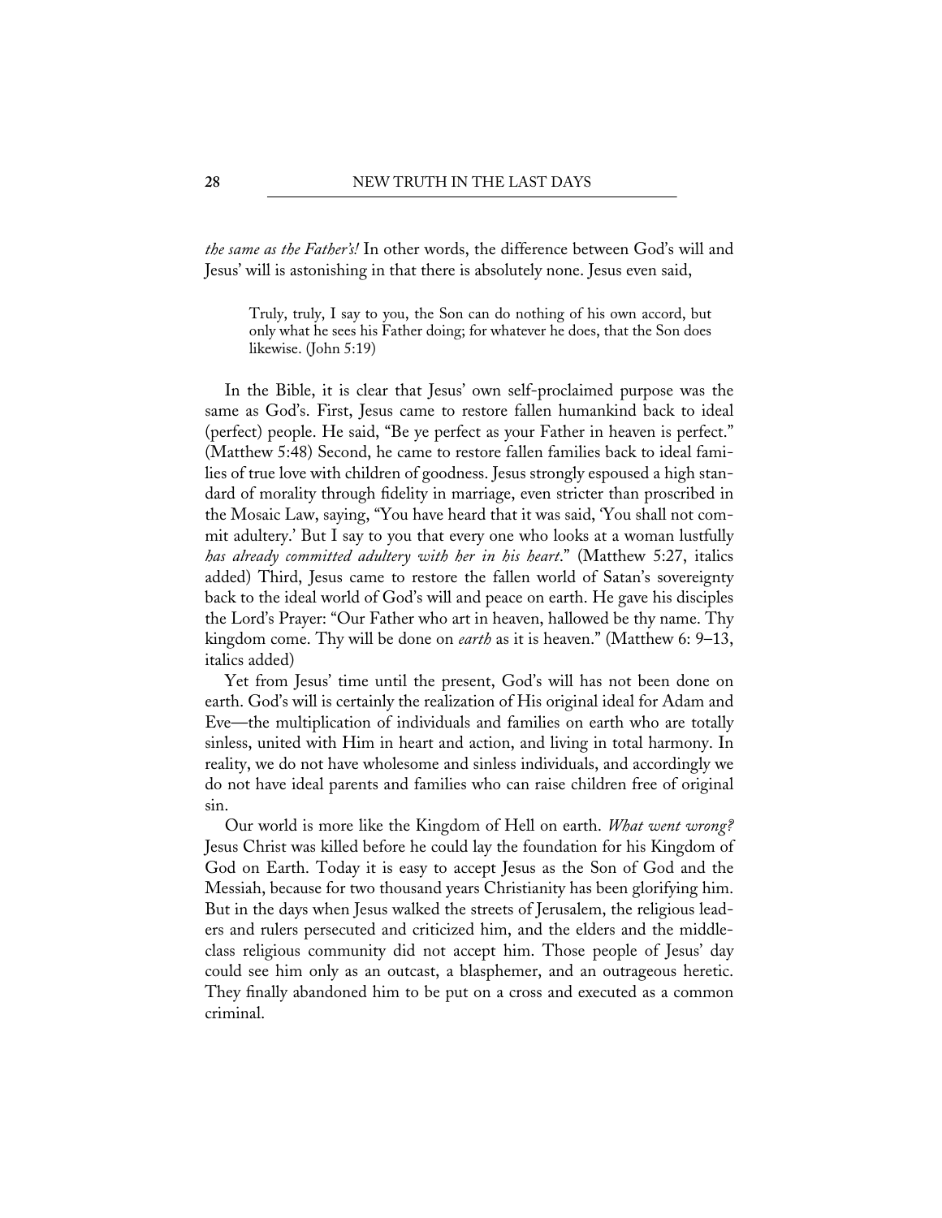*the same as the Father's!* In other words, the difference between God's will and Jesus' will is astonishing in that there is absolutely none. Jesus even said,

> Truly, truly, I say to you, the Son can do nothing of his own accord, but only what he sees his Father doing; for whatever he does, that the Son does likewise. (John 5:19)

In the Bible, it is clear that Jesus' own self-proclaimed purpose was the same as God's. First, Jesus came to restore fallen humankind back to ideal (perfect) people. He said, "Be ye perfect as your Father in heaven is perfect." (Matthew 5:48) Second, he came to restore fallen families back to ideal families of true love with children of goodness. Jesus strongly espoused a high standard of morality through fidelity in marriage, even stricter than proscribed in the Mosaic Law, saying, "You have heard that it was said, 'You shall not commit adultery.' But I say to you that every one who looks at a woman lustfully *has already committed adultery with her in his heart*." (Matthew 5:27, italics added) Third, Jesus came to restore the fallen world of Satan's sovereignty back to the ideal world of God's will and peace on earth. He gave his disciples the Lord's Prayer: "Our Father who art in heaven, hallowed be thy name. Thy kingdom come. Thy will be done on *earth* as it is heaven." (Matthew 6: 9–13, italics added)

Yet from Jesus' time until the present, God's will has not been done on earth. God's will is certainly the realization of His original ideal for Adam and Eve—the multiplication of individuals and families on earth who are totally sinless, united with Him in heart and action, and living in total harmony. In reality, we do not have wholesome and sinless individuals, and accordingly we do not have ideal parents and families who can raise children free of original sin.

Our world is more like the Kingdom of Hell on earth. *What went wrong?* Jesus Christ was killed before he could lay the foundation for his Kingdom of God on Earth. Today it is easy to accept Jesus as the Son of God and the Messiah, because for two thousand years Christianity has been glorifying him. But in the days when Jesus walked the streets of Jerusalem, the religious leaders and rulers persecuted and criticized him, and the elders and the middle-class religious community did not accept him. Those people of Jesus' day could see him only as an outcast, a blasphemer, and an outrageous heretic. They finally abandoned him to be put on a cross and executed as a common criminal.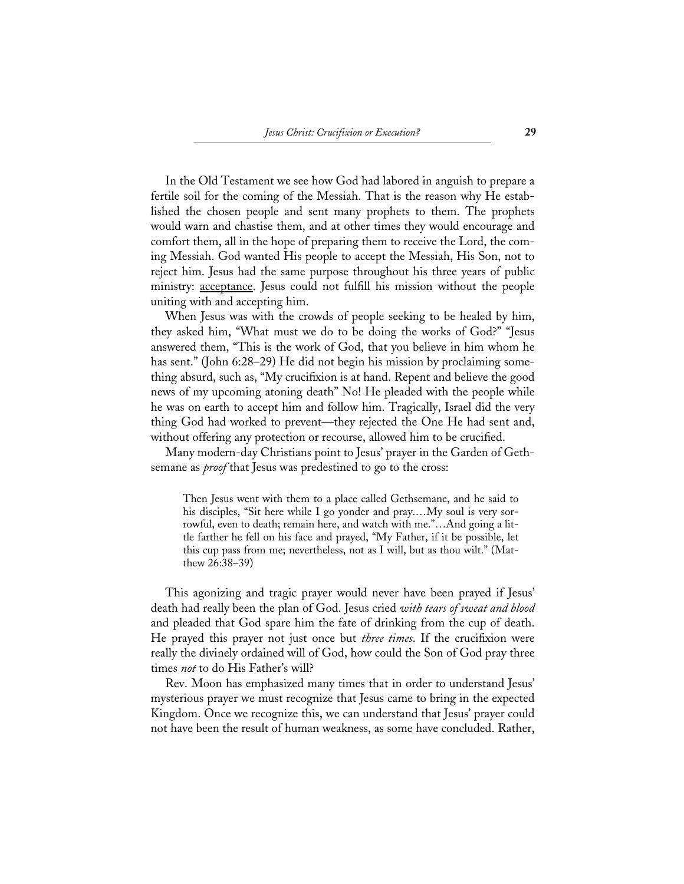In the Old Testament we see how God had labored in anguish to prepare a fertile soil for the coming of the Messiah. That is the reason why He established the chosen people and sent many prophets to them. The prophets would warn and chastise them, and at other times they would encourage and comfort them, all in the hope of preparing them to receive the Lord, the coming Messiah. God wanted His people to accept the Messiah, His Son, not to reject him. Jesus had the same purpose throughout his three years of public ministry: <u>acceptance</u>. Jesus could not fulfill his mission without the people uniting with and accepting him.

When Jesus was with the crowds of people seeking to be healed by him, they asked him, "What must we do to be doing the works of God?" "Jesus answered them, "This is the work of God, that you believe in him whom he has sent." (John 6:28–29) He did not begin his mission by proclaiming something absurd, such as, "My crucifixion is at hand. Repent and believe the good news of my upcoming atoning death" No! He pleaded with the people while he was on earth to accept him and follow him. Tragically, Israel did the very thing God had worked to prevent—they rejected the One He had sent and, without offering any protection or recourse, allowed him to be crucified.

Many modern-day Christians point to Jesus' prayer in the Garden of Gethsemane as *proof* that Jesus was predestined to go to the cross:

> Then Jesus went with them to a place called Gethsemane, and he said to his disciples, "Sit here while I go yonder and pray.…My soul is very sorrowful, even to death; remain here, and watch with me."…And going a little farther he fell on his face and prayed, "My Father, if it be possible, let this cup pass from me; nevertheless, not as I will, but as thou wilt." (Matthew 26:38–39)

This agonizing and tragic prayer would never have been prayed if Jesus' death had really been the plan of God. Jesus cried *with tears of sweat and blood* and pleaded that God spare him the fate of drinking from the cup of death. He prayed this prayer not just once but *three times*. If the crucifixion were really the divinely ordained will of God, how could the Son of God pray three times *not* to do His Father's will?

Rev. Moon has emphasized many times that in order to understand Jesus' mysterious prayer we must recognize that Jesus came to bring in the expected Kingdom. Once we recognize this, we can understand that Jesus' prayer could not have been the result of human weakness, as some have concluded. Rather,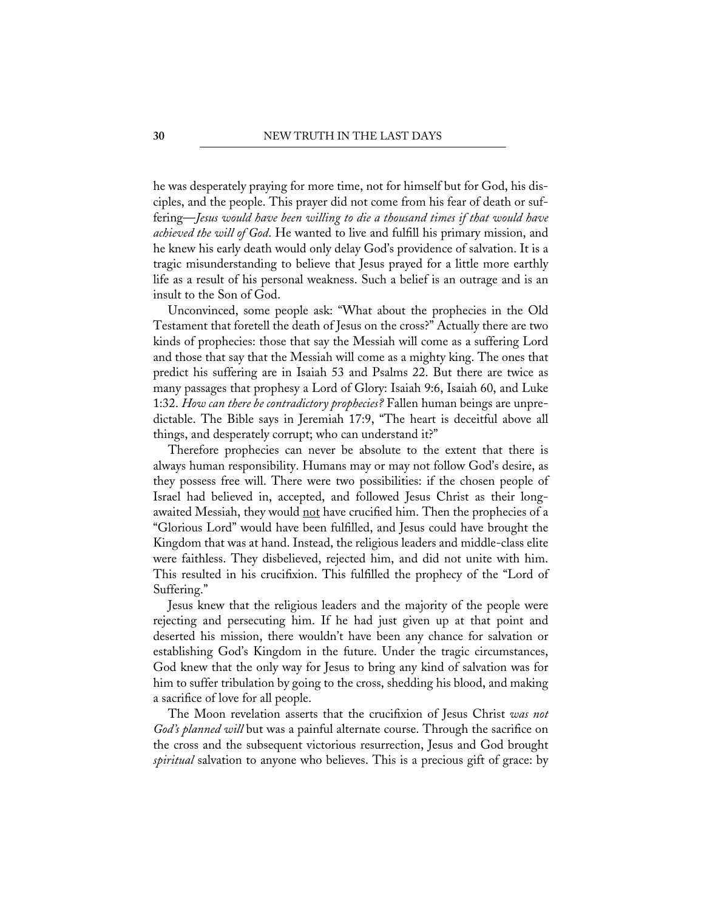he was desperately praying for more time, not for himself but for God, his disciples, and the people. This prayer did not come from his fear of death or suffering—*Jesus would have been willing to die a thousand times if that would have achieved the will of God*. He wanted to live and fulfill his primary mission, and he knew his early death would only delay God's providence of salvation. It is a tragic misunderstanding to believe that Jesus prayed for a little more earthly life as a result of his personal weakness. Such a belief is an outrage and is an insult to the Son of God.

Unconvinced, some people ask: "What about the prophecies in the Old Testament that foretell the death of Jesus on the cross?" Actually there are two kinds of prophecies: those that say the Messiah will come as a suffering Lord and those that say that the Messiah will come as a mighty king. The ones that predict his suffering are in Isaiah 53 and Psalms 22. But there are twice as many passages that prophesy a Lord of Glory: Isaiah 9:6, Isaiah 60, and Luke 1:32. *How can there be contradictory prophecies?* Fallen human beings are unpredictable. The Bible says in Jeremiah 17:9, "The heart is deceitful above all things, and desperately corrupt; who can understand it?"

Therefore prophecies can never be absolute to the extent that there is always human responsibility. Humans may or may not follow God's desire, as they possess free will. There were two possibilities: if the chosen people of Israel had believed in, accepted, and followed Jesus Christ as their long-awaited Messiah, they would <u>not</u> have crucified him. Then the prophecies of a "Glorious Lord" would have been fulfilled, and Jesus could have brought the Kingdom that was at hand. Instead, the religious leaders and middle-class elite were faithless. They disbelieved, rejected him, and did not unite with him. This resulted in his crucifixion. This fulfilled the prophecy of the "Lord of Suffering."

Jesus knew that the religious leaders and the majority of the people were rejecting and persecuting him. If he had just given up at that point and deserted his mission, there wouldn't have been any chance for salvation or establishing God's Kingdom in the future. Under the tragic circumstances, God knew that the only way for Jesus to bring any kind of salvation was for him to suffer tribulation by going to the cross, shedding his blood, and making a sacrifice of love for all people.

The Moon revelation asserts that the crucifixion of Jesus Christ *was not God's planned will* but was a painful alternate course. Through the sacrifice on the cross and the subsequent victorious resurrection, Jesus and God brought *spiritual* salvation to anyone who believes. This is a precious gift of grace: by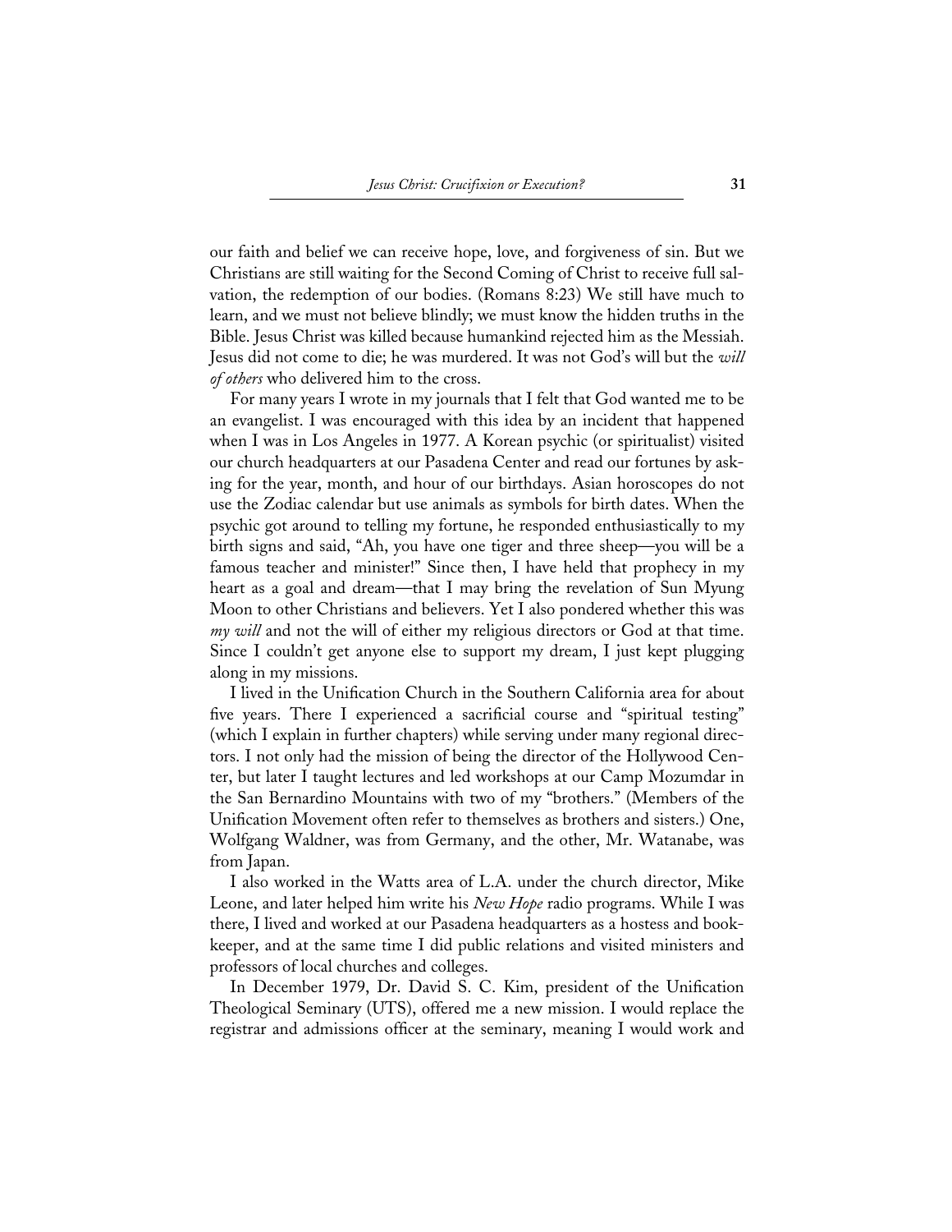our faith and belief we can receive hope, love, and forgiveness of sin. But we Christians are still waiting for the Second Coming of Christ to receive full salvation, the redemption of our bodies. (Romans 8:23) We still have much to learn, and we must not believe blindly; we must know the hidden truths in the Bible. Jesus Christ was killed because humankind rejected him as the Messiah. Jesus did not come to die; he was murdered. It was not God's will but the *will of others* who delivered him to the cross.

For many years I wrote in my journals that I felt that God wanted me to be an evangelist. I was encouraged with this idea by an incident that happened when I was in Los Angeles in 1977. A Korean psychic (or spiritualist) visited our church headquarters at our Pasadena Center and read our fortunes by asking for the year, month, and hour of our birthdays. Asian horoscopes do not use the Zodiac calendar but use animals as symbols for birth dates. When the psychic got around to telling my fortune, he responded enthusiastically to my birth signs and said, "Ah, you have one tiger and three sheep—you will be a famous teacher and minister!" Since then, I have held that prophecy in my heart as a goal and dream—that I may bring the revelation of Sun Myung Moon to other Christians and believers. Yet I also pondered whether this was *my will* and not the will of either my religious directors or God at that time. Since I couldn't get anyone else to support my dream, I just kept plugging along in my missions.

I lived in the Unification Church in the Southern California area for about five years. There I experienced a sacrificial course and "spiritual testing" (which I explain in further chapters) while serving under many regional directors. I not only had the mission of being the director of the Hollywood Center, but later I taught lectures and led workshops at our Camp Mozumdar in the San Bernardino Mountains with two of my "brothers." (Members of the Unification Movement often refer to themselves as brothers and sisters.) One, Wolfgang Waldner, was from Germany, and the other, Mr. Watanabe, was from Japan.

I also worked in the Watts area of L.A. under the church director, Mike Leone, and later helped him write his *New Hope* radio programs. While I was there, I lived and worked at our Pasadena headquarters as a hostess and bookkeeper, and at the same time I did public relations and visited ministers and professors of local churches and colleges.

In December 1979, Dr. David S. C. Kim, president of the Unification Theological Seminary (UTS), offered me a new mission. I would replace the registrar and admissions officer at the seminary, meaning I would work and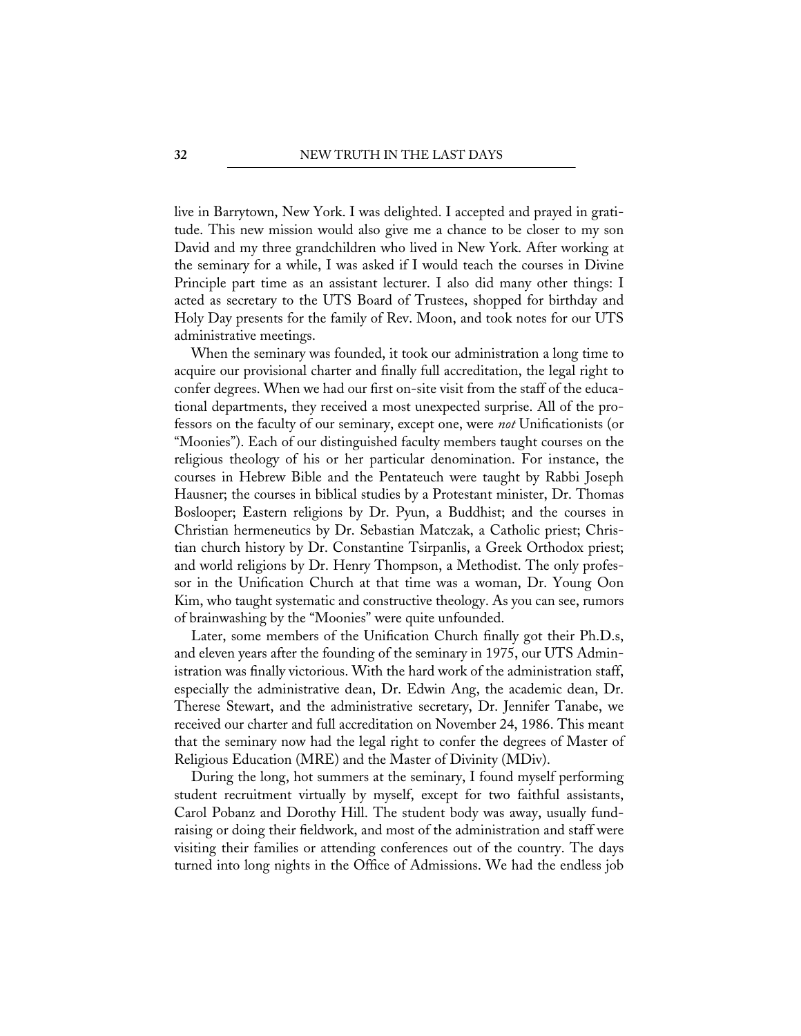live in Barrytown, New York. I was delighted. I accepted and prayed in gratitude. This new mission would also give me a chance to be closer to my son David and my three grandchildren who lived in New York. After working at the seminary for a while, I was asked if I would teach the courses in Divine Principle part time as an assistant lecturer. I also did many other things: I acted as secretary to the UTS Board of Trustees, shopped for birthday and Holy Day presents for the family of Rev. Moon, and took notes for our UTS administrative meetings.

When the seminary was founded, it took our administration a long time to acquire our provisional charter and finally full accreditation, the legal right to confer degrees. When we had our first on-site visit from the staff of the educational departments, they received a most unexpected surprise. All of the professors on the faculty of our seminary, except one, were *not* Unificationists (or "Moonies"). Each of our distinguished faculty members taught courses on the religious theology of his or her particular denomination. For instance, the courses in Hebrew Bible and the Pentateuch were taught by Rabbi Joseph Hausner; the courses in biblical studies by a Protestant minister, Dr. Thomas Boslooper; Eastern religions by Dr. Pyun, a Buddhist; and the courses in Christian hermeneutics by Dr. Sebastian Matczak, a Catholic priest; Christian church history by Dr. Constantine Tsirpanlis, a Greek Orthodox priest; and world religions by Dr. Henry Thompson, a Methodist. The only professor in the Unification Church at that time was a woman, Dr. Young Oon Kim, who taught systematic and constructive theology. As you can see, rumors of brainwashing by the "Moonies" were quite unfounded.

Later, some members of the Unification Church finally got their Ph.D.s, and eleven years after the founding of the seminary in 1975, our UTS Administration was finally victorious. With the hard work of the administration staff, especially the administrative dean, Dr. Edwin Ang, the academic dean, Dr. Therese Stewart, and the administrative secretary, Dr. Jennifer Tanabe, we received our charter and full accreditation on November 24, 1986. This meant that the seminary now had the legal right to confer the degrees of Master of Religious Education (MRE) and the Master of Divinity (MDiv).

During the long, hot summers at the seminary, I found myself performing student recruitment virtually by myself, except for two faithful assistants, Carol Pobanz and Dorothy Hill. The student body was away, usually fundraising or doing their fieldwork, and most of the administration and staff were visiting their families or attending conferences out of the country. The days turned into long nights in the Office of Admissions. We had the endless job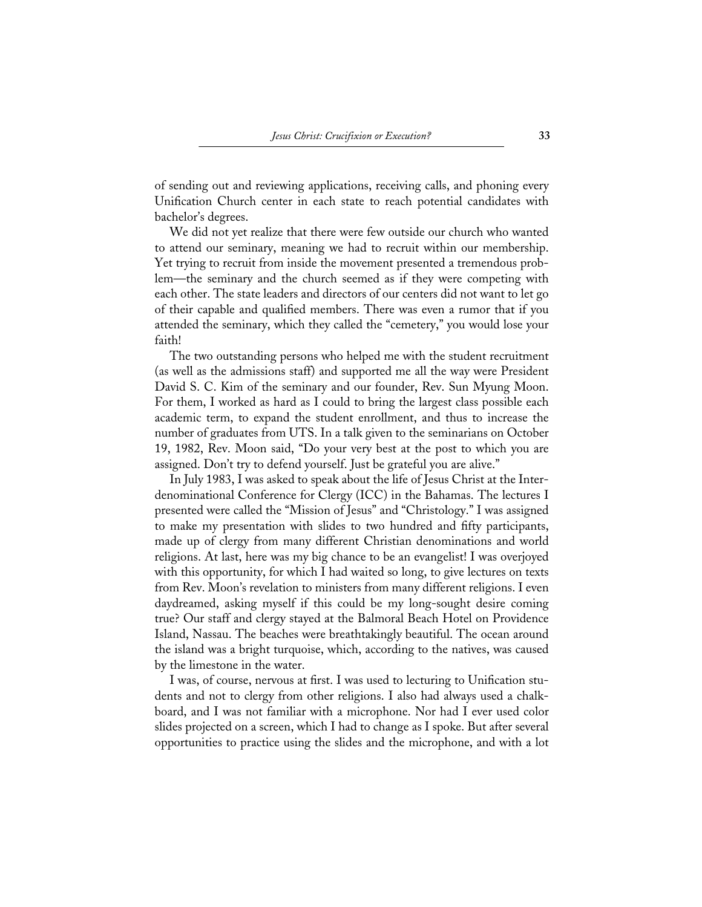of sending out and reviewing applications, receiving calls, and phoning every Unification Church center in each state to reach potential candidates with bachelor's degrees.

We did not yet realize that there were few outside our church who wanted to attend our seminary, meaning we had to recruit within our membership. Yet trying to recruit from inside the movement presented a tremendous problem—the seminary and the church seemed as if they were competing with each other. The state leaders and directors of our centers did not want to let go of their capable and qualified members. There was even a rumor that if you attended the seminary, which they called the "cemetery," you would lose your faith!

The two outstanding persons who helped me with the student recruitment (as well as the admissions staff) and supported me all the way were President David S. C. Kim of the seminary and our founder, Rev. Sun Myung Moon. For them, I worked as hard as I could to bring the largest class possible each academic term, to expand the student enrollment, and thus to increase the number of graduates from UTS. In a talk given to the seminarians on October 19, 1982, Rev. Moon said, "Do your very best at the post to which you are assigned. Don't try to defend yourself. Just be grateful you are alive."

In July 1983, I was asked to speak about the life of Jesus Christ at the Interdenominational Conference for Clergy (ICC) in the Bahamas. The lectures I presented were called the "Mission of Jesus" and "Christology." I was assigned to make my presentation with slides to two hundred and fifty participants, made up of clergy from many different Christian denominations and world religions. At last, here was my big chance to be an evangelist! I was overjoyed with this opportunity, for which I had waited so long, to give lectures on texts from Rev. Moon's revelation to ministers from many different religions. I even daydreamed, asking myself if this could be my long-sought desire coming true? Our staff and clergy stayed at the Balmoral Beach Hotel on Providence Island, Nassau. The beaches were breathtakingly beautiful. The ocean around the island was a bright turquoise, which, according to the natives, was caused by the limestone in the water.

I was, of course, nervous at first. I was used to lecturing to Unification students and not to clergy from other religions. I also had always used a chalkboard, and I was not familiar with a microphone. Nor had I ever used color slides projected on a screen, which I had to change as I spoke. But after several opportunities to practice using the slides and the microphone, and with a lot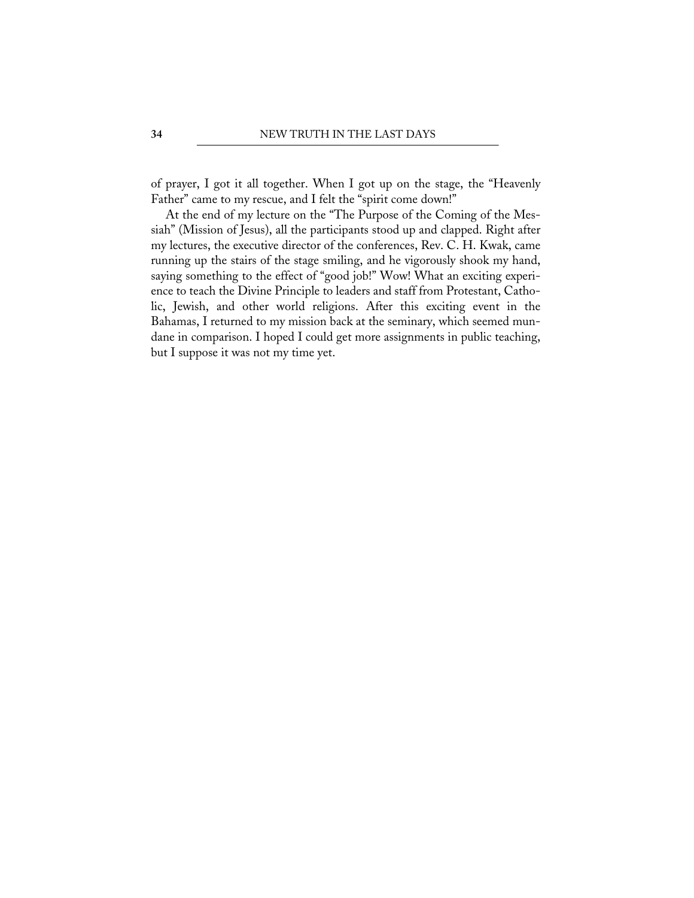of prayer, I got it all together. When I got up on the stage, the "Heavenly Father" came to my rescue, and I felt the "spirit come down!"

At the end of my lecture on the "The Purpose of the Coming of the Messiah" (Mission of Jesus), all the participants stood up and clapped. Right after my lectures, the executive director of the conferences, Rev. C. H. Kwak, came running up the stairs of the stage smiling, and he vigorously shook my hand, saying something to the effect of "good job!" Wow! What an exciting experience to teach the Divine Principle to leaders and staff from Protestant, Catholic, Jewish, and other world religions. After this exciting event in the Bahamas, I returned to my mission back at the seminary, which seemed mundane in comparison. I hoped I could get more assignments in public teaching, but I suppose it was not my time yet.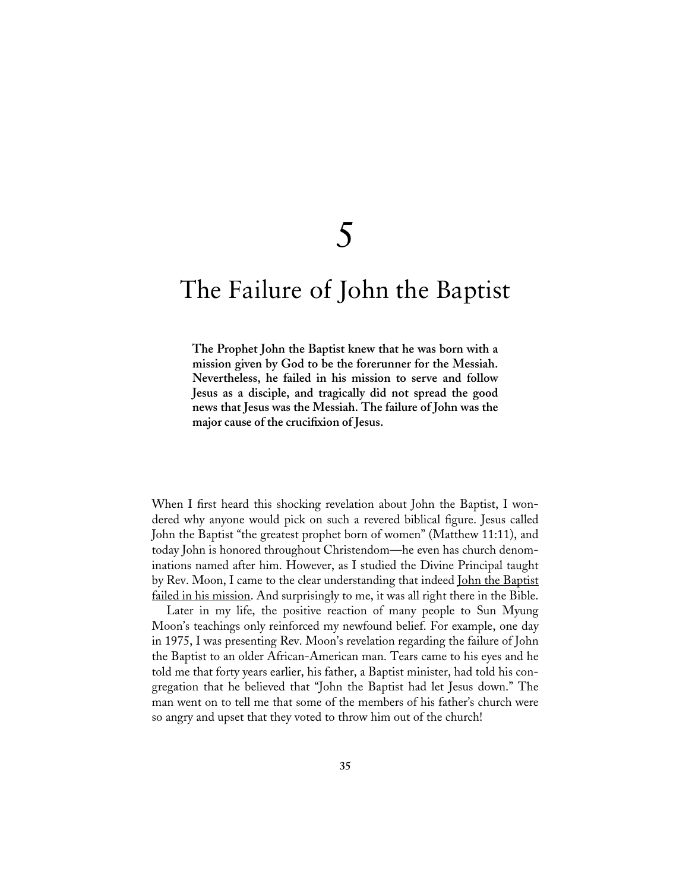# 5

# The Failure of John the Baptist

**The Prophet John the Baptist knew that he was born with a mission given by God to be the forerunner for the Messiah. Nevertheless, he failed in his mission to serve and follow Jesus as a disciple, and tragically did not spread the good news that Jesus was the Messiah. The failure of John was the major cause of the crucifixion of Jesus.**

When I first heard this shocking revelation about John the Baptist, I wondered why anyone would pick on such a revered biblical figure. Jesus called John the Baptist "the greatest prophet born of women" (Matthew 11:11), and today John is honored throughout Christendom—he even has church denominations named after him. However, as I studied the Divine Principal taught by Rev. Moon, I came to the clear understanding that indeed <u>John the Baptist failed in his mission</u>. And surprisingly to me, it was all right there in the Bible.

Later in my life, the positive reaction of many people to Sun Myung Moon's teachings only reinforced my newfound belief. For example, one day in 1975, I was presenting Rev. Moon's revelation regarding the failure of John the Baptist to an older African-American man. Tears came to his eyes and he told me that forty years earlier, his father, a Baptist minister, had told his congregation that he believed that "John the Baptist had let Jesus down." The man went on to tell me that some of the members of his father's church were so angry and upset that they voted to throw him out of the church!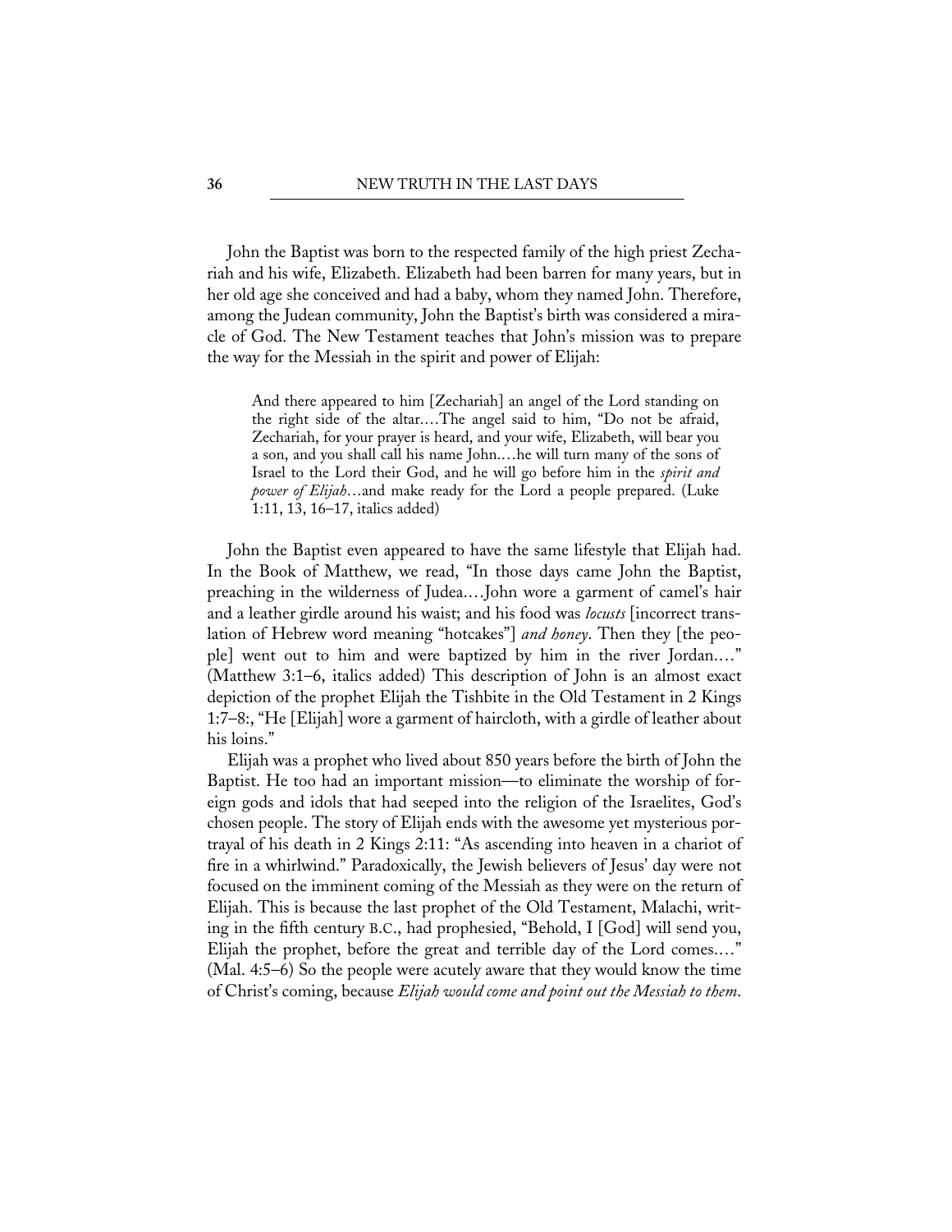John the Baptist was born to the respected family of the high priest Zechariah and his wife, Elizabeth. Elizabeth had been barren for many years, but in her old age she conceived and had a baby, whom they named John. Therefore, among the Judean community, John the Baptist's birth was considered a miracle of God. The New Testament teaches that John's mission was to prepare the way for the Messiah in the spirit and power of Elijah:

> And there appeared to him [Zechariah] an angel of the Lord standing on the right side of the altar.…The angel said to him, "Do not be afraid, Zechariah, for your prayer is heard, and your wife, Elizabeth, will bear you a son, and you shall call his name John.…he will turn many of the sons of Israel to the Lord their God, and he will go before him in the *spirit and power of Elijah*…and make ready for the Lord a people prepared. (Luke 1:11, 13, 16–17, italics added)

John the Baptist even appeared to have the same lifestyle that Elijah had. In the Book of Matthew, we read, "In those days came John the Baptist, preaching in the wilderness of Judea.…John wore a garment of camel's hair and a leather girdle around his waist; and his food was *locusts* [incorrect translation of Hebrew word meaning "hotcakes"] *and honey*. Then they [the people] went out to him and were baptized by him in the river Jordan.…" (Matthew 3:1–6, italics added) This description of John is an almost exact depiction of the prophet Elijah the Tishbite in the Old Testament in 2 Kings 1:7–8:, "He [Elijah] wore a garment of haircloth, with a girdle of leather about his loins."

Elijah was a prophet who lived about 850 years before the birth of John the Baptist. He too had an important mission—to eliminate the worship of foreign gods and idols that had seeped into the religion of the Israelites, God's chosen people. The story of Elijah ends with the awesome yet mysterious portrayal of his death in 2 Kings 2:11: "As ascending into heaven in a chariot of fire in a whirlwind." Paradoxically, the Jewish believers of Jesus' day were not focused on the imminent coming of the Messiah as they were on the return of Elijah. This is because the last prophet of the Old Testament, Malachi, writing in the fifth century B.C., had prophesied, "Behold, I [God] will send you, Elijah the prophet, before the great and terrible day of the Lord comes.…" (Mal. 4:5–6) So the people were acutely aware that they would know the time of Christ's coming, because *Elijah would come and point out the Messiah to them*.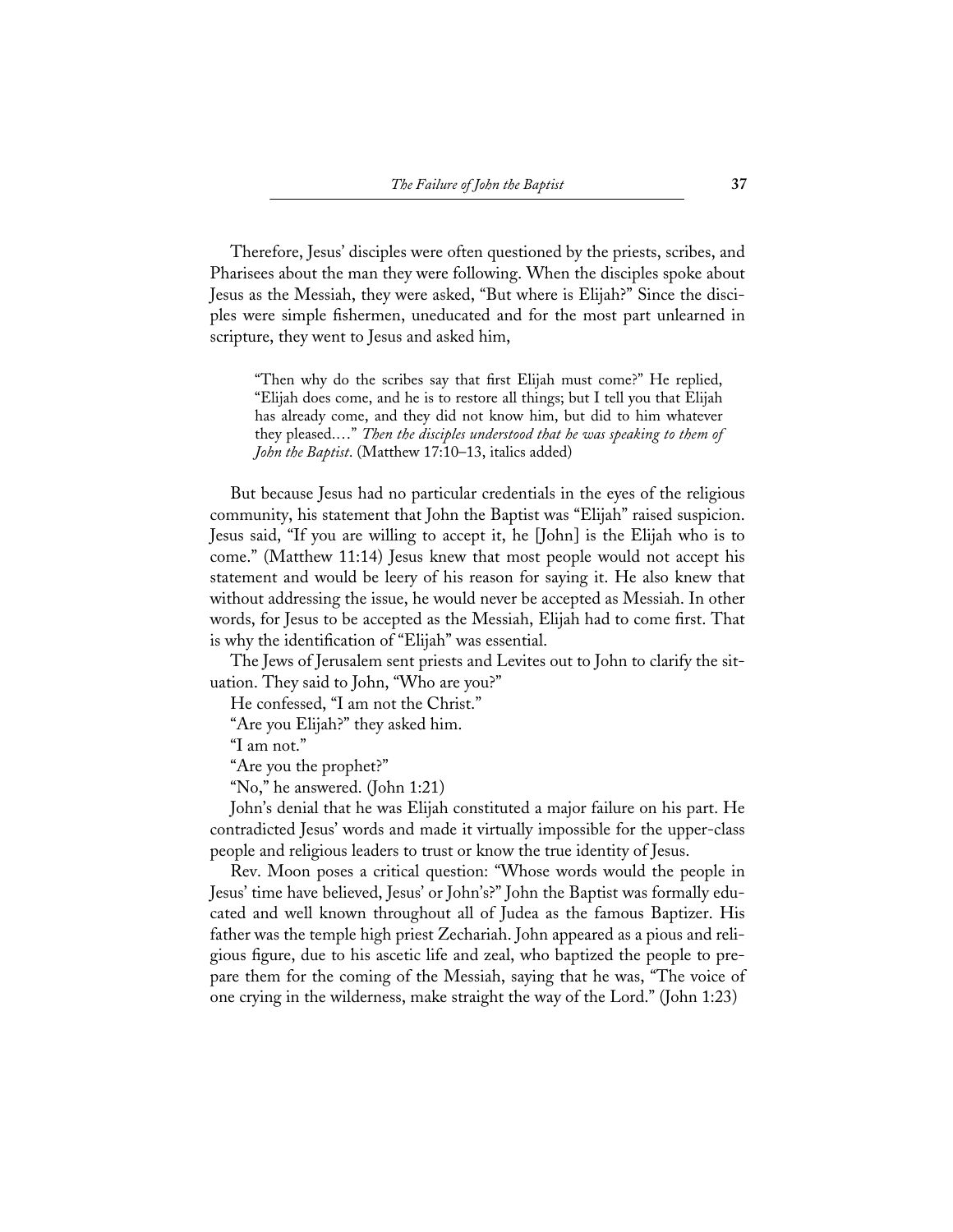Therefore, Jesus' disciples were often questioned by the priests, scribes, and Pharisees about the man they were following. When the disciples spoke about Jesus as the Messiah, they were asked, "But where is Elijah?" Since the disciples were simple fishermen, uneducated and for the most part unlearned in scripture, they went to Jesus and asked him,

> "Then why do the scribes say that first Elijah must come?" He replied, "Elijah does come, and he is to restore all things; but I tell you that Elijah has already come, and they did not know him, but did to him whatever they pleased.…" *Then the disciples understood that he was speaking to them of John the Baptist*. (Matthew 17:10–13, italics added)

But because Jesus had no particular credentials in the eyes of the religious community, his statement that John the Baptist was "Elijah" raised suspicion. Jesus said, "If you are willing to accept it, he [John] is the Elijah who is to come." (Matthew 11:14) Jesus knew that most people would not accept his statement and would be leery of his reason for saying it. He also knew that without addressing the issue, he would never be accepted as Messiah. In other words, for Jesus to be accepted as the Messiah, Elijah had to come first. That is why the identification of "Elijah" was essential.

The Jews of Jerusalem sent priests and Levites out to John to clarify the situation. They said to John, "Who are you?"

He confessed, "I am not the Christ."

"Are you Elijah?" they asked him.

"I am not."

"Are you the prophet?"

"No," he answered. (John 1:21)

John's denial that he was Elijah constituted a major failure on his part. He contradicted Jesus' words and made it virtually impossible for the upper-class people and religious leaders to trust or know the true identity of Jesus.

Rev. Moon poses a critical question: "Whose words would the people in Jesus' time have believed, Jesus' or John's?" John the Baptist was formally educated and well known throughout all of Judea as the famous Baptizer. His father was the temple high priest Zechariah. John appeared as a pious and religious figure, due to his ascetic life and zeal, who baptized the people to prepare them for the coming of the Messiah, saying that he was, "The voice of one crying in the wilderness, make straight the way of the Lord." (John 1:23)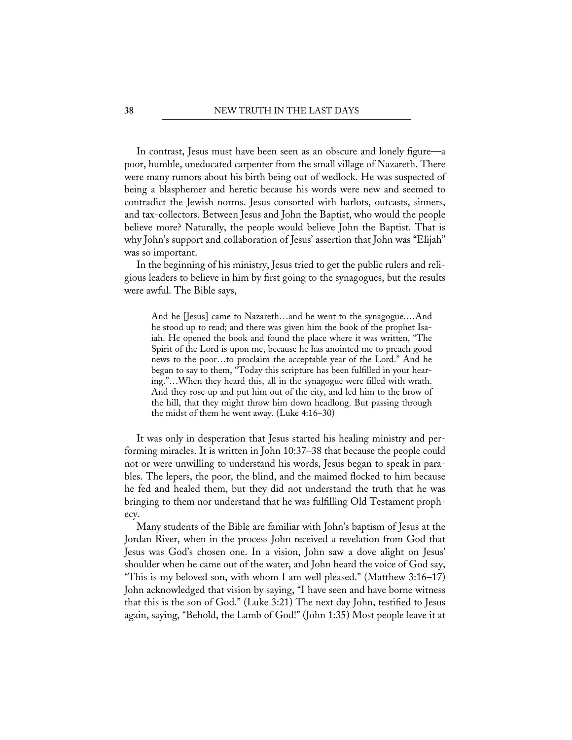In contrast, Jesus must have been seen as an obscure and lonely figure—a poor, humble, uneducated carpenter from the small village of Nazareth. There were many rumors about his birth being out of wedlock. He was suspected of being a blasphemer and heretic because his words were new and seemed to contradict the Jewish norms. Jesus consorted with harlots, outcasts, sinners, and tax-collectors. Between Jesus and John the Baptist, who would the people believe more? Naturally, the people would believe John the Baptist. That is why John's support and collaboration of Jesus' assertion that John was "Elijah" was so important.

In the beginning of his ministry, Jesus tried to get the public rulers and religious leaders to believe in him by first going to the synagogues, but the results were awful. The Bible says,

> And he [Jesus] came to Nazareth…and he went to the synagogue.…And he stood up to read; and there was given him the book of the prophet Isaiah. He opened the book and found the place where it was written, "The Spirit of the Lord is upon me, because he has anointed me to preach good news to the poor…to proclaim the acceptable year of the Lord." And he began to say to them, "Today this scripture has been fulfilled in your hearing."…When they heard this, all in the synagogue were filled with wrath. And they rose up and put him out of the city, and led him to the brow of the hill, that they might throw him down headlong. But passing through the midst of them he went away. (Luke 4:16–30)

It was only in desperation that Jesus started his healing ministry and performing miracles. It is written in John 10:37–38 that because the people could not or were unwilling to understand his words, Jesus began to speak in parables. The lepers, the poor, the blind, and the maimed flocked to him because he fed and healed them, but they did not understand the truth that he was bringing to them nor understand that he was fulfilling Old Testament prophecy.

Many students of the Bible are familiar with John's baptism of Jesus at the Jordan River, when in the process John received a revelation from God that Jesus was God's chosen one. In a vision, John saw a dove alight on Jesus' shoulder when he came out of the water, and John heard the voice of God say, "This is my beloved son, with whom I am well pleased." (Matthew 3:16–17) John acknowledged that vision by saying, "I have seen and have borne witness that this is the son of God." (Luke 3:21) The next day John, testified to Jesus again, saying, "Behold, the Lamb of God!" (John 1:35) Most people leave it at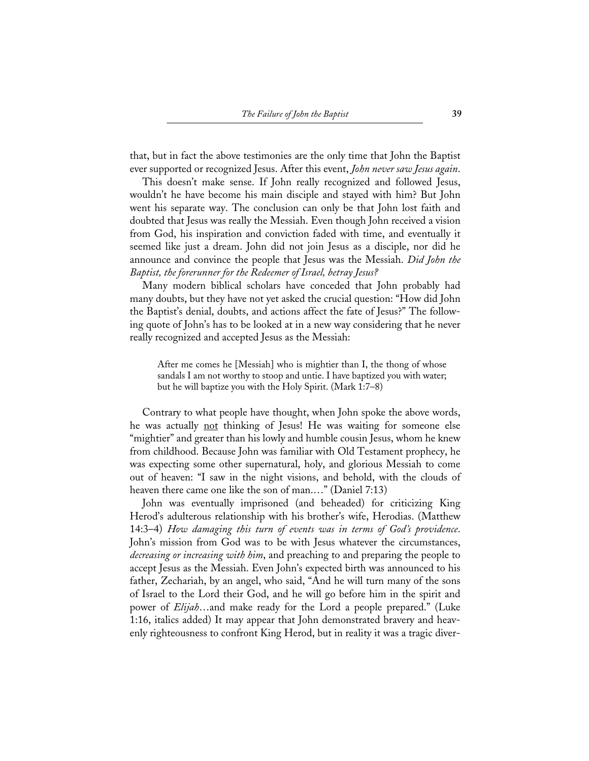that, but in fact the above testimonies are the only time that John the Baptist ever supported or recognized Jesus. After this event, *John never saw Jesus again*.

This doesn't make sense. If John really recognized and followed Jesus, wouldn't he have become his main disciple and stayed with him? But John went his separate way. The conclusion can only be that John lost faith and doubted that Jesus was really the Messiah. Even though John received a vision from God, his inspiration and conviction faded with time, and eventually it seemed like just a dream. John did not join Jesus as a disciple, nor did he announce and convince the people that Jesus was the Messiah. *Did John the Baptist, the forerunner for the Redeemer of Israel, betray Jesus?*

Many modern biblical scholars have conceded that John probably had many doubts, but they have not yet asked the crucial question: "How did John the Baptist's denial, doubts, and actions affect the fate of Jesus?" The following quote of John's has to be looked at in a new way considering that he never really recognized and accepted Jesus as the Messiah:

> After me comes he [Messiah] who is mightier than I, the thong of whose sandals I am not worthy to stoop and untie. I have baptized you with water; but he will baptize you with the Holy Spirit. (Mark 1:7–8)

Contrary to what people have thought, when John spoke the above words, he was actually <u>not</u> thinking of Jesus! He was waiting for someone else "mightier" and greater than his lowly and humble cousin Jesus, whom he knew from childhood. Because John was familiar with Old Testament prophecy, he was expecting some other supernatural, holy, and glorious Messiah to come out of heaven: "I saw in the night visions, and behold, with the clouds of heaven there came one like the son of man.…" (Daniel 7:13)

John was eventually imprisoned (and beheaded) for criticizing King Herod's adulterous relationship with his brother's wife, Herodias. (Matthew 14:3–4) *How damaging this turn of events was in terms of God's providence*. John's mission from God was to be with Jesus whatever the circumstances, *decreasing or increasing with him*, and preaching to and preparing the people to accept Jesus as the Messiah. Even John's expected birth was announced to his father, Zechariah, by an angel, who said, "And he will turn many of the sons of Israel to the Lord their God, and he will go before him in the spirit and power of *Elijah*…and make ready for the Lord a people prepared." (Luke 1:16, italics added) It may appear that John demonstrated bravery and heavenly righteousness to confront King Herod, but in reality it was a tragic diver-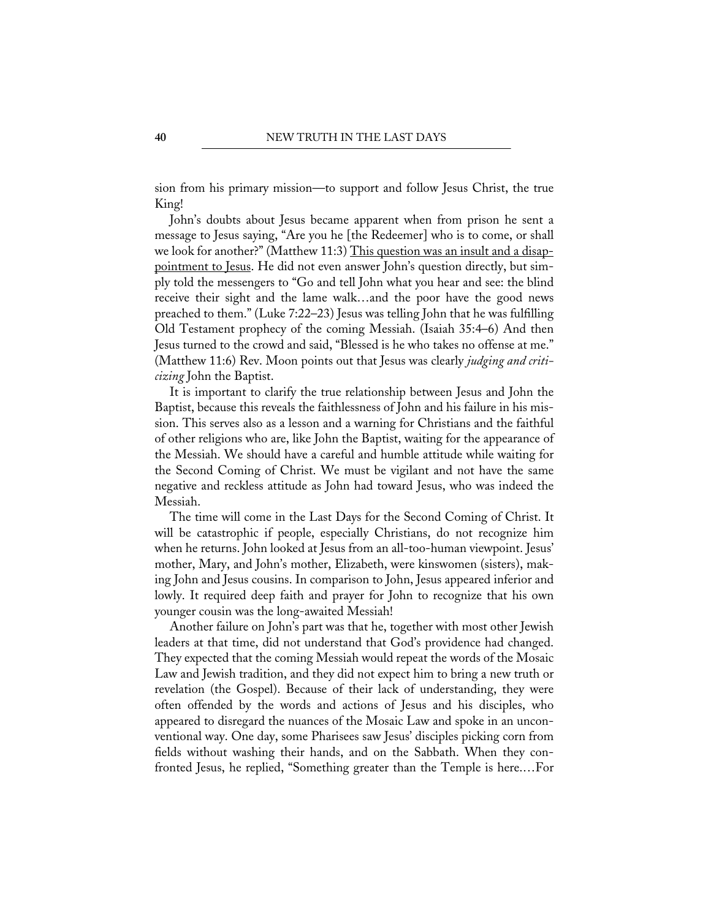sion from his primary mission—to support and follow Jesus Christ, the true King!

John's doubts about Jesus became apparent when from prison he sent a message to Jesus saying, "Are you he [the Redeemer] who is to come, or shall we look for another?" (Matthew 11:3) <u>This question was an insult and a disappointment to Jesus</u>. He did not even answer John's question directly, but simply told the messengers to "Go and tell John what you hear and see: the blind receive their sight and the lame walk…and the poor have the good news preached to them." (Luke 7:22–23) Jesus was telling John that he was fulfilling Old Testament prophecy of the coming Messiah. (Isaiah 35:4–6) And then Jesus turned to the crowd and said, "Blessed is he who takes no offense at me." (Matthew 11:6) Rev. Moon points out that Jesus was clearly *judging and criticizing* John the Baptist.

It is important to clarify the true relationship between Jesus and John the Baptist, because this reveals the faithlessness of John and his failure in his mission. This serves also as a lesson and a warning for Christians and the faithful of other religions who are, like John the Baptist, waiting for the appearance of the Messiah. We should have a careful and humble attitude while waiting for the Second Coming of Christ. We must be vigilant and not have the same negative and reckless attitude as John had toward Jesus, who was indeed the Messiah.

The time will come in the Last Days for the Second Coming of Christ. It will be catastrophic if people, especially Christians, do not recognize him when he returns. John looked at Jesus from an all-too-human viewpoint. Jesus' mother, Mary, and John's mother, Elizabeth, were kinswomen (sisters), making John and Jesus cousins. In comparison to John, Jesus appeared inferior and lowly. It required deep faith and prayer for John to recognize that his own younger cousin was the long-awaited Messiah!

Another failure on John's part was that he, together with most other Jewish leaders at that time, did not understand that God's providence had changed. They expected that the coming Messiah would repeat the words of the Mosaic Law and Jewish tradition, and they did not expect him to bring a new truth or revelation (the Gospel). Because of their lack of understanding, they were often offended by the words and actions of Jesus and his disciples, who appeared to disregard the nuances of the Mosaic Law and spoke in an unconventional way. One day, some Pharisees saw Jesus' disciples picking corn from fields without washing their hands, and on the Sabbath. When they confronted Jesus, he replied, "Something greater than the Temple is here.…For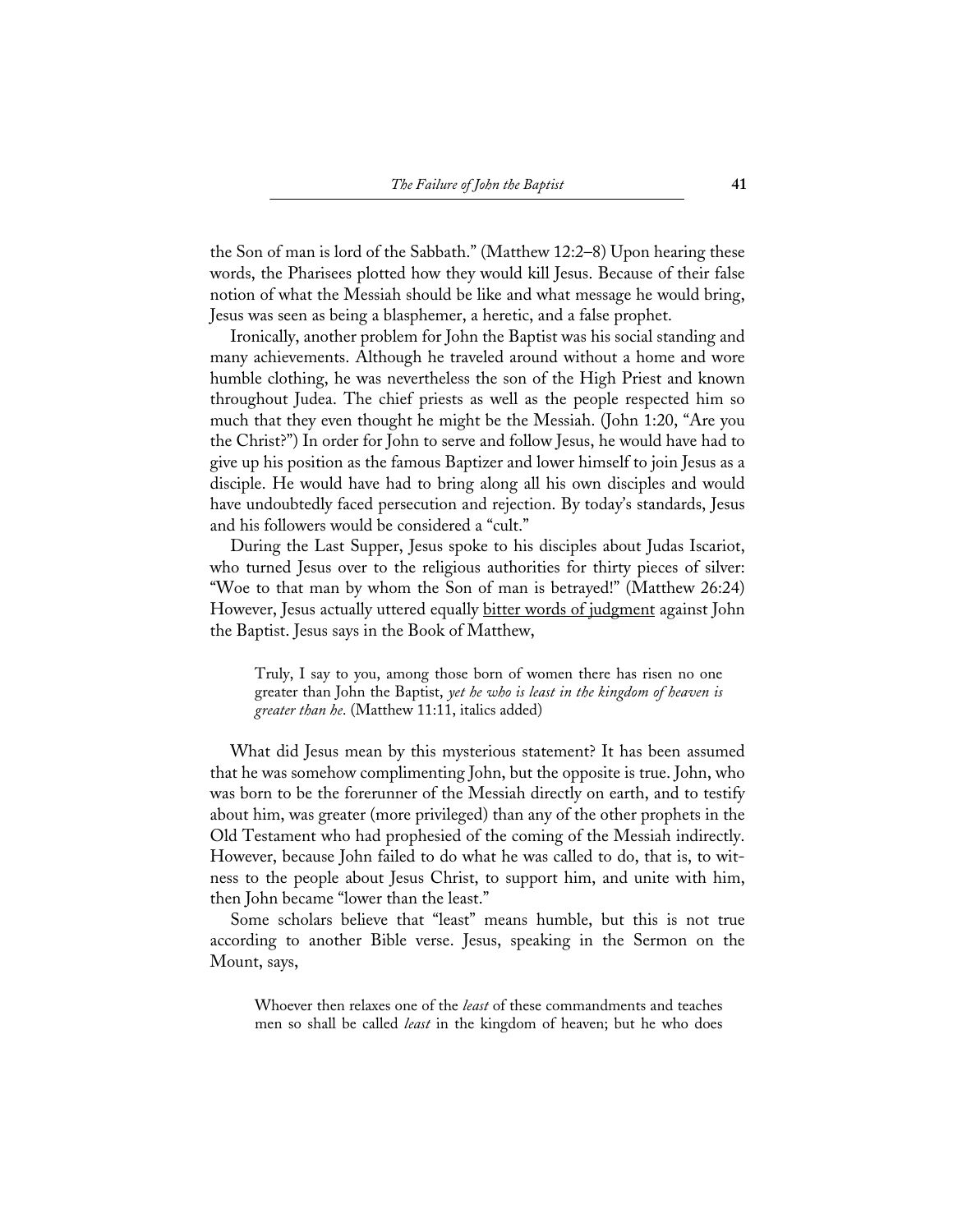the Son of man is lord of the Sabbath." (Matthew 12:2–8) Upon hearing these words, the Pharisees plotted how they would kill Jesus. Because of their false notion of what the Messiah should be like and what message he would bring, Jesus was seen as being a blasphemer, a heretic, and a false prophet.

Ironically, another problem for John the Baptist was his social standing and many achievements. Although he traveled around without a home and wore humble clothing, he was nevertheless the son of the High Priest and known throughout Judea. The chief priests as well as the people respected him so much that they even thought he might be the Messiah. (John 1:20, "Are you the Christ?") In order for John to serve and follow Jesus, he would have had to give up his position as the famous Baptizer and lower himself to join Jesus as a disciple. He would have had to bring along all his own disciples and would have undoubtedly faced persecution and rejection. By today's standards, Jesus and his followers would be considered a "cult."

During the Last Supper, Jesus spoke to his disciples about Judas Iscariot, who turned Jesus over to the religious authorities for thirty pieces of silver: "Woe to that man by whom the Son of man is betrayed!" (Matthew 26:24) However, Jesus actually uttered equally <u>bitter words of judgment</u> against John the Baptist. Jesus says in the Book of Matthew,

> Truly, I say to you, among those born of women there has risen no one greater than John the Baptist, *yet he who is least in the kingdom of heaven is greater than he.* (Matthew 11:11, italics added)

What did Jesus mean by this mysterious statement? It has been assumed that he was somehow complimenting John, but the opposite is true. John, who was born to be the forerunner of the Messiah directly on earth, and to testify about him, was greater (more privileged) than any of the other prophets in the Old Testament who had prophesied of the coming of the Messiah indirectly. However, because John failed to do what he was called to do, that is, to witness to the people about Jesus Christ, to support him, and unite with him, then John became "lower than the least."

Some scholars believe that "least" means humble, but this is not true according to another Bible verse. Jesus, speaking in the Sermon on the Mount, says,

> Whoever then relaxes one of the *least* of these commandments and teaches men so shall be called *least* in the kingdom of heaven; but he who does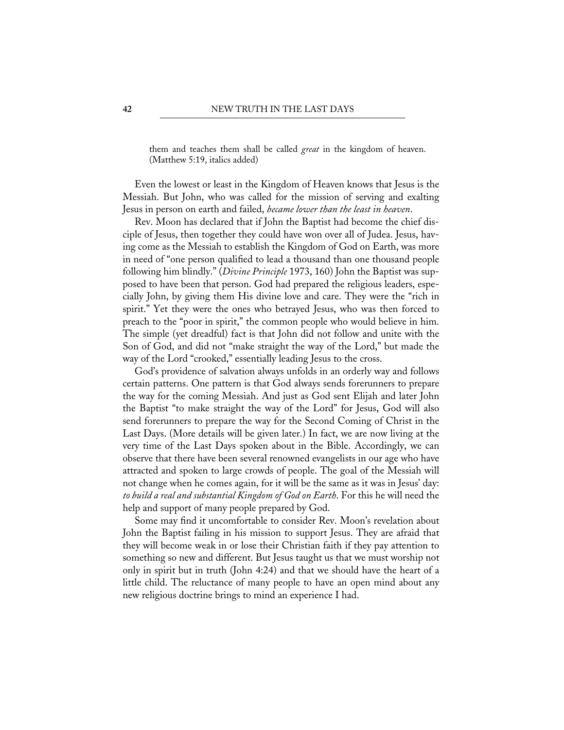> them and teaches them shall be called *great* in the kingdom of heaven. (Matthew 5:19, italics added)

Even the lowest or least in the Kingdom of Heaven knows that Jesus is the Messiah. But John, who was called for the mission of serving and exalting Jesus in person on earth and failed, *became lower than the least in heaven*.

Rev. Moon has declared that if John the Baptist had become the chief disciple of Jesus, then together they could have won over all of Judea. Jesus, having come as the Messiah to establish the Kingdom of God on Earth, was more in need of "one person qualified to lead a thousand than one thousand people following him blindly." (*Divine Principle* 1973, 160) John the Baptist was supposed to have been that person. God had prepared the religious leaders, especially John, by giving them His divine love and care. They were the "rich in spirit." Yet they were the ones who betrayed Jesus, who was then forced to preach to the "poor in spirit," the common people who would believe in him. The simple (yet dreadful) fact is that John did not follow and unite with the Son of God, and did not "make straight the way of the Lord," but made the way of the Lord "crooked," essentially leading Jesus to the cross.

God's providence of salvation always unfolds in an orderly way and follows certain patterns. One pattern is that God always sends forerunners to prepare the way for the coming Messiah. And just as God sent Elijah and later John the Baptist "to make straight the way of the Lord" for Jesus, God will also send forerunners to prepare the way for the Second Coming of Christ in the Last Days. (More details will be given later.) In fact, we are now living at the very time of the Last Days spoken about in the Bible. Accordingly, we can observe that there have been several renowned evangelists in our age who have attracted and spoken to large crowds of people. The goal of the Messiah will not change when he comes again, for it will be the same as it was in Jesus' day: *to build a real and substantial Kingdom of God on Earth*. For this he will need the help and support of many people prepared by God.

Some may find it uncomfortable to consider Rev. Moon's revelation about John the Baptist failing in his mission to support Jesus. They are afraid that they will become weak in or lose their Christian faith if they pay attention to something so new and different. But Jesus taught us that we must worship not only in spirit but in truth (John 4:24) and that we should have the heart of a little child. The reluctance of many people to have an open mind about any new religious doctrine brings to mind an experience I had.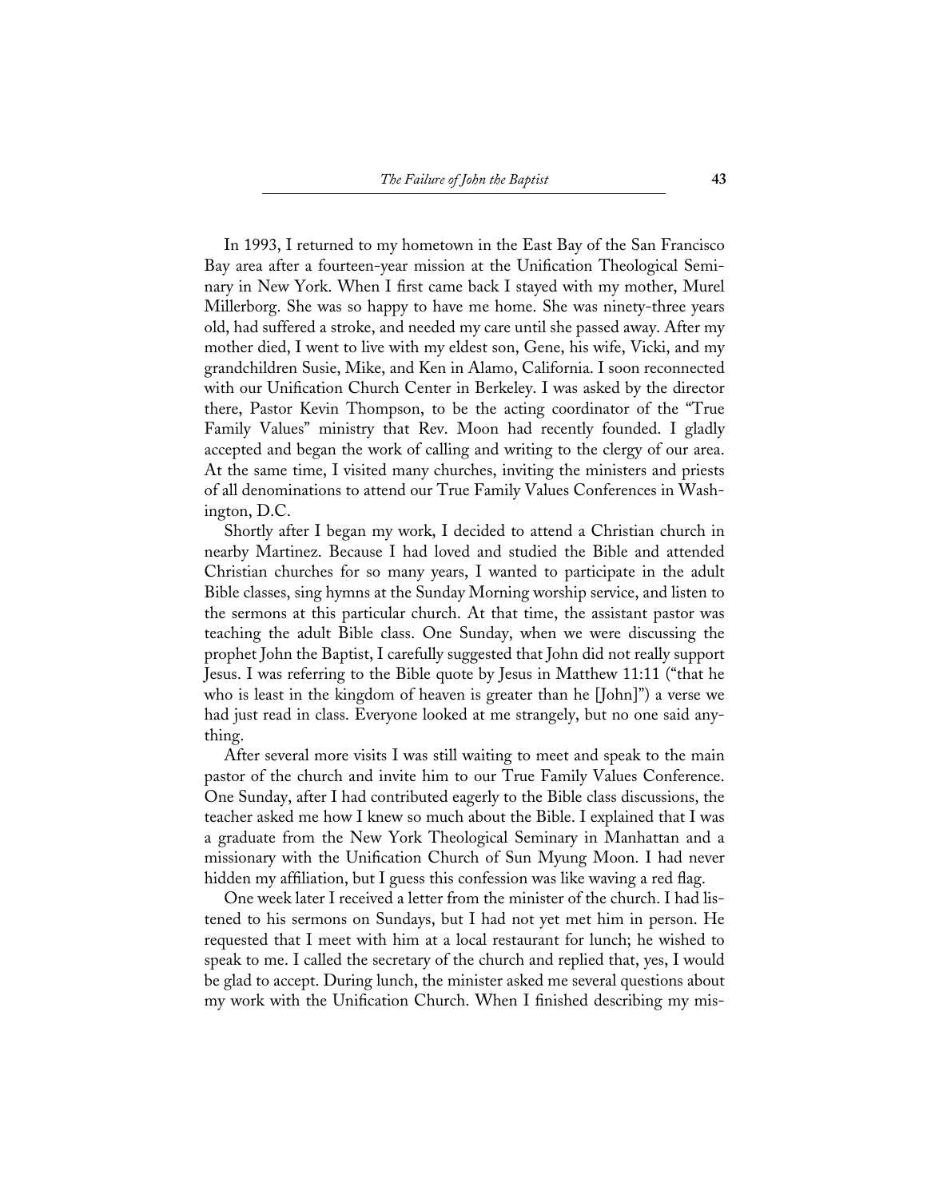In 1993, I returned to my hometown in the East Bay of the San Francisco Bay area after a fourteen-year mission at the Unification Theological Seminary in New York. When I first came back I stayed with my mother, Murel Millerborg. She was so happy to have me home. She was ninety-three years old, had suffered a stroke, and needed my care until she passed away. After my mother died, I went to live with my eldest son, Gene, his wife, Vicki, and my grandchildren Susie, Mike, and Ken in Alamo, California. I soon reconnected with our Unification Church Center in Berkeley. I was asked by the director there, Pastor Kevin Thompson, to be the acting coordinator of the "True Family Values" ministry that Rev. Moon had recently founded. I gladly accepted and began the work of calling and writing to the clergy of our area. At the same time, I visited many churches, inviting the ministers and priests of all denominations to attend our True Family Values Conferences in Washington, D.C.

Shortly after I began my work, I decided to attend a Christian church in nearby Martinez. Because I had loved and studied the Bible and attended Christian churches for so many years, I wanted to participate in the adult Bible classes, sing hymns at the Sunday Morning worship service, and listen to the sermons at this particular church. At that time, the assistant pastor was teaching the adult Bible class. One Sunday, when we were discussing the prophet John the Baptist, I carefully suggested that John did not really support Jesus. I was referring to the Bible quote by Jesus in Matthew 11:11 ("that he who is least in the kingdom of heaven is greater than he [John]") a verse we had just read in class. Everyone looked at me strangely, but no one said anything.

After several more visits I was still waiting to meet and speak to the main pastor of the church and invite him to our True Family Values Conference. One Sunday, after I had contributed eagerly to the Bible class discussions, the teacher asked me how I knew so much about the Bible. I explained that I was a graduate from the New York Theological Seminary in Manhattan and a missionary with the Unification Church of Sun Myung Moon. I had never hidden my affiliation, but I guess this confession was like waving a red flag.

One week later I received a letter from the minister of the church. I had listened to his sermons on Sundays, but I had not yet met him in person. He requested that I meet with him at a local restaurant for lunch; he wished to speak to me. I called the secretary of the church and replied that, yes, I would be glad to accept. During lunch, the minister asked me several questions about my work with the Unification Church. When I finished describing my mis-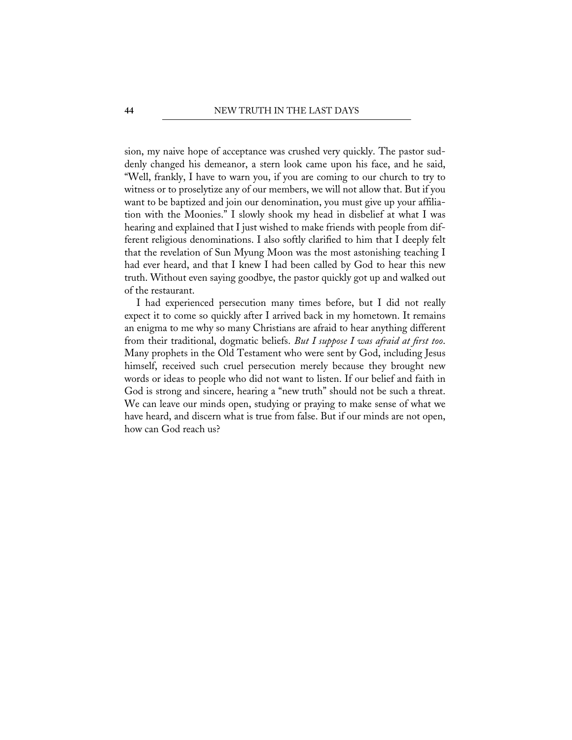sion, my naive hope of acceptance was crushed very quickly. The pastor suddenly changed his demeanor, a stern look came upon his face, and he said, "Well, frankly, I have to warn you, if you are coming to our church to try to witness or to proselytize any of our members, we will not allow that. But if you want to be baptized and join our denomination, you must give up your affiliation with the Moonies." I slowly shook my head in disbelief at what I was hearing and explained that I just wished to make friends with people from different religious denominations. I also softly clarified to him that I deeply felt that the revelation of Sun Myung Moon was the most astonishing teaching I had ever heard, and that I knew I had been called by God to hear this new truth. Without even saying goodbye, the pastor quickly got up and walked out of the restaurant.

I had experienced persecution many times before, but I did not really expect it to come so quickly after I arrived back in my hometown. It remains an enigma to me why so many Christians are afraid to hear anything different from their traditional, dogmatic beliefs. *But I suppose I was afraid at first too*. Many prophets in the Old Testament who were sent by God, including Jesus himself, received such cruel persecution merely because they brought new words or ideas to people who did not want to listen. If our belief and faith in God is strong and sincere, hearing a "new truth" should not be such a threat. We can leave our minds open, studying or praying to make sense of what we have heard, and discern what is true from false. But if our minds are not open, how can God reach us?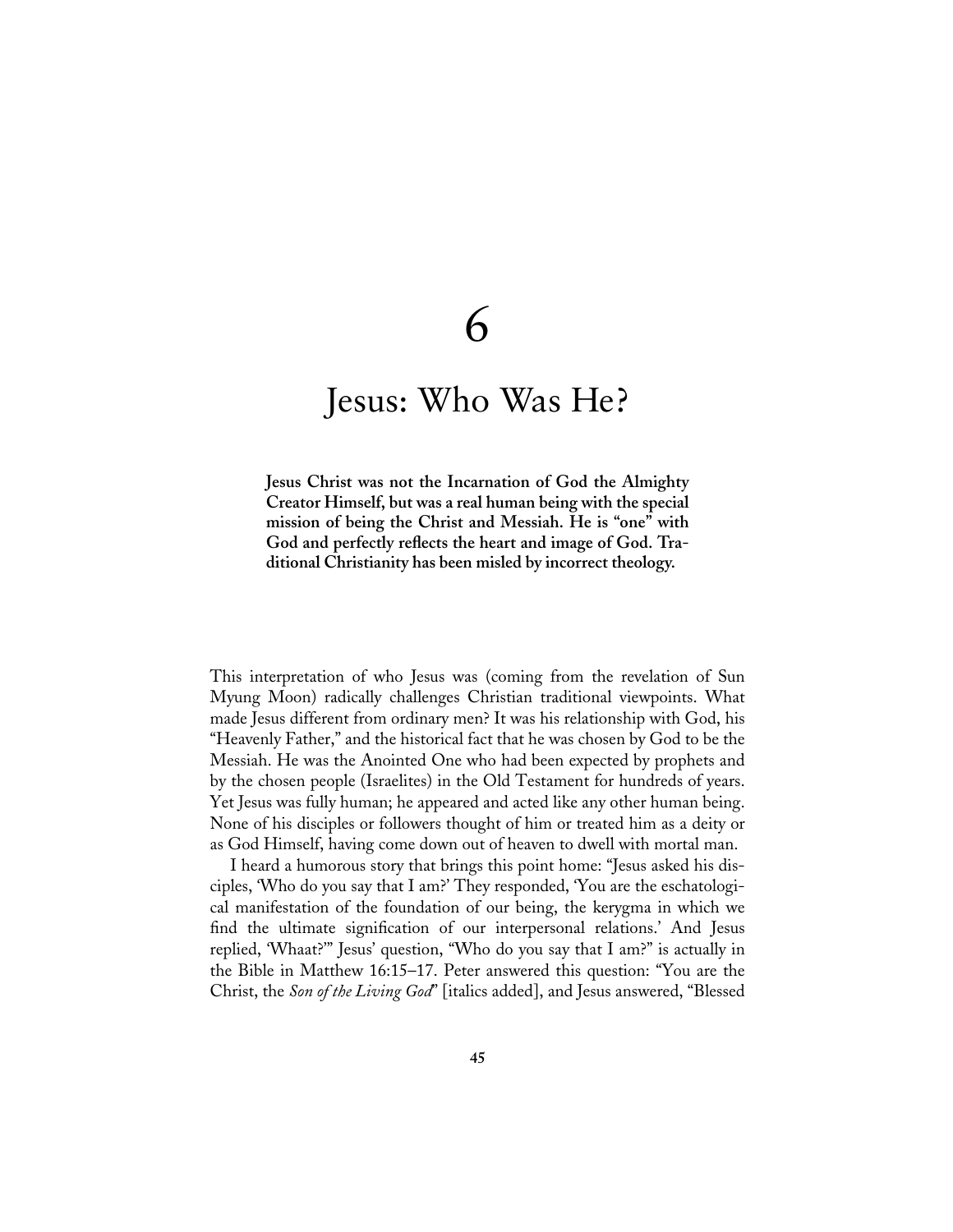# 6

# Jesus: Who Was He?

**Jesus Christ was not the Incarnation of God the Almighty Creator Himself, but was a real human being with the special mission of being the Christ and Messiah. He is "one" with God and perfectly reflects the heart and image of God. Traditional Christianity has been misled by incorrect theology.**

This interpretation of who Jesus was (coming from the revelation of Sun Myung Moon) radically challenges Christian traditional viewpoints. What made Jesus different from ordinary men? It was his relationship with God, his "Heavenly Father," and the historical fact that he was chosen by God to be the Messiah. He was the Anointed One who had been expected by prophets and by the chosen people (Israelites) in the Old Testament for hundreds of years. Yet Jesus was fully human; he appeared and acted like any other human being. None of his disciples or followers thought of him or treated him as a deity or as God Himself, having come down out of heaven to dwell with mortal man.

I heard a humorous story that brings this point home: "Jesus asked his disciples, 'Who do you say that I am?' They responded, 'You are the eschatological manifestation of the foundation of our being, the kerygma in which we find the ultimate signification of our interpersonal relations.' And Jesus replied, 'Whaat?'" Jesus' question, "Who do you say that I am?" is actually in the Bible in Matthew 16:15–17. Peter answered this question: "You are the Christ, the *Son of the Living God*" [italics added], and Jesus answered, "Blessed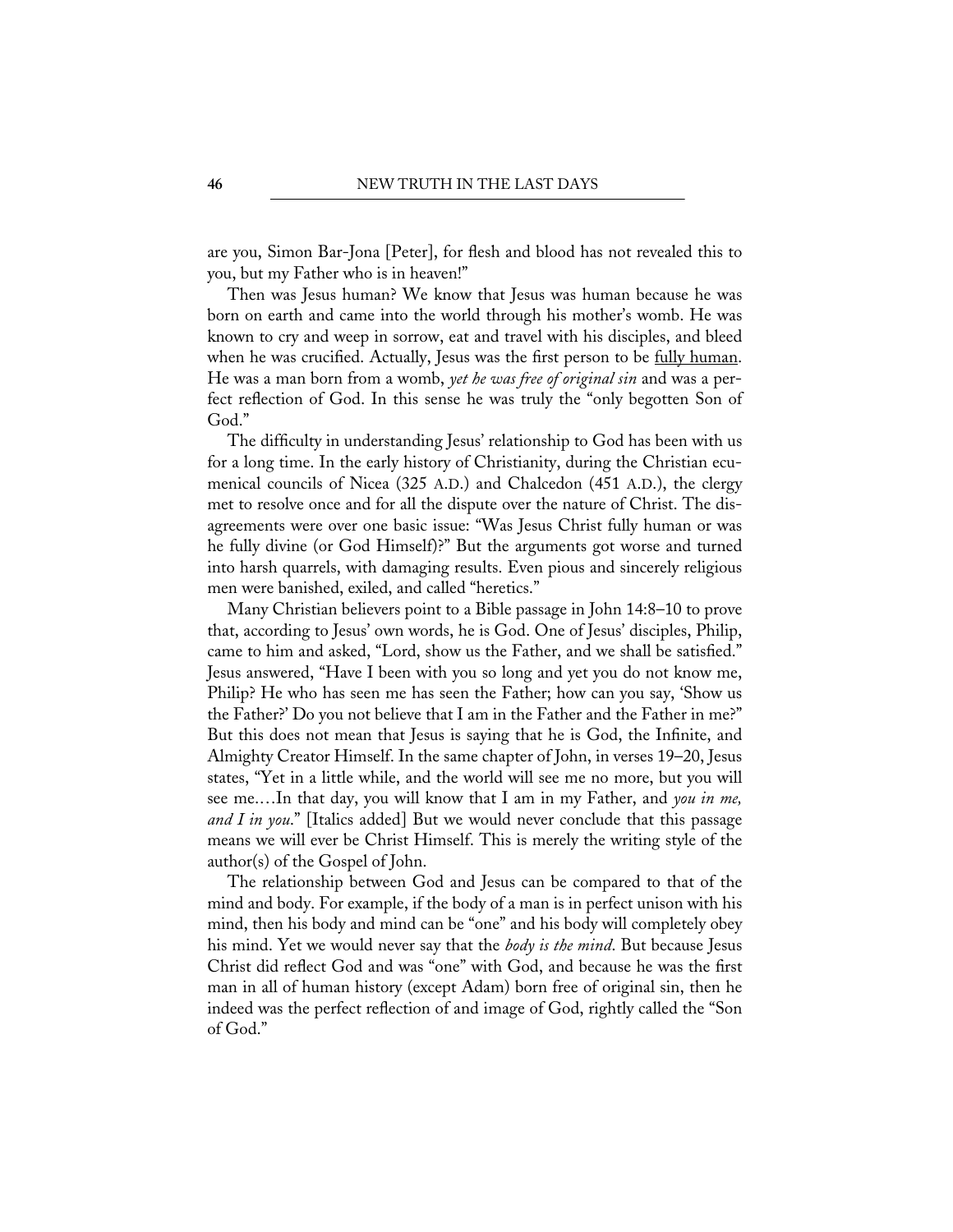are you, Simon Bar-Jona [Peter], for flesh and blood has not revealed this to you, but my Father who is in heaven!"

Then was Jesus human? We know that Jesus was human because he was born on earth and came into the world through his mother's womb. He was known to cry and weep in sorrow, eat and travel with his disciples, and bleed when he was crucified. Actually, Jesus was the first person to be <u>fully human</u>. He was a man born from a womb, *yet he was free of original sin* and was a perfect reflection of God. In this sense he was truly the "only begotten Son of God."

The difficulty in understanding Jesus' relationship to God has been with us for a long time. In the early history of Christianity, during the Christian ecumenical councils of Nicea (325 A.D.) and Chalcedon (451 A.D.), the clergy met to resolve once and for all the dispute over the nature of Christ. The disagreements were over one basic issue: "Was Jesus Christ fully human or was he fully divine (or God Himself)?" But the arguments got worse and turned into harsh quarrels, with damaging results. Even pious and sincerely religious men were banished, exiled, and called "heretics."

Many Christian believers point to a Bible passage in John 14:8–10 to prove that, according to Jesus' own words, he is God. One of Jesus' disciples, Philip, came to him and asked, "Lord, show us the Father, and we shall be satisfied." Jesus answered, "Have I been with you so long and yet you do not know me, Philip? He who has seen me has seen the Father; how can you say, 'Show us the Father?' Do you not believe that I am in the Father and the Father in me?" But this does not mean that Jesus is saying that he is God, the Infinite, and Almighty Creator Himself. In the same chapter of John, in verses 19–20, Jesus states, "Yet in a little while, and the world will see me no more, but you will see me.…In that day, you will know that I am in my Father, and *you in me, and I in you*." [Italics added] But we would never conclude that this passage means we will ever be Christ Himself. This is merely the writing style of the author(s) of the Gospel of John.

The relationship between God and Jesus can be compared to that of the mind and body. For example, if the body of a man is in perfect unison with his mind, then his body and mind can be "one" and his body will completely obey his mind. Yet we would never say that the *body is the mind*. But because Jesus Christ did reflect God and was "one" with God, and because he was the first man in all of human history (except Adam) born free of original sin, then he indeed was the perfect reflection of and image of God, rightly called the "Son of God."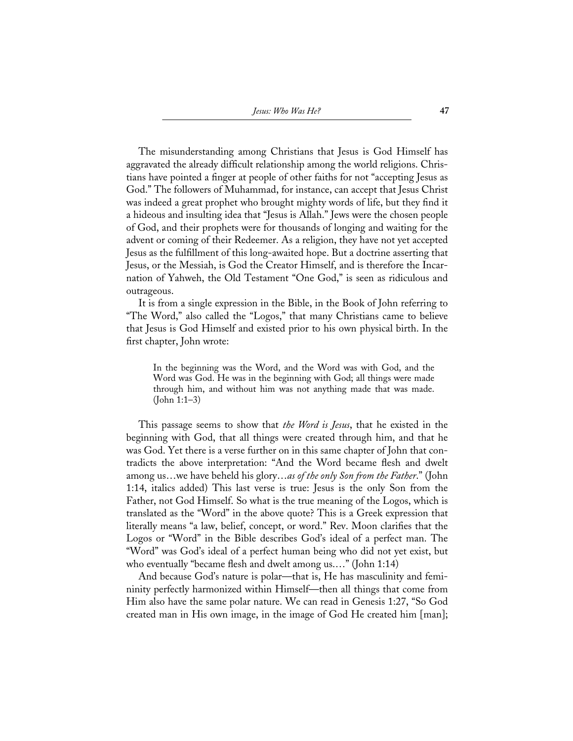The misunderstanding among Christians that Jesus is God Himself has aggravated the already difficult relationship among the world religions. Christians have pointed a finger at people of other faiths for not "accepting Jesus as God." The followers of Muhammad, for instance, can accept that Jesus Christ was indeed a great prophet who brought mighty words of life, but they find it a hideous and insulting idea that "Jesus is Allah." Jews were the chosen people of God, and their prophets were for thousands of longing and waiting for the advent or coming of their Redeemer. As a religion, they have not yet accepted Jesus as the fulfillment of this long-awaited hope. But a doctrine asserting that Jesus, or the Messiah, is God the Creator Himself, and is therefore the Incarnation of Yahweh, the Old Testament "One God," is seen as ridiculous and outrageous.

It is from a single expression in the Bible, in the Book of John referring to "The Word," also called the "Logos," that many Christians came to believe that Jesus is God Himself and existed prior to his own physical birth. In the first chapter, John wrote:

> In the beginning was the Word, and the Word was with God, and the Word was God. He was in the beginning with God; all things were made through him, and without him was not anything made that was made. (John 1:1–3)

This passage seems to show that *the Word is Jesus*, that he existed in the beginning with God, that all things were created through him, and that he was God. Yet there is a verse further on in this same chapter of John that contradicts the above interpretation: "And the Word became flesh and dwelt among us…we have beheld his glory…*as of the only Son from the Father*." (John 1:14, italics added) This last verse is true: Jesus is the only Son from the Father, not God Himself. So what is the true meaning of the Logos, which is translated as the "Word" in the above quote? This is a Greek expression that literally means "a law, belief, concept, or word." Rev. Moon clarifies that the Logos or "Word" in the Bible describes God's ideal of a perfect man. The "Word" was God's ideal of a perfect human being who did not yet exist, but who eventually "became flesh and dwelt among us.…" (John 1:14)

And because God's nature is polar—that is, He has masculinity and femininity perfectly harmonized within Himself—then all things that come from Him also have the same polar nature. We can read in Genesis 1:27, "So God created man in His own image, in the image of God He created him [man];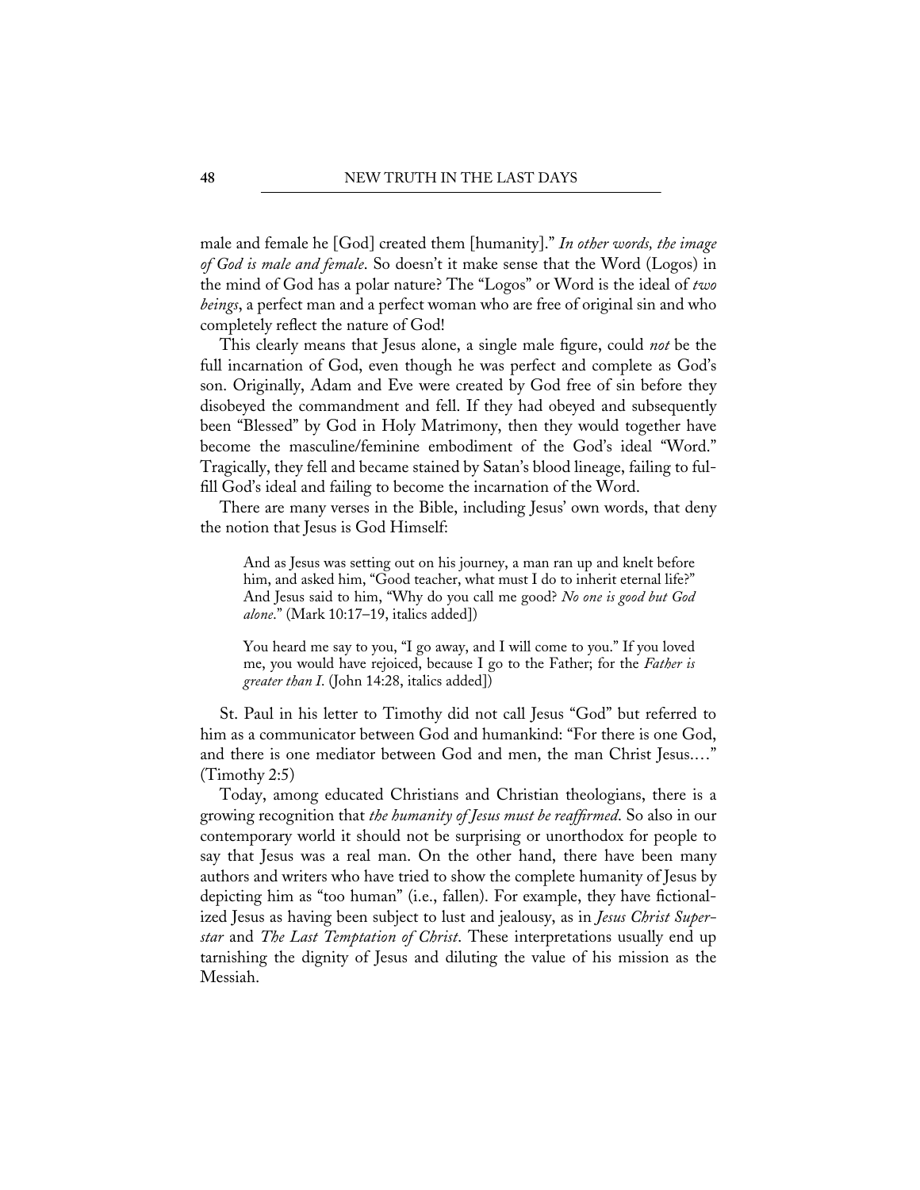male and female he [God] created them [humanity]." *In other words, the image of God is male and female*. So doesn't it make sense that the Word (Logos) in the mind of God has a polar nature? The "Logos" or Word is the ideal of *two beings*, a perfect man and a perfect woman who are free of original sin and who completely reflect the nature of God!

This clearly means that Jesus alone, a single male figure, could *not* be the full incarnation of God, even though he was perfect and complete as God's son. Originally, Adam and Eve were created by God free of sin before they disobeyed the commandment and fell. If they had obeyed and subsequently been "Blessed" by God in Holy Matrimony, then they would together have become the masculine/feminine embodiment of the God's ideal "Word." Tragically, they fell and became stained by Satan's blood lineage, failing to fulfill God's ideal and failing to become the incarnation of the Word.

There are many verses in the Bible, including Jesus' own words, that deny the notion that Jesus is God Himself:

> And as Jesus was setting out on his journey, a man ran up and knelt before him, and asked him, "Good teacher, what must I do to inherit eternal life?" And Jesus said to him, "Why do you call me good? *No one is good but God alone*." (Mark 10:17–19, italics added])

> You heard me say to you, "I go away, and I will come to you." If you loved me, you would have rejoiced, because I go to the Father; for the *Father is greater than I*. (John 14:28, italics added])

St. Paul in his letter to Timothy did not call Jesus "God" but referred to him as a communicator between God and humankind: "For there is one God, and there is one mediator between God and men, the man Christ Jesus.…" (Timothy 2:5)

Today, among educated Christians and Christian theologians, there is a growing recognition that *the humanity of Jesus must be reaffirmed*. So also in our contemporary world it should not be surprising or unorthodox for people to say that Jesus was a real man. On the other hand, there have been many authors and writers who have tried to show the complete humanity of Jesus by depicting him as "too human" (i.e., fallen). For example, they have fictionalized Jesus as having been subject to lust and jealousy, as in *Jesus Christ Superstar* and *The Last Temptation of Christ*. These interpretations usually end up tarnishing the dignity of Jesus and diluting the value of his mission as the Messiah.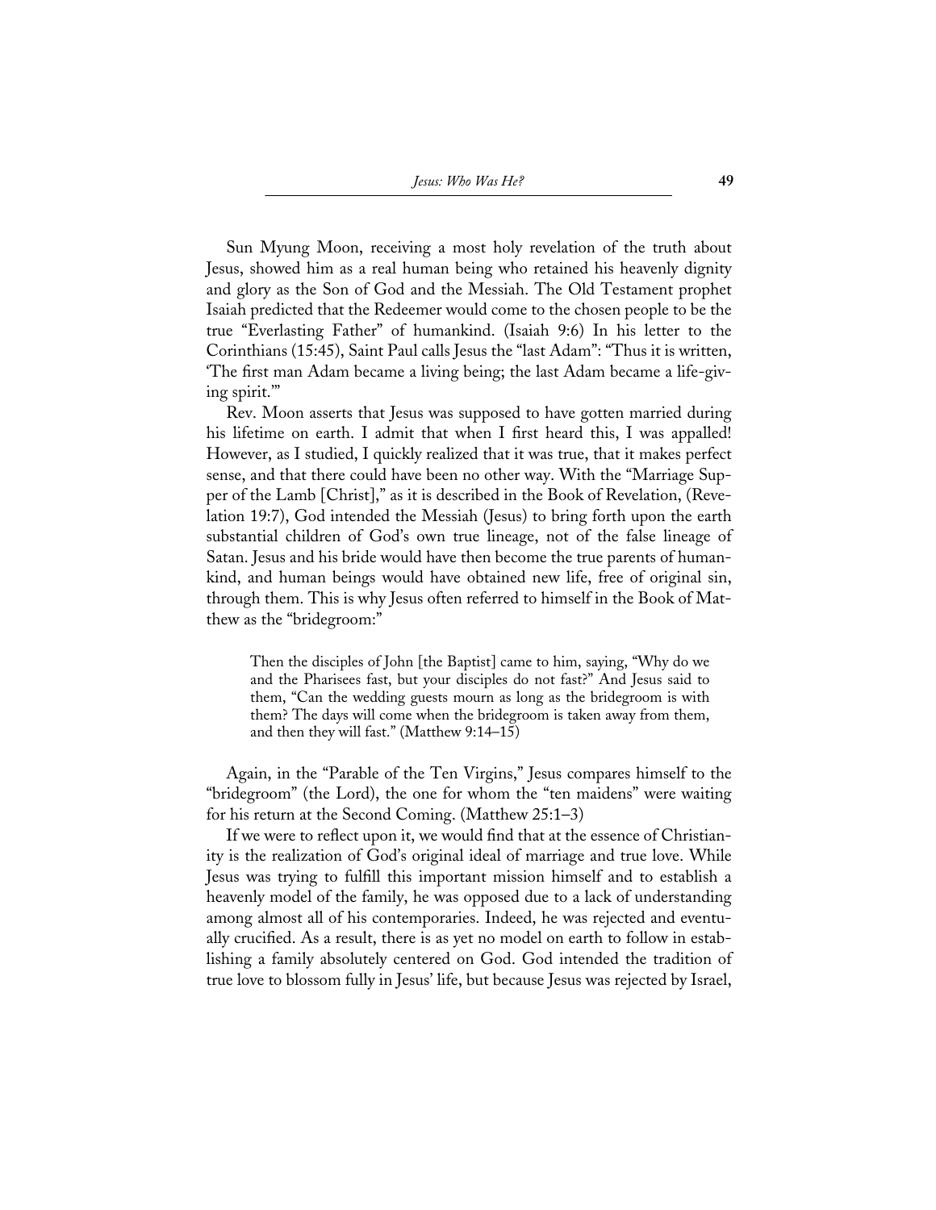Sun Myung Moon, receiving a most holy revelation of the truth about Jesus, showed him as a real human being who retained his heavenly dignity and glory as the Son of God and the Messiah. The Old Testament prophet Isaiah predicted that the Redeemer would come to the chosen people to be the true "Everlasting Father" of humankind. (Isaiah 9:6) In his letter to the Corinthians (15:45), Saint Paul calls Jesus the "last Adam": "Thus it is written, 'The first man Adam became a living being; the last Adam became a life-giving spirit.'"

Rev. Moon asserts that Jesus was supposed to have gotten married during his lifetime on earth. I admit that when I first heard this, I was appalled! However, as I studied, I quickly realized that it was true, that it makes perfect sense, and that there could have been no other way. With the "Marriage Supper of the Lamb [Christ]," as it is described in the Book of Revelation, (Revelation 19:7), God intended the Messiah (Jesus) to bring forth upon the earth substantial children of God's own true lineage, not of the false lineage of Satan. Jesus and his bride would have then become the true parents of humankind, and human beings would have obtained new life, free of original sin, through them. This is why Jesus often referred to himself in the Book of Matthew as the "bridegroom:"

> Then the disciples of John [the Baptist] came to him, saying, "Why do we and the Pharisees fast, but your disciples do not fast?" And Jesus said to them, "Can the wedding guests mourn as long as the bridegroom is with them? The days will come when the bridegroom is taken away from them, and then they will fast." (Matthew 9:14–15)

Again, in the "Parable of the Ten Virgins," Jesus compares himself to the "bridegroom" (the Lord), the one for whom the "ten maidens" were waiting for his return at the Second Coming. (Matthew 25:1–3)

If we were to reflect upon it, we would find that at the essence of Christianity is the realization of God's original ideal of marriage and true love. While Jesus was trying to fulfill this important mission himself and to establish a heavenly model of the family, he was opposed due to a lack of understanding among almost all of his contemporaries. Indeed, he was rejected and eventually crucified. As a result, there is as yet no model on earth to follow in establishing a family absolutely centered on God. God intended the tradition of true love to blossom fully in Jesus' life, but because Jesus was rejected by Israel,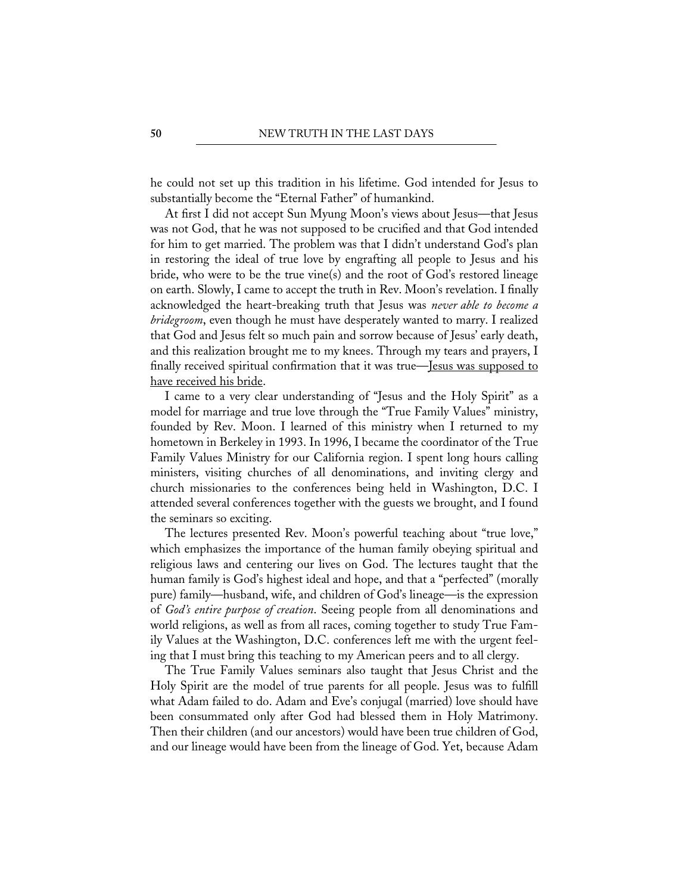he could not set up this tradition in his lifetime. God intended for Jesus to substantially become the "Eternal Father" of humankind.

At first I did not accept Sun Myung Moon's views about Jesus—that Jesus was not God, that he was not supposed to be crucified and that God intended for him to get married. The problem was that I didn't understand God's plan in restoring the ideal of true love by engrafting all people to Jesus and his bride, who were to be the true vine(s) and the root of God's restored lineage on earth. Slowly, I came to accept the truth in Rev. Moon's revelation. I finally acknowledged the heart-breaking truth that Jesus was *never able to become a bridegroom*, even though he must have desperately wanted to marry. I realized that God and Jesus felt so much pain and sorrow because of Jesus' early death, and this realization brought me to my knees. Through my tears and prayers, I finally received spiritual confirmation that it was true—<u>Jesus was supposed to have received his bride</u>.

I came to a very clear understanding of "Jesus and the Holy Spirit" as a model for marriage and true love through the "True Family Values" ministry, founded by Rev. Moon. I learned of this ministry when I returned to my hometown in Berkeley in 1993. In 1996, I became the coordinator of the True Family Values Ministry for our California region. I spent long hours calling ministers, visiting churches of all denominations, and inviting clergy and church missionaries to the conferences being held in Washington, D.C. I attended several conferences together with the guests we brought, and I found the seminars so exciting.

The lectures presented Rev. Moon's powerful teaching about "true love," which emphasizes the importance of the human family obeying spiritual and religious laws and centering our lives on God. The lectures taught that the human family is God's highest ideal and hope, and that a "perfected" (morally pure) family—husband, wife, and children of God's lineage—is the expression of *God's entire purpose of creation*. Seeing people from all denominations and world religions, as well as from all races, coming together to study True Family Values at the Washington, D.C. conferences left me with the urgent feeling that I must bring this teaching to my American peers and to all clergy.

The True Family Values seminars also taught that Jesus Christ and the Holy Spirit are the model of true parents for all people. Jesus was to fulfill what Adam failed to do. Adam and Eve's conjugal (married) love should have been consummated only after God had blessed them in Holy Matrimony. Then their children (and our ancestors) would have been true children of God, and our lineage would have been from the lineage of God. Yet, because Adam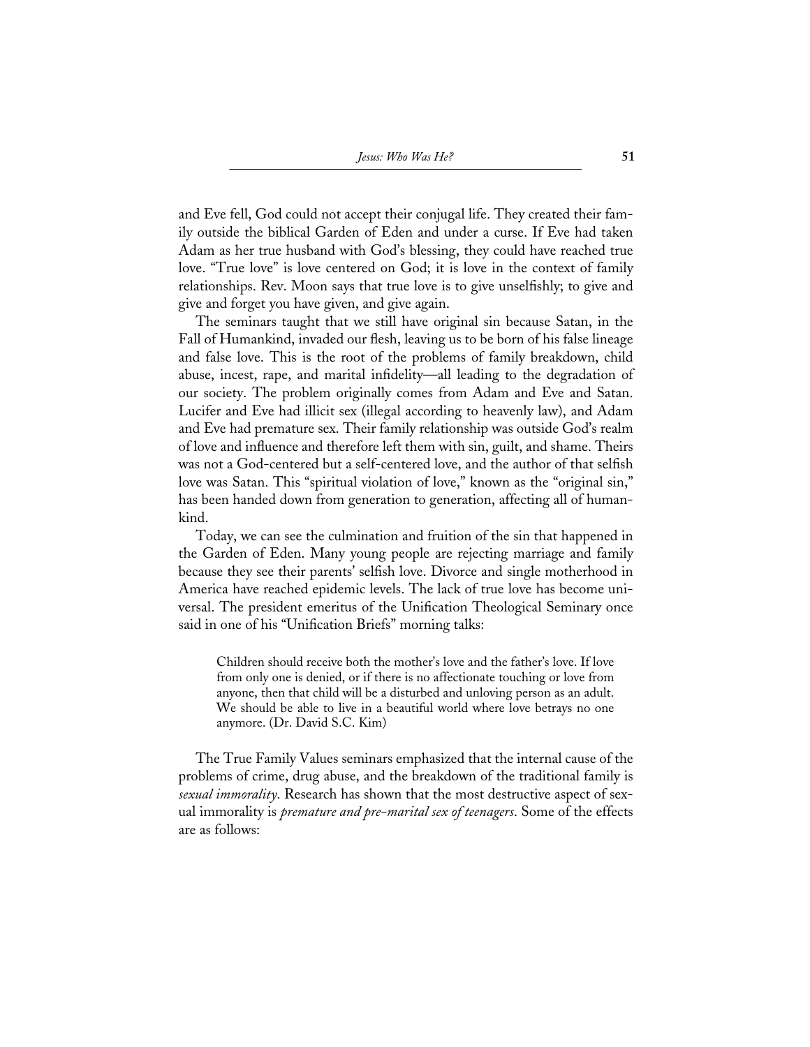and Eve fell, God could not accept their conjugal life. They created their family outside the biblical Garden of Eden and under a curse. If Eve had taken Adam as her true husband with God's blessing, they could have reached true love. "True love" is love centered on God; it is love in the context of family relationships. Rev. Moon says that true love is to give unselfishly; to give and give and forget you have given, and give again.

The seminars taught that we still have original sin because Satan, in the Fall of Humankind, invaded our flesh, leaving us to be born of his false lineage and false love. This is the root of the problems of family breakdown, child abuse, incest, rape, and marital infidelity—all leading to the degradation of our society. The problem originally comes from Adam and Eve and Satan. Lucifer and Eve had illicit sex (illegal according to heavenly law), and Adam and Eve had premature sex. Their family relationship was outside God's realm of love and influence and therefore left them with sin, guilt, and shame. Theirs was not a God-centered but a self-centered love, and the author of that selfish love was Satan. This "spiritual violation of love," known as the "original sin," has been handed down from generation to generation, affecting all of humankind.

Today, we can see the culmination and fruition of the sin that happened in the Garden of Eden. Many young people are rejecting marriage and family because they see their parents' selfish love. Divorce and single motherhood in America have reached epidemic levels. The lack of true love has become universal. The president emeritus of the Unification Theological Seminary once said in one of his "Unification Briefs" morning talks:

> Children should receive both the mother's love and the father's love. If love from only one is denied, or if there is no affectionate touching or love from anyone, then that child will be a disturbed and unloving person as an adult. We should be able to live in a beautiful world where love betrays no one anymore. (Dr. David S.C. Kim)

The True Family Values seminars emphasized that the internal cause of the problems of crime, drug abuse, and the breakdown of the traditional family is *sexual immorality*. Research has shown that the most destructive aspect of sexual immorality is *premature and pre-marital sex of teenagers*. Some of the effects are as follows: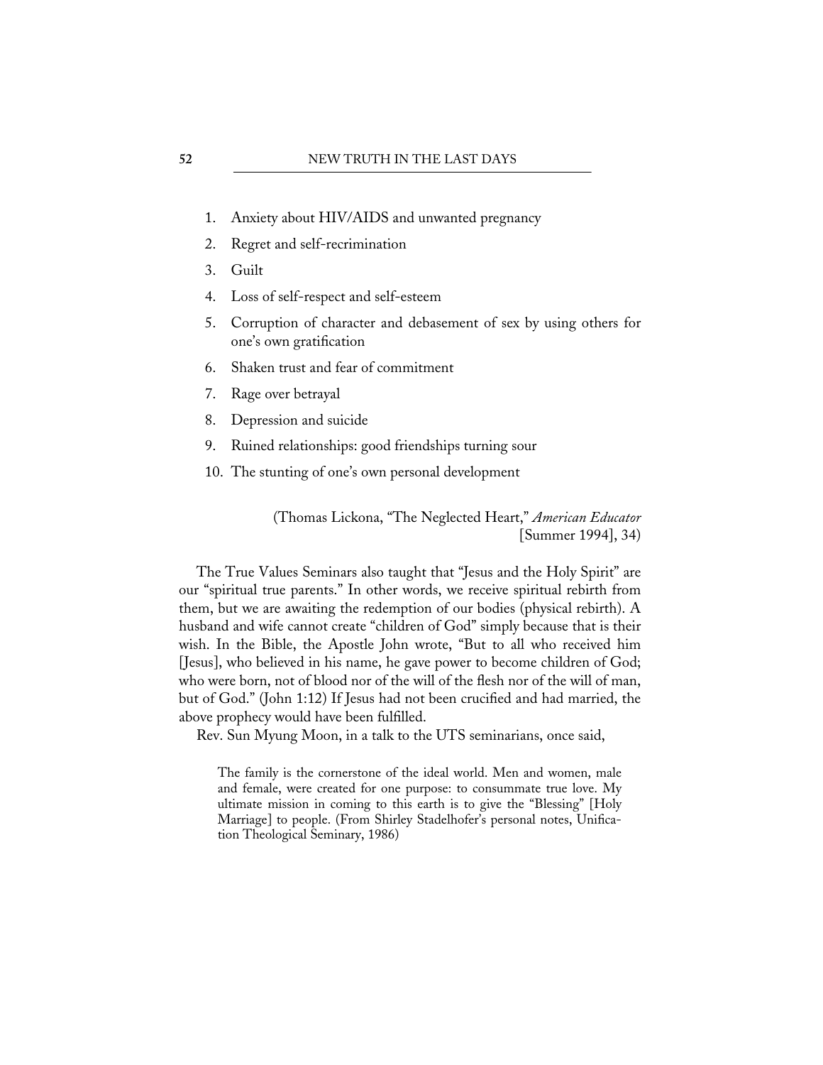1. Anxiety about HIV/AIDS and unwanted pregnancy
2. Regret and self-recrimination
3. Guilt
4. Loss of self-respect and self-esteem
5. Corruption of character and debasement of sex by using others for one's own gratification
6. Shaken trust and fear of commitment
7. Rage over betrayal
8. Depression and suicide
9. Ruined relationships: good friendships turning sour
10. The stunting of one's own personal development

(Thomas Lickona, "The Neglected Heart," *American Educator* [Summer 1994], 34)

The True Values Seminars also taught that "Jesus and the Holy Spirit" are our "spiritual true parents." In other words, we receive spiritual rebirth from them, but we are awaiting the redemption of our bodies (physical rebirth). A husband and wife cannot create "children of God" simply because that is their wish. In the Bible, the Apostle John wrote, "But to all who received him [Jesus], who believed in his name, he gave power to become children of God; who were born, not of blood nor of the will of the flesh nor of the will of man, but of God." (John 1:12) If Jesus had not been crucified and had married, the above prophecy would have been fulfilled.

Rev. Sun Myung Moon, in a talk to the UTS seminarians, once said,

> The family is the cornerstone of the ideal world. Men and women, male and female, were created for one purpose: to consummate true love. My ultimate mission in coming to this earth is to give the "Blessing" [Holy Marriage] to people. (From Shirley Stadelhofer's personal notes, Unification Theological Seminary, 1986)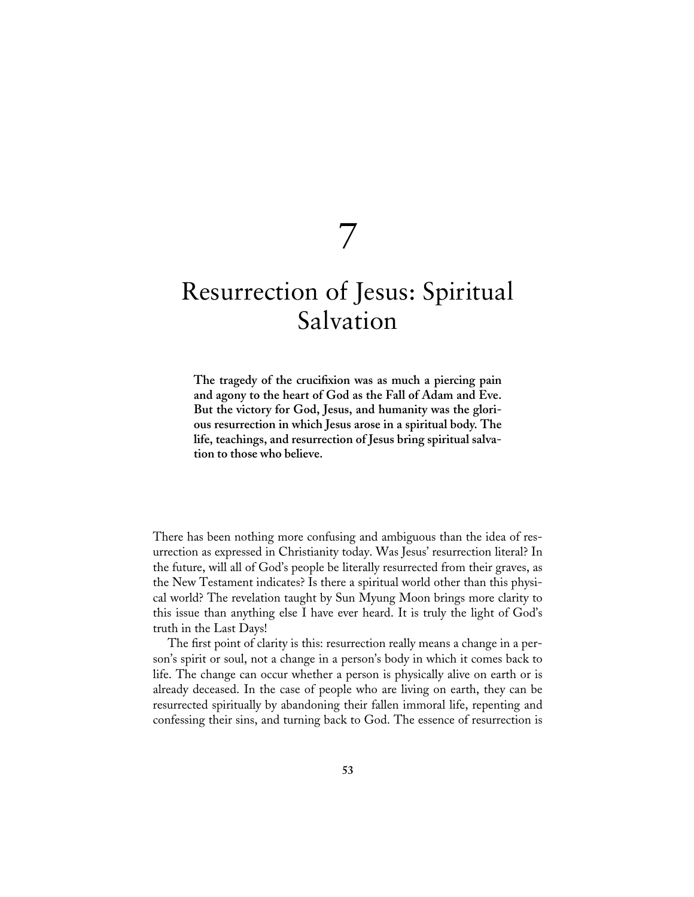# 7

# Resurrection of Jesus: Spiritual Salvation

**The tragedy of the crucifixion was as much a piercing pain and agony to the heart of God as the Fall of Adam and Eve. But the victory for God, Jesus, and humanity was the glorious resurrection in which Jesus arose in a spiritual body. The life, teachings, and resurrection of Jesus bring spiritual salvation to those who believe.**

There has been nothing more confusing and ambiguous than the idea of resurrection as expressed in Christianity today. Was Jesus' resurrection literal? In the future, will all of God's people be literally resurrected from their graves, as the New Testament indicates? Is there a spiritual world other than this physical world? The revelation taught by Sun Myung Moon brings more clarity to this issue than anything else I have ever heard. It is truly the light of God's truth in the Last Days!

The first point of clarity is this: resurrection really means a change in a person's spirit or soul, not a change in a person's body in which it comes back to life. The change can occur whether a person is physically alive on earth or is already deceased. In the case of people who are living on earth, they can be resurrected spiritually by abandoning their fallen immoral life, repenting and confessing their sins, and turning back to God. The essence of resurrection is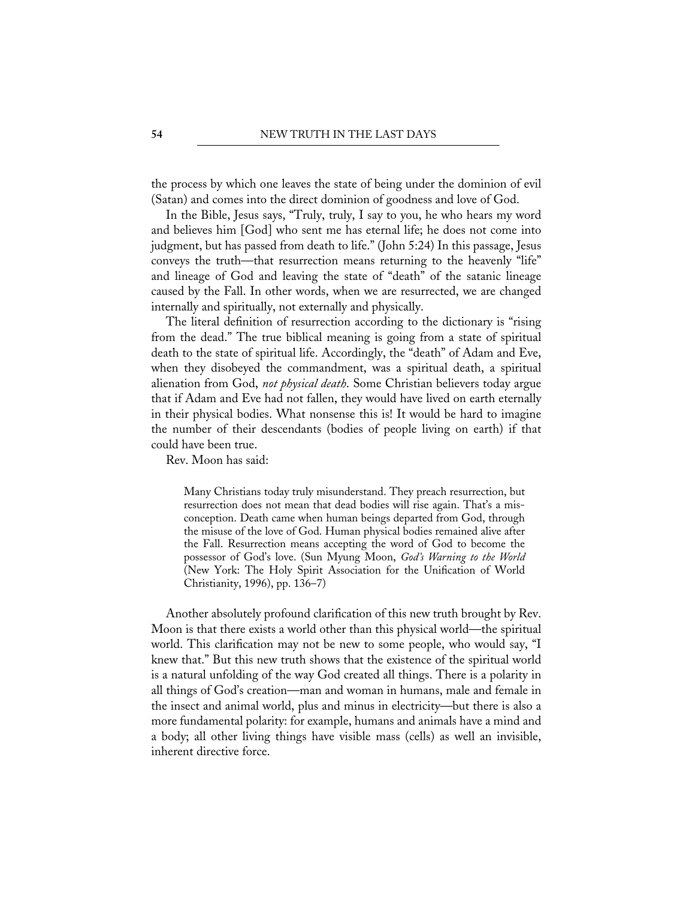the process by which one leaves the state of being under the dominion of evil (Satan) and comes into the direct dominion of goodness and love of God.

In the Bible, Jesus says, "Truly, truly, I say to you, he who hears my word and believes him [God] who sent me has eternal life; he does not come into judgment, but has passed from death to life." (John 5:24) In this passage, Jesus conveys the truth—that resurrection means returning to the heavenly "life" and lineage of God and leaving the state of "death" of the satanic lineage caused by the Fall. In other words, when we are resurrected, we are changed internally and spiritually, not externally and physically.

The literal definition of resurrection according to the dictionary is "rising from the dead." The true biblical meaning is going from a state of spiritual death to the state of spiritual life. Accordingly, the "death" of Adam and Eve, when they disobeyed the commandment, was a spiritual death, a spiritual alienation from God, *not physical death*. Some Christian believers today argue that if Adam and Eve had not fallen, they would have lived on earth eternally in their physical bodies. What nonsense this is! It would be hard to imagine the number of their descendants (bodies of people living on earth) if that could have been true.

Rev. Moon has said:

> Many Christians today truly misunderstand. They preach resurrection, but resurrection does not mean that dead bodies will rise again. That's a misconception. Death came when human beings departed from God, through the misuse of the love of God. Human physical bodies remained alive after the Fall. Resurrection means accepting the word of God to become the possessor of God's love. (Sun Myung Moon, *God's Warning to the World* (New York: The Holy Spirit Association for the Unification of World Christianity, 1996), pp. 136–7)

Another absolutely profound clarification of this new truth brought by Rev. Moon is that there exists a world other than this physical world—the spiritual world. This clarification may not be new to some people, who would say, "I knew that." But this new truth shows that the existence of the spiritual world is a natural unfolding of the way God created all things. There is a polarity in all things of God's creation—man and woman in humans, male and female in the insect and animal world, plus and minus in electricity—but there is also a more fundamental polarity: for example, humans and animals have a mind and a body; all other living things have visible mass (cells) as well an invisible, inherent directive force.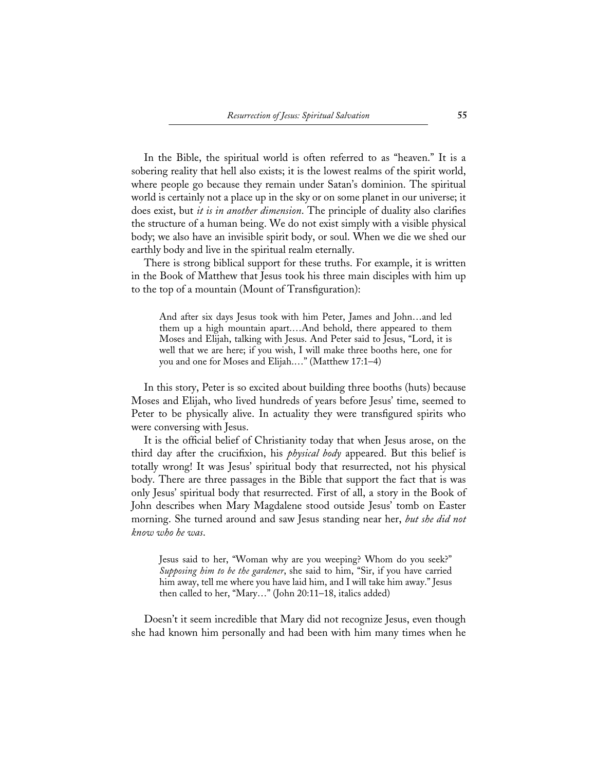In the Bible, the spiritual world is often referred to as "heaven." It is a sobering reality that hell also exists; it is the lowest realms of the spirit world, where people go because they remain under Satan's dominion. The spiritual world is certainly not a place up in the sky or on some planet in our universe; it does exist, but *it is in another dimension*. The principle of duality also clarifies the structure of a human being. We do not exist simply with a visible physical body; we also have an invisible spirit body, or soul. When we die we shed our earthly body and live in the spiritual realm eternally.

There is strong biblical support for these truths. For example, it is written in the Book of Matthew that Jesus took his three main disciples with him up to the top of a mountain (Mount of Transfiguration):

> And after six days Jesus took with him Peter, James and John…and led them up a high mountain apart.…And behold, there appeared to them Moses and Elijah, talking with Jesus. And Peter said to Jesus, "Lord, it is well that we are here; if you wish, I will make three booths here, one for you and one for Moses and Elijah.…" (Matthew 17:1–4)

In this story, Peter is so excited about building three booths (huts) because Moses and Elijah, who lived hundreds of years before Jesus' time, seemed to Peter to be physically alive. In actuality they were transfigured spirits who were conversing with Jesus.

It is the official belief of Christianity today that when Jesus arose, on the third day after the crucifixion, his *physical body* appeared. But this belief is totally wrong! It was Jesus' spiritual body that resurrected, not his physical body. There are three passages in the Bible that support the fact that is was only Jesus' spiritual body that resurrected. First of all, a story in the Book of John describes when Mary Magdalene stood outside Jesus' tomb on Easter morning. She turned around and saw Jesus standing near her, *but she did not know who he was*.

> Jesus said to her, "Woman why are you weeping? Whom do you seek?" *Supposing him to be the gardener*, she said to him, "Sir, if you have carried him away, tell me where you have laid him, and I will take him away." Jesus then called to her, "Mary…" (John 20:11–18, italics added)

Doesn't it seem incredible that Mary did not recognize Jesus, even though she had known him personally and had been with him many times when he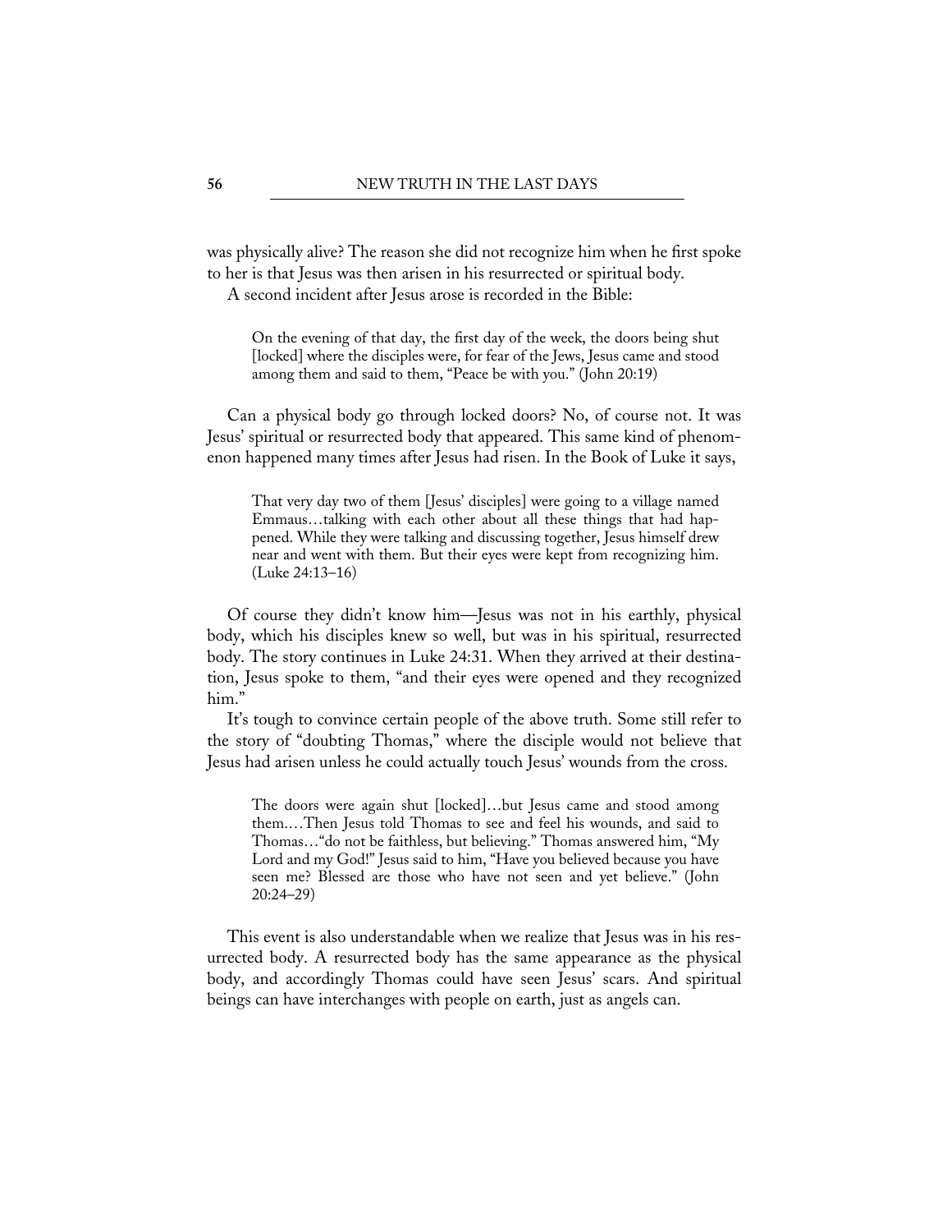was physically alive? The reason she did not recognize him when he first spoke to her is that Jesus was then arisen in his resurrected or spiritual body.

A second incident after Jesus arose is recorded in the Bible:

> On the evening of that day, the first day of the week, the doors being shut [locked] where the disciples were, for fear of the Jews, Jesus came and stood among them and said to them, "Peace be with you." (John 20:19)

Can a physical body go through locked doors? No, of course not. It was Jesus' spiritual or resurrected body that appeared. This same kind of phenomenon happened many times after Jesus had risen. In the Book of Luke it says,

> That very day two of them [Jesus' disciples] were going to a village named Emmaus…talking with each other about all these things that had happened. While they were talking and discussing together, Jesus himself drew near and went with them. But their eyes were kept from recognizing him. (Luke 24:13–16)

Of course they didn't know him—Jesus was not in his earthly, physical body, which his disciples knew so well, but was in his spiritual, resurrected body. The story continues in Luke 24:31. When they arrived at their destination, Jesus spoke to them, "and their eyes were opened and they recognized him."

It's tough to convince certain people of the above truth. Some still refer to the story of "doubting Thomas," where the disciple would not believe that Jesus had arisen unless he could actually touch Jesus' wounds from the cross.

> The doors were again shut [locked]…but Jesus came and stood among them.…Then Jesus told Thomas to see and feel his wounds, and said to Thomas…"do not be faithless, but believing." Thomas answered him, "My Lord and my God!" Jesus said to him, "Have you believed because you have seen me? Blessed are those who have not seen and yet believe." (John 20:24–29)

This event is also understandable when we realize that Jesus was in his resurrected body. A resurrected body has the same appearance as the physical body, and accordingly Thomas could have seen Jesus' scars. And spiritual beings can have interchanges with people on earth, just as angels can.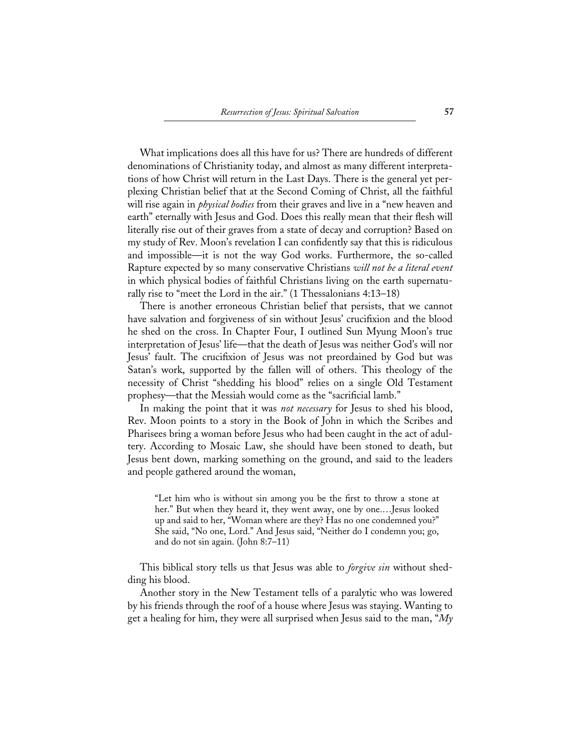What implications does all this have for us? There are hundreds of different denominations of Christianity today, and almost as many different interpretations of how Christ will return in the Last Days. There is the general yet perplexing Christian belief that at the Second Coming of Christ, all the faithful will rise again in *physical bodies* from their graves and live in a "new heaven and earth" eternally with Jesus and God. Does this really mean that their flesh will literally rise out of their graves from a state of decay and corruption? Based on my study of Rev. Moon's revelation I can confidently say that this is ridiculous and impossible—it is not the way God works. Furthermore, the so-called Rapture expected by so many conservative Christians *will not be a literal event* in which physical bodies of faithful Christians living on the earth supernaturally rise to "meet the Lord in the air." (1 Thessalonians 4:13–18)

There is another erroneous Christian belief that persists, that we cannot have salvation and forgiveness of sin without Jesus' crucifixion and the blood he shed on the cross. In Chapter Four, I outlined Sun Myung Moon's true interpretation of Jesus' life—that the death of Jesus was neither God's will nor Jesus' fault. The crucifixion of Jesus was not preordained by God but was Satan's work, supported by the fallen will of others. This theology of the necessity of Christ "shedding his blood" relies on a single Old Testament prophesy—that the Messiah would come as the "sacrificial lamb."

In making the point that it was *not necessary* for Jesus to shed his blood, Rev. Moon points to a story in the Book of John in which the Scribes and Pharisees bring a woman before Jesus who had been caught in the act of adultery. According to Mosaic Law, she should have been stoned to death, but Jesus bent down, marking something on the ground, and said to the leaders and people gathered around the woman,

> "Let him who is without sin among you be the first to throw a stone at her." But when they heard it, they went away, one by one.…Jesus looked up and said to her, "Woman where are they? Has no one condemned you?" She said, "No one, Lord." And Jesus said, "Neither do I condemn you; go, and do not sin again. (John 8:7–11)

This biblical story tells us that Jesus was able to *forgive sin* without shedding his blood.

Another story in the New Testament tells of a paralytic who was lowered by his friends through the roof of a house where Jesus was staying. Wanting to get a healing for him, they were all surprised when Jesus said to the man, "*My*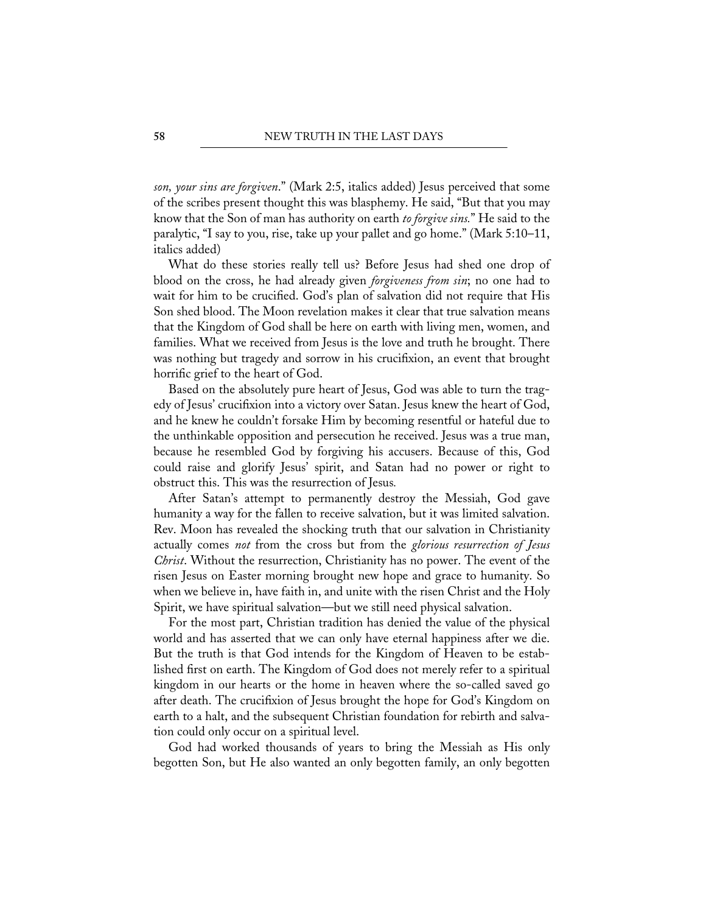*son, your sins are forgiven*." (Mark 2:5, italics added) Jesus perceived that some of the scribes present thought this was blasphemy. He said, "But that you may know that the Son of man has authority on earth *to forgive sins.*" He said to the paralytic, "I say to you, rise, take up your pallet and go home." (Mark 5:10–11, italics added)

What do these stories really tell us? Before Jesus had shed one drop of blood on the cross, he had already given *forgiveness from sin*; no one had to wait for him to be crucified. God's plan of salvation did not require that His Son shed blood. The Moon revelation makes it clear that true salvation means that the Kingdom of God shall be here on earth with living men, women, and families. What we received from Jesus is the love and truth he brought. There was nothing but tragedy and sorrow in his crucifixion, an event that brought horrific grief to the heart of God.

Based on the absolutely pure heart of Jesus, God was able to turn the tragedy of Jesus' crucifixion into a victory over Satan. Jesus knew the heart of God, and he knew he couldn't forsake Him by becoming resentful or hateful due to the unthinkable opposition and persecution he received. Jesus was a true man, because he resembled God by forgiving his accusers. Because of this, God could raise and glorify Jesus' spirit, and Satan had no power or right to obstruct this. This was the resurrection of Jesus.

After Satan's attempt to permanently destroy the Messiah, God gave humanity a way for the fallen to receive salvation, but it was limited salvation. Rev. Moon has revealed the shocking truth that our salvation in Christianity actually comes *not* from the cross but from the *glorious resurrection of Jesus Christ*. Without the resurrection, Christianity has no power. The event of the risen Jesus on Easter morning brought new hope and grace to humanity. So when we believe in, have faith in, and unite with the risen Christ and the Holy Spirit, we have spiritual salvation—but we still need physical salvation.

For the most part, Christian tradition has denied the value of the physical world and has asserted that we can only have eternal happiness after we die. But the truth is that God intends for the Kingdom of Heaven to be established first on earth. The Kingdom of God does not merely refer to a spiritual kingdom in our hearts or the home in heaven where the so-called saved go after death. The crucifixion of Jesus brought the hope for God's Kingdom on earth to a halt, and the subsequent Christian foundation for rebirth and salvation could only occur on a spiritual level.

God had worked thousands of years to bring the Messiah as His only begotten Son, but He also wanted an only begotten family, an only begotten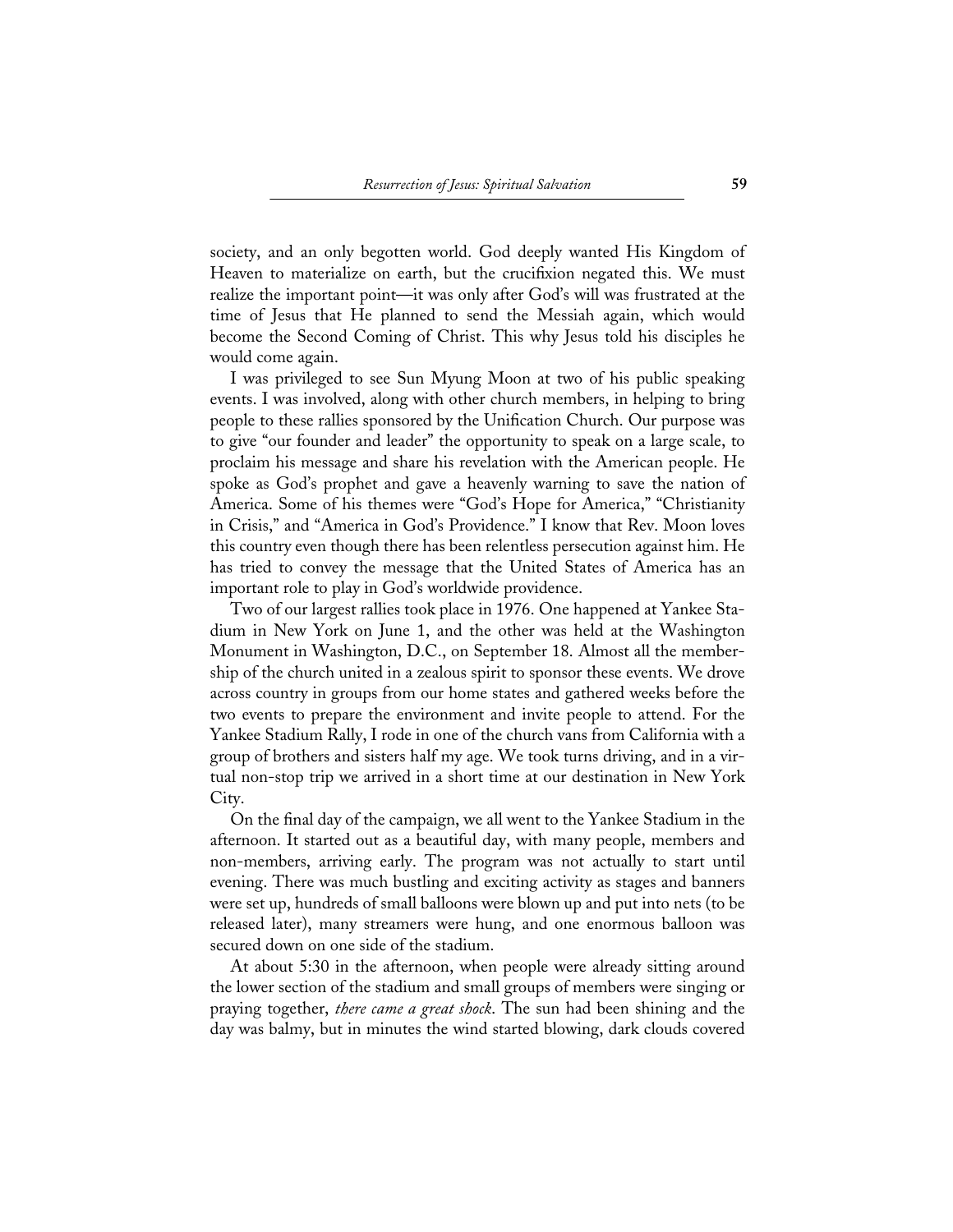society, and an only begotten world. God deeply wanted His Kingdom of Heaven to materialize on earth, but the crucifixion negated this. We must realize the important point—it was only after God's will was frustrated at the time of Jesus that He planned to send the Messiah again, which would become the Second Coming of Christ. This why Jesus told his disciples he would come again.

I was privileged to see Sun Myung Moon at two of his public speaking events. I was involved, along with other church members, in helping to bring people to these rallies sponsored by the Unification Church. Our purpose was to give "our founder and leader" the opportunity to speak on a large scale, to proclaim his message and share his revelation with the American people. He spoke as God's prophet and gave a heavenly warning to save the nation of America. Some of his themes were "God's Hope for America," "Christianity in Crisis," and "America in God's Providence." I know that Rev. Moon loves this country even though there has been relentless persecution against him. He has tried to convey the message that the United States of America has an important role to play in God's worldwide providence.

Two of our largest rallies took place in 1976. One happened at Yankee Stadium in New York on June 1, and the other was held at the Washington Monument in Washington, D.C., on September 18. Almost all the membership of the church united in a zealous spirit to sponsor these events. We drove across country in groups from our home states and gathered weeks before the two events to prepare the environment and invite people to attend. For the Yankee Stadium Rally, I rode in one of the church vans from California with a group of brothers and sisters half my age. We took turns driving, and in a virtual non-stop trip we arrived in a short time at our destination in New York City.

On the final day of the campaign, we all went to the Yankee Stadium in the afternoon. It started out as a beautiful day, with many people, members and non-members, arriving early. The program was not actually to start until evening. There was much bustling and exciting activity as stages and banners were set up, hundreds of small balloons were blown up and put into nets (to be released later), many streamers were hung, and one enormous balloon was secured down on one side of the stadium.

At about 5:30 in the afternoon, when people were already sitting around the lower section of the stadium and small groups of members were singing or praying together, *there came a great shock*. The sun had been shining and the day was balmy, but in minutes the wind started blowing, dark clouds covered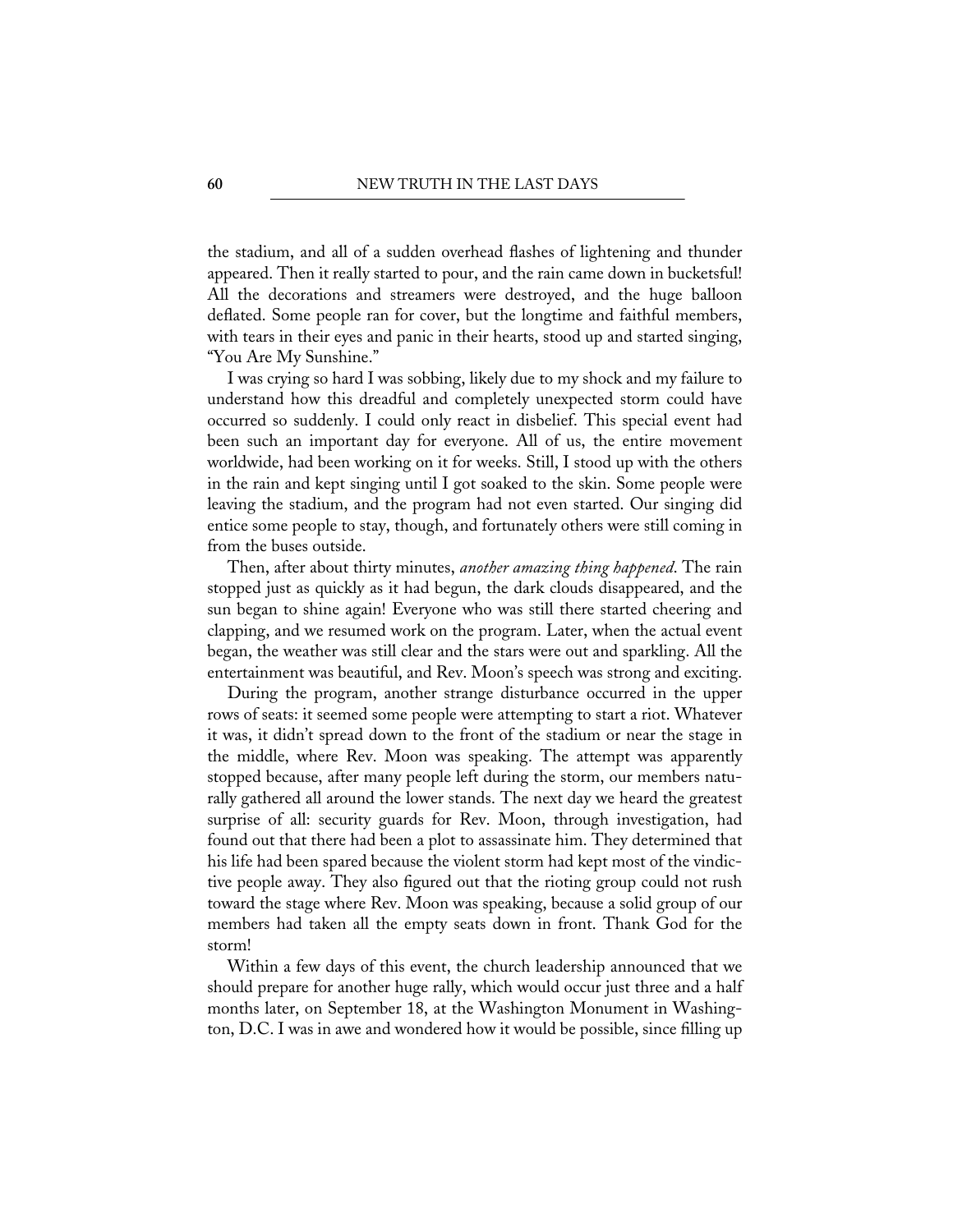the stadium, and all of a sudden overhead flashes of lightening and thunder appeared. Then it really started to pour, and the rain came down in bucketsful! All the decorations and streamers were destroyed, and the huge balloon deflated. Some people ran for cover, but the longtime and faithful members, with tears in their eyes and panic in their hearts, stood up and started singing, "You Are My Sunshine."

I was crying so hard I was sobbing, likely due to my shock and my failure to understand how this dreadful and completely unexpected storm could have occurred so suddenly. I could only react in disbelief. This special event had been such an important day for everyone. All of us, the entire movement worldwide, had been working on it for weeks. Still, I stood up with the others in the rain and kept singing until I got soaked to the skin. Some people were leaving the stadium, and the program had not even started. Our singing did entice some people to stay, though, and fortunately others were still coming in from the buses outside.

Then, after about thirty minutes, *another amazing thing happened*. The rain stopped just as quickly as it had begun, the dark clouds disappeared, and the sun began to shine again! Everyone who was still there started cheering and clapping, and we resumed work on the program. Later, when the actual event began, the weather was still clear and the stars were out and sparkling. All the entertainment was beautiful, and Rev. Moon's speech was strong and exciting.

During the program, another strange disturbance occurred in the upper rows of seats: it seemed some people were attempting to start a riot. Whatever it was, it didn't spread down to the front of the stadium or near the stage in the middle, where Rev. Moon was speaking. The attempt was apparently stopped because, after many people left during the storm, our members naturally gathered all around the lower stands. The next day we heard the greatest surprise of all: security guards for Rev. Moon, through investigation, had found out that there had been a plot to assassinate him. They determined that his life had been spared because the violent storm had kept most of the vindictive people away. They also figured out that the rioting group could not rush toward the stage where Rev. Moon was speaking, because a solid group of our members had taken all the empty seats down in front. Thank God for the storm!

Within a few days of this event, the church leadership announced that we should prepare for another huge rally, which would occur just three and a half months later, on September 18, at the Washington Monument in Washington, D.C. I was in awe and wondered how it would be possible, since filling up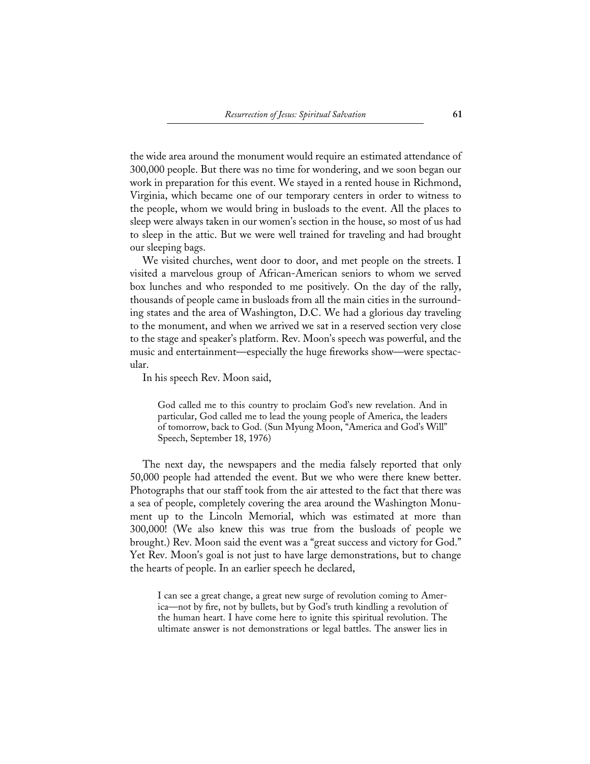the wide area around the monument would require an estimated attendance of 300,000 people. But there was no time for wondering, and we soon began our work in preparation for this event. We stayed in a rented house in Richmond, Virginia, which became one of our temporary centers in order to witness to the people, whom we would bring in busloads to the event. All the places to sleep were always taken in our women's section in the house, so most of us had to sleep in the attic. But we were well trained for traveling and had brought our sleeping bags.

We visited churches, went door to door, and met people on the streets. I visited a marvelous group of African-American seniors to whom we served box lunches and who responded to me positively. On the day of the rally, thousands of people came in busloads from all the main cities in the surrounding states and the area of Washington, D.C. We had a glorious day traveling to the monument, and when we arrived we sat in a reserved section very close to the stage and speaker's platform. Rev. Moon's speech was powerful, and the music and entertainment—especially the huge fireworks show—were spectacular.

In his speech Rev. Moon said,

> God called me to this country to proclaim God's new revelation. And in particular, God called me to lead the young people of America, the leaders of tomorrow, back to God. (Sun Myung Moon, "America and God's Will" Speech, September 18, 1976)

The next day, the newspapers and the media falsely reported that only 50,000 people had attended the event. But we who were there knew better. Photographs that our staff took from the air attested to the fact that there was a sea of people, completely covering the area around the Washington Monument up to the Lincoln Memorial, which was estimated at more than 300,000! (We also knew this was true from the busloads of people we brought.) Rev. Moon said the event was a "great success and victory for God." Yet Rev. Moon's goal is not just to have large demonstrations, but to change the hearts of people. In an earlier speech he declared,

> I can see a great change, a great new surge of revolution coming to America—not by fire, not by bullets, but by God's truth kindling a revolution of the human heart. I have come here to ignite this spiritual revolution. The ultimate answer is not demonstrations or legal battles. The answer lies in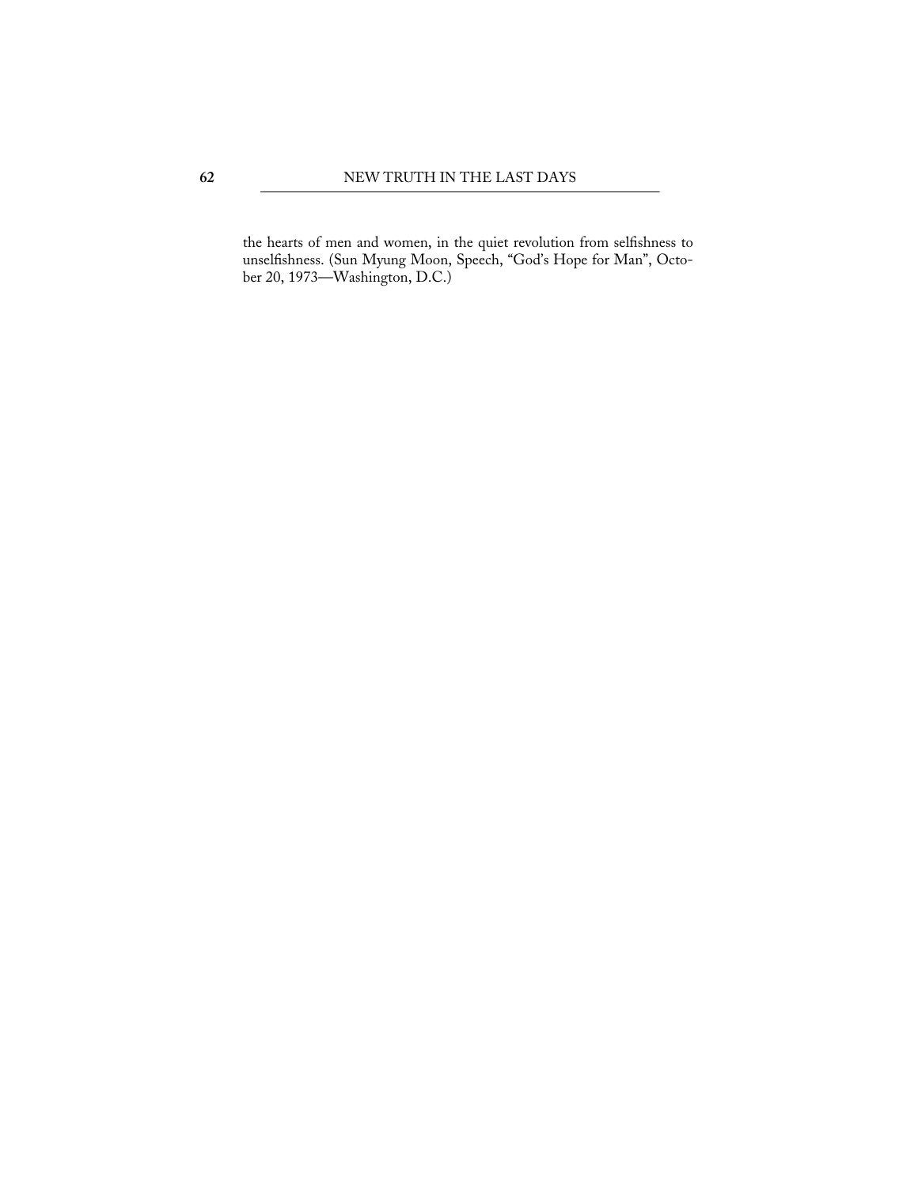the hearts of men and women, in the quiet revolution from selfishness to unselfishness. (Sun Myung Moon, Speech, "God's Hope for Man", October 20, 1973—Washington, D.C.)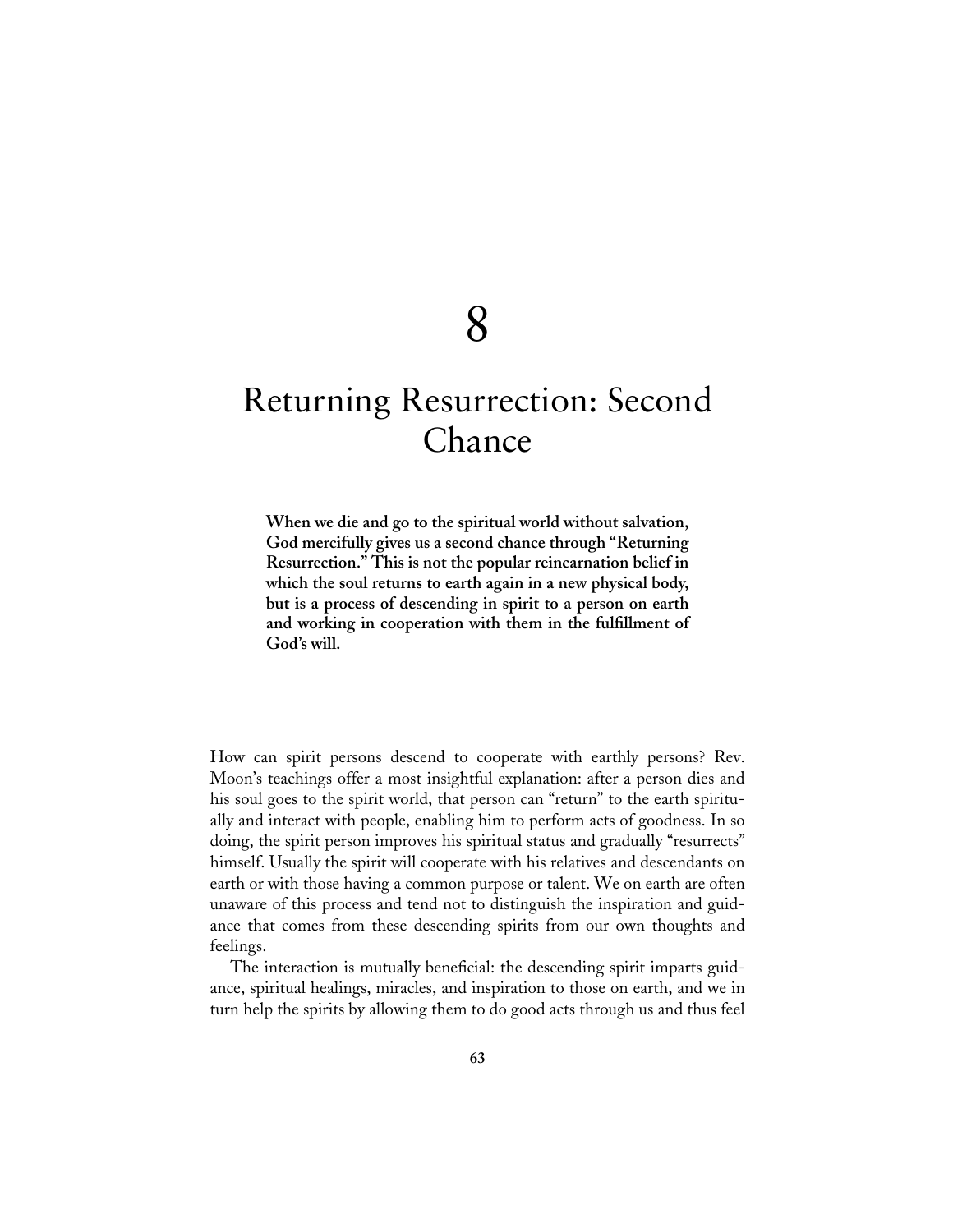# 8

# Returning Resurrection: Second Chance

**When we die and go to the spiritual world without salvation, God mercifully gives us a second chance through "Returning Resurrection." This is not the popular reincarnation belief in which the soul returns to earth again in a new physical body, but is a process of descending in spirit to a person on earth and working in cooperation with them in the fulfillment of God's will.**

How can spirit persons descend to cooperate with earthly persons? Rev. Moon's teachings offer a most insightful explanation: after a person dies and his soul goes to the spirit world, that person can "return" to the earth spiritually and interact with people, enabling him to perform acts of goodness. In so doing, the spirit person improves his spiritual status and gradually "resurrects" himself. Usually the spirit will cooperate with his relatives and descendants on earth or with those having a common purpose or talent. We on earth are often unaware of this process and tend not to distinguish the inspiration and guidance that comes from these descending spirits from our own thoughts and feelings.

The interaction is mutually beneficial: the descending spirit imparts guidance, spiritual healings, miracles, and inspiration to those on earth, and we in turn help the spirits by allowing them to do good acts through us and thus feel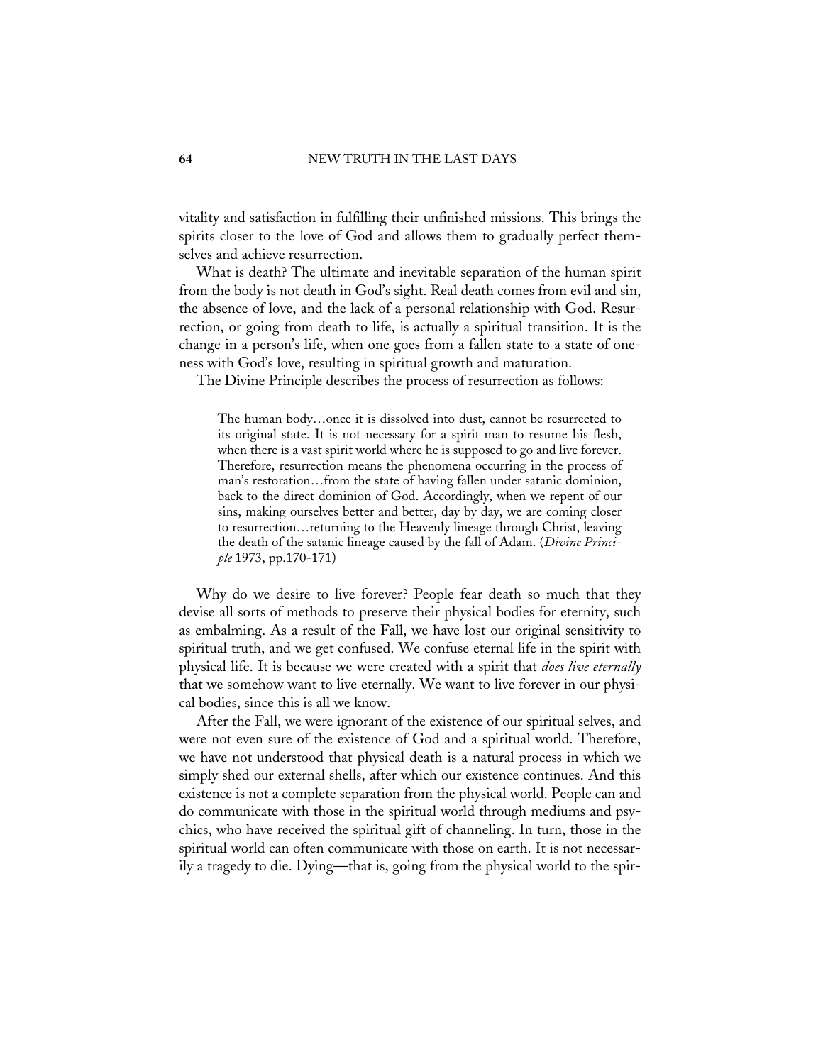vitality and satisfaction in fulfilling their unfinished missions. This brings the spirits closer to the love of God and allows them to gradually perfect themselves and achieve resurrection.

What is death? The ultimate and inevitable separation of the human spirit from the body is not death in God's sight. Real death comes from evil and sin, the absence of love, and the lack of a personal relationship with God. Resurrection, or going from death to life, is actually a spiritual transition. It is the change in a person's life, when one goes from a fallen state to a state of oneness with God's love, resulting in spiritual growth and maturation.

The Divine Principle describes the process of resurrection as follows:

> The human body…once it is dissolved into dust, cannot be resurrected to its original state. It is not necessary for a spirit man to resume his flesh, when there is a vast spirit world where he is supposed to go and live forever. Therefore, resurrection means the phenomena occurring in the process of man's restoration…from the state of having fallen under satanic dominion, back to the direct dominion of God. Accordingly, when we repent of our sins, making ourselves better and better, day by day, we are coming closer to resurrection…returning to the Heavenly lineage through Christ, leaving the death of the satanic lineage caused by the fall of Adam. (*Divine Principle* 1973, pp.170-171)

Why do we desire to live forever? People fear death so much that they devise all sorts of methods to preserve their physical bodies for eternity, such as embalming. As a result of the Fall, we have lost our original sensitivity to spiritual truth, and we get confused. We confuse eternal life in the spirit with physical life. It is because we were created with a spirit that *does live eternally* that we somehow want to live eternally. We want to live forever in our physical bodies, since this is all we know.

After the Fall, we were ignorant of the existence of our spiritual selves, and were not even sure of the existence of God and a spiritual world. Therefore, we have not understood that physical death is a natural process in which we simply shed our external shells, after which our existence continues. And this existence is not a complete separation from the physical world. People can and do communicate with those in the spiritual world through mediums and psychics, who have received the spiritual gift of channeling. In turn, those in the spiritual world can often communicate with those on earth. It is not necessarily a tragedy to die. Dying—that is, going from the physical world to the spir-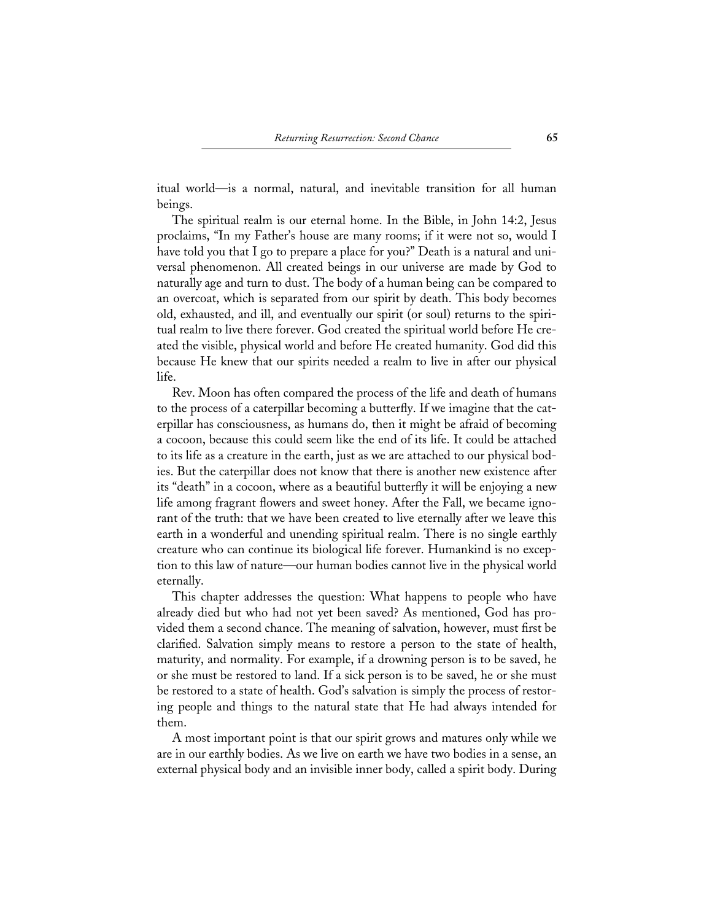itual world—is a normal, natural, and inevitable transition for all human beings.

The spiritual realm is our eternal home. In the Bible, in John 14:2, Jesus proclaims, "In my Father's house are many rooms; if it were not so, would I have told you that I go to prepare a place for you?" Death is a natural and universal phenomenon. All created beings in our universe are made by God to naturally age and turn to dust. The body of a human being can be compared to an overcoat, which is separated from our spirit by death. This body becomes old, exhausted, and ill, and eventually our spirit (or soul) returns to the spiritual realm to live there forever. God created the spiritual world before He created the visible, physical world and before He created humanity. God did this because He knew that our spirits needed a realm to live in after our physical life.

Rev. Moon has often compared the process of the life and death of humans to the process of a caterpillar becoming a butterfly. If we imagine that the caterpillar has consciousness, as humans do, then it might be afraid of becoming a cocoon, because this could seem like the end of its life. It could be attached to its life as a creature in the earth, just as we are attached to our physical bodies. But the caterpillar does not know that there is another new existence after its "death" in a cocoon, where as a beautiful butterfly it will be enjoying a new life among fragrant flowers and sweet honey. After the Fall, we became ignorant of the truth: that we have been created to live eternally after we leave this earth in a wonderful and unending spiritual realm. There is no single earthly creature who can continue its biological life forever. Humankind is no exception to this law of nature—our human bodies cannot live in the physical world eternally.

This chapter addresses the question: What happens to people who have already died but who had not yet been saved? As mentioned, God has provided them a second chance. The meaning of salvation, however, must first be clarified. Salvation simply means to restore a person to the state of health, maturity, and normality. For example, if a drowning person is to be saved, he or she must be restored to land. If a sick person is to be saved, he or she must be restored to a state of health. God's salvation is simply the process of restoring people and things to the natural state that He had always intended for them.

A most important point is that our spirit grows and matures only while we are in our earthly bodies. As we live on earth we have two bodies in a sense, an external physical body and an invisible inner body, called a spirit body. During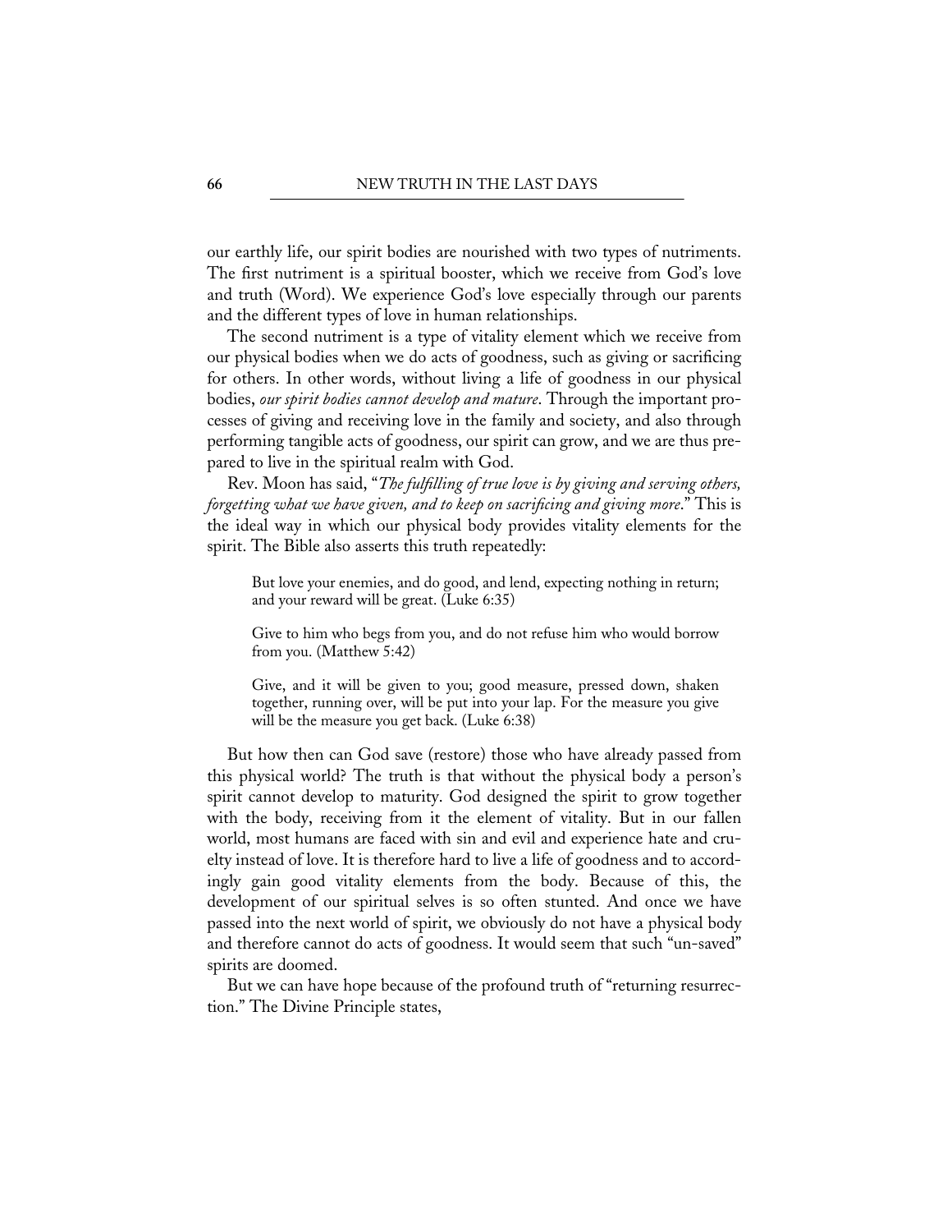our earthly life, our spirit bodies are nourished with two types of nutriments. The first nutriment is a spiritual booster, which we receive from God's love and truth (Word). We experience God's love especially through our parents and the different types of love in human relationships.

The second nutriment is a type of vitality element which we receive from our physical bodies when we do acts of goodness, such as giving or sacrificing for others. In other words, without living a life of goodness in our physical bodies, *our spirit bodies cannot develop and mature*. Through the important processes of giving and receiving love in the family and society, and also through performing tangible acts of goodness, our spirit can grow, and we are thus prepared to live in the spiritual realm with God.

Rev. Moon has said, "*The fulfilling of true love is by giving and serving others, forgetting what we have given, and to keep on sacrificing and giving more*." This is the ideal way in which our physical body provides vitality elements for the spirit. The Bible also asserts this truth repeatedly:

> But love your enemies, and do good, and lend, expecting nothing in return; and your reward will be great. (Luke 6:35)
>
> Give to him who begs from you, and do not refuse him who would borrow from you. (Matthew 5:42)
>
> Give, and it will be given to you; good measure, pressed down, shaken together, running over, will be put into your lap. For the measure you give will be the measure you get back. (Luke 6:38)

But how then can God save (restore) those who have already passed from this physical world? The truth is that without the physical body a person's spirit cannot develop to maturity. God designed the spirit to grow together with the body, receiving from it the element of vitality. But in our fallen world, most humans are faced with sin and evil and experience hate and cruelty instead of love. It is therefore hard to live a life of goodness and to accordingly gain good vitality elements from the body. Because of this, the development of our spiritual selves is so often stunted. And once we have passed into the next world of spirit, we obviously do not have a physical body and therefore cannot do acts of goodness. It would seem that such "un-saved" spirits are doomed.

But we can have hope because of the profound truth of "returning resurrection." The Divine Principle states,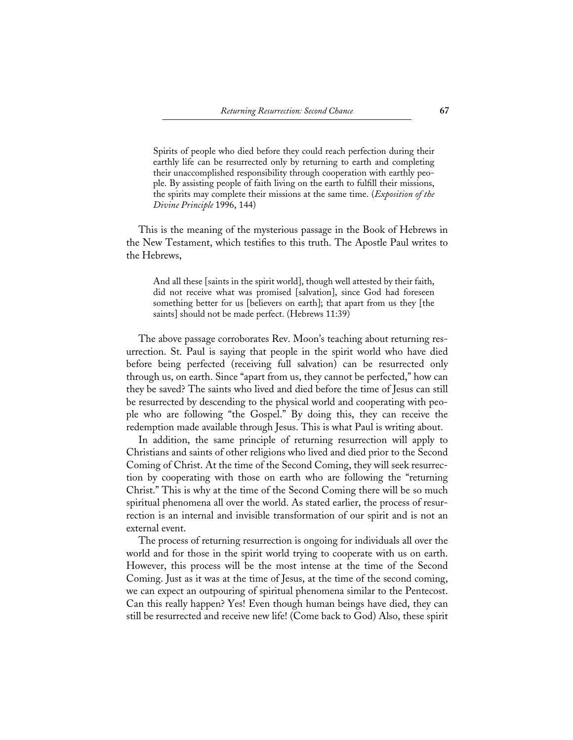> Spirits of people who died before they could reach perfection during their earthly life can be resurrected only by returning to earth and completing their unaccomplished responsibility through cooperation with earthly people. By assisting people of faith living on the earth to fulfill their missions, the spirits may complete their missions at the same time. (*Exposition of the Divine Principle* 1996, 144)

This is the meaning of the mysterious passage in the Book of Hebrews in the New Testament, which testifies to this truth. The Apostle Paul writes to the Hebrews,

> And all these [saints in the spirit world], though well attested by their faith, did not receive what was promised [salvation], since God had foreseen something better for us [believers on earth]; that apart from us they [the saints] should not be made perfect. (Hebrews 11:39)

The above passage corroborates Rev. Moon's teaching about returning resurrection. St. Paul is saying that people in the spirit world who have died before being perfected (receiving full salvation) can be resurrected only through us, on earth. Since "apart from us, they cannot be perfected," how can they be saved? The saints who lived and died before the time of Jesus can still be resurrected by descending to the physical world and cooperating with people who are following "the Gospel." By doing this, they can receive the redemption made available through Jesus. This is what Paul is writing about.

In addition, the same principle of returning resurrection will apply to Christians and saints of other religions who lived and died prior to the Second Coming of Christ. At the time of the Second Coming, they will seek resurrection by cooperating with those on earth who are following the "returning Christ." This is why at the time of the Second Coming there will be so much spiritual phenomena all over the world. As stated earlier, the process of resurrection is an internal and invisible transformation of our spirit and is not an external event.

The process of returning resurrection is ongoing for individuals all over the world and for those in the spirit world trying to cooperate with us on earth. However, this process will be the most intense at the time of the Second Coming. Just as it was at the time of Jesus, at the time of the second coming, we can expect an outpouring of spiritual phenomena similar to the Pentecost. Can this really happen? Yes! Even though human beings have died, they can still be resurrected and receive new life! (Come back to God) Also, these spirit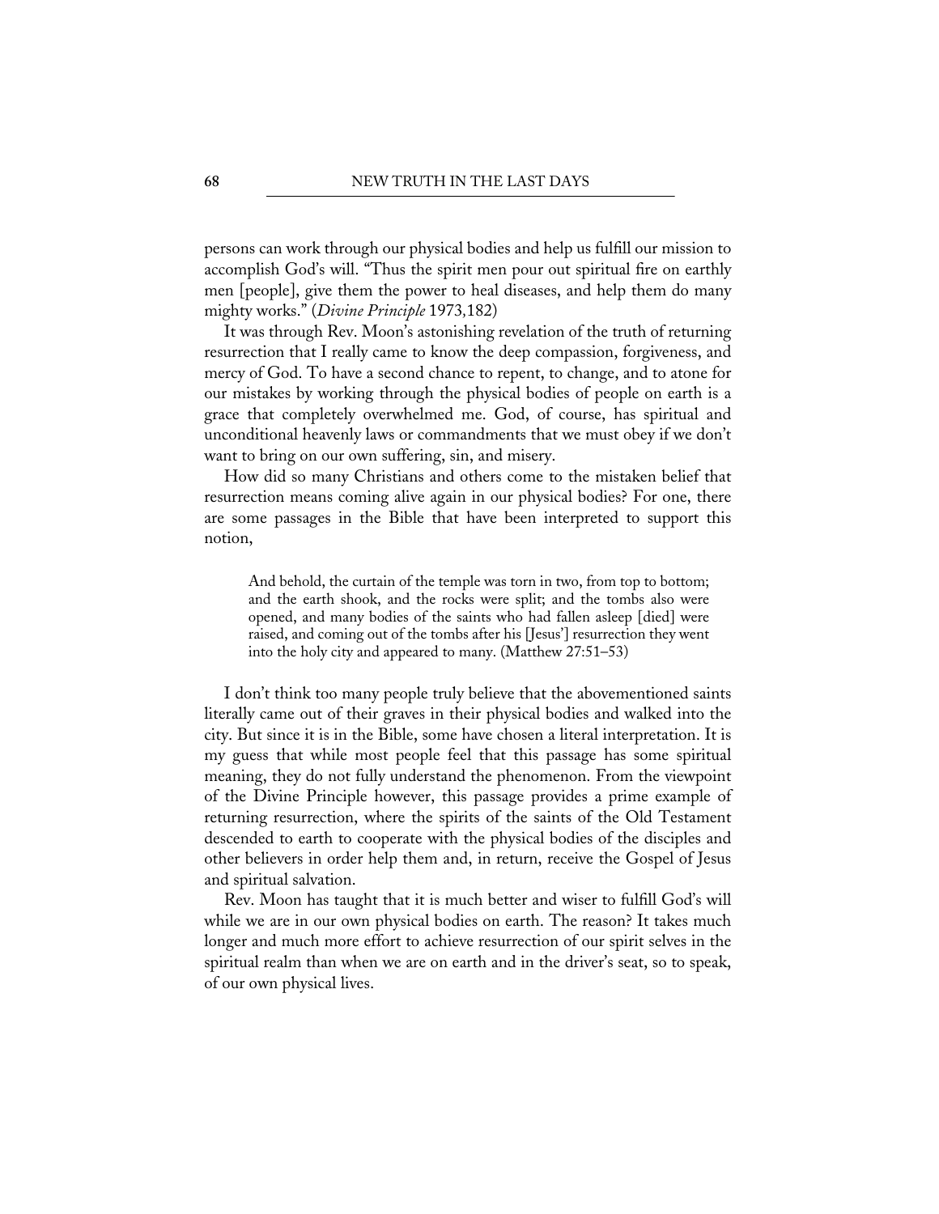persons can work through our physical bodies and help us fulfill our mission to accomplish God's will. "Thus the spirit men pour out spiritual fire on earthly men [people], give them the power to heal diseases, and help them do many mighty works." (*Divine Principle* 1973,182)

It was through Rev. Moon's astonishing revelation of the truth of returning resurrection that I really came to know the deep compassion, forgiveness, and mercy of God. To have a second chance to repent, to change, and to atone for our mistakes by working through the physical bodies of people on earth is a grace that completely overwhelmed me. God, of course, has spiritual and unconditional heavenly laws or commandments that we must obey if we don't want to bring on our own suffering, sin, and misery.

How did so many Christians and others come to the mistaken belief that resurrection means coming alive again in our physical bodies? For one, there are some passages in the Bible that have been interpreted to support this notion,

> And behold, the curtain of the temple was torn in two, from top to bottom; and the earth shook, and the rocks were split; and the tombs also were opened, and many bodies of the saints who had fallen asleep [died] were raised, and coming out of the tombs after his [Jesus'] resurrection they went into the holy city and appeared to many. (Matthew 27:51–53)

I don't think too many people truly believe that the abovementioned saints literally came out of their graves in their physical bodies and walked into the city. But since it is in the Bible, some have chosen a literal interpretation. It is my guess that while most people feel that this passage has some spiritual meaning, they do not fully understand the phenomenon. From the viewpoint of the Divine Principle however, this passage provides a prime example of returning resurrection, where the spirits of the saints of the Old Testament descended to earth to cooperate with the physical bodies of the disciples and other believers in order help them and, in return, receive the Gospel of Jesus and spiritual salvation.

Rev. Moon has taught that it is much better and wiser to fulfill God's will while we are in our own physical bodies on earth. The reason? It takes much longer and much more effort to achieve resurrection of our spirit selves in the spiritual realm than when we are on earth and in the driver's seat, so to speak, of our own physical lives.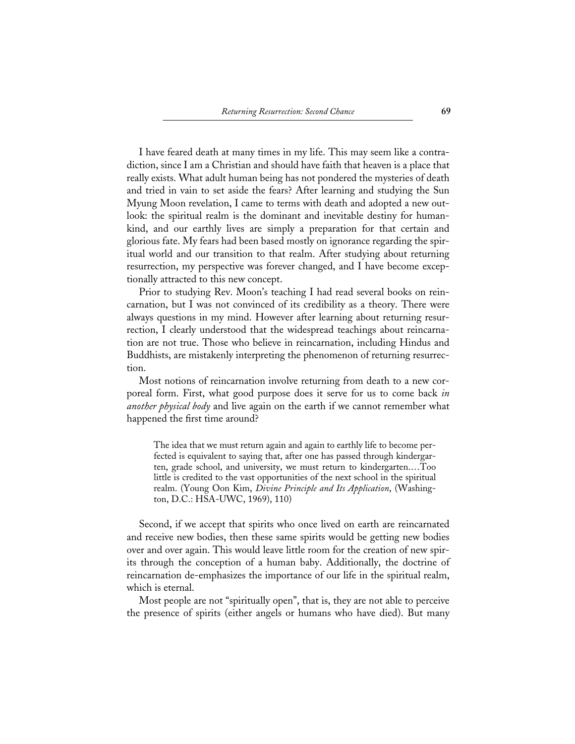I have feared death at many times in my life. This may seem like a contradiction, since I am a Christian and should have faith that heaven is a place that really exists. What adult human being has not pondered the mysteries of death and tried in vain to set aside the fears? After learning and studying the Sun Myung Moon revelation, I came to terms with death and adopted a new outlook: the spiritual realm is the dominant and inevitable destiny for humankind, and our earthly lives are simply a preparation for that certain and glorious fate. My fears had been based mostly on ignorance regarding the spiritual world and our transition to that realm. After studying about returning resurrection, my perspective was forever changed, and I have become exceptionally attracted to this new concept.

Prior to studying Rev. Moon's teaching I had read several books on reincarnation, but I was not convinced of its credibility as a theory. There were always questions in my mind. However after learning about returning resurrection, I clearly understood that the widespread teachings about reincarnation are not true. Those who believe in reincarnation, including Hindus and Buddhists, are mistakenly interpreting the phenomenon of returning resurrection.

Most notions of reincarnation involve returning from death to a new corporeal form. First, what good purpose does it serve for us to come back *in another physical body* and live again on the earth if we cannot remember what happened the first time around?

> The idea that we must return again and again to earthly life to become perfected is equivalent to saying that, after one has passed through kindergarten, grade school, and university, we must return to kindergarten.…Too little is credited to the vast opportunities of the next school in the spiritual realm. (Young Oon Kim, *Divine Principle and Its Application*, (Washington, D.C.: HSA-UWC, 1969), 110)

Second, if we accept that spirits who once lived on earth are reincarnated and receive new bodies, then these same spirits would be getting new bodies over and over again. This would leave little room for the creation of new spirits through the conception of a human baby. Additionally, the doctrine of reincarnation de-emphasizes the importance of our life in the spiritual realm, which is eternal.

Most people are not "spiritually open", that is, they are not able to perceive the presence of spirits (either angels or humans who have died). But many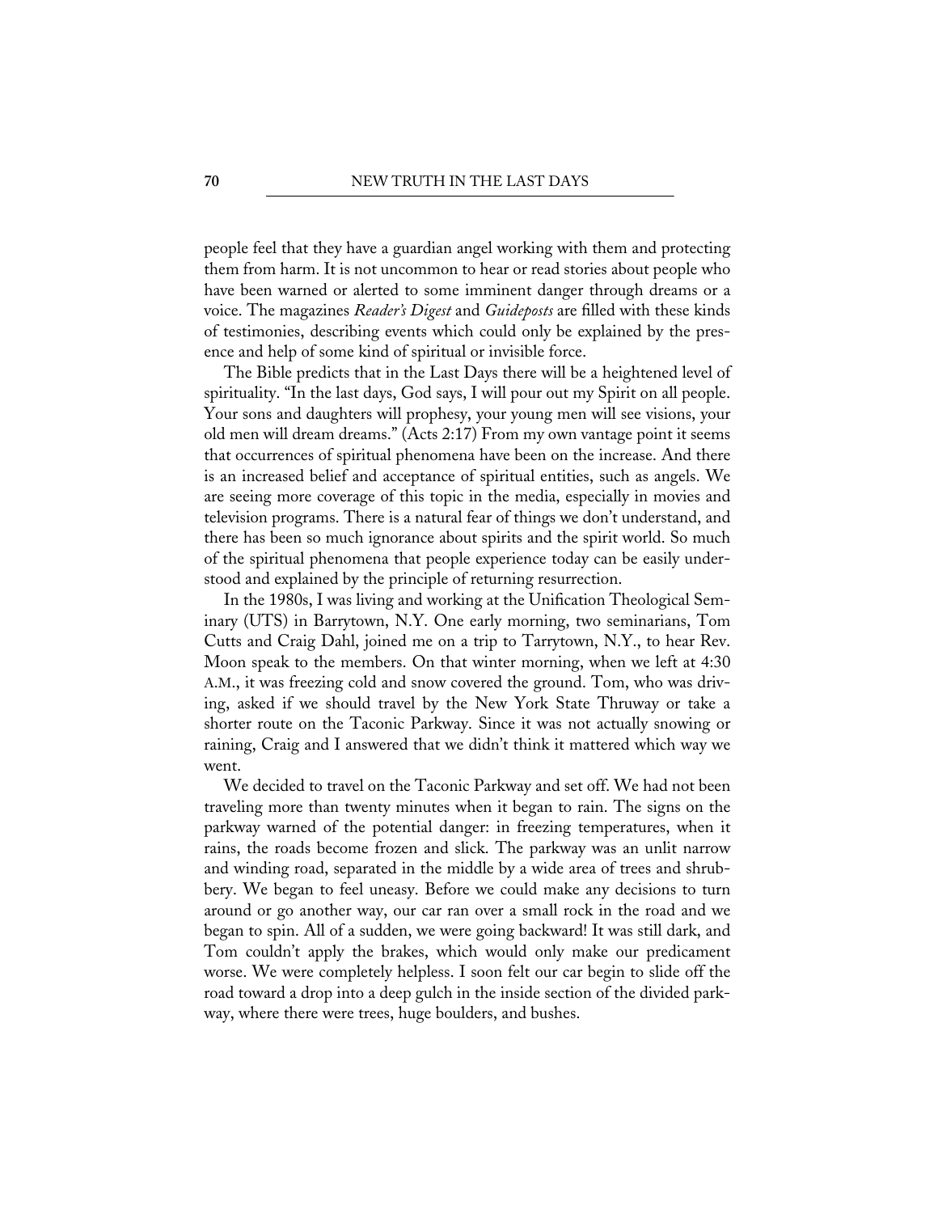people feel that they have a guardian angel working with them and protecting them from harm. It is not uncommon to hear or read stories about people who have been warned or alerted to some imminent danger through dreams or a voice. The magazines *Reader's Digest* and *Guideposts* are filled with these kinds of testimonies, describing events which could only be explained by the presence and help of some kind of spiritual or invisible force.

The Bible predicts that in the Last Days there will be a heightened level of spirituality. "In the last days, God says, I will pour out my Spirit on all people. Your sons and daughters will prophesy, your young men will see visions, your old men will dream dreams." (Acts 2:17) From my own vantage point it seems that occurrences of spiritual phenomena have been on the increase. And there is an increased belief and acceptance of spiritual entities, such as angels. We are seeing more coverage of this topic in the media, especially in movies and television programs. There is a natural fear of things we don't understand, and there has been so much ignorance about spirits and the spirit world. So much of the spiritual phenomena that people experience today can be easily understood and explained by the principle of returning resurrection.

In the 1980s, I was living and working at the Unification Theological Seminary (UTS) in Barrytown, N.Y. One early morning, two seminarians, Tom Cutts and Craig Dahl, joined me on a trip to Tarrytown, N.Y., to hear Rev. Moon speak to the members. On that winter morning, when we left at 4:30 A.M., it was freezing cold and snow covered the ground. Tom, who was driving, asked if we should travel by the New York State Thruway or take a shorter route on the Taconic Parkway. Since it was not actually snowing or raining, Craig and I answered that we didn't think it mattered which way we went.

We decided to travel on the Taconic Parkway and set off. We had not been traveling more than twenty minutes when it began to rain. The signs on the parkway warned of the potential danger: in freezing temperatures, when it rains, the roads become frozen and slick. The parkway was an unlit narrow and winding road, separated in the middle by a wide area of trees and shrubbery. We began to feel uneasy. Before we could make any decisions to turn around or go another way, our car ran over a small rock in the road and we began to spin. All of a sudden, we were going backward! It was still dark, and Tom couldn't apply the brakes, which would only make our predicament worse. We were completely helpless. I soon felt our car begin to slide off the road toward a drop into a deep gulch in the inside section of the divided parkway, where there were trees, huge boulders, and bushes.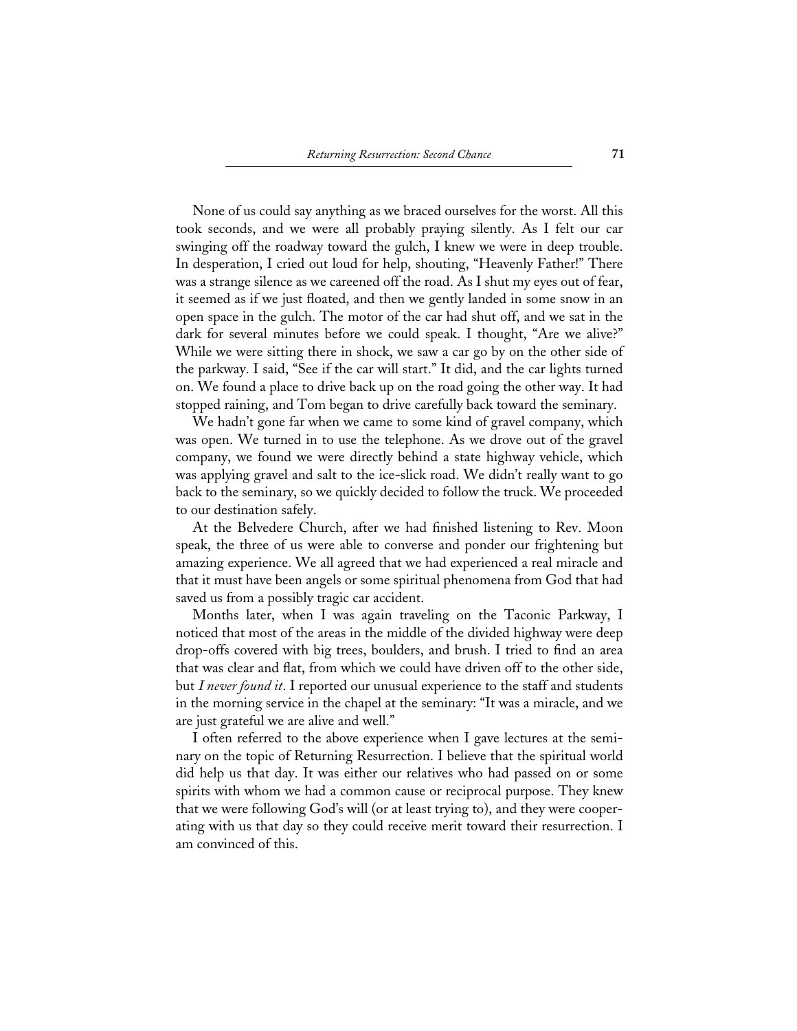None of us could say anything as we braced ourselves for the worst. All this took seconds, and we were all probably praying silently. As I felt our car swinging off the roadway toward the gulch, I knew we were in deep trouble. In desperation, I cried out loud for help, shouting, "Heavenly Father!" There was a strange silence as we careened off the road. As I shut my eyes out of fear, it seemed as if we just floated, and then we gently landed in some snow in an open space in the gulch. The motor of the car had shut off, and we sat in the dark for several minutes before we could speak. I thought, "Are we alive?" While we were sitting there in shock, we saw a car go by on the other side of the parkway. I said, "See if the car will start." It did, and the car lights turned on. We found a place to drive back up on the road going the other way. It had stopped raining, and Tom began to drive carefully back toward the seminary.

We hadn't gone far when we came to some kind of gravel company, which was open. We turned in to use the telephone. As we drove out of the gravel company, we found we were directly behind a state highway vehicle, which was applying gravel and salt to the ice-slick road. We didn't really want to go back to the seminary, so we quickly decided to follow the truck. We proceeded to our destination safely.

At the Belvedere Church, after we had finished listening to Rev. Moon speak, the three of us were able to converse and ponder our frightening but amazing experience. We all agreed that we had experienced a real miracle and that it must have been angels or some spiritual phenomena from God that had saved us from a possibly tragic car accident.

Months later, when I was again traveling on the Taconic Parkway, I noticed that most of the areas in the middle of the divided highway were deep drop-offs covered with big trees, boulders, and brush. I tried to find an area that was clear and flat, from which we could have driven off to the other side, but *I never found it*. I reported our unusual experience to the staff and students in the morning service in the chapel at the seminary: "It was a miracle, and we are just grateful we are alive and well."

I often referred to the above experience when I gave lectures at the seminary on the topic of Returning Resurrection. I believe that the spiritual world did help us that day. It was either our relatives who had passed on or some spirits with whom we had a common cause or reciprocal purpose. They knew that we were following God's will (or at least trying to), and they were cooperating with us that day so they could receive merit toward their resurrection. I am convinced of this.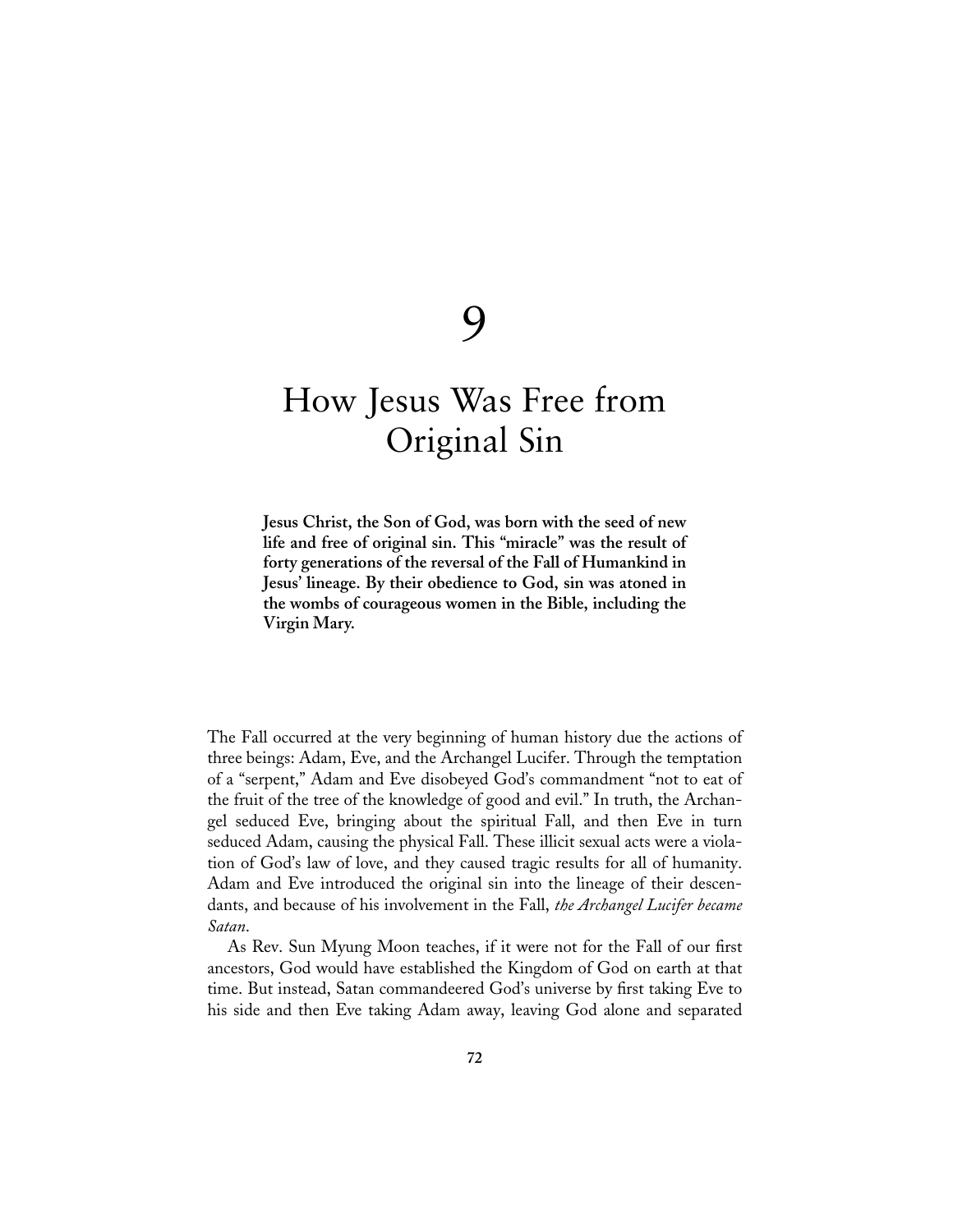# 9

# How Jesus Was Free from Original Sin

**Jesus Christ, the Son of God, was born with the seed of new life and free of original sin. This "miracle" was the result of forty generations of the reversal of the Fall of Humankind in Jesus' lineage. By their obedience to God, sin was atoned in the wombs of courageous women in the Bible, including the Virgin Mary.**

The Fall occurred at the very beginning of human history due the actions of three beings: Adam, Eve, and the Archangel Lucifer. Through the temptation of a "serpent," Adam and Eve disobeyed God's commandment "not to eat of the fruit of the tree of the knowledge of good and evil." In truth, the Archangel seduced Eve, bringing about the spiritual Fall, and then Eve in turn seduced Adam, causing the physical Fall. These illicit sexual acts were a violation of God's law of love, and they caused tragic results for all of humanity. Adam and Eve introduced the original sin into the lineage of their descendants, and because of his involvement in the Fall, *the Archangel Lucifer became Satan*.

As Rev. Sun Myung Moon teaches, if it were not for the Fall of our first ancestors, God would have established the Kingdom of God on earth at that time. But instead, Satan commandeered God's universe by first taking Eve to his side and then Eve taking Adam away, leaving God alone and separated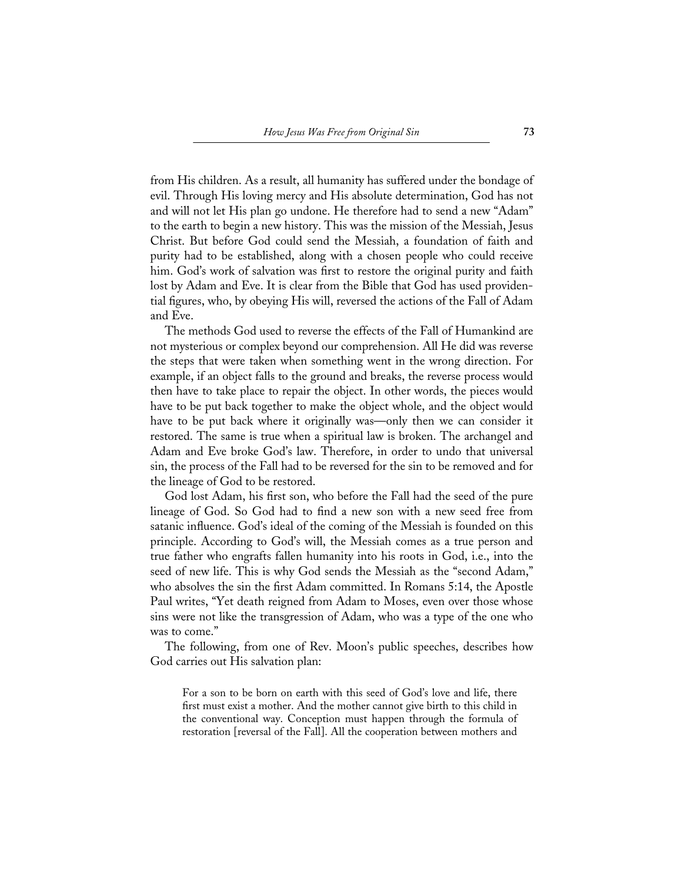from His children. As a result, all humanity has suffered under the bondage of evil. Through His loving mercy and His absolute determination, God has not and will not let His plan go undone. He therefore had to send a new "Adam" to the earth to begin a new history. This was the mission of the Messiah, Jesus Christ. But before God could send the Messiah, a foundation of faith and purity had to be established, along with a chosen people who could receive him. God's work of salvation was first to restore the original purity and faith lost by Adam and Eve. It is clear from the Bible that God has used providential figures, who, by obeying His will, reversed the actions of the Fall of Adam and Eve.

The methods God used to reverse the effects of the Fall of Humankind are not mysterious or complex beyond our comprehension. All He did was reverse the steps that were taken when something went in the wrong direction. For example, if an object falls to the ground and breaks, the reverse process would then have to take place to repair the object. In other words, the pieces would have to be put back together to make the object whole, and the object would have to be put back where it originally was—only then we can consider it restored. The same is true when a spiritual law is broken. The archangel and Adam and Eve broke God's law. Therefore, in order to undo that universal sin, the process of the Fall had to be reversed for the sin to be removed and for the lineage of God to be restored.

God lost Adam, his first son, who before the Fall had the seed of the pure lineage of God. So God had to find a new son with a new seed free from satanic influence. God's ideal of the coming of the Messiah is founded on this principle. According to God's will, the Messiah comes as a true person and true father who engrafts fallen humanity into his roots in God, i.e., into the seed of new life. This is why God sends the Messiah as the "second Adam," who absolves the sin the first Adam committed. In Romans 5:14, the Apostle Paul writes, "Yet death reigned from Adam to Moses, even over those whose sins were not like the transgression of Adam, who was a type of the one who was to come."

The following, from one of Rev. Moon's public speeches, describes how God carries out His salvation plan:

> For a son to be born on earth with this seed of God's love and life, there first must exist a mother. And the mother cannot give birth to this child in the conventional way. Conception must happen through the formula of restoration [reversal of the Fall]. All the cooperation between mothers and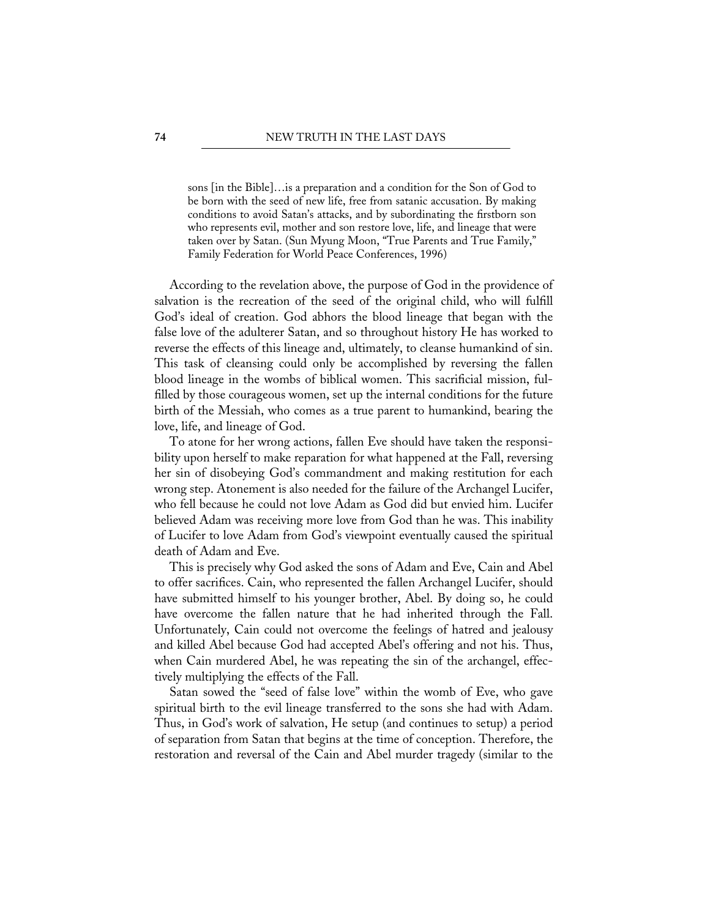> sons [in the Bible]…is a preparation and a condition for the Son of God to be born with the seed of new life, free from satanic accusation. By making conditions to avoid Satan's attacks, and by subordinating the firstborn son who represents evil, mother and son restore love, life, and lineage that were taken over by Satan. (Sun Myung Moon, "True Parents and True Family," Family Federation for World Peace Conferences, 1996)

According to the revelation above, the purpose of God in the providence of salvation is the recreation of the seed of the original child, who will fulfill God's ideal of creation. God abhors the blood lineage that began with the false love of the adulterer Satan, and so throughout history He has worked to reverse the effects of this lineage and, ultimately, to cleanse humankind of sin. This task of cleansing could only be accomplished by reversing the fallen blood lineage in the wombs of biblical women. This sacrificial mission, fulfilled by those courageous women, set up the internal conditions for the future birth of the Messiah, who comes as a true parent to humankind, bearing the love, life, and lineage of God.

To atone for her wrong actions, fallen Eve should have taken the responsibility upon herself to make reparation for what happened at the Fall, reversing her sin of disobeying God's commandment and making restitution for each wrong step. Atonement is also needed for the failure of the Archangel Lucifer, who fell because he could not love Adam as God did but envied him. Lucifer believed Adam was receiving more love from God than he was. This inability of Lucifer to love Adam from God's viewpoint eventually caused the spiritual death of Adam and Eve.

This is precisely why God asked the sons of Adam and Eve, Cain and Abel to offer sacrifices. Cain, who represented the fallen Archangel Lucifer, should have submitted himself to his younger brother, Abel. By doing so, he could have overcome the fallen nature that he had inherited through the Fall. Unfortunately, Cain could not overcome the feelings of hatred and jealousy and killed Abel because God had accepted Abel's offering and not his. Thus, when Cain murdered Abel, he was repeating the sin of the archangel, effectively multiplying the effects of the Fall.

Satan sowed the "seed of false love" within the womb of Eve, who gave spiritual birth to the evil lineage transferred to the sons she had with Adam. Thus, in God's work of salvation, He setup (and continues to setup) a period of separation from Satan that begins at the time of conception. Therefore, the restoration and reversal of the Cain and Abel murder tragedy (similar to the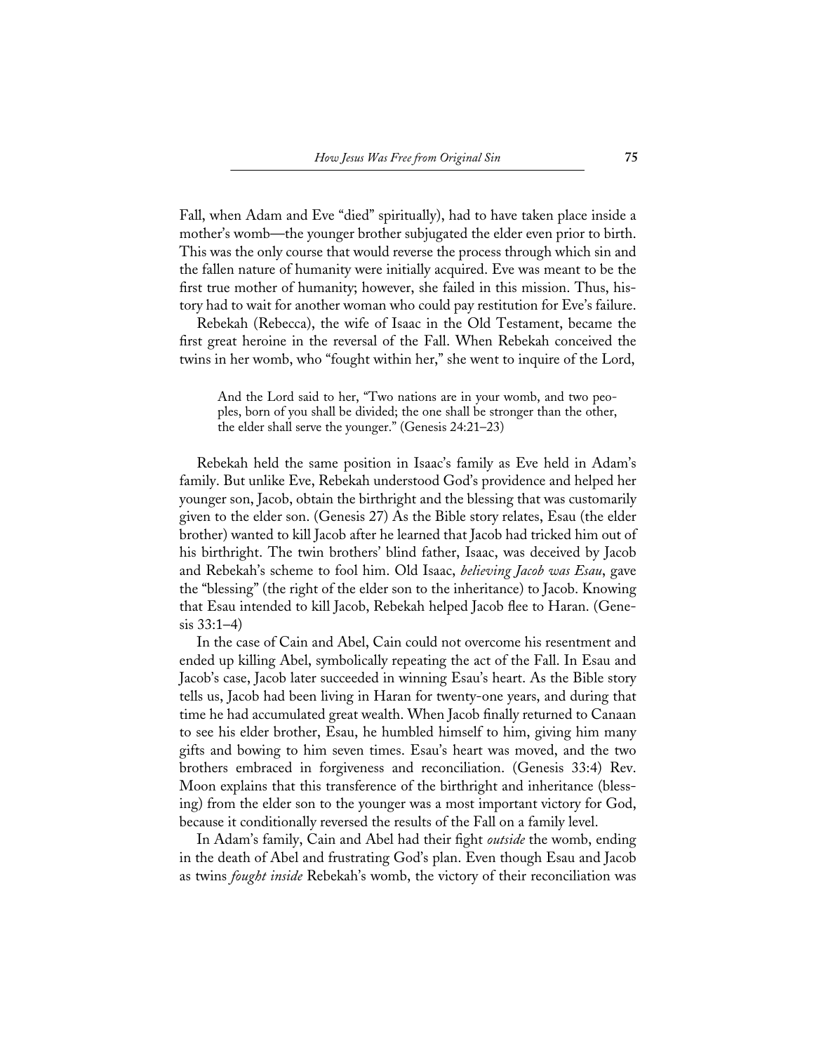Fall, when Adam and Eve "died" spiritually), had to have taken place inside a mother's womb—the younger brother subjugated the elder even prior to birth. This was the only course that would reverse the process through which sin and the fallen nature of humanity were initially acquired. Eve was meant to be the first true mother of humanity; however, she failed in this mission. Thus, history had to wait for another woman who could pay restitution for Eve's failure.

Rebekah (Rebecca), the wife of Isaac in the Old Testament, became the first great heroine in the reversal of the Fall. When Rebekah conceived the twins in her womb, who "fought within her," she went to inquire of the Lord,

> And the Lord said to her, "Two nations are in your womb, and two peoples, born of you shall be divided; the one shall be stronger than the other, the elder shall serve the younger." (Genesis 24:21–23)

Rebekah held the same position in Isaac's family as Eve held in Adam's family. But unlike Eve, Rebekah understood God's providence and helped her younger son, Jacob, obtain the birthright and the blessing that was customarily given to the elder son. (Genesis 27) As the Bible story relates, Esau (the elder brother) wanted to kill Jacob after he learned that Jacob had tricked him out of his birthright. The twin brothers' blind father, Isaac, was deceived by Jacob and Rebekah's scheme to fool him. Old Isaac, *believing Jacob was Esau*, gave the "blessing" (the right of the elder son to the inheritance) to Jacob. Knowing that Esau intended to kill Jacob, Rebekah helped Jacob flee to Haran. (Genesis 33:1–4)

In the case of Cain and Abel, Cain could not overcome his resentment and ended up killing Abel, symbolically repeating the act of the Fall. In Esau and Jacob's case, Jacob later succeeded in winning Esau's heart. As the Bible story tells us, Jacob had been living in Haran for twenty-one years, and during that time he had accumulated great wealth. When Jacob finally returned to Canaan to see his elder brother, Esau, he humbled himself to him, giving him many gifts and bowing to him seven times. Esau's heart was moved, and the two brothers embraced in forgiveness and reconciliation. (Genesis 33:4) Rev. Moon explains that this transference of the birthright and inheritance (blessing) from the elder son to the younger was a most important victory for God, because it conditionally reversed the results of the Fall on a family level.

In Adam's family, Cain and Abel had their fight *outside* the womb, ending in the death of Abel and frustrating God's plan. Even though Esau and Jacob as twins *fought inside* Rebekah's womb, the victory of their reconciliation was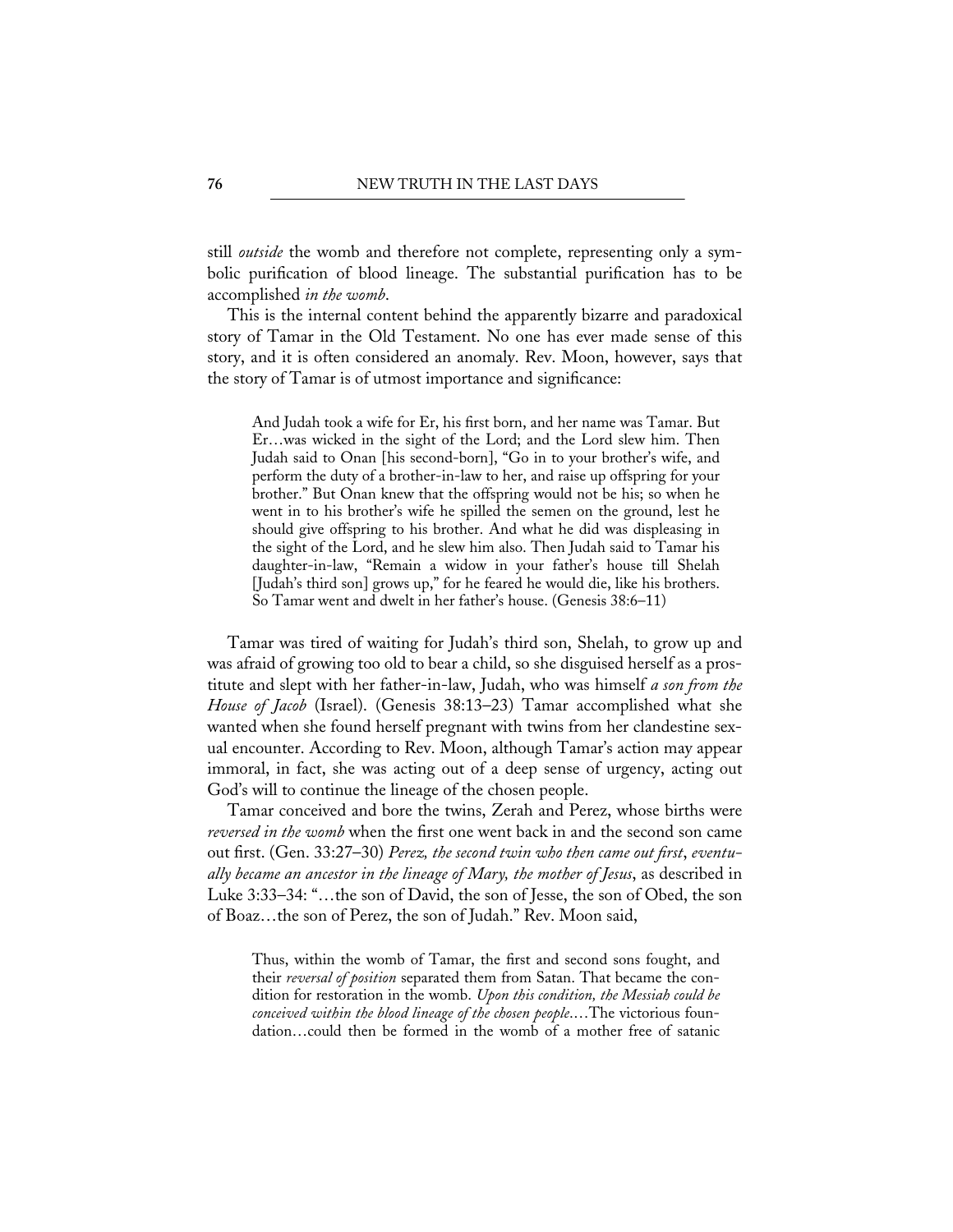still *outside* the womb and therefore not complete, representing only a symbolic purification of blood lineage. The substantial purification has to be accomplished *in the womb*.

This is the internal content behind the apparently bizarre and paradoxical story of Tamar in the Old Testament. No one has ever made sense of this story, and it is often considered an anomaly. Rev. Moon, however, says that the story of Tamar is of utmost importance and significance:

> And Judah took a wife for Er, his first born, and her name was Tamar. But Er…was wicked in the sight of the Lord; and the Lord slew him. Then Judah said to Onan [his second-born], "Go in to your brother's wife, and perform the duty of a brother-in-law to her, and raise up offspring for your brother." But Onan knew that the offspring would not be his; so when he went in to his brother's wife he spilled the semen on the ground, lest he should give offspring to his brother. And what he did was displeasing in the sight of the Lord, and he slew him also. Then Judah said to Tamar his daughter-in-law, "Remain a widow in your father's house till Shelah [Judah's third son] grows up," for he feared he would die, like his brothers. So Tamar went and dwelt in her father's house. (Genesis 38:6–11)

Tamar was tired of waiting for Judah's third son, Shelah, to grow up and was afraid of growing too old to bear a child, so she disguised herself as a prostitute and slept with her father-in-law, Judah, who was himself *a son from the House of Jacob* (Israel). (Genesis 38:13–23) Tamar accomplished what she wanted when she found herself pregnant with twins from her clandestine sexual encounter. According to Rev. Moon, although Tamar's action may appear immoral, in fact, she was acting out of a deep sense of urgency, acting out God's will to continue the lineage of the chosen people.

Tamar conceived and bore the twins, Zerah and Perez, whose births were *reversed in the womb* when the first one went back in and the second son came out first. (Gen. 33:27–30) *Perez, the second twin who then came out first, eventually became an ancestor in the lineage of Mary, the mother of Jesus*, as described in Luke 3:33–34: "…the son of David, the son of Jesse, the son of Obed, the son of Boaz…the son of Perez, the son of Judah." Rev. Moon said,

> Thus, within the womb of Tamar, the first and second sons fought, and their *reversal of position* separated them from Satan. That became the condition for restoration in the womb. *Upon this condition, the Messiah could be conceived within the blood lineage of the chosen people.*…The victorious foundation…could then be formed in the womb of a mother free of satanic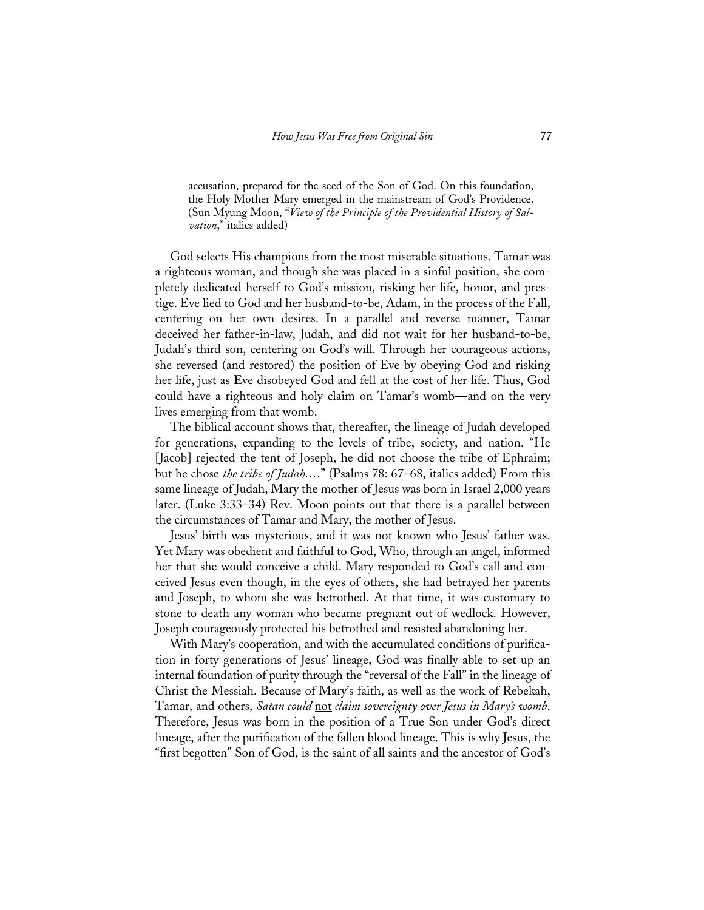accusation, prepared for the seed of the Son of God. On this foundation, the Holy Mother Mary emerged in the mainstream of God's Providence. (Sun Myung Moon, "*View of the Principle of the Providential History of Salvation*," italics added)

God selects His champions from the most miserable situations. Tamar was a righteous woman, and though she was placed in a sinful position, she completely dedicated herself to God's mission, risking her life, honor, and prestige. Eve lied to God and her husband-to-be, Adam, in the process of the Fall, centering on her own desires. In a parallel and reverse manner, Tamar deceived her father-in-law, Judah, and did not wait for her husband-to-be, Judah's third son, centering on God's will. Through her courageous actions, she reversed (and restored) the position of Eve by obeying God and risking her life, just as Eve disobeyed God and fell at the cost of her life. Thus, God could have a righteous and holy claim on Tamar's womb—and on the very lives emerging from that womb.

The biblical account shows that, thereafter, the lineage of Judah developed for generations, expanding to the levels of tribe, society, and nation. "He [Jacob] rejected the tent of Joseph, he did not choose the tribe of Ephraim; but he chose *the tribe of Judah*...." (Psalms 78: 67–68, italics added) From this same lineage of Judah, Mary the mother of Jesus was born in Israel 2,000 years later. (Luke 3:33–34) Rev. Moon points out that there is a parallel between the circumstances of Tamar and Mary, the mother of Jesus.

Jesus' birth was mysterious, and it was not known who Jesus' father was. Yet Mary was obedient and faithful to God, Who, through an angel, informed her that she would conceive a child. Mary responded to God's call and conceived Jesus even though, in the eyes of others, she had betrayed her parents and Joseph, to whom she was betrothed. At that time, it was customary to stone to death any woman who became pregnant out of wedlock. However, Joseph courageously protected his betrothed and resisted abandoning her.

With Mary's cooperation, and with the accumulated conditions of purification in forty generations of Jesus' lineage, God was finally able to set up an internal foundation of purity through the "reversal of the Fall" in the lineage of Christ the Messiah. Because of Mary's faith, as well as the work of Rebekah, Tamar, and others, *Satan could* <u>not</u> *claim sovereignty over Jesus in Mary's womb*. Therefore, Jesus was born in the position of a True Son under God's direct lineage, after the purification of the fallen blood lineage. This is why Jesus, the "first begotten" Son of God, is the saint of all saints and the ancestor of God's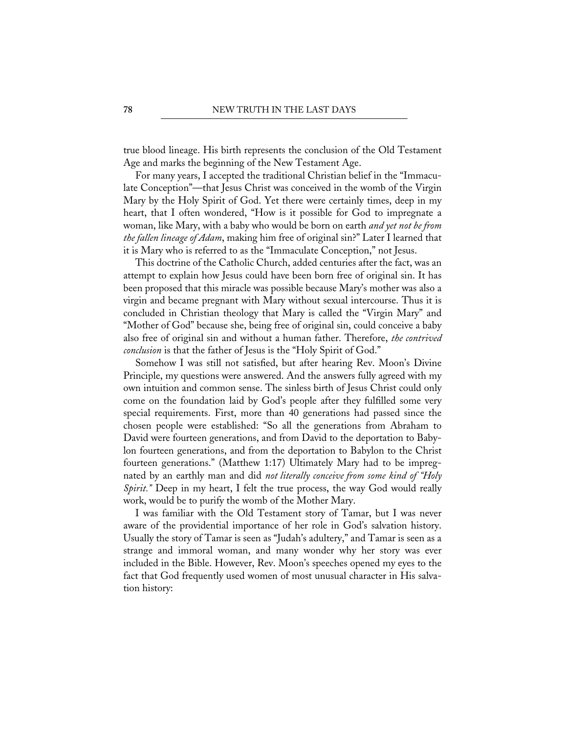true blood lineage. His birth represents the conclusion of the Old Testament Age and marks the beginning of the New Testament Age.

For many years, I accepted the traditional Christian belief in the "Immaculate Conception"—that Jesus Christ was conceived in the womb of the Virgin Mary by the Holy Spirit of God. Yet there were certainly times, deep in my heart, that I often wondered, "How is it possible for God to impregnate a woman, like Mary, with a baby who would be born on earth *and yet not be from the fallen lineage of Adam*, making him free of original sin?" Later I learned that it is Mary who is referred to as the "Immaculate Conception," not Jesus.

This doctrine of the Catholic Church, added centuries after the fact, was an attempt to explain how Jesus could have been born free of original sin. It has been proposed that this miracle was possible because Mary's mother was also a virgin and became pregnant with Mary without sexual intercourse. Thus it is concluded in Christian theology that Mary is called the "Virgin Mary" and "Mother of God" because she, being free of original sin, could conceive a baby also free of original sin and without a human father. Therefore, *the contrived conclusion* is that the father of Jesus is the "Holy Spirit of God."

Somehow I was still not satisfied, but after hearing Rev. Moon's Divine Principle, my questions were answered. And the answers fully agreed with my own intuition and common sense. The sinless birth of Jesus Christ could only come on the foundation laid by God's people after they fulfilled some very special requirements. First, more than 40 generations had passed since the chosen people were established: "So all the generations from Abraham to David were fourteen generations, and from David to the deportation to Babylon fourteen generations, and from the deportation to Babylon to the Christ fourteen generations." (Matthew 1:17) Ultimately Mary had to be impregnated by an earthly man and did *not literally conceive from some kind of "Holy Spirit."* Deep in my heart, I felt the true process, the way God would really work, would be to purify the womb of the Mother Mary.

I was familiar with the Old Testament story of Tamar, but I was never aware of the providential importance of her role in God's salvation history. Usually the story of Tamar is seen as "Judah's adultery," and Tamar is seen as a strange and immoral woman, and many wonder why her story was ever included in the Bible. However, Rev. Moon's speeches opened my eyes to the fact that God frequently used women of most unusual character in His salvation history: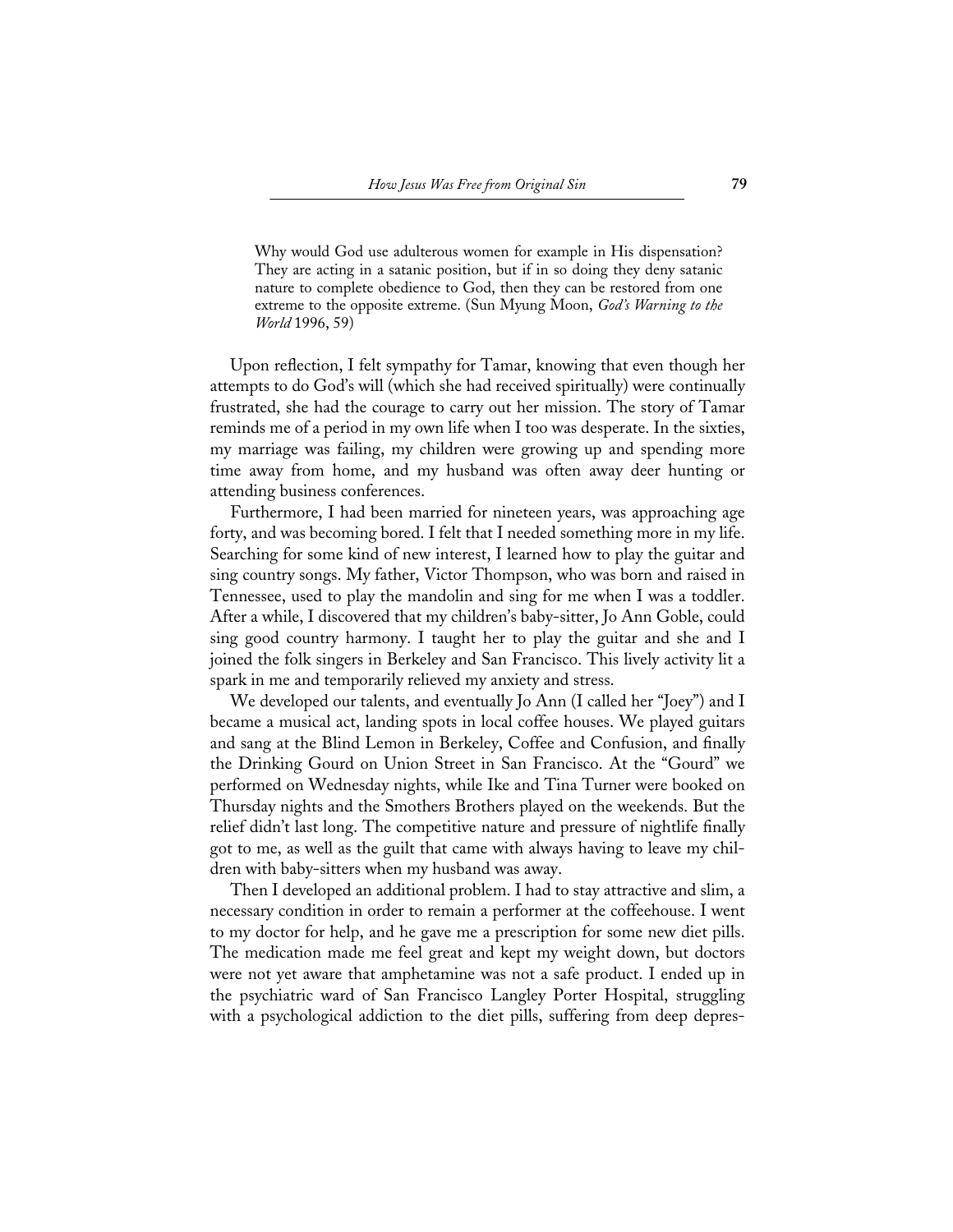> Why would God use adulterous women for example in His dispensation? They are acting in a satanic position, but if in so doing they deny satanic nature to complete obedience to God, then they can be restored from one extreme to the opposite extreme. (Sun Myung Moon, *God's Warning to the World* 1996, 59)

Upon reflection, I felt sympathy for Tamar, knowing that even though her attempts to do God's will (which she had received spiritually) were continually frustrated, she had the courage to carry out her mission. The story of Tamar reminds me of a period in my own life when I too was desperate. In the sixties, my marriage was failing, my children were growing up and spending more time away from home, and my husband was often away deer hunting or attending business conferences.

Furthermore, I had been married for nineteen years, was approaching age forty, and was becoming bored. I felt that I needed something more in my life. Searching for some kind of new interest, I learned how to play the guitar and sing country songs. My father, Victor Thompson, who was born and raised in Tennessee, used to play the mandolin and sing for me when I was a toddler. After a while, I discovered that my children's baby-sitter, Jo Ann Goble, could sing good country harmony. I taught her to play the guitar and she and I joined the folk singers in Berkeley and San Francisco. This lively activity lit a spark in me and temporarily relieved my anxiety and stress.

We developed our talents, and eventually Jo Ann (I called her "Joey") and I became a musical act, landing spots in local coffee houses. We played guitars and sang at the Blind Lemon in Berkeley, Coffee and Confusion, and finally the Drinking Gourd on Union Street in San Francisco. At the "Gourd" we performed on Wednesday nights, while Ike and Tina Turner were booked on Thursday nights and the Smothers Brothers played on the weekends. But the relief didn't last long. The competitive nature and pressure of nightlife finally got to me, as well as the guilt that came with always having to leave my children with baby-sitters when my husband was away.

Then I developed an additional problem. I had to stay attractive and slim, a necessary condition in order to remain a performer at the coffeehouse. I went to my doctor for help, and he gave me a prescription for some new diet pills. The medication made me feel great and kept my weight down, but doctors were not yet aware that amphetamine was not a safe product. I ended up in the psychiatric ward of San Francisco Langley Porter Hospital, struggling with a psychological addiction to the diet pills, suffering from deep depres-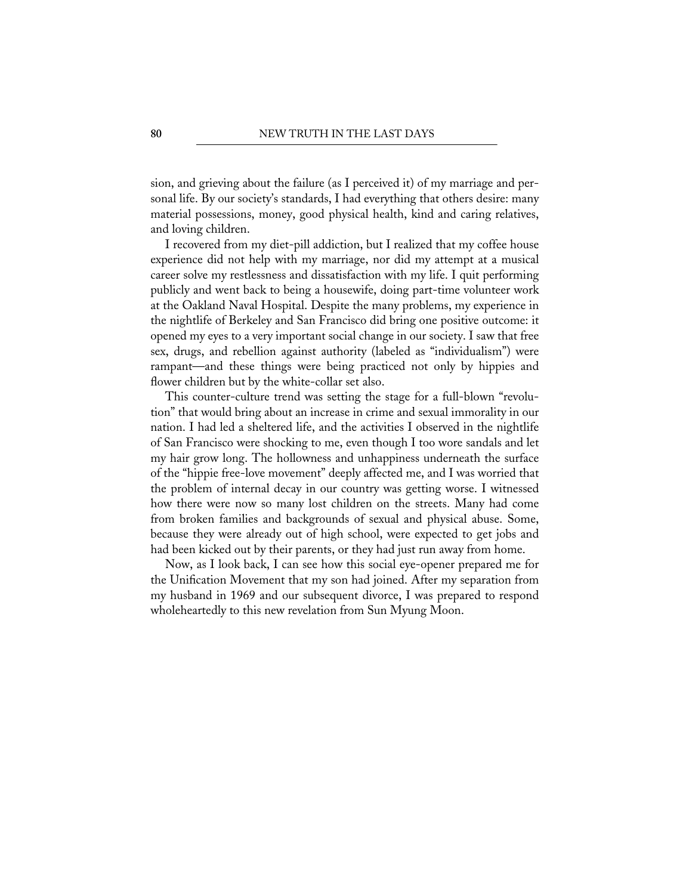sion, and grieving about the failure (as I perceived it) of my marriage and personal life. By our society's standards, I had everything that others desire: many material possessions, money, good physical health, kind and caring relatives, and loving children.

I recovered from my diet-pill addiction, but I realized that my coffee house experience did not help with my marriage, nor did my attempt at a musical career solve my restlessness and dissatisfaction with my life. I quit performing publicly and went back to being a housewife, doing part-time volunteer work at the Oakland Naval Hospital. Despite the many problems, my experience in the nightlife of Berkeley and San Francisco did bring one positive outcome: it opened my eyes to a very important social change in our society. I saw that free sex, drugs, and rebellion against authority (labeled as "individualism") were rampant—and these things were being practiced not only by hippies and flower children but by the white-collar set also.

This counter-culture trend was setting the stage for a full-blown "revolution" that would bring about an increase in crime and sexual immorality in our nation. I had led a sheltered life, and the activities I observed in the nightlife of San Francisco were shocking to me, even though I too wore sandals and let my hair grow long. The hollowness and unhappiness underneath the surface of the "hippie free-love movement" deeply affected me, and I was worried that the problem of internal decay in our country was getting worse. I witnessed how there were now so many lost children on the streets. Many had come from broken families and backgrounds of sexual and physical abuse. Some, because they were already out of high school, were expected to get jobs and had been kicked out by their parents, or they had just run away from home.

Now, as I look back, I can see how this social eye-opener prepared me for the Unification Movement that my son had joined. After my separation from my husband in 1969 and our subsequent divorce, I was prepared to respond wholeheartedly to this new revelation from Sun Myung Moon.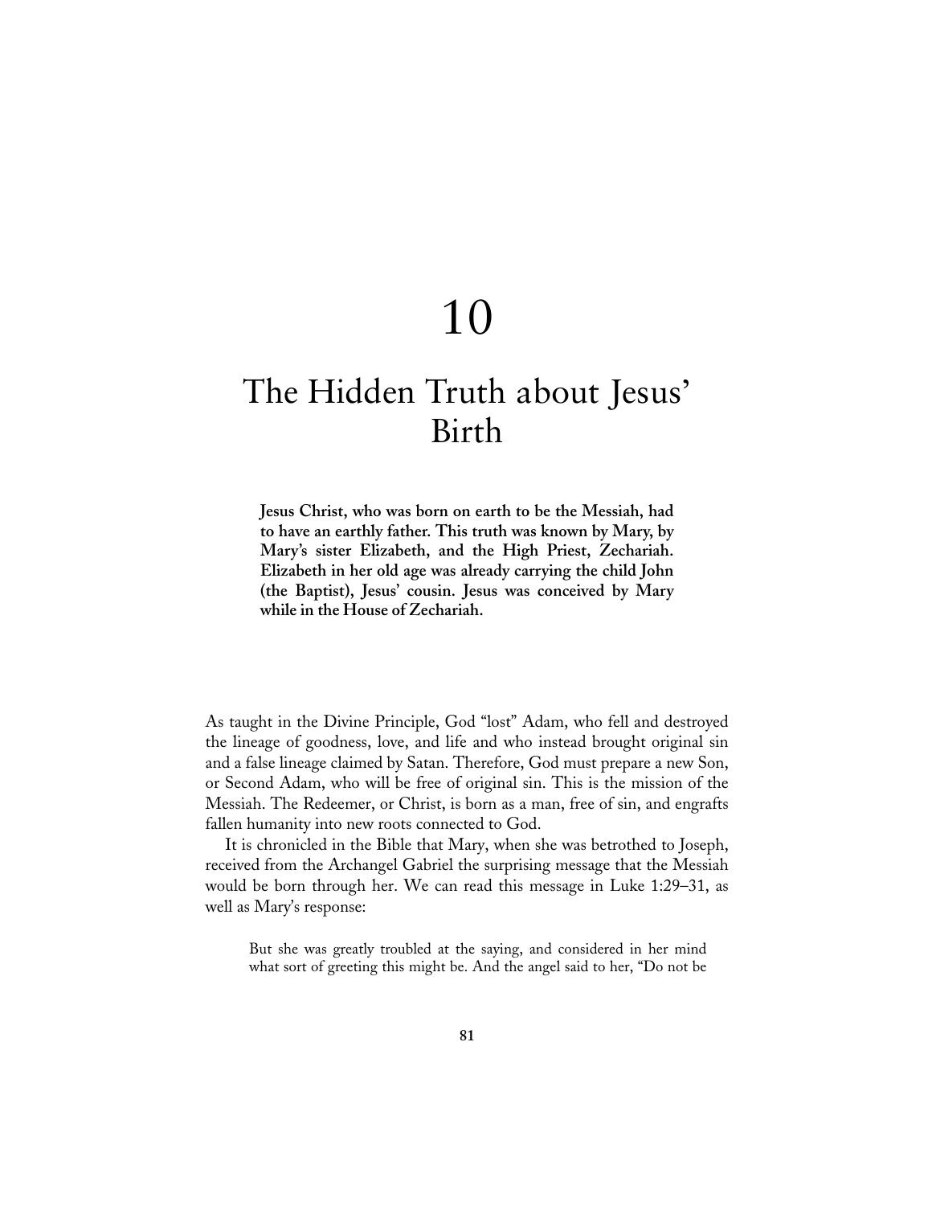# 10

# The Hidden Truth about Jesus' Birth

> **Jesus Christ, who was born on earth to be the Messiah, had to have an earthly father. This truth was known by Mary, by Mary's sister Elizabeth, and the High Priest, Zechariah. Elizabeth in her old age was already carrying the child John (the Baptist), Jesus' cousin. Jesus was conceived by Mary while in the House of Zechariah.**

As taught in the Divine Principle, God "lost" Adam, who fell and destroyed the lineage of goodness, love, and life and who instead brought original sin and a false lineage claimed by Satan. Therefore, God must prepare a new Son, or Second Adam, who will be free of original sin. This is the mission of the Messiah. The Redeemer, or Christ, is born as a man, free of sin, and engrafts fallen humanity into new roots connected to God.

It is chronicled in the Bible that Mary, when she was betrothed to Joseph, received from the Archangel Gabriel the surprising message that the Messiah would be born through her. We can read this message in Luke 1:29–31, as well as Mary's response:

> But she was greatly troubled at the saying, and considered in her mind what sort of greeting this might be. And the angel said to her, "Do not be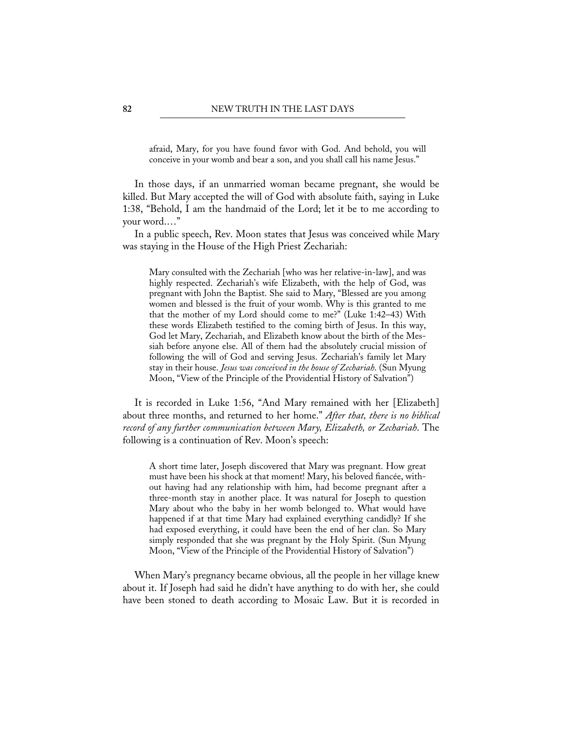> afraid, Mary, for you have found favor with God. And behold, you will conceive in your womb and bear a son, and you shall call his name Jesus."

In those days, if an unmarried woman became pregnant, she would be killed. But Mary accepted the will of God with absolute faith, saying in Luke 1:38, "Behold, I am the handmaid of the Lord; let it be to me according to your word.…"

In a public speech, Rev. Moon states that Jesus was conceived while Mary was staying in the House of the High Priest Zechariah:

> Mary consulted with the Zechariah [who was her relative-in-law], and was highly respected. Zechariah's wife Elizabeth, with the help of God, was pregnant with John the Baptist. She said to Mary, "Blessed are you among women and blessed is the fruit of your womb. Why is this granted to me that the mother of my Lord should come to me?" (Luke 1:42–43) With these words Elizabeth testified to the coming birth of Jesus. In this way, God let Mary, Zechariah, and Elizabeth know about the birth of the Messiah before anyone else. All of them had the absolutely crucial mission of following the will of God and serving Jesus. Zechariah's family let Mary stay in their house. *Jesus was conceived in the house of Zechariah.* (Sun Myung Moon, "View of the Principle of the Providential History of Salvation")

It is recorded in Luke 1:56, "And Mary remained with her [Elizabeth] about three months, and returned to her home." *After that, there is no biblical record of any further communication between Mary, Elizabeth, or Zechariah.* The following is a continuation of Rev. Moon's speech:

> A short time later, Joseph discovered that Mary was pregnant. How great must have been his shock at that moment! Mary, his beloved fiancée, without having had any relationship with him, had become pregnant after a three-month stay in another place. It was natural for Joseph to question Mary about who the baby in her womb belonged to. What would have happened if at that time Mary had explained everything candidly? If she had exposed everything, it could have been the end of her clan. So Mary simply responded that she was pregnant by the Holy Spirit. (Sun Myung Moon, "View of the Principle of the Providential History of Salvation")

When Mary's pregnancy became obvious, all the people in her village knew about it. If Joseph had said he didn't have anything to do with her, she could have been stoned to death according to Mosaic Law. But it is recorded in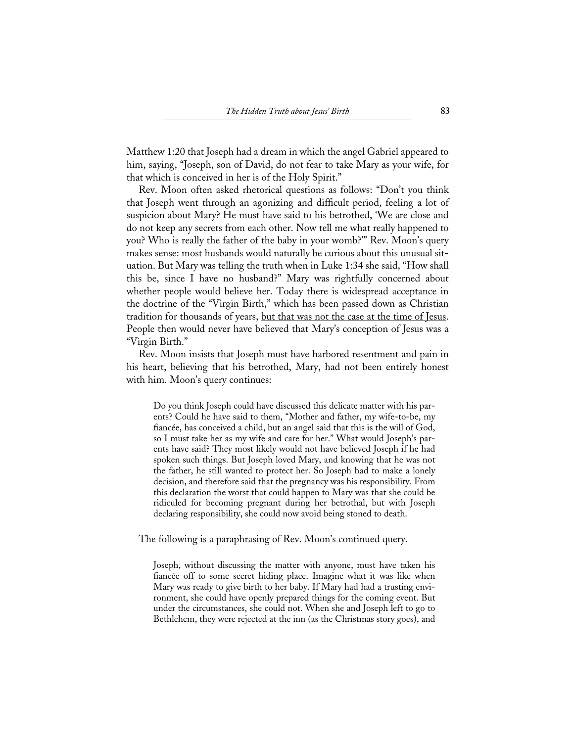Matthew 1:20 that Joseph had a dream in which the angel Gabriel appeared to him, saying, "Joseph, son of David, do not fear to take Mary as your wife, for that which is conceived in her is of the Holy Spirit."

Rev. Moon often asked rhetorical questions as follows: "Don't you think that Joseph went through an agonizing and difficult period, feeling a lot of suspicion about Mary? He must have said to his betrothed, 'We are close and do not keep any secrets from each other. Now tell me what really happened to you? Who is really the father of the baby in your womb?'" Rev. Moon's query makes sense: most husbands would naturally be curious about this unusual situation. But Mary was telling the truth when in Luke 1:34 she said, "How shall this be, since I have no husband?" Mary was rightfully concerned about whether people would believe her. Today there is widespread acceptance in the doctrine of the "Virgin Birth," which has been passed down as Christian tradition for thousands of years, <u>but that was not the case at the time of Jesus</u>. People then would never have believed that Mary's conception of Jesus was a "Virgin Birth."

Rev. Moon insists that Joseph must have harbored resentment and pain in his heart, believing that his betrothed, Mary, had not been entirely honest with him. Moon's query continues:

> Do you think Joseph could have discussed this delicate matter with his parents? Could he have said to them, "Mother and father, my wife-to-be, my fiancée, has conceived a child, but an angel said that this is the will of God, so I must take her as my wife and care for her." What would Joseph's parents have said? They most likely would not have believed Joseph if he had spoken such things. But Joseph loved Mary, and knowing that he was not the father, he still wanted to protect her. So Joseph had to make a lonely decision, and therefore said that the pregnancy was his responsibility. From this declaration the worst that could happen to Mary was that she could be ridiculed for becoming pregnant during her betrothal, but with Joseph declaring responsibility, she could now avoid being stoned to death.

The following is a paraphrasing of Rev. Moon's continued query.

> Joseph, without discussing the matter with anyone, must have taken his fiancée off to some secret hiding place. Imagine what it was like when Mary was ready to give birth to her baby. If Mary had had a trusting environment, she could have openly prepared things for the coming event. But under the circumstances, she could not. When she and Joseph left to go to Bethlehem, they were rejected at the inn (as the Christmas story goes), and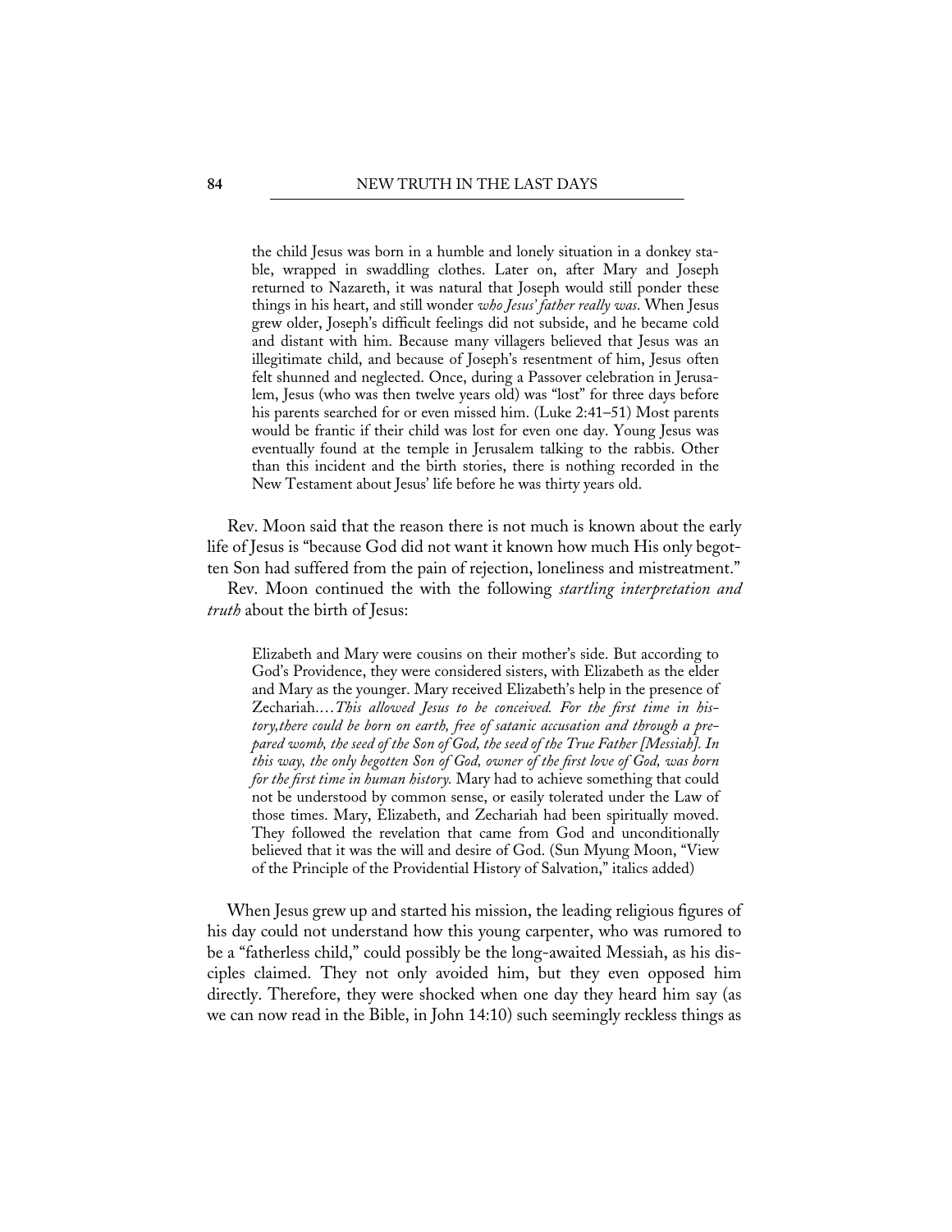> the child Jesus was born in a humble and lonely situation in a donkey stable, wrapped in swaddling clothes. Later on, after Mary and Joseph returned to Nazareth, it was natural that Joseph would still ponder these things in his heart, and still wonder *who Jesus' father really was*. When Jesus grew older, Joseph's difficult feelings did not subside, and he became cold and distant with him. Because many villagers believed that Jesus was an illegitimate child, and because of Joseph's resentment of him, Jesus often felt shunned and neglected. Once, during a Passover celebration in Jerusalem, Jesus (who was then twelve years old) was "lost" for three days before his parents searched for or even missed him. (Luke 2:41–51) Most parents would be frantic if their child was lost for even one day. Young Jesus was eventually found at the temple in Jerusalem talking to the rabbis. Other than this incident and the birth stories, there is nothing recorded in the New Testament about Jesus' life before he was thirty years old.

Rev. Moon said that the reason there is not much is known about the early life of Jesus is "because God did not want it known how much His only begotten Son had suffered from the pain of rejection, loneliness and mistreatment."

Rev. Moon continued the with the following *startling interpretation and truth* about the birth of Jesus:

> Elizabeth and Mary were cousins on their mother's side. But according to God's Providence, they were considered sisters, with Elizabeth as the elder and Mary as the younger. Mary received Elizabeth's help in the presence of Zechariah.…*This allowed Jesus to be conceived. For the first time in history,there could be born on earth, free of satanic accusation and through a prepared womb, the seed of the Son of God, the seed of the True Father [Messiah]. In this way, the only begotten Son of God, owner of the first love of God, was born for the first time in human history.* Mary had to achieve something that could not be understood by common sense, or easily tolerated under the Law of those times. Mary, Elizabeth, and Zechariah had been spiritually moved. They followed the revelation that came from God and unconditionally believed that it was the will and desire of God. (Sun Myung Moon, "View of the Principle of the Providential History of Salvation," italics added)

When Jesus grew up and started his mission, the leading religious figures of his day could not understand how this young carpenter, who was rumored to be a "fatherless child," could possibly be the long-awaited Messiah, as his disciples claimed. They not only avoided him, but they even opposed him directly. Therefore, they were shocked when one day they heard him say (as we can now read in the Bible, in John 14:10) such seemingly reckless things as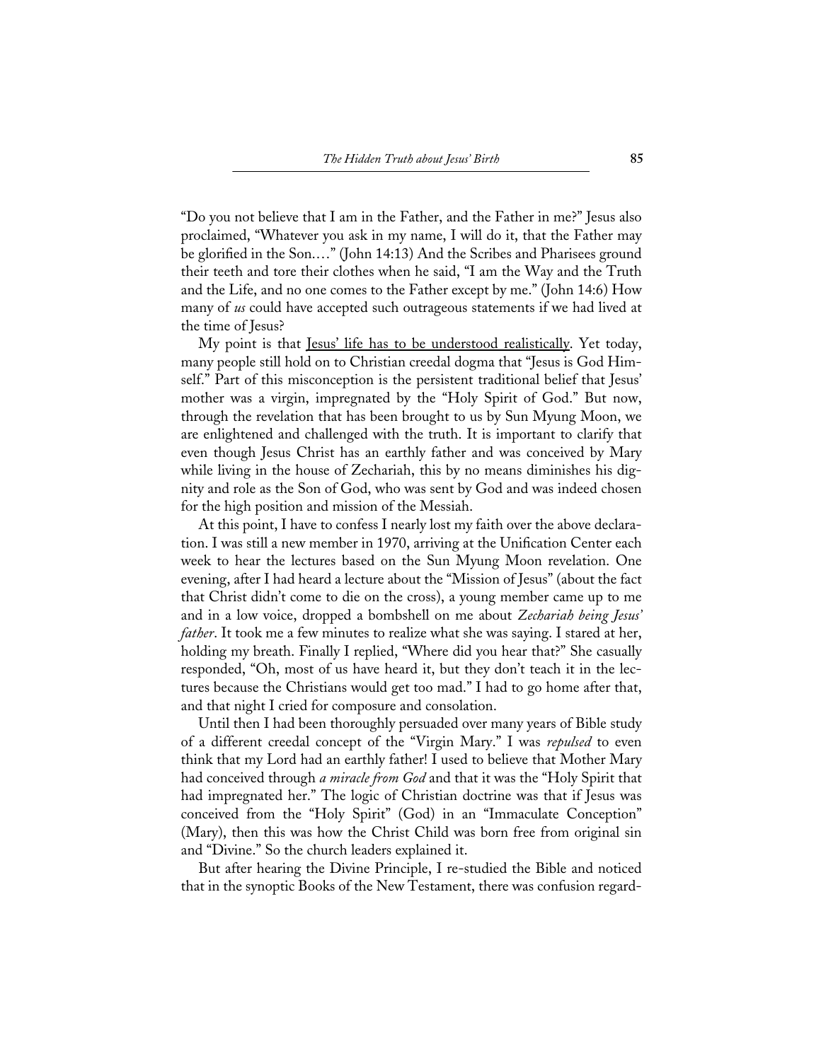"Do you not believe that I am in the Father, and the Father in me?" Jesus also proclaimed, "Whatever you ask in my name, I will do it, that the Father may be glorified in the Son...." (John 14:13) And the Scribes and Pharisees ground their teeth and tore their clothes when he said, "I am the Way and the Truth and the Life, and no one comes to the Father except by me." (John 14:6) How many of *us* could have accepted such outrageous statements if we had lived at the time of Jesus?

My point is that <u>Jesus' life has to be understood realistically</u>. Yet today, many people still hold on to Christian creedal dogma that "Jesus is God Himself." Part of this misconception is the persistent traditional belief that Jesus' mother was a virgin, impregnated by the "Holy Spirit of God." But now, through the revelation that has been brought to us by Sun Myung Moon, we are enlightened and challenged with the truth. It is important to clarify that even though Jesus Christ has an earthly father and was conceived by Mary while living in the house of Zechariah, this by no means diminishes his dignity and role as the Son of God, who was sent by God and was indeed chosen for the high position and mission of the Messiah.

At this point, I have to confess I nearly lost my faith over the above declaration. I was still a new member in 1970, arriving at the Unification Center each week to hear the lectures based on the Sun Myung Moon revelation. One evening, after I had heard a lecture about the "Mission of Jesus" (about the fact that Christ didn't come to die on the cross), a young member came up to me and in a low voice, dropped a bombshell on me about *Zechariah being Jesus' father*. It took me a few minutes to realize what she was saying. I stared at her, holding my breath. Finally I replied, "Where did you hear that?" She casually responded, "Oh, most of us have heard it, but they don't teach it in the lectures because the Christians would get too mad." I had to go home after that, and that night I cried for composure and consolation.

Until then I had been thoroughly persuaded over many years of Bible study of a different creedal concept of the "Virgin Mary." I was *repulsed* to even think that my Lord had an earthly father! I used to believe that Mother Mary had conceived through *a miracle from God* and that it was the "Holy Spirit that had impregnated her." The logic of Christian doctrine was that if Jesus was conceived from the "Holy Spirit" (God) in an "Immaculate Conception" (Mary), then this was how the Christ Child was born free from original sin and "Divine." So the church leaders explained it.

But after hearing the Divine Principle, I re-studied the Bible and noticed that in the synoptic Books of the New Testament, there was confusion regard-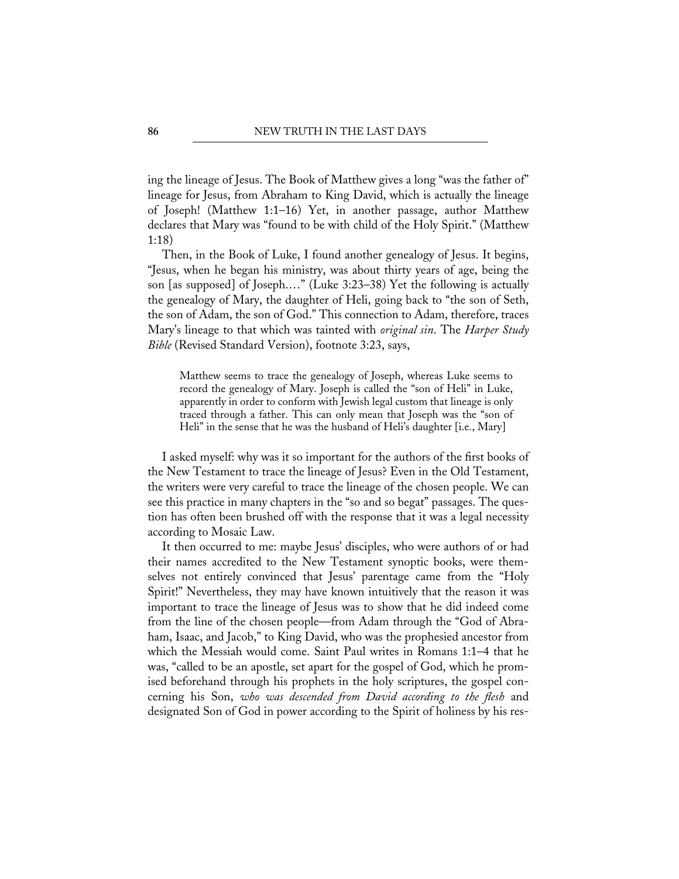ing the lineage of Jesus. The Book of Matthew gives a long "was the father of" lineage for Jesus, from Abraham to King David, which is actually the lineage of Joseph! (Matthew 1:1–16) Yet, in another passage, author Matthew declares that Mary was "found to be with child of the Holy Spirit." (Matthew 1:18)

Then, in the Book of Luke, I found another genealogy of Jesus. It begins, "Jesus, when he began his ministry, was about thirty years of age, being the son [as supposed] of Joseph.…" (Luke 3:23–38) Yet the following is actually the genealogy of Mary, the daughter of Heli, going back to "the son of Seth, the son of Adam, the son of God." This connection to Adam, therefore, traces Mary's lineage to that which was tainted with *original sin*. The *Harper Study Bible* (Revised Standard Version), footnote 3:23, says,

> Matthew seems to trace the genealogy of Joseph, whereas Luke seems to record the genealogy of Mary. Joseph is called the "son of Heli" in Luke, apparently in order to conform with Jewish legal custom that lineage is only traced through a father. This can only mean that Joseph was the "son of Heli" in the sense that he was the husband of Heli's daughter [i.e., Mary]

I asked myself: why was it so important for the authors of the first books of the New Testament to trace the lineage of Jesus? Even in the Old Testament, the writers were very careful to trace the lineage of the chosen people. We can see this practice in many chapters in the "so and so begat" passages. The question has often been brushed off with the response that it was a legal necessity according to Mosaic Law.

It then occurred to me: maybe Jesus' disciples, who were authors of or had their names accredited to the New Testament synoptic books, were themselves not entirely convinced that Jesus' parentage came from the "Holy Spirit!" Nevertheless, they may have known intuitively that the reason it was important to trace the lineage of Jesus was to show that he did indeed come from the line of the chosen people—from Adam through the "God of Abraham, Isaac, and Jacob," to King David, who was the prophesied ancestor from which the Messiah would come. Saint Paul writes in Romans 1:1–4 that he was, "called to be an apostle, set apart for the gospel of God, which he promised beforehand through his prophets in the holy scriptures, the gospel concerning his Son, *who was descended from David according to the flesh* and designated Son of God in power according to the Spirit of holiness by his res-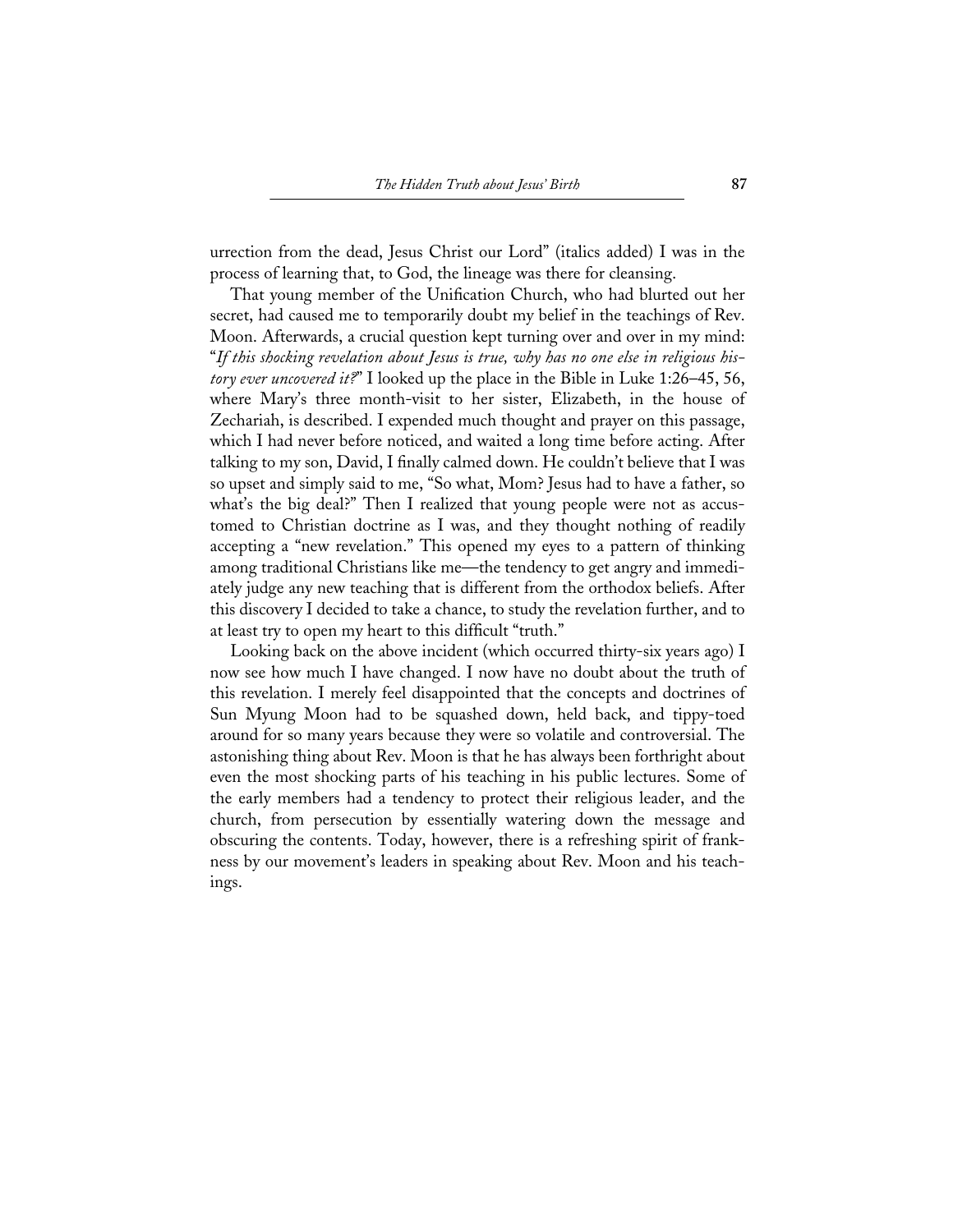urrection from the dead, Jesus Christ our Lord" (italics added) I was in the process of learning that, to God, the lineage was there for cleansing.

That young member of the Unification Church, who had blurted out her secret, had caused me to temporarily doubt my belief in the teachings of Rev. Moon. Afterwards, a crucial question kept turning over and over in my mind: "*If this shocking revelation about Jesus is true, why has no one else in religious history ever uncovered it?*" I looked up the place in the Bible in Luke 1:26–45, 56, where Mary's three month-visit to her sister, Elizabeth, in the house of Zechariah, is described. I expended much thought and prayer on this passage, which I had never before noticed, and waited a long time before acting. After talking to my son, David, I finally calmed down. He couldn't believe that I was so upset and simply said to me, "So what, Mom? Jesus had to have a father, so what's the big deal?" Then I realized that young people were not as accustomed to Christian doctrine as I was, and they thought nothing of readily accepting a "new revelation." This opened my eyes to a pattern of thinking among traditional Christians like me—the tendency to get angry and immediately judge any new teaching that is different from the orthodox beliefs. After this discovery I decided to take a chance, to study the revelation further, and to at least try to open my heart to this difficult "truth."

Looking back on the above incident (which occurred thirty-six years ago) I now see how much I have changed. I now have no doubt about the truth of this revelation. I merely feel disappointed that the concepts and doctrines of Sun Myung Moon had to be squashed down, held back, and tippy-toed around for so many years because they were so volatile and controversial. The astonishing thing about Rev. Moon is that he has always been forthright about even the most shocking parts of his teaching in his public lectures. Some of the early members had a tendency to protect their religious leader, and the church, from persecution by essentially watering down the message and obscuring the contents. Today, however, there is a refreshing spirit of frankness by our movement's leaders in speaking about Rev. Moon and his teachings.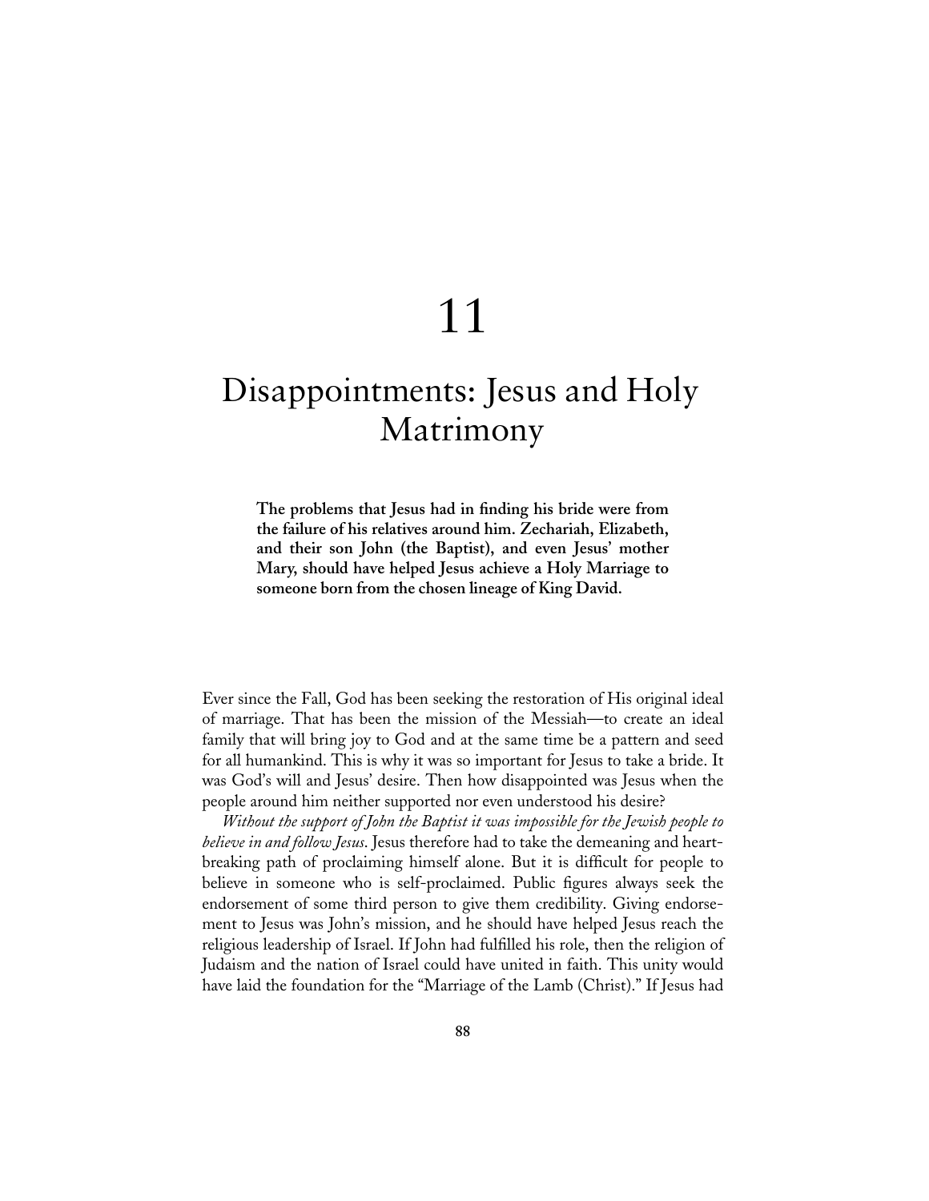# 11

# Disappointments: Jesus and Holy Matrimony

**The problems that Jesus had in finding his bride were from the failure of his relatives around him. Zechariah, Elizabeth, and their son John (the Baptist), and even Jesus' mother Mary, should have helped Jesus achieve a Holy Marriage to someone born from the chosen lineage of King David.**

Ever since the Fall, God has been seeking the restoration of His original ideal of marriage. That has been the mission of the Messiah—to create an ideal family that will bring joy to God and at the same time be a pattern and seed for all humankind. This is why it was so important for Jesus to take a bride. It was God's will and Jesus' desire. Then how disappointed was Jesus when the people around him neither supported nor even understood his desire?

*Without the support of John the Baptist it was impossible for the Jewish people to believe in and follow Jesus.* Jesus therefore had to take the demeaning and heart-breaking path of proclaiming himself alone. But it is difficult for people to believe in someone who is self-proclaimed. Public figures always seek the endorsement of some third person to give them credibility. Giving endorsement to Jesus was John's mission, and he should have helped Jesus reach the religious leadership of Israel. If John had fulfilled his role, then the religion of Judaism and the nation of Israel could have united in faith. This unity would have laid the foundation for the "Marriage of the Lamb (Christ)." If Jesus had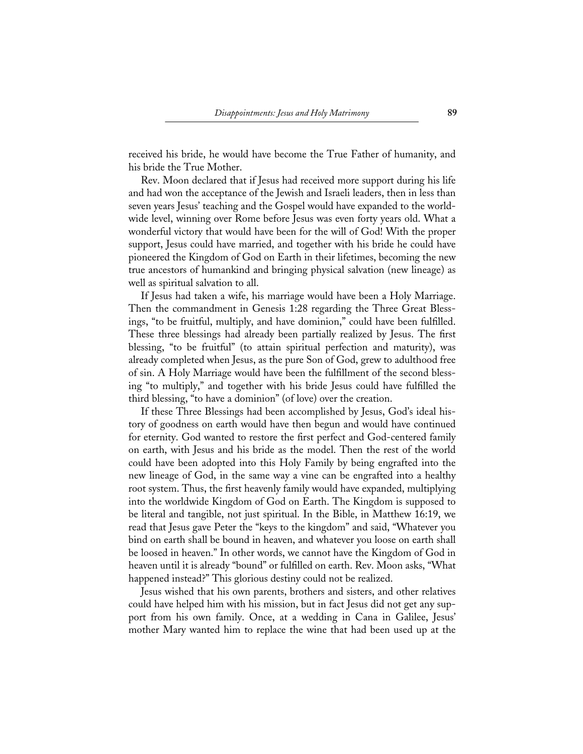received his bride, he would have become the True Father of humanity, and his bride the True Mother.

Rev. Moon declared that if Jesus had received more support during his life and had won the acceptance of the Jewish and Israeli leaders, then in less than seven years Jesus' teaching and the Gospel would have expanded to the worldwide level, winning over Rome before Jesus was even forty years old. What a wonderful victory that would have been for the will of God! With the proper support, Jesus could have married, and together with his bride he could have pioneered the Kingdom of God on Earth in their lifetimes, becoming the new true ancestors of humankind and bringing physical salvation (new lineage) as well as spiritual salvation to all.

If Jesus had taken a wife, his marriage would have been a Holy Marriage. Then the commandment in Genesis 1:28 regarding the Three Great Blessings, "to be fruitful, multiply, and have dominion," could have been fulfilled. These three blessings had already been partially realized by Jesus. The first blessing, "to be fruitful" (to attain spiritual perfection and maturity), was already completed when Jesus, as the pure Son of God, grew to adulthood free of sin. A Holy Marriage would have been the fulfillment of the second blessing "to multiply," and together with his bride Jesus could have fulfilled the third blessing, "to have a dominion" (of love) over the creation.

If these Three Blessings had been accomplished by Jesus, God's ideal history of goodness on earth would have then begun and would have continued for eternity. God wanted to restore the first perfect and God-centered family on earth, with Jesus and his bride as the model. Then the rest of the world could have been adopted into this Holy Family by being engrafted into the new lineage of God, in the same way a vine can be engrafted into a healthy root system. Thus, the first heavenly family would have expanded, multiplying into the worldwide Kingdom of God on Earth. The Kingdom is supposed to be literal and tangible, not just spiritual. In the Bible, in Matthew 16:19, we read that Jesus gave Peter the "keys to the kingdom" and said, "Whatever you bind on earth shall be bound in heaven, and whatever you loose on earth shall be loosed in heaven." In other words, we cannot have the Kingdom of God in heaven until it is already "bound" or fulfilled on earth. Rev. Moon asks, "What happened instead?" This glorious destiny could not be realized.

Jesus wished that his own parents, brothers and sisters, and other relatives could have helped him with his mission, but in fact Jesus did not get any support from his own family. Once, at a wedding in Cana in Galilee, Jesus' mother Mary wanted him to replace the wine that had been used up at the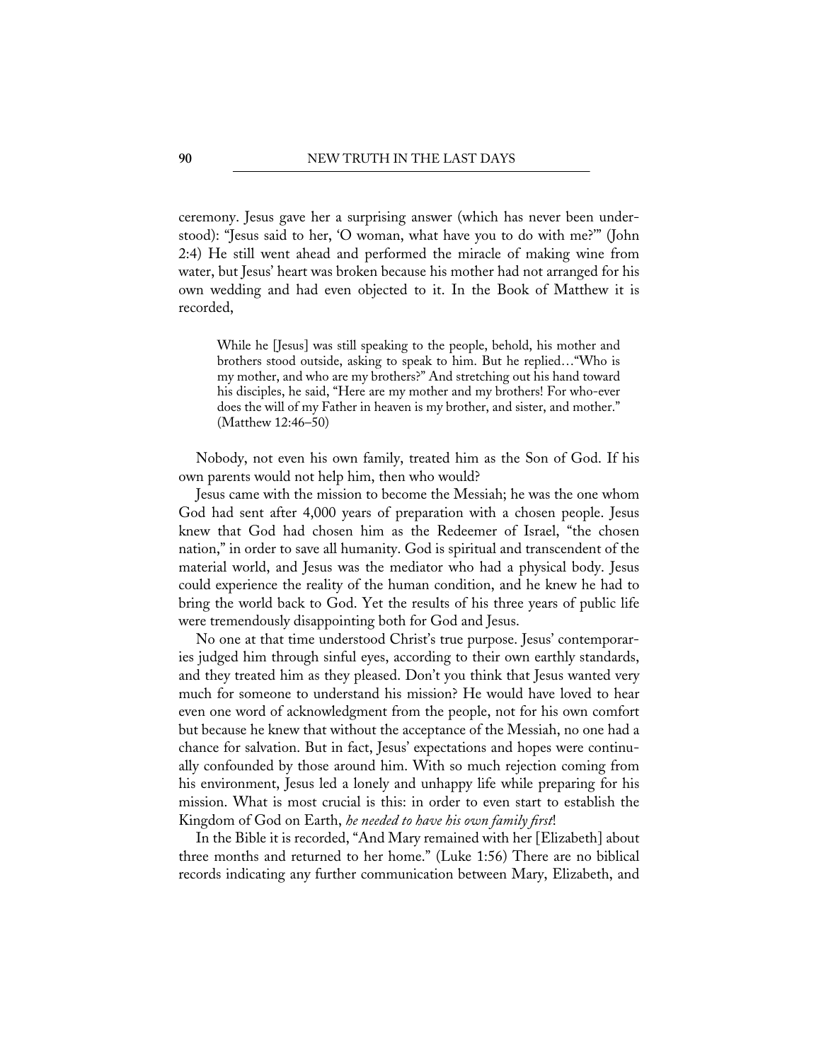ceremony. Jesus gave her a surprising answer (which has never been understood): "Jesus said to her, 'O woman, what have you to do with me?'" (John 2:4) He still went ahead and performed the miracle of making wine from water, but Jesus' heart was broken because his mother had not arranged for his own wedding and had even objected to it. In the Book of Matthew it is recorded,

> While he [Jesus] was still speaking to the people, behold, his mother and brothers stood outside, asking to speak to him. But he replied…"Who is my mother, and who are my brothers?" And stretching out his hand toward his disciples, he said, "Here are my mother and my brothers! For who-ever does the will of my Father in heaven is my brother, and sister, and mother." (Matthew 12:46–50)

Nobody, not even his own family, treated him as the Son of God. If his own parents would not help him, then who would?

Jesus came with the mission to become the Messiah; he was the one whom God had sent after 4,000 years of preparation with a chosen people. Jesus knew that God had chosen him as the Redeemer of Israel, "the chosen nation," in order to save all humanity. God is spiritual and transcendent of the material world, and Jesus was the mediator who had a physical body. Jesus could experience the reality of the human condition, and he knew he had to bring the world back to God. Yet the results of his three years of public life were tremendously disappointing both for God and Jesus.

No one at that time understood Christ's true purpose. Jesus' contemporaries judged him through sinful eyes, according to their own earthly standards, and they treated him as they pleased. Don't you think that Jesus wanted very much for someone to understand his mission? He would have loved to hear even one word of acknowledgment from the people, not for his own comfort but because he knew that without the acceptance of the Messiah, no one had a chance for salvation. But in fact, Jesus' expectations and hopes were continually confounded by those around him. With so much rejection coming from his environment, Jesus led a lonely and unhappy life while preparing for his mission. What is most crucial is this: in order to even start to establish the Kingdom of God on Earth, *he needed to have his own family first*!

In the Bible it is recorded, "And Mary remained with her [Elizabeth] about three months and returned to her home." (Luke 1:56) There are no biblical records indicating any further communication between Mary, Elizabeth, and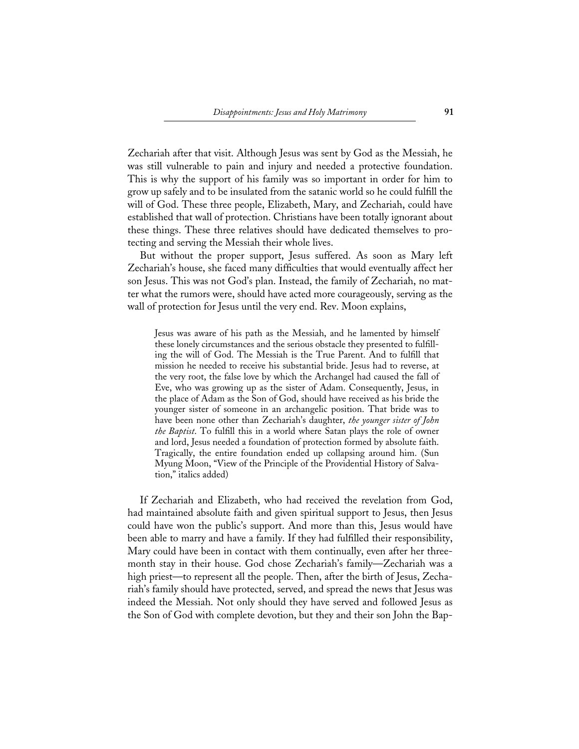Zechariah after that visit. Although Jesus was sent by God as the Messiah, he was still vulnerable to pain and injury and needed a protective foundation. This is why the support of his family was so important in order for him to grow up safely and to be insulated from the satanic world so he could fulfill the will of God. These three people, Elizabeth, Mary, and Zechariah, could have established that wall of protection. Christians have been totally ignorant about these things. These three relatives should have dedicated themselves to protecting and serving the Messiah their whole lives.

But without the proper support, Jesus suffered. As soon as Mary left Zechariah's house, she faced many difficulties that would eventually affect her son Jesus. This was not God's plan. Instead, the family of Zechariah, no matter what the rumors were, should have acted more courageously, serving as the wall of protection for Jesus until the very end. Rev. Moon explains,

> Jesus was aware of his path as the Messiah, and he lamented by himself these lonely circumstances and the serious obstacle they presented to fulfilling the will of God. The Messiah is the True Parent. And to fulfill that mission he needed to receive his substantial bride. Jesus had to reverse, at the very root, the false love by which the Archangel had caused the fall of Eve, who was growing up as the sister of Adam. Consequently, Jesus, in the place of Adam as the Son of God, should have received as his bride the younger sister of someone in an archangelic position. That bride was to have been none other than Zechariah's daughter, *the younger sister of John the Baptist*. To fulfill this in a world where Satan plays the role of owner and lord, Jesus needed a foundation of protection formed by absolute faith. Tragically, the entire foundation ended up collapsing around him. (Sun Myung Moon, "View of the Principle of the Providential History of Salvation," italics added)

If Zechariah and Elizabeth, who had received the revelation from God, had maintained absolute faith and given spiritual support to Jesus, then Jesus could have won the public's support. And more than this, Jesus would have been able to marry and have a family. If they had fulfilled their responsibility, Mary could have been in contact with them continually, even after her three-month stay in their house. God chose Zechariah's family—Zechariah was a high priest—to represent all the people. Then, after the birth of Jesus, Zechariah's family should have protected, served, and spread the news that Jesus was indeed the Messiah. Not only should they have served and followed Jesus as the Son of God with complete devotion, but they and their son John the Bap-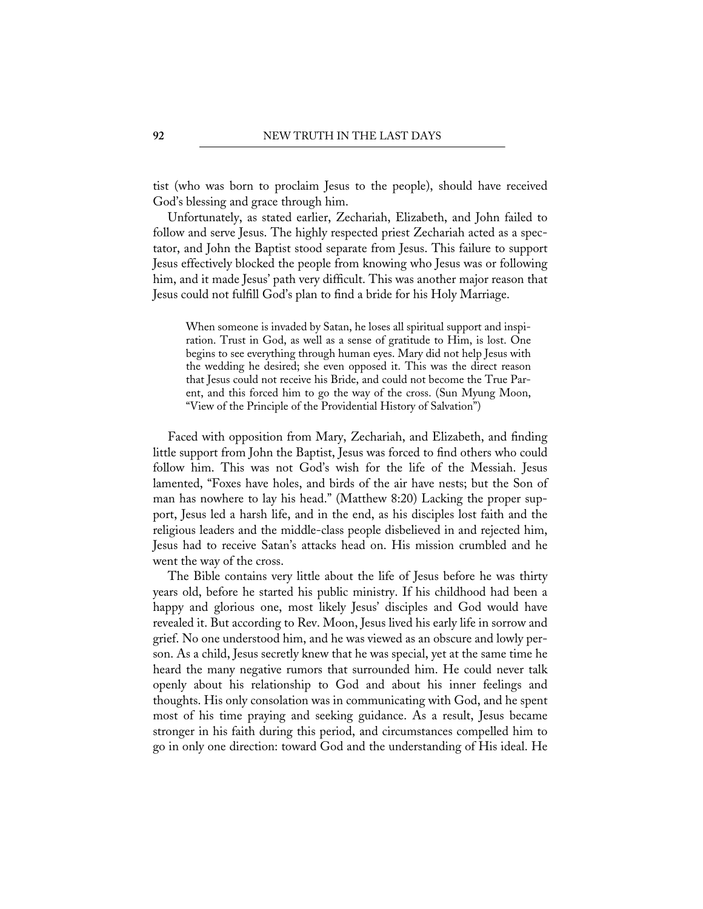tist (who was born to proclaim Jesus to the people), should have received God's blessing and grace through him.

Unfortunately, as stated earlier, Zechariah, Elizabeth, and John failed to follow and serve Jesus. The highly respected priest Zechariah acted as a spectator, and John the Baptist stood separate from Jesus. This failure to support Jesus effectively blocked the people from knowing who Jesus was or following him, and it made Jesus' path very difficult. This was another major reason that Jesus could not fulfill God's plan to find a bride for his Holy Marriage.

> When someone is invaded by Satan, he loses all spiritual support and inspiration. Trust in God, as well as a sense of gratitude to Him, is lost. One begins to see everything through human eyes. Mary did not help Jesus with the wedding he desired; she even opposed it. This was the direct reason that Jesus could not receive his Bride, and could not become the True Parent, and this forced him to go the way of the cross. (Sun Myung Moon, "View of the Principle of the Providential History of Salvation")

Faced with opposition from Mary, Zechariah, and Elizabeth, and finding little support from John the Baptist, Jesus was forced to find others who could follow him. This was not God's wish for the life of the Messiah. Jesus lamented, "Foxes have holes, and birds of the air have nests; but the Son of man has nowhere to lay his head." (Matthew 8:20) Lacking the proper support, Jesus led a harsh life, and in the end, as his disciples lost faith and the religious leaders and the middle-class people disbelieved in and rejected him, Jesus had to receive Satan's attacks head on. His mission crumbled and he went the way of the cross.

The Bible contains very little about the life of Jesus before he was thirty years old, before he started his public ministry. If his childhood had been a happy and glorious one, most likely Jesus' disciples and God would have revealed it. But according to Rev. Moon, Jesus lived his early life in sorrow and grief. No one understood him, and he was viewed as an obscure and lowly person. As a child, Jesus secretly knew that he was special, yet at the same time he heard the many negative rumors that surrounded him. He could never talk openly about his relationship to God and about his inner feelings and thoughts. His only consolation was in communicating with God, and he spent most of his time praying and seeking guidance. As a result, Jesus became stronger in his faith during this period, and circumstances compelled him to go in only one direction: toward God and the understanding of His ideal. He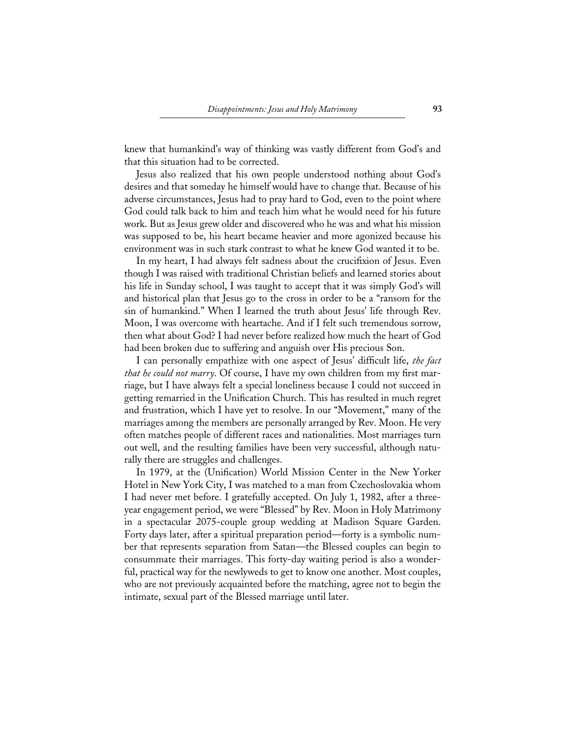knew that humankind's way of thinking was vastly different from God's and that this situation had to be corrected.

Jesus also realized that his own people understood nothing about God's desires and that someday he himself would have to change that. Because of his adverse circumstances, Jesus had to pray hard to God, even to the point where God could talk back to him and teach him what he would need for his future work. But as Jesus grew older and discovered who he was and what his mission was supposed to be, his heart became heavier and more agonized because his environment was in such stark contrast to what he knew God wanted it to be.

In my heart, I had always felt sadness about the crucifixion of Jesus. Even though I was raised with traditional Christian beliefs and learned stories about his life in Sunday school, I was taught to accept that it was simply God's will and historical plan that Jesus go to the cross in order to be a "ransom for the sin of humankind." When I learned the truth about Jesus' life through Rev. Moon, I was overcome with heartache. And if I felt such tremendous sorrow, then what about God? I had never before realized how much the heart of God had been broken due to suffering and anguish over His precious Son.

I can personally empathize with one aspect of Jesus' difficult life, *the fact that he could not marry*. Of course, I have my own children from my first marriage, but I have always felt a special loneliness because I could not succeed in getting remarried in the Unification Church. This has resulted in much regret and frustration, which I have yet to resolve. In our "Movement," many of the marriages among the members are personally arranged by Rev. Moon. He very often matches people of different races and nationalities. Most marriages turn out well, and the resulting families have been very successful, although naturally there are struggles and challenges.

In 1979, at the (Unification) World Mission Center in the New Yorker Hotel in New York City, I was matched to a man from Czechoslovakia whom I had never met before. I gratefully accepted. On July 1, 1982, after a three-year engagement period, we were "Blessed" by Rev. Moon in Holy Matrimony in a spectacular 2075-couple group wedding at Madison Square Garden. Forty days later, after a spiritual preparation period—forty is a symbolic number that represents separation from Satan—the Blessed couples can begin to consummate their marriages. This forty-day waiting period is also a wonderful, practical way for the newlyweds to get to know one another. Most couples, who are not previously acquainted before the matching, agree not to begin the intimate, sexual part of the Blessed marriage until later.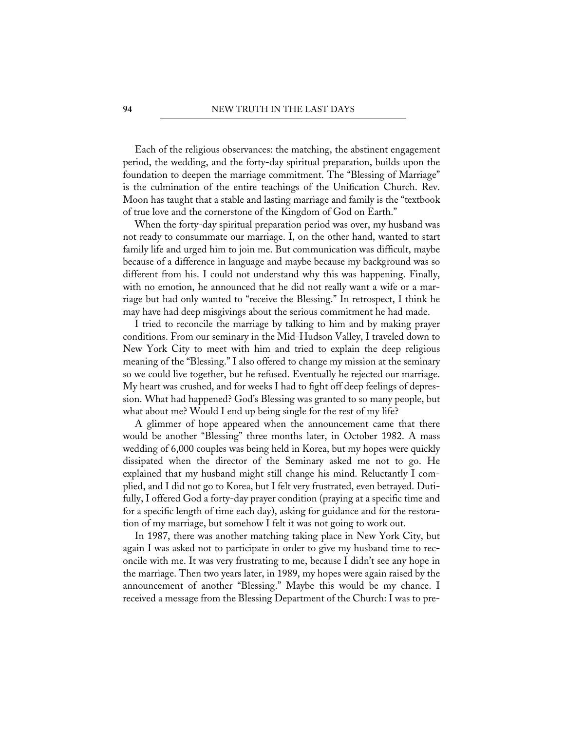Each of the religious observances: the matching, the abstinent engagement period, the wedding, and the forty-day spiritual preparation, builds upon the foundation to deepen the marriage commitment. The "Blessing of Marriage" is the culmination of the entire teachings of the Unification Church. Rev. Moon has taught that a stable and lasting marriage and family is the "textbook of true love and the cornerstone of the Kingdom of God on Earth."

When the forty-day spiritual preparation period was over, my husband was not ready to consummate our marriage. I, on the other hand, wanted to start family life and urged him to join me. But communication was difficult, maybe because of a difference in language and maybe because my background was so different from his. I could not understand why this was happening. Finally, with no emotion, he announced that he did not really want a wife or a marriage but had only wanted to "receive the Blessing." In retrospect, I think he may have had deep misgivings about the serious commitment he had made.

I tried to reconcile the marriage by talking to him and by making prayer conditions. From our seminary in the Mid-Hudson Valley, I traveled down to New York City to meet with him and tried to explain the deep religious meaning of the "Blessing." I also offered to change my mission at the seminary so we could live together, but he refused. Eventually he rejected our marriage. My heart was crushed, and for weeks I had to fight off deep feelings of depression. What had happened? God's Blessing was granted to so many people, but what about me? Would I end up being single for the rest of my life?

A glimmer of hope appeared when the announcement came that there would be another "Blessing" three months later, in October 1982. A mass wedding of 6,000 couples was being held in Korea, but my hopes were quickly dissipated when the director of the Seminary asked me not to go. He explained that my husband might still change his mind. Reluctantly I complied, and I did not go to Korea, but I felt very frustrated, even betrayed. Dutifully, I offered God a forty-day prayer condition (praying at a specific time and for a specific length of time each day), asking for guidance and for the restoration of my marriage, but somehow I felt it was not going to work out.

In 1987, there was another matching taking place in New York City, but again I was asked not to participate in order to give my husband time to reconcile with me. It was very frustrating to me, because I didn't see any hope in the marriage. Then two years later, in 1989, my hopes were again raised by the announcement of another "Blessing." Maybe this would be my chance. I received a message from the Blessing Department of the Church: I was to pre-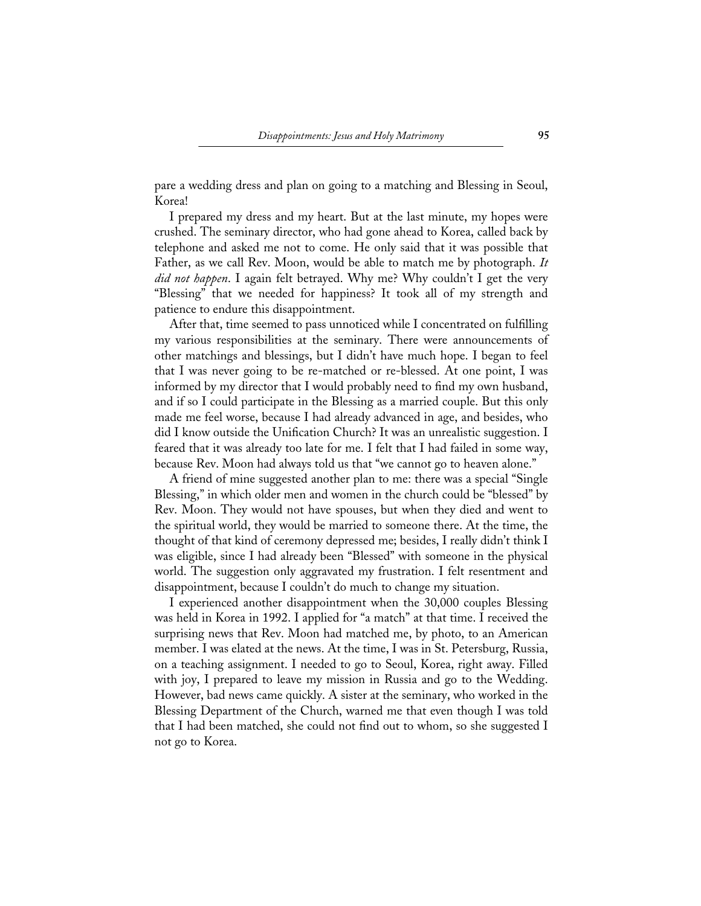pare a wedding dress and plan on going to a matching and Blessing in Seoul, Korea!

I prepared my dress and my heart. But at the last minute, my hopes were crushed. The seminary director, who had gone ahead to Korea, called back by telephone and asked me not to come. He only said that it was possible that Father, as we call Rev. Moon, would be able to match me by photograph. *It did not happen*. I again felt betrayed. Why me? Why couldn't I get the very "Blessing" that we needed for happiness? It took all of my strength and patience to endure this disappointment.

After that, time seemed to pass unnoticed while I concentrated on fulfilling my various responsibilities at the seminary. There were announcements of other matchings and blessings, but I didn't have much hope. I began to feel that I was never going to be re-matched or re-blessed. At one point, I was informed by my director that I would probably need to find my own husband, and if so I could participate in the Blessing as a married couple. But this only made me feel worse, because I had already advanced in age, and besides, who did I know outside the Unification Church? It was an unrealistic suggestion. I feared that it was already too late for me. I felt that I had failed in some way, because Rev. Moon had always told us that "we cannot go to heaven alone."

A friend of mine suggested another plan to me: there was a special "Single Blessing," in which older men and women in the church could be "blessed" by Rev. Moon. They would not have spouses, but when they died and went to the spiritual world, they would be married to someone there. At the time, the thought of that kind of ceremony depressed me; besides, I really didn't think I was eligible, since I had already been "Blessed" with someone in the physical world. The suggestion only aggravated my frustration. I felt resentment and disappointment, because I couldn't do much to change my situation.

I experienced another disappointment when the 30,000 couples Blessing was held in Korea in 1992. I applied for "a match" at that time. I received the surprising news that Rev. Moon had matched me, by photo, to an American member. I was elated at the news. At the time, I was in St. Petersburg, Russia, on a teaching assignment. I needed to go to Seoul, Korea, right away. Filled with joy, I prepared to leave my mission in Russia and go to the Wedding. However, bad news came quickly. A sister at the seminary, who worked in the Blessing Department of the Church, warned me that even though I was told that I had been matched, she could not find out to whom, so she suggested I not go to Korea.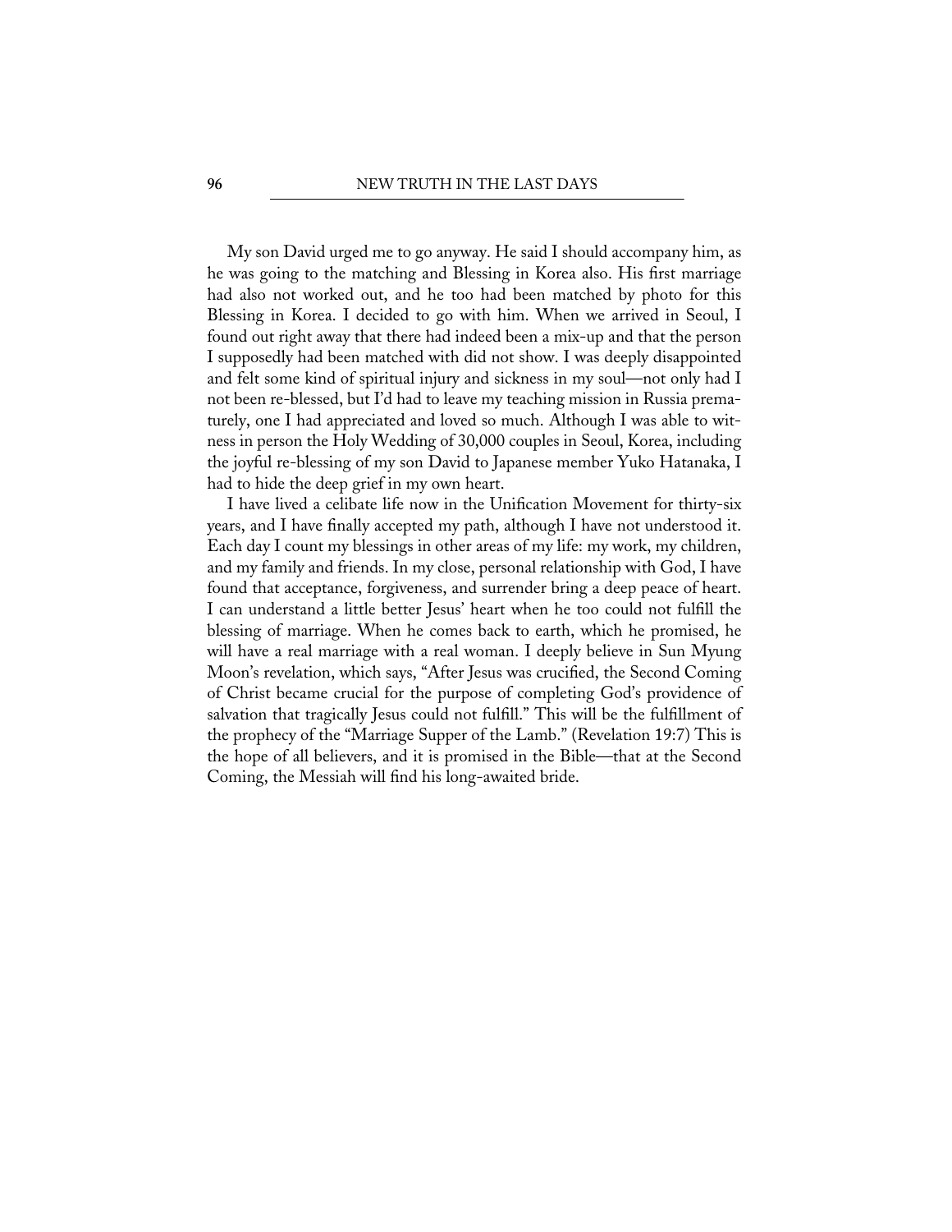My son David urged me to go anyway. He said I should accompany him, as he was going to the matching and Blessing in Korea also. His first marriage had also not worked out, and he too had been matched by photo for this Blessing in Korea. I decided to go with him. When we arrived in Seoul, I found out right away that there had indeed been a mix-up and that the person I supposedly had been matched with did not show. I was deeply disappointed and felt some kind of spiritual injury and sickness in my soul—not only had I not been re-blessed, but I'd had to leave my teaching mission in Russia prematurely, one I had appreciated and loved so much. Although I was able to witness in person the Holy Wedding of 30,000 couples in Seoul, Korea, including the joyful re-blessing of my son David to Japanese member Yuko Hatanaka, I had to hide the deep grief in my own heart.

I have lived a celibate life now in the Unification Movement for thirty-six years, and I have finally accepted my path, although I have not understood it. Each day I count my blessings in other areas of my life: my work, my children, and my family and friends. In my close, personal relationship with God, I have found that acceptance, forgiveness, and surrender bring a deep peace of heart. I can understand a little better Jesus' heart when he too could not fulfill the blessing of marriage. When he comes back to earth, which he promised, he will have a real marriage with a real woman. I deeply believe in Sun Myung Moon's revelation, which says, "After Jesus was crucified, the Second Coming of Christ became crucial for the purpose of completing God's providence of salvation that tragically Jesus could not fulfill." This will be the fulfillment of the prophecy of the "Marriage Supper of the Lamb." (Revelation 19:7) This is the hope of all believers, and it is promised in the Bible—that at the Second Coming, the Messiah will find his long-awaited bride.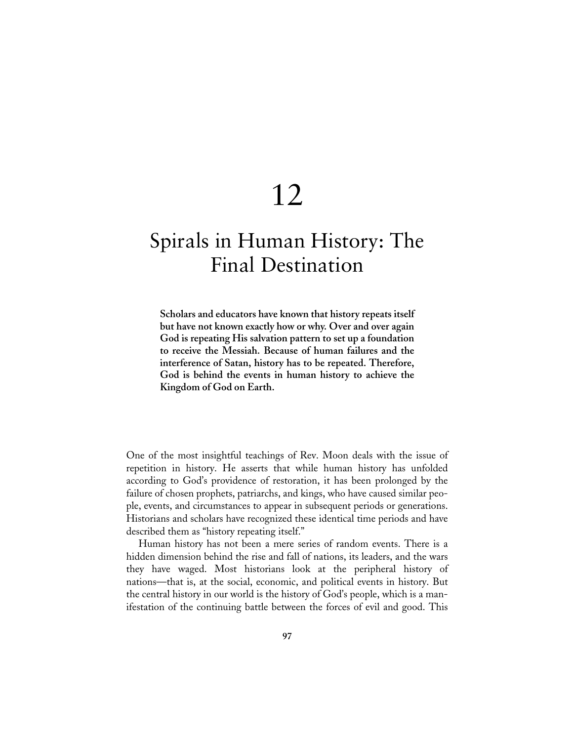# 12

# Spirals in Human History: The Final Destination

**Scholars and educators have known that history repeats itself but have not known exactly how or why. Over and over again God is repeating His salvation pattern to set up a foundation to receive the Messiah. Because of human failures and the interference of Satan, history has to be repeated. Therefore, God is behind the events in human history to achieve the Kingdom of God on Earth.**

One of the most insightful teachings of Rev. Moon deals with the issue of repetition in history. He asserts that while human history has unfolded according to God's providence of restoration, it has been prolonged by the failure of chosen prophets, patriarchs, and kings, who have caused similar people, events, and circumstances to appear in subsequent periods or generations. Historians and scholars have recognized these identical time periods and have described them as "history repeating itself."

Human history has not been a mere series of random events. There is a hidden dimension behind the rise and fall of nations, its leaders, and the wars they have waged. Most historians look at the peripheral history of nations—that is, at the social, economic, and political events in history. But the central history in our world is the history of God's people, which is a manifestation of the continuing battle between the forces of evil and good. This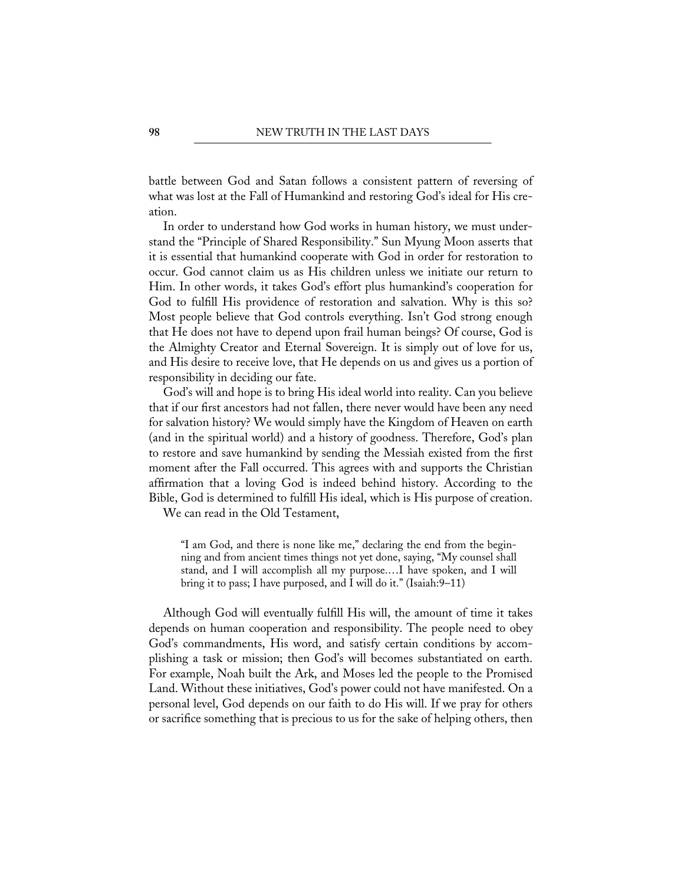battle between God and Satan follows a consistent pattern of reversing of what was lost at the Fall of Humankind and restoring God's ideal for His creation.

In order to understand how God works in human history, we must understand the "Principle of Shared Responsibility." Sun Myung Moon asserts that it is essential that humankind cooperate with God in order for restoration to occur. God cannot claim us as His children unless we initiate our return to Him. In other words, it takes God's effort plus humankind's cooperation for God to fulfill His providence of restoration and salvation. Why is this so? Most people believe that God controls everything. Isn't God strong enough that He does not have to depend upon frail human beings? Of course, God is the Almighty Creator and Eternal Sovereign. It is simply out of love for us, and His desire to receive love, that He depends on us and gives us a portion of responsibility in deciding our fate.

God's will and hope is to bring His ideal world into reality. Can you believe that if our first ancestors had not fallen, there never would have been any need for salvation history? We would simply have the Kingdom of Heaven on earth (and in the spiritual world) and a history of goodness. Therefore, God's plan to restore and save humankind by sending the Messiah existed from the first moment after the Fall occurred. This agrees with and supports the Christian affirmation that a loving God is indeed behind history. According to the Bible, God is determined to fulfill His ideal, which is His purpose of creation.

We can read in the Old Testament,

> "I am God, and there is none like me," declaring the end from the beginning and from ancient times things not yet done, saying, "My counsel shall stand, and I will accomplish all my purpose.…I have spoken, and I will bring it to pass; I have purposed, and I will do it." (Isaiah:9–11)

Although God will eventually fulfill His will, the amount of time it takes depends on human cooperation and responsibility. The people need to obey God's commandments, His word, and satisfy certain conditions by accomplishing a task or mission; then God's will becomes substantiated on earth. For example, Noah built the Ark, and Moses led the people to the Promised Land. Without these initiatives, God's power could not have manifested. On a personal level, God depends on our faith to do His will. If we pray for others or sacrifice something that is precious to us for the sake of helping others, then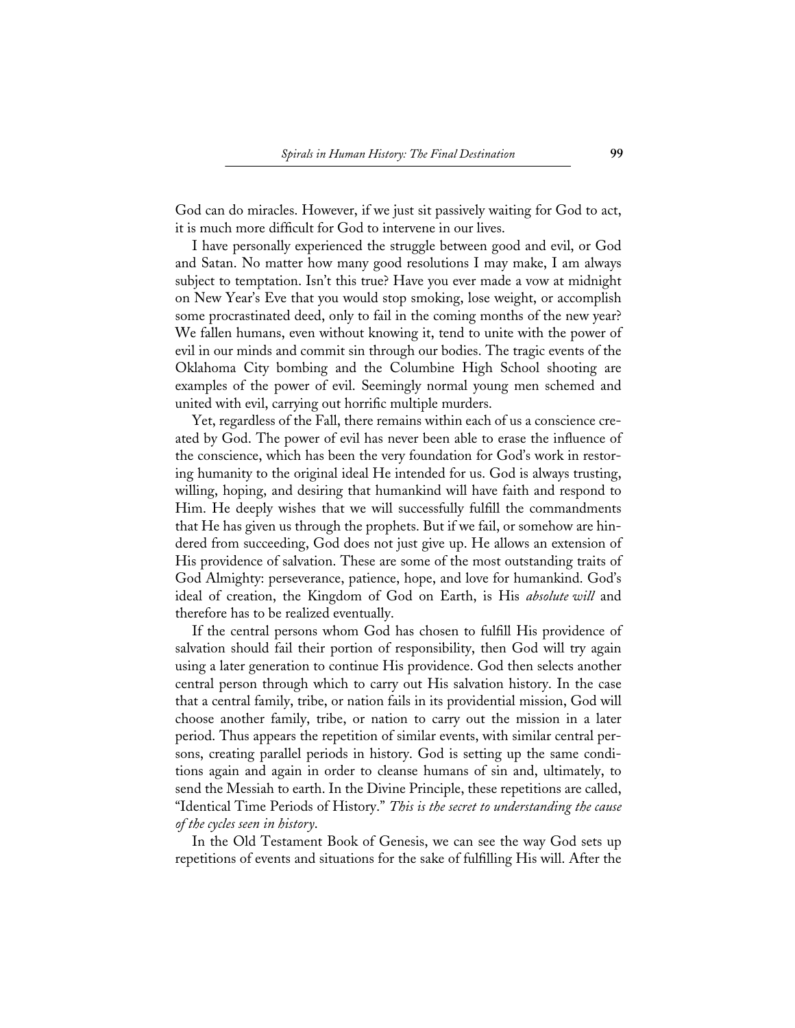God can do miracles. However, if we just sit passively waiting for God to act, it is much more difficult for God to intervene in our lives.

I have personally experienced the struggle between good and evil, or God and Satan. No matter how many good resolutions I may make, I am always subject to temptation. Isn't this true? Have you ever made a vow at midnight on New Year's Eve that you would stop smoking, lose weight, or accomplish some procrastinated deed, only to fail in the coming months of the new year? We fallen humans, even without knowing it, tend to unite with the power of evil in our minds and commit sin through our bodies. The tragic events of the Oklahoma City bombing and the Columbine High School shooting are examples of the power of evil. Seemingly normal young men schemed and united with evil, carrying out horrific multiple murders.

Yet, regardless of the Fall, there remains within each of us a conscience created by God. The power of evil has never been able to erase the influence of the conscience, which has been the very foundation for God's work in restoring humanity to the original ideal He intended for us. God is always trusting, willing, hoping, and desiring that humankind will have faith and respond to Him. He deeply wishes that we will successfully fulfill the commandments that He has given us through the prophets. But if we fail, or somehow are hindered from succeeding, God does not just give up. He allows an extension of His providence of salvation. These are some of the most outstanding traits of God Almighty: perseverance, patience, hope, and love for humankind. God's ideal of creation, the Kingdom of God on Earth, is His *absolute will* and therefore has to be realized eventually.

If the central persons whom God has chosen to fulfill His providence of salvation should fail their portion of responsibility, then God will try again using a later generation to continue His providence. God then selects another central person through which to carry out His salvation history. In the case that a central family, tribe, or nation fails in its providential mission, God will choose another family, tribe, or nation to carry out the mission in a later period. Thus appears the repetition of similar events, with similar central persons, creating parallel periods in history. God is setting up the same conditions again and again in order to cleanse humans of sin and, ultimately, to send the Messiah to earth. In the Divine Principle, these repetitions are called, "Identical Time Periods of History." *This is the secret to understanding the cause of the cycles seen in history.*

In the Old Testament Book of Genesis, we can see the way God sets up repetitions of events and situations for the sake of fulfilling His will. After the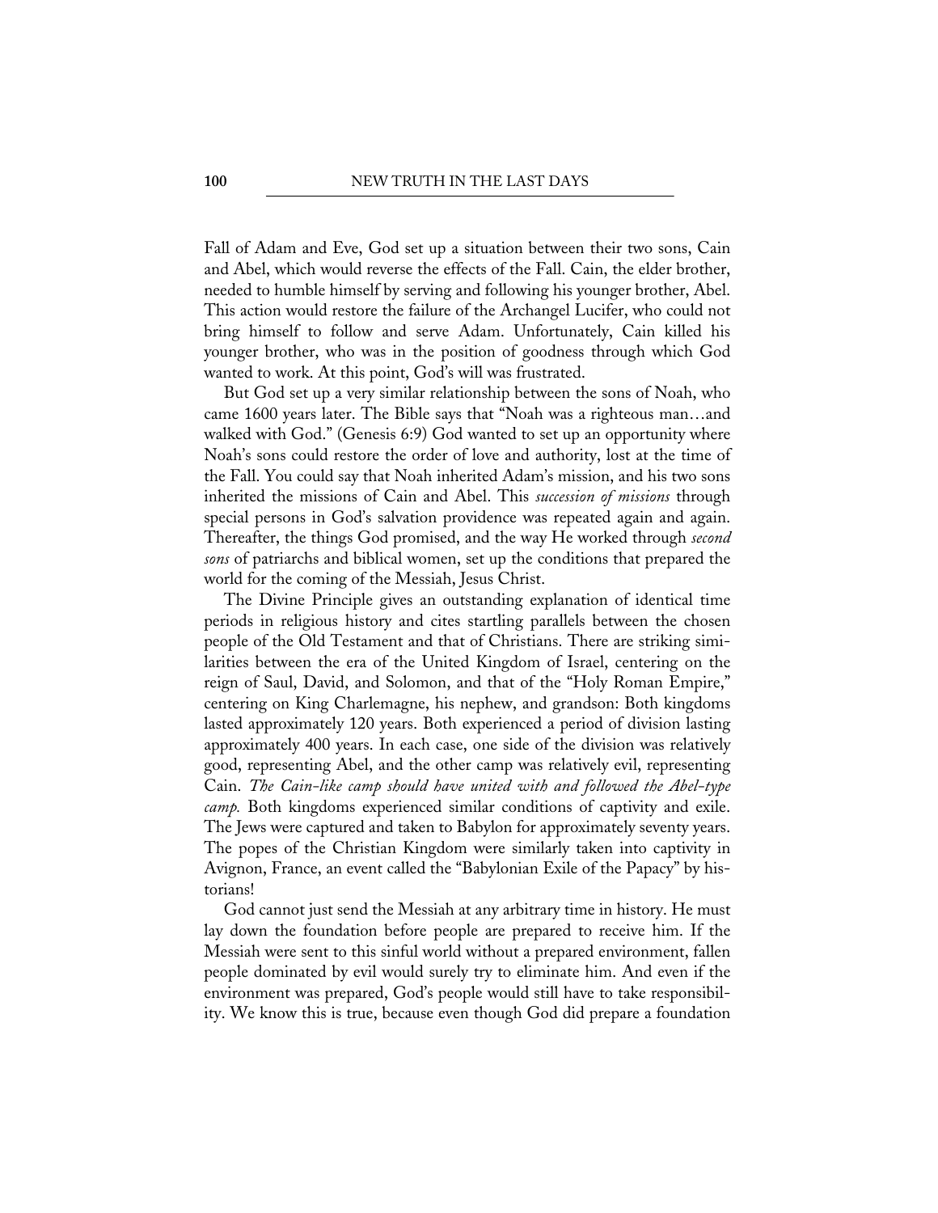Fall of Adam and Eve, God set up a situation between their two sons, Cain and Abel, which would reverse the effects of the Fall. Cain, the elder brother, needed to humble himself by serving and following his younger brother, Abel. This action would restore the failure of the Archangel Lucifer, who could not bring himself to follow and serve Adam. Unfortunately, Cain killed his younger brother, who was in the position of goodness through which God wanted to work. At this point, God's will was frustrated.

But God set up a very similar relationship between the sons of Noah, who came 1600 years later. The Bible says that "Noah was a righteous man…and walked with God." (Genesis 6:9) God wanted to set up an opportunity where Noah's sons could restore the order of love and authority, lost at the time of the Fall. You could say that Noah inherited Adam's mission, and his two sons inherited the missions of Cain and Abel. This *succession of missions* through special persons in God's salvation providence was repeated again and again. Thereafter, the things God promised, and the way He worked through *second sons* of patriarchs and biblical women, set up the conditions that prepared the world for the coming of the Messiah, Jesus Christ.

The Divine Principle gives an outstanding explanation of identical time periods in religious history and cites startling parallels between the chosen people of the Old Testament and that of Christians. There are striking similarities between the era of the United Kingdom of Israel, centering on the reign of Saul, David, and Solomon, and that of the "Holy Roman Empire," centering on King Charlemagne, his nephew, and grandson: Both kingdoms lasted approximately 120 years. Both experienced a period of division lasting approximately 400 years. In each case, one side of the division was relatively good, representing Abel, and the other camp was relatively evil, representing Cain. *The Cain-like camp should have united with and followed the Abel-type camp.* Both kingdoms experienced similar conditions of captivity and exile. The Jews were captured and taken to Babylon for approximately seventy years. The popes of the Christian Kingdom were similarly taken into captivity in Avignon, France, an event called the "Babylonian Exile of the Papacy" by historians!

God cannot just send the Messiah at any arbitrary time in history. He must lay down the foundation before people are prepared to receive him. If the Messiah were sent to this sinful world without a prepared environment, fallen people dominated by evil would surely try to eliminate him. And even if the environment was prepared, God's people would still have to take responsibility. We know this is true, because even though God did prepare a foundation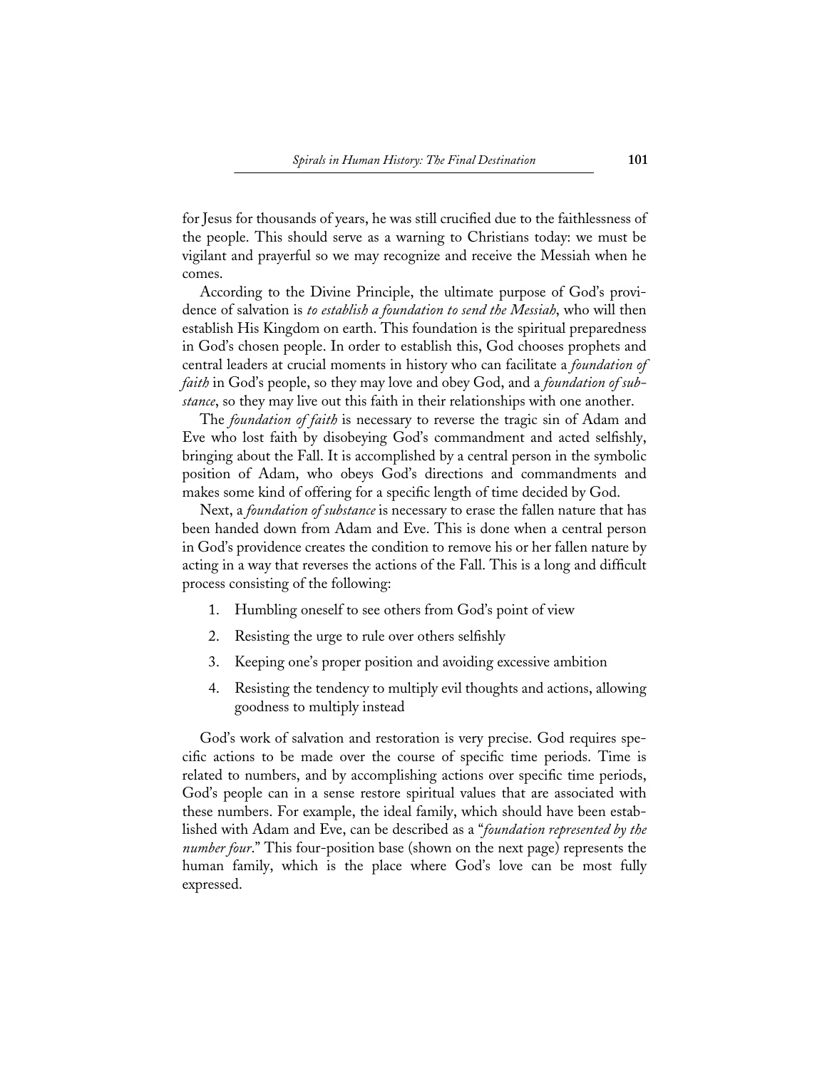for Jesus for thousands of years, he was still crucified due to the faithlessness of the people. This should serve as a warning to Christians today: we must be vigilant and prayerful so we may recognize and receive the Messiah when he comes.

According to the Divine Principle, the ultimate purpose of God's providence of salvation is *to establish a foundation to send the Messiah*, who will then establish His Kingdom on earth. This foundation is the spiritual preparedness in God's chosen people. In order to establish this, God chooses prophets and central leaders at crucial moments in history who can facilitate a *foundation of faith* in God's people, so they may love and obey God, and a *foundation of substance*, so they may live out this faith in their relationships with one another.

The *foundation of faith* is necessary to reverse the tragic sin of Adam and Eve who lost faith by disobeying God's commandment and acted selfishly, bringing about the Fall. It is accomplished by a central person in the symbolic position of Adam, who obeys God's directions and commandments and makes some kind of offering for a specific length of time decided by God.

Next, a *foundation of substance* is necessary to erase the fallen nature that has been handed down from Adam and Eve. This is done when a central person in God's providence creates the condition to remove his or her fallen nature by acting in a way that reverses the actions of the Fall. This is a long and difficult process consisting of the following:

1. Humbling oneself to see others from God's point of view
2. Resisting the urge to rule over others selfishly
3. Keeping one's proper position and avoiding excessive ambition
4. Resisting the tendency to multiply evil thoughts and actions, allowing goodness to multiply instead

God's work of salvation and restoration is very precise. God requires specific actions to be made over the course of specific time periods. Time is related to numbers, and by accomplishing actions over specific time periods, God's people can in a sense restore spiritual values that are associated with these numbers. For example, the ideal family, which should have been established with Adam and Eve, can be described as a "*foundation represented by the number four*." This four-position base (shown on the next page) represents the human family, which is the place where God's love can be most fully expressed.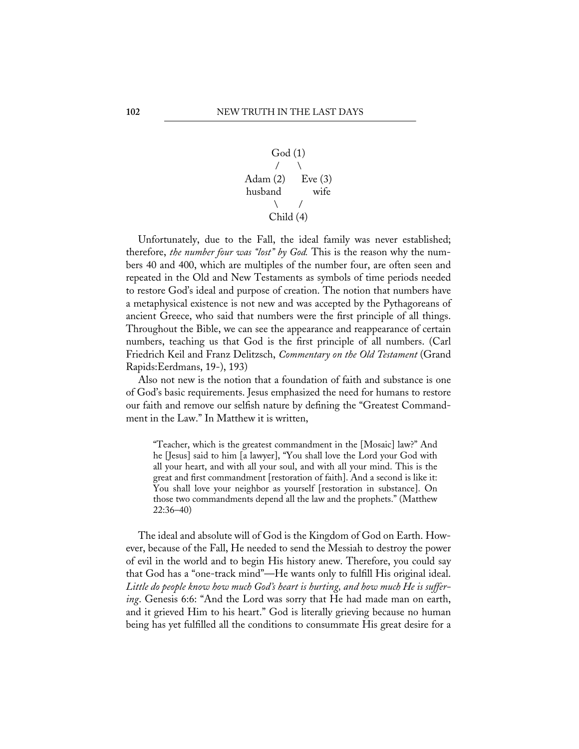```
          God (1)
          /    \
    Adam (2)    Eve (3)
    husband       wife
          \    /
         Child (4)
```

Unfortunately, due to the Fall, the ideal family was never established; therefore, *the number four was "lost" by God.* This is the reason why the numbers 40 and 400, which are multiples of the number four, are often seen and repeated in the Old and New Testaments as symbols of time periods needed to restore God's ideal and purpose of creation. The notion that numbers have a metaphysical existence is not new and was accepted by the Pythagoreans of ancient Greece, who said that numbers were the first principle of all things. Throughout the Bible, we can see the appearance and reappearance of certain numbers, teaching us that God is the first principle of all numbers. (Carl Friedrich Keil and Franz Delitzsch, *Commentary on the Old Testament* (Grand Rapids:Eerdmans, 19-), 193)

Also not new is the notion that a foundation of faith and substance is one of God's basic requirements. Jesus emphasized the need for humans to restore our faith and remove our selfish nature by defining the "Greatest Commandment in the Law." In Matthew it is written,

> "Teacher, which is the greatest commandment in the [Mosaic] law?" And he [Jesus] said to him [a lawyer], "You shall love the Lord your God with all your heart, and with all your soul, and with all your mind. This is the great and first commandment [restoration of faith]. And a second is like it: You shall love your neighbor as yourself [restoration in substance]. On those two commandments depend all the law and the prophets." (Matthew 22:36–40)

The ideal and absolute will of God is the Kingdom of God on Earth. However, because of the Fall, He needed to send the Messiah to destroy the power of evil in the world and to begin His history anew. Therefore, you could say that God has a "one-track mind"—He wants only to fulfill His original ideal. *Little do people know how much God's heart is hurting, and how much He is suffering*. Genesis 6:6: "And the Lord was sorry that He had made man on earth, and it grieved Him to his heart." God is literally grieving because no human being has yet fulfilled all the conditions to consummate His great desire for a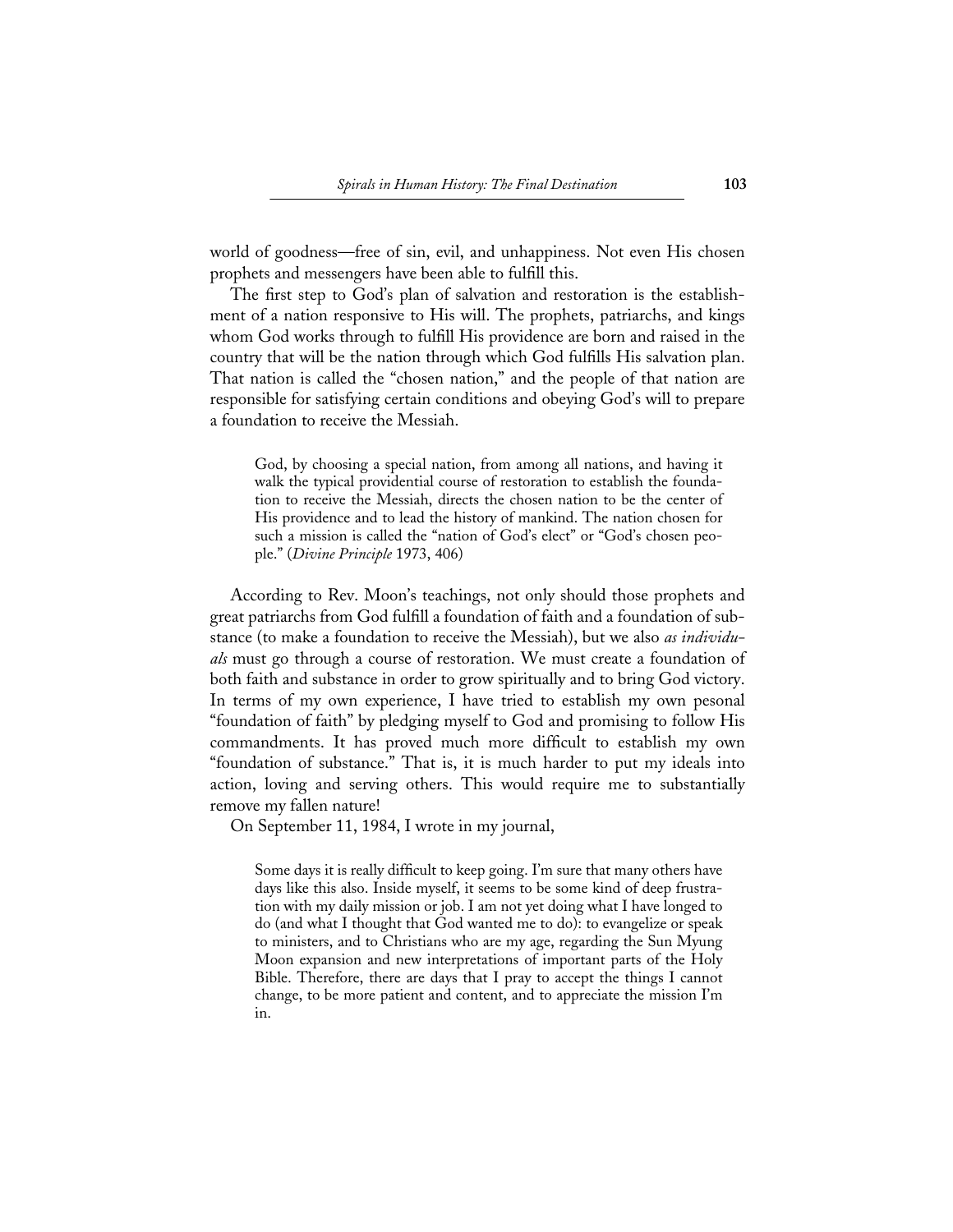world of goodness—free of sin, evil, and unhappiness. Not even His chosen prophets and messengers have been able to fulfill this.

The first step to God's plan of salvation and restoration is the establishment of a nation responsive to His will. The prophets, patriarchs, and kings whom God works through to fulfill His providence are born and raised in the country that will be the nation through which God fulfills His salvation plan. That nation is called the "chosen nation," and the people of that nation are responsible for satisfying certain conditions and obeying God's will to prepare a foundation to receive the Messiah.

> God, by choosing a special nation, from among all nations, and having it walk the typical providential course of restoration to establish the foundation to receive the Messiah, directs the chosen nation to be the center of His providence and to lead the history of mankind. The nation chosen for such a mission is called the "nation of God's elect" or "God's chosen people." (*Divine Principle* 1973, 406)

According to Rev. Moon's teachings, not only should those prophets and great patriarchs from God fulfill a foundation of faith and a foundation of substance (to make a foundation to receive the Messiah), but we also *as individuals* must go through a course of restoration. We must create a foundation of both faith and substance in order to grow spiritually and to bring God victory. In terms of my own experience, I have tried to establish my own pesonal "foundation of faith" by pledging myself to God and promising to follow His commandments. It has proved much more difficult to establish my own "foundation of substance." That is, it is much harder to put my ideals into action, loving and serving others. This would require me to substantially remove my fallen nature!

On September 11, 1984, I wrote in my journal,

> Some days it is really difficult to keep going. I'm sure that many others have days like this also. Inside myself, it seems to be some kind of deep frustration with my daily mission or job. I am not yet doing what I have longed to do (and what I thought that God wanted me to do): to evangelize or speak to ministers, and to Christians who are my age, regarding the Sun Myung Moon expansion and new interpretations of important parts of the Holy Bible. Therefore, there are days that I pray to accept the things I cannot change, to be more patient and content, and to appreciate the mission I'm in.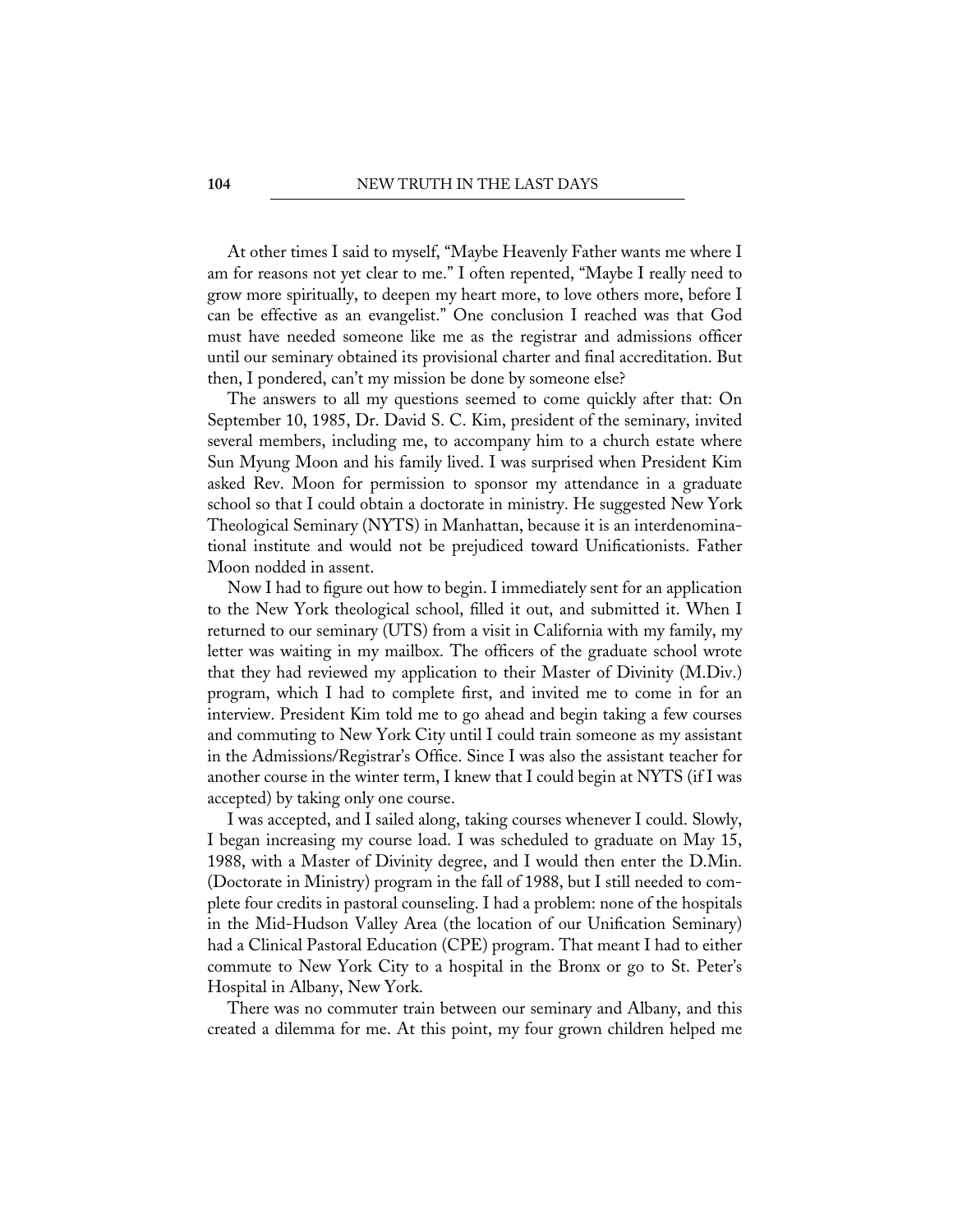At other times I said to myself, "Maybe Heavenly Father wants me where I am for reasons not yet clear to me." I often repented, "Maybe I really need to grow more spiritually, to deepen my heart more, to love others more, before I can be effective as an evangelist." One conclusion I reached was that God must have needed someone like me as the registrar and admissions officer until our seminary obtained its provisional charter and final accreditation. But then, I pondered, can't my mission be done by someone else?

The answers to all my questions seemed to come quickly after that: On September 10, 1985, Dr. David S. C. Kim, president of the seminary, invited several members, including me, to accompany him to a church estate where Sun Myung Moon and his family lived. I was surprised when President Kim asked Rev. Moon for permission to sponsor my attendance in a graduate school so that I could obtain a doctorate in ministry. He suggested New York Theological Seminary (NYTS) in Manhattan, because it is an interdenominational institute and would not be prejudiced toward Unificationists. Father Moon nodded in assent.

Now I had to figure out how to begin. I immediately sent for an application to the New York theological school, filled it out, and submitted it. When I returned to our seminary (UTS) from a visit in California with my family, my letter was waiting in my mailbox. The officers of the graduate school wrote that they had reviewed my application to their Master of Divinity (M.Div.) program, which I had to complete first, and invited me to come in for an interview. President Kim told me to go ahead and begin taking a few courses and commuting to New York City until I could train someone as my assistant in the Admissions/Registrar's Office. Since I was also the assistant teacher for another course in the winter term, I knew that I could begin at NYTS (if I was accepted) by taking only one course.

I was accepted, and I sailed along, taking courses whenever I could. Slowly, I began increasing my course load. I was scheduled to graduate on May 15, 1988, with a Master of Divinity degree, and I would then enter the D.Min. (Doctorate in Ministry) program in the fall of 1988, but I still needed to complete four credits in pastoral counseling. I had a problem: none of the hospitals in the Mid-Hudson Valley Area (the location of our Unification Seminary) had a Clinical Pastoral Education (CPE) program. That meant I had to either commute to New York City to a hospital in the Bronx or go to St. Peter's Hospital in Albany, New York.

There was no commuter train between our seminary and Albany, and this created a dilemma for me. At this point, my four grown children helped me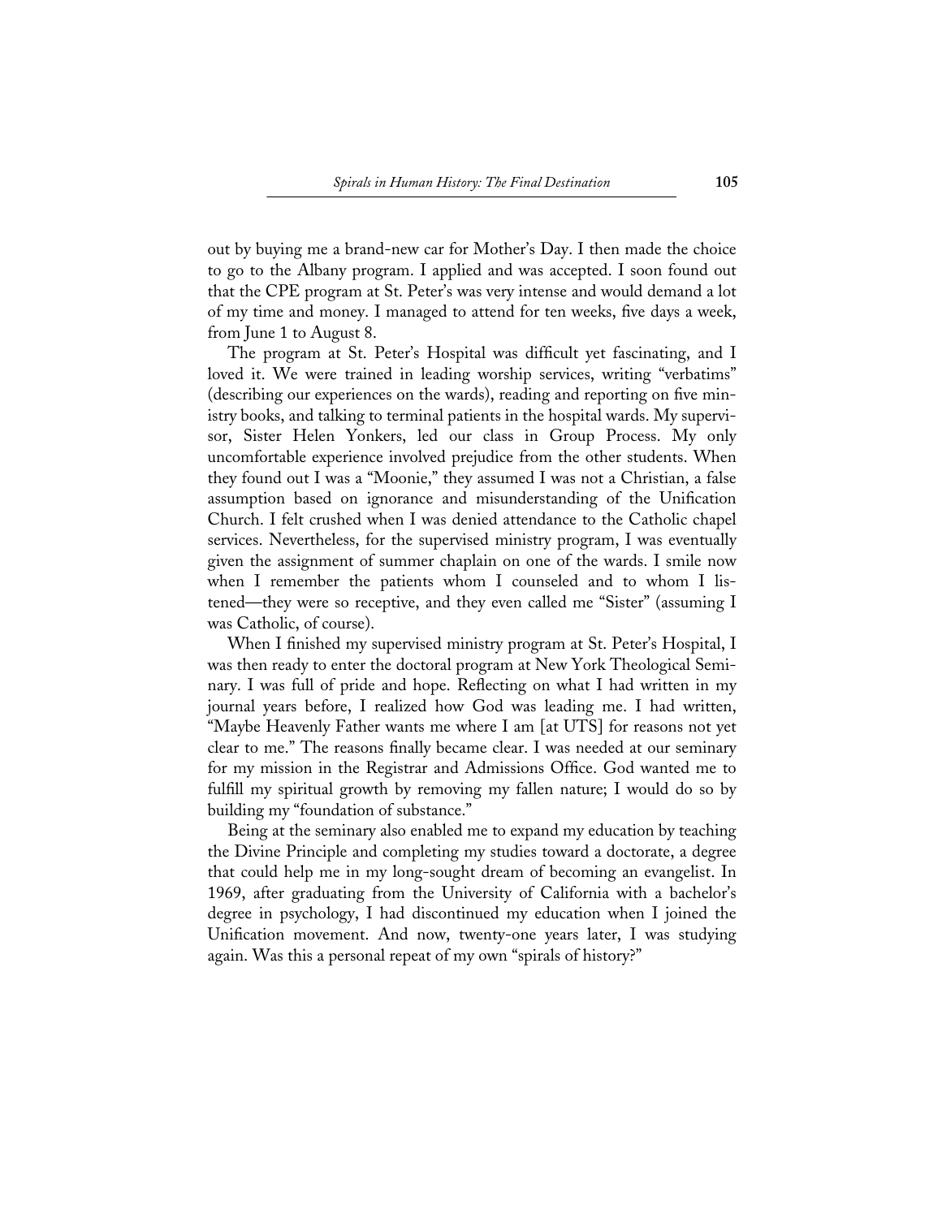out by buying me a brand-new car for Mother's Day. I then made the choice to go to the Albany program. I applied and was accepted. I soon found out that the CPE program at St. Peter's was very intense and would demand a lot of my time and money. I managed to attend for ten weeks, five days a week, from June 1 to August 8.

The program at St. Peter's Hospital was difficult yet fascinating, and I loved it. We were trained in leading worship services, writing "verbatims" (describing our experiences on the wards), reading and reporting on five ministry books, and talking to terminal patients in the hospital wards. My supervisor, Sister Helen Yonkers, led our class in Group Process. My only uncomfortable experience involved prejudice from the other students. When they found out I was a "Moonie," they assumed I was not a Christian, a false assumption based on ignorance and misunderstanding of the Unification Church. I felt crushed when I was denied attendance to the Catholic chapel services. Nevertheless, for the supervised ministry program, I was eventually given the assignment of summer chaplain on one of the wards. I smile now when I remember the patients whom I counseled and to whom I listened—they were so receptive, and they even called me "Sister" (assuming I was Catholic, of course).

When I finished my supervised ministry program at St. Peter's Hospital, I was then ready to enter the doctoral program at New York Theological Seminary. I was full of pride and hope. Reflecting on what I had written in my journal years before, I realized how God was leading me. I had written, "Maybe Heavenly Father wants me where I am [at UTS] for reasons not yet clear to me." The reasons finally became clear. I was needed at our seminary for my mission in the Registrar and Admissions Office. God wanted me to fulfill my spiritual growth by removing my fallen nature; I would do so by building my "foundation of substance."

Being at the seminary also enabled me to expand my education by teaching the Divine Principle and completing my studies toward a doctorate, a degree that could help me in my long-sought dream of becoming an evangelist. In 1969, after graduating from the University of California with a bachelor's degree in psychology, I had discontinued my education when I joined the Unification movement. And now, twenty-one years later, I was studying again. Was this a personal repeat of my own "spirals of history?"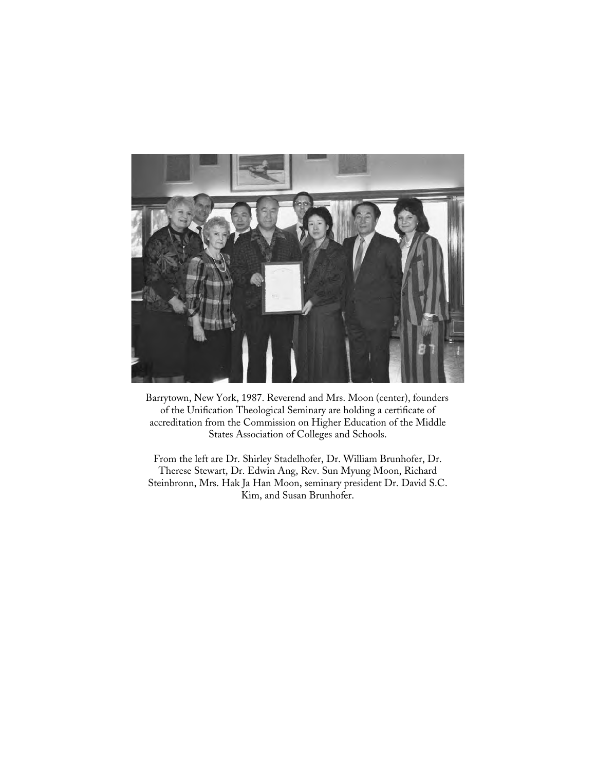Barrytown, New York, 1987. Reverend and Mrs. Moon (center), founders of the Unification Theological Seminary are holding a certificate of accreditation from the Commission on Higher Education of the Middle States Association of Colleges and Schools.

From the left are Dr. Shirley Stadelhofer, Dr. William Brunhofer, Dr. Therese Stewart, Dr. Edwin Ang, Rev. Sun Myung Moon, Richard Steinbronn, Mrs. Hak Ja Han Moon, seminary president Dr. David S.C. Kim, and Susan Brunhofer.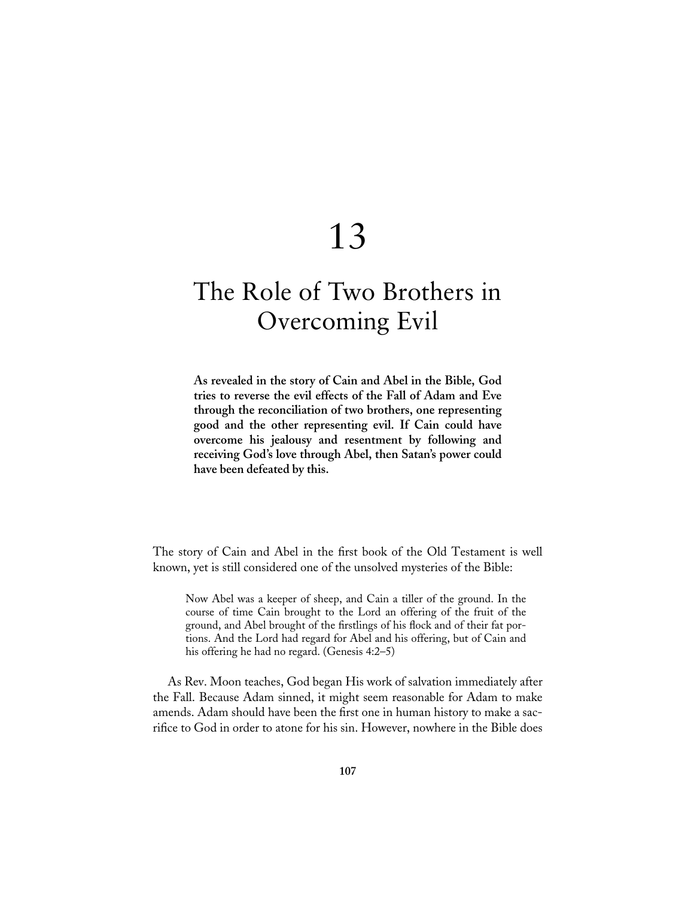# 13

# The Role of Two Brothers in Overcoming Evil

**As revealed in the story of Cain and Abel in the Bible, God tries to reverse the evil effects of the Fall of Adam and Eve through the reconciliation of two brothers, one representing good and the other representing evil. If Cain could have overcome his jealousy and resentment by following and receiving God's love through Abel, then Satan's power could have been defeated by this.**

The story of Cain and Abel in the first book of the Old Testament is well known, yet is still considered one of the unsolved mysteries of the Bible:

> Now Abel was a keeper of sheep, and Cain a tiller of the ground. In the course of time Cain brought to the Lord an offering of the fruit of the ground, and Abel brought of the firstlings of his flock and of their fat portions. And the Lord had regard for Abel and his offering, but of Cain and his offering he had no regard. (Genesis 4:2–5)

As Rev. Moon teaches, God began His work of salvation immediately after the Fall. Because Adam sinned, it might seem reasonable for Adam to make amends. Adam should have been the first one in human history to make a sacrifice to God in order to atone for his sin. However, nowhere in the Bible does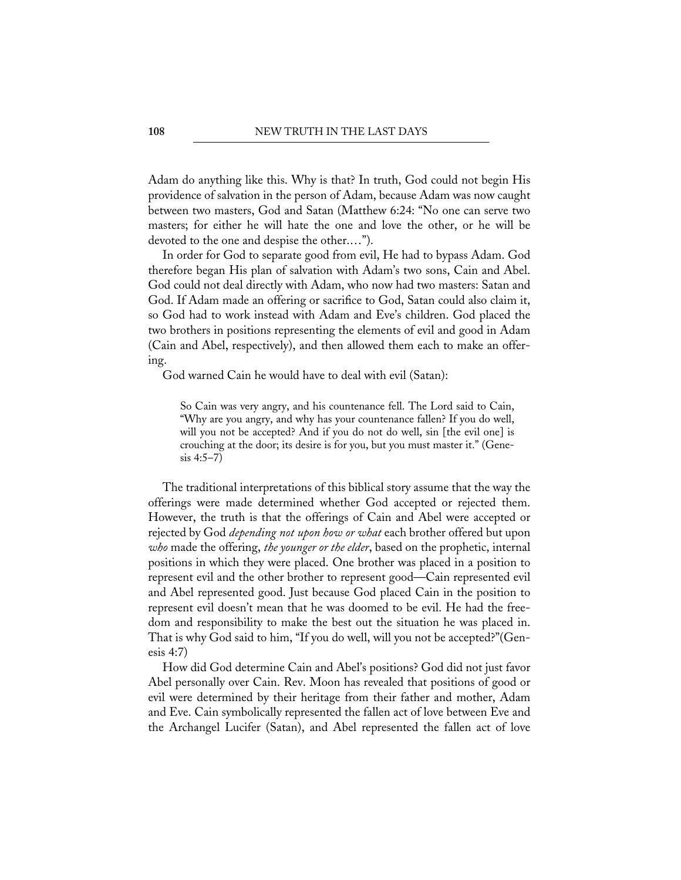Adam do anything like this. Why is that? In truth, God could not begin His providence of salvation in the person of Adam, because Adam was now caught between two masters, God and Satan (Matthew 6:24: "No one can serve two masters; for either he will hate the one and love the other, or he will be devoted to the one and despise the other.…").

In order for God to separate good from evil, He had to bypass Adam. God therefore began His plan of salvation with Adam's two sons, Cain and Abel. God could not deal directly with Adam, who now had two masters: Satan and God. If Adam made an offering or sacrifice to God, Satan could also claim it, so God had to work instead with Adam and Eve's children. God placed the two brothers in positions representing the elements of evil and good in Adam (Cain and Abel, respectively), and then allowed them each to make an offering.

God warned Cain he would have to deal with evil (Satan):

> So Cain was very angry, and his countenance fell. The Lord said to Cain, "Why are you angry, and why has your countenance fallen? If you do well, will you not be accepted? And if you do not do well, sin [the evil one] is crouching at the door; its desire is for you, but you must master it." (Genesis 4:5–7)

The traditional interpretations of this biblical story assume that the way the offerings were made determined whether God accepted or rejected them. However, the truth is that the offerings of Cain and Abel were accepted or rejected by God *depending not upon how or what* each brother offered but upon *who* made the offering, *the younger or the elder*, based on the prophetic, internal positions in which they were placed. One brother was placed in a position to represent evil and the other brother to represent good—Cain represented evil and Abel represented good. Just because God placed Cain in the position to represent evil doesn't mean that he was doomed to be evil. He had the freedom and responsibility to make the best out the situation he was placed in. That is why God said to him, "If you do well, will you not be accepted?"(Genesis 4:7)

How did God determine Cain and Abel's positions? God did not just favor Abel personally over Cain. Rev. Moon has revealed that positions of good or evil were determined by their heritage from their father and mother, Adam and Eve. Cain symbolically represented the fallen act of love between Eve and the Archangel Lucifer (Satan), and Abel represented the fallen act of love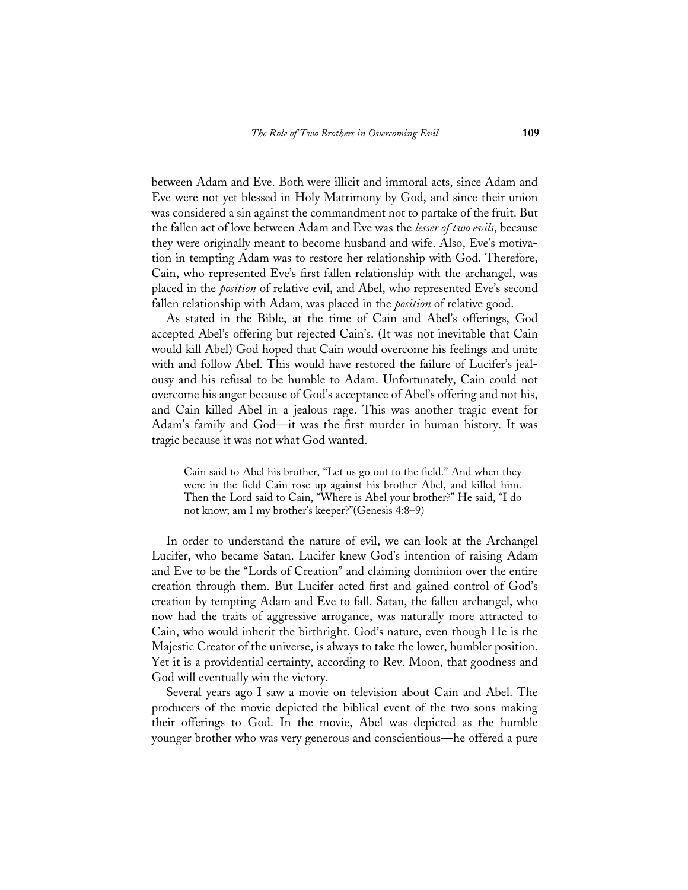between Adam and Eve. Both were illicit and immoral acts, since Adam and Eve were not yet blessed in Holy Matrimony by God, and since their union was considered a sin against the commandment not to partake of the fruit. But the fallen act of love between Adam and Eve was the *lesser of two evils*, because they were originally meant to become husband and wife. Also, Eve's motivation in tempting Adam was to restore her relationship with God. Therefore, Cain, who represented Eve's first fallen relationship with the archangel, was placed in the *position* of relative evil, and Abel, who represented Eve's second fallen relationship with Adam, was placed in the *position* of relative good.

As stated in the Bible, at the time of Cain and Abel's offerings, God accepted Abel's offering but rejected Cain's. (It was not inevitable that Cain would kill Abel) God hoped that Cain would overcome his feelings and unite with and follow Abel. This would have restored the failure of Lucifer's jealousy and his refusal to be humble to Adam. Unfortunately, Cain could not overcome his anger because of God's acceptance of Abel's offering and not his, and Cain killed Abel in a jealous rage. This was another tragic event for Adam's family and God—it was the first murder in human history. It was tragic because it was not what God wanted.

> Cain said to Abel his brother, "Let us go out to the field." And when they were in the field Cain rose up against his brother Abel, and killed him. Then the Lord said to Cain, "Where is Abel your brother?" He said, "I do not know; am I my brother's keeper?"(Genesis 4:8–9)

In order to understand the nature of evil, we can look at the Archangel Lucifer, who became Satan. Lucifer knew God's intention of raising Adam and Eve to be the "Lords of Creation" and claiming dominion over the entire creation through them. But Lucifer acted first and gained control of God's creation by tempting Adam and Eve to fall. Satan, the fallen archangel, who now had the traits of aggressive arrogance, was naturally more attracted to Cain, who would inherit the birthright. God's nature, even though He is the Majestic Creator of the universe, is always to take the lower, humbler position. Yet it is a providential certainty, according to Rev. Moon, that goodness and God will eventually win the victory.

Several years ago I saw a movie on television about Cain and Abel. The producers of the movie depicted the biblical event of the two sons making their offerings to God. In the movie, Abel was depicted as the humble younger brother who was very generous and conscientious—he offered a pure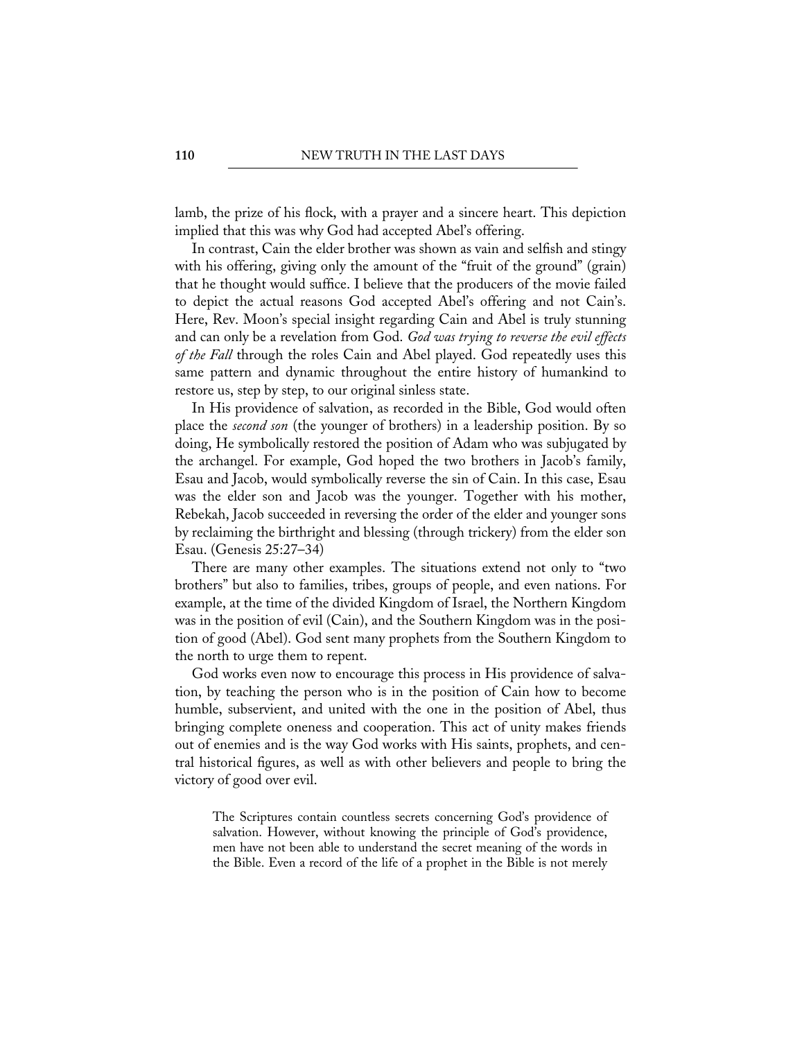lamb, the prize of his flock, with a prayer and a sincere heart. This depiction implied that this was why God had accepted Abel's offering.

In contrast, Cain the elder brother was shown as vain and selfish and stingy with his offering, giving only the amount of the "fruit of the ground" (grain) that he thought would suffice. I believe that the producers of the movie failed to depict the actual reasons God accepted Abel's offering and not Cain's. Here, Rev. Moon's special insight regarding Cain and Abel is truly stunning and can only be a revelation from God. *God was trying to reverse the evil effects of the Fall* through the roles Cain and Abel played. God repeatedly uses this same pattern and dynamic throughout the entire history of humankind to restore us, step by step, to our original sinless state.

In His providence of salvation, as recorded in the Bible, God would often place the *second son* (the younger of brothers) in a leadership position. By so doing, He symbolically restored the position of Adam who was subjugated by the archangel. For example, God hoped the two brothers in Jacob's family, Esau and Jacob, would symbolically reverse the sin of Cain. In this case, Esau was the elder son and Jacob was the younger. Together with his mother, Rebekah, Jacob succeeded in reversing the order of the elder and younger sons by reclaiming the birthright and blessing (through trickery) from the elder son Esau. (Genesis 25:27–34)

There are many other examples. The situations extend not only to "two brothers" but also to families, tribes, groups of people, and even nations. For example, at the time of the divided Kingdom of Israel, the Northern Kingdom was in the position of evil (Cain), and the Southern Kingdom was in the position of good (Abel). God sent many prophets from the Southern Kingdom to the north to urge them to repent.

God works even now to encourage this process in His providence of salvation, by teaching the person who is in the position of Cain how to become humble, subservient, and united with the one in the position of Abel, thus bringing complete oneness and cooperation. This act of unity makes friends out of enemies and is the way God works with His saints, prophets, and central historical figures, as well as with other believers and people to bring the victory of good over evil.

> The Scriptures contain countless secrets concerning God's providence of salvation. However, without knowing the principle of God's providence, men have not been able to understand the secret meaning of the words in the Bible. Even a record of the life of a prophet in the Bible is not merely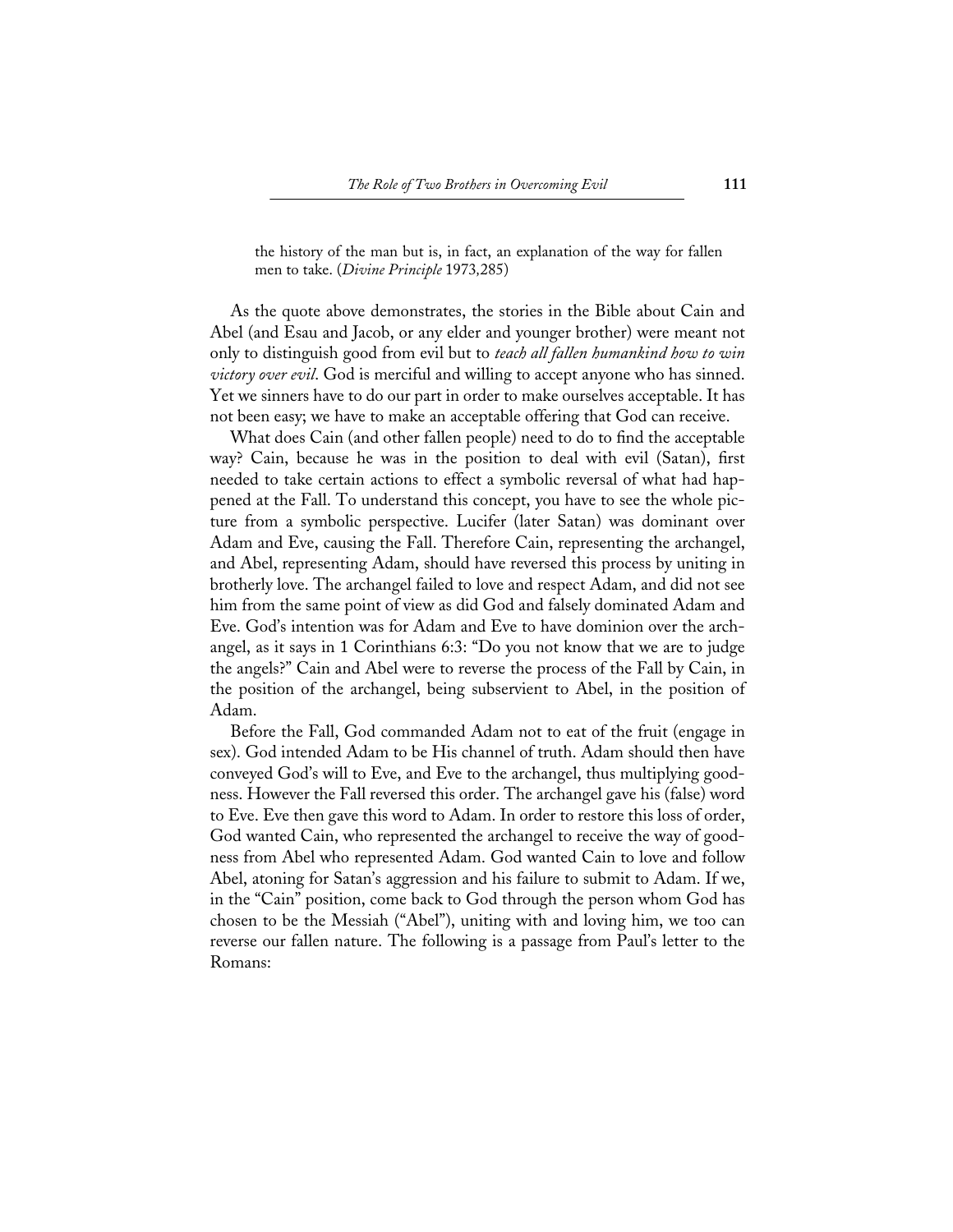> the history of the man but is, in fact, an explanation of the way for fallen men to take. (*Divine Principle* 1973,285)

As the quote above demonstrates, the stories in the Bible about Cain and Abel (and Esau and Jacob, or any elder and younger brother) were meant not only to distinguish good from evil but to *teach all fallen humankind how to win victory over evil*. God is merciful and willing to accept anyone who has sinned. Yet we sinners have to do our part in order to make ourselves acceptable. It has not been easy; we have to make an acceptable offering that God can receive.

What does Cain (and other fallen people) need to do to find the acceptable way? Cain, because he was in the position to deal with evil (Satan), first needed to take certain actions to effect a symbolic reversal of what had happened at the Fall. To understand this concept, you have to see the whole picture from a symbolic perspective. Lucifer (later Satan) was dominant over Adam and Eve, causing the Fall. Therefore Cain, representing the archangel, and Abel, representing Adam, should have reversed this process by uniting in brotherly love. The archangel failed to love and respect Adam, and did not see him from the same point of view as did God and falsely dominated Adam and Eve. God's intention was for Adam and Eve to have dominion over the archangel, as it says in 1 Corinthians 6:3: "Do you not know that we are to judge the angels?" Cain and Abel were to reverse the process of the Fall by Cain, in the position of the archangel, being subservient to Abel, in the position of Adam.

Before the Fall, God commanded Adam not to eat of the fruit (engage in sex). God intended Adam to be His channel of truth. Adam should then have conveyed God's will to Eve, and Eve to the archangel, thus multiplying goodness. However the Fall reversed this order. The archangel gave his (false) word to Eve. Eve then gave this word to Adam. In order to restore this loss of order, God wanted Cain, who represented the archangel to receive the way of goodness from Abel who represented Adam. God wanted Cain to love and follow Abel, atoning for Satan's aggression and his failure to submit to Adam. If we, in the "Cain" position, come back to God through the person whom God has chosen to be the Messiah ("Abel"), uniting with and loving him, we too can reverse our fallen nature. The following is a passage from Paul's letter to the Romans: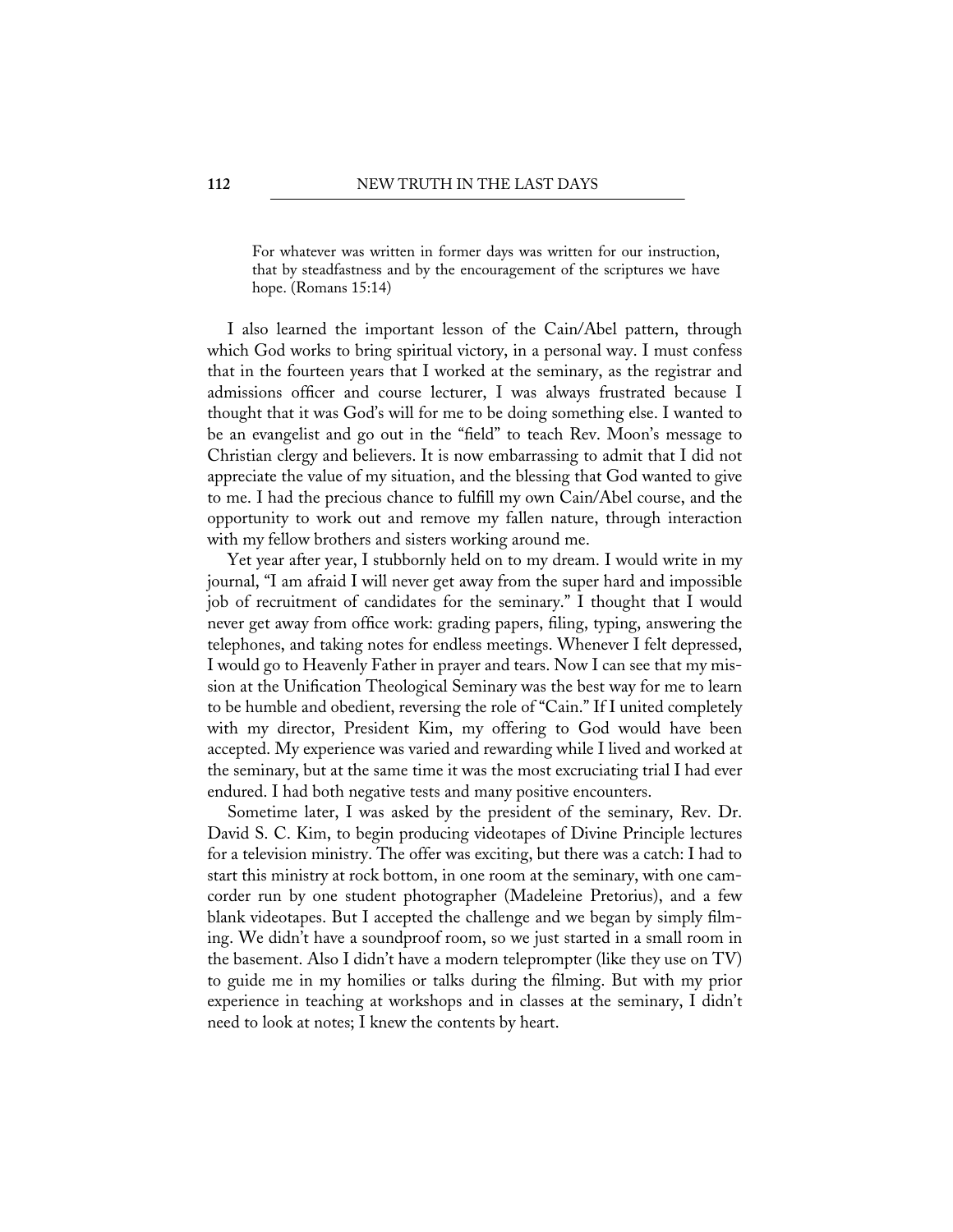> For whatever was written in former days was written for our instruction, that by steadfastness and by the encouragement of the scriptures we have hope. (Romans 15:14)

I also learned the important lesson of the Cain/Abel pattern, through which God works to bring spiritual victory, in a personal way. I must confess that in the fourteen years that I worked at the seminary, as the registrar and admissions officer and course lecturer, I was always frustrated because I thought that it was God's will for me to be doing something else. I wanted to be an evangelist and go out in the "field" to teach Rev. Moon's message to Christian clergy and believers. It is now embarrassing to admit that I did not appreciate the value of my situation, and the blessing that God wanted to give to me. I had the precious chance to fulfill my own Cain/Abel course, and the opportunity to work out and remove my fallen nature, through interaction with my fellow brothers and sisters working around me.

Yet year after year, I stubbornly held on to my dream. I would write in my journal, "I am afraid I will never get away from the super hard and impossible job of recruitment of candidates for the seminary." I thought that I would never get away from office work: grading papers, filing, typing, answering the telephones, and taking notes for endless meetings. Whenever I felt depressed, I would go to Heavenly Father in prayer and tears. Now I can see that my mission at the Unification Theological Seminary was the best way for me to learn to be humble and obedient, reversing the role of "Cain." If I united completely with my director, President Kim, my offering to God would have been accepted. My experience was varied and rewarding while I lived and worked at the seminary, but at the same time it was the most excruciating trial I had ever endured. I had both negative tests and many positive encounters.

Sometime later, I was asked by the president of the seminary, Rev. Dr. David S. C. Kim, to begin producing videotapes of Divine Principle lectures for a television ministry. The offer was exciting, but there was a catch: I had to start this ministry at rock bottom, in one room at the seminary, with one camcorder run by one student photographer (Madeleine Pretorius), and a few blank videotapes. But I accepted the challenge and we began by simply filming. We didn't have a soundproof room, so we just started in a small room in the basement. Also I didn't have a modern teleprompter (like they use on TV) to guide me in my homilies or talks during the filming. But with my prior experience in teaching at workshops and in classes at the seminary, I didn't need to look at notes; I knew the contents by heart.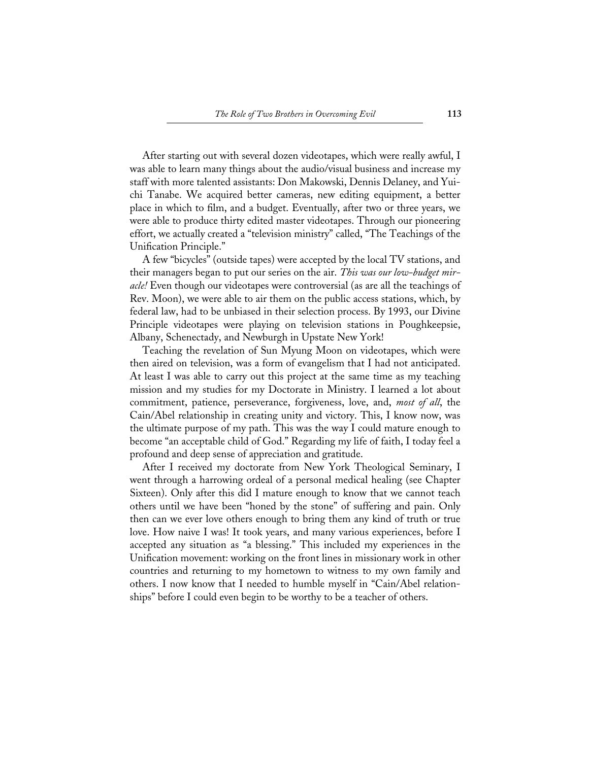After starting out with several dozen videotapes, which were really awful, I was able to learn many things about the audio/visual business and increase my staff with more talented assistants: Don Makowski, Dennis Delaney, and Yuichi Tanabe. We acquired better cameras, new editing equipment, a better place in which to film, and a budget. Eventually, after two or three years, we were able to produce thirty edited master videotapes. Through our pioneering effort, we actually created a "television ministry" called, "The Teachings of the Unification Principle."

A few "bicycles" (outside tapes) were accepted by the local TV stations, and their managers began to put our series on the air. *This was our low-budget miracle!* Even though our videotapes were controversial (as are all the teachings of Rev. Moon), we were able to air them on the public access stations, which, by federal law, had to be unbiased in their selection process. By 1993, our Divine Principle videotapes were playing on television stations in Poughkeepsie, Albany, Schenectady, and Newburgh in Upstate New York!

Teaching the revelation of Sun Myung Moon on videotapes, which were then aired on television, was a form of evangelism that I had not anticipated. At least I was able to carry out this project at the same time as my teaching mission and my studies for my Doctorate in Ministry. I learned a lot about commitment, patience, perseverance, forgiveness, love, and, *most of all*, the Cain/Abel relationship in creating unity and victory. This, I know now, was the ultimate purpose of my path. This was the way I could mature enough to become "an acceptable child of God." Regarding my life of faith, I today feel a profound and deep sense of appreciation and gratitude.

After I received my doctorate from New York Theological Seminary, I went through a harrowing ordeal of a personal medical healing (see Chapter Sixteen). Only after this did I mature enough to know that we cannot teach others until we have been "honed by the stone" of suffering and pain. Only then can we ever love others enough to bring them any kind of truth or true love. How naive I was! It took years, and many various experiences, before I accepted any situation as "a blessing." This included my experiences in the Unification movement: working on the front lines in missionary work in other countries and returning to my hometown to witness to my own family and others. I now know that I needed to humble myself in "Cain/Abel relationships" before I could even begin to be worthy to be a teacher of others.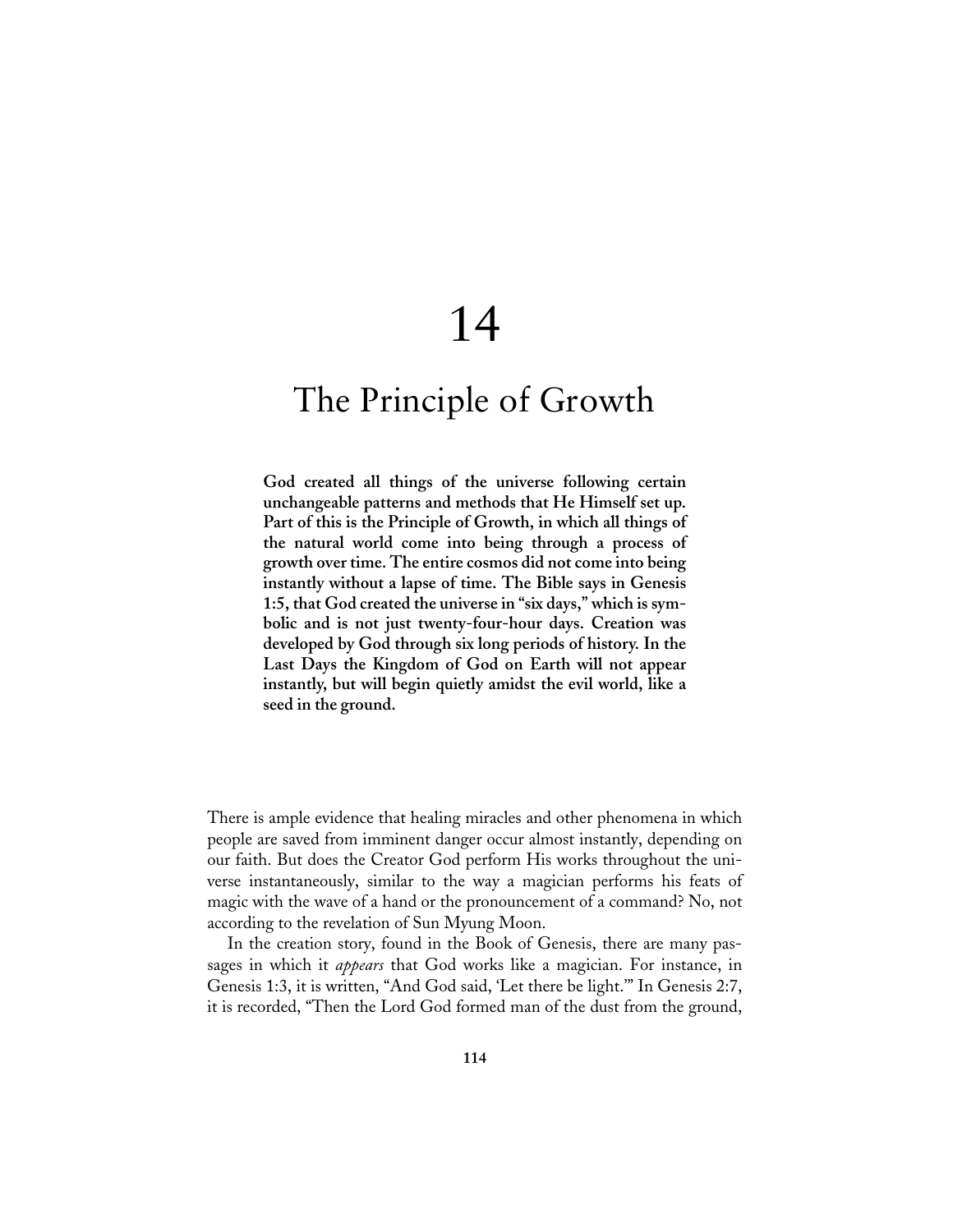# 14

# The Principle of Growth

**God created all things of the universe following certain unchangeable patterns and methods that He Himself set up. Part of this is the Principle of Growth, in which all things of the natural world come into being through a process of growth over time. The entire cosmos did not come into being instantly without a lapse of time. The Bible says in Genesis 1:5, that God created the universe in "six days," which is symbolic and is not just twenty-four-hour days. Creation was developed by God through six long periods of history. In the Last Days the Kingdom of God on Earth will not appear instantly, but will begin quietly amidst the evil world, like a seed in the ground.**

There is ample evidence that healing miracles and other phenomena in which people are saved from imminent danger occur almost instantly, depending on our faith. But does the Creator God perform His works throughout the universe instantaneously, similar to the way a magician performs his feats of magic with the wave of a hand or the pronouncement of a command? No, not according to the revelation of Sun Myung Moon.

In the creation story, found in the Book of Genesis, there are many passages in which it *appears* that God works like a magician. For instance, in Genesis 1:3, it is written, "And God said, 'Let there be light.'" In Genesis 2:7, it is recorded, "Then the Lord God formed man of the dust from the ground,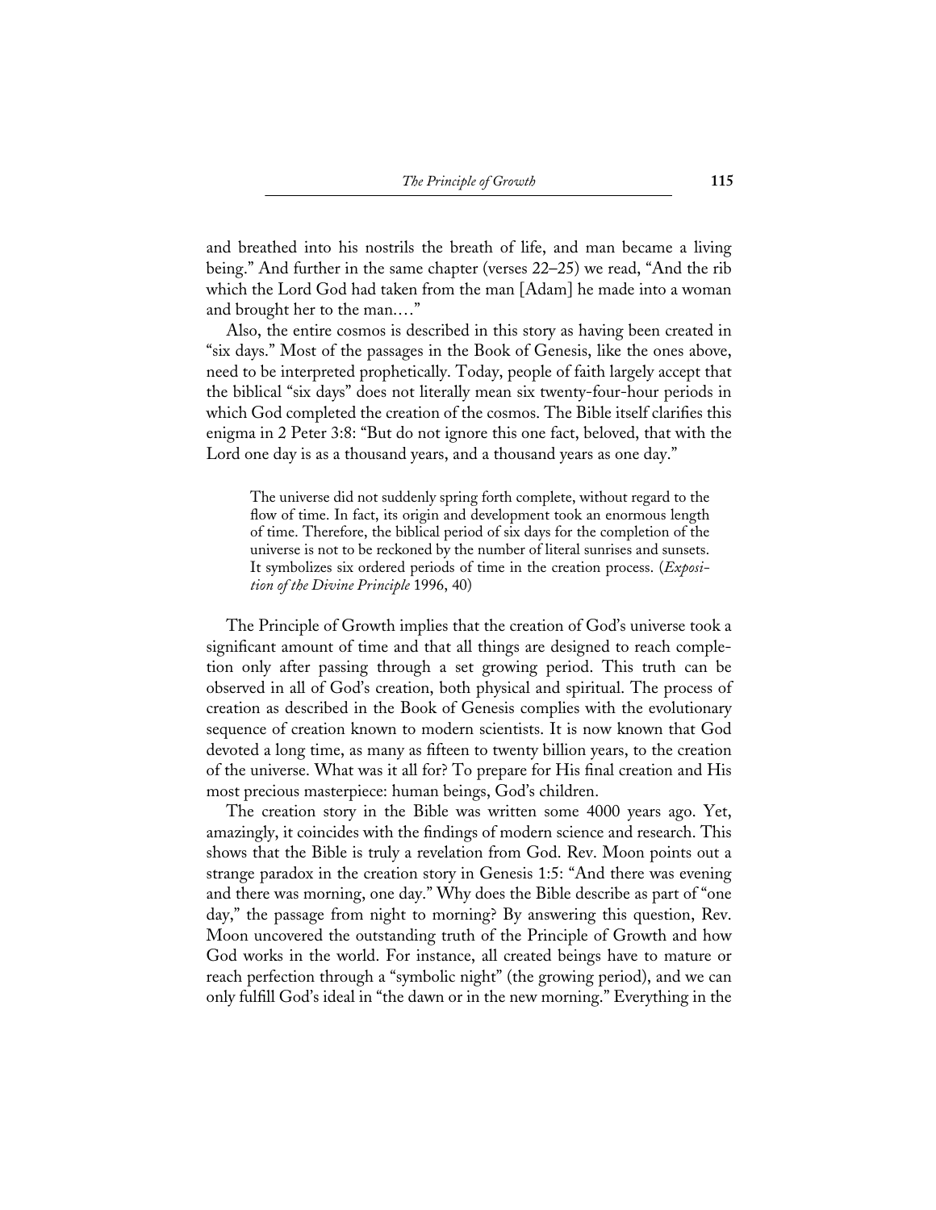and breathed into his nostrils the breath of life, and man became a living being." And further in the same chapter (verses 22–25) we read, "And the rib which the Lord God had taken from the man [Adam] he made into a woman and brought her to the man.…"

Also, the entire cosmos is described in this story as having been created in "six days." Most of the passages in the Book of Genesis, like the ones above, need to be interpreted prophetically. Today, people of faith largely accept that the biblical "six days" does not literally mean six twenty-four-hour periods in which God completed the creation of the cosmos. The Bible itself clarifies this enigma in 2 Peter 3:8: "But do not ignore this one fact, beloved, that with the Lord one day is as a thousand years, and a thousand years as one day."

> The universe did not suddenly spring forth complete, without regard to the flow of time. In fact, its origin and development took an enormous length of time. Therefore, the biblical period of six days for the completion of the universe is not to be reckoned by the number of literal sunrises and sunsets. It symbolizes six ordered periods of time in the creation process. (*Exposition of the Divine Principle* 1996, 40)

The Principle of Growth implies that the creation of God's universe took a significant amount of time and that all things are designed to reach completion only after passing through a set growing period. This truth can be observed in all of God's creation, both physical and spiritual. The process of creation as described in the Book of Genesis complies with the evolutionary sequence of creation known to modern scientists. It is now known that God devoted a long time, as many as fifteen to twenty billion years, to the creation of the universe. What was it all for? To prepare for His final creation and His most precious masterpiece: human beings, God's children.

The creation story in the Bible was written some 4000 years ago. Yet, amazingly, it coincides with the findings of modern science and research. This shows that the Bible is truly a revelation from God. Rev. Moon points out a strange paradox in the creation story in Genesis 1:5: "And there was evening and there was morning, one day." Why does the Bible describe as part of "one day," the passage from night to morning? By answering this question, Rev. Moon uncovered the outstanding truth of the Principle of Growth and how God works in the world. For instance, all created beings have to mature or reach perfection through a "symbolic night" (the growing period), and we can only fulfill God's ideal in "the dawn or in the new morning." Everything in the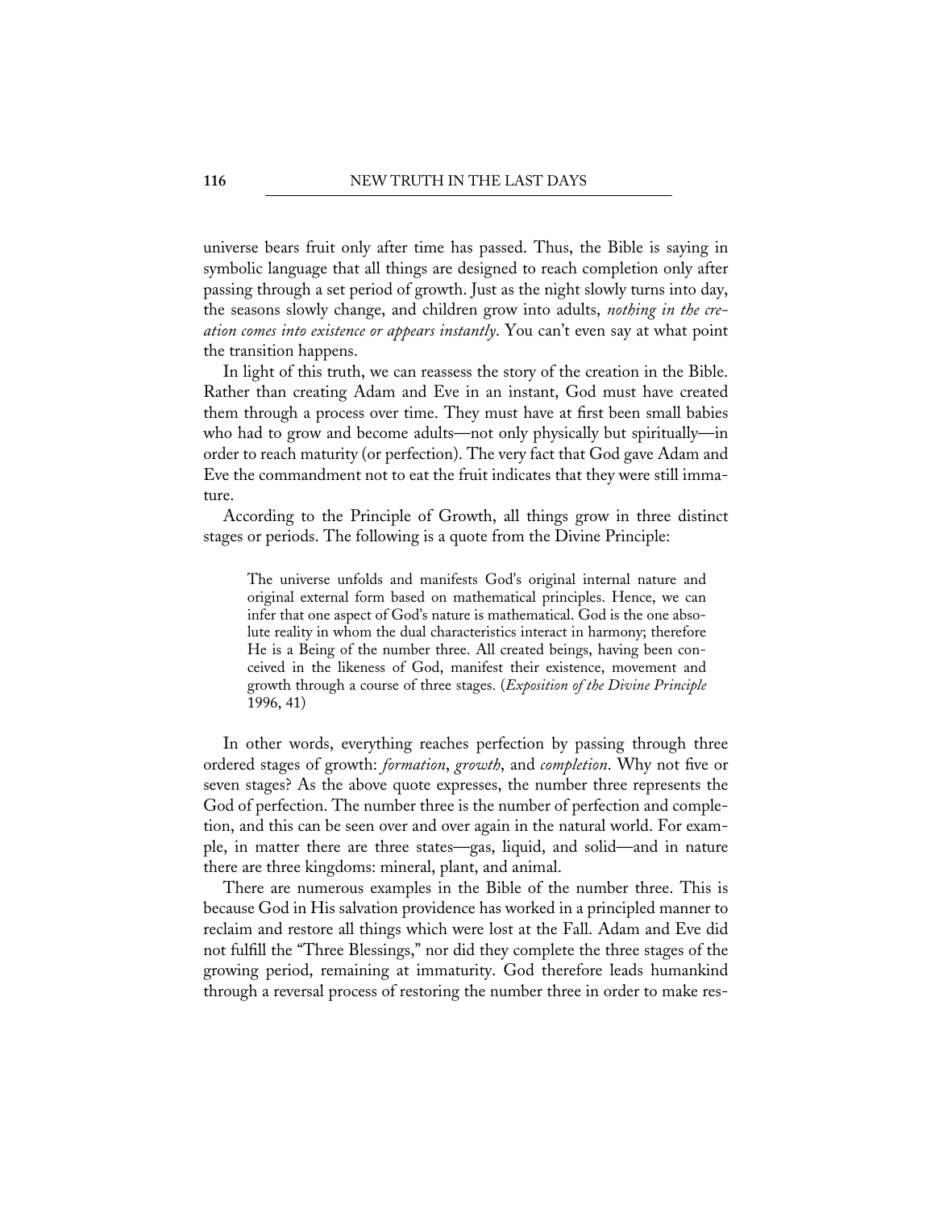universe bears fruit only after time has passed. Thus, the Bible is saying in symbolic language that all things are designed to reach completion only after passing through a set period of growth. Just as the night slowly turns into day, the seasons slowly change, and children grow into adults, *nothing in the creation comes into existence or appears instantly*. You can't even say at what point the transition happens.

In light of this truth, we can reassess the story of the creation in the Bible. Rather than creating Adam and Eve in an instant, God must have created them through a process over time. They must have at first been small babies who had to grow and become adults—not only physically but spiritually—in order to reach maturity (or perfection). The very fact that God gave Adam and Eve the commandment not to eat the fruit indicates that they were still immature.

According to the Principle of Growth, all things grow in three distinct stages or periods. The following is a quote from the Divine Principle:

> The universe unfolds and manifests God's original internal nature and original external form based on mathematical principles. Hence, we can infer that one aspect of God's nature is mathematical. God is the one absolute reality in whom the dual characteristics interact in harmony; therefore He is a Being of the number three. All created beings, having been conceived in the likeness of God, manifest their existence, movement and growth through a course of three stages. (*Exposition of the Divine Principle* 1996, 41)

In other words, everything reaches perfection by passing through three ordered stages of growth: *formation*, *growth*, and *completion*. Why not five or seven stages? As the above quote expresses, the number three represents the God of perfection. The number three is the number of perfection and completion, and this can be seen over and over again in the natural world. For example, in matter there are three states—gas, liquid, and solid—and in nature there are three kingdoms: mineral, plant, and animal.

There are numerous examples in the Bible of the number three. This is because God in His salvation providence has worked in a principled manner to reclaim and restore all things which were lost at the Fall. Adam and Eve did not fulfill the "Three Blessings," nor did they complete the three stages of the growing period, remaining at immaturity. God therefore leads humankind through a reversal process of restoring the number three in order to make res-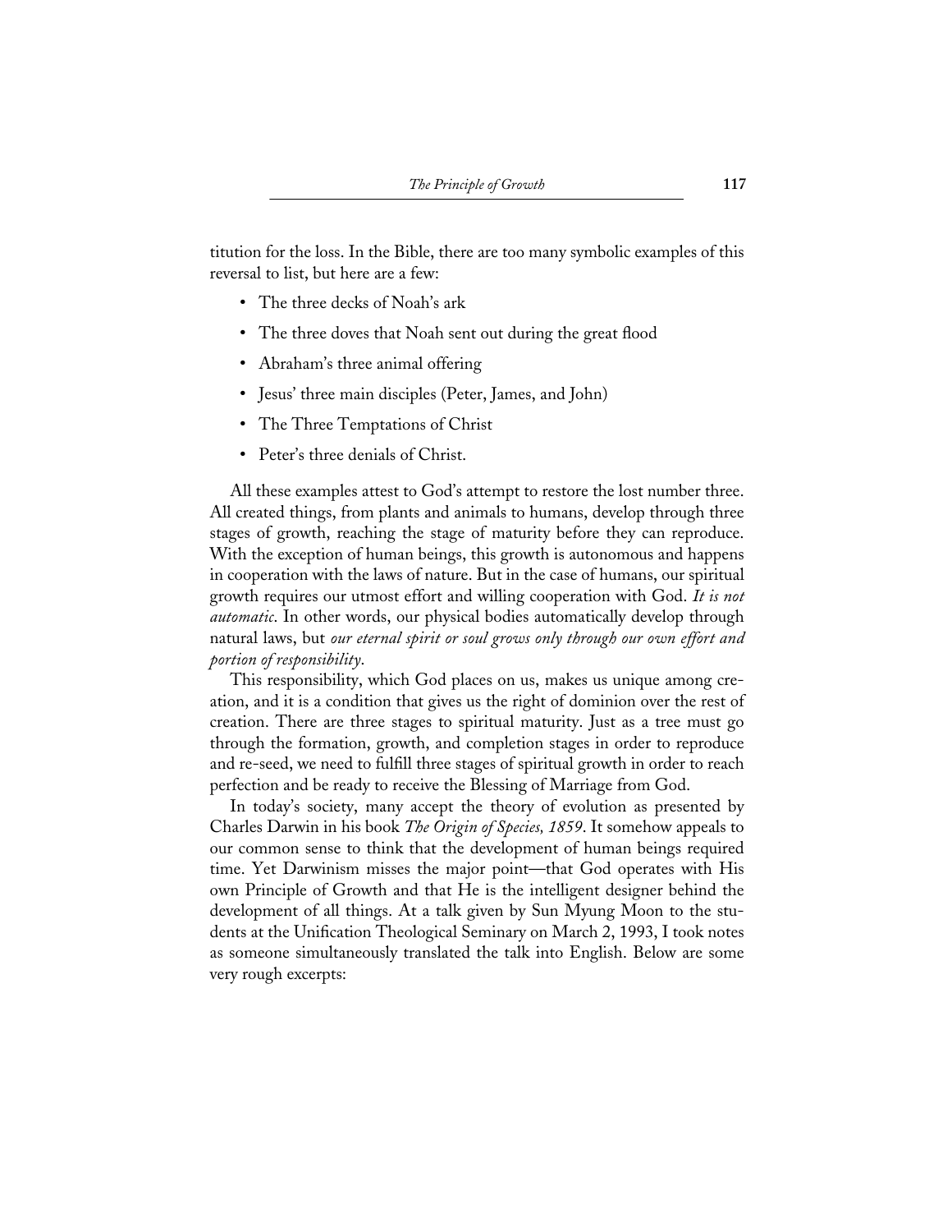titution for the loss. In the Bible, there are too many symbolic examples of this reversal to list, but here are a few:

- The three decks of Noah's ark
- The three doves that Noah sent out during the great flood
- Abraham's three animal offering
- Jesus' three main disciples (Peter, James, and John)
- The Three Temptations of Christ
- Peter's three denials of Christ.

All these examples attest to God's attempt to restore the lost number three. All created things, from plants and animals to humans, develop through three stages of growth, reaching the stage of maturity before they can reproduce. With the exception of human beings, this growth is autonomous and happens in cooperation with the laws of nature. But in the case of humans, our spiritual growth requires our utmost effort and willing cooperation with God. *It is not automatic.* In other words, our physical bodies automatically develop through natural laws, but *our eternal spirit or soul grows only through our own effort and portion of responsibility*.

This responsibility, which God places on us, makes us unique among creation, and it is a condition that gives us the right of dominion over the rest of creation. There are three stages to spiritual maturity. Just as a tree must go through the formation, growth, and completion stages in order to reproduce and re-seed, we need to fulfill three stages of spiritual growth in order to reach perfection and be ready to receive the Blessing of Marriage from God.

In today's society, many accept the theory of evolution as presented by Charles Darwin in his book *The Origin of Species, 1859*. It somehow appeals to our common sense to think that the development of human beings required time. Yet Darwinism misses the major point—that God operates with His own Principle of Growth and that He is the intelligent designer behind the development of all things. At a talk given by Sun Myung Moon to the students at the Unification Theological Seminary on March 2, 1993, I took notes as someone simultaneously translated the talk into English. Below are some very rough excerpts: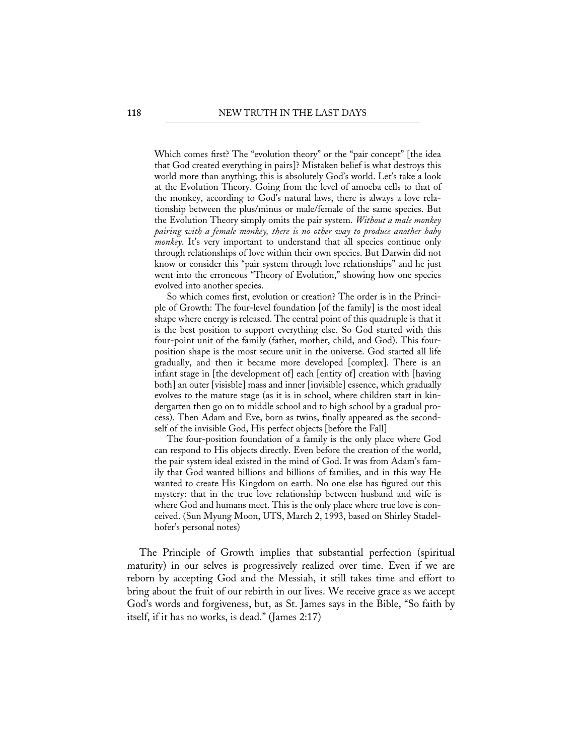> Which comes first? The "evolution theory" or the "pair concept" [the idea that God created everything in pairs]? Mistaken belief is what destroys this world more than anything; this is absolutely God's world. Let's take a look at the Evolution Theory. Going from the level of amoeba cells to that of the monkey, according to God's natural laws, there is always a love relationship between the plus/minus or male/female of the same species. But the Evolution Theory simply omits the pair system. *Without a male monkey pairing with a female monkey, there is no other way to produce another baby monkey*. It's very important to understand that all species continue only through relationships of love within their own species. But Darwin did not know or consider this "pair system through love relationships" and he just went into the erroneous "Theory of Evolution," showing how one species evolved into another species.
>
> So which comes first, evolution or creation? The order is in the Principle of Growth: The four-level foundation [of the family] is the most ideal shape where energy is released. The central point of this quadruple is that it is the best position to support everything else. So God started with this four-point unit of the family (father, mother, child, and God). This four-position shape is the most secure unit in the universe. God started all life gradually, and then it became more developed [complex]. There is an infant stage in [the development of] each [entity of] creation with [having both] an outer [visisble] mass and inner [invisible] essence, which gradually evolves to the mature stage (as it is in school, where children start in kindergarten then go on to middle school and to high school by a gradual process). Then Adam and Eve, born as twins, finally appeared as the second-self of the invisible God, His perfect objects [before the Fall]
>
> The four-position foundation of a family is the only place where God can respond to His objects directly. Even before the creation of the world, the pair system ideal existed in the mind of God. It was from Adam's family that God wanted billions and billions of families, and in this way He wanted to create His Kingdom on earth. No one else has figured out this mystery: that in the true love relationship between husband and wife is where God and humans meet. This is the only place where true love is conceived. (Sun Myung Moon, UTS, March 2, 1993, based on Shirley Stadelhofer's personal notes)

The Principle of Growth implies that substantial perfection (spiritual maturity) in our selves is progressively realized over time. Even if we are reborn by accepting God and the Messiah, it still takes time and effort to bring about the fruit of our rebirth in our lives. We receive grace as we accept God's words and forgiveness, but, as St. James says in the Bible, "So faith by itself, if it has no works, is dead." (James 2:17)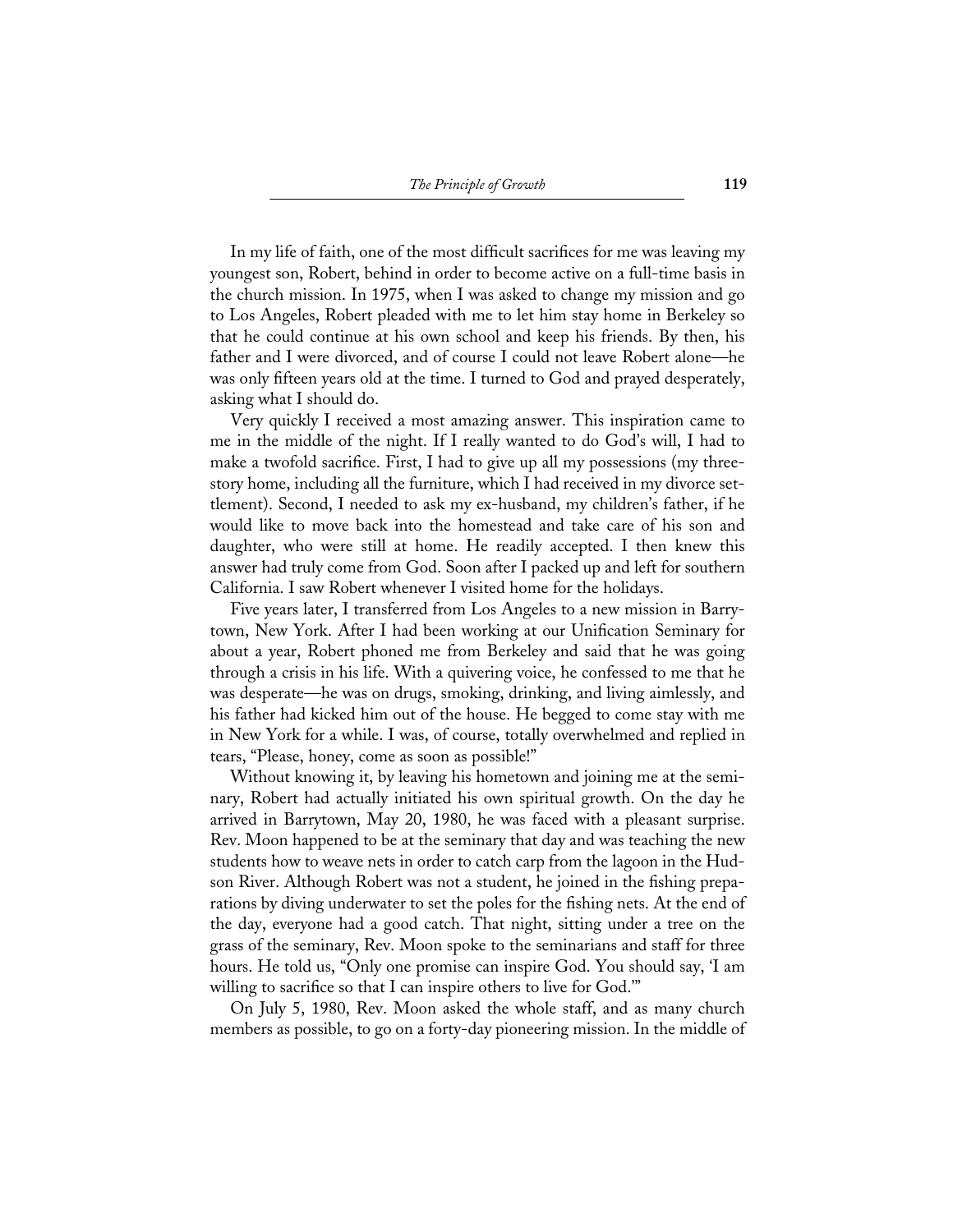In my life of faith, one of the most difficult sacrifices for me was leaving my youngest son, Robert, behind in order to become active on a full-time basis in the church mission. In 1975, when I was asked to change my mission and go to Los Angeles, Robert pleaded with me to let him stay home in Berkeley so that he could continue at his own school and keep his friends. By then, his father and I were divorced, and of course I could not leave Robert alone—he was only fifteen years old at the time. I turned to God and prayed desperately, asking what I should do.

Very quickly I received a most amazing answer. This inspiration came to me in the middle of the night. If I really wanted to do God's will, I had to make a twofold sacrifice. First, I had to give up all my possessions (my three-story home, including all the furniture, which I had received in my divorce settlement). Second, I needed to ask my ex-husband, my children's father, if he would like to move back into the homestead and take care of his son and daughter, who were still at home. He readily accepted. I then knew this answer had truly come from God. Soon after I packed up and left for southern California. I saw Robert whenever I visited home for the holidays.

Five years later, I transferred from Los Angeles to a new mission in Barrytown, New York. After I had been working at our Unification Seminary for about a year, Robert phoned me from Berkeley and said that he was going through a crisis in his life. With a quivering voice, he confessed to me that he was desperate—he was on drugs, smoking, drinking, and living aimlessly, and his father had kicked him out of the house. He begged to come stay with me in New York for a while. I was, of course, totally overwhelmed and replied in tears, "Please, honey, come as soon as possible!"

Without knowing it, by leaving his hometown and joining me at the seminary, Robert had actually initiated his own spiritual growth. On the day he arrived in Barrytown, May 20, 1980, he was faced with a pleasant surprise. Rev. Moon happened to be at the seminary that day and was teaching the new students how to weave nets in order to catch carp from the lagoon in the Hudson River. Although Robert was not a student, he joined in the fishing preparations by diving underwater to set the poles for the fishing nets. At the end of the day, everyone had a good catch. That night, sitting under a tree on the grass of the seminary, Rev. Moon spoke to the seminarians and staff for three hours. He told us, "Only one promise can inspire God. You should say, 'I am willing to sacrifice so that I can inspire others to live for God.'"

On July 5, 1980, Rev. Moon asked the whole staff, and as many church members as possible, to go on a forty-day pioneering mission. In the middle of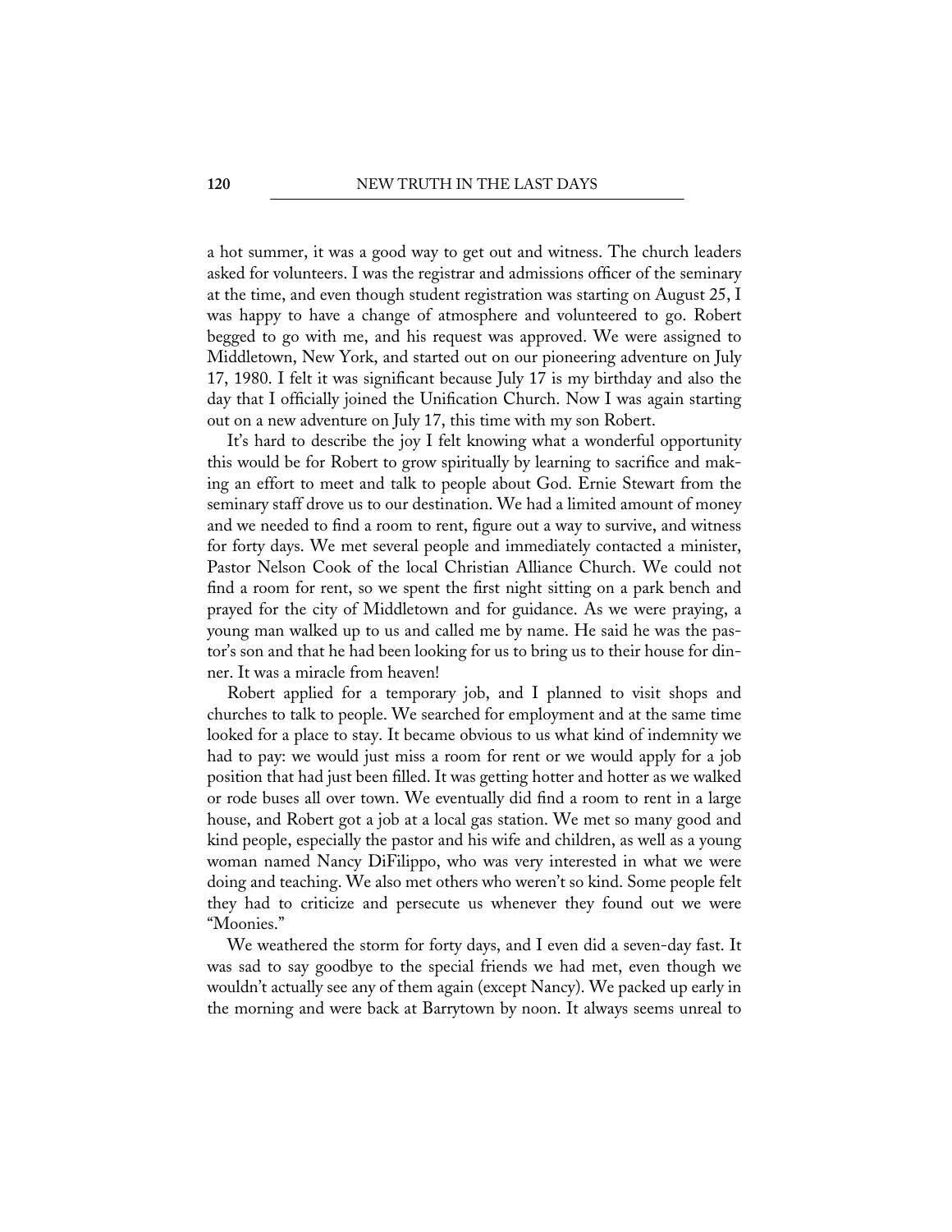a hot summer, it was a good way to get out and witness. The church leaders asked for volunteers. I was the registrar and admissions officer of the seminary at the time, and even though student registration was starting on August 25, I was happy to have a change of atmosphere and volunteered to go. Robert begged to go with me, and his request was approved. We were assigned to Middletown, New York, and started out on our pioneering adventure on July 17, 1980. I felt it was significant because July 17 is my birthday and also the day that I officially joined the Unification Church. Now I was again starting out on a new adventure on July 17, this time with my son Robert.

It's hard to describe the joy I felt knowing what a wonderful opportunity this would be for Robert to grow spiritually by learning to sacrifice and making an effort to meet and talk to people about God. Ernie Stewart from the seminary staff drove us to our destination. We had a limited amount of money and we needed to find a room to rent, figure out a way to survive, and witness for forty days. We met several people and immediately contacted a minister, Pastor Nelson Cook of the local Christian Alliance Church. We could not find a room for rent, so we spent the first night sitting on a park bench and prayed for the city of Middletown and for guidance. As we were praying, a young man walked up to us and called me by name. He said he was the pastor's son and that he had been looking for us to bring us to their house for dinner. It was a miracle from heaven!

Robert applied for a temporary job, and I planned to visit shops and churches to talk to people. We searched for employment and at the same time looked for a place to stay. It became obvious to us what kind of indemnity we had to pay: we would just miss a room for rent or we would apply for a job position that had just been filled. It was getting hotter and hotter as we walked or rode buses all over town. We eventually did find a room to rent in a large house, and Robert got a job at a local gas station. We met so many good and kind people, especially the pastor and his wife and children, as well as a young woman named Nancy DiFilippo, who was very interested in what we were doing and teaching. We also met others who weren't so kind. Some people felt they had to criticize and persecute us whenever they found out we were "Moonies."

We weathered the storm for forty days, and I even did a seven-day fast. It was sad to say goodbye to the special friends we had met, even though we wouldn't actually see any of them again (except Nancy). We packed up early in the morning and were back at Barrytown by noon. It always seems unreal to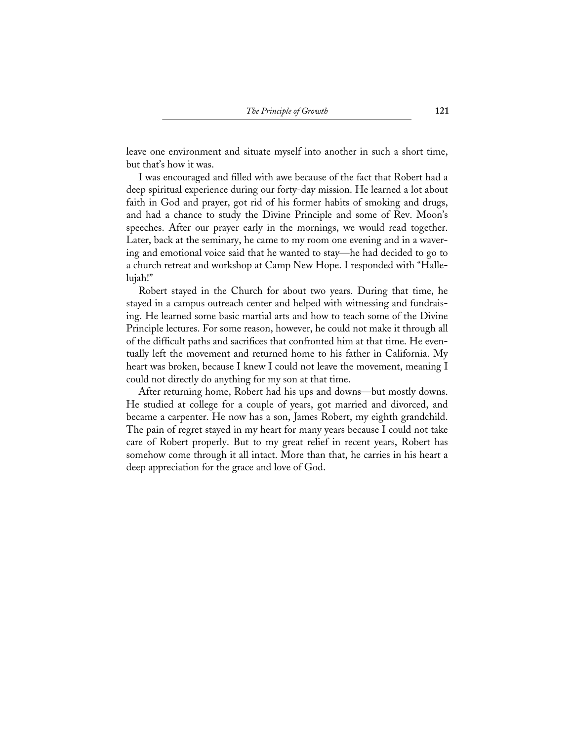leave one environment and situate myself into another in such a short time, but that's how it was.

I was encouraged and filled with awe because of the fact that Robert had a deep spiritual experience during our forty-day mission. He learned a lot about faith in God and prayer, got rid of his former habits of smoking and drugs, and had a chance to study the Divine Principle and some of Rev. Moon's speeches. After our prayer early in the mornings, we would read together. Later, back at the seminary, he came to my room one evening and in a wavering and emotional voice said that he wanted to stay—he had decided to go to a church retreat and workshop at Camp New Hope. I responded with "Hallelujah!"

Robert stayed in the Church for about two years. During that time, he stayed in a campus outreach center and helped with witnessing and fundraising. He learned some basic martial arts and how to teach some of the Divine Principle lectures. For some reason, however, he could not make it through all of the difficult paths and sacrifices that confronted him at that time. He eventually left the movement and returned home to his father in California. My heart was broken, because I knew I could not leave the movement, meaning I could not directly do anything for my son at that time.

After returning home, Robert had his ups and downs—but mostly downs. He studied at college for a couple of years, got married and divorced, and became a carpenter. He now has a son, James Robert, my eighth grandchild. The pain of regret stayed in my heart for many years because I could not take care of Robert properly. But to my great relief in recent years, Robert has somehow come through it all intact. More than that, he carries in his heart a deep appreciation for the grace and love of God.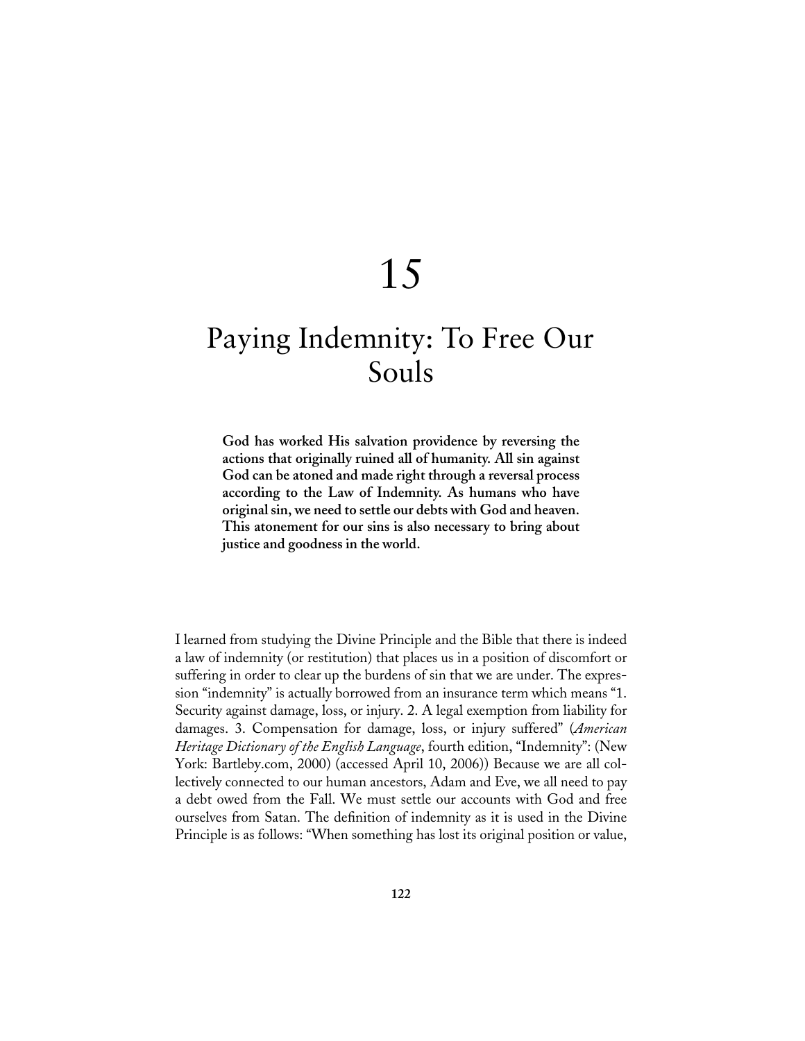# 15

# Paying Indemnity: To Free Our Souls

**God has worked His salvation providence by reversing the actions that originally ruined all of humanity. All sin against God can be atoned and made right through a reversal process according to the Law of Indemnity. As humans who have original sin, we need to settle our debts with God and heaven. This atonement for our sins is also necessary to bring about justice and goodness in the world.**

I learned from studying the Divine Principle and the Bible that there is indeed a law of indemnity (or restitution) that places us in a position of discomfort or suffering in order to clear up the burdens of sin that we are under. The expression "indemnity" is actually borrowed from an insurance term which means "1. Security against damage, loss, or injury. 2. A legal exemption from liability for damages. 3. Compensation for damage, loss, or injury suffered" (*American Heritage Dictionary of the English Language*, fourth edition, "Indemnity": (New York: Bartleby.com, 2000) (accessed April 10, 2006)) Because we are all collectively connected to our human ancestors, Adam and Eve, we all need to pay a debt owed from the Fall. We must settle our accounts with God and free ourselves from Satan. The definition of indemnity as it is used in the Divine Principle is as follows: "When something has lost its original position or value,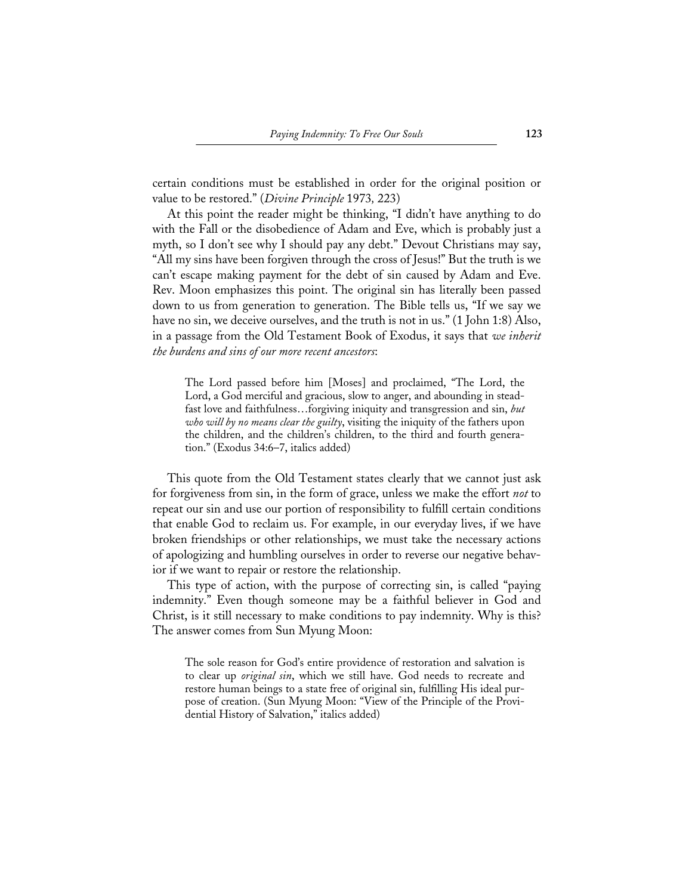certain conditions must be established in order for the original position or value to be restored." (*Divine Principle* 1973*,* 223)

At this point the reader might be thinking, "I didn't have anything to do with the Fall or the disobedience of Adam and Eve, which is probably just a myth, so I don't see why I should pay any debt." Devout Christians may say, "All my sins have been forgiven through the cross of Jesus!" But the truth is we can't escape making payment for the debt of sin caused by Adam and Eve. Rev. Moon emphasizes this point. The original sin has literally been passed down to us from generation to generation. The Bible tells us, "If we say we have no sin, we deceive ourselves, and the truth is not in us." (1 John 1:8) Also, in a passage from the Old Testament Book of Exodus, it says that *we inherit the burdens and sins of our more recent ancestors*:

> The Lord passed before him [Moses] and proclaimed, "The Lord, the Lord, a God merciful and gracious, slow to anger, and abounding in steadfast love and faithfulness…forgiving iniquity and transgression and sin, *but who will by no means clear the guilty*, visiting the iniquity of the fathers upon the children, and the children's children, to the third and fourth generation." (Exodus 34:6–7, italics added)

This quote from the Old Testament states clearly that we cannot just ask for forgiveness from sin, in the form of grace, unless we make the effort *not* to repeat our sin and use our portion of responsibility to fulfill certain conditions that enable God to reclaim us. For example, in our everyday lives, if we have broken friendships or other relationships, we must take the necessary actions of apologizing and humbling ourselves in order to reverse our negative behavior if we want to repair or restore the relationship.

This type of action, with the purpose of correcting sin, is called "paying indemnity." Even though someone may be a faithful believer in God and Christ, is it still necessary to make conditions to pay indemnity. Why is this? The answer comes from Sun Myung Moon:

> The sole reason for God's entire providence of restoration and salvation is to clear up *original sin*, which we still have. God needs to recreate and restore human beings to a state free of original sin, fulfilling His ideal purpose of creation. (Sun Myung Moon: "View of the Principle of the Providential History of Salvation," italics added)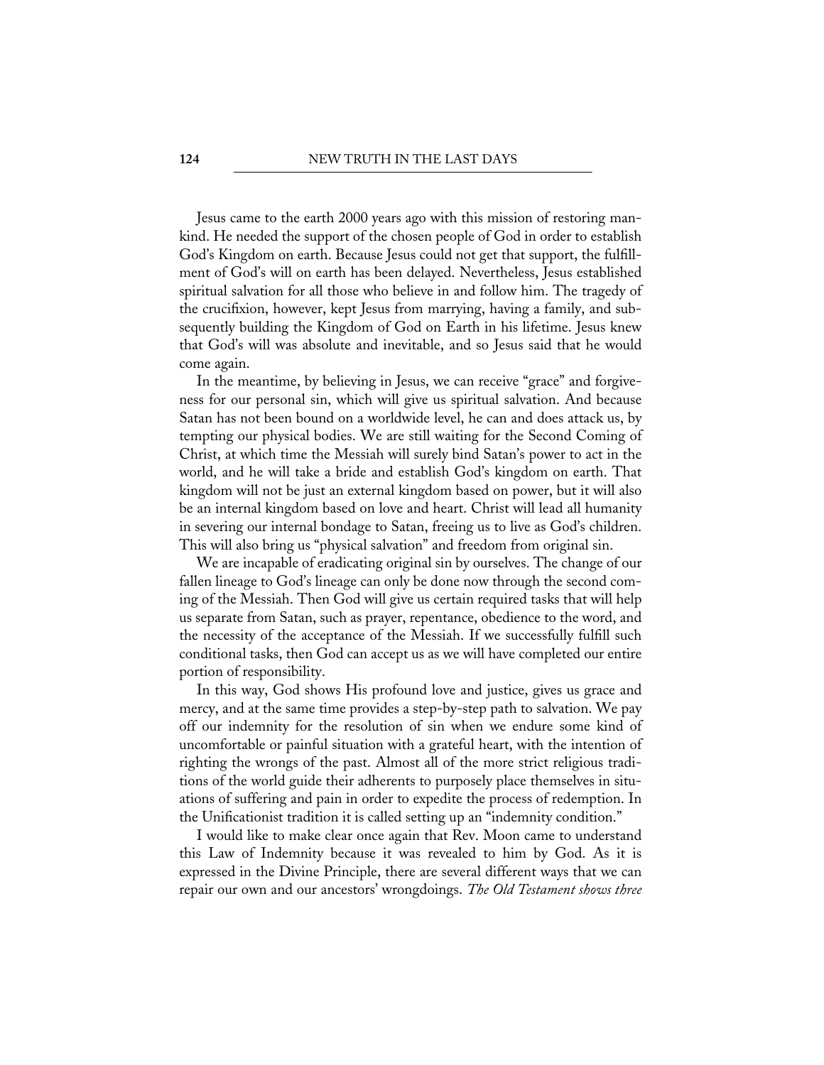Jesus came to the earth 2000 years ago with this mission of restoring mankind. He needed the support of the chosen people of God in order to establish God's Kingdom on earth. Because Jesus could not get that support, the fulfillment of God's will on earth has been delayed. Nevertheless, Jesus established spiritual salvation for all those who believe in and follow him. The tragedy of the crucifixion, however, kept Jesus from marrying, having a family, and subsequently building the Kingdom of God on Earth in his lifetime. Jesus knew that God's will was absolute and inevitable, and so Jesus said that he would come again.

In the meantime, by believing in Jesus, we can receive "grace" and forgiveness for our personal sin, which will give us spiritual salvation. And because Satan has not been bound on a worldwide level, he can and does attack us, by tempting our physical bodies. We are still waiting for the Second Coming of Christ, at which time the Messiah will surely bind Satan's power to act in the world, and he will take a bride and establish God's kingdom on earth. That kingdom will not be just an external kingdom based on power, but it will also be an internal kingdom based on love and heart. Christ will lead all humanity in severing our internal bondage to Satan, freeing us to live as God's children. This will also bring us "physical salvation" and freedom from original sin.

We are incapable of eradicating original sin by ourselves. The change of our fallen lineage to God's lineage can only be done now through the second coming of the Messiah. Then God will give us certain required tasks that will help us separate from Satan, such as prayer, repentance, obedience to the word, and the necessity of the acceptance of the Messiah. If we successfully fulfill such conditional tasks, then God can accept us as we will have completed our entire portion of responsibility.

In this way, God shows His profound love and justice, gives us grace and mercy, and at the same time provides a step-by-step path to salvation. We pay off our indemnity for the resolution of sin when we endure some kind of uncomfortable or painful situation with a grateful heart, with the intention of righting the wrongs of the past. Almost all of the more strict religious traditions of the world guide their adherents to purposely place themselves in situations of suffering and pain in order to expedite the process of redemption. In the Unificationist tradition it is called setting up an "indemnity condition."

I would like to make clear once again that Rev. Moon came to understand this Law of Indemnity because it was revealed to him by God. As it is expressed in the Divine Principle, there are several different ways that we can repair our own and our ancestors' wrongdoings. *The Old Testament shows three*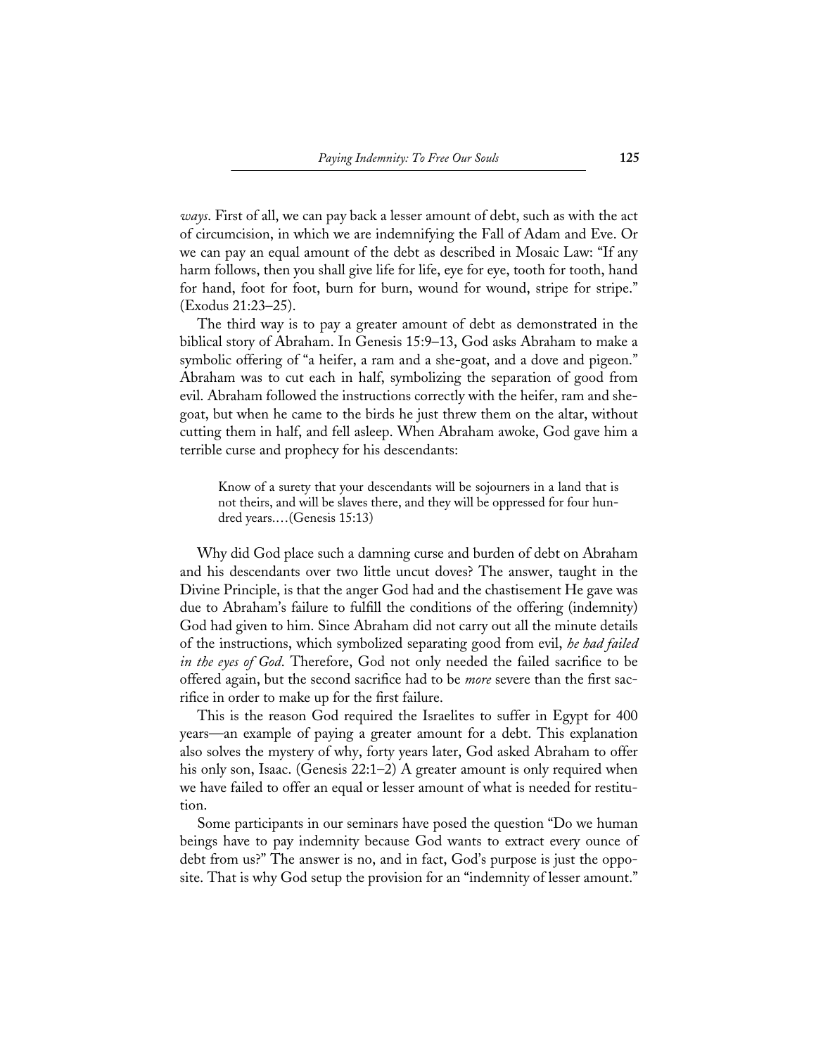*ways*. First of all, we can pay back a lesser amount of debt, such as with the act of circumcision, in which we are indemnifying the Fall of Adam and Eve. Or we can pay an equal amount of the debt as described in Mosaic Law: "If any harm follows, then you shall give life for life, eye for eye, tooth for tooth, hand for hand, foot for foot, burn for burn, wound for wound, stripe for stripe." (Exodus 21:23–25).

The third way is to pay a greater amount of debt as demonstrated in the biblical story of Abraham. In Genesis 15:9–13, God asks Abraham to make a symbolic offering of "a heifer, a ram and a she-goat, and a dove and pigeon." Abraham was to cut each in half, symbolizing the separation of good from evil. Abraham followed the instructions correctly with the heifer, ram and she-goat, but when he came to the birds he just threw them on the altar, without cutting them in half, and fell asleep. When Abraham awoke, God gave him a terrible curse and prophecy for his descendants:

> Know of a surety that your descendants will be sojourners in a land that is not theirs, and will be slaves there, and they will be oppressed for four hundred years.…(Genesis 15:13)

Why did God place such a damning curse and burden of debt on Abraham and his descendants over two little uncut doves? The answer, taught in the Divine Principle, is that the anger God had and the chastisement He gave was due to Abraham's failure to fulfill the conditions of the offering (indemnity) God had given to him. Since Abraham did not carry out all the minute details of the instructions, which symbolized separating good from evil, *he had failed in the eyes of God*. Therefore, God not only needed the failed sacrifice to be offered again, but the second sacrifice had to be *more* severe than the first sacrifice in order to make up for the first failure.

This is the reason God required the Israelites to suffer in Egypt for 400 years—an example of paying a greater amount for a debt. This explanation also solves the mystery of why, forty years later, God asked Abraham to offer his only son, Isaac. (Genesis 22:1–2) A greater amount is only required when we have failed to offer an equal or lesser amount of what is needed for restitution.

Some participants in our seminars have posed the question "Do we human beings have to pay indemnity because God wants to extract every ounce of debt from us?" The answer is no, and in fact, God's purpose is just the opposite. That is why God setup the provision for an "indemnity of lesser amount."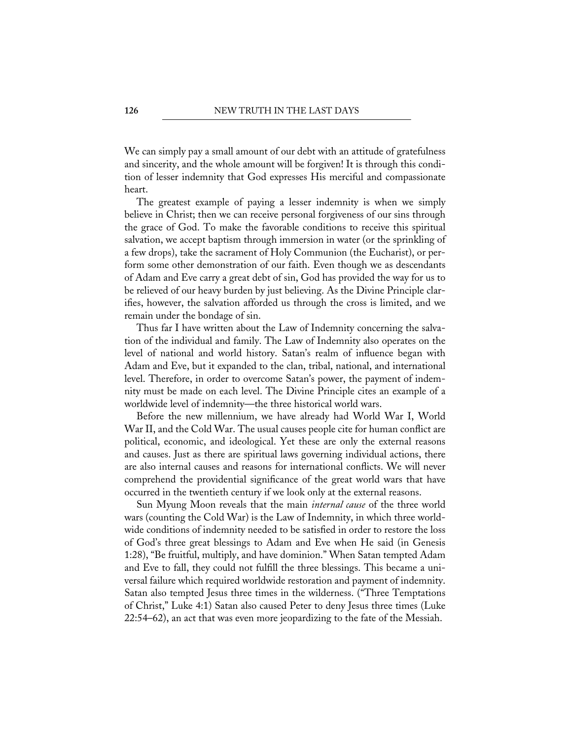We can simply pay a small amount of our debt with an attitude of gratefulness and sincerity, and the whole amount will be forgiven! It is through this condition of lesser indemnity that God expresses His merciful and compassionate heart.

The greatest example of paying a lesser indemnity is when we simply believe in Christ; then we can receive personal forgiveness of our sins through the grace of God. To make the favorable conditions to receive this spiritual salvation, we accept baptism through immersion in water (or the sprinkling of a few drops), take the sacrament of Holy Communion (the Eucharist), or perform some other demonstration of our faith. Even though we as descendants of Adam and Eve carry a great debt of sin, God has provided the way for us to be relieved of our heavy burden by just believing. As the Divine Principle clarifies, however, the salvation afforded us through the cross is limited, and we remain under the bondage of sin.

Thus far I have written about the Law of Indemnity concerning the salvation of the individual and family. The Law of Indemnity also operates on the level of national and world history. Satan's realm of influence began with Adam and Eve, but it expanded to the clan, tribal, national, and international level. Therefore, in order to overcome Satan's power, the payment of indemnity must be made on each level. The Divine Principle cites an example of a worldwide level of indemnity—the three historical world wars.

Before the new millennium, we have already had World War I, World War II, and the Cold War. The usual causes people cite for human conflict are political, economic, and ideological. Yet these are only the external reasons and causes. Just as there are spiritual laws governing individual actions, there are also internal causes and reasons for international conflicts. We will never comprehend the providential significance of the great world wars that have occurred in the twentieth century if we look only at the external reasons.

Sun Myung Moon reveals that the main *internal cause* of the three world wars (counting the Cold War) is the Law of Indemnity, in which three worldwide conditions of indemnity needed to be satisfied in order to restore the loss of God's three great blessings to Adam and Eve when He said (in Genesis 1:28), "Be fruitful, multiply, and have dominion." When Satan tempted Adam and Eve to fall, they could not fulfill the three blessings. This became a universal failure which required worldwide restoration and payment of indemnity. Satan also tempted Jesus three times in the wilderness. ("Three Temptations of Christ," Luke 4:1) Satan also caused Peter to deny Jesus three times (Luke 22:54–62), an act that was even more jeopardizing to the fate of the Messiah.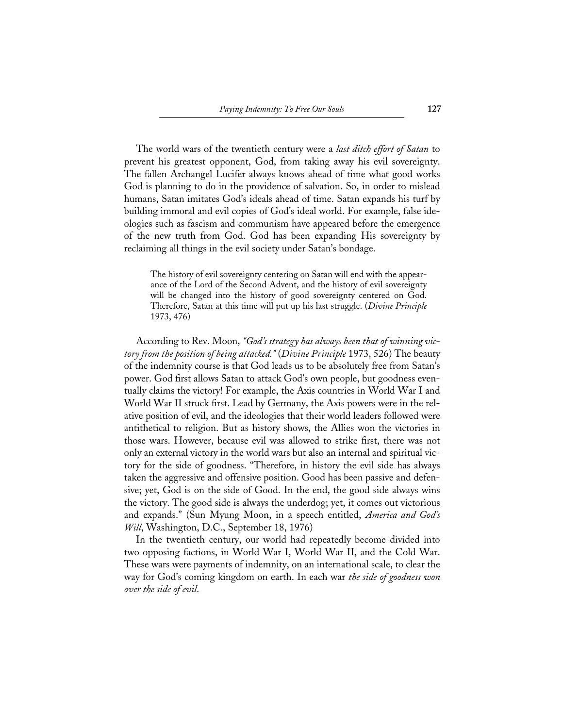The world wars of the twentieth century were a *last ditch effort of Satan* to prevent his greatest opponent, God, from taking away his evil sovereignty. The fallen Archangel Lucifer always knows ahead of time what good works God is planning to do in the providence of salvation. So, in order to mislead humans, Satan imitates God's ideals ahead of time. Satan expands his turf by building immoral and evil copies of God's ideal world. For example, false ideologies such as fascism and communism have appeared before the emergence of the new truth from God. God has been expanding His sovereignty by reclaiming all things in the evil society under Satan's bondage.

> The history of evil sovereignty centering on Satan will end with the appearance of the Lord of the Second Advent, and the history of evil sovereignty will be changed into the history of good sovereignty centered on God. Therefore, Satan at this time will put up his last struggle. (*Divine Principle* 1973, 476)

According to Rev. Moon, *"God's strategy has always been that of winning victory from the position of being attacked."* (*Divine Principle* 1973, 526) The beauty of the indemnity course is that God leads us to be absolutely free from Satan's power. God first allows Satan to attack God's own people, but goodness eventually claims the victory! For example, the Axis countries in World War I and World War II struck first. Lead by Germany, the Axis powers were in the relative position of evil, and the ideologies that their world leaders followed were antithetical to religion. But as history shows, the Allies won the victories in those wars. However, because evil was allowed to strike first, there was not only an external victory in the world wars but also an internal and spiritual victory for the side of goodness. "Therefore, in history the evil side has always taken the aggressive and offensive position. Good has been passive and defensive; yet, God is on the side of Good. In the end, the good side always wins the victory. The good side is always the underdog; yet, it comes out victorious and expands." (Sun Myung Moon, in a speech entitled, *America and God's Will*, Washington, D.C., September 18, 1976)

In the twentieth century, our world had repeatedly become divided into two opposing factions, in World War I, World War II, and the Cold War. These wars were payments of indemnity, on an international scale, to clear the way for God's coming kingdom on earth. In each war *the side of goodness won over the side of evil*.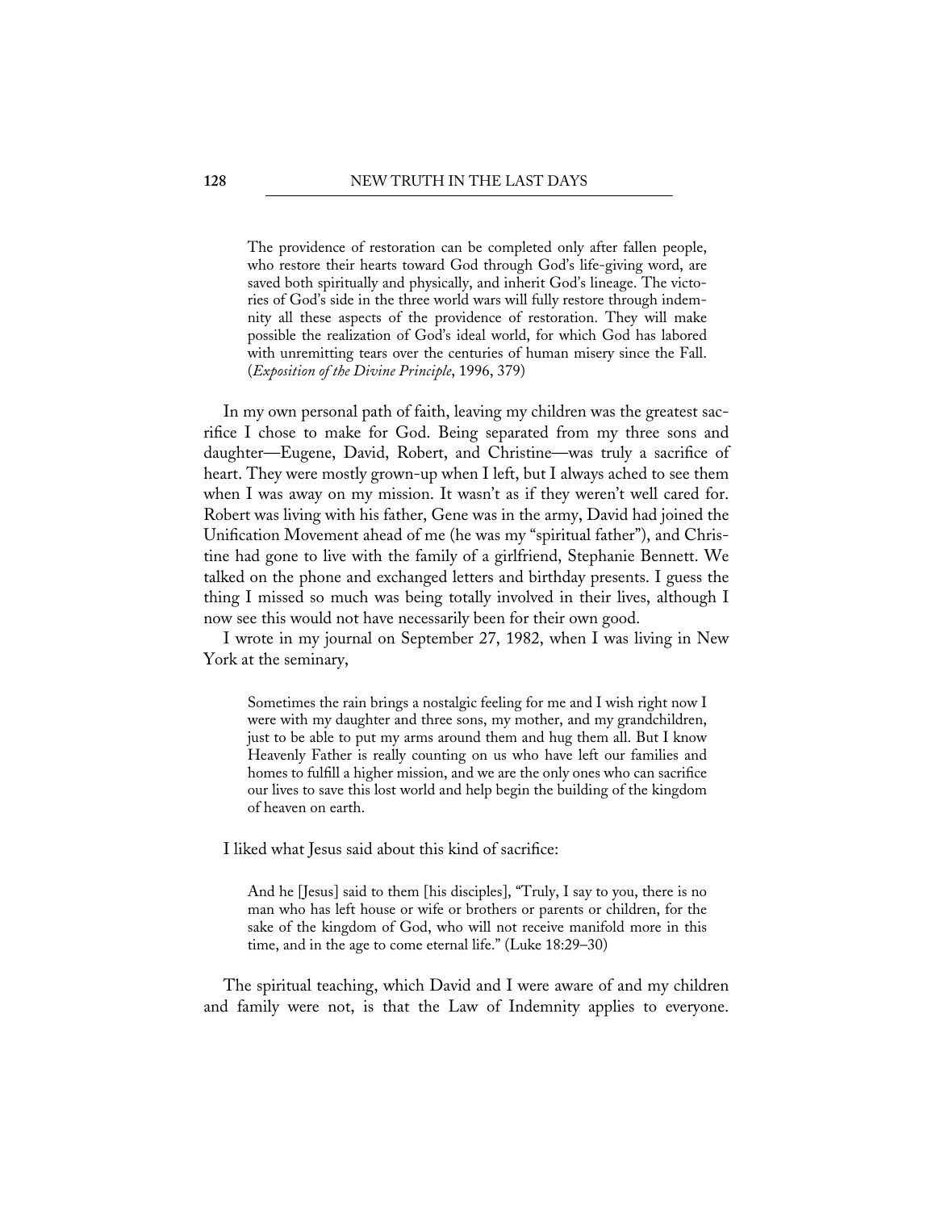> The providence of restoration can be completed only after fallen people, who restore their hearts toward God through God's life-giving word, are saved both spiritually and physically, and inherit God's lineage. The victories of God's side in the three world wars will fully restore through indemnity all these aspects of the providence of restoration. They will make possible the realization of God's ideal world, for which God has labored with unremitting tears over the centuries of human misery since the Fall. (*Exposition of the Divine Principle*, 1996, 379)

In my own personal path of faith, leaving my children was the greatest sacrifice I chose to make for God. Being separated from my three sons and daughter—Eugene, David, Robert, and Christine—was truly a sacrifice of heart. They were mostly grown-up when I left, but I always ached to see them when I was away on my mission. It wasn't as if they weren't well cared for. Robert was living with his father, Gene was in the army, David had joined the Unification Movement ahead of me (he was my "spiritual father"), and Christine had gone to live with the family of a girlfriend, Stephanie Bennett. We talked on the phone and exchanged letters and birthday presents. I guess the thing I missed so much was being totally involved in their lives, although I now see this would not have necessarily been for their own good.

I wrote in my journal on September 27, 1982, when I was living in New York at the seminary,

> Sometimes the rain brings a nostalgic feeling for me and I wish right now I were with my daughter and three sons, my mother, and my grandchildren, just to be able to put my arms around them and hug them all. But I know Heavenly Father is really counting on us who have left our families and homes to fulfill a higher mission, and we are the only ones who can sacrifice our lives to save this lost world and help begin the building of the kingdom of heaven on earth.

I liked what Jesus said about this kind of sacrifice:

> And he [Jesus] said to them [his disciples], "Truly, I say to you, there is no man who has left house or wife or brothers or parents or children, for the sake of the kingdom of God, who will not receive manifold more in this time, and in the age to come eternal life." (Luke 18:29–30)

The spiritual teaching, which David and I were aware of and my children and family were not, is that the Law of Indemnity applies to everyone.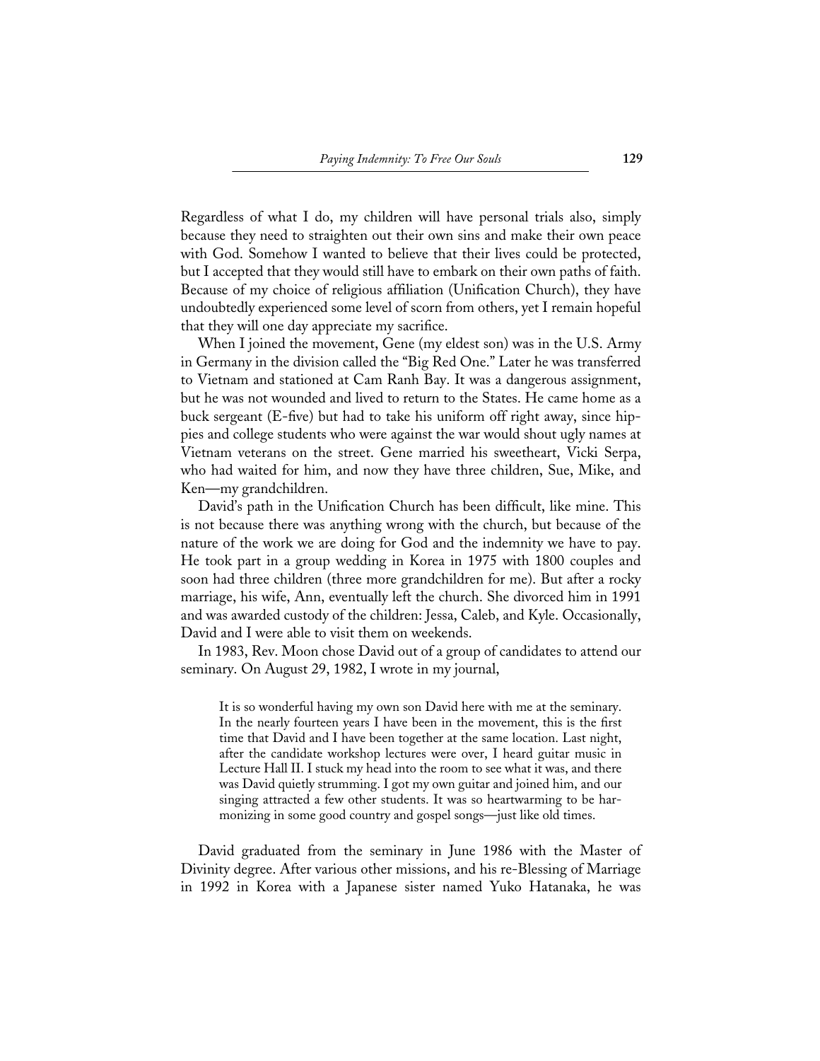Regardless of what I do, my children will have personal trials also, simply because they need to straighten out their own sins and make their own peace with God. Somehow I wanted to believe that their lives could be protected, but I accepted that they would still have to embark on their own paths of faith. Because of my choice of religious affiliation (Unification Church), they have undoubtedly experienced some level of scorn from others, yet I remain hopeful that they will one day appreciate my sacrifice.

When I joined the movement, Gene (my eldest son) was in the U.S. Army in Germany in the division called the "Big Red One." Later he was transferred to Vietnam and stationed at Cam Ranh Bay. It was a dangerous assignment, but he was not wounded and lived to return to the States. He came home as a buck sergeant (E-five) but had to take his uniform off right away, since hippies and college students who were against the war would shout ugly names at Vietnam veterans on the street. Gene married his sweetheart, Vicki Serpa, who had waited for him, and now they have three children, Sue, Mike, and Ken—my grandchildren.

David's path in the Unification Church has been difficult, like mine. This is not because there was anything wrong with the church, but because of the nature of the work we are doing for God and the indemnity we have to pay. He took part in a group wedding in Korea in 1975 with 1800 couples and soon had three children (three more grandchildren for me). But after a rocky marriage, his wife, Ann, eventually left the church. She divorced him in 1991 and was awarded custody of the children: Jessa, Caleb, and Kyle. Occasionally, David and I were able to visit them on weekends.

In 1983, Rev. Moon chose David out of a group of candidates to attend our seminary. On August 29, 1982, I wrote in my journal,

> It is so wonderful having my own son David here with me at the seminary. In the nearly fourteen years I have been in the movement, this is the first time that David and I have been together at the same location. Last night, after the candidate workshop lectures were over, I heard guitar music in Lecture Hall II. I stuck my head into the room to see what it was, and there was David quietly strumming. I got my own guitar and joined him, and our singing attracted a few other students. It was so heartwarming to be harmonizing in some good country and gospel songs—just like old times.

David graduated from the seminary in June 1986 with the Master of Divinity degree. After various other missions, and his re-Blessing of Marriage in 1992 in Korea with a Japanese sister named Yuko Hatanaka, he was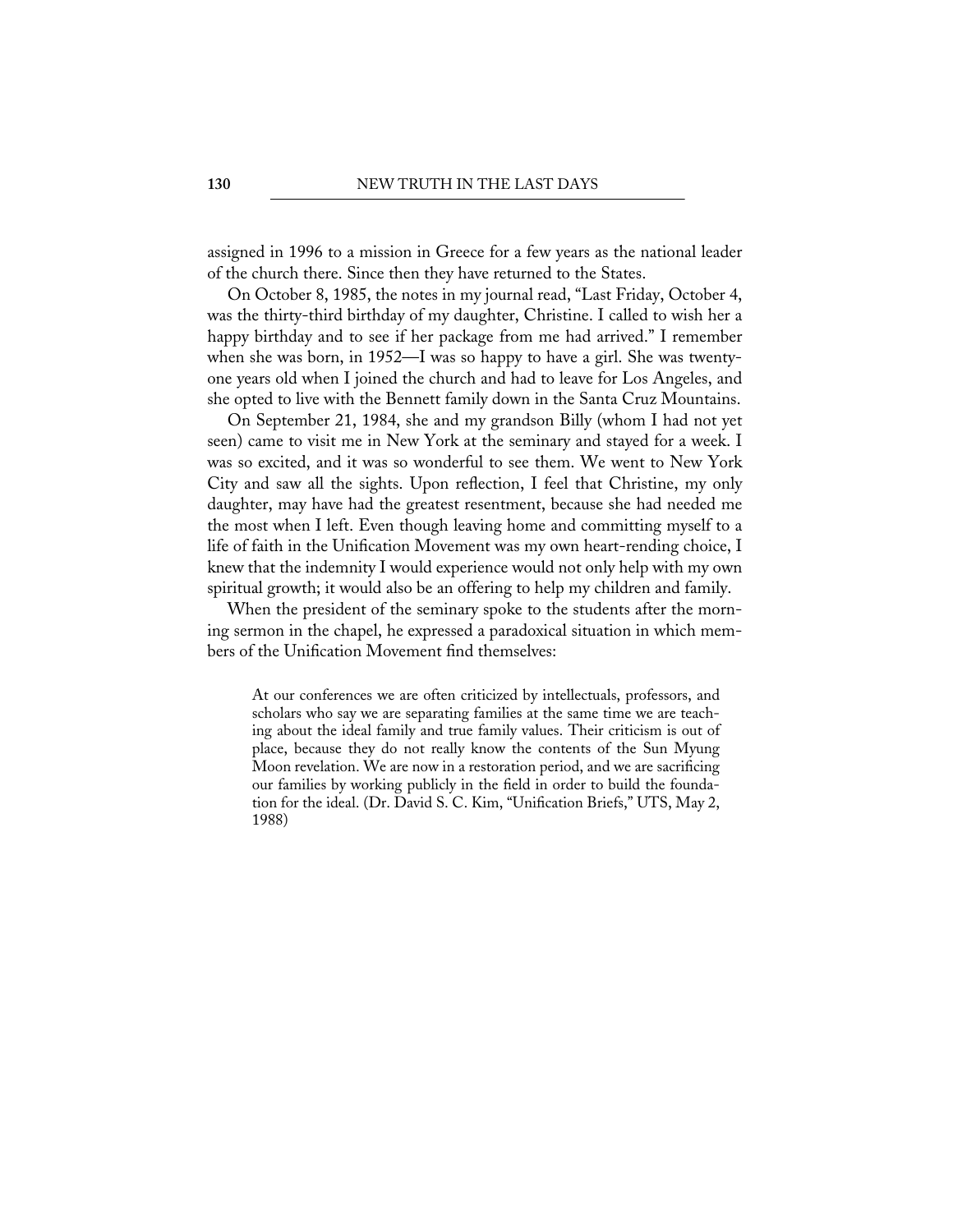assigned in 1996 to a mission in Greece for a few years as the national leader of the church there. Since then they have returned to the States.

On October 8, 1985, the notes in my journal read, "Last Friday, October 4, was the thirty-third birthday of my daughter, Christine. I called to wish her a happy birthday and to see if her package from me had arrived." I remember when she was born, in 1952—I was so happy to have a girl. She was twenty-one years old when I joined the church and had to leave for Los Angeles, and she opted to live with the Bennett family down in the Santa Cruz Mountains.

On September 21, 1984, she and my grandson Billy (whom I had not yet seen) came to visit me in New York at the seminary and stayed for a week. I was so excited, and it was so wonderful to see them. We went to New York City and saw all the sights. Upon reflection, I feel that Christine, my only daughter, may have had the greatest resentment, because she had needed me the most when I left. Even though leaving home and committing myself to a life of faith in the Unification Movement was my own heart-rending choice, I knew that the indemnity I would experience would not only help with my own spiritual growth; it would also be an offering to help my children and family.

When the president of the seminary spoke to the students after the morning sermon in the chapel, he expressed a paradoxical situation in which members of the Unification Movement find themselves:

> At our conferences we are often criticized by intellectuals, professors, and scholars who say we are separating families at the same time we are teaching about the ideal family and true family values. Their criticism is out of place, because they do not really know the contents of the Sun Myung Moon revelation. We are now in a restoration period, and we are sacrificing our families by working publicly in the field in order to build the foundation for the ideal. (Dr. David S. C. Kim, "Unification Briefs," UTS, May 2, 1988)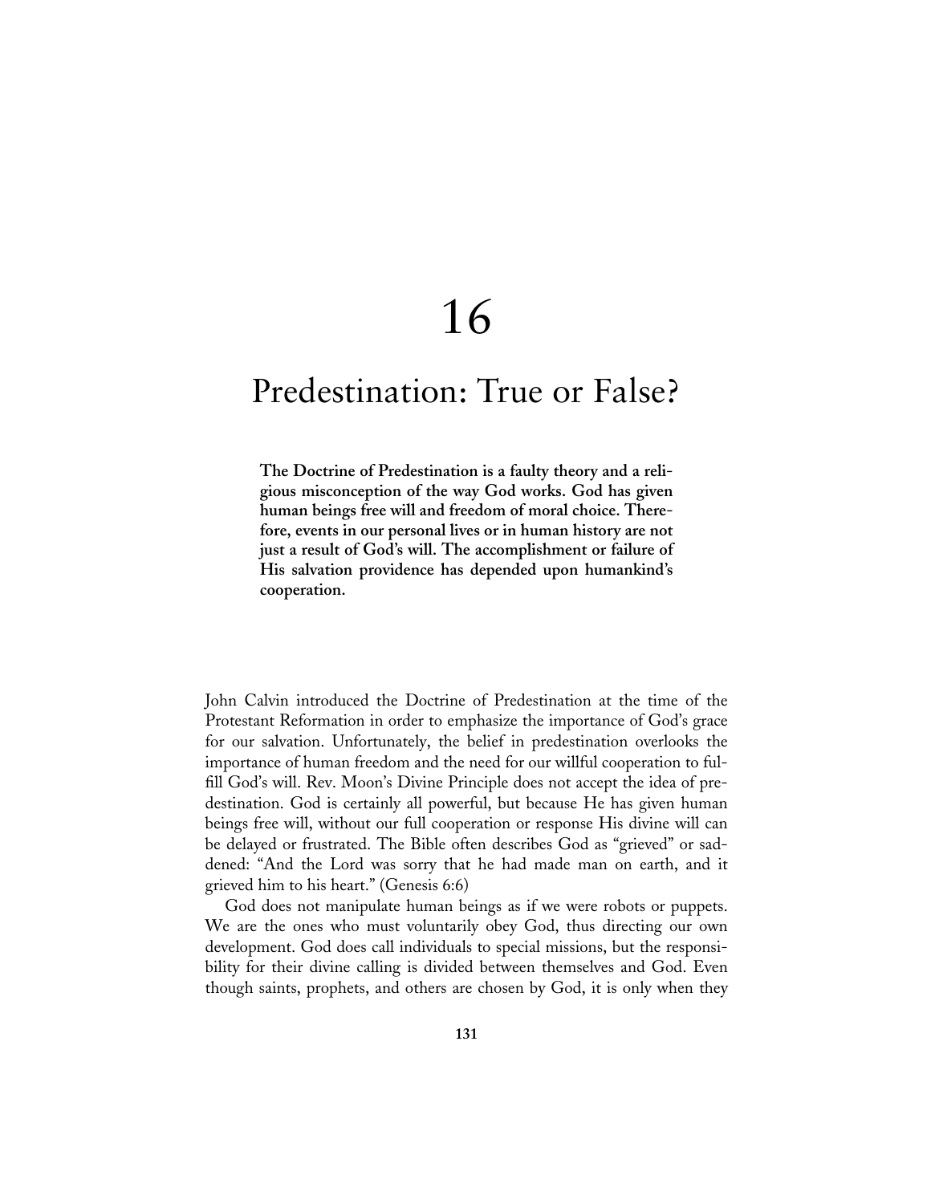# 16

# Predestination: True or False?

**The Doctrine of Predestination is a faulty theory and a religious misconception of the way God works. God has given human beings free will and freedom of moral choice. Therefore, events in our personal lives or in human history are not just a result of God's will. The accomplishment or failure of His salvation providence has depended upon humankind's cooperation.**

John Calvin introduced the Doctrine of Predestination at the time of the Protestant Reformation in order to emphasize the importance of God's grace for our salvation. Unfortunately, the belief in predestination overlooks the importance of human freedom and the need for our willful cooperation to fulfill God's will. Rev. Moon's Divine Principle does not accept the idea of predestination. God is certainly all powerful, but because He has given human beings free will, without our full cooperation or response His divine will can be delayed or frustrated. The Bible often describes God as "grieved" or saddened: "And the Lord was sorry that he had made man on earth, and it grieved him to his heart." (Genesis 6:6)

God does not manipulate human beings as if we were robots or puppets. We are the ones who must voluntarily obey God, thus directing our own development. God does call individuals to special missions, but the responsibility for their divine calling is divided between themselves and God. Even though saints, prophets, and others are chosen by God, it is only when they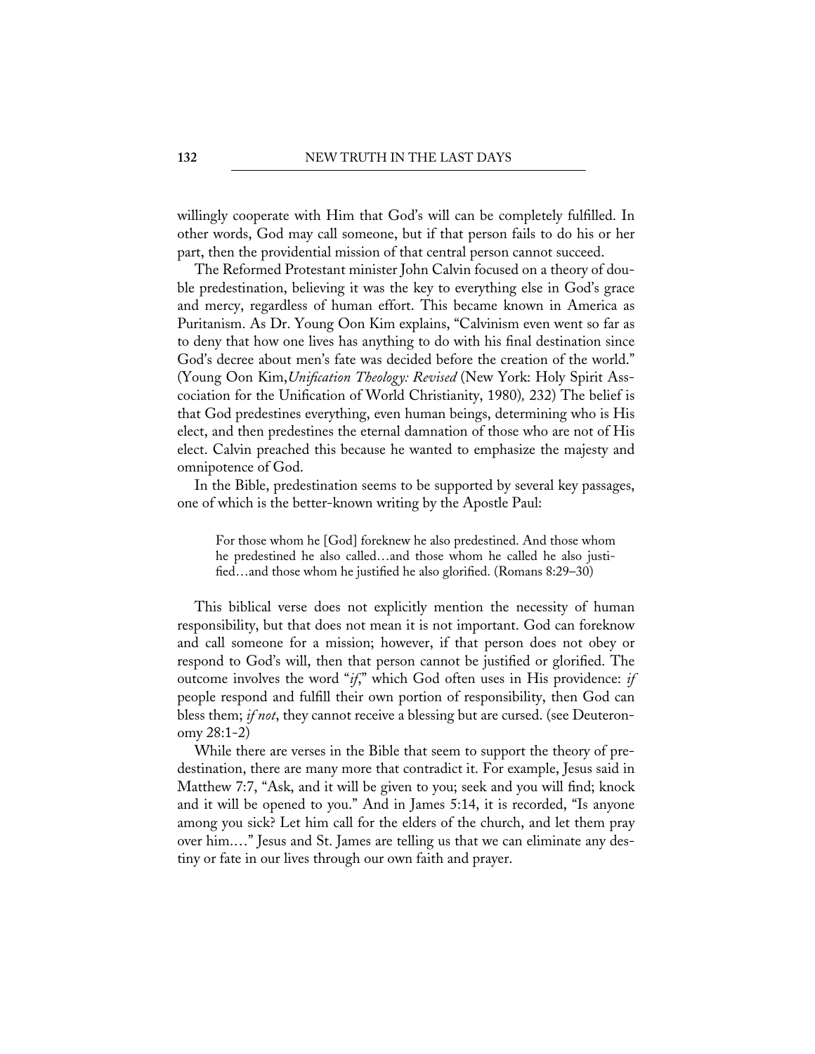willingly cooperate with Him that God's will can be completely fulfilled. In other words, God may call someone, but if that person fails to do his or her part, then the providential mission of that central person cannot succeed.

The Reformed Protestant minister John Calvin focused on a theory of double predestination, believing it was the key to everything else in God's grace and mercy, regardless of human effort. This became known in America as Puritanism. As Dr. Young Oon Kim explains, "Calvinism even went so far as to deny that how one lives has anything to do with his final destination since God's decree about men's fate was decided before the creation of the world." (Young Oon Kim, *Unification Theology: Revised* (New York: Holy Spirit Association for the Unification of World Christianity, 1980), 232) The belief is that God predestines everything, even human beings, determining who is His elect, and then predestines the eternal damnation of those who are not of His elect. Calvin preached this because he wanted to emphasize the majesty and omnipotence of God.

In the Bible, predestination seems to be supported by several key passages, one of which is the better-known writing by the Apostle Paul:

> For those whom he [God] foreknew he also predestined. And those whom he predestined he also called…and those whom he called he also justified…and those whom he justified he also glorified. (Romans 8:29–30)

This biblical verse does not explicitly mention the necessity of human responsibility, but that does not mean it is not important. God can foreknow and call someone for a mission; however, if that person does not obey or respond to God's will, then that person cannot be justified or glorified. The outcome involves the word "*if*," which God often uses in His providence: *if* people respond and fulfill their own portion of responsibility, then God can bless them; *if not*, they cannot receive a blessing but are cursed. (see Deuteronomy 28:1-2)

While there are verses in the Bible that seem to support the theory of predestination, there are many more that contradict it. For example, Jesus said in Matthew 7:7, "Ask, and it will be given to you; seek and you will find; knock and it will be opened to you." And in James 5:14, it is recorded, "Is anyone among you sick? Let him call for the elders of the church, and let them pray over him.…" Jesus and St. James are telling us that we can eliminate any destiny or fate in our lives through our own faith and prayer.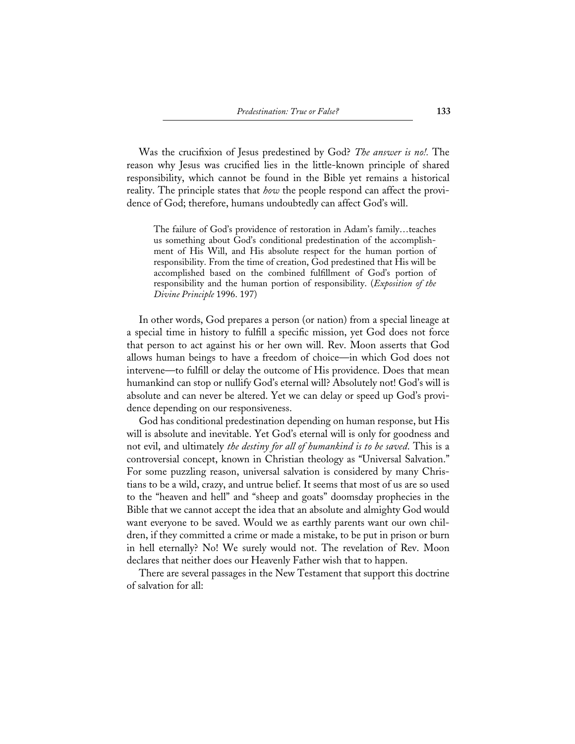Was the crucifixion of Jesus predestined by God? *The answer is no!.* The reason why Jesus was crucified lies in the little-known principle of shared responsibility, which cannot be found in the Bible yet remains a historical reality. The principle states that *how* the people respond can affect the providence of God; therefore, humans undoubtedly can affect God's will.

> The failure of God's providence of restoration in Adam's family…teaches us something about God's conditional predestination of the accomplishment of His Will, and His absolute respect for the human portion of responsibility. From the time of creation, God predestined that His will be accomplished based on the combined fulfillment of God's portion of responsibility and the human portion of responsibility. (*Exposition of the Divine Principle* 1996. 197)

In other words, God prepares a person (or nation) from a special lineage at a special time in history to fulfill a specific mission, yet God does not force that person to act against his or her own will. Rev. Moon asserts that God allows human beings to have a freedom of choice—in which God does not intervene—to fulfill or delay the outcome of His providence. Does that mean humankind can stop or nullify God's eternal will? Absolutely not! God's will is absolute and can never be altered. Yet we can delay or speed up God's providence depending on our responsiveness.

God has conditional predestination depending on human response, but His will is absolute and inevitable. Yet God's eternal will is only for goodness and not evil, and ultimately *the destiny for all of humankind is to be saved*. This is a controversial concept, known in Christian theology as "Universal Salvation." For some puzzling reason, universal salvation is considered by many Christians to be a wild, crazy, and untrue belief. It seems that most of us are so used to the "heaven and hell" and "sheep and goats" doomsday prophecies in the Bible that we cannot accept the idea that an absolute and almighty God would want everyone to be saved. Would we as earthly parents want our own children, if they committed a crime or made a mistake, to be put in prison or burn in hell eternally? No! We surely would not. The revelation of Rev. Moon declares that neither does our Heavenly Father wish that to happen.

There are several passages in the New Testament that support this doctrine of salvation for all: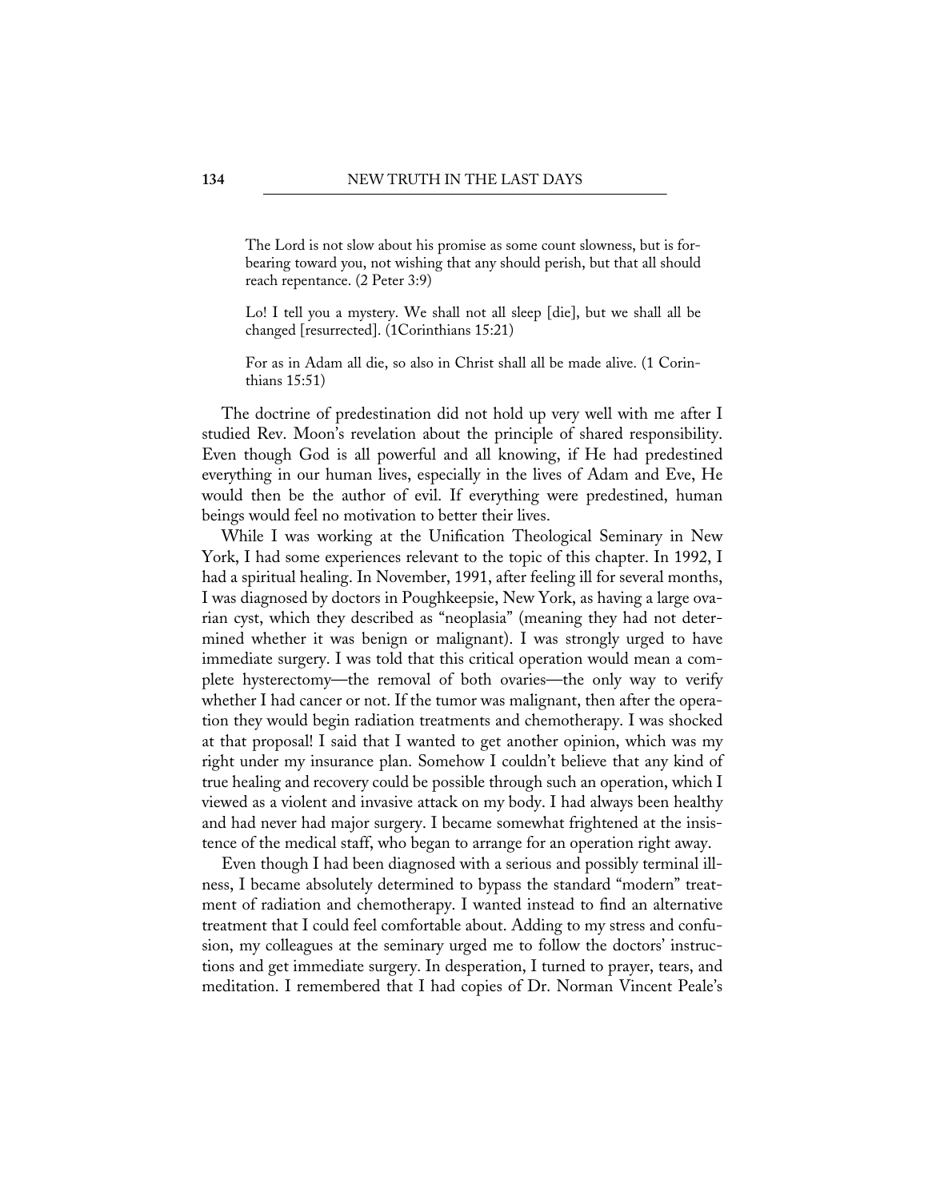> The Lord is not slow about his promise as some count slowness, but is forbearing toward you, not wishing that any should perish, but that all should reach repentance. (2 Peter 3:9)

> Lo! I tell you a mystery. We shall not all sleep [die], but we shall all be changed [resurrected]. (1Corinthians 15:21)

> For as in Adam all die, so also in Christ shall all be made alive. (1 Corinthians 15:51)

The doctrine of predestination did not hold up very well with me after I studied Rev. Moon's revelation about the principle of shared responsibility. Even though God is all powerful and all knowing, if He had predestined everything in our human lives, especially in the lives of Adam and Eve, He would then be the author of evil. If everything were predestined, human beings would feel no motivation to better their lives.

While I was working at the Unification Theological Seminary in New York, I had some experiences relevant to the topic of this chapter. In 1992, I had a spiritual healing. In November, 1991, after feeling ill for several months, I was diagnosed by doctors in Poughkeepsie, New York, as having a large ovarian cyst, which they described as "neoplasia" (meaning they had not determined whether it was benign or malignant). I was strongly urged to have immediate surgery. I was told that this critical operation would mean a complete hysterectomy—the removal of both ovaries—the only way to verify whether I had cancer or not. If the tumor was malignant, then after the operation they would begin radiation treatments and chemotherapy. I was shocked at that proposal! I said that I wanted to get another opinion, which was my right under my insurance plan. Somehow I couldn't believe that any kind of true healing and recovery could be possible through such an operation, which I viewed as a violent and invasive attack on my body. I had always been healthy and had never had major surgery. I became somewhat frightened at the insistence of the medical staff, who began to arrange for an operation right away.

Even though I had been diagnosed with a serious and possibly terminal illness, I became absolutely determined to bypass the standard "modern" treatment of radiation and chemotherapy. I wanted instead to find an alternative treatment that I could feel comfortable about. Adding to my stress and confusion, my colleagues at the seminary urged me to follow the doctors' instructions and get immediate surgery. In desperation, I turned to prayer, tears, and meditation. I remembered that I had copies of Dr. Norman Vincent Peale's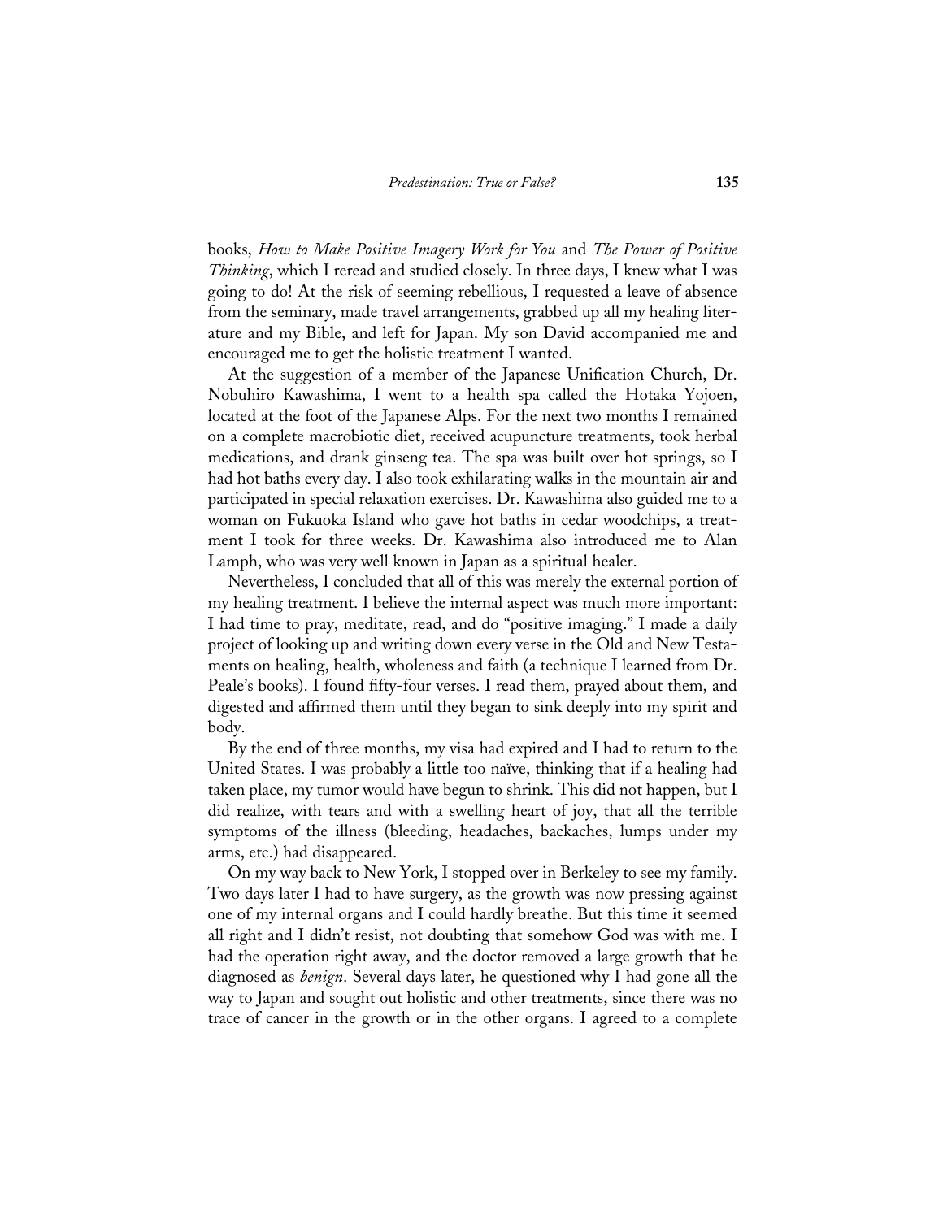books, *How to Make Positive Imagery Work for You* and *The Power of Positive Thinking*, which I reread and studied closely. In three days, I knew what I was going to do! At the risk of seeming rebellious, I requested a leave of absence from the seminary, made travel arrangements, grabbed up all my healing literature and my Bible, and left for Japan. My son David accompanied me and encouraged me to get the holistic treatment I wanted.

At the suggestion of a member of the Japanese Unification Church, Dr. Nobuhiro Kawashima, I went to a health spa called the Hotaka Yojoen, located at the foot of the Japanese Alps. For the next two months I remained on a complete macrobiotic diet, received acupuncture treatments, took herbal medications, and drank ginseng tea. The spa was built over hot springs, so I had hot baths every day. I also took exhilarating walks in the mountain air and participated in special relaxation exercises. Dr. Kawashima also guided me to a woman on Fukuoka Island who gave hot baths in cedar woodchips, a treatment I took for three weeks. Dr. Kawashima also introduced me to Alan Lamph, who was very well known in Japan as a spiritual healer.

Nevertheless, I concluded that all of this was merely the external portion of my healing treatment. I believe the internal aspect was much more important: I had time to pray, meditate, read, and do "positive imaging." I made a daily project of looking up and writing down every verse in the Old and New Testaments on healing, health, wholeness and faith (a technique I learned from Dr. Peale's books). I found fifty-four verses. I read them, prayed about them, and digested and affirmed them until they began to sink deeply into my spirit and body.

By the end of three months, my visa had expired and I had to return to the United States. I was probably a little too naïve, thinking that if a healing had taken place, my tumor would have begun to shrink. This did not happen, but I did realize, with tears and with a swelling heart of joy, that all the terrible symptoms of the illness (bleeding, headaches, backaches, lumps under my arms, etc.) had disappeared.

On my way back to New York, I stopped over in Berkeley to see my family. Two days later I had to have surgery, as the growth was now pressing against one of my internal organs and I could hardly breathe. But this time it seemed all right and I didn't resist, not doubting that somehow God was with me. I had the operation right away, and the doctor removed a large growth that he diagnosed as *benign*. Several days later, he questioned why I had gone all the way to Japan and sought out holistic and other treatments, since there was no trace of cancer in the growth or in the other organs. I agreed to a complete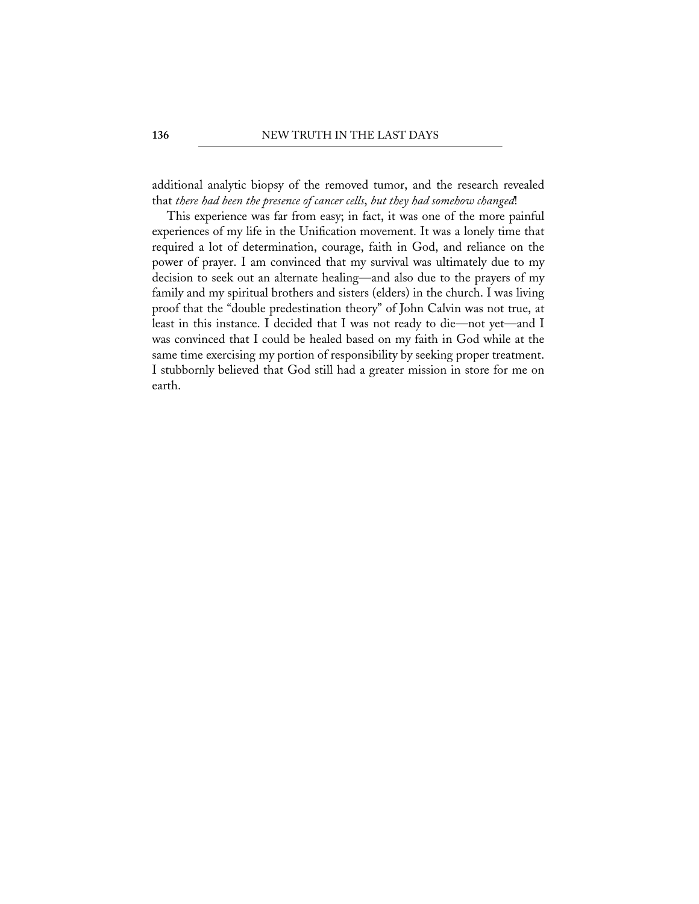additional analytic biopsy of the removed tumor, and the research revealed that *there had been the presence of cancer cells, but they had somehow changed*!

This experience was far from easy; in fact, it was one of the more painful experiences of my life in the Unification movement. It was a lonely time that required a lot of determination, courage, faith in God, and reliance on the power of prayer. I am convinced that my survival was ultimately due to my decision to seek out an alternate healing—and also due to the prayers of my family and my spiritual brothers and sisters (elders) in the church. I was living proof that the "double predestination theory" of John Calvin was not true, at least in this instance. I decided that I was not ready to die—not yet—and I was convinced that I could be healed based on my faith in God while at the same time exercising my portion of responsibility by seeking proper treatment. I stubbornly believed that God still had a greater mission in store for me on earth.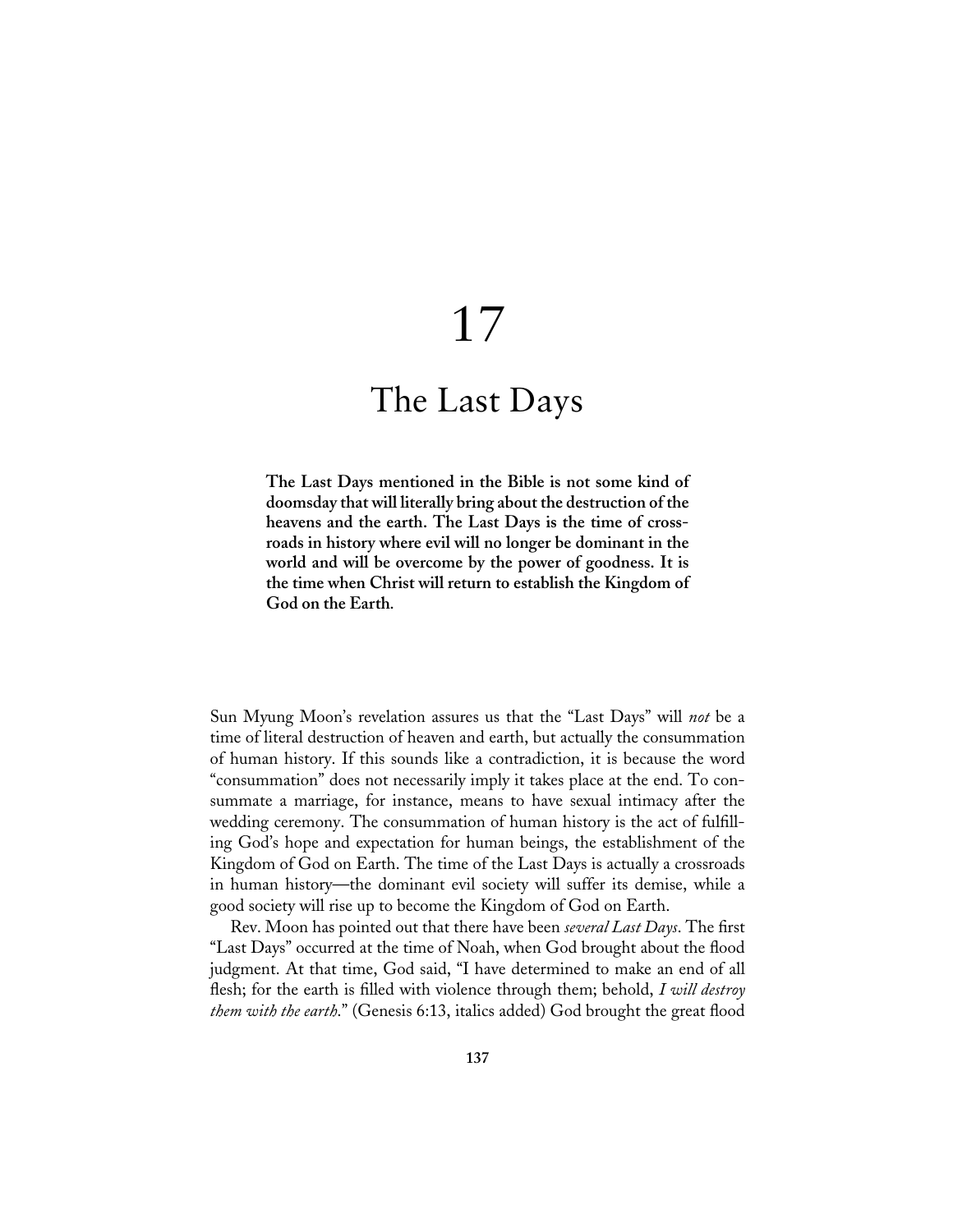# 17

# The Last Days

**The Last Days mentioned in the Bible is not some kind of doomsday that will literally bring about the destruction of the heavens and the earth. The Last Days is the time of crossroads in history where evil will no longer be dominant in the world and will be overcome by the power of goodness. It is the time when Christ will return to establish the Kingdom of God on the Earth.**

Sun Myung Moon's revelation assures us that the "Last Days" will *not* be a time of literal destruction of heaven and earth, but actually the consummation of human history. If this sounds like a contradiction, it is because the word "consummation" does not necessarily imply it takes place at the end. To consummate a marriage, for instance, means to have sexual intimacy after the wedding ceremony. The consummation of human history is the act of fulfilling God's hope and expectation for human beings, the establishment of the Kingdom of God on Earth. The time of the Last Days is actually a crossroads in human history—the dominant evil society will suffer its demise, while a good society will rise up to become the Kingdom of God on Earth.

Rev. Moon has pointed out that there have been *several Last Days*. The first "Last Days" occurred at the time of Noah, when God brought about the flood judgment. At that time, God said, "I have determined to make an end of all flesh; for the earth is filled with violence through them; behold, *I will destroy them with the earth*." (Genesis 6:13, italics added) God brought the great flood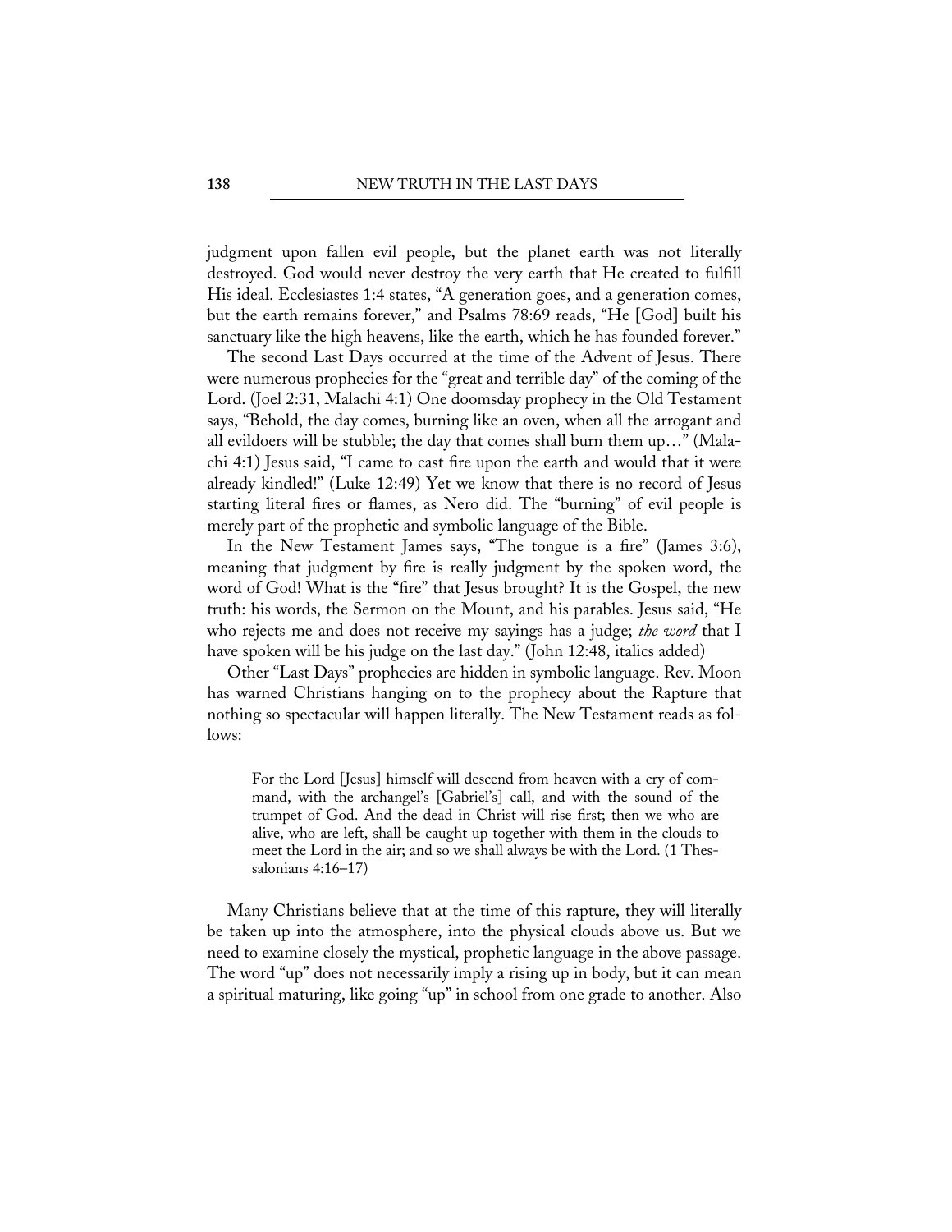judgment upon fallen evil people, but the planet earth was not literally destroyed. God would never destroy the very earth that He created to fulfill His ideal. Ecclesiastes 1:4 states, "A generation goes, and a generation comes, but the earth remains forever," and Psalms 78:69 reads, "He [God] built his sanctuary like the high heavens, like the earth, which he has founded forever."

The second Last Days occurred at the time of the Advent of Jesus. There were numerous prophecies for the "great and terrible day" of the coming of the Lord. (Joel 2:31, Malachi 4:1) One doomsday prophecy in the Old Testament says, "Behold, the day comes, burning like an oven, when all the arrogant and all evildoers will be stubble; the day that comes shall burn them up…" (Malachi 4:1) Jesus said, "I came to cast fire upon the earth and would that it were already kindled!" (Luke 12:49) Yet we know that there is no record of Jesus starting literal fires or flames, as Nero did. The "burning" of evil people is merely part of the prophetic and symbolic language of the Bible.

In the New Testament James says, "The tongue is a fire" (James 3:6), meaning that judgment by fire is really judgment by the spoken word, the word of God! What is the "fire" that Jesus brought? It is the Gospel, the new truth: his words, the Sermon on the Mount, and his parables. Jesus said, "He who rejects me and does not receive my sayings has a judge; *the word* that I have spoken will be his judge on the last day." (John 12:48, italics added)

Other "Last Days" prophecies are hidden in symbolic language. Rev. Moon has warned Christians hanging on to the prophecy about the Rapture that nothing so spectacular will happen literally. The New Testament reads as follows:

> For the Lord [Jesus] himself will descend from heaven with a cry of command, with the archangel's [Gabriel's] call, and with the sound of the trumpet of God. And the dead in Christ will rise first; then we who are alive, who are left, shall be caught up together with them in the clouds to meet the Lord in the air; and so we shall always be with the Lord. (1 Thessalonians 4:16–17)

Many Christians believe that at the time of this rapture, they will literally be taken up into the atmosphere, into the physical clouds above us. But we need to examine closely the mystical, prophetic language in the above passage. The word "up" does not necessarily imply a rising up in body, but it can mean a spiritual maturing, like going "up" in school from one grade to another. Also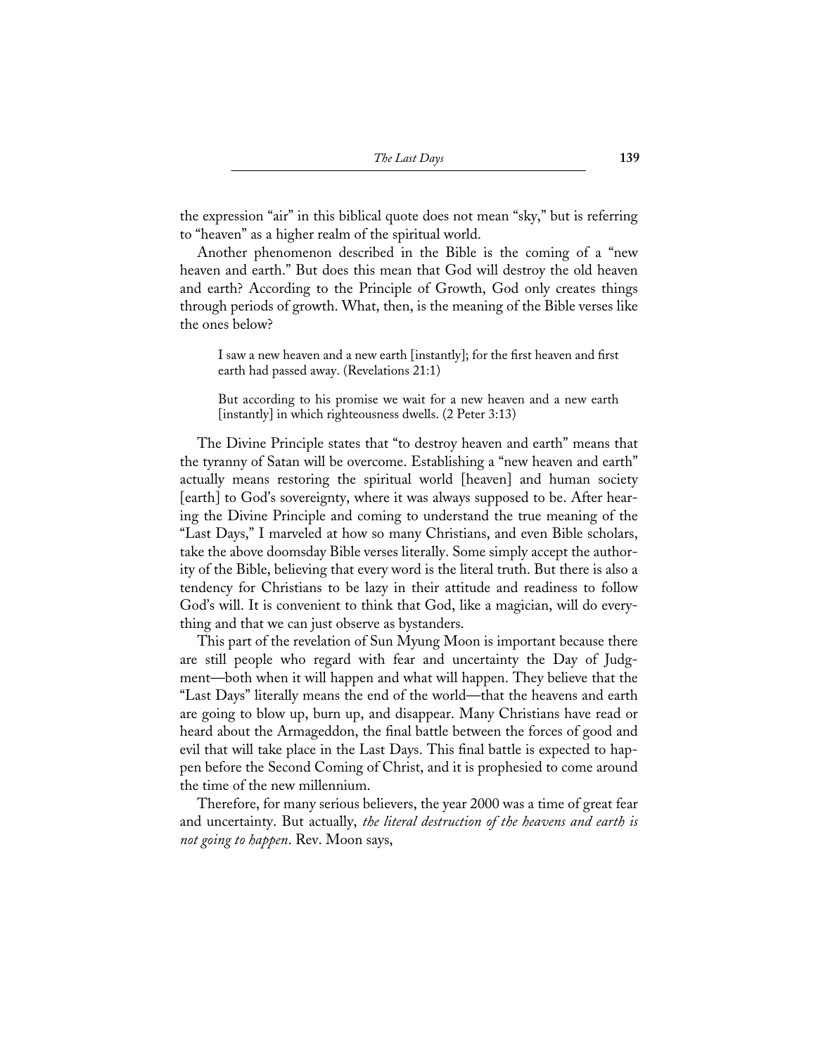the expression "air" in this biblical quote does not mean "sky," but is referring to "heaven" as a higher realm of the spiritual world.

Another phenomenon described in the Bible is the coming of a "new heaven and earth." But does this mean that God will destroy the old heaven and earth? According to the Principle of Growth, God only creates things through periods of growth. What, then, is the meaning of the Bible verses like the ones below?

> I saw a new heaven and a new earth [instantly]; for the first heaven and first earth had passed away. (Revelations 21:1)

> But according to his promise we wait for a new heaven and a new earth [instantly] in which righteousness dwells. (2 Peter 3:13)

The Divine Principle states that "to destroy heaven and earth" means that the tyranny of Satan will be overcome. Establishing a "new heaven and earth" actually means restoring the spiritual world [heaven] and human society [earth] to God's sovereignty, where it was always supposed to be. After hearing the Divine Principle and coming to understand the true meaning of the "Last Days," I marveled at how so many Christians, and even Bible scholars, take the above doomsday Bible verses literally. Some simply accept the authority of the Bible, believing that every word is the literal truth. But there is also a tendency for Christians to be lazy in their attitude and readiness to follow God's will. It is convenient to think that God, like a magician, will do everything and that we can just observe as bystanders.

This part of the revelation of Sun Myung Moon is important because there are still people who regard with fear and uncertainty the Day of Judgment—both when it will happen and what will happen. They believe that the "Last Days" literally means the end of the world—that the heavens and earth are going to blow up, burn up, and disappear. Many Christians have read or heard about the Armageddon, the final battle between the forces of good and evil that will take place in the Last Days. This final battle is expected to happen before the Second Coming of Christ, and it is prophesied to come around the time of the new millennium.

Therefore, for many serious believers, the year 2000 was a time of great fear and uncertainty. But actually, *the literal destruction of the heavens and earth is not going to happen*. Rev. Moon says,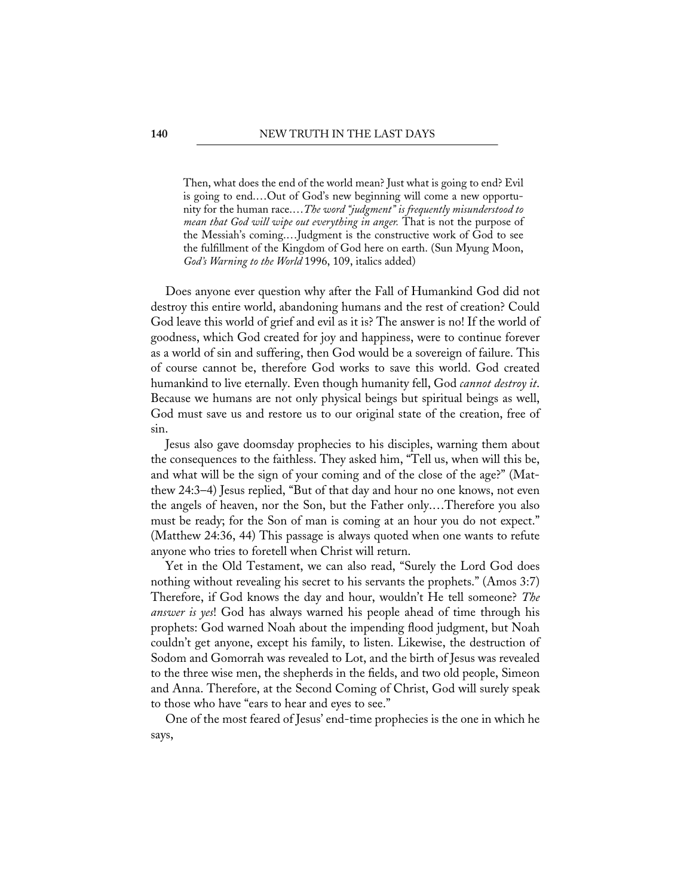> Then, what does the end of the world mean? Just what is going to end? Evil is going to end.…Out of God's new beginning will come a new opportunity for the human race.…*The word "judgment" is frequently misunderstood to mean that God will wipe out everything in anger.* That is not the purpose of the Messiah's coming.…Judgment is the constructive work of God to see the fulfillment of the Kingdom of God here on earth. (Sun Myung Moon, *God's Warning to the World* 1996, 109, italics added)

Does anyone ever question why after the Fall of Humankind God did not destroy this entire world, abandoning humans and the rest of creation? Could God leave this world of grief and evil as it is? The answer is no! If the world of goodness, which God created for joy and happiness, were to continue forever as a world of sin and suffering, then God would be a sovereign of failure. This of course cannot be, therefore God works to save this world. God created humankind to live eternally. Even though humanity fell, God *cannot destroy it*. Because we humans are not only physical beings but spiritual beings as well, God must save us and restore us to our original state of the creation, free of sin.

Jesus also gave doomsday prophecies to his disciples, warning them about the consequences to the faithless. They asked him, "Tell us, when will this be, and what will be the sign of your coming and of the close of the age?" (Matthew 24:3–4) Jesus replied, "But of that day and hour no one knows, not even the angels of heaven, nor the Son, but the Father only.…Therefore you also must be ready; for the Son of man is coming at an hour you do not expect." (Matthew 24:36, 44) This passage is always quoted when one wants to refute anyone who tries to foretell when Christ will return.

Yet in the Old Testament, we can also read, "Surely the Lord God does nothing without revealing his secret to his servants the prophets." (Amos 3:7) Therefore, if God knows the day and hour, wouldn't He tell someone? *The answer is yes*! God has always warned his people ahead of time through his prophets: God warned Noah about the impending flood judgment, but Noah couldn't get anyone, except his family, to listen. Likewise, the destruction of Sodom and Gomorrah was revealed to Lot, and the birth of Jesus was revealed to the three wise men, the shepherds in the fields, and two old people, Simeon and Anna. Therefore, at the Second Coming of Christ, God will surely speak to those who have "ears to hear and eyes to see."

One of the most feared of Jesus' end-time prophecies is the one in which he says,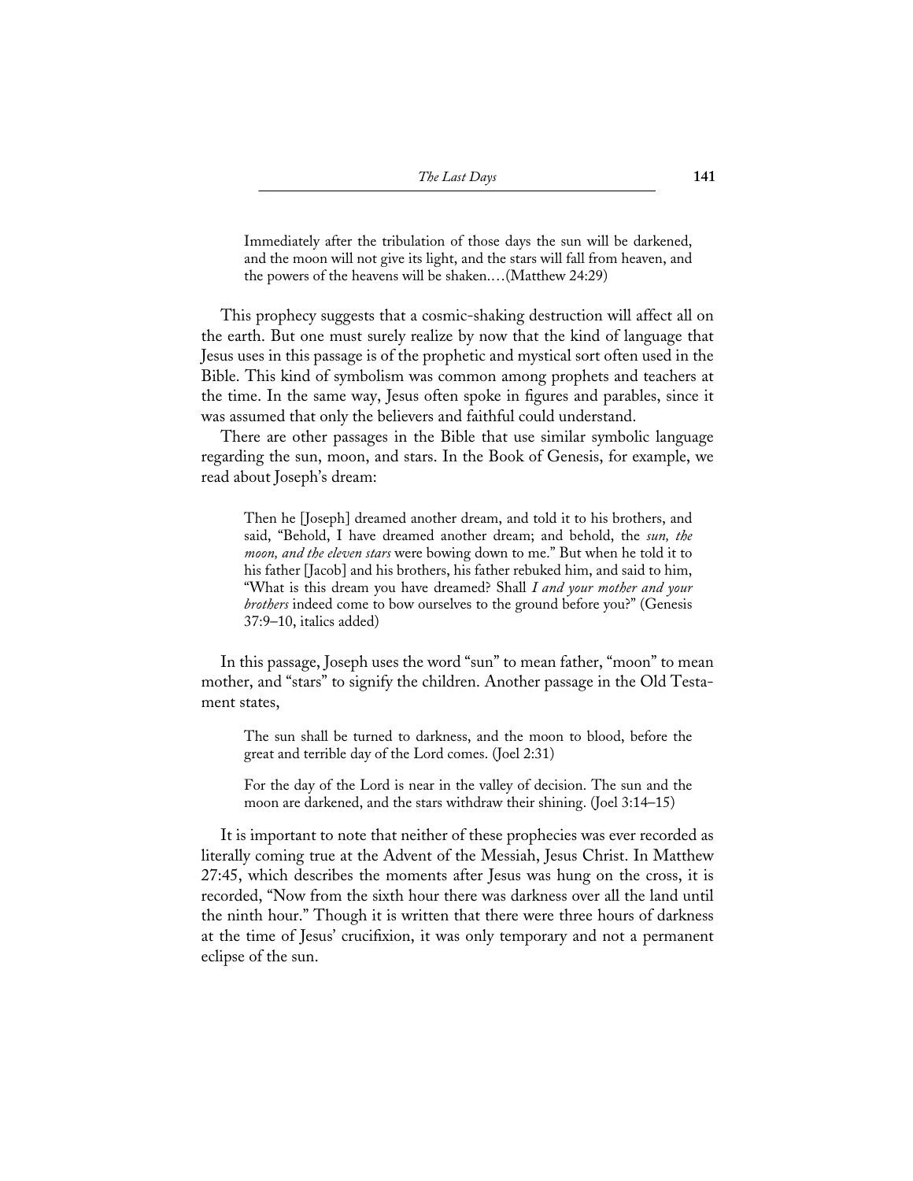> Immediately after the tribulation of those days the sun will be darkened, and the moon will not give its light, and the stars will fall from heaven, and the powers of the heavens will be shaken.…(Matthew 24:29)

This prophecy suggests that a cosmic-shaking destruction will affect all on the earth. But one must surely realize by now that the kind of language that Jesus uses in this passage is of the prophetic and mystical sort often used in the Bible. This kind of symbolism was common among prophets and teachers at the time. In the same way, Jesus often spoke in figures and parables, since it was assumed that only the believers and faithful could understand.

There are other passages in the Bible that use similar symbolic language regarding the sun, moon, and stars. In the Book of Genesis, for example, we read about Joseph's dream:

> Then he [Joseph] dreamed another dream, and told it to his brothers, and said, "Behold, I have dreamed another dream; and behold, the *sun, the moon, and the eleven stars* were bowing down to me." But when he told it to his father [Jacob] and his brothers, his father rebuked him, and said to him, "What is this dream you have dreamed? Shall *I and your mother and your brothers* indeed come to bow ourselves to the ground before you?" (Genesis 37:9–10, italics added)

In this passage, Joseph uses the word "sun" to mean father, "moon" to mean mother, and "stars" to signify the children. Another passage in the Old Testament states,

> The sun shall be turned to darkness, and the moon to blood, before the great and terrible day of the Lord comes. (Joel 2:31)
>
> For the day of the Lord is near in the valley of decision. The sun and the moon are darkened, and the stars withdraw their shining. (Joel 3:14–15)

It is important to note that neither of these prophecies was ever recorded as literally coming true at the Advent of the Messiah, Jesus Christ. In Matthew 27:45, which describes the moments after Jesus was hung on the cross, it is recorded, "Now from the sixth hour there was darkness over all the land until the ninth hour." Though it is written that there were three hours of darkness at the time of Jesus' crucifixion, it was only temporary and not a permanent eclipse of the sun.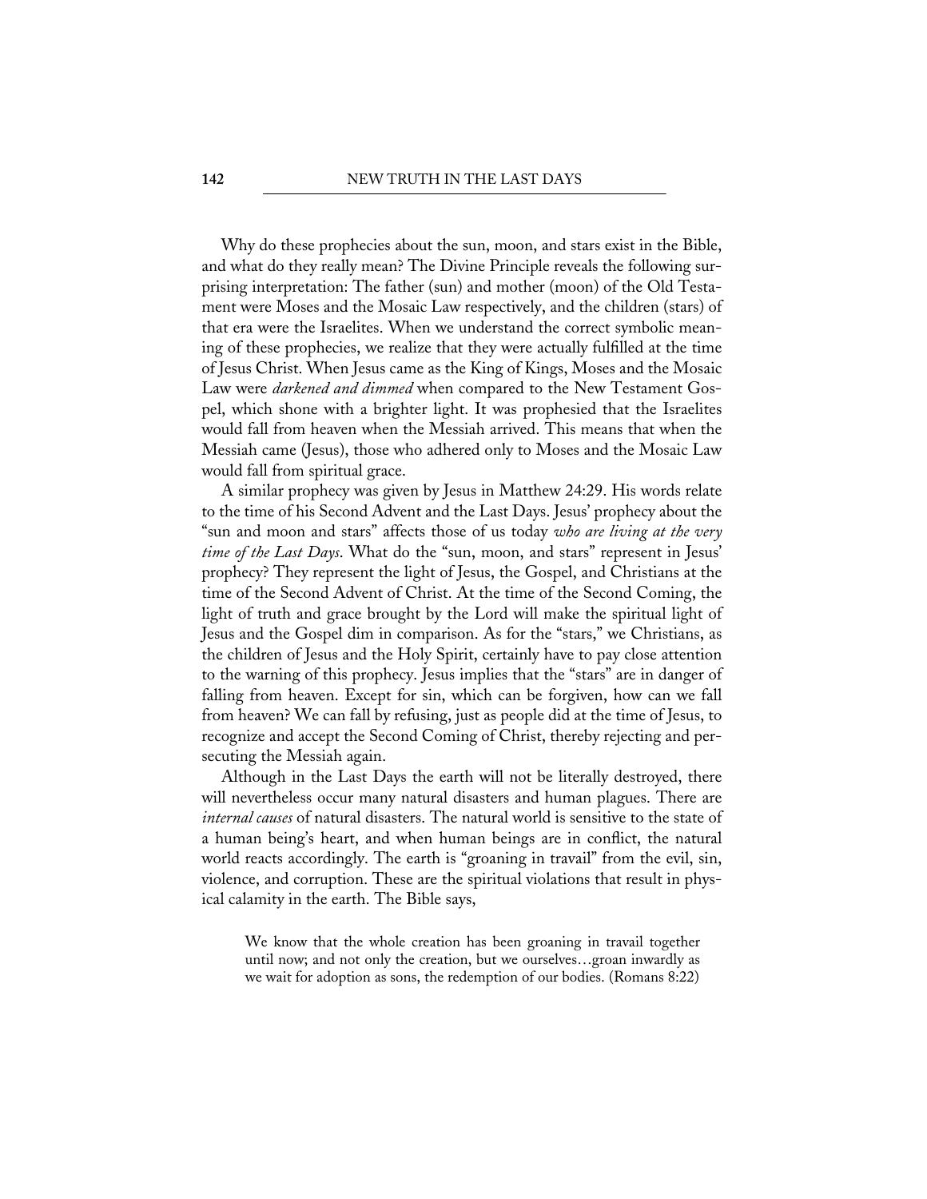Why do these prophecies about the sun, moon, and stars exist in the Bible, and what do they really mean? The Divine Principle reveals the following surprising interpretation: The father (sun) and mother (moon) of the Old Testament were Moses and the Mosaic Law respectively, and the children (stars) of that era were the Israelites. When we understand the correct symbolic meaning of these prophecies, we realize that they were actually fulfilled at the time of Jesus Christ. When Jesus came as the King of Kings, Moses and the Mosaic Law were *darkened and dimmed* when compared to the New Testament Gospel, which shone with a brighter light. It was prophesied that the Israelites would fall from heaven when the Messiah arrived. This means that when the Messiah came (Jesus), those who adhered only to Moses and the Mosaic Law would fall from spiritual grace.

A similar prophecy was given by Jesus in Matthew 24:29. His words relate to the time of his Second Advent and the Last Days. Jesus' prophecy about the "sun and moon and stars" affects those of us today *who are living at the very time of the Last Days*. What do the "sun, moon, and stars" represent in Jesus' prophecy? They represent the light of Jesus, the Gospel, and Christians at the time of the Second Advent of Christ. At the time of the Second Coming, the light of truth and grace brought by the Lord will make the spiritual light of Jesus and the Gospel dim in comparison. As for the "stars," we Christians, as the children of Jesus and the Holy Spirit, certainly have to pay close attention to the warning of this prophecy. Jesus implies that the "stars" are in danger of falling from heaven. Except for sin, which can be forgiven, how can we fall from heaven? We can fall by refusing, just as people did at the time of Jesus, to recognize and accept the Second Coming of Christ, thereby rejecting and persecuting the Messiah again.

Although in the Last Days the earth will not be literally destroyed, there will nevertheless occur many natural disasters and human plagues. There are *internal causes* of natural disasters. The natural world is sensitive to the state of a human being's heart, and when human beings are in conflict, the natural world reacts accordingly. The earth is "groaning in travail" from the evil, sin, violence, and corruption. These are the spiritual violations that result in physical calamity in the earth. The Bible says,

> We know that the whole creation has been groaning in travail together until now; and not only the creation, but we ourselves…groan inwardly as we wait for adoption as sons, the redemption of our bodies. (Romans 8:22)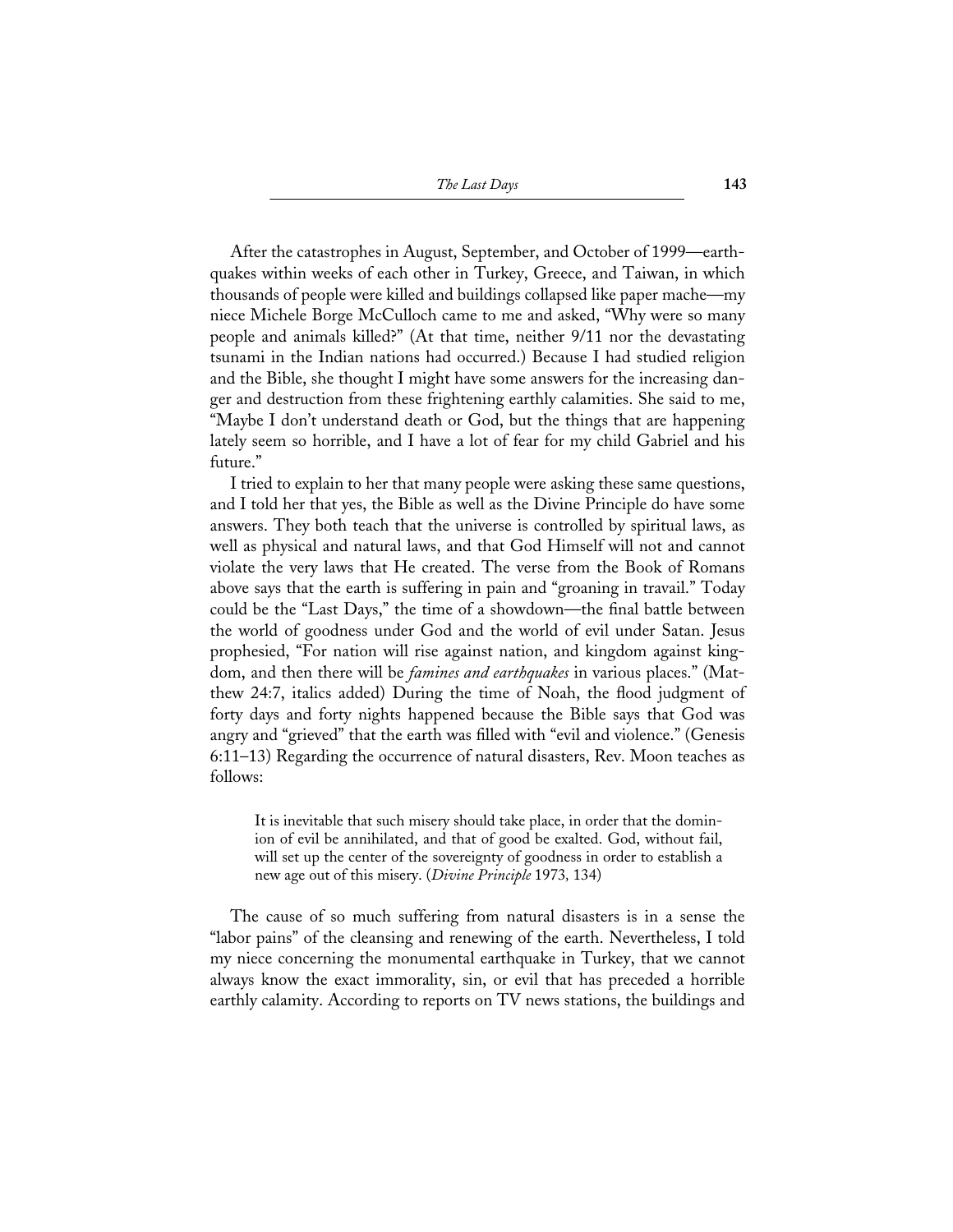After the catastrophes in August, September, and October of 1999—earthquakes within weeks of each other in Turkey, Greece, and Taiwan, in which thousands of people were killed and buildings collapsed like paper mache—my niece Michele Borge McCulloch came to me and asked, "Why were so many people and animals killed?" (At that time, neither 9/11 nor the devastating tsunami in the Indian nations had occurred.) Because I had studied religion and the Bible, she thought I might have some answers for the increasing danger and destruction from these frightening earthly calamities. She said to me, "Maybe I don't understand death or God, but the things that are happening lately seem so horrible, and I have a lot of fear for my child Gabriel and his future."

I tried to explain to her that many people were asking these same questions, and I told her that yes, the Bible as well as the Divine Principle do have some answers. They both teach that the universe is controlled by spiritual laws, as well as physical and natural laws, and that God Himself will not and cannot violate the very laws that He created. The verse from the Book of Romans above says that the earth is suffering in pain and "groaning in travail." Today could be the "Last Days," the time of a showdown—the final battle between the world of goodness under God and the world of evil under Satan. Jesus prophesied, "For nation will rise against nation, and kingdom against kingdom, and then there will be *famines and earthquakes* in various places." (Matthew 24:7, italics added) During the time of Noah, the flood judgment of forty days and forty nights happened because the Bible says that God was angry and "grieved" that the earth was filled with "evil and violence." (Genesis 6:11–13) Regarding the occurrence of natural disasters, Rev. Moon teaches as follows:

> It is inevitable that such misery should take place, in order that the dominion of evil be annihilated, and that of good be exalted. God, without fail, will set up the center of the sovereignty of goodness in order to establish a new age out of this misery. (*Divine Principle* 1973*,* 134)

The cause of so much suffering from natural disasters is in a sense the "labor pains" of the cleansing and renewing of the earth. Nevertheless, I told my niece concerning the monumental earthquake in Turkey, that we cannot always know the exact immorality, sin, or evil that has preceded a horrible earthly calamity. According to reports on TV news stations, the buildings and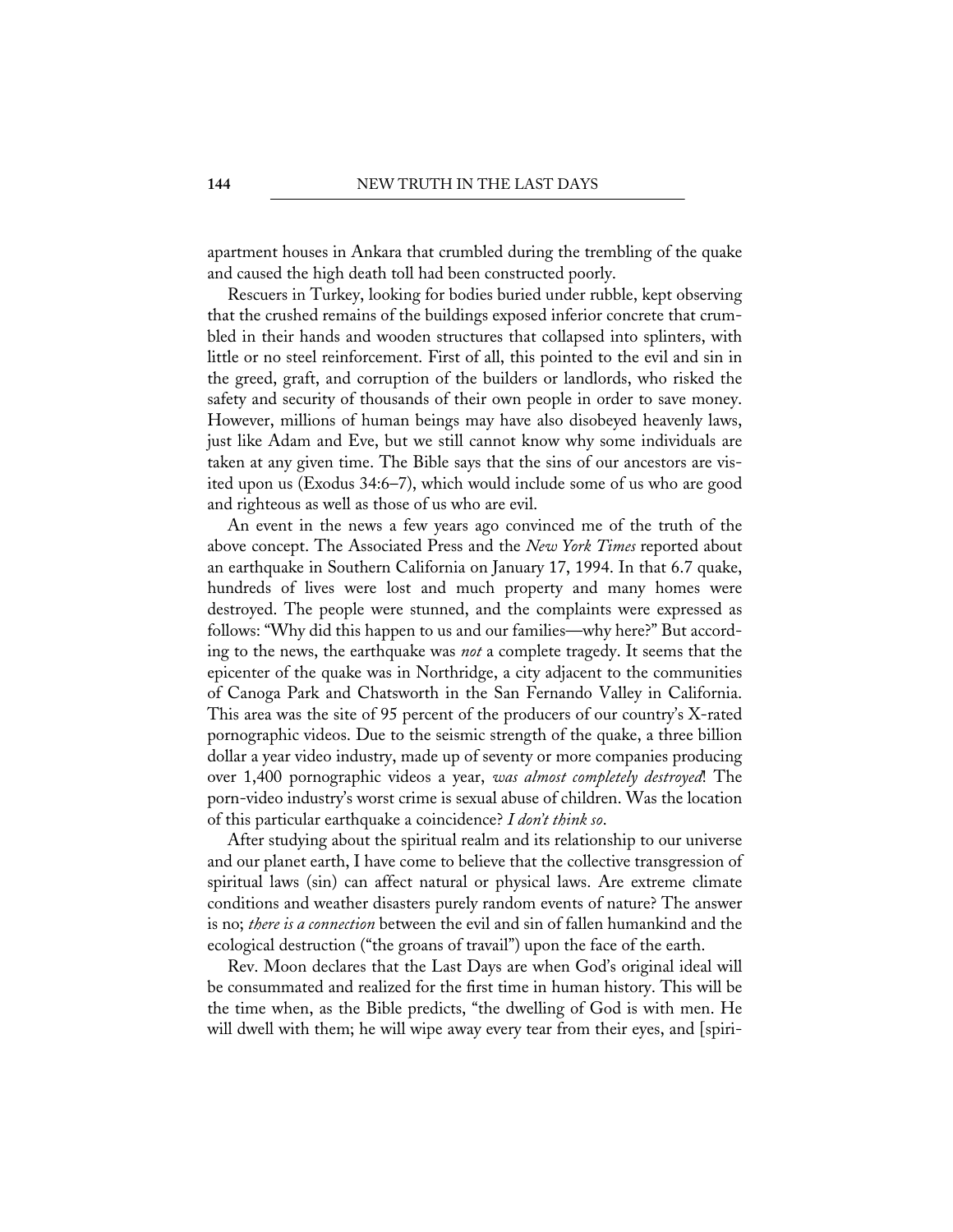apartment houses in Ankara that crumbled during the trembling of the quake and caused the high death toll had been constructed poorly.

Rescuers in Turkey, looking for bodies buried under rubble, kept observing that the crushed remains of the buildings exposed inferior concrete that crumbled in their hands and wooden structures that collapsed into splinters, with little or no steel reinforcement. First of all, this pointed to the evil and sin in the greed, graft, and corruption of the builders or landlords, who risked the safety and security of thousands of their own people in order to save money. However, millions of human beings may have also disobeyed heavenly laws, just like Adam and Eve, but we still cannot know why some individuals are taken at any given time. The Bible says that the sins of our ancestors are visited upon us (Exodus 34:6–7), which would include some of us who are good and righteous as well as those of us who are evil.

An event in the news a few years ago convinced me of the truth of the above concept. The Associated Press and the *New York Times* reported about an earthquake in Southern California on January 17, 1994. In that 6.7 quake, hundreds of lives were lost and much property and many homes were destroyed. The people were stunned, and the complaints were expressed as follows: "Why did this happen to us and our families—why here?" But according to the news, the earthquake was *not* a complete tragedy. It seems that the epicenter of the quake was in Northridge, a city adjacent to the communities of Canoga Park and Chatsworth in the San Fernando Valley in California. This area was the site of 95 percent of the producers of our country's X-rated pornographic videos. Due to the seismic strength of the quake, a three billion dollar a year video industry, made up of seventy or more companies producing over 1,400 pornographic videos a year, *was almost completely destroyed*! The porn-video industry's worst crime is sexual abuse of children. Was the location of this particular earthquake a coincidence? *I don't think so*.

After studying about the spiritual realm and its relationship to our universe and our planet earth, I have come to believe that the collective transgression of spiritual laws (sin) can affect natural or physical laws. Are extreme climate conditions and weather disasters purely random events of nature? The answer is no; *there is a connection* between the evil and sin of fallen humankind and the ecological destruction ("the groans of travail") upon the face of the earth.

Rev. Moon declares that the Last Days are when God's original ideal will be consummated and realized for the first time in human history. This will be the time when, as the Bible predicts, "the dwelling of God is with men. He will dwell with them; he will wipe away every tear from their eyes, and [spiri-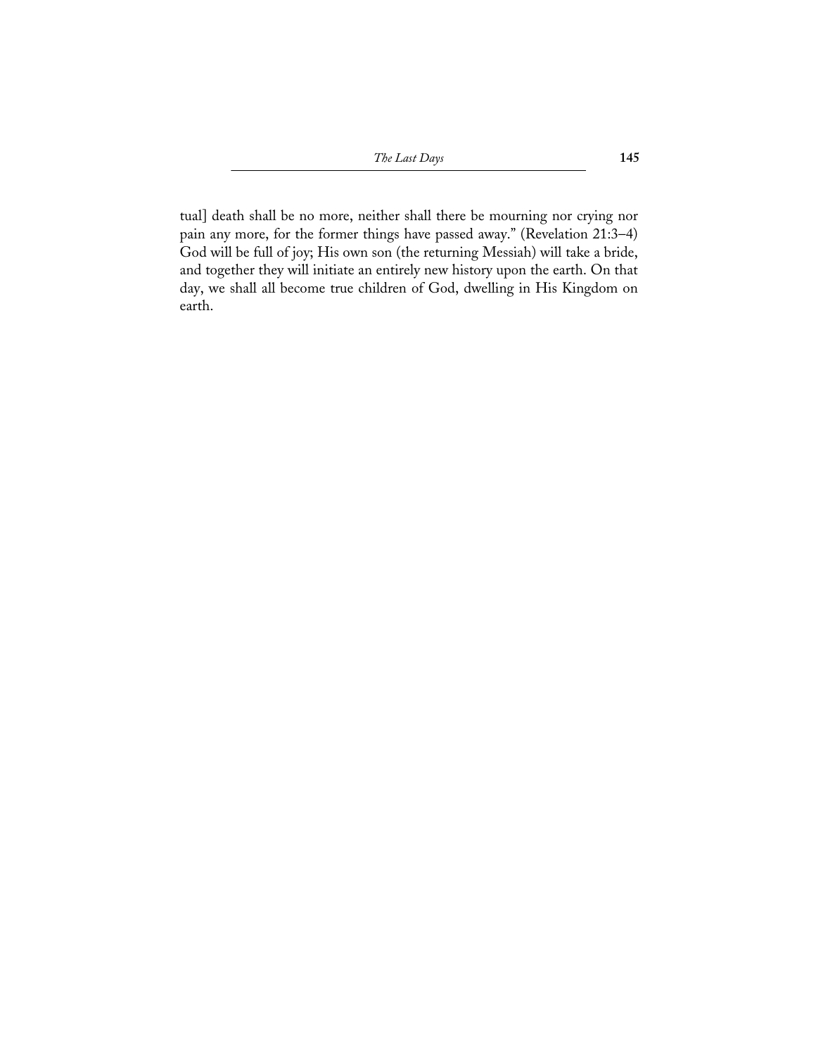tual] death shall be no more, neither shall there be mourning nor crying nor pain any more, for the former things have passed away." (Revelation 21:3–4) God will be full of joy; His own son (the returning Messiah) will take a bride, and together they will initiate an entirely new history upon the earth. On that day, we shall all become true children of God, dwelling in His Kingdom on earth.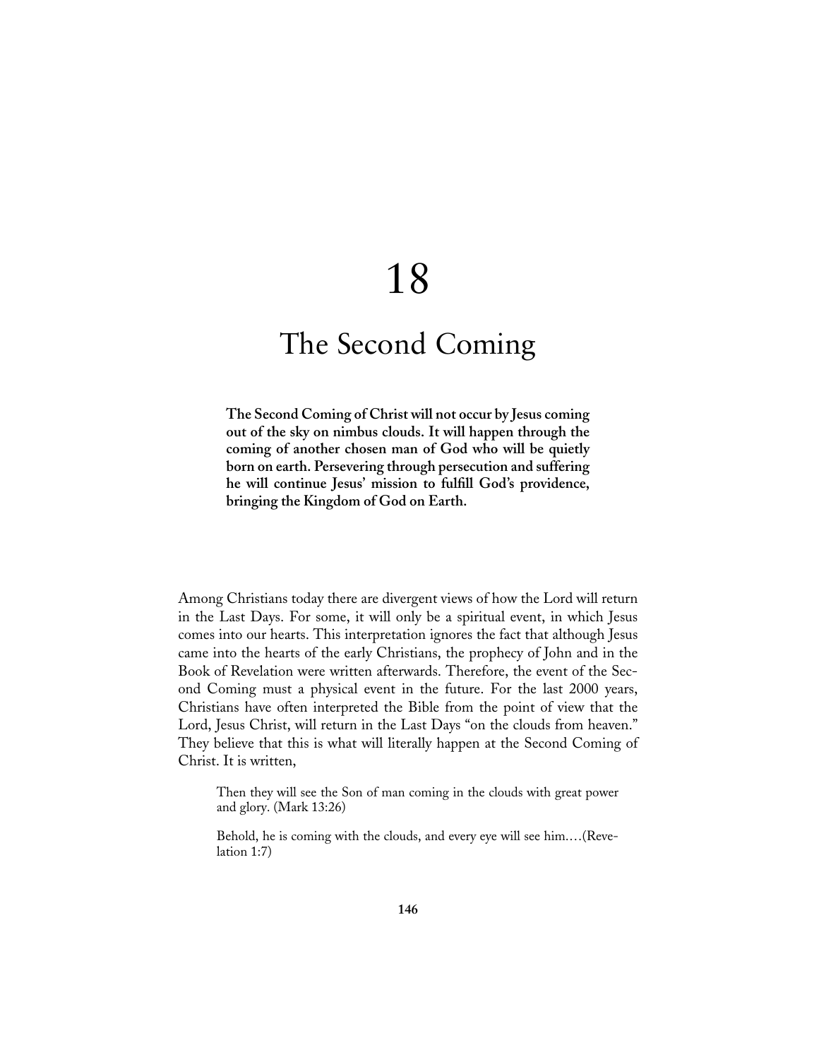# 18

# The Second Coming

**The Second Coming of Christ will not occur by Jesus coming out of the sky on nimbus clouds. It will happen through the coming of another chosen man of God who will be quietly born on earth. Persevering through persecution and suffering he will continue Jesus' mission to fulfill God's providence, bringing the Kingdom of God on Earth.**

Among Christians today there are divergent views of how the Lord will return in the Last Days. For some, it will only be a spiritual event, in which Jesus comes into our hearts. This interpretation ignores the fact that although Jesus came into the hearts of the early Christians, the prophecy of John and in the Book of Revelation were written afterwards. Therefore, the event of the Second Coming must a physical event in the future. For the last 2000 years, Christians have often interpreted the Bible from the point of view that the Lord, Jesus Christ, will return in the Last Days "on the clouds from heaven." They believe that this is what will literally happen at the Second Coming of Christ. It is written,

> Then they will see the Son of man coming in the clouds with great power and glory. (Mark 13:26)

> Behold, he is coming with the clouds, and every eye will see him.…(Revelation 1:7)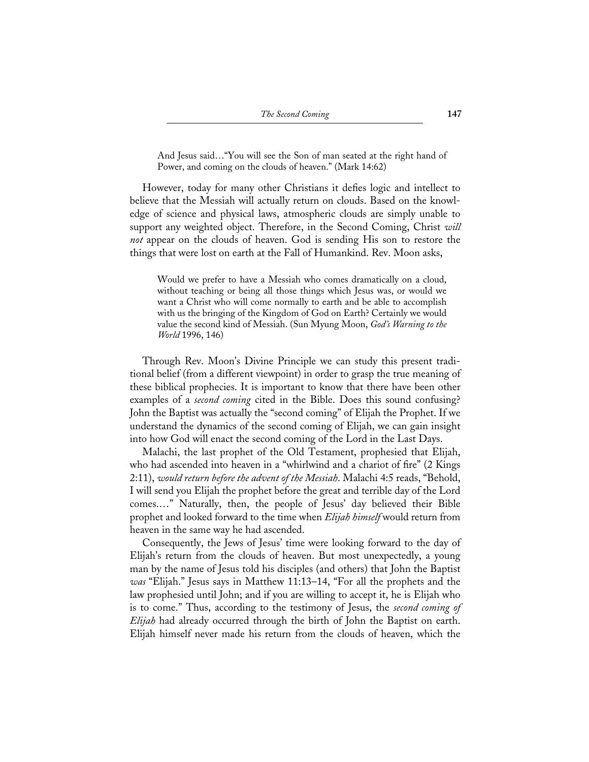> And Jesus said…"You will see the Son of man seated at the right hand of Power, and coming on the clouds of heaven." (Mark 14:62)

However, today for many other Christians it defies logic and intellect to believe that the Messiah will actually return on clouds. Based on the knowledge of science and physical laws, atmospheric clouds are simply unable to support any weighted object. Therefore, in the Second Coming, Christ *will not* appear on the clouds of heaven. God is sending His son to restore the things that were lost on earth at the Fall of Humankind. Rev. Moon asks,

> Would we prefer to have a Messiah who comes dramatically on a cloud, without teaching or being all those things which Jesus was, or would we want a Christ who will come normally to earth and be able to accomplish with us the bringing of the Kingdom of God on Earth? Certainly we would value the second kind of Messiah. (Sun Myung Moon, *God's Warning to the World* 1996, 146)

Through Rev. Moon's Divine Principle we can study this present traditional belief (from a different viewpoint) in order to grasp the true meaning of these biblical prophecies. It is important to know that there have been other examples of a *second coming* cited in the Bible. Does this sound confusing? John the Baptist was actually the "second coming" of Elijah the Prophet. If we understand the dynamics of the second coming of Elijah, we can gain insight into how God will enact the second coming of the Lord in the Last Days.

Malachi, the last prophet of the Old Testament, prophesied that Elijah, who had ascended into heaven in a "whirlwind and a chariot of fire" (2 Kings 2:11), *would return before the advent of the Messiah*. Malachi 4:5 reads, "Behold, I will send you Elijah the prophet before the great and terrible day of the Lord comes.…" Naturally, then, the people of Jesus' day believed their Bible prophet and looked forward to the time when *Elijah himself* would return from heaven in the same way he had ascended.

Consequently, the Jews of Jesus' time were looking forward to the day of Elijah's return from the clouds of heaven. But most unexpectedly, a young man by the name of Jesus told his disciples (and others) that John the Baptist *was* "Elijah." Jesus says in Matthew 11:13–14, "For all the prophets and the law prophesied until John; and if you are willing to accept it, he is Elijah who is to come." Thus, according to the testimony of Jesus, the *second coming of Elijah* had already occurred through the birth of John the Baptist on earth. Elijah himself never made his return from the clouds of heaven, which the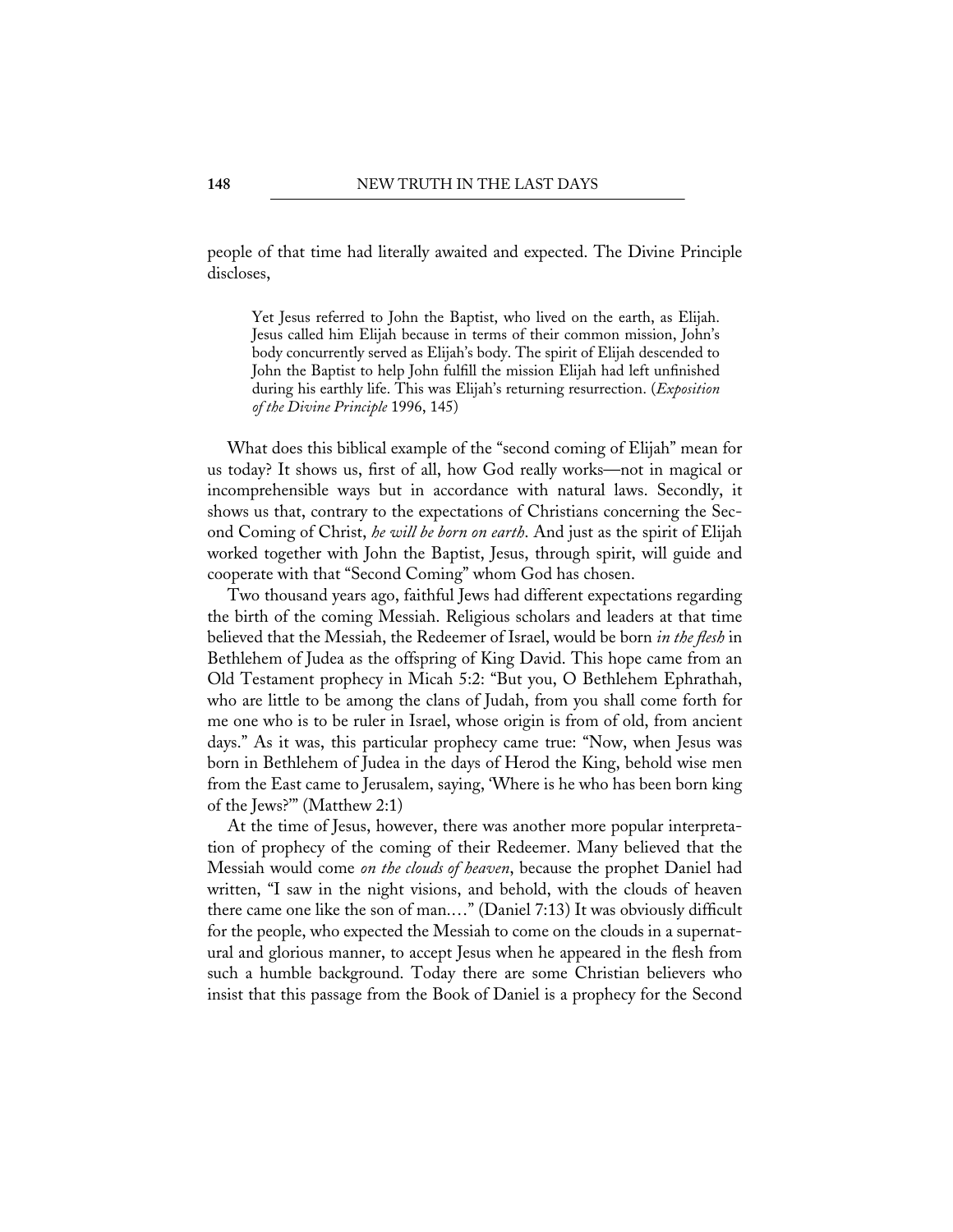people of that time had literally awaited and expected. The Divine Principle discloses,

> Yet Jesus referred to John the Baptist, who lived on the earth, as Elijah. Jesus called him Elijah because in terms of their common mission, John's body concurrently served as Elijah's body. The spirit of Elijah descended to John the Baptist to help John fulfill the mission Elijah had left unfinished during his earthly life. This was Elijah's returning resurrection. (*Exposition of the Divine Principle* 1996, 145)

What does this biblical example of the "second coming of Elijah" mean for us today? It shows us, first of all, how God really works—not in magical or incomprehensible ways but in accordance with natural laws. Secondly, it shows us that, contrary to the expectations of Christians concerning the Second Coming of Christ, *he will be born on earth*. And just as the spirit of Elijah worked together with John the Baptist, Jesus, through spirit, will guide and cooperate with that "Second Coming" whom God has chosen.

Two thousand years ago, faithful Jews had different expectations regarding the birth of the coming Messiah. Religious scholars and leaders at that time believed that the Messiah, the Redeemer of Israel, would be born *in the flesh* in Bethlehem of Judea as the offspring of King David. This hope came from an Old Testament prophecy in Micah 5:2: "But you, O Bethlehem Ephrathah, who are little to be among the clans of Judah, from you shall come forth for me one who is to be ruler in Israel, whose origin is from of old, from ancient days." As it was, this particular prophecy came true: "Now, when Jesus was born in Bethlehem of Judea in the days of Herod the King, behold wise men from the East came to Jerusalem, saying, 'Where is he who has been born king of the Jews?'" (Matthew 2:1)

At the time of Jesus, however, there was another more popular interpretation of prophecy of the coming of their Redeemer. Many believed that the Messiah would come *on the clouds of heaven*, because the prophet Daniel had written, "I saw in the night visions, and behold, with the clouds of heaven there came one like the son of man.…" (Daniel 7:13) It was obviously difficult for the people, who expected the Messiah to come on the clouds in a supernatural and glorious manner, to accept Jesus when he appeared in the flesh from such a humble background. Today there are some Christian believers who insist that this passage from the Book of Daniel is a prophecy for the Second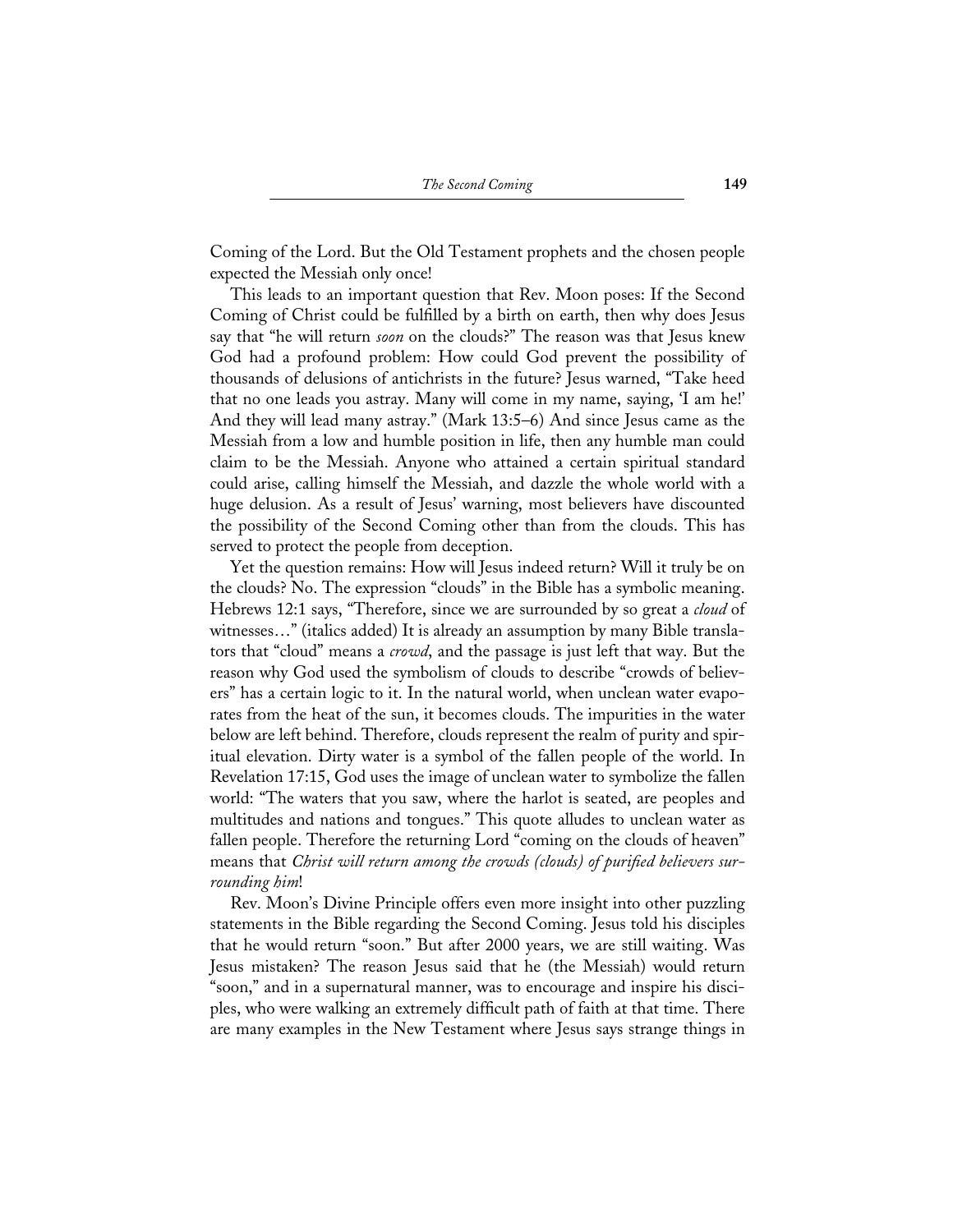Coming of the Lord. But the Old Testament prophets and the chosen people expected the Messiah only once!

This leads to an important question that Rev. Moon poses: If the Second Coming of Christ could be fulfilled by a birth on earth, then why does Jesus say that "he will return *soon* on the clouds?" The reason was that Jesus knew God had a profound problem: How could God prevent the possibility of thousands of delusions of antichrists in the future? Jesus warned, "Take heed that no one leads you astray. Many will come in my name, saying, 'I am he!' And they will lead many astray." (Mark 13:5–6) And since Jesus came as the Messiah from a low and humble position in life, then any humble man could claim to be the Messiah. Anyone who attained a certain spiritual standard could arise, calling himself the Messiah, and dazzle the whole world with a huge delusion. As a result of Jesus' warning, most believers have discounted the possibility of the Second Coming other than from the clouds. This has served to protect the people from deception.

Yet the question remains: How will Jesus indeed return? Will it truly be on the clouds? No. The expression "clouds" in the Bible has a symbolic meaning. Hebrews 12:1 says, "Therefore, since we are surrounded by so great a *cloud* of witnesses…" (italics added) It is already an assumption by many Bible translators that "cloud" means a *crowd*, and the passage is just left that way. But the reason why God used the symbolism of clouds to describe "crowds of believers" has a certain logic to it. In the natural world, when unclean water evaporates from the heat of the sun, it becomes clouds. The impurities in the water below are left behind. Therefore, clouds represent the realm of purity and spiritual elevation. Dirty water is a symbol of the fallen people of the world. In Revelation 17:15, God uses the image of unclean water to symbolize the fallen world: "The waters that you saw, where the harlot is seated, are peoples and multitudes and nations and tongues." This quote alludes to unclean water as fallen people. Therefore the returning Lord "coming on the clouds of heaven" means that *Christ will return among the crowds (clouds) of purified believers surrounding him*!

Rev. Moon's Divine Principle offers even more insight into other puzzling statements in the Bible regarding the Second Coming. Jesus told his disciples that he would return "soon." But after 2000 years, we are still waiting. Was Jesus mistaken? The reason Jesus said that he (the Messiah) would return "soon," and in a supernatural manner, was to encourage and inspire his disciples, who were walking an extremely difficult path of faith at that time. There are many examples in the New Testament where Jesus says strange things in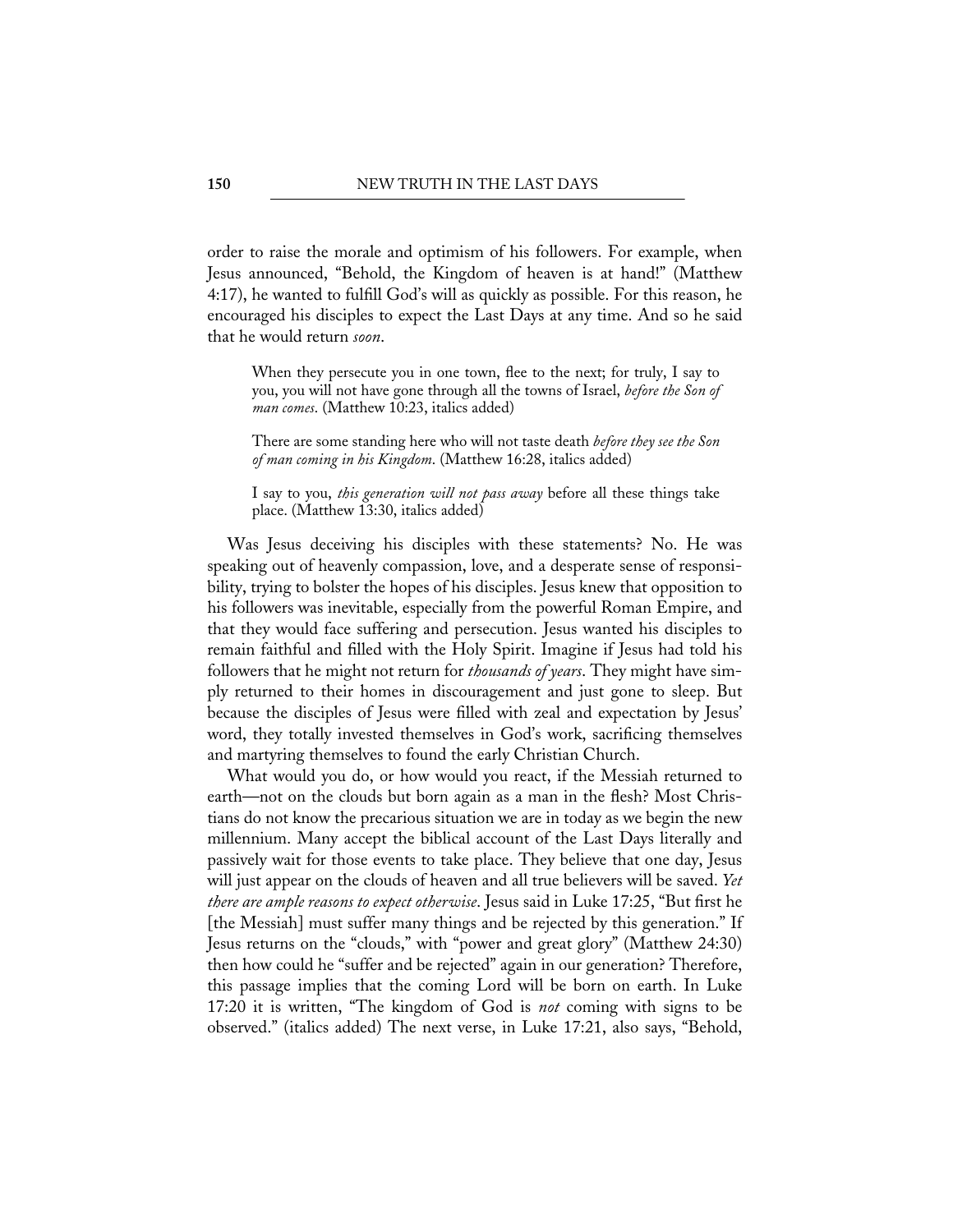order to raise the morale and optimism of his followers. For example, when Jesus announced, "Behold, the Kingdom of heaven is at hand!" (Matthew 4:17), he wanted to fulfill God's will as quickly as possible. For this reason, he encouraged his disciples to expect the Last Days at any time. And so he said that he would return *soon*.

> When they persecute you in one town, flee to the next; for truly, I say to you, you will not have gone through all the towns of Israel, *before the Son of man comes*. (Matthew 10:23, italics added)

> There are some standing here who will not taste death *before they see the Son of man coming in his Kingdom*. (Matthew 16:28, italics added)

> I say to you, *this generation will not pass away* before all these things take place. (Matthew 13:30, italics added)

Was Jesus deceiving his disciples with these statements? No. He was speaking out of heavenly compassion, love, and a desperate sense of responsibility, trying to bolster the hopes of his disciples. Jesus knew that opposition to his followers was inevitable, especially from the powerful Roman Empire, and that they would face suffering and persecution. Jesus wanted his disciples to remain faithful and filled with the Holy Spirit. Imagine if Jesus had told his followers that he might not return for *thousands of years*. They might have simply returned to their homes in discouragement and just gone to sleep. But because the disciples of Jesus were filled with zeal and expectation by Jesus' word, they totally invested themselves in God's work, sacrificing themselves and martyring themselves to found the early Christian Church.

What would you do, or how would you react, if the Messiah returned to earth—not on the clouds but born again as a man in the flesh? Most Christians do not know the precarious situation we are in today as we begin the new millennium. Many accept the biblical account of the Last Days literally and passively wait for those events to take place. They believe that one day, Jesus will just appear on the clouds of heaven and all true believers will be saved. *Yet there are ample reasons to expect otherwise*. Jesus said in Luke 17:25, "But first he [the Messiah] must suffer many things and be rejected by this generation." If Jesus returns on the "clouds," with "power and great glory" (Matthew 24:30) then how could he "suffer and be rejected" again in our generation? Therefore, this passage implies that the coming Lord will be born on earth. In Luke 17:20 it is written, "The kingdom of God is *not* coming with signs to be observed." (italics added) The next verse, in Luke 17:21, also says, "Behold,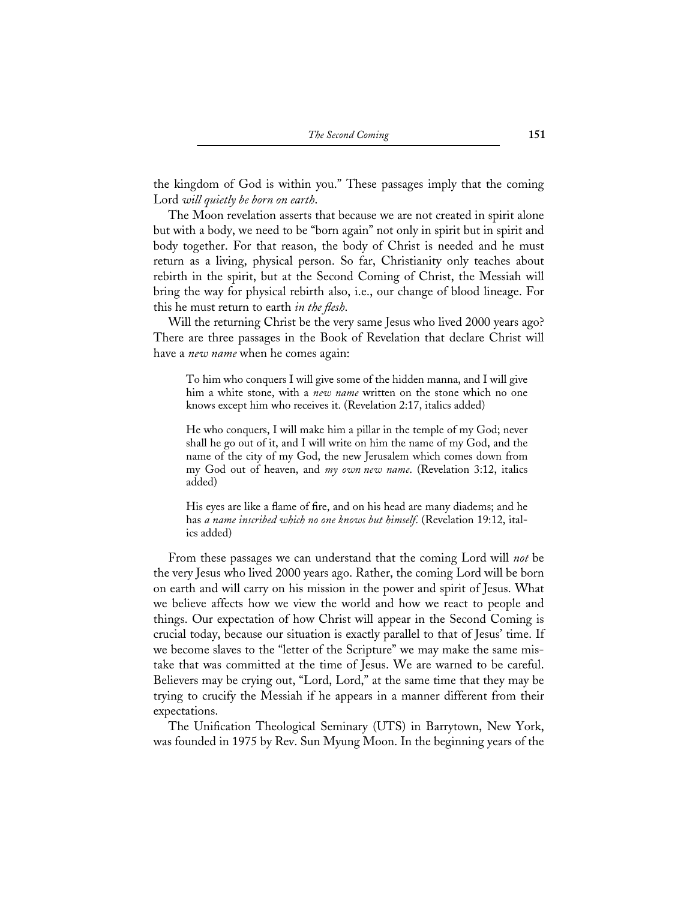the kingdom of God is within you." These passages imply that the coming Lord *will quietly be born on earth*.

The Moon revelation asserts that because we are not created in spirit alone but with a body, we need to be "born again" not only in spirit but in spirit and body together. For that reason, the body of Christ is needed and he must return as a living, physical person. So far, Christianity only teaches about rebirth in the spirit, but at the Second Coming of Christ, the Messiah will bring the way for physical rebirth also, i.e., our change of blood lineage. For this he must return to earth *in the flesh*.

Will the returning Christ be the very same Jesus who lived 2000 years ago? There are three passages in the Book of Revelation that declare Christ will have a *new name* when he comes again:

> To him who conquers I will give some of the hidden manna, and I will give him a white stone, with a *new name* written on the stone which no one knows except him who receives it. (Revelation 2:17, italics added)
>
> He who conquers, I will make him a pillar in the temple of my God; never shall he go out of it, and I will write on him the name of my God, and the name of the city of my God, the new Jerusalem which comes down from my God out of heaven, and *my own new name*. (Revelation 3:12, italics added)
>
> His eyes are like a flame of fire, and on his head are many diadems; and he has *a name inscribed which no one knows but himself*. (Revelation 19:12, italics added)

From these passages we can understand that the coming Lord will *not* be the very Jesus who lived 2000 years ago. Rather, the coming Lord will be born on earth and will carry on his mission in the power and spirit of Jesus. What we believe affects how we view the world and how we react to people and things. Our expectation of how Christ will appear in the Second Coming is crucial today, because our situation is exactly parallel to that of Jesus' time. If we become slaves to the "letter of the Scripture" we may make the same mistake that was committed at the time of Jesus. We are warned to be careful. Believers may be crying out, "Lord, Lord," at the same time that they may be trying to crucify the Messiah if he appears in a manner different from their expectations.

The Unification Theological Seminary (UTS) in Barrytown, New York, was founded in 1975 by Rev. Sun Myung Moon. In the beginning years of the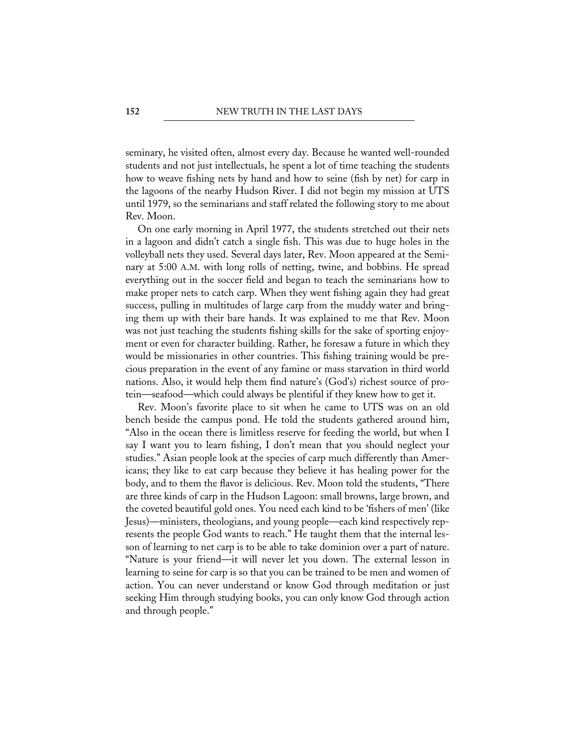seminary, he visited often, almost every day. Because he wanted well-rounded students and not just intellectuals, he spent a lot of time teaching the students how to weave fishing nets by hand and how to seine (fish by net) for carp in the lagoons of the nearby Hudson River. I did not begin my mission at UTS until 1979, so the seminarians and staff related the following story to me about Rev. Moon.

On one early morning in April 1977, the students stretched out their nets in a lagoon and didn't catch a single fish. This was due to huge holes in the volleyball nets they used. Several days later, Rev. Moon appeared at the Seminary at 5:00 A.M. with long rolls of netting, twine, and bobbins. He spread everything out in the soccer field and began to teach the seminarians how to make proper nets to catch carp. When they went fishing again they had great success, pulling in multitudes of large carp from the muddy water and bringing them up with their bare hands. It was explained to me that Rev. Moon was not just teaching the students fishing skills for the sake of sporting enjoyment or even for character building. Rather, he foresaw a future in which they would be missionaries in other countries. This fishing training would be precious preparation in the event of any famine or mass starvation in third world nations. Also, it would help them find nature's (God's) richest source of protein—seafood—which could always be plentiful if they knew how to get it.

Rev. Moon's favorite place to sit when he came to UTS was on an old bench beside the campus pond. He told the students gathered around him, "Also in the ocean there is limitless reserve for feeding the world, but when I say I want you to learn fishing, I don't mean that you should neglect your studies." Asian people look at the species of carp much differently than Americans; they like to eat carp because they believe it has healing power for the body, and to them the flavor is delicious. Rev. Moon told the students, "There are three kinds of carp in the Hudson Lagoon: small browns, large brown, and the coveted beautiful gold ones. You need each kind to be 'fishers of men' (like Jesus)—ministers, theologians, and young people—each kind respectively represents the people God wants to reach." He taught them that the internal lesson of learning to net carp is to be able to take dominion over a part of nature. "Nature is your friend—it will never let you down. The external lesson in learning to seine for carp is so that you can be trained to be men and women of action. You can never understand or know God through meditation or just seeking Him through studying books, you can only know God through action and through people."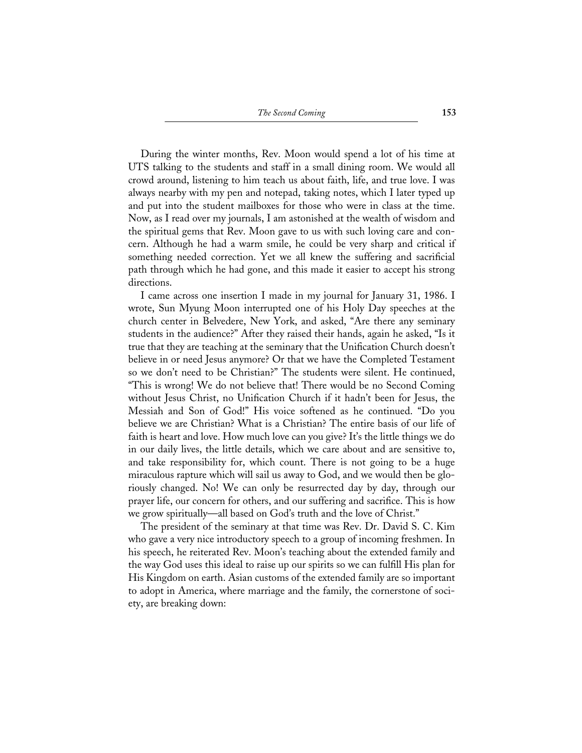During the winter months, Rev. Moon would spend a lot of his time at UTS talking to the students and staff in a small dining room. We would all crowd around, listening to him teach us about faith, life, and true love. I was always nearby with my pen and notepad, taking notes, which I later typed up and put into the student mailboxes for those who were in class at the time. Now, as I read over my journals, I am astonished at the wealth of wisdom and the spiritual gems that Rev. Moon gave to us with such loving care and concern. Although he had a warm smile, he could be very sharp and critical if something needed correction. Yet we all knew the suffering and sacrificial path through which he had gone, and this made it easier to accept his strong directions.

I came across one insertion I made in my journal for January 31, 1986. I wrote, Sun Myung Moon interrupted one of his Holy Day speeches at the church center in Belvedere, New York, and asked, "Are there any seminary students in the audience?" After they raised their hands, again he asked, "Is it true that they are teaching at the seminary that the Unification Church doesn't believe in or need Jesus anymore? Or that we have the Completed Testament so we don't need to be Christian?" The students were silent. He continued, "This is wrong! We do not believe that! There would be no Second Coming without Jesus Christ, no Unification Church if it hadn't been for Jesus, the Messiah and Son of God!" His voice softened as he continued. "Do you believe we are Christian? What is a Christian? The entire basis of our life of faith is heart and love. How much love can you give? It's the little things we do in our daily lives, the little details, which we care about and are sensitive to, and take responsibility for, which count. There is not going to be a huge miraculous rapture which will sail us away to God, and we would then be gloriously changed. No! We can only be resurrected day by day, through our prayer life, our concern for others, and our suffering and sacrifice. This is how we grow spiritually—all based on God's truth and the love of Christ."

The president of the seminary at that time was Rev. Dr. David S. C. Kim who gave a very nice introductory speech to a group of incoming freshmen. In his speech, he reiterated Rev. Moon's teaching about the extended family and the way God uses this ideal to raise up our spirits so we can fulfill His plan for His Kingdom on earth. Asian customs of the extended family are so important to adopt in America, where marriage and the family, the cornerstone of society, are breaking down: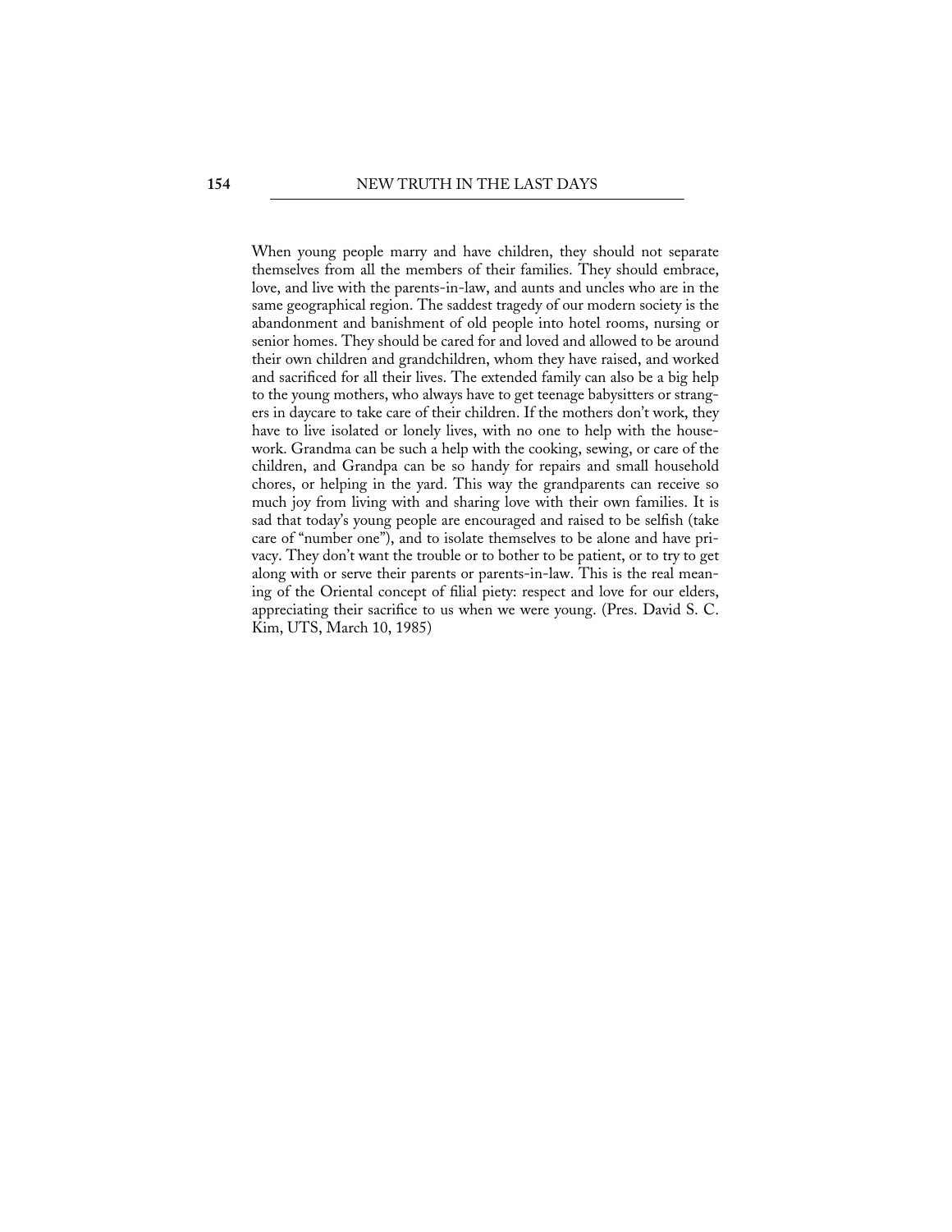When young people marry and have children, they should not separate themselves from all the members of their families. They should embrace, love, and live with the parents-in-law, and aunts and uncles who are in the same geographical region. The saddest tragedy of our modern society is the abandonment and banishment of old people into hotel rooms, nursing or senior homes. They should be cared for and loved and allowed to be around their own children and grandchildren, whom they have raised, and worked and sacrificed for all their lives. The extended family can also be a big help to the young mothers, who always have to get teenage babysitters or strangers in daycare to take care of their children. If the mothers don't work, they have to live isolated or lonely lives, with no one to help with the housework. Grandma can be such a help with the cooking, sewing, or care of the children, and Grandpa can be so handy for repairs and small household chores, or helping in the yard. This way the grandparents can receive so much joy from living with and sharing love with their own families. It is sad that today's young people are encouraged and raised to be selfish (take care of "number one"), and to isolate themselves to be alone and have privacy. They don't want the trouble or to bother to be patient, or to try to get along with or serve their parents or parents-in-law. This is the real meaning of the Oriental concept of filial piety: respect and love for our elders, appreciating their sacrifice to us when we were young. (Pres. David S. C. Kim, UTS, March 10, 1985)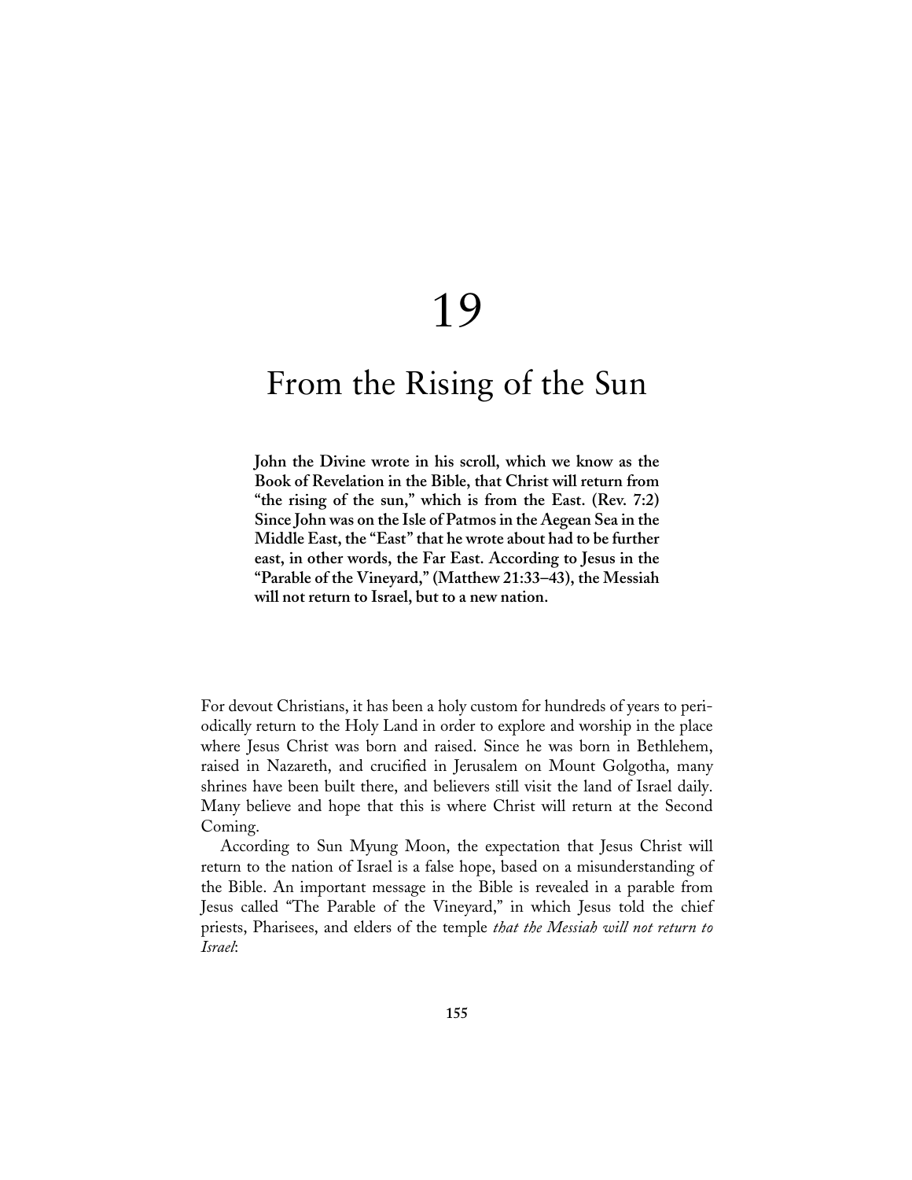# 19

# From the Rising of the Sun

**John the Divine wrote in his scroll, which we know as the Book of Revelation in the Bible, that Christ will return from "the rising of the sun," which is from the East. (Rev. 7:2) Since John was on the Isle of Patmos in the Aegean Sea in the Middle East, the "East" that he wrote about had to be further east, in other words, the Far East. According to Jesus in the "Parable of the Vineyard," (Matthew 21:33–43), the Messiah will not return to Israel, but to a new nation.**

For devout Christians, it has been a holy custom for hundreds of years to periodically return to the Holy Land in order to explore and worship in the place where Jesus Christ was born and raised. Since he was born in Bethlehem, raised in Nazareth, and crucified in Jerusalem on Mount Golgotha, many shrines have been built there, and believers still visit the land of Israel daily. Many believe and hope that this is where Christ will return at the Second Coming.

According to Sun Myung Moon, the expectation that Jesus Christ will return to the nation of Israel is a false hope, based on a misunderstanding of the Bible. An important message in the Bible is revealed in a parable from Jesus called "The Parable of the Vineyard," in which Jesus told the chief priests, Pharisees, and elders of the temple *that the Messiah will not return to Israel*: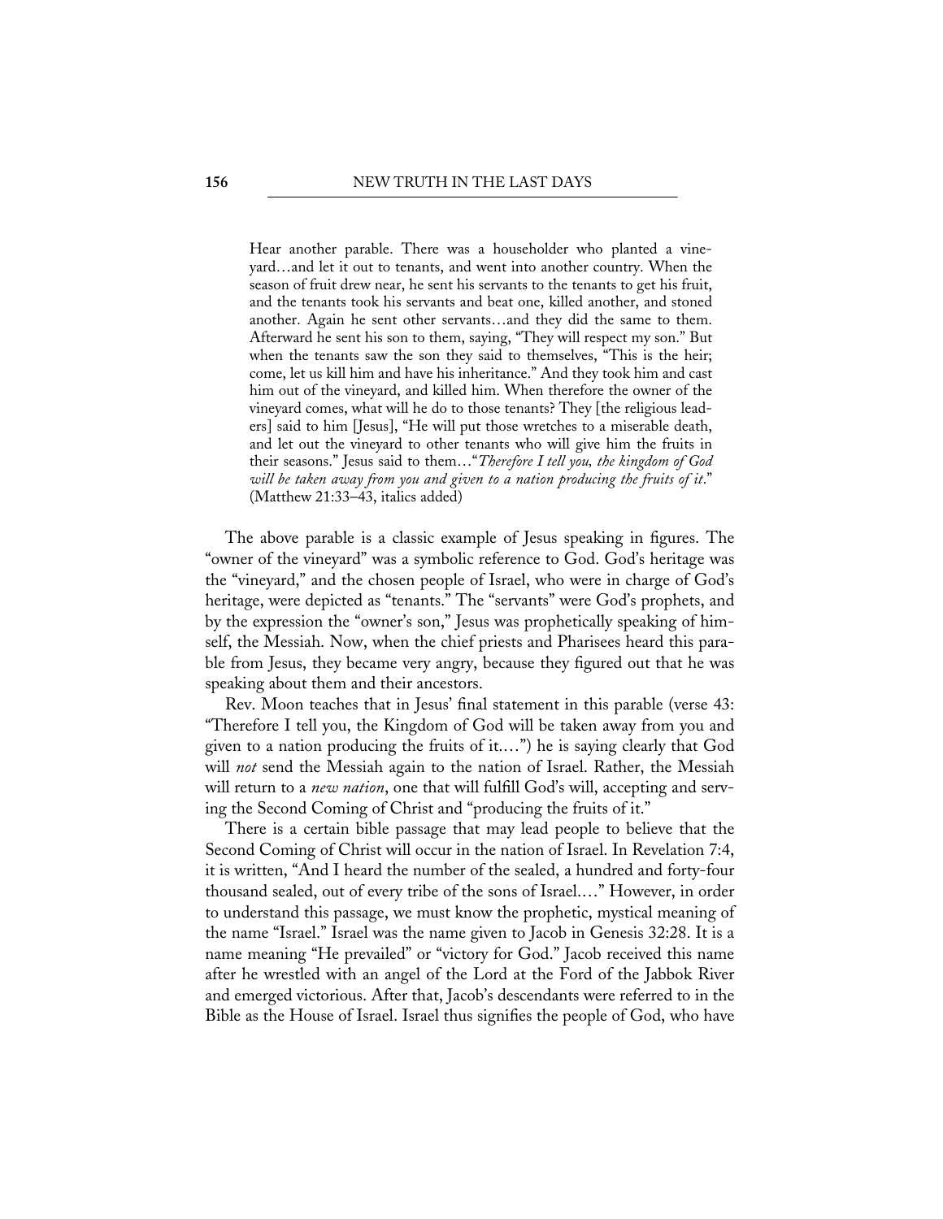> Hear another parable. There was a householder who planted a vineyard…and let it out to tenants, and went into another country. When the season of fruit drew near, he sent his servants to the tenants to get his fruit, and the tenants took his servants and beat one, killed another, and stoned another. Again he sent other servants…and they did the same to them. Afterward he sent his son to them, saying, "They will respect my son." But when the tenants saw the son they said to themselves, "This is the heir; come, let us kill him and have his inheritance." And they took him and cast him out of the vineyard, and killed him. When therefore the owner of the vineyard comes, what will he do to those tenants? They [the religious leaders] said to him [Jesus], "He will put those wretches to a miserable death, and let out the vineyard to other tenants who will give him the fruits in their seasons." Jesus said to them…"*Therefore I tell you, the kingdom of God will be taken away from you and given to a nation producing the fruits of it*." (Matthew 21:33–43, italics added)

The above parable is a classic example of Jesus speaking in figures. The "owner of the vineyard" was a symbolic reference to God. God's heritage was the "vineyard," and the chosen people of Israel, who were in charge of God's heritage, were depicted as "tenants." The "servants" were God's prophets, and by the expression the "owner's son," Jesus was prophetically speaking of himself, the Messiah. Now, when the chief priests and Pharisees heard this parable from Jesus, they became very angry, because they figured out that he was speaking about them and their ancestors.

Rev. Moon teaches that in Jesus' final statement in this parable (verse 43: "Therefore I tell you, the Kingdom of God will be taken away from you and given to a nation producing the fruits of it.…") he is saying clearly that God will *not* send the Messiah again to the nation of Israel. Rather, the Messiah will return to a *new nation*, one that will fulfill God's will, accepting and serving the Second Coming of Christ and "producing the fruits of it."

There is a certain bible passage that may lead people to believe that the Second Coming of Christ will occur in the nation of Israel. In Revelation 7:4, it is written, "And I heard the number of the sealed, a hundred and forty-four thousand sealed, out of every tribe of the sons of Israel.…" However, in order to understand this passage, we must know the prophetic, mystical meaning of the name "Israel." Israel was the name given to Jacob in Genesis 32:28. It is a name meaning "He prevailed" or "victory for God." Jacob received this name after he wrestled with an angel of the Lord at the Ford of the Jabbok River and emerged victorious. After that, Jacob's descendants were referred to in the Bible as the House of Israel. Israel thus signifies the people of God, who have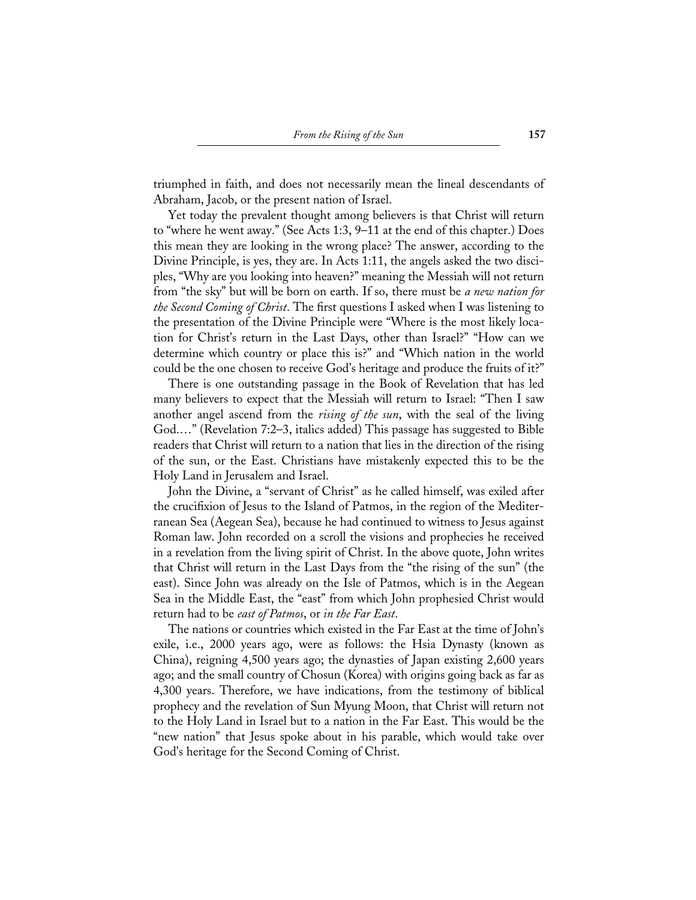triumphed in faith, and does not necessarily mean the lineal descendants of Abraham, Jacob, or the present nation of Israel.

Yet today the prevalent thought among believers is that Christ will return to "where he went away." (See Acts 1:3, 9–11 at the end of this chapter.) Does this mean they are looking in the wrong place? The answer, according to the Divine Principle, is yes, they are. In Acts 1:11, the angels asked the two disciples, "Why are you looking into heaven?" meaning the Messiah will not return from "the sky" but will be born on earth. If so, there must be *a new nation for the Second Coming of Christ*. The first questions I asked when I was listening to the presentation of the Divine Principle were "Where is the most likely location for Christ's return in the Last Days, other than Israel?" "How can we determine which country or place this is?" and "Which nation in the world could be the one chosen to receive God's heritage and produce the fruits of it?"

There is one outstanding passage in the Book of Revelation that has led many believers to expect that the Messiah will return to Israel: "Then I saw another angel ascend from the *rising of the sun*, with the seal of the living God...." (Revelation 7:2–3, italics added) This passage has suggested to Bible readers that Christ will return to a nation that lies in the direction of the rising of the sun, or the East. Christians have mistakenly expected this to be the Holy Land in Jerusalem and Israel.

John the Divine, a "servant of Christ" as he called himself, was exiled after the crucifixion of Jesus to the Island of Patmos, in the region of the Mediterranean Sea (Aegean Sea), because he had continued to witness to Jesus against Roman law. John recorded on a scroll the visions and prophecies he received in a revelation from the living spirit of Christ. In the above quote, John writes that Christ will return in the Last Days from the "the rising of the sun" (the east). Since John was already on the Isle of Patmos, which is in the Aegean Sea in the Middle East, the "east" from which John prophesied Christ would return had to be *east of Patmos*, or *in the Far East*.

The nations or countries which existed in the Far East at the time of John's exile, i.e., 2000 years ago, were as follows: the Hsia Dynasty (known as China), reigning 4,500 years ago; the dynasties of Japan existing 2,600 years ago; and the small country of Chosun (Korea) with origins going back as far as 4,300 years. Therefore, we have indications, from the testimony of biblical prophecy and the revelation of Sun Myung Moon, that Christ will return not to the Holy Land in Israel but to a nation in the Far East. This would be the "new nation" that Jesus spoke about in his parable, which would take over God's heritage for the Second Coming of Christ.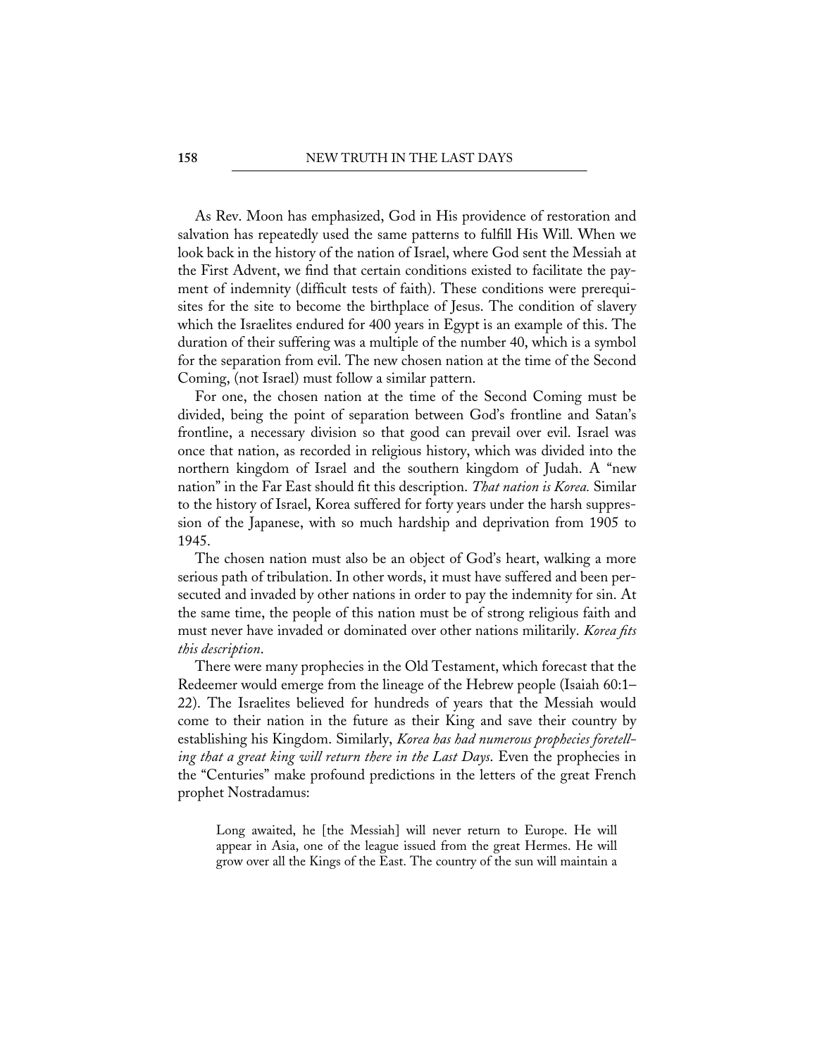As Rev. Moon has emphasized, God in His providence of restoration and salvation has repeatedly used the same patterns to fulfill His Will. When we look back in the history of the nation of Israel, where God sent the Messiah at the First Advent, we find that certain conditions existed to facilitate the payment of indemnity (difficult tests of faith). These conditions were prerequisites for the site to become the birthplace of Jesus. The condition of slavery which the Israelites endured for 400 years in Egypt is an example of this. The duration of their suffering was a multiple of the number 40, which is a symbol for the separation from evil. The new chosen nation at the time of the Second Coming, (not Israel) must follow a similar pattern.

For one, the chosen nation at the time of the Second Coming must be divided, being the point of separation between God's frontline and Satan's frontline, a necessary division so that good can prevail over evil. Israel was once that nation, as recorded in religious history, which was divided into the northern kingdom of Israel and the southern kingdom of Judah. A "new nation" in the Far East should fit this description. *That nation is Korea.* Similar to the history of Israel, Korea suffered for forty years under the harsh suppression of the Japanese, with so much hardship and deprivation from 1905 to 1945.

The chosen nation must also be an object of God's heart, walking a more serious path of tribulation. In other words, it must have suffered and been persecuted and invaded by other nations in order to pay the indemnity for sin. At the same time, the people of this nation must be of strong religious faith and must never have invaded or dominated over other nations militarily. *Korea fits this description*.

There were many prophecies in the Old Testament, which forecast that the Redeemer would emerge from the lineage of the Hebrew people (Isaiah 60:1–22). The Israelites believed for hundreds of years that the Messiah would come to their nation in the future as their King and save their country by establishing his Kingdom. Similarly, *Korea has had numerous prophecies foretelling that a great king will return there in the Last Days*. Even the prophecies in the "Centuries" make profound predictions in the letters of the great French prophet Nostradamus:

> Long awaited, he [the Messiah] will never return to Europe. He will appear in Asia, one of the league issued from the great Hermes. He will grow over all the Kings of the East. The country of the sun will maintain a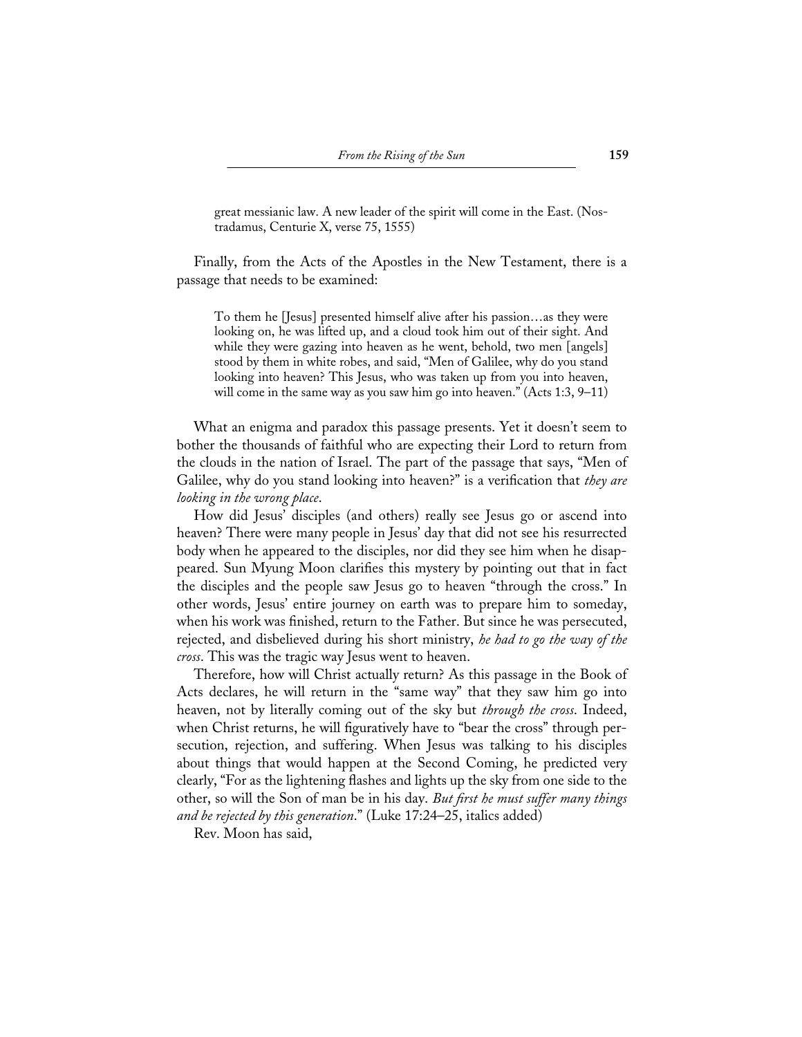> great messianic law. A new leader of the spirit will come in the East. (Nostradamus, Centurie X, verse 75, 1555)

Finally, from the Acts of the Apostles in the New Testament, there is a passage that needs to be examined:

> To them he [Jesus] presented himself alive after his passion…as they were looking on, he was lifted up, and a cloud took him out of their sight. And while they were gazing into heaven as he went, behold, two men [angels] stood by them in white robes, and said, "Men of Galilee, why do you stand looking into heaven? This Jesus, who was taken up from you into heaven, will come in the same way as you saw him go into heaven." (Acts 1:3, 9–11)

What an enigma and paradox this passage presents. Yet it doesn't seem to bother the thousands of faithful who are expecting their Lord to return from the clouds in the nation of Israel. The part of the passage that says, "Men of Galilee, why do you stand looking into heaven?" is a verification that *they are looking in the wrong place*.

How did Jesus' disciples (and others) really see Jesus go or ascend into heaven? There were many people in Jesus' day that did not see his resurrected body when he appeared to the disciples, nor did they see him when he disappeared. Sun Myung Moon clarifies this mystery by pointing out that in fact the disciples and the people saw Jesus go to heaven "through the cross." In other words, Jesus' entire journey on earth was to prepare him to someday, when his work was finished, return to the Father. But since he was persecuted, rejected, and disbelieved during his short ministry, *he had to go the way of the cross*. This was the tragic way Jesus went to heaven.

Therefore, how will Christ actually return? As this passage in the Book of Acts declares, he will return in the "same way" that they saw him go into heaven, not by literally coming out of the sky but *through the cross*. Indeed, when Christ returns, he will figuratively have to "bear the cross" through persecution, rejection, and suffering. When Jesus was talking to his disciples about things that would happen at the Second Coming, he predicted very clearly, "For as the lightening flashes and lights up the sky from one side to the other, so will the Son of man be in his day. *But first he must suffer many things and be rejected by this generation*." (Luke 17:24–25, italics added)

Rev. Moon has said,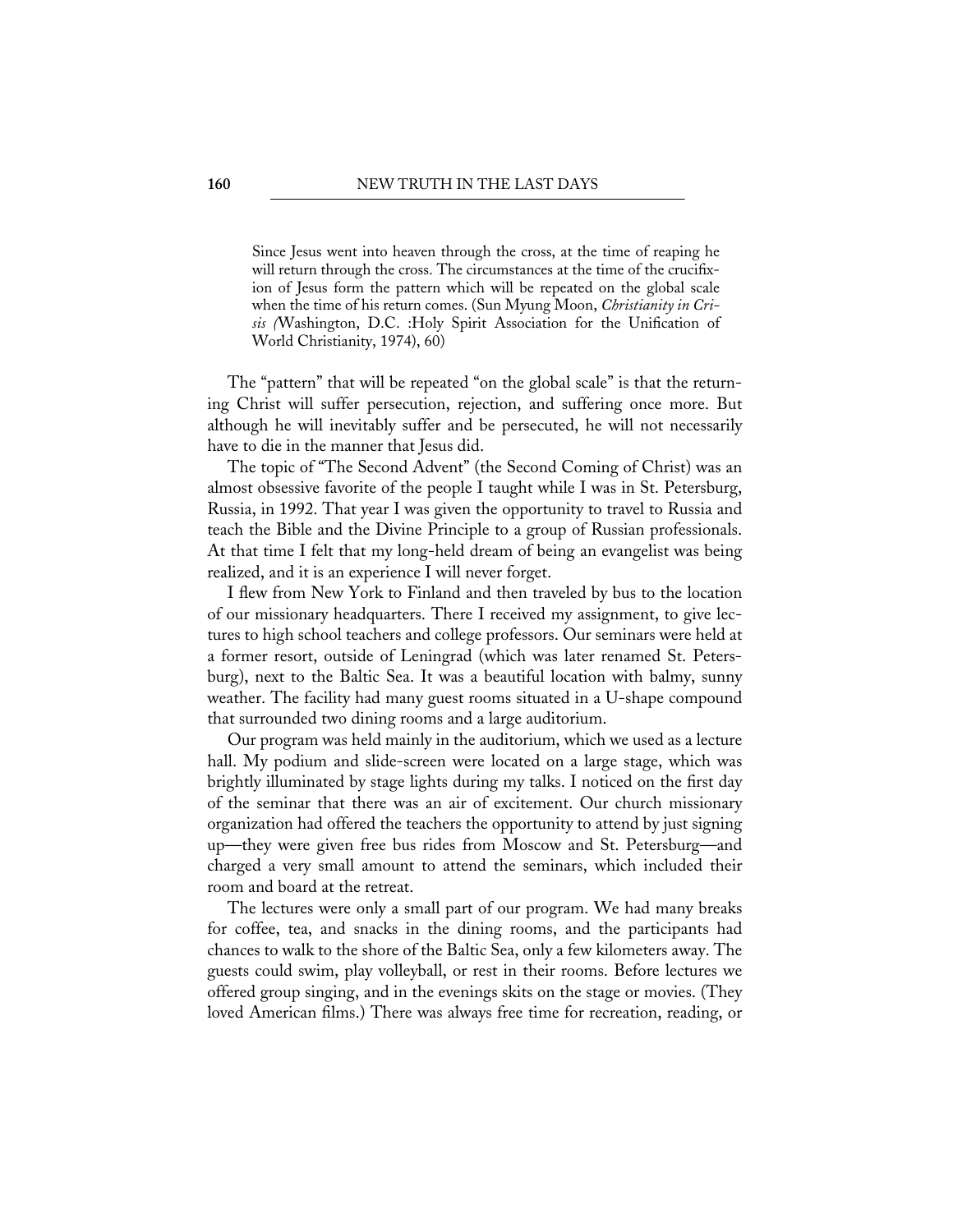> Since Jesus went into heaven through the cross, at the time of reaping he will return through the cross. The circumstances at the time of the crucifixion of Jesus form the pattern which will be repeated on the global scale when the time of his return comes. (Sun Myung Moon, *Christianity in Crisis (*Washington, D.C. :Holy Spirit Association for the Unification of World Christianity, 1974), 60)

The "pattern" that will be repeated "on the global scale" is that the returning Christ will suffer persecution, rejection, and suffering once more. But although he will inevitably suffer and be persecuted, he will not necessarily have to die in the manner that Jesus did.

The topic of "The Second Advent" (the Second Coming of Christ) was an almost obsessive favorite of the people I taught while I was in St. Petersburg, Russia, in 1992. That year I was given the opportunity to travel to Russia and teach the Bible and the Divine Principle to a group of Russian professionals. At that time I felt that my long-held dream of being an evangelist was being realized, and it is an experience I will never forget.

I flew from New York to Finland and then traveled by bus to the location of our missionary headquarters. There I received my assignment, to give lectures to high school teachers and college professors. Our seminars were held at a former resort, outside of Leningrad (which was later renamed St. Petersburg), next to the Baltic Sea. It was a beautiful location with balmy, sunny weather. The facility had many guest rooms situated in a U-shape compound that surrounded two dining rooms and a large auditorium.

Our program was held mainly in the auditorium, which we used as a lecture hall. My podium and slide-screen were located on a large stage, which was brightly illuminated by stage lights during my talks. I noticed on the first day of the seminar that there was an air of excitement. Our church missionary organization had offered the teachers the opportunity to attend by just signing up—they were given free bus rides from Moscow and St. Petersburg—and charged a very small amount to attend the seminars, which included their room and board at the retreat.

The lectures were only a small part of our program. We had many breaks for coffee, tea, and snacks in the dining rooms, and the participants had chances to walk to the shore of the Baltic Sea, only a few kilometers away. The guests could swim, play volleyball, or rest in their rooms. Before lectures we offered group singing, and in the evenings skits on the stage or movies. (They loved American films.) There was always free time for recreation, reading, or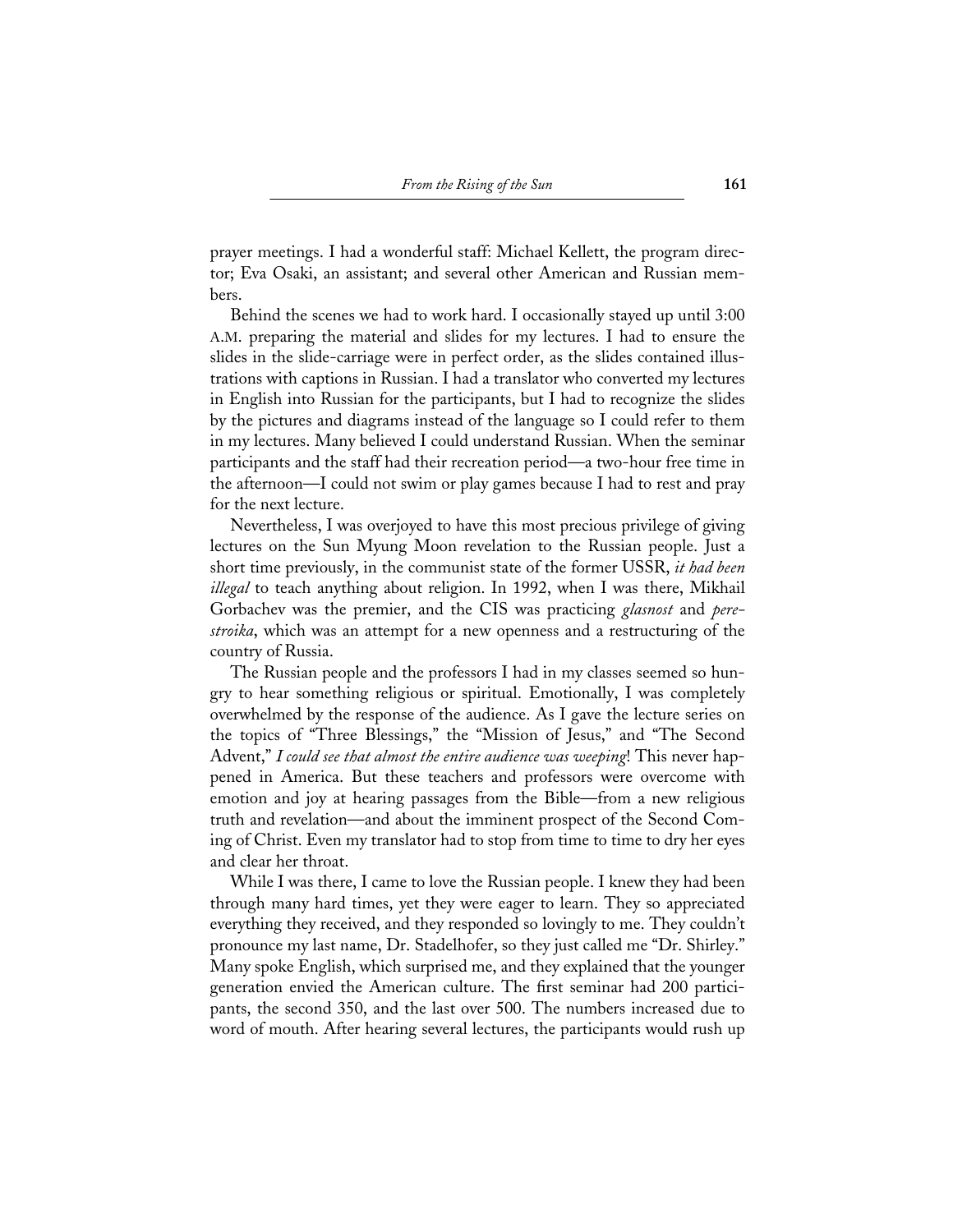prayer meetings. I had a wonderful staff: Michael Kellett, the program director; Eva Osaki, an assistant; and several other American and Russian members.

Behind the scenes we had to work hard. I occasionally stayed up until 3:00 A.M. preparing the material and slides for my lectures. I had to ensure the slides in the slide-carriage were in perfect order, as the slides contained illustrations with captions in Russian. I had a translator who converted my lectures in English into Russian for the participants, but I had to recognize the slides by the pictures and diagrams instead of the language so I could refer to them in my lectures. Many believed I could understand Russian. When the seminar participants and the staff had their recreation period—a two-hour free time in the afternoon—I could not swim or play games because I had to rest and pray for the next lecture.

Nevertheless, I was overjoyed to have this most precious privilege of giving lectures on the Sun Myung Moon revelation to the Russian people. Just a short time previously, in the communist state of the former USSR, *it had been illegal* to teach anything about religion. In 1992, when I was there, Mikhail Gorbachev was the premier, and the CIS was practicing *glasnost* and *perestroika*, which was an attempt for a new openness and a restructuring of the country of Russia.

The Russian people and the professors I had in my classes seemed so hungry to hear something religious or spiritual. Emotionally, I was completely overwhelmed by the response of the audience. As I gave the lecture series on the topics of "Three Blessings," the "Mission of Jesus," and "The Second Advent," *I could see that almost the entire audience was weeping*! This never happened in America. But these teachers and professors were overcome with emotion and joy at hearing passages from the Bible—from a new religious truth and revelation—and about the imminent prospect of the Second Coming of Christ. Even my translator had to stop from time to time to dry her eyes and clear her throat.

While I was there, I came to love the Russian people. I knew they had been through many hard times, yet they were eager to learn. They so appreciated everything they received, and they responded so lovingly to me. They couldn't pronounce my last name, Dr. Stadelhofer, so they just called me "Dr. Shirley." Many spoke English, which surprised me, and they explained that the younger generation envied the American culture. The first seminar had 200 participants, the second 350, and the last over 500. The numbers increased due to word of mouth. After hearing several lectures, the participants would rush up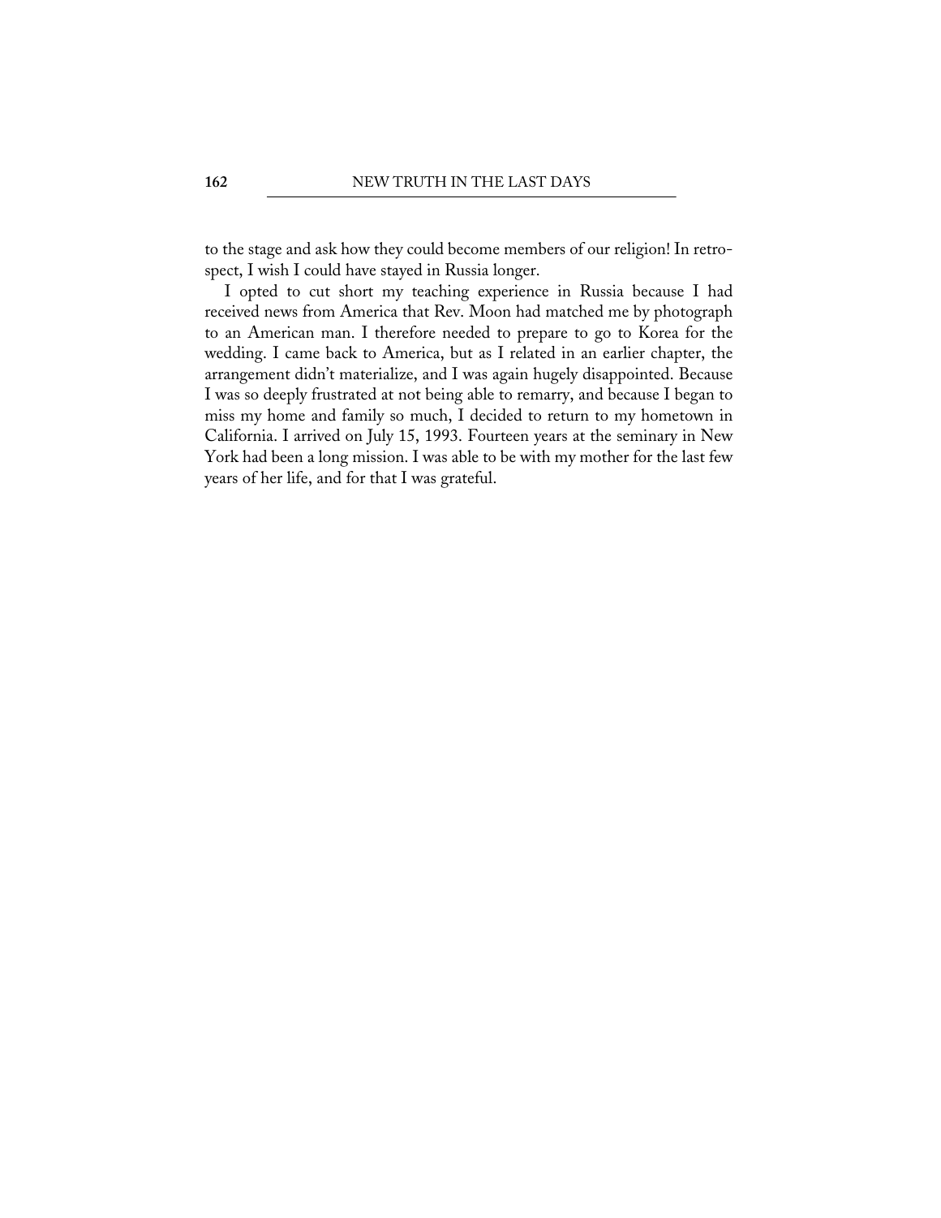to the stage and ask how they could become members of our religion! In retrospect, I wish I could have stayed in Russia longer.

I opted to cut short my teaching experience in Russia because I had received news from America that Rev. Moon had matched me by photograph to an American man. I therefore needed to prepare to go to Korea for the wedding. I came back to America, but as I related in an earlier chapter, the arrangement didn't materialize, and I was again hugely disappointed. Because I was so deeply frustrated at not being able to remarry, and because I began to miss my home and family so much, I decided to return to my hometown in California. I arrived on July 15, 1993. Fourteen years at the seminary in New York had been a long mission. I was able to be with my mother for the last few years of her life, and for that I was grateful.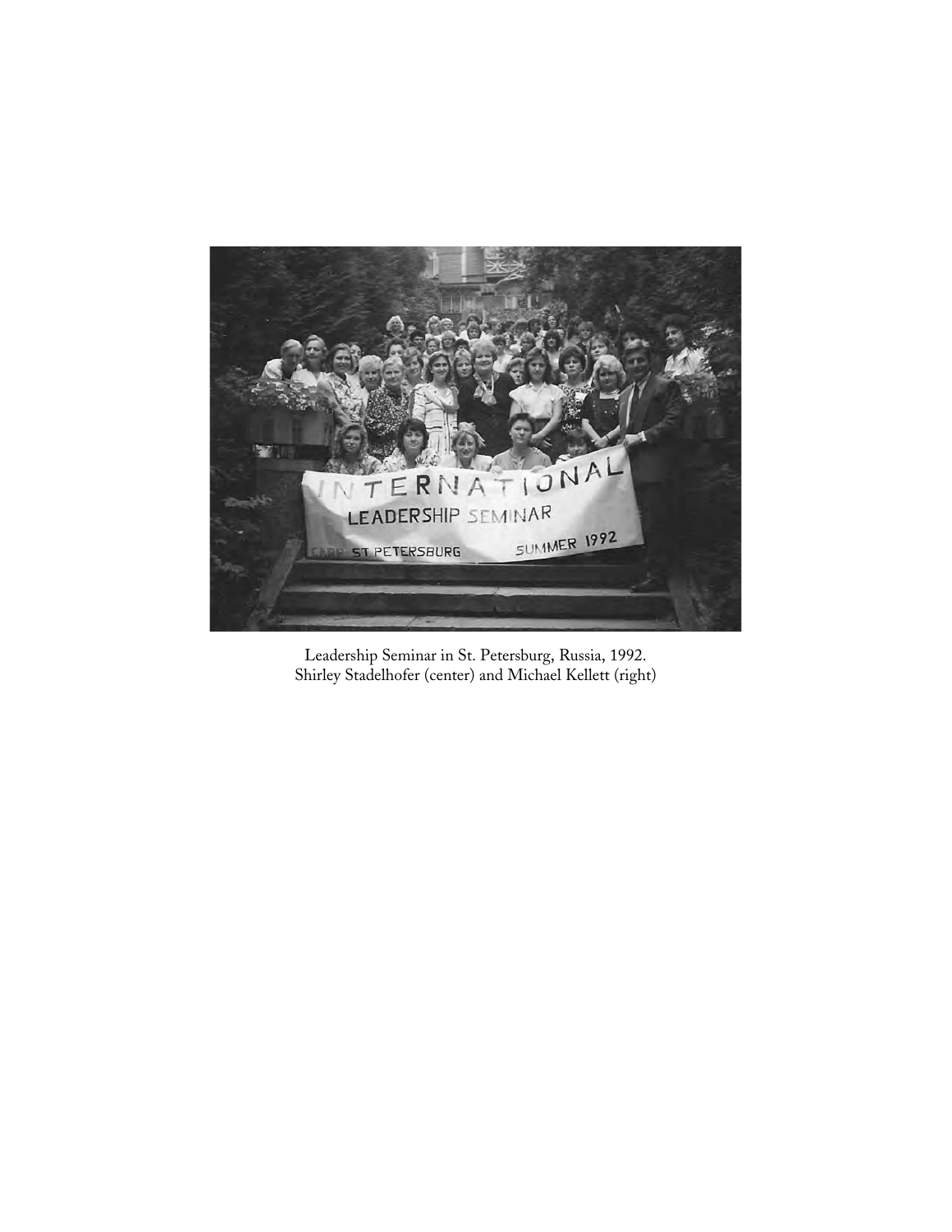Leadership Seminar in St. Petersburg, Russia, 1992.
Shirley Stadelhofer (center) and Michael Kellett (right)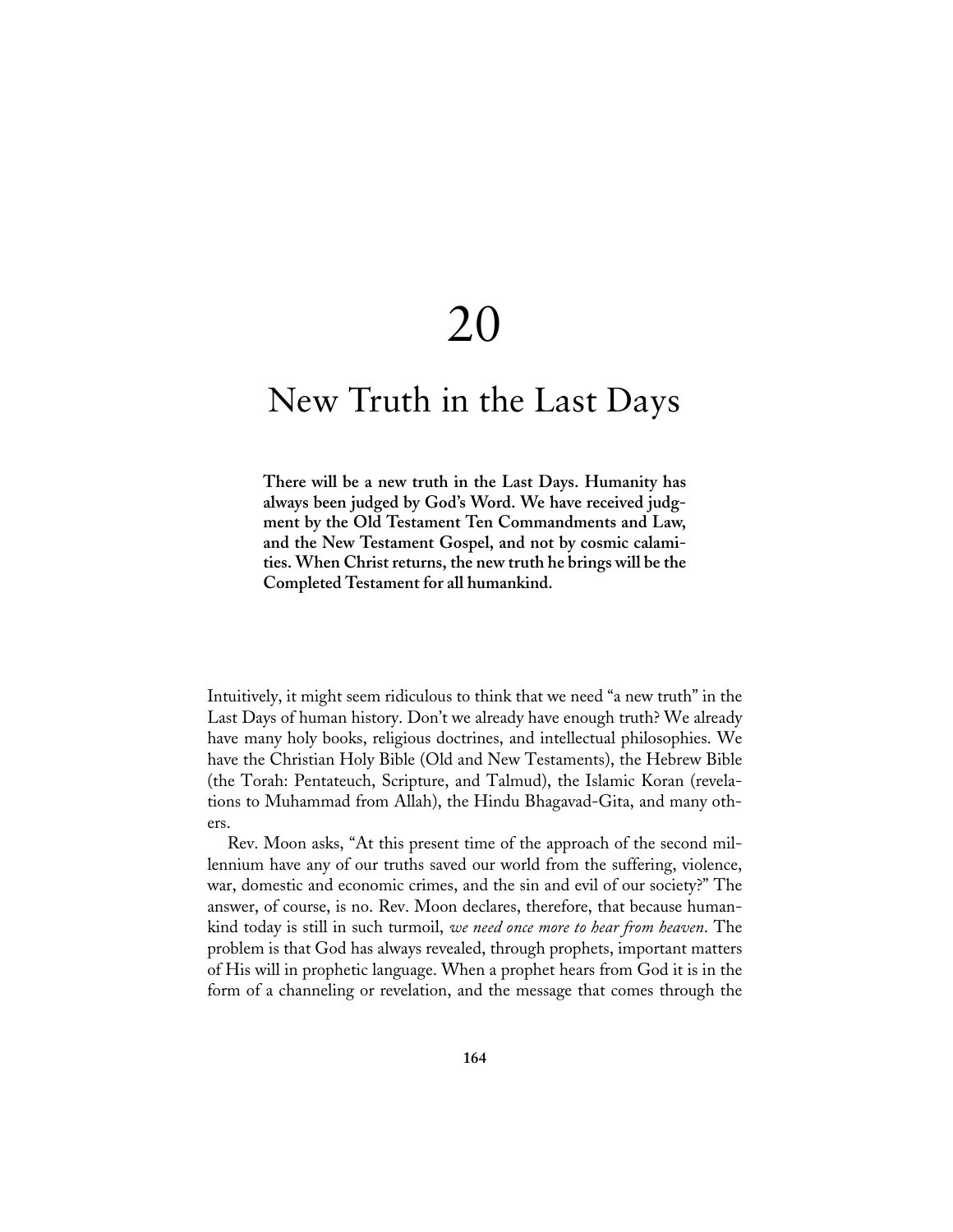# 20

# New Truth in the Last Days

**There will be a new truth in the Last Days. Humanity has always been judged by God's Word. We have received judgment by the Old Testament Ten Commandments and Law, and the New Testament Gospel, and not by cosmic calamities. When Christ returns, the new truth he brings will be the Completed Testament for all humankind.**

Intuitively, it might seem ridiculous to think that we need "a new truth" in the Last Days of human history. Don't we already have enough truth? We already have many holy books, religious doctrines, and intellectual philosophies. We have the Christian Holy Bible (Old and New Testaments), the Hebrew Bible (the Torah: Pentateuch, Scripture, and Talmud), the Islamic Koran (revelations to Muhammad from Allah), the Hindu Bhagavad-Gita, and many others.

Rev. Moon asks, "At this present time of the approach of the second millennium have any of our truths saved our world from the suffering, violence, war, domestic and economic crimes, and the sin and evil of our society?" The answer, of course, is no. Rev. Moon declares, therefore, that because humankind today is still in such turmoil, *we need once more to hear from heaven*. The problem is that God has always revealed, through prophets, important matters of His will in prophetic language. When a prophet hears from God it is in the form of a channeling or revelation, and the message that comes through the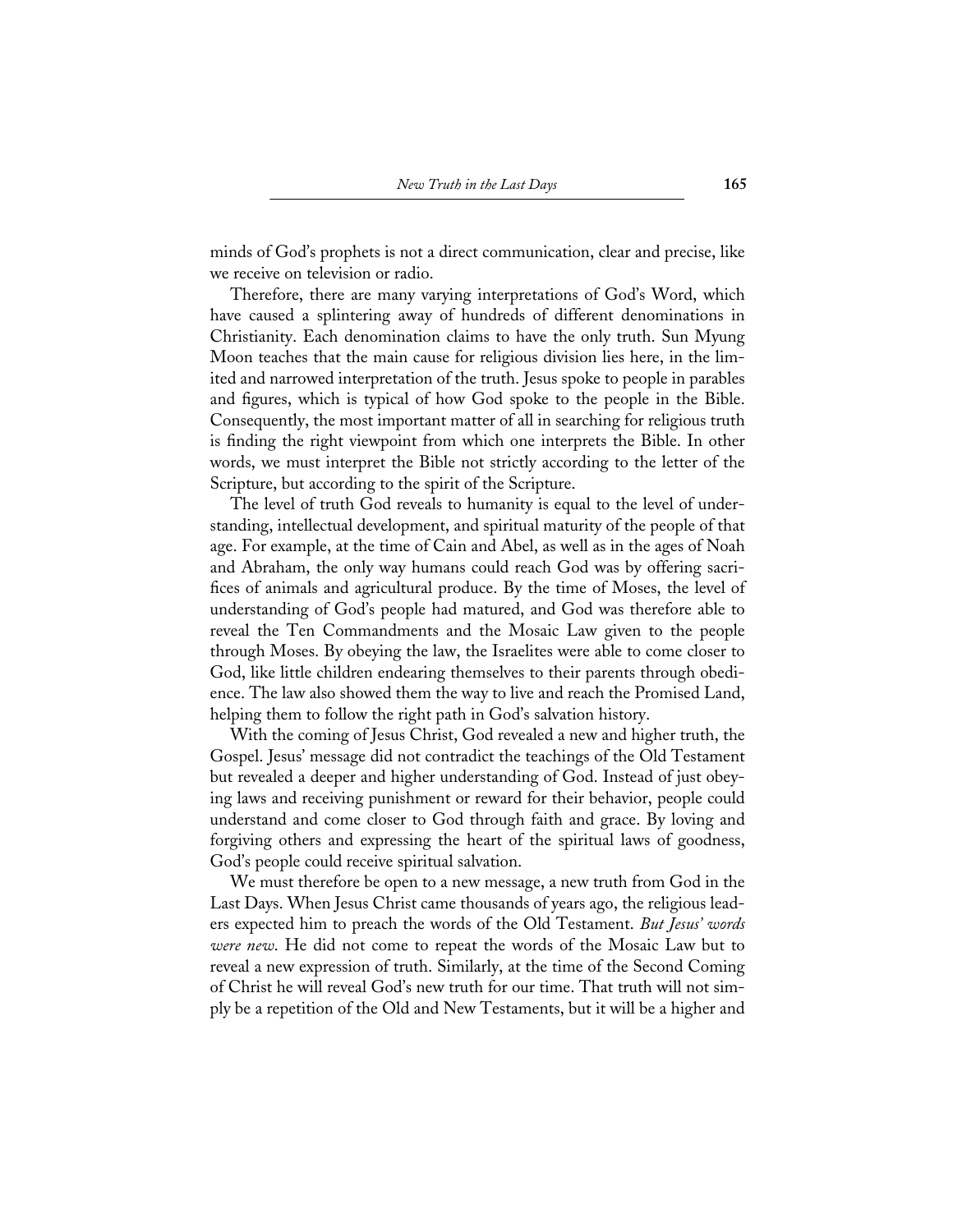minds of God's prophets is not a direct communication, clear and precise, like we receive on television or radio.

Therefore, there are many varying interpretations of God's Word, which have caused a splintering away of hundreds of different denominations in Christianity. Each denomination claims to have the only truth. Sun Myung Moon teaches that the main cause for religious division lies here, in the limited and narrowed interpretation of the truth. Jesus spoke to people in parables and figures, which is typical of how God spoke to the people in the Bible. Consequently, the most important matter of all in searching for religious truth is finding the right viewpoint from which one interprets the Bible. In other words, we must interpret the Bible not strictly according to the letter of the Scripture, but according to the spirit of the Scripture.

The level of truth God reveals to humanity is equal to the level of understanding, intellectual development, and spiritual maturity of the people of that age. For example, at the time of Cain and Abel, as well as in the ages of Noah and Abraham, the only way humans could reach God was by offering sacrifices of animals and agricultural produce. By the time of Moses, the level of understanding of God's people had matured, and God was therefore able to reveal the Ten Commandments and the Mosaic Law given to the people through Moses. By obeying the law, the Israelites were able to come closer to God, like little children endearing themselves to their parents through obedience. The law also showed them the way to live and reach the Promised Land, helping them to follow the right path in God's salvation history.

With the coming of Jesus Christ, God revealed a new and higher truth, the Gospel. Jesus' message did not contradict the teachings of the Old Testament but revealed a deeper and higher understanding of God. Instead of just obeying laws and receiving punishment or reward for their behavior, people could understand and come closer to God through faith and grace. By loving and forgiving others and expressing the heart of the spiritual laws of goodness, God's people could receive spiritual salvation.

We must therefore be open to a new message, a new truth from God in the Last Days. When Jesus Christ came thousands of years ago, the religious leaders expected him to preach the words of the Old Testament. *But Jesus' words were new.* He did not come to repeat the words of the Mosaic Law but to reveal a new expression of truth. Similarly, at the time of the Second Coming of Christ he will reveal God's new truth for our time. That truth will not simply be a repetition of the Old and New Testaments, but it will be a higher and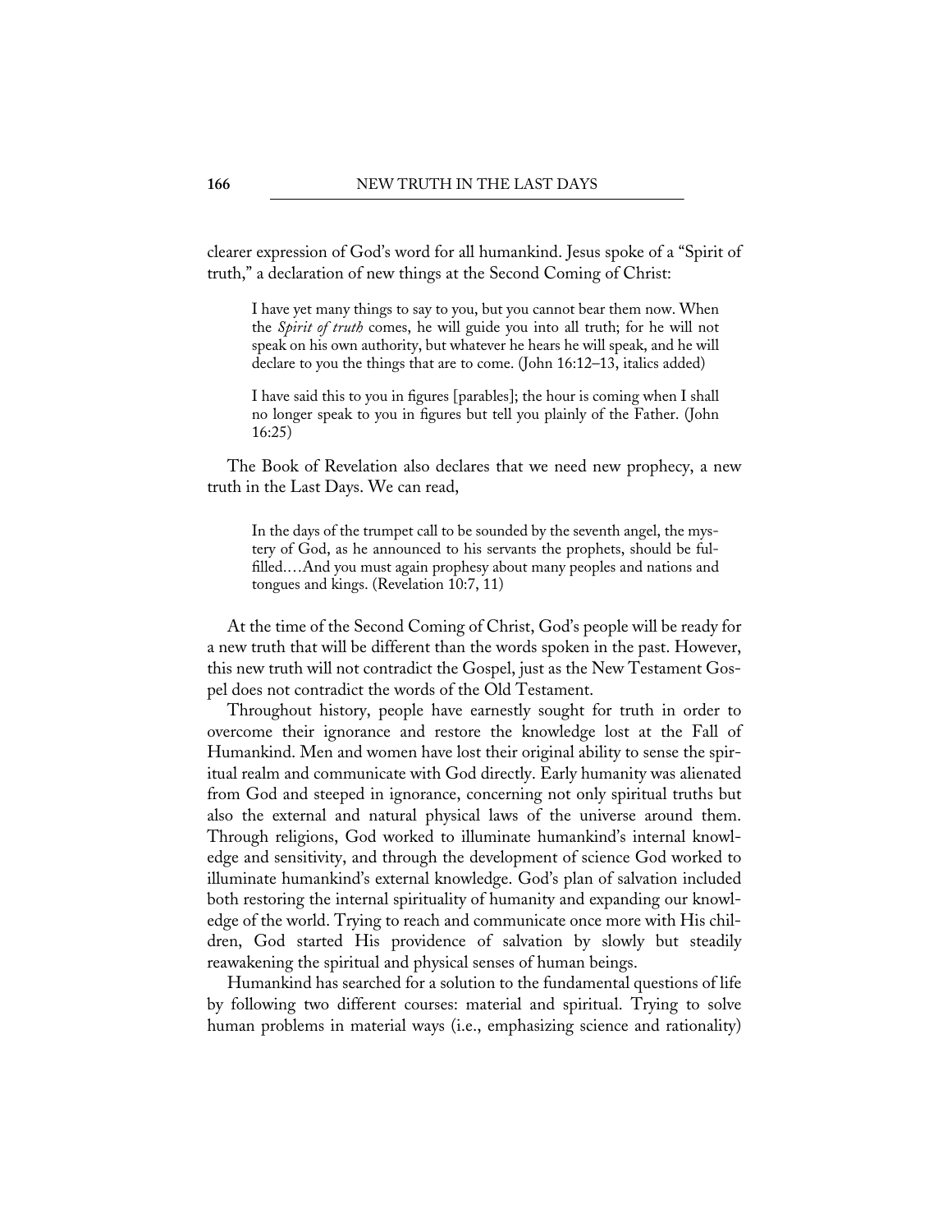clearer expression of God's word for all humankind. Jesus spoke of a "Spirit of truth," a declaration of new things at the Second Coming of Christ:

> I have yet many things to say to you, but you cannot bear them now. When the *Spirit of truth* comes, he will guide you into all truth; for he will not speak on his own authority, but whatever he hears he will speak, and he will declare to you the things that are to come. (John 16:12–13, italics added)

> I have said this to you in figures [parables]; the hour is coming when I shall no longer speak to you in figures but tell you plainly of the Father. (John 16:25)

The Book of Revelation also declares that we need new prophecy, a new truth in the Last Days. We can read,

> In the days of the trumpet call to be sounded by the seventh angel, the mystery of God, as he announced to his servants the prophets, should be fulfilled.…And you must again prophesy about many peoples and nations and tongues and kings. (Revelation 10:7, 11)

At the time of the Second Coming of Christ, God's people will be ready for a new truth that will be different than the words spoken in the past. However, this new truth will not contradict the Gospel, just as the New Testament Gospel does not contradict the words of the Old Testament.

Throughout history, people have earnestly sought for truth in order to overcome their ignorance and restore the knowledge lost at the Fall of Humankind. Men and women have lost their original ability to sense the spiritual realm and communicate with God directly. Early humanity was alienated from God and steeped in ignorance, concerning not only spiritual truths but also the external and natural physical laws of the universe around them. Through religions, God worked to illuminate humankind's internal knowledge and sensitivity, and through the development of science God worked to illuminate humankind's external knowledge. God's plan of salvation included both restoring the internal spirituality of humanity and expanding our knowledge of the world. Trying to reach and communicate once more with His children, God started His providence of salvation by slowly but steadily reawakening the spiritual and physical senses of human beings.

Humankind has searched for a solution to the fundamental questions of life by following two different courses: material and spiritual. Trying to solve human problems in material ways (i.e., emphasizing science and rationality)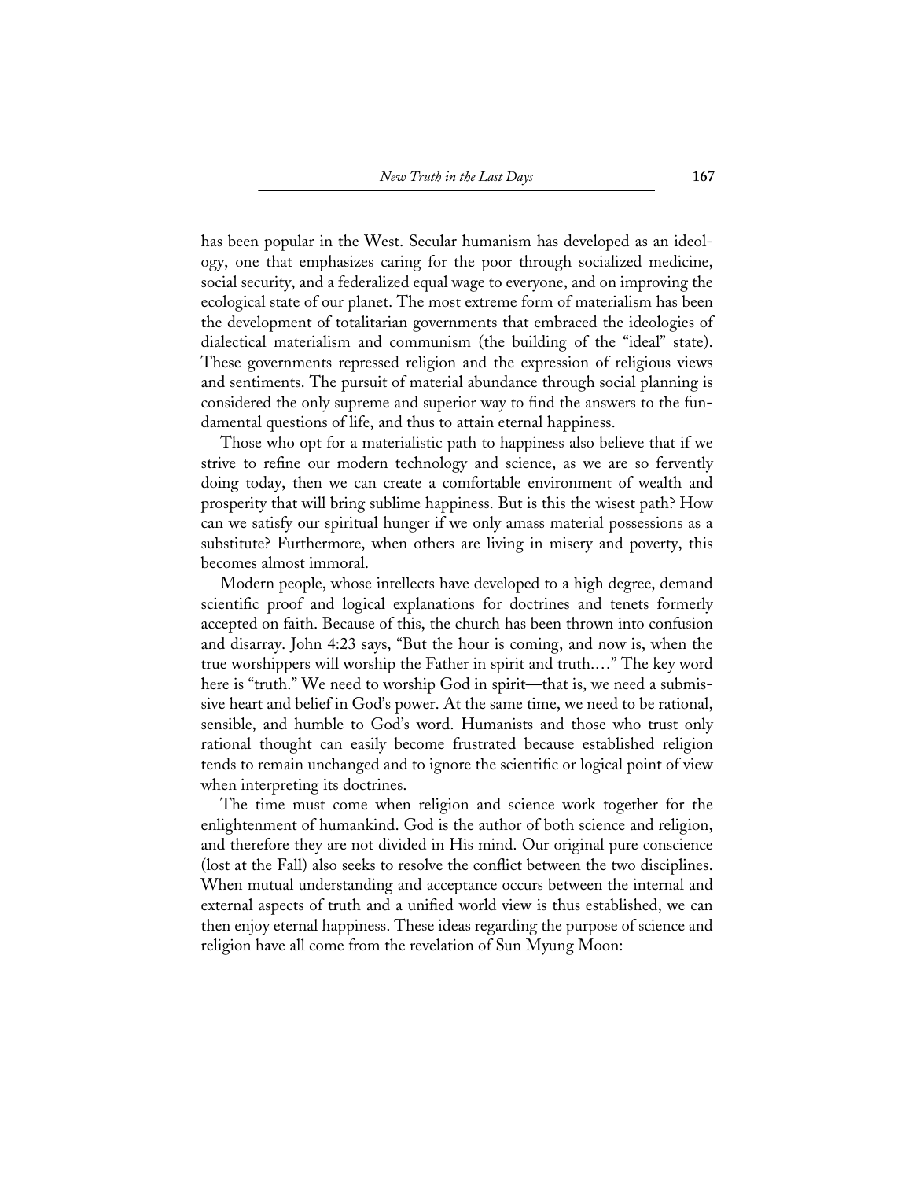has been popular in the West. Secular humanism has developed as an ideology, one that emphasizes caring for the poor through socialized medicine, social security, and a federalized equal wage to everyone, and on improving the ecological state of our planet. The most extreme form of materialism has been the development of totalitarian governments that embraced the ideologies of dialectical materialism and communism (the building of the "ideal" state). These governments repressed religion and the expression of religious views and sentiments. The pursuit of material abundance through social planning is considered the only supreme and superior way to find the answers to the fundamental questions of life, and thus to attain eternal happiness.

Those who opt for a materialistic path to happiness also believe that if we strive to refine our modern technology and science, as we are so fervently doing today, then we can create a comfortable environment of wealth and prosperity that will bring sublime happiness. But is this the wisest path? How can we satisfy our spiritual hunger if we only amass material possessions as a substitute? Furthermore, when others are living in misery and poverty, this becomes almost immoral.

Modern people, whose intellects have developed to a high degree, demand scientific proof and logical explanations for doctrines and tenets formerly accepted on faith. Because of this, the church has been thrown into confusion and disarray. John 4:23 says, "But the hour is coming, and now is, when the true worshippers will worship the Father in spirit and truth...." The key word here is "truth." We need to worship God in spirit—that is, we need a submissive heart and belief in God's power. At the same time, we need to be rational, sensible, and humble to God's word. Humanists and those who trust only rational thought can easily become frustrated because established religion tends to remain unchanged and to ignore the scientific or logical point of view when interpreting its doctrines.

The time must come when religion and science work together for the enlightenment of humankind. God is the author of both science and religion, and therefore they are not divided in His mind. Our original pure conscience (lost at the Fall) also seeks to resolve the conflict between the two disciplines. When mutual understanding and acceptance occurs between the internal and external aspects of truth and a unified world view is thus established, we can then enjoy eternal happiness. These ideas regarding the purpose of science and religion have all come from the revelation of Sun Myung Moon: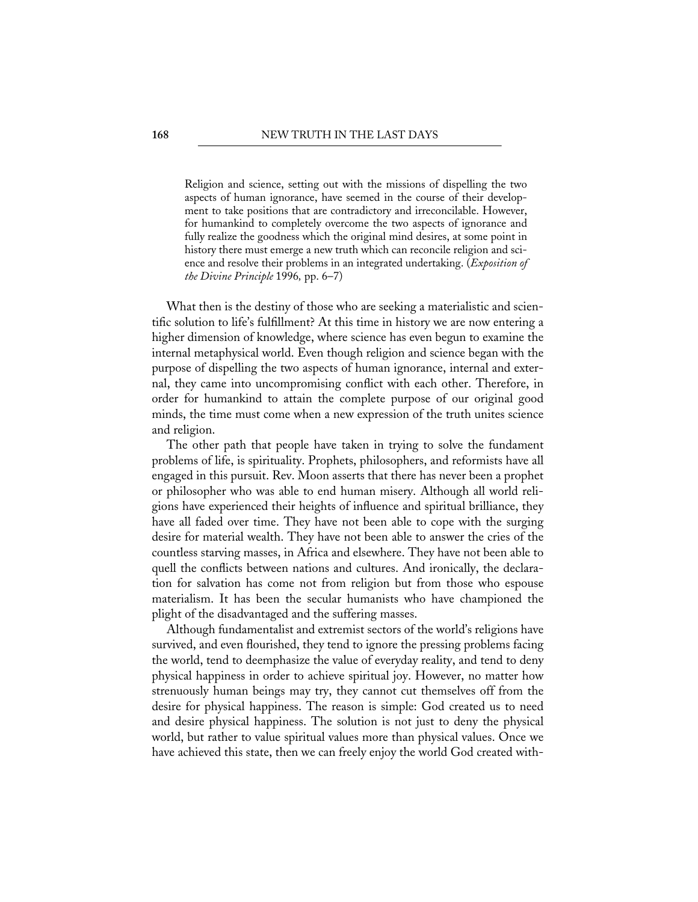> Religion and science, setting out with the missions of dispelling the two aspects of human ignorance, have seemed in the course of their development to take positions that are contradictory and irreconcilable. However, for humankind to completely overcome the two aspects of ignorance and fully realize the goodness which the original mind desires, at some point in history there must emerge a new truth which can reconcile religion and science and resolve their problems in an integrated undertaking. (*Exposition of the Divine Principle* 1996, pp. 6–7)

What then is the destiny of those who are seeking a materialistic and scientific solution to life's fulfillment? At this time in history we are now entering a higher dimension of knowledge, where science has even begun to examine the internal metaphysical world. Even though religion and science began with the purpose of dispelling the two aspects of human ignorance, internal and external, they came into uncompromising conflict with each other. Therefore, in order for humankind to attain the complete purpose of our original good minds, the time must come when a new expression of the truth unites science and religion.

The other path that people have taken in trying to solve the fundament problems of life, is spirituality. Prophets, philosophers, and reformists have all engaged in this pursuit. Rev. Moon asserts that there has never been a prophet or philosopher who was able to end human misery. Although all world religions have experienced their heights of influence and spiritual brilliance, they have all faded over time. They have not been able to cope with the surging desire for material wealth. They have not been able to answer the cries of the countless starving masses, in Africa and elsewhere. They have not been able to quell the conflicts between nations and cultures. And ironically, the declaration for salvation has come not from religion but from those who espouse materialism. It has been the secular humanists who have championed the plight of the disadvantaged and the suffering masses.

Although fundamentalist and extremist sectors of the world's religions have survived, and even flourished, they tend to ignore the pressing problems facing the world, tend to deemphasize the value of everyday reality, and tend to deny physical happiness in order to achieve spiritual joy. However, no matter how strenuously human beings may try, they cannot cut themselves off from the desire for physical happiness. The reason is simple: God created us to need and desire physical happiness. The solution is not just to deny the physical world, but rather to value spiritual values more than physical values. Once we have achieved this state, then we can freely enjoy the world God created with-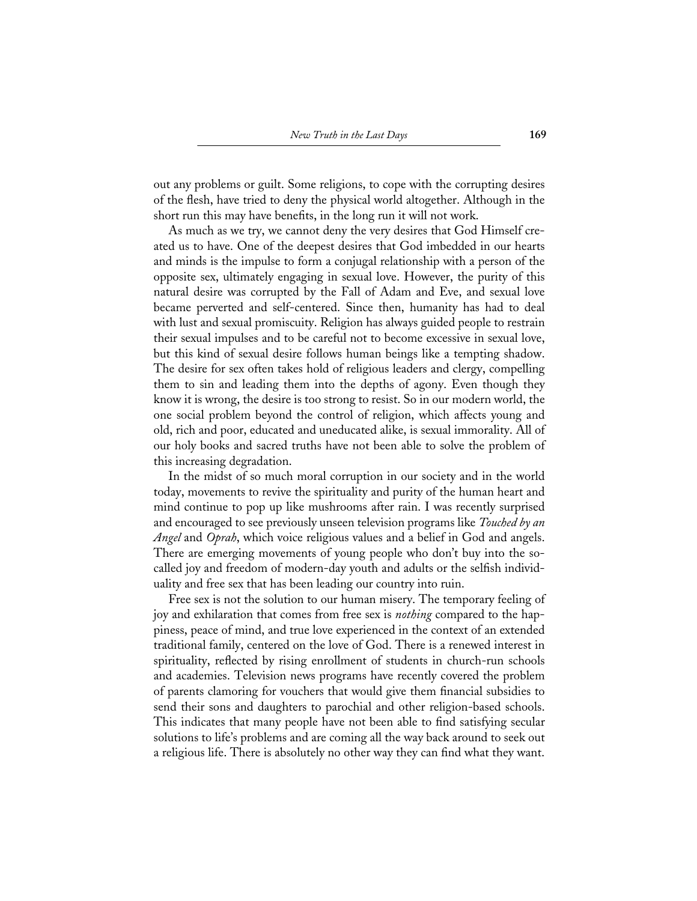out any problems or guilt. Some religions, to cope with the corrupting desires of the flesh, have tried to deny the physical world altogether. Although in the short run this may have benefits, in the long run it will not work.

As much as we try, we cannot deny the very desires that God Himself created us to have. One of the deepest desires that God imbedded in our hearts and minds is the impulse to form a conjugal relationship with a person of the opposite sex, ultimately engaging in sexual love. However, the purity of this natural desire was corrupted by the Fall of Adam and Eve, and sexual love became perverted and self-centered. Since then, humanity has had to deal with lust and sexual promiscuity. Religion has always guided people to restrain their sexual impulses and to be careful not to become excessive in sexual love, but this kind of sexual desire follows human beings like a tempting shadow. The desire for sex often takes hold of religious leaders and clergy, compelling them to sin and leading them into the depths of agony. Even though they know it is wrong, the desire is too strong to resist. So in our modern world, the one social problem beyond the control of religion, which affects young and old, rich and poor, educated and uneducated alike, is sexual immorality. All of our holy books and sacred truths have not been able to solve the problem of this increasing degradation.

In the midst of so much moral corruption in our society and in the world today, movements to revive the spirituality and purity of the human heart and mind continue to pop up like mushrooms after rain. I was recently surprised and encouraged to see previously unseen television programs like *Touched by an Angel* and *Oprah*, which voice religious values and a belief in God and angels. There are emerging movements of young people who don't buy into the so-called joy and freedom of modern-day youth and adults or the selfish individuality and free sex that has been leading our country into ruin.

Free sex is not the solution to our human misery. The temporary feeling of joy and exhilaration that comes from free sex is *nothing* compared to the happiness, peace of mind, and true love experienced in the context of an extended traditional family, centered on the love of God. There is a renewed interest in spirituality, reflected by rising enrollment of students in church-run schools and academies. Television news programs have recently covered the problem of parents clamoring for vouchers that would give them financial subsidies to send their sons and daughters to parochial and other religion-based schools. This indicates that many people have not been able to find satisfying secular solutions to life's problems and are coming all the way back around to seek out a religious life. There is absolutely no other way they can find what they want.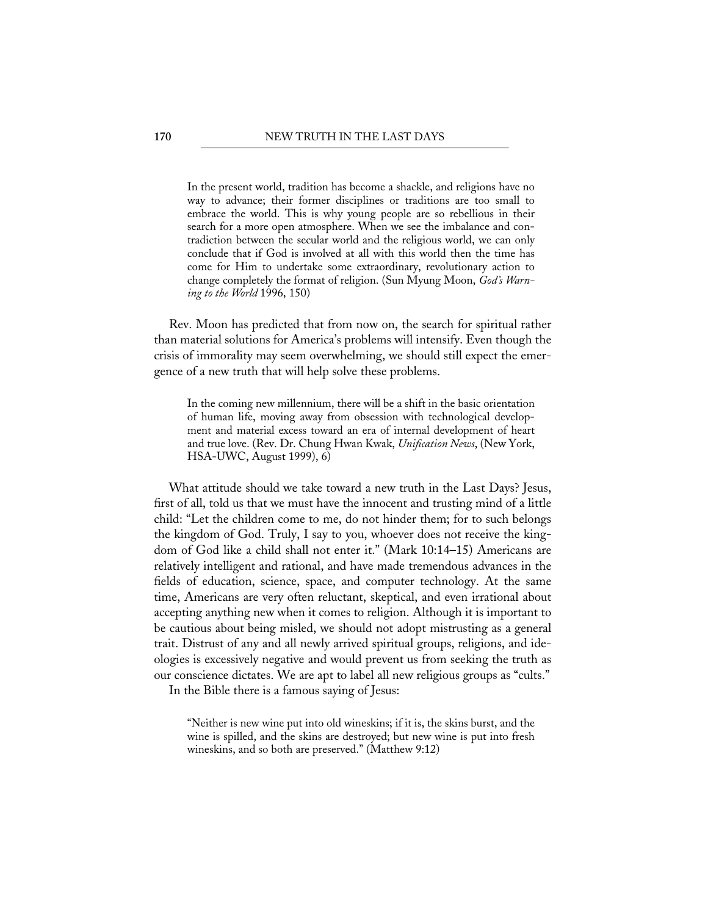> In the present world, tradition has become a shackle, and religions have no way to advance; their former disciplines or traditions are too small to embrace the world. This is why young people are so rebellious in their search for a more open atmosphere. When we see the imbalance and contradiction between the secular world and the religious world, we can only conclude that if God is involved at all with this world then the time has come for Him to undertake some extraordinary, revolutionary action to change completely the format of religion. (Sun Myung Moon, *God's Warning to the World* 1996, 150)

Rev. Moon has predicted that from now on, the search for spiritual rather than material solutions for America's problems will intensify. Even though the crisis of immorality may seem overwhelming, we should still expect the emergence of a new truth that will help solve these problems.

> In the coming new millennium, there will be a shift in the basic orientation of human life, moving away from obsession with technological development and material excess toward an era of internal development of heart and true love. (Rev. Dr. Chung Hwan Kwak, *Unification News*, (New York, HSA-UWC, August 1999), 6)

What attitude should we take toward a new truth in the Last Days? Jesus, first of all, told us that we must have the innocent and trusting mind of a little child: "Let the children come to me, do not hinder them; for to such belongs the kingdom of God. Truly, I say to you, whoever does not receive the kingdom of God like a child shall not enter it." (Mark 10:14–15) Americans are relatively intelligent and rational, and have made tremendous advances in the fields of education, science, space, and computer technology. At the same time, Americans are very often reluctant, skeptical, and even irrational about accepting anything new when it comes to religion. Although it is important to be cautious about being misled, we should not adopt mistrusting as a general trait. Distrust of any and all newly arrived spiritual groups, religions, and ideologies is excessively negative and would prevent us from seeking the truth as our conscience dictates. We are apt to label all new religious groups as "cults."

In the Bible there is a famous saying of Jesus:

> "Neither is new wine put into old wineskins; if it is, the skins burst, and the wine is spilled, and the skins are destroyed; but new wine is put into fresh wineskins, and so both are preserved." (Matthew 9:12)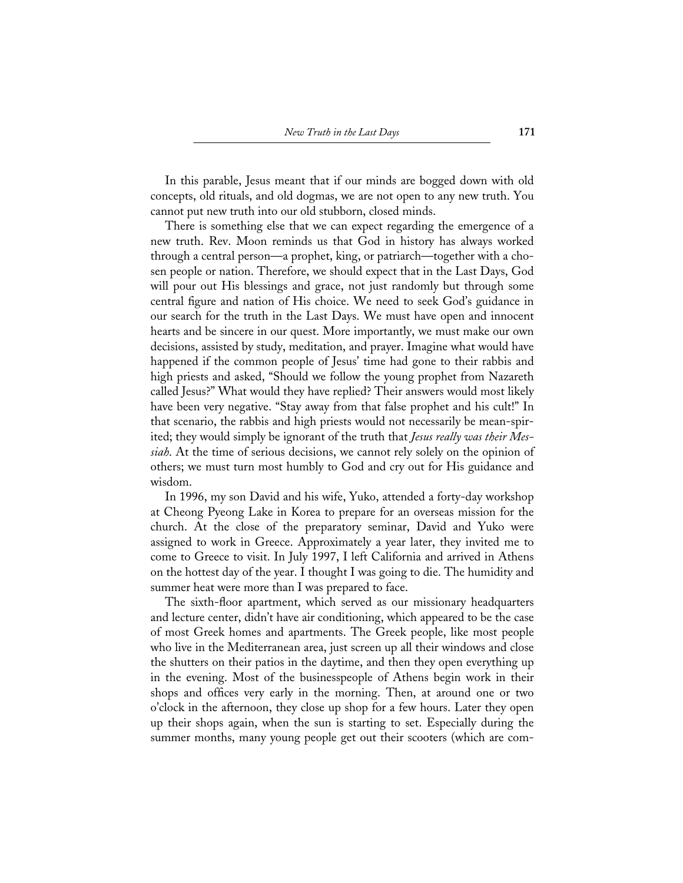In this parable, Jesus meant that if our minds are bogged down with old concepts, old rituals, and old dogmas, we are not open to any new truth. You cannot put new truth into our old stubborn, closed minds.

There is something else that we can expect regarding the emergence of a new truth. Rev. Moon reminds us that God in history has always worked through a central person—a prophet, king, or patriarch—together with a chosen people or nation. Therefore, we should expect that in the Last Days, God will pour out His blessings and grace, not just randomly but through some central figure and nation of His choice. We need to seek God's guidance in our search for the truth in the Last Days. We must have open and innocent hearts and be sincere in our quest. More importantly, we must make our own decisions, assisted by study, meditation, and prayer. Imagine what would have happened if the common people of Jesus' time had gone to their rabbis and high priests and asked, "Should we follow the young prophet from Nazareth called Jesus?" What would they have replied? Their answers would most likely have been very negative. "Stay away from that false prophet and his cult!" In that scenario, the rabbis and high priests would not necessarily be mean-spirited; they would simply be ignorant of the truth that *Jesus really was their Messiah*. At the time of serious decisions, we cannot rely solely on the opinion of others; we must turn most humbly to God and cry out for His guidance and wisdom.

In 1996, my son David and his wife, Yuko, attended a forty-day workshop at Cheong Pyeong Lake in Korea to prepare for an overseas mission for the church. At the close of the preparatory seminar, David and Yuko were assigned to work in Greece. Approximately a year later, they invited me to come to Greece to visit. In July 1997, I left California and arrived in Athens on the hottest day of the year. I thought I was going to die. The humidity and summer heat were more than I was prepared to face.

The sixth-floor apartment, which served as our missionary headquarters and lecture center, didn't have air conditioning, which appeared to be the case of most Greek homes and apartments. The Greek people, like most people who live in the Mediterranean area, just screen up all their windows and close the shutters on their patios in the daytime, and then they open everything up in the evening. Most of the businesspeople of Athens begin work in their shops and offices very early in the morning. Then, at around one or two o'clock in the afternoon, they close up shop for a few hours. Later they open up their shops again, when the sun is starting to set. Especially during the summer months, many young people get out their scooters (which are com-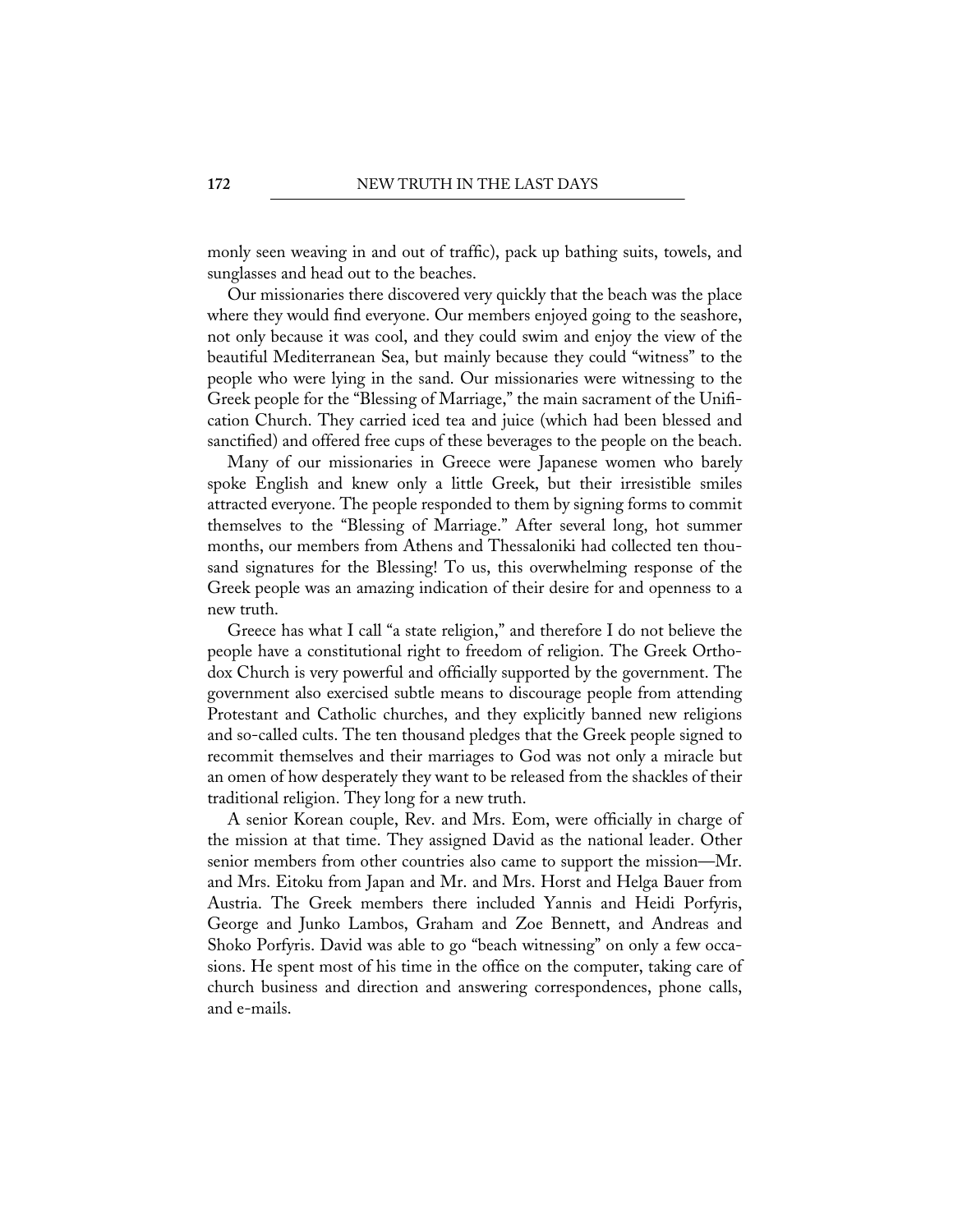monly seen weaving in and out of traffic), pack up bathing suits, towels, and sunglasses and head out to the beaches.

Our missionaries there discovered very quickly that the beach was the place where they would find everyone. Our members enjoyed going to the seashore, not only because it was cool, and they could swim and enjoy the view of the beautiful Mediterranean Sea, but mainly because they could "witness" to the people who were lying in the sand. Our missionaries were witnessing to the Greek people for the "Blessing of Marriage," the main sacrament of the Unification Church. They carried iced tea and juice (which had been blessed and sanctified) and offered free cups of these beverages to the people on the beach.

Many of our missionaries in Greece were Japanese women who barely spoke English and knew only a little Greek, but their irresistible smiles attracted everyone. The people responded to them by signing forms to commit themselves to the "Blessing of Marriage." After several long, hot summer months, our members from Athens and Thessaloniki had collected ten thousand signatures for the Blessing! To us, this overwhelming response of the Greek people was an amazing indication of their desire for and openness to a new truth.

Greece has what I call "a state religion," and therefore I do not believe the people have a constitutional right to freedom of religion. The Greek Orthodox Church is very powerful and officially supported by the government. The government also exercised subtle means to discourage people from attending Protestant and Catholic churches, and they explicitly banned new religions and so-called cults. The ten thousand pledges that the Greek people signed to recommit themselves and their marriages to God was not only a miracle but an omen of how desperately they want to be released from the shackles of their traditional religion. They long for a new truth.

A senior Korean couple, Rev. and Mrs. Eom, were officially in charge of the mission at that time. They assigned David as the national leader. Other senior members from other countries also came to support the mission—Mr. and Mrs. Eitoku from Japan and Mr. and Mrs. Horst and Helga Bauer from Austria. The Greek members there included Yannis and Heidi Porfyris, George and Junko Lambos, Graham and Zoe Bennett, and Andreas and Shoko Porfyris. David was able to go "beach witnessing" on only a few occasions. He spent most of his time in the office on the computer, taking care of church business and direction and answering correspondences, phone calls, and e-mails.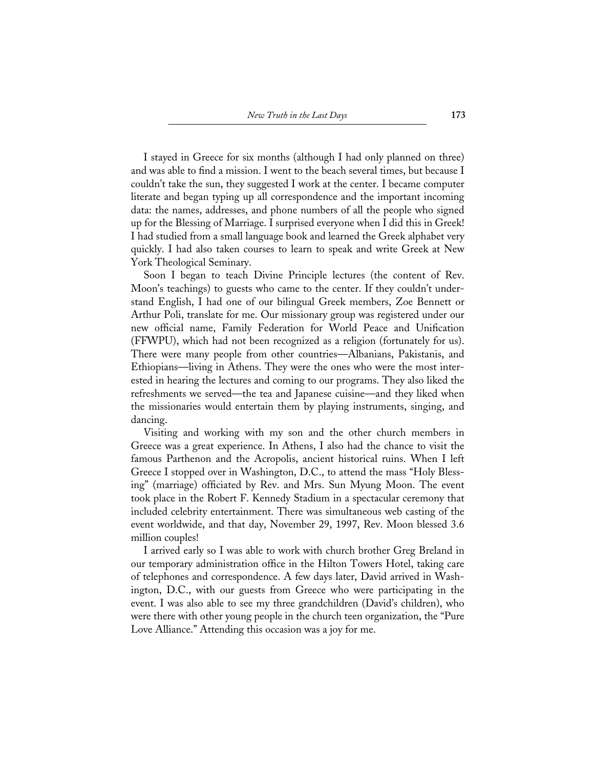I stayed in Greece for six months (although I had only planned on three) and was able to find a mission. I went to the beach several times, but because I couldn't take the sun, they suggested I work at the center. I became computer literate and began typing up all correspondence and the important incoming data: the names, addresses, and phone numbers of all the people who signed up for the Blessing of Marriage. I surprised everyone when I did this in Greek! I had studied from a small language book and learned the Greek alphabet very quickly. I had also taken courses to learn to speak and write Greek at New York Theological Seminary.

Soon I began to teach Divine Principle lectures (the content of Rev. Moon's teachings) to guests who came to the center. If they couldn't understand English, I had one of our bilingual Greek members, Zoe Bennett or Arthur Poli, translate for me. Our missionary group was registered under our new official name, Family Federation for World Peace and Unification (FFWPU), which had not been recognized as a religion (fortunately for us). There were many people from other countries—Albanians, Pakistanis, and Ethiopians—living in Athens. They were the ones who were the most interested in hearing the lectures and coming to our programs. They also liked the refreshments we served—the tea and Japanese cuisine—and they liked when the missionaries would entertain them by playing instruments, singing, and dancing.

Visiting and working with my son and the other church members in Greece was a great experience. In Athens, I also had the chance to visit the famous Parthenon and the Acropolis, ancient historical ruins. When I left Greece I stopped over in Washington, D.C., to attend the mass "Holy Blessing" (marriage) officiated by Rev. and Mrs. Sun Myung Moon. The event took place in the Robert F. Kennedy Stadium in a spectacular ceremony that included celebrity entertainment. There was simultaneous web casting of the event worldwide, and that day, November 29, 1997, Rev. Moon blessed 3.6 million couples!

I arrived early so I was able to work with church brother Greg Breland in our temporary administration office in the Hilton Towers Hotel, taking care of telephones and correspondence. A few days later, David arrived in Washington, D.C., with our guests from Greece who were participating in the event. I was also able to see my three grandchildren (David's children), who were there with other young people in the church teen organization, the "Pure Love Alliance." Attending this occasion was a joy for me.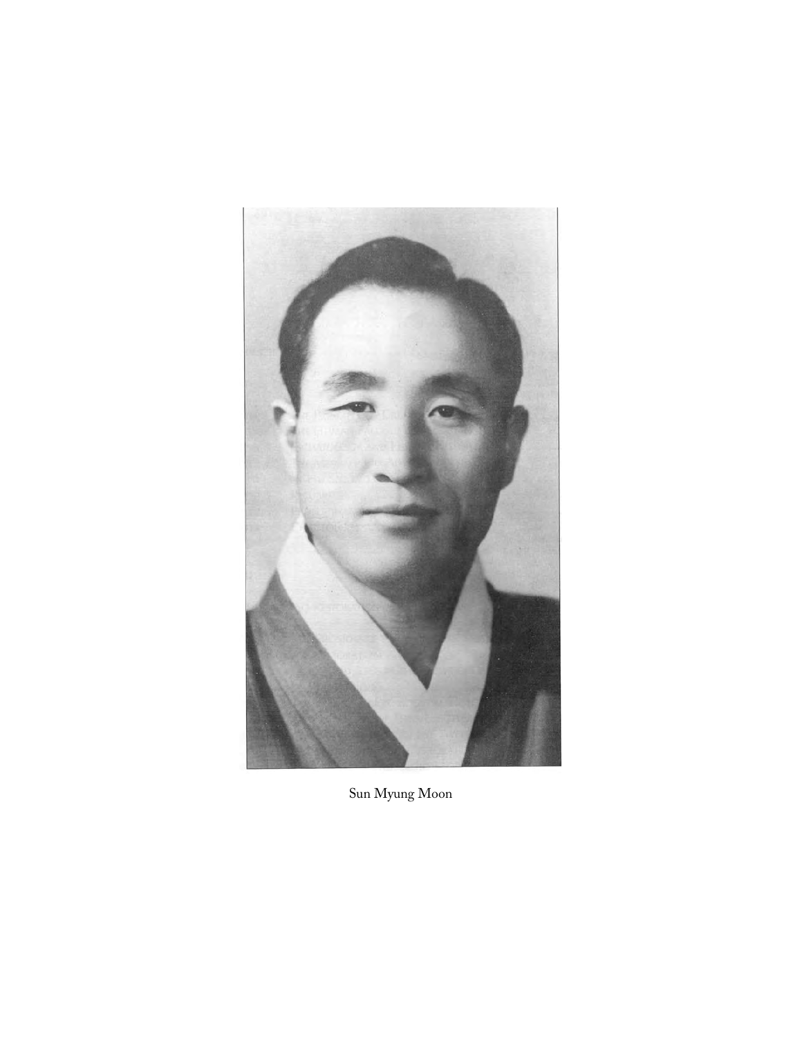Sun Myung Moon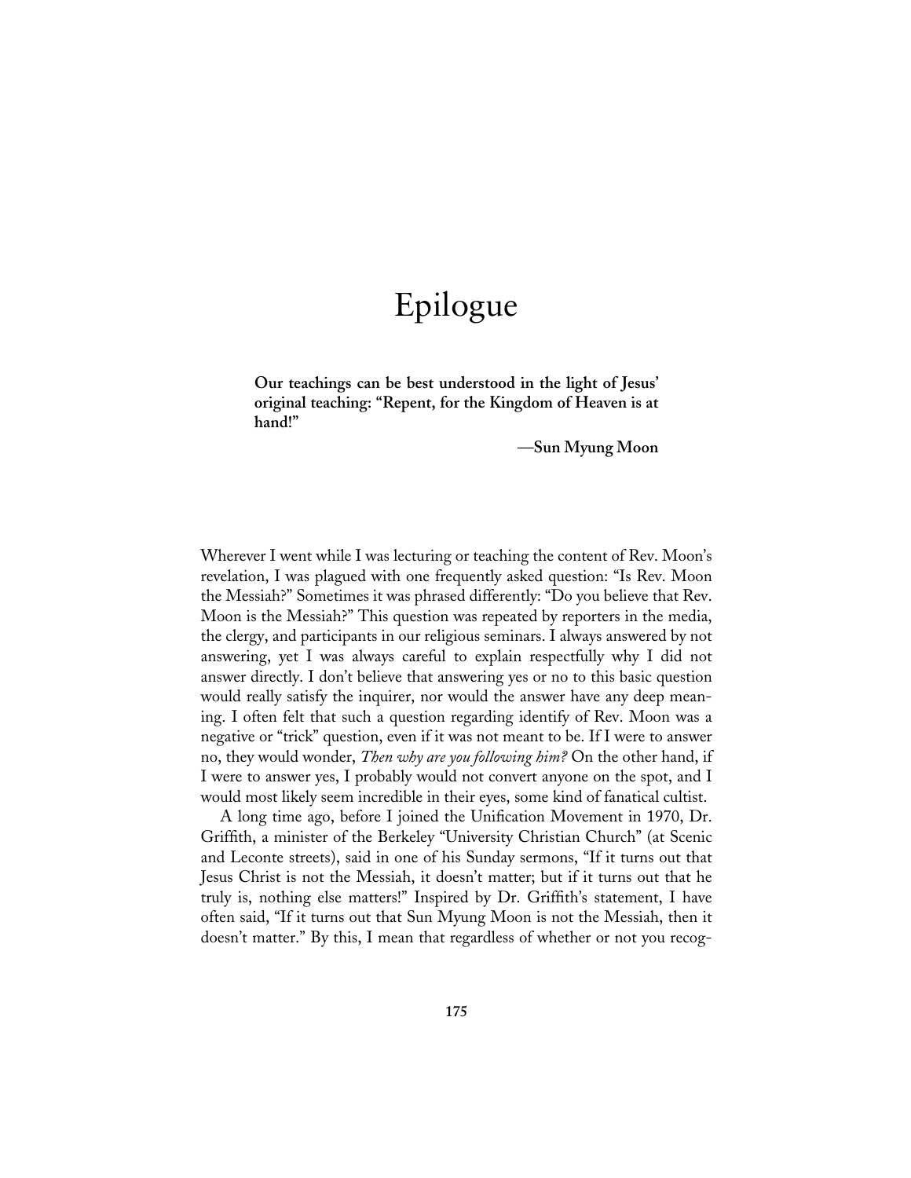# Epilogue

> **Our teachings can be best understood in the light of Jesus' original teaching: "Repent, for the Kingdom of Heaven is at hand!"**
>
> **—Sun Myung Moon**

Wherever I went while I was lecturing or teaching the content of Rev. Moon's revelation, I was plagued with one frequently asked question: "Is Rev. Moon the Messiah?" Sometimes it was phrased differently: "Do you believe that Rev. Moon is the Messiah?" This question was repeated by reporters in the media, the clergy, and participants in our religious seminars. I always answered by not answering, yet I was always careful to explain respectfully why I did not answer directly. I don't believe that answering yes or no to this basic question would really satisfy the inquirer, nor would the answer have any deep meaning. I often felt that such a question regarding identify of Rev. Moon was a negative or "trick" question, even if it was not meant to be. If I were to answer no, they would wonder, *Then why are you following him?* On the other hand, if I were to answer yes, I probably would not convert anyone on the spot, and I would most likely seem incredible in their eyes, some kind of fanatical cultist.

A long time ago, before I joined the Unification Movement in 1970, Dr. Griffith, a minister of the Berkeley "University Christian Church" (at Scenic and Leconte streets), said in one of his Sunday sermons, "If it turns out that Jesus Christ is not the Messiah, it doesn't matter; but if it turns out that he truly is, nothing else matters!" Inspired by Dr. Griffith's statement, I have often said, "If it turns out that Sun Myung Moon is not the Messiah, then it doesn't matter." By this, I mean that regardless of whether or not you recog-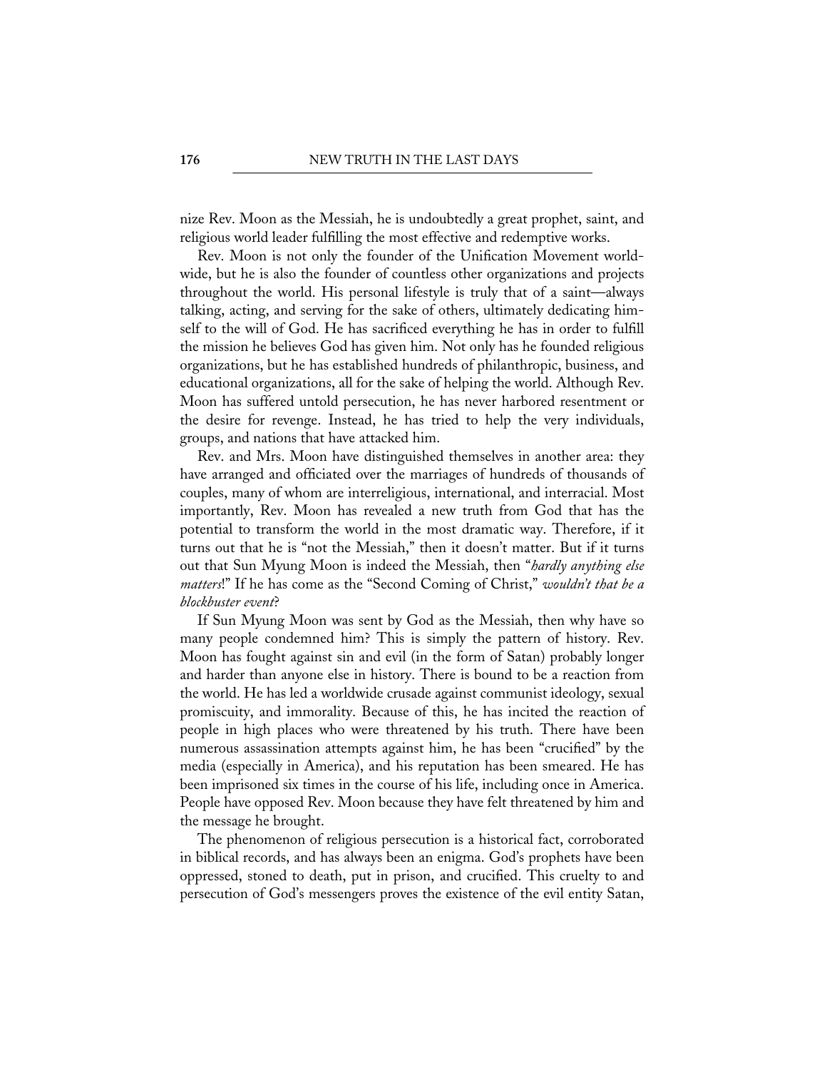nize Rev. Moon as the Messiah, he is undoubtedly a great prophet, saint, and religious world leader fulfilling the most effective and redemptive works.

Rev. Moon is not only the founder of the Unification Movement worldwide, but he is also the founder of countless other organizations and projects throughout the world. His personal lifestyle is truly that of a saint—always talking, acting, and serving for the sake of others, ultimately dedicating himself to the will of God. He has sacrificed everything he has in order to fulfill the mission he believes God has given him. Not only has he founded religious organizations, but he has established hundreds of philanthropic, business, and educational organizations, all for the sake of helping the world. Although Rev. Moon has suffered untold persecution, he has never harbored resentment or the desire for revenge. Instead, he has tried to help the very individuals, groups, and nations that have attacked him.

Rev. and Mrs. Moon have distinguished themselves in another area: they have arranged and officiated over the marriages of hundreds of thousands of couples, many of whom are interreligious, international, and interracial. Most importantly, Rev. Moon has revealed a new truth from God that has the potential to transform the world in the most dramatic way. Therefore, if it turns out that he is "not the Messiah," then it doesn't matter. But if it turns out that Sun Myung Moon is indeed the Messiah, then "*hardly anything else matters*!" If he has come as the "Second Coming of Christ," *wouldn't that be a blockbuster event*?

If Sun Myung Moon was sent by God as the Messiah, then why have so many people condemned him? This is simply the pattern of history. Rev. Moon has fought against sin and evil (in the form of Satan) probably longer and harder than anyone else in history. There is bound to be a reaction from the world. He has led a worldwide crusade against communist ideology, sexual promiscuity, and immorality. Because of this, he has incited the reaction of people in high places who were threatened by his truth. There have been numerous assassination attempts against him, he has been "crucified" by the media (especially in America), and his reputation has been smeared. He has been imprisoned six times in the course of his life, including once in America. People have opposed Rev. Moon because they have felt threatened by him and the message he brought.

The phenomenon of religious persecution is a historical fact, corroborated in biblical records, and has always been an enigma. God's prophets have been oppressed, stoned to death, put in prison, and crucified. This cruelty to and persecution of God's messengers proves the existence of the evil entity Satan,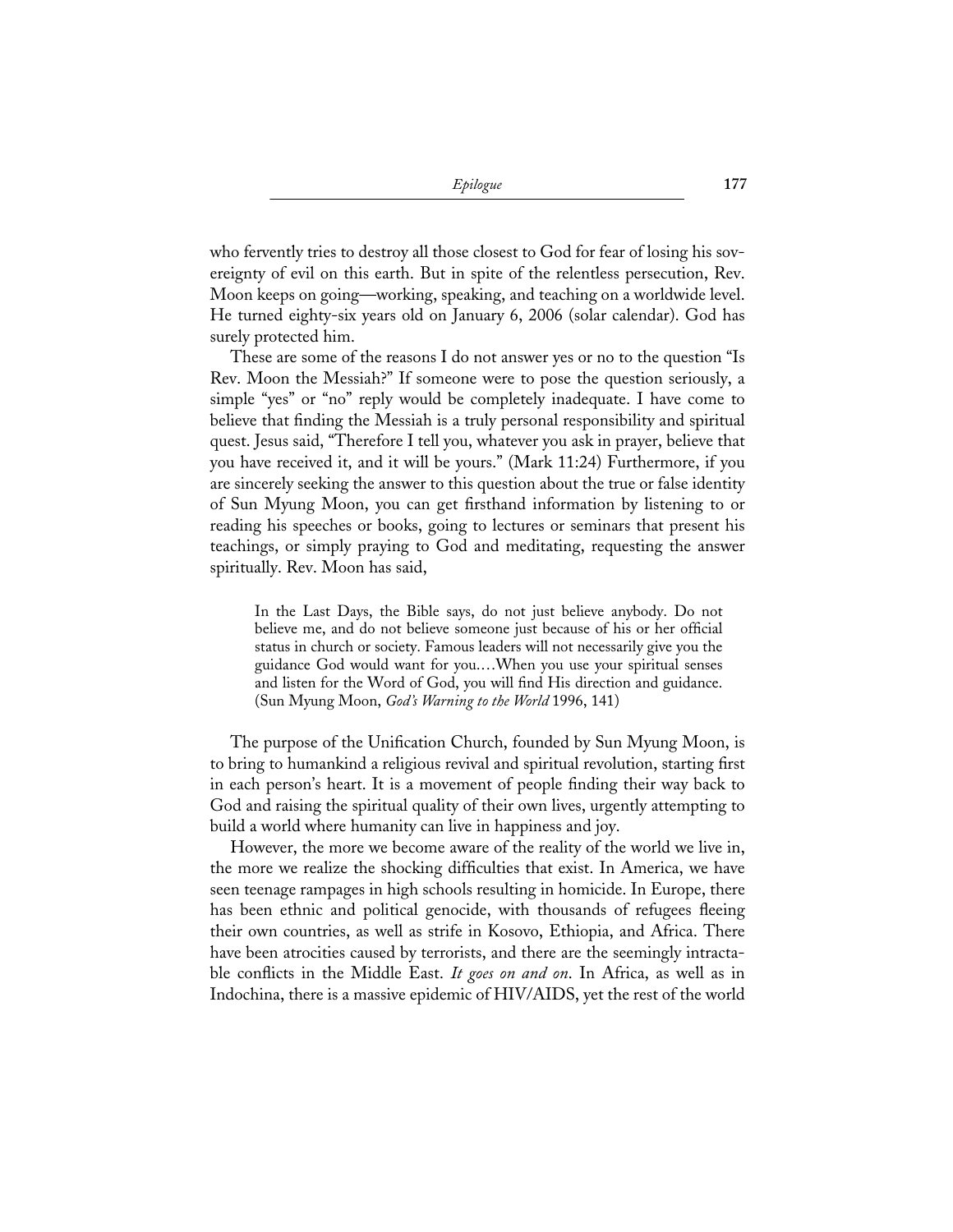who fervently tries to destroy all those closest to God for fear of losing his sovereignty of evil on this earth. But in spite of the relentless persecution, Rev. Moon keeps on going—working, speaking, and teaching on a worldwide level. He turned eighty-six years old on January 6, 2006 (solar calendar). God has surely protected him.

These are some of the reasons I do not answer yes or no to the question "Is Rev. Moon the Messiah?" If someone were to pose the question seriously, a simple "yes" or "no" reply would be completely inadequate. I have come to believe that finding the Messiah is a truly personal responsibility and spiritual quest. Jesus said, "Therefore I tell you, whatever you ask in prayer, believe that you have received it, and it will be yours." (Mark 11:24) Furthermore, if you are sincerely seeking the answer to this question about the true or false identity of Sun Myung Moon, you can get firsthand information by listening to or reading his speeches or books, going to lectures or seminars that present his teachings, or simply praying to God and meditating, requesting the answer spiritually. Rev. Moon has said,

> In the Last Days, the Bible says, do not just believe anybody. Do not believe me, and do not believe someone just because of his or her official status in church or society. Famous leaders will not necessarily give you the guidance God would want for you.…When you use your spiritual senses and listen for the Word of God, you will find His direction and guidance. (Sun Myung Moon, *God's Warning to the World* 1996, 141)

The purpose of the Unification Church, founded by Sun Myung Moon, is to bring to humankind a religious revival and spiritual revolution, starting first in each person's heart. It is a movement of people finding their way back to God and raising the spiritual quality of their own lives, urgently attempting to build a world where humanity can live in happiness and joy.

However, the more we become aware of the reality of the world we live in, the more we realize the shocking difficulties that exist. In America, we have seen teenage rampages in high schools resulting in homicide. In Europe, there has been ethnic and political genocide, with thousands of refugees fleeing their own countries, as well as strife in Kosovo, Ethiopia, and Africa. There have been atrocities caused by terrorists, and there are the seemingly intractable conflicts in the Middle East. *It goes on and on*. In Africa, as well as in Indochina, there is a massive epidemic of HIV/AIDS, yet the rest of the world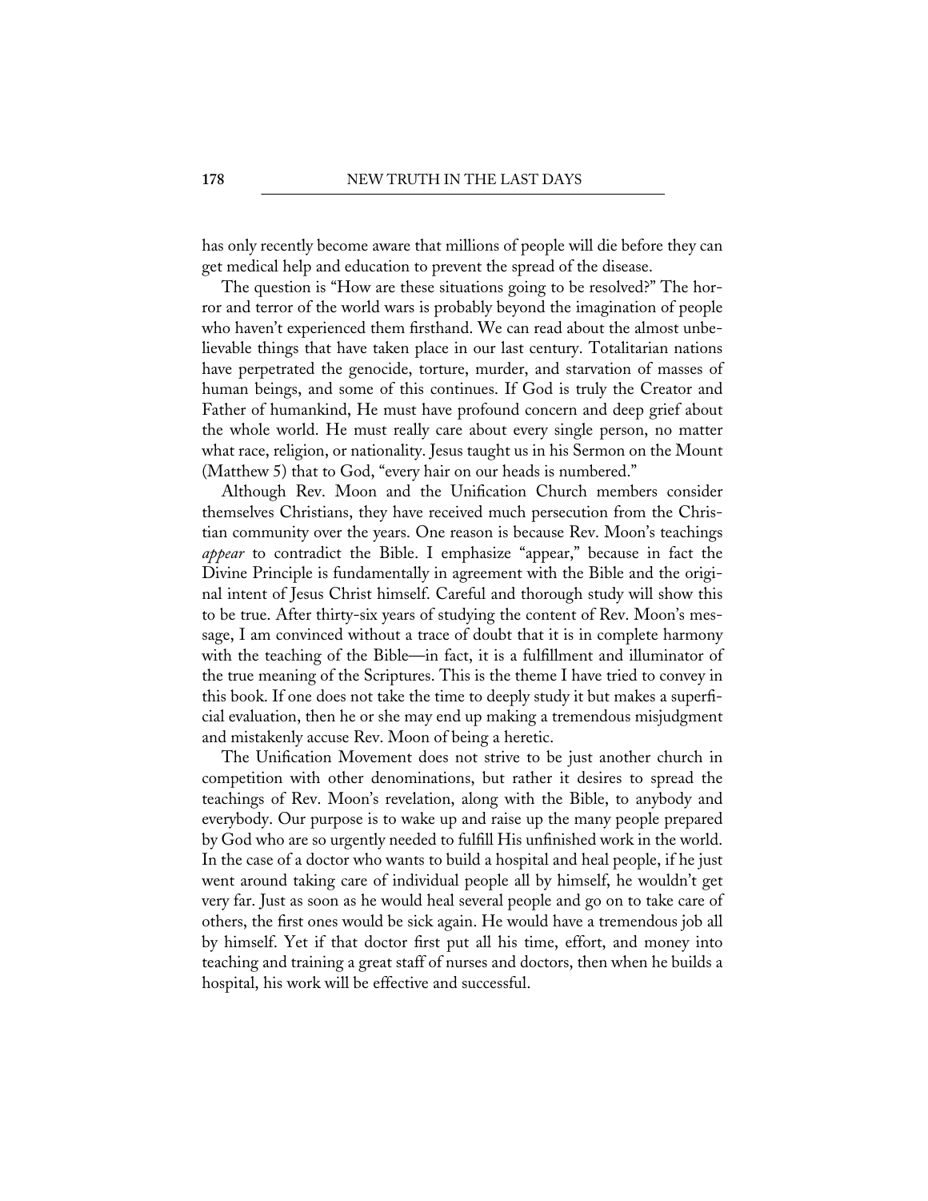has only recently become aware that millions of people will die before they can get medical help and education to prevent the spread of the disease.

The question is "How are these situations going to be resolved?" The horror and terror of the world wars is probably beyond the imagination of people who haven't experienced them firsthand. We can read about the almost unbelievable things that have taken place in our last century. Totalitarian nations have perpetrated the genocide, torture, murder, and starvation of masses of human beings, and some of this continues. If God is truly the Creator and Father of humankind, He must have profound concern and deep grief about the whole world. He must really care about every single person, no matter what race, religion, or nationality. Jesus taught us in his Sermon on the Mount (Matthew 5) that to God, "every hair on our heads is numbered."

Although Rev. Moon and the Unification Church members consider themselves Christians, they have received much persecution from the Christian community over the years. One reason is because Rev. Moon's teachings *appear* to contradict the Bible. I emphasize "appear," because in fact the Divine Principle is fundamentally in agreement with the Bible and the original intent of Jesus Christ himself. Careful and thorough study will show this to be true. After thirty-six years of studying the content of Rev. Moon's message, I am convinced without a trace of doubt that it is in complete harmony with the teaching of the Bible—in fact, it is a fulfillment and illuminator of the true meaning of the Scriptures. This is the theme I have tried to convey in this book. If one does not take the time to deeply study it but makes a superficial evaluation, then he or she may end up making a tremendous misjudgment and mistakenly accuse Rev. Moon of being a heretic.

The Unification Movement does not strive to be just another church in competition with other denominations, but rather it desires to spread the teachings of Rev. Moon's revelation, along with the Bible, to anybody and everybody. Our purpose is to wake up and raise up the many people prepared by God who are so urgently needed to fulfill His unfinished work in the world. In the case of a doctor who wants to build a hospital and heal people, if he just went around taking care of individual people all by himself, he wouldn't get very far. Just as soon as he would heal several people and go on to take care of others, the first ones would be sick again. He would have a tremendous job all by himself. Yet if that doctor first put all his time, effort, and money into teaching and training a great staff of nurses and doctors, then when he builds a hospital, his work will be effective and successful.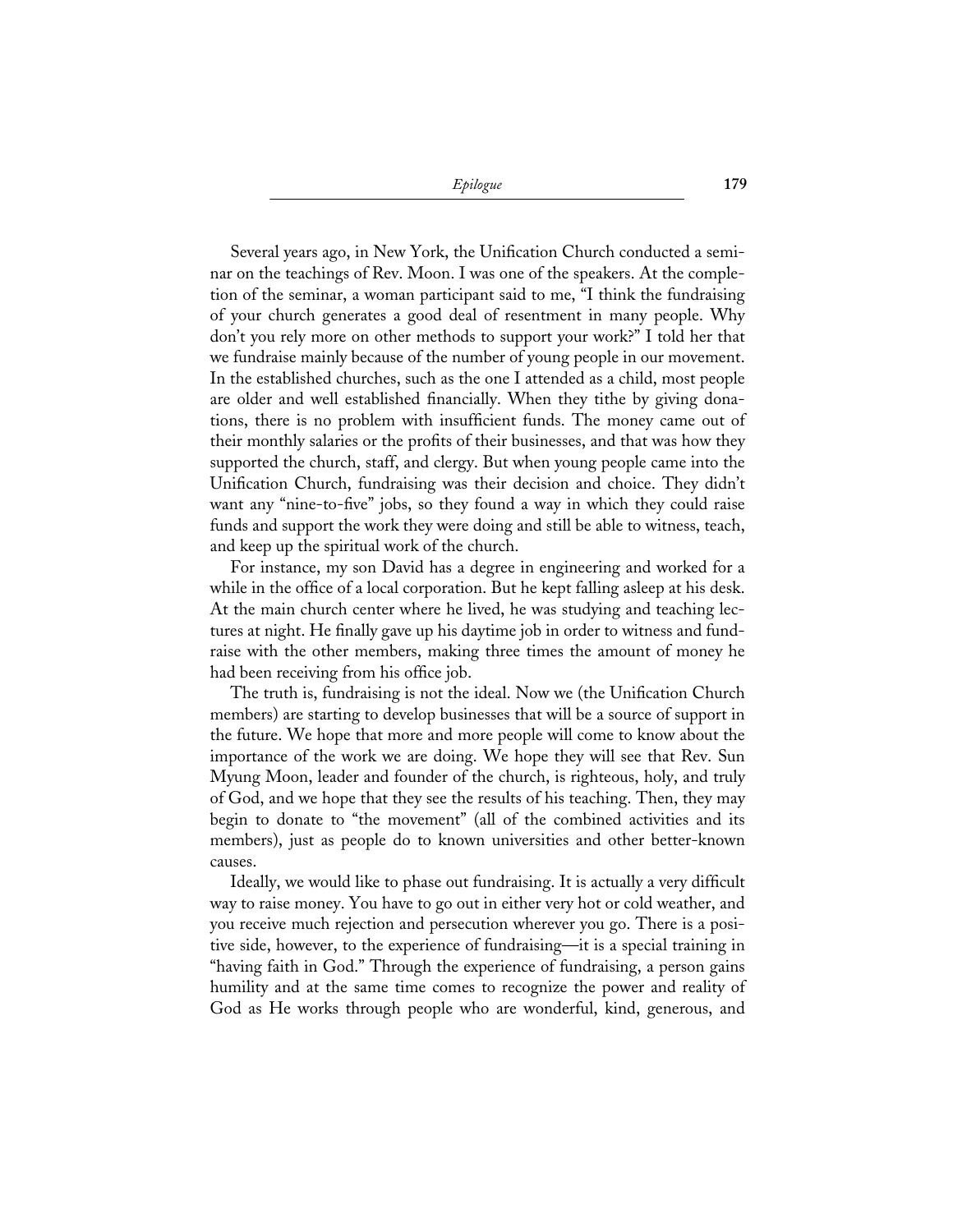Several years ago, in New York, the Unification Church conducted a seminar on the teachings of Rev. Moon. I was one of the speakers. At the completion of the seminar, a woman participant said to me, "I think the fundraising of your church generates a good deal of resentment in many people. Why don't you rely more on other methods to support your work?" I told her that we fundraise mainly because of the number of young people in our movement. In the established churches, such as the one I attended as a child, most people are older and well established financially. When they tithe by giving donations, there is no problem with insufficient funds. The money came out of their monthly salaries or the profits of their businesses, and that was how they supported the church, staff, and clergy. But when young people came into the Unification Church, fundraising was their decision and choice. They didn't want any "nine-to-five" jobs, so they found a way in which they could raise funds and support the work they were doing and still be able to witness, teach, and keep up the spiritual work of the church.

For instance, my son David has a degree in engineering and worked for a while in the office of a local corporation. But he kept falling asleep at his desk. At the main church center where he lived, he was studying and teaching lectures at night. He finally gave up his daytime job in order to witness and fundraise with the other members, making three times the amount of money he had been receiving from his office job.

The truth is, fundraising is not the ideal. Now we (the Unification Church members) are starting to develop businesses that will be a source of support in the future. We hope that more and more people will come to know about the importance of the work we are doing. We hope they will see that Rev. Sun Myung Moon, leader and founder of the church, is righteous, holy, and truly of God, and we hope that they see the results of his teaching. Then, they may begin to donate to "the movement" (all of the combined activities and its members), just as people do to known universities and other better-known causes.

Ideally, we would like to phase out fundraising. It is actually a very difficult way to raise money. You have to go out in either very hot or cold weather, and you receive much rejection and persecution wherever you go. There is a positive side, however, to the experience of fundraising—it is a special training in "having faith in God." Through the experience of fundraising, a person gains humility and at the same time comes to recognize the power and reality of God as He works through people who are wonderful, kind, generous, and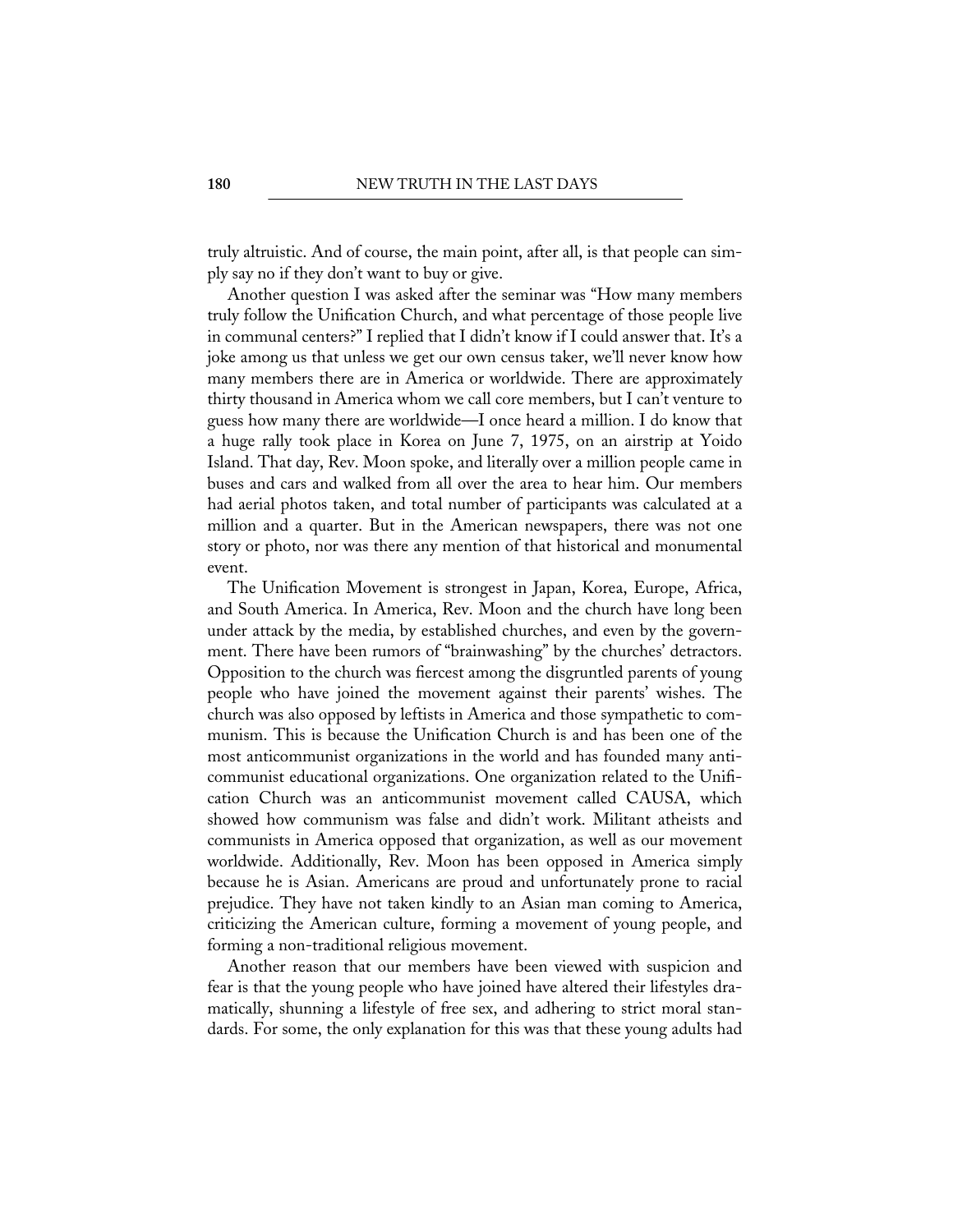truly altruistic. And of course, the main point, after all, is that people can simply say no if they don't want to buy or give.

Another question I was asked after the seminar was "How many members truly follow the Unification Church, and what percentage of those people live in communal centers?" I replied that I didn't know if I could answer that. It's a joke among us that unless we get our own census taker, we'll never know how many members there are in America or worldwide. There are approximately thirty thousand in America whom we call core members, but I can't venture to guess how many there are worldwide—I once heard a million. I do know that a huge rally took place in Korea on June 7, 1975, on an airstrip at Yoido Island. That day, Rev. Moon spoke, and literally over a million people came in buses and cars and walked from all over the area to hear him. Our members had aerial photos taken, and total number of participants was calculated at a million and a quarter. But in the American newspapers, there was not one story or photo, nor was there any mention of that historical and monumental event.

The Unification Movement is strongest in Japan, Korea, Europe, Africa, and South America. In America, Rev. Moon and the church have long been under attack by the media, by established churches, and even by the government. There have been rumors of "brainwashing" by the churches' detractors. Opposition to the church was fiercest among the disgruntled parents of young people who have joined the movement against their parents' wishes. The church was also opposed by leftists in America and those sympathetic to communism. This is because the Unification Church is and has been one of the most anticommunist organizations in the world and has founded many anticommunist educational organizations. One organization related to the Unification Church was an anticommunist movement called CAUSA, which showed how communism was false and didn't work. Militant atheists and communists in America opposed that organization, as well as our movement worldwide. Additionally, Rev. Moon has been opposed in America simply because he is Asian. Americans are proud and unfortunately prone to racial prejudice. They have not taken kindly to an Asian man coming to America, criticizing the American culture, forming a movement of young people, and forming a non-traditional religious movement.

Another reason that our members have been viewed with suspicion and fear is that the young people who have joined have altered their lifestyles dramatically, shunning a lifestyle of free sex, and adhering to strict moral standards. For some, the only explanation for this was that these young adults had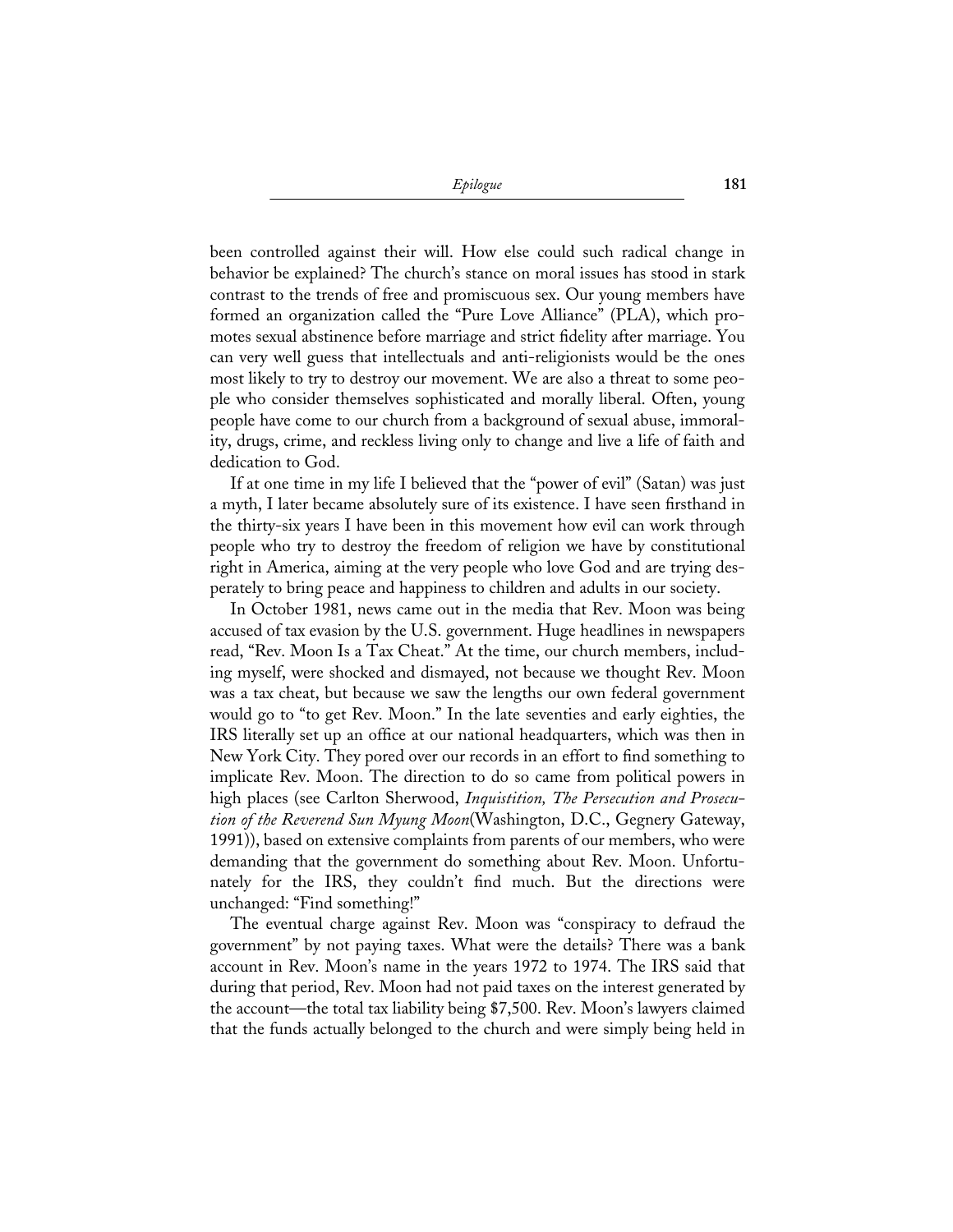been controlled against their will. How else could such radical change in behavior be explained? The church's stance on moral issues has stood in stark contrast to the trends of free and promiscuous sex. Our young members have formed an organization called the "Pure Love Alliance" (PLA), which promotes sexual abstinence before marriage and strict fidelity after marriage. You can very well guess that intellectuals and anti-religionists would be the ones most likely to try to destroy our movement. We are also a threat to some people who consider themselves sophisticated and morally liberal. Often, young people have come to our church from a background of sexual abuse, immorality, drugs, crime, and reckless living only to change and live a life of faith and dedication to God.

If at one time in my life I believed that the "power of evil" (Satan) was just a myth, I later became absolutely sure of its existence. I have seen firsthand in the thirty-six years I have been in this movement how evil can work through people who try to destroy the freedom of religion we have by constitutional right in America, aiming at the very people who love God and are trying desperately to bring peace and happiness to children and adults in our society.

In October 1981, news came out in the media that Rev. Moon was being accused of tax evasion by the U.S. government. Huge headlines in newspapers read, "Rev. Moon Is a Tax Cheat." At the time, our church members, including myself, were shocked and dismayed, not because we thought Rev. Moon was a tax cheat, but because we saw the lengths our own federal government would go to "to get Rev. Moon." In the late seventies and early eighties, the IRS literally set up an office at our national headquarters, which was then in New York City. They pored over our records in an effort to find something to implicate Rev. Moon. The direction to do so came from political powers in high places (see Carlton Sherwood, *Inquistition, The Persecution and Prosecution of the Reverend Sun Myung Moon*(Washington, D.C., Gegnery Gateway, 1991)), based on extensive complaints from parents of our members, who were demanding that the government do something about Rev. Moon. Unfortunately for the IRS, they couldn't find much. But the directions were unchanged: "Find something!"

The eventual charge against Rev. Moon was "conspiracy to defraud the government" by not paying taxes. What were the details? There was a bank account in Rev. Moon's name in the years 1972 to 1974. The IRS said that during that period, Rev. Moon had not paid taxes on the interest generated by the account—the total tax liability being $7,500. Rev. Moon's lawyers claimed that the funds actually belonged to the church and were simply being held in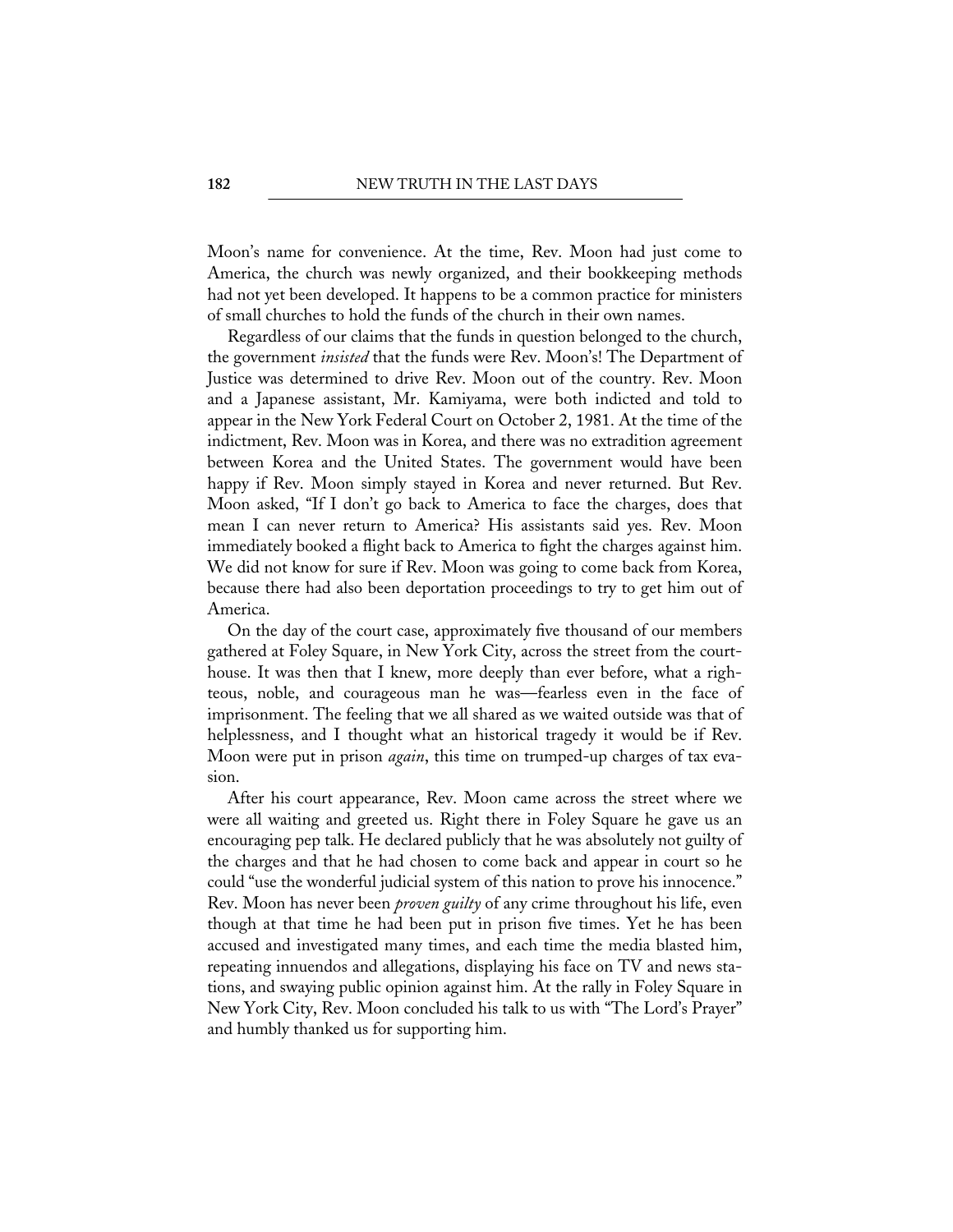Moon's name for convenience. At the time, Rev. Moon had just come to America, the church was newly organized, and their bookkeeping methods had not yet been developed. It happens to be a common practice for ministers of small churches to hold the funds of the church in their own names.

Regardless of our claims that the funds in question belonged to the church, the government *insisted* that the funds were Rev. Moon's! The Department of Justice was determined to drive Rev. Moon out of the country. Rev. Moon and a Japanese assistant, Mr. Kamiyama, were both indicted and told to appear in the New York Federal Court on October 2, 1981. At the time of the indictment, Rev. Moon was in Korea, and there was no extradition agreement between Korea and the United States. The government would have been happy if Rev. Moon simply stayed in Korea and never returned. But Rev. Moon asked, "If I don't go back to America to face the charges, does that mean I can never return to America? His assistants said yes. Rev. Moon immediately booked a flight back to America to fight the charges against him. We did not know for sure if Rev. Moon was going to come back from Korea, because there had also been deportation proceedings to try to get him out of America.

On the day of the court case, approximately five thousand of our members gathered at Foley Square, in New York City, across the street from the courthouse. It was then that I knew, more deeply than ever before, what a righteous, noble, and courageous man he was—fearless even in the face of imprisonment. The feeling that we all shared as we waited outside was that of helplessness, and I thought what an historical tragedy it would be if Rev. Moon were put in prison *again*, this time on trumped-up charges of tax evasion.

After his court appearance, Rev. Moon came across the street where we were all waiting and greeted us. Right there in Foley Square he gave us an encouraging pep talk. He declared publicly that he was absolutely not guilty of the charges and that he had chosen to come back and appear in court so he could "use the wonderful judicial system of this nation to prove his innocence." Rev. Moon has never been *proven guilty* of any crime throughout his life, even though at that time he had been put in prison five times. Yet he has been accused and investigated many times, and each time the media blasted him, repeating innuendos and allegations, displaying his face on TV and news stations, and swaying public opinion against him. At the rally in Foley Square in New York City, Rev. Moon concluded his talk to us with "The Lord's Prayer" and humbly thanked us for supporting him.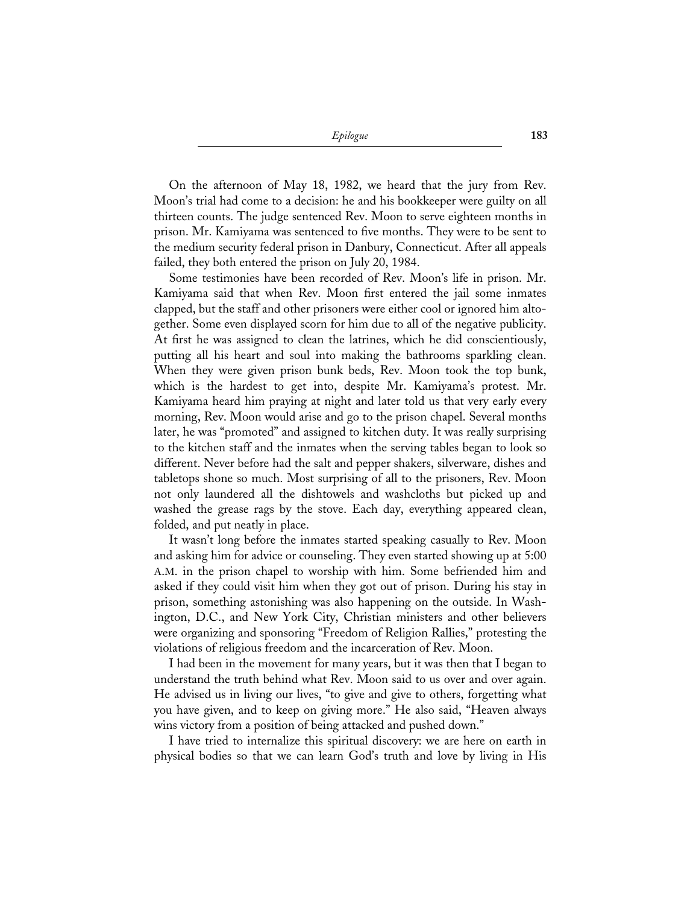On the afternoon of May 18, 1982, we heard that the jury from Rev. Moon's trial had come to a decision: he and his bookkeeper were guilty on all thirteen counts. The judge sentenced Rev. Moon to serve eighteen months in prison. Mr. Kamiyama was sentenced to five months. They were to be sent to the medium security federal prison in Danbury, Connecticut. After all appeals failed, they both entered the prison on July 20, 1984.

Some testimonies have been recorded of Rev. Moon's life in prison. Mr. Kamiyama said that when Rev. Moon first entered the jail some inmates clapped, but the staff and other prisoners were either cool or ignored him altogether. Some even displayed scorn for him due to all of the negative publicity. At first he was assigned to clean the latrines, which he did conscientiously, putting all his heart and soul into making the bathrooms sparkling clean. When they were given prison bunk beds, Rev. Moon took the top bunk, which is the hardest to get into, despite Mr. Kamiyama's protest. Mr. Kamiyama heard him praying at night and later told us that very early every morning, Rev. Moon would arise and go to the prison chapel. Several months later, he was "promoted" and assigned to kitchen duty. It was really surprising to the kitchen staff and the inmates when the serving tables began to look so different. Never before had the salt and pepper shakers, silverware, dishes and tabletops shone so much. Most surprising of all to the prisoners, Rev. Moon not only laundered all the dishtowels and washcloths but picked up and washed the grease rags by the stove. Each day, everything appeared clean, folded, and put neatly in place.

It wasn't long before the inmates started speaking casually to Rev. Moon and asking him for advice or counseling. They even started showing up at 5:00 A.M. in the prison chapel to worship with him. Some befriended him and asked if they could visit him when they got out of prison. During his stay in prison, something astonishing was also happening on the outside. In Washington, D.C., and New York City, Christian ministers and other believers were organizing and sponsoring "Freedom of Religion Rallies," protesting the violations of religious freedom and the incarceration of Rev. Moon.

I had been in the movement for many years, but it was then that I began to understand the truth behind what Rev. Moon said to us over and over again. He advised us in living our lives, "to give and give to others, forgetting what you have given, and to keep on giving more." He also said, "Heaven always wins victory from a position of being attacked and pushed down."

I have tried to internalize this spiritual discovery: we are here on earth in physical bodies so that we can learn God's truth and love by living in His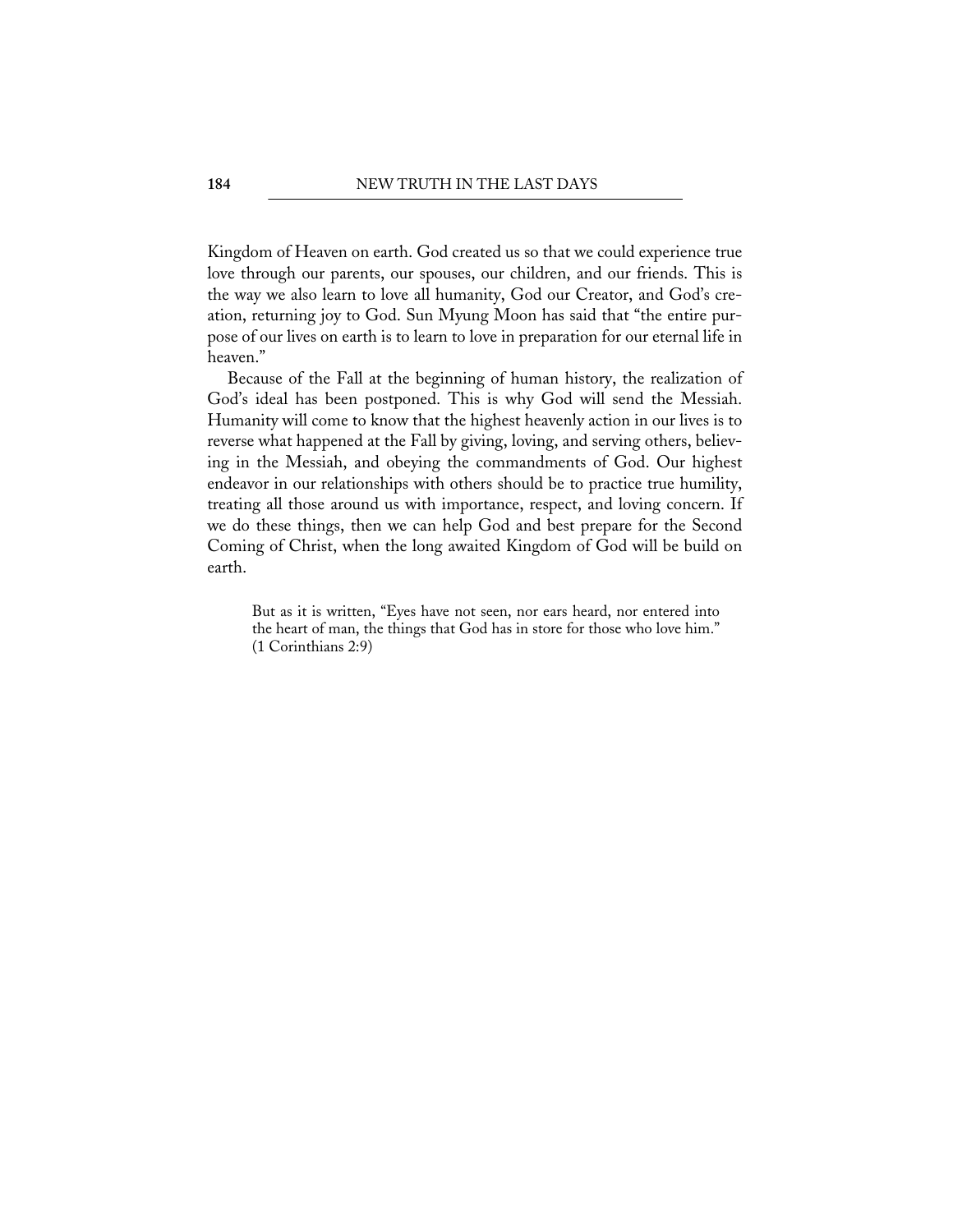Kingdom of Heaven on earth. God created us so that we could experience true love through our parents, our spouses, our children, and our friends. This is the way we also learn to love all humanity, God our Creator, and God's creation, returning joy to God. Sun Myung Moon has said that "the entire purpose of our lives on earth is to learn to love in preparation for our eternal life in heaven."

Because of the Fall at the beginning of human history, the realization of God's ideal has been postponed. This is why God will send the Messiah. Humanity will come to know that the highest heavenly action in our lives is to reverse what happened at the Fall by giving, loving, and serving others, believing in the Messiah, and obeying the commandments of God. Our highest endeavor in our relationships with others should be to practice true humility, treating all those around us with importance, respect, and loving concern. If we do these things, then we can help God and best prepare for the Second Coming of Christ, when the long awaited Kingdom of God will be build on earth.

> But as it is written, "Eyes have not seen, nor ears heard, nor entered into the heart of man, the things that God has in store for those who love him." (1 Corinthians 2:9)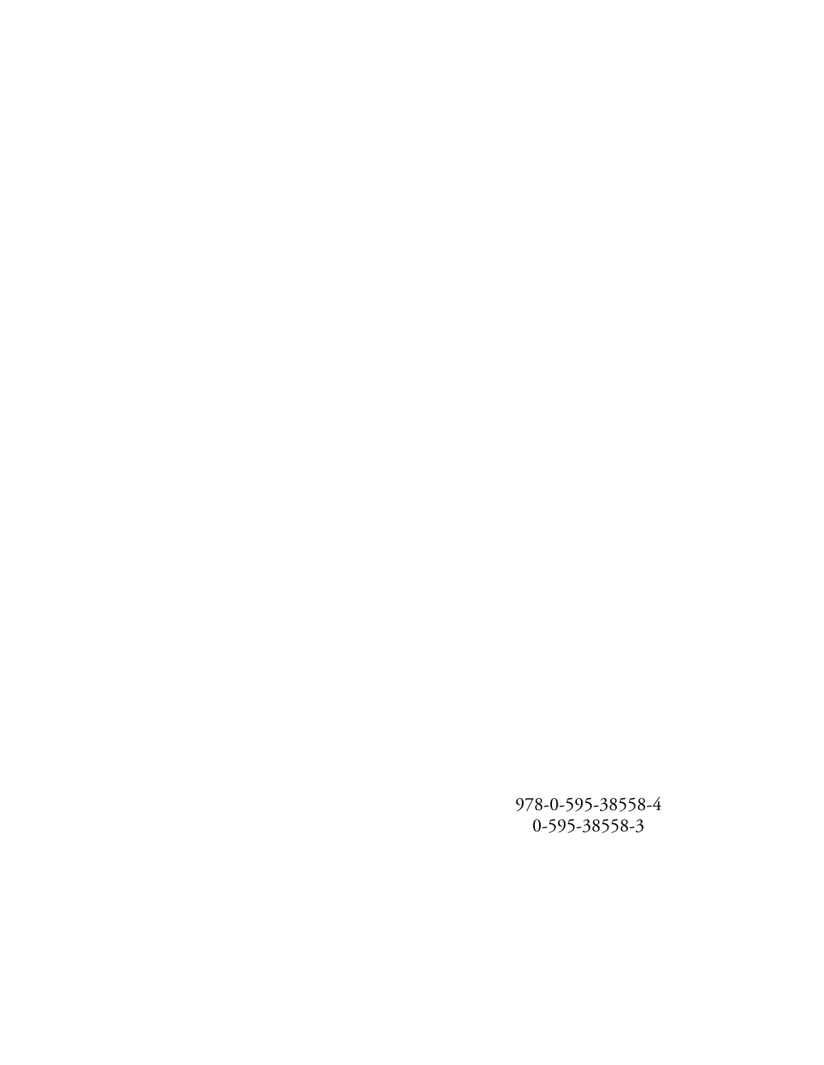978-0-595-38558-4
0-595-38558-3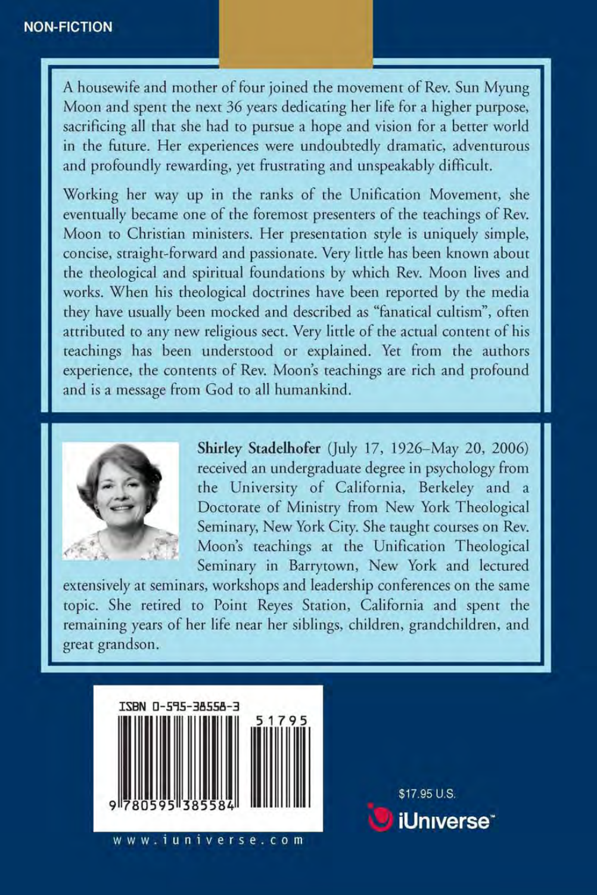NON-FICTION

A housewife and mother of four joined the movement of Rev. Sun Myung Moon and spent the next 36 years dedicating her life for a higher purpose, sacrificing all that she had to pursue a hope and vision for a better world in the future. Her experiences were undoubtedly dramatic, adventurous and profoundly rewarding, yet frustrating and unspeakably difficult.

Working her way up in the ranks of the Unification Movement, she eventually became one of the foremost presenters of the teachings of Rev. Moon to Christian ministers. Her presentation style is uniquely simple, concise, straight-forward and passionate. Very little has been known about the theological and spiritual foundations by which Rev. Moon lives and works. When his theological doctrines have been reported by the media they have usually been mocked and described as "fanatical cultism", often attributed to any new religious sect. Very little of the actual content of his teachings has been understood or explained. Yet from the authors experience, the contents of Rev. Moon's teachings are rich and profound and is a message from God to all humankind.

**Shirley Stadelhofer** (July 17, 1926–May 20, 2006) received an undergraduate degree in psychology from the University of California, Berkeley and a Doctorate of Ministry from New York Theological Seminary, New York City. She taught courses on Rev. Moon's teachings at the Unification Theological Seminary in Barrytown, New York and lectured extensively at seminars, workshops and leadership conferences on the same topic. She retired to Point Reyes Station, California and spent the remaining years of her life near her siblings, children, grandchildren, and great grandson.

ISBN 0-595-38558-3

51795

9 780595 385584

www.iuniverse.com

$17.95 U.S.

iUniverse